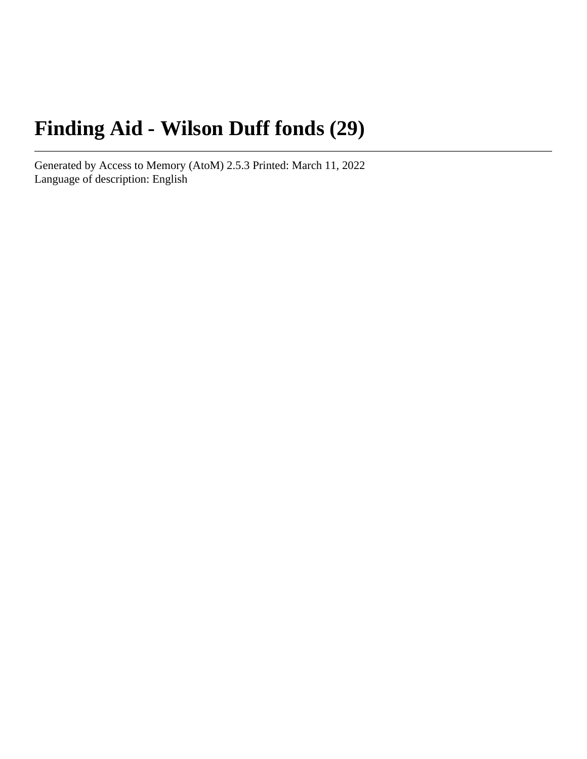# Finding Aid - Wilson Duff fonds (29)

---

Generated by Access to Memory (AtoM) 2.5.3 Printed: March 11, 2022
Language of description: English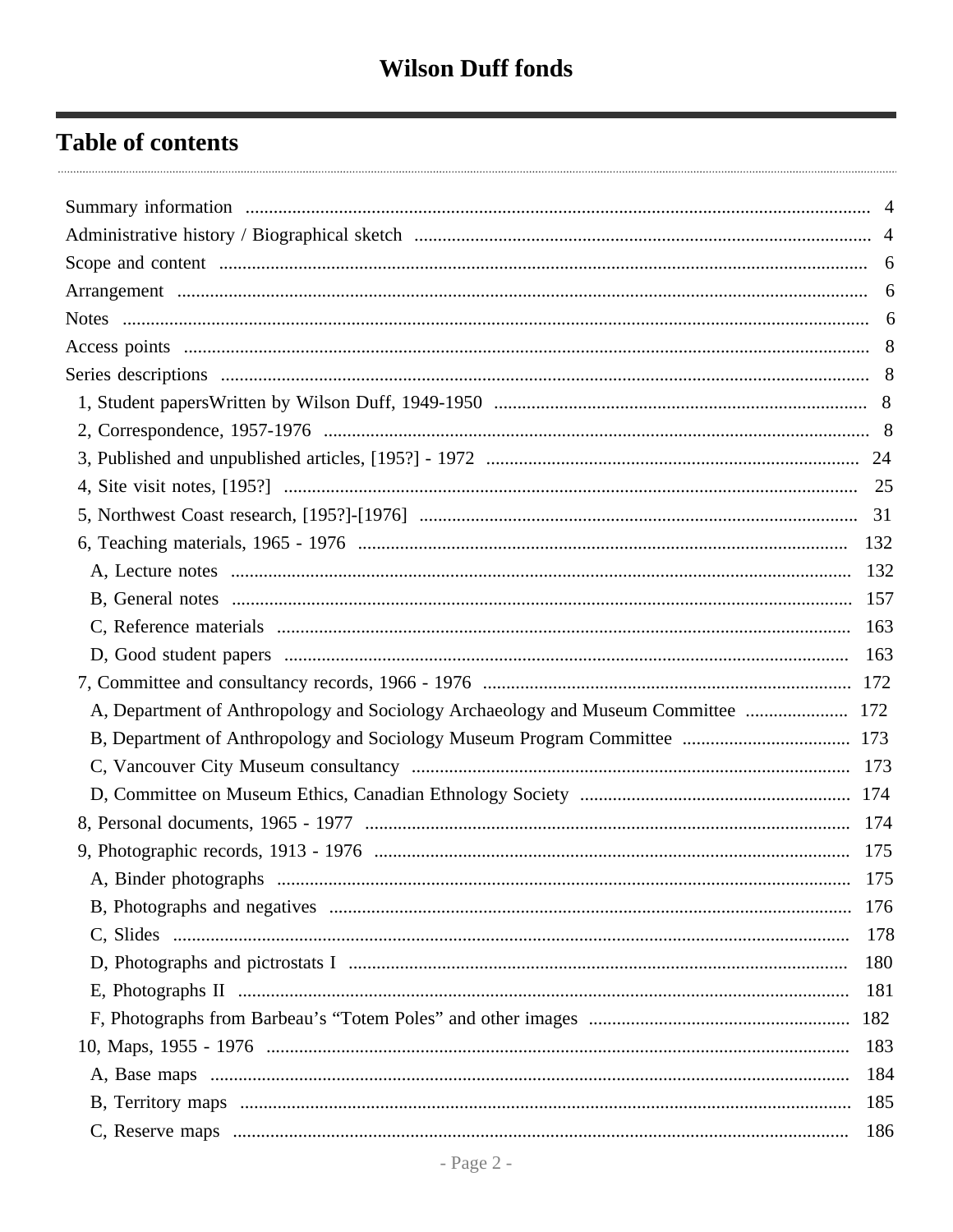# Wilson Duff fonds

## Table of contents

- Summary information ... 4
- Administrative history / Biographical sketch ... 4
- Scope and content ... 6
- Arrangement ... 6
- Notes ... 6
- Access points ... 8
- Series descriptions ... 8
  - 1, Student papersWritten by Wilson Duff, 1949-1950 ... 8
  - 2, Correspondence, 1957-1976 ... 8
  - 3, Published and unpublished articles, [195?] - 1972 ... 24
  - 4, Site visit notes, [195?] ... 25
  - 5, Northwest Coast research, [195?]-[1976] ... 31
  - 6, Teaching materials, 1965 - 1976 ... 132
    - A, Lecture notes ... 132
    - B, General notes ... 157
    - C, Reference materials ... 163
    - D, Good student papers ... 163
  - 7, Committee and consultancy records, 1966 - 1976 ... 172
    - A, Department of Anthropology and Sociology Archaeology and Museum Committee ... 172
    - B, Department of Anthropology and Sociology Museum Program Committee ... 173
    - C, Vancouver City Museum consultancy ... 173
    - D, Committee on Museum Ethics, Canadian Ethnology Society ... 174
  - 8, Personal documents, 1965 - 1977 ... 174
  - 9, Photographic records, 1913 - 1976 ... 175
    - A, Binder photographs ... 175
    - B, Photographs and negatives ... 176
    - C, Slides ... 178
    - D, Photographs and pictrostats I ... 180
    - E, Photographs II ... 181
    - F, Photographs from Barbeau's "Totem Poles" and other images ... 182
  - 10, Maps, 1955 - 1976 ... 183
    - A, Base maps ... 184
    - B, Territory maps ... 185
    - C, Reserve maps ... 186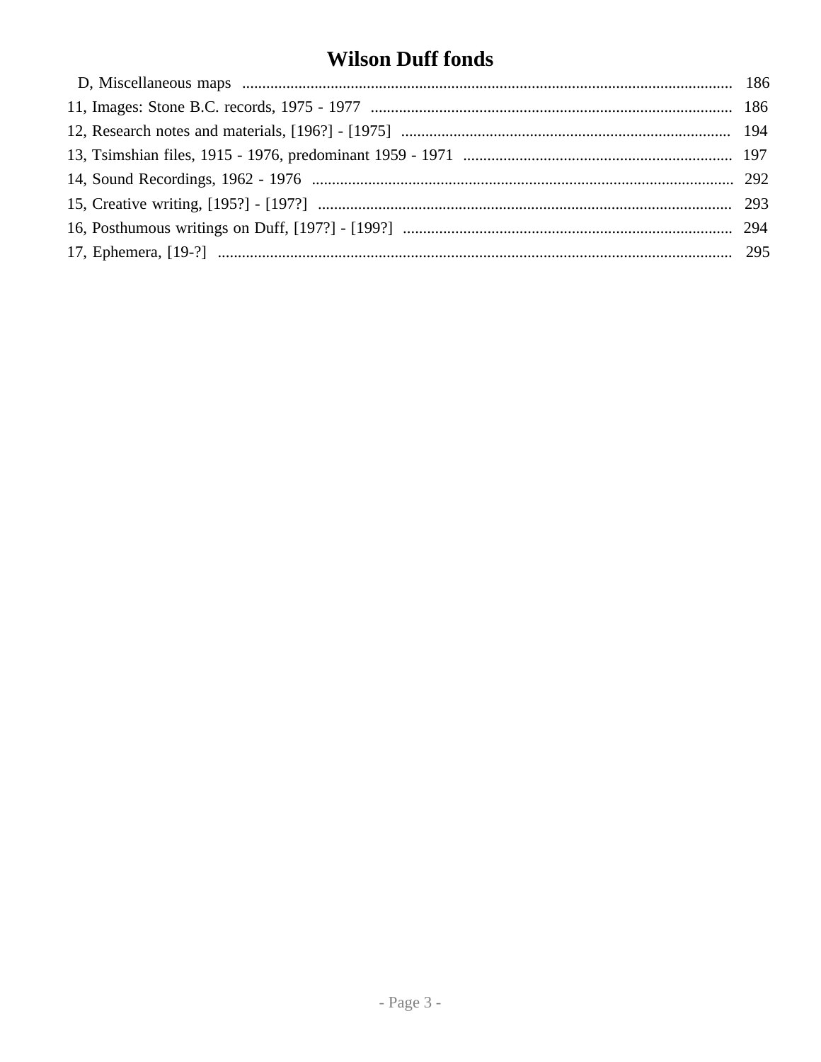# Wilson Duff fonds

- D, Miscellaneous maps .......... 186
- 11, Images: Stone B.C. records, 1975 - 1977 .......... 186
- 12, Research notes and materials, [196?] - [1975] .......... 194
- 13, Tsimshian files, 1915 - 1976, predominant 1959 - 1971 .......... 197
- 14, Sound Recordings, 1962 - 1976 .......... 292
- 15, Creative writing, [195?] - [197?] .......... 293
- 16, Posthumous writings on Duff, [197?] - [199?] .......... 294
- 17, Ephemera, [19-?] .......... 295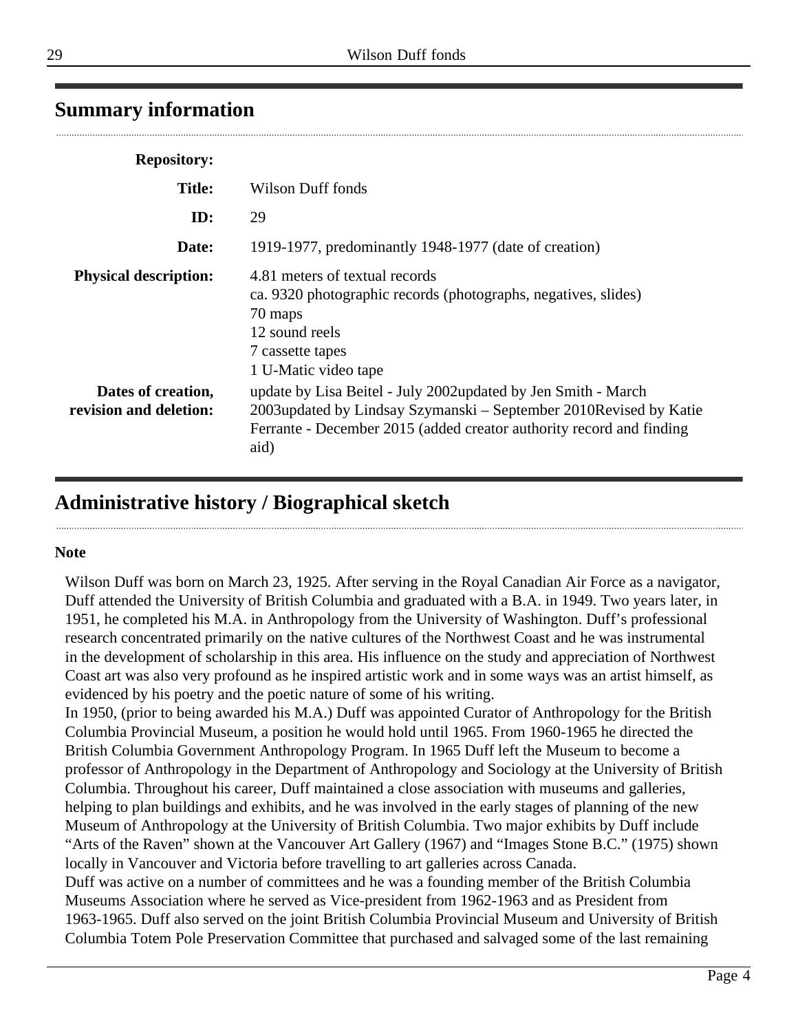## Summary information

| | |
|---|---|
| **Repository:** | |
| **Title:** | Wilson Duff fonds |
| **ID:** | 29 |
| **Date:** | 1919-1977, predominantly 1948-1977 (date of creation) |
| **Physical description:** | 4.81 meters of textual records<br>ca. 9320 photographic records (photographs, negatives, slides)<br>70 maps<br>12 sound reels<br>7 cassette tapes<br>1 U-Matic video tape |
| **Dates of creation, revision and deletion:** | update by Lisa Beitel - July 2002updated by Jen Smith - March 2003updated by Lindsay Szymanski – September 2010Revised by Katie Ferrante - December 2015 (added creator authority record and finding aid) |

## Administrative history / Biographical sketch

**Note**

Wilson Duff was born on March 23, 1925. After serving in the Royal Canadian Air Force as a navigator, Duff attended the University of British Columbia and graduated with a B.A. in 1949. Two years later, in 1951, he completed his M.A. in Anthropology from the University of Washington. Duff's professional research concentrated primarily on the native cultures of the Northwest Coast and he was instrumental in the development of scholarship in this area. His influence on the study and appreciation of Northwest Coast art was also very profound as he inspired artistic work and in some ways was an artist himself, as evidenced by his poetry and the poetic nature of some of his writing.

In 1950, (prior to being awarded his M.A.) Duff was appointed Curator of Anthropology for the British Columbia Provincial Museum, a position he would hold until 1965. From 1960-1965 he directed the British Columbia Government Anthropology Program. In 1965 Duff left the Museum to become a professor of Anthropology in the Department of Anthropology and Sociology at the University of British Columbia. Throughout his career, Duff maintained a close association with museums and galleries, helping to plan buildings and exhibits, and he was involved in the early stages of planning of the new Museum of Anthropology at the University of British Columbia. Two major exhibits by Duff include "Arts of the Raven" shown at the Vancouver Art Gallery (1967) and "Images Stone B.C." (1975) shown locally in Vancouver and Victoria before travelling to art galleries across Canada.

Duff was active on a number of committees and he was a founding member of the British Columbia Museums Association where he served as Vice-president from 1962-1963 and as President from 1963-1965. Duff also served on the joint British Columbia Provincial Museum and University of British Columbia Totem Pole Preservation Committee that purchased and salvaged some of the last remaining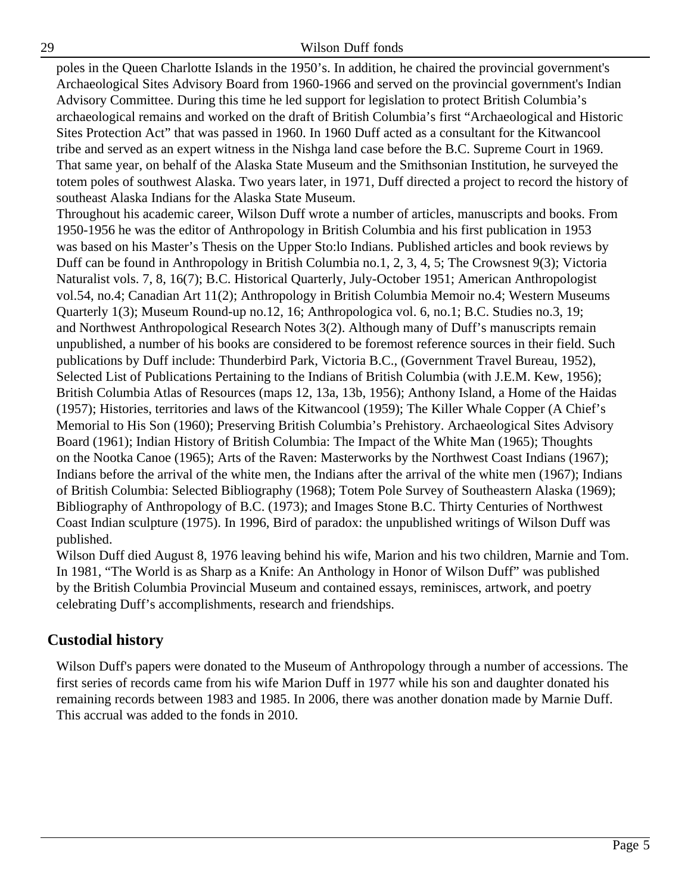poles in the Queen Charlotte Islands in the 1950's. In addition, he chaired the provincial government's Archaeological Sites Advisory Board from 1960-1966 and served on the provincial government's Indian Advisory Committee. During this time he led support for legislation to protect British Columbia's archaeological remains and worked on the draft of British Columbia's first "Archaeological and Historic Sites Protection Act" that was passed in 1960. In 1960 Duff acted as a consultant for the Kitwancool tribe and served as an expert witness in the Nishga land case before the B.C. Supreme Court in 1969. That same year, on behalf of the Alaska State Museum and the Smithsonian Institution, he surveyed the totem poles of southwest Alaska. Two years later, in 1971, Duff directed a project to record the history of southeast Alaska Indians for the Alaska State Museum.

Throughout his academic career, Wilson Duff wrote a number of articles, manuscripts and books. From 1950-1956 he was the editor of Anthropology in British Columbia and his first publication in 1953 was based on his Master's Thesis on the Upper Sto:lo Indians. Published articles and book reviews by Duff can be found in Anthropology in British Columbia no.1, 2, 3, 4, 5; The Crowsnest 9(3); Victoria Naturalist vols. 7, 8, 16(7); B.C. Historical Quarterly, July-October 1951; American Anthropologist vol.54, no.4; Canadian Art 11(2); Anthropology in British Columbia Memoir no.4; Western Museums Quarterly 1(3); Museum Round-up no.12, 16; Anthropologica vol. 6, no.1; B.C. Studies no.3, 19; and Northwest Anthropological Research Notes 3(2). Although many of Duff's manuscripts remain unpublished, a number of his books are considered to be foremost reference sources in their field. Such publications by Duff include: Thunderbird Park, Victoria B.C., (Government Travel Bureau, 1952), Selected List of Publications Pertaining to the Indians of British Columbia (with J.E.M. Kew, 1956); British Columbia Atlas of Resources (maps 12, 13a, 13b, 1956); Anthony Island, a Home of the Haidas (1957); Histories, territories and laws of the Kitwancool (1959); The Killer Whale Copper (A Chief's Memorial to His Son (1960); Preserving British Columbia's Prehistory. Archaeological Sites Advisory Board (1961); Indian History of British Columbia: The Impact of the White Man (1965); Thoughts on the Nootka Canoe (1965); Arts of the Raven: Masterworks by the Northwest Coast Indians (1967); Indians before the arrival of the white men, the Indians after the arrival of the white men (1967); Indians of British Columbia: Selected Bibliography (1968); Totem Pole Survey of Southeastern Alaska (1969); Bibliography of Anthropology of B.C. (1973); and Images Stone B.C. Thirty Centuries of Northwest Coast Indian sculpture (1975). In 1996, Bird of paradox: the unpublished writings of Wilson Duff was published.

Wilson Duff died August 8, 1976 leaving behind his wife, Marion and his two children, Marnie and Tom. In 1981, "The World is as Sharp as a Knife: An Anthology in Honor of Wilson Duff" was published by the British Columbia Provincial Museum and contained essays, reminisces, artwork, and poetry celebrating Duff's accomplishments, research and friendships.

## Custodial history

Wilson Duff's papers were donated to the Museum of Anthropology through a number of accessions. The first series of records came from his wife Marion Duff in 1977 while his son and daughter donated his remaining records between 1983 and 1985. In 2006, there was another donation made by Marnie Duff. This accrual was added to the fonds in 2010.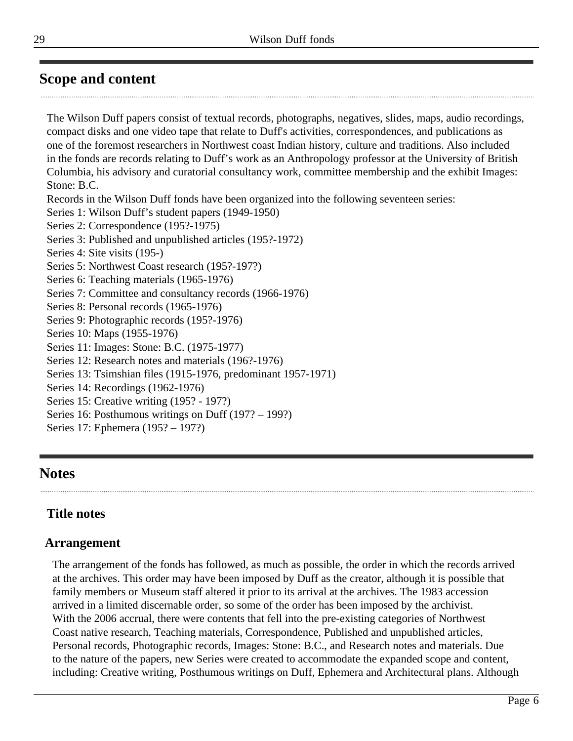## Scope and content

The Wilson Duff papers consist of textual records, photographs, negatives, slides, maps, audio recordings, compact disks and one video tape that relate to Duff's activities, correspondences, and publications as one of the foremost researchers in Northwest coast Indian history, culture and traditions. Also included in the fonds are records relating to Duff’s work as an Anthropology professor at the University of British Columbia, his advisory and curatorial consultancy work, committee membership and the exhibit Images: Stone: B.C.

Records in the Wilson Duff fonds have been organized into the following seventeen series:

Series 1: Wilson Duff’s student papers (1949-1950)
Series 2: Correspondence (195?-1975)
Series 3: Published and unpublished articles (195?-1972)
Series 4: Site visits (195-)
Series 5: Northwest Coast research (195?-197?)
Series 6: Teaching materials (1965-1976)
Series 7: Committee and consultancy records (1966-1976)
Series 8: Personal records (1965-1976)
Series 9: Photographic records (195?-1976)
Series 10: Maps (1955-1976)
Series 11: Images: Stone: B.C. (1975-1977)
Series 12: Research notes and materials (196?-1976)
Series 13: Tsimshian files (1915-1976, predominant 1957-1971)
Series 14: Recordings (1962-1976)
Series 15: Creative writing (195? - 197?)
Series 16: Posthumous writings on Duff (197? – 199?)
Series 17: Ephemera (195? – 197?)

## Notes

### Title notes

### Arrangement

The arrangement of the fonds has followed, as much as possible, the order in which the records arrived at the archives. This order may have been imposed by Duff as the creator, although it is possible that family members or Museum staff altered it prior to its arrival at the archives. The 1983 accession arrived in a limited discernable order, so some of the order has been imposed by the archivist.
With the 2006 accrual, there were contents that fell into the pre-existing categories of Northwest Coast native research, Teaching materials, Correspondence, Published and unpublished articles, Personal records, Photographic records, Images: Stone: B.C., and Research notes and materials. Due to the nature of the papers, new Series were created to accommodate the expanded scope and content, including: Creative writing, Posthumous writings on Duff, Ephemera and Architectural plans. Although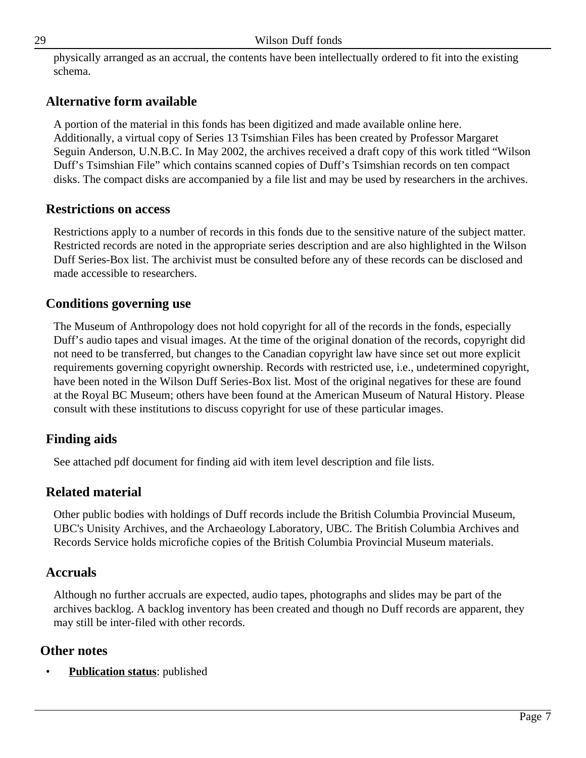physically arranged as an accrual, the contents have been intellectually ordered to fit into the existing schema.

## Alternative form available

A portion of the material in this fonds has been digitized and made available online here. Additionally, a virtual copy of Series 13 Tsimshian Files has been created by Professor Margaret Seguin Anderson, U.N.B.C. In May 2002, the archives received a draft copy of this work titled "Wilson Duff's Tsimshian File" which contains scanned copies of Duff's Tsimshian records on ten compact disks. The compact disks are accompanied by a file list and may be used by researchers in the archives.

## Restrictions on access

Restrictions apply to a number of records in this fonds due to the sensitive nature of the subject matter. Restricted records are noted in the appropriate series description and are also highlighted in the Wilson Duff Series-Box list. The archivist must be consulted before any of these records can be disclosed and made accessible to researchers.

## Conditions governing use

The Museum of Anthropology does not hold copyright for all of the records in the fonds, especially Duff's audio tapes and visual images. At the time of the original donation of the records, copyright did not need to be transferred, but changes to the Canadian copyright law have since set out more explicit requirements governing copyright ownership. Records with restricted use, i.e., undetermined copyright, have been noted in the Wilson Duff Series-Box list. Most of the original negatives for these are found at the Royal BC Museum; others have been found at the American Museum of Natural History. Please consult with these institutions to discuss copyright for use of these particular images.

## Finding aids

See attached pdf document for finding aid with item level description and file lists.

## Related material

Other public bodies with holdings of Duff records include the British Columbia Provincial Museum, UBC's Unisity Archives, and the Archaeology Laboratory, UBC. The British Columbia Archives and Records Service holds microfiche copies of the British Columbia Provincial Museum materials.

## Accruals

Although no further accruals are expected, audio tapes, photographs and slides may be part of the archives backlog. A backlog inventory has been created and though no Duff records are apparent, they may still be inter-filed with other records.

## Other notes

- **Publication status**: published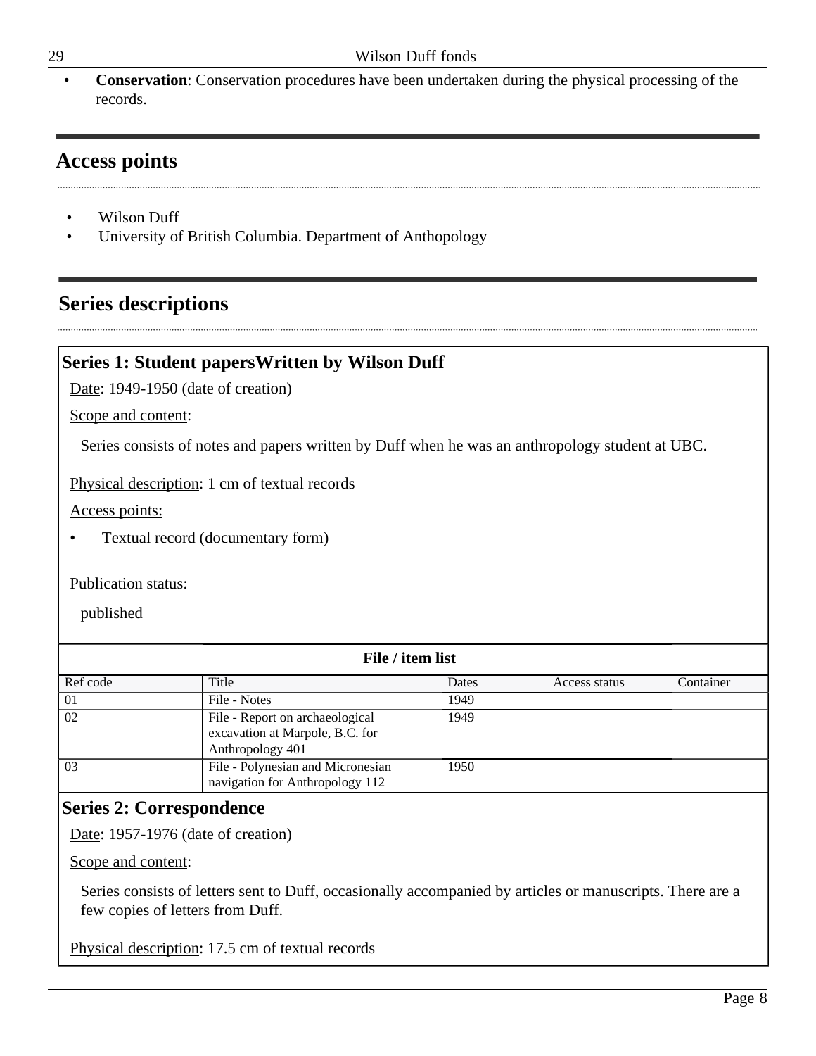- **Conservation**: Conservation procedures have been undertaken during the physical processing of the records.

## Access points

- Wilson Duff
- University of British Columbia. Department of Anthopology

## Series descriptions

### Series 1: Student papersWritten by Wilson Duff

Date: 1949-1950 (date of creation)

Scope and content:

Series consists of notes and papers written by Duff when he was an anthropology student at UBC.

Physical description: 1 cm of textual records

Access points:

- Textual record (documentary form)

Publication status:

published

**File / item list**

| Ref code | Title | Dates | Access status | Container |
|---|---|---|---|---|
| 01 | File - Notes | 1949 | | |
| 02 | File - Report on archaeological excavation at Marpole, B.C. for Anthropology 401 | 1949 | | |
| 03 | File - Polynesian and Micronesian navigation for Anthropology 112 | 1950 | | |

### Series 2: Correspondence

Date: 1957-1976 (date of creation)

Scope and content:

Series consists of letters sent to Duff, occasionally accompanied by articles or manuscripts. There are a few copies of letters from Duff.

Physical description: 17.5 cm of textual records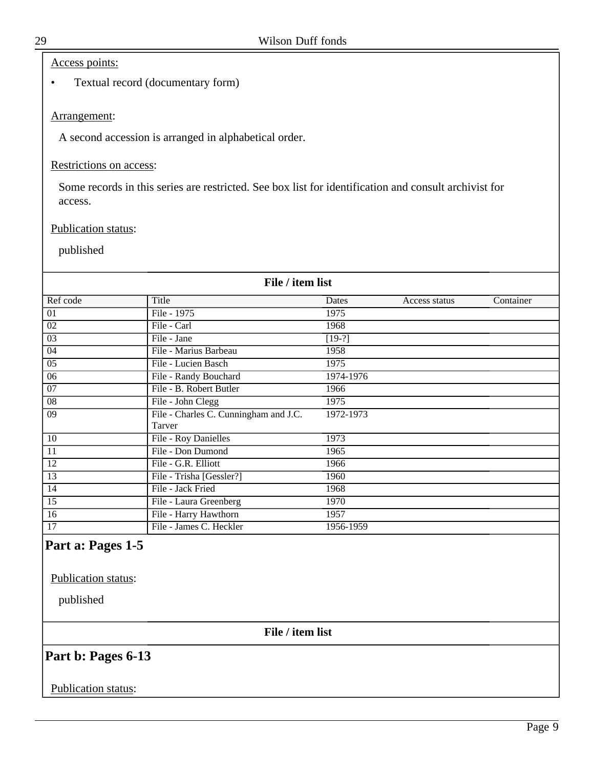Access points:

- Textual record (documentary form)

Arrangement:

A second accession is arranged in alphabetical order.

Restrictions on access:

Some records in this series are restricted. See box list for identification and consult archivist for access.

Publication status:

published

**File / item list**

| Ref code | Title | Dates | Access status | Container |
|---|---|---|---|---|
| 01 | File - 1975 | 1975 | | |
| 02 | File - Carl | 1968 | | |
| 03 | File - Jane | [19-?] | | |
| 04 | File - Marius Barbeau | 1958 | | |
| 05 | File - Lucien Basch | 1975 | | |
| 06 | File - Randy Bouchard | 1974-1976 | | |
| 07 | File - B. Robert Butler | 1966 | | |
| 08 | File - John Clegg | 1975 | | |
| 09 | File - Charles C. Cunningham and J.C. Tarver | 1972-1973 | | |
| 10 | File - Roy Danielles | 1973 | | |
| 11 | File - Don Dumond | 1965 | | |
| 12 | File - G.R. Elliott | 1966 | | |
| 13 | File - Trisha [Gessler?] | 1960 | | |
| 14 | File - Jack Fried | 1968 | | |
| 15 | File - Laura Greenberg | 1970 | | |
| 16 | File - Harry Hawthorn | 1957 | | |
| 17 | File - James C. Heckler | 1956-1959 | | |

## Part a: Pages 1-5

Publication status:

published

**File / item list**

## Part b: Pages 6-13

Publication status: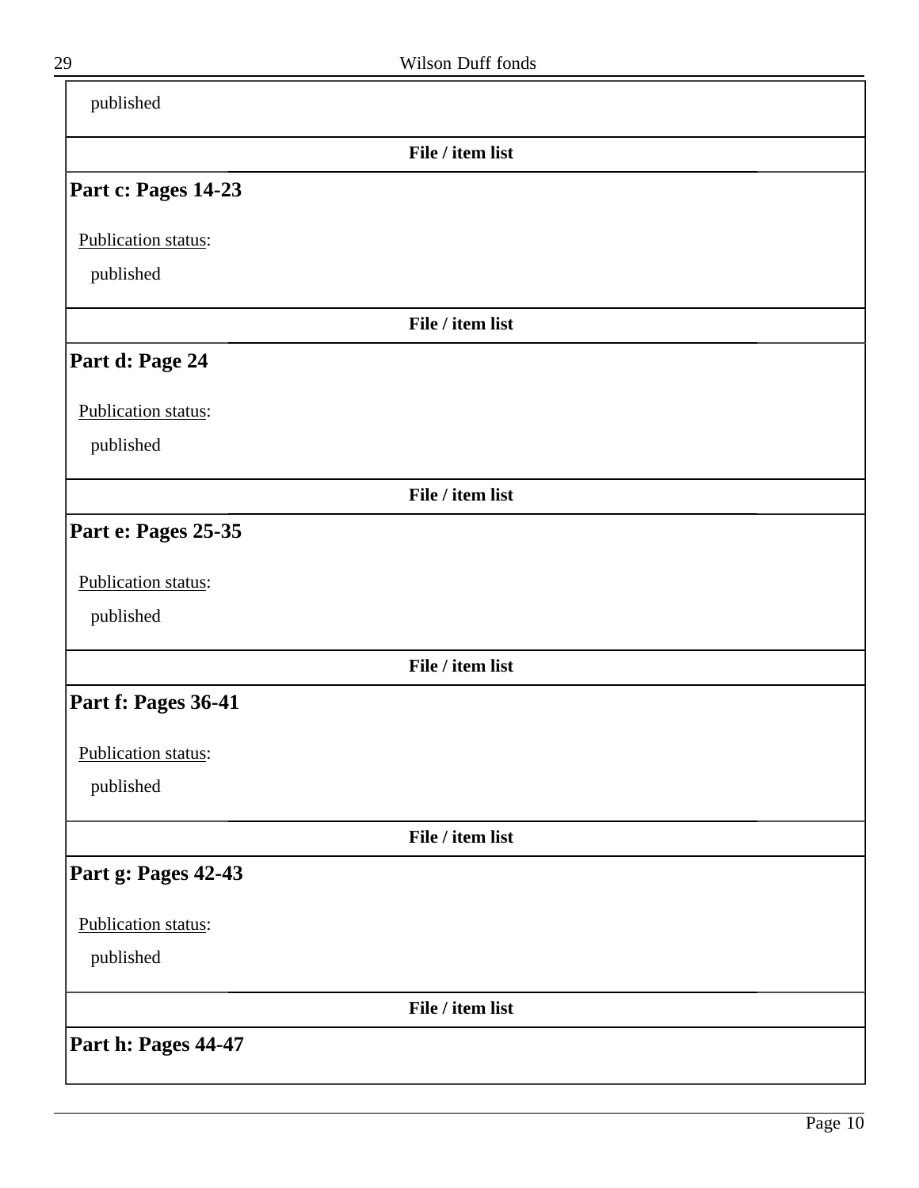published

**File / item list**

### Part c: Pages 14-23

Publication status:

published

**File / item list**

### Part d: Page 24

Publication status:

published

**File / item list**

### Part e: Pages 25-35

Publication status:

published

**File / item list**

### Part f: Pages 36-41

Publication status:

published

**File / item list**

### Part g: Pages 42-43

Publication status:

published

**File / item list**

### Part h: Pages 44-47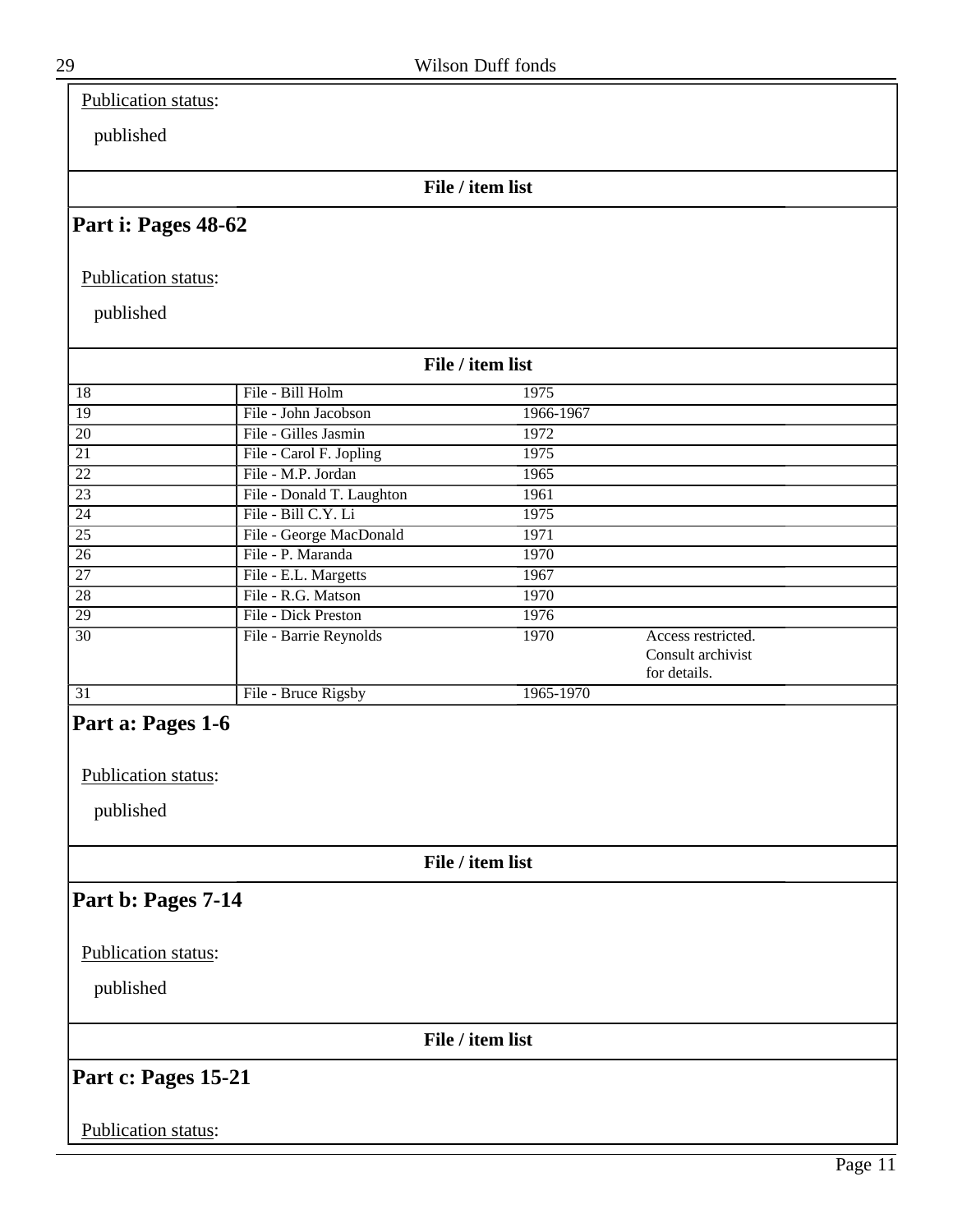Publication status:

published

**File / item list**

## Part i: Pages 48-62

Publication status:

published

**File / item list**

| | | | |
|---|---|---|---|
| 18 | File - Bill Holm | 1975 | |
| 19 | File - John Jacobson | 1966-1967 | |
| 20 | File - Gilles Jasmin | 1972 | |
| 21 | File - Carol F. Jopling | 1975 | |
| 22 | File - M.P. Jordan | 1965 | |
| 23 | File - Donald T. Laughton | 1961 | |
| 24 | File - Bill C.Y. Li | 1975 | |
| 25 | File - George MacDonald | 1971 | |
| 26 | File - P. Maranda | 1970 | |
| 27 | File - E.L. Margetts | 1967 | |
| 28 | File - R.G. Matson | 1970 | |
| 29 | File - Dick Preston | 1976 | |
| 30 | File - Barrie Reynolds | 1970 | Access restricted. Consult archivist for details. |
| 31 | File - Bruce Rigsby | 1965-1970 | |

## Part a: Pages 1-6

Publication status:

published

**File / item list**

## Part b: Pages 7-14

Publication status:

published

**File / item list**

## Part c: Pages 15-21

Publication status: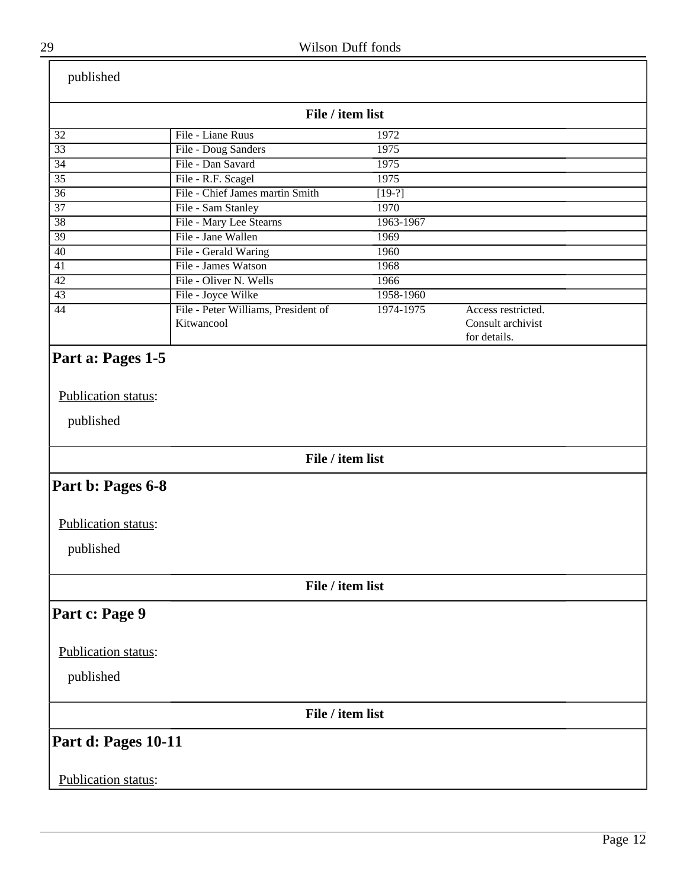published

**File / item list**

| | | | |
|---|---|---|---|
| 32 | File - Liane Ruus | 1972 | |
| 33 | File - Doug Sanders | 1975 | |
| 34 | File - Dan Savard | 1975 | |
| 35 | File - R.F. Scagel | 1975 | |
| 36 | File - Chief James martin Smith | [19-?] | |
| 37 | File - Sam Stanley | 1970 | |
| 38 | File - Mary Lee Stearns | 1963-1967 | |
| 39 | File - Jane Wallen | 1969 | |
| 40 | File - Gerald Waring | 1960 | |
| 41 | File - James Watson | 1968 | |
| 42 | File - Oliver N. Wells | 1966 | |
| 43 | File - Joyce Wilke | 1958-1960 | |
| 44 | File - Peter Williams, President of Kitwancool | 1974-1975 | Access restricted. Consult archivist for details. |

## Part a: Pages 1-5

Publication status:

published

**File / item list**

## Part b: Pages 6-8

Publication status:

published

**File / item list**

## Part c: Page 9

Publication status:

published

**File / item list**

## Part d: Pages 10-11

Publication status: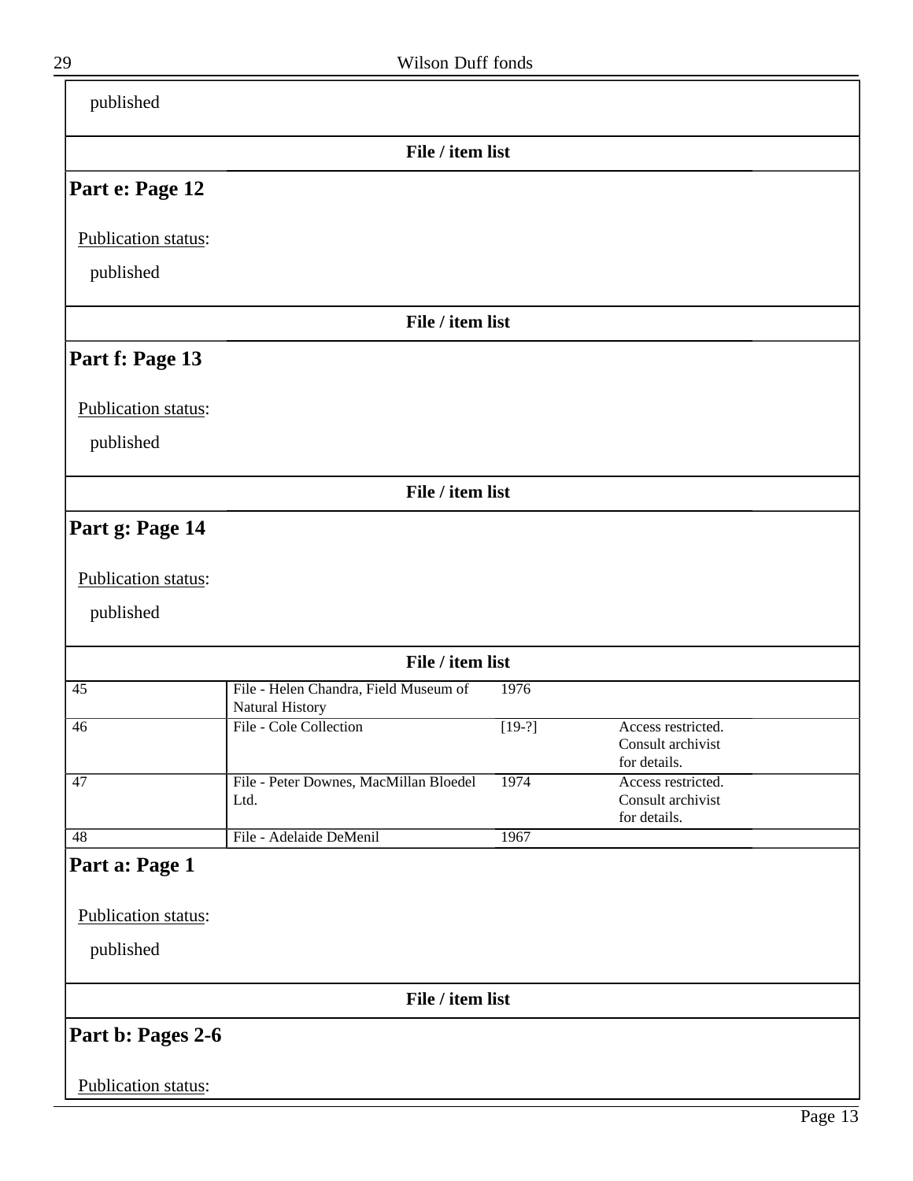published

File / item list

## Part e: Page 12

Publication status:

published

File / item list

## Part f: Page 13

Publication status:

published

File / item list

## Part g: Page 14

Publication status:

published

File / item list

| | | | | |
|---|---|---|---|---|
| 45 | File - Helen Chandra, Field Museum of Natural History | 1976 | | |
| 46 | File - Cole Collection | [19-?] | Access restricted. Consult archivist for details. | |
| 47 | File - Peter Downes, MacMillan Bloedel Ltd. | 1974 | Access restricted. Consult archivist for details. | |
| 48 | File - Adelaide DeMenil | 1967 | | |

## Part a: Page 1

Publication status:

published

File / item list

## Part b: Pages 2-6

Publication status: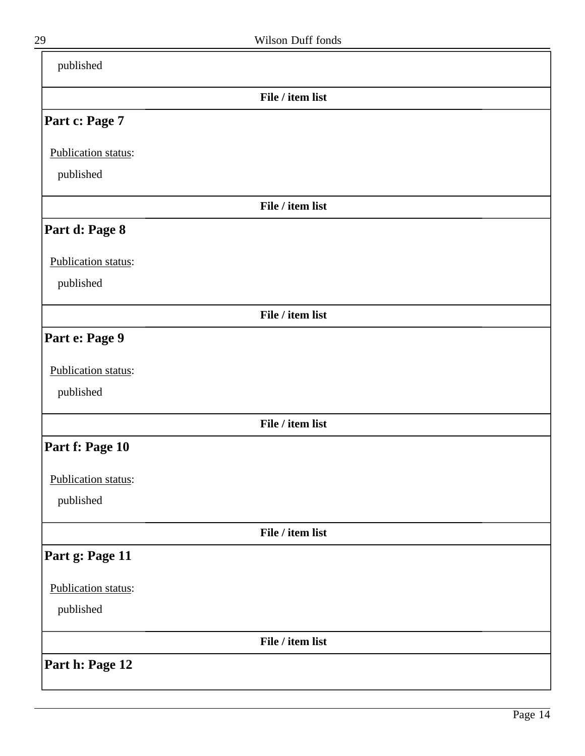published

**File / item list**

## Part c: Page 7

Publication status:

published

**File / item list**

## Part d: Page 8

Publication status:

published

**File / item list**

## Part e: Page 9

Publication status:

published

**File / item list**

## Part f: Page 10

Publication status:

published

**File / item list**

## Part g: Page 11

Publication status:

published

**File / item list**

## Part h: Page 12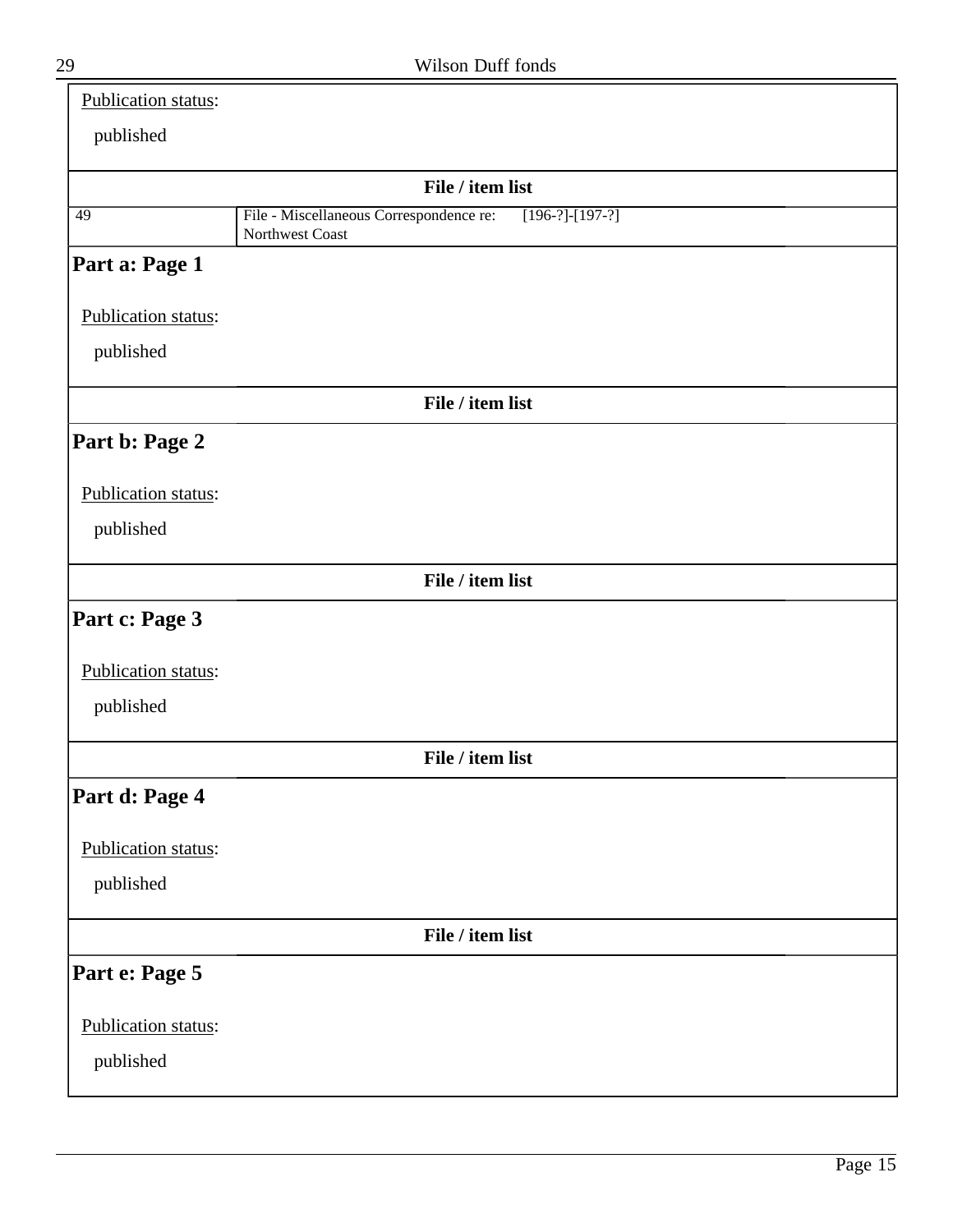Publication status:

published

**File / item list**

| 49 | File - Miscellaneous Correspondence re: Northwest Coast | [196-?]-[197-?] |
|---|---|---|

## Part a: Page 1

Publication status:

published

**File / item list**

## Part b: Page 2

Publication status:

published

**File / item list**

## Part c: Page 3

Publication status:

published

**File / item list**

## Part d: Page 4

Publication status:

published

**File / item list**

## Part e: Page 5

Publication status:

published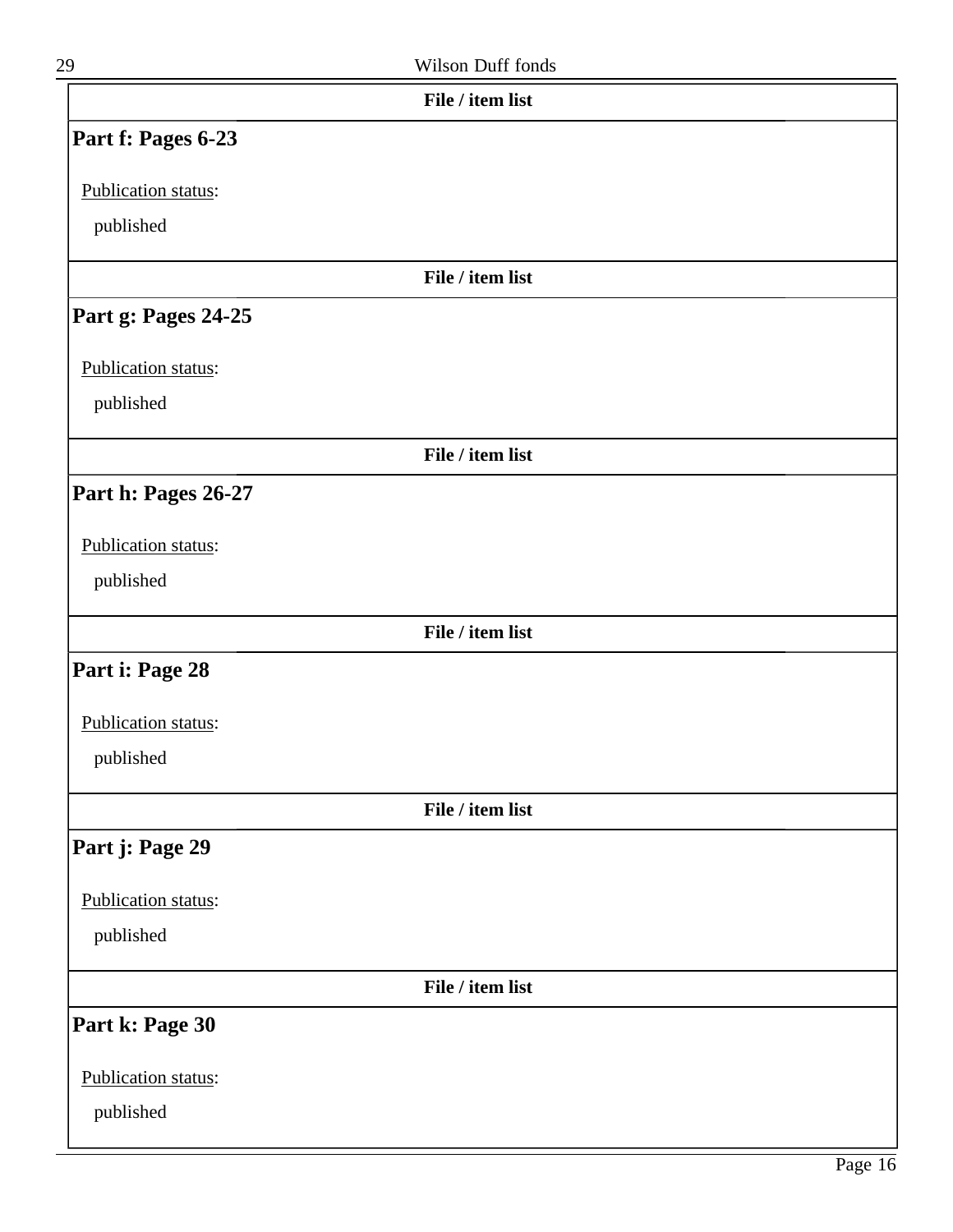**File / item list**

## Part f: Pages 6-23

Publication status:

published

**File / item list**

## Part g: Pages 24-25

Publication status:

published

**File / item list**

## Part h: Pages 26-27

Publication status:

published

**File / item list**

## Part i: Page 28

Publication status:

published

**File / item list**

## Part j: Page 29

Publication status:

published

**File / item list**

## Part k: Page 30

Publication status:

published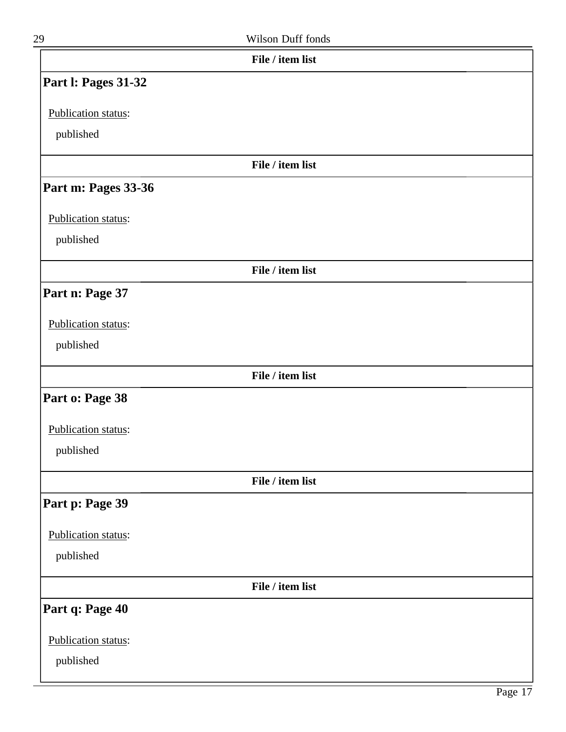File / item list

## Part l: Pages 31-32

Publication status:

published

File / item list

## Part m: Pages 33-36

Publication status:

published

File / item list

## Part n: Page 37

Publication status:

published

File / item list

## Part o: Page 38

Publication status:

published

File / item list

## Part p: Page 39

Publication status:

published

File / item list

## Part q: Page 40

Publication status:

published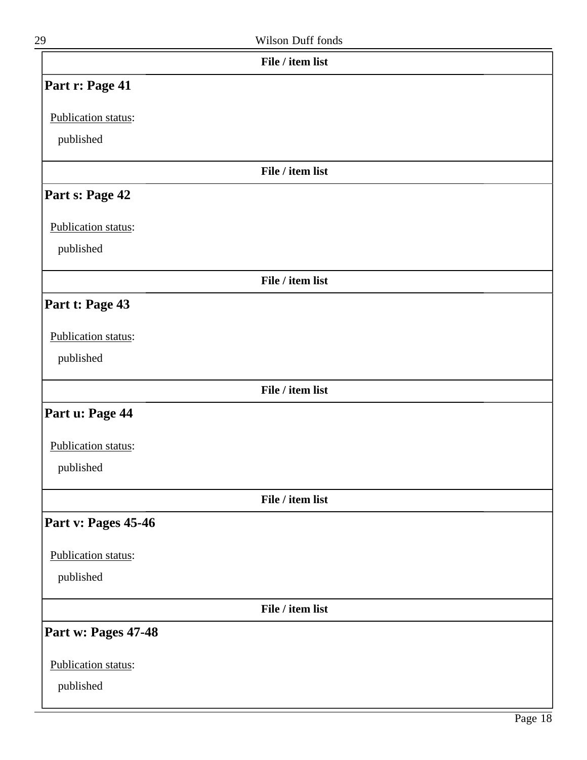**File / item list**

## Part r: Page 41

Publication status:

published

**File / item list**

## Part s: Page 42

Publication status:

published

**File / item list**

## Part t: Page 43

Publication status:

published

**File / item list**

## Part u: Page 44

Publication status:

published

**File / item list**

## Part v: Pages 45-46

Publication status:

published

**File / item list**

## Part w: Pages 47-48

Publication status:

published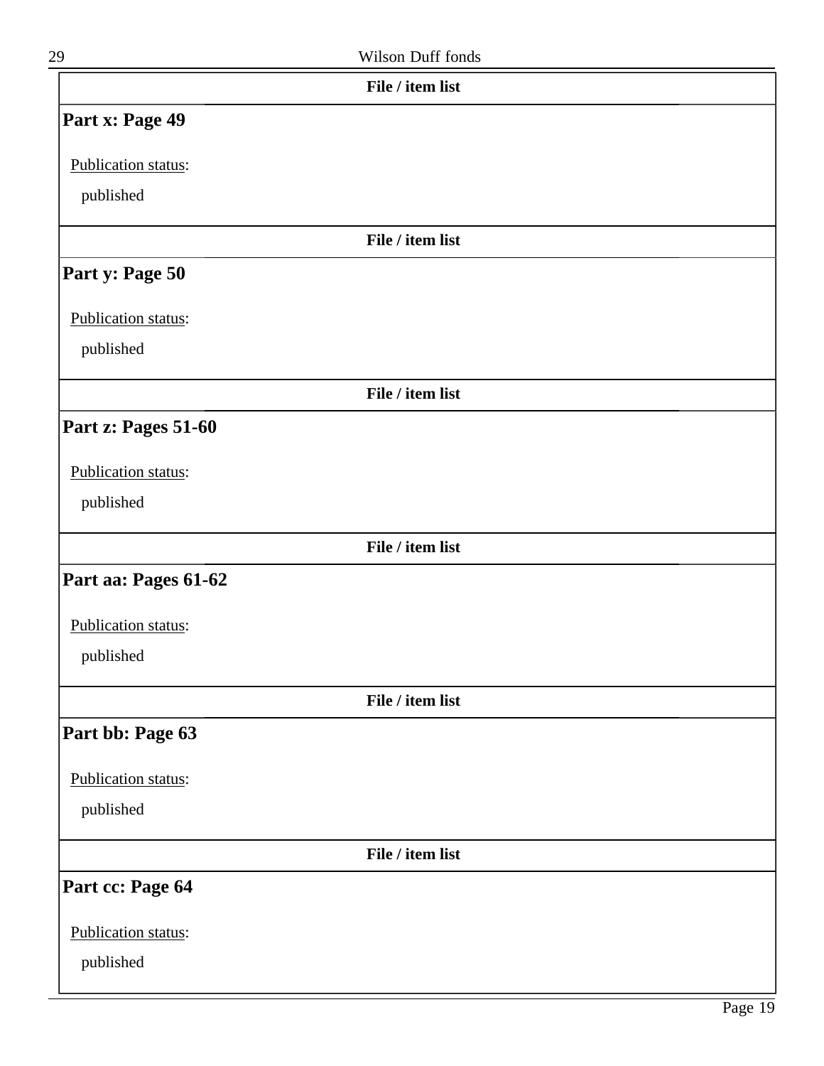**File / item list**

## Part x: Page 49

Publication status:

published

**File / item list**

## Part y: Page 50

Publication status:

published

**File / item list**

## Part z: Pages 51-60

Publication status:

published

**File / item list**

## Part aa: Pages 61-62

Publication status:

published

**File / item list**

## Part bb: Page 63

Publication status:

published

**File / item list**

## Part cc: Page 64

Publication status:

published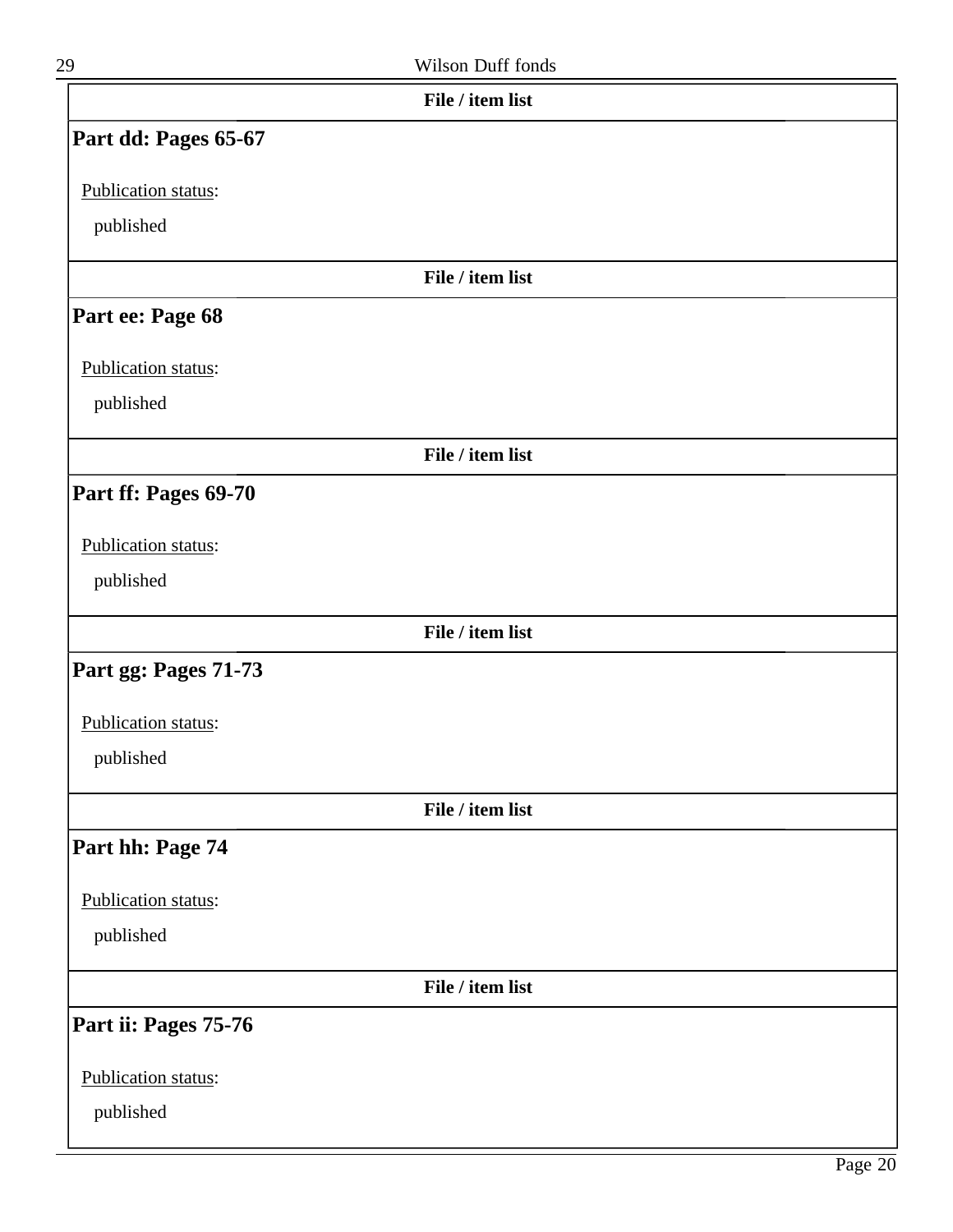**File / item list**

## Part dd: Pages 65-67

Publication status:

published

**File / item list**

## Part ee: Page 68

Publication status:

published

**File / item list**

## Part ff: Pages 69-70

Publication status:

published

**File / item list**

## Part gg: Pages 71-73

Publication status:

published

**File / item list**

## Part hh: Page 74

Publication status:

published

**File / item list**

## Part ii: Pages 75-76

Publication status:

published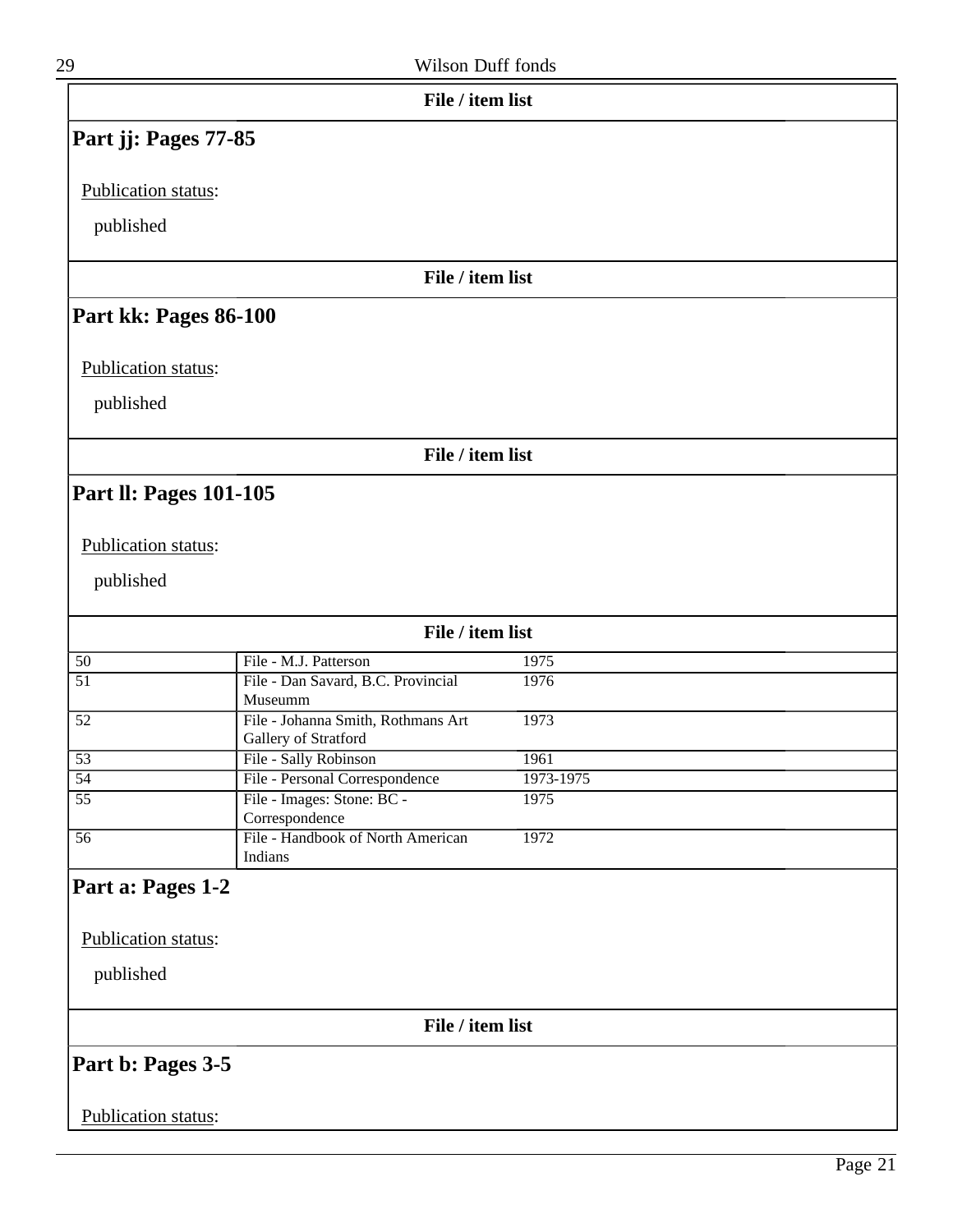**File / item list**

## Part jj: Pages 77-85

Publication status:

published

**File / item list**

## Part kk: Pages 86-100

Publication status:

published

**File / item list**

## Part ll: Pages 101-105

Publication status:

published

**File / item list**

| | | |
|---|---|---|
| 50 | File - M.J. Patterson | 1975 |
| 51 | File - Dan Savard, B.C. Provincial Museumm | 1976 |
| 52 | File - Johanna Smith, Rothmans Art Gallery of Stratford | 1973 |
| 53 | File - Sally Robinson | 1961 |
| 54 | File - Personal Correspondence | 1973-1975 |
| 55 | File - Images: Stone: BC - Correspondence | 1975 |
| 56 | File - Handbook of North American Indians | 1972 |

## Part a: Pages 1-2

Publication status:

published

**File / item list**

## Part b: Pages 3-5

Publication status: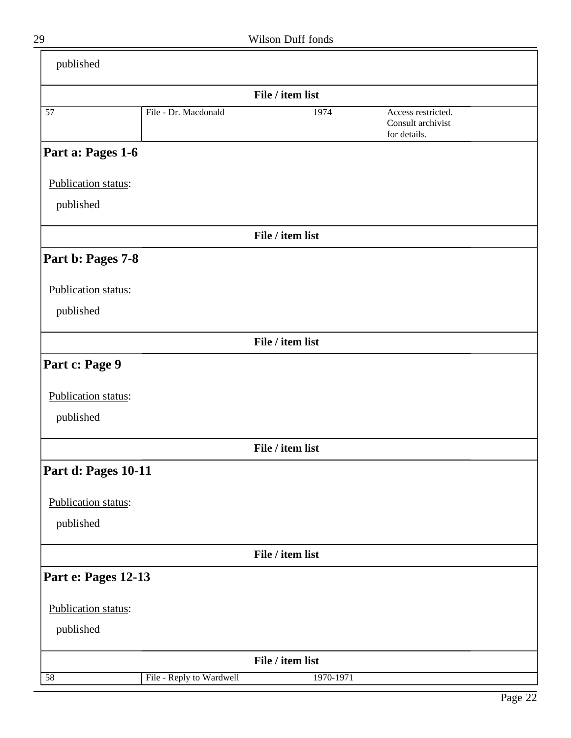published

**File / item list**

| | | | |
|---|---|---|---|
| 57 | File - Dr. Macdonald | 1974 | Access restricted. Consult archivist for details. |

## Part a: Pages 1-6

Publication status:

published

**File / item list**

## Part b: Pages 7-8

Publication status:

published

**File / item list**

## Part c: Page 9

Publication status:

published

**File / item list**

## Part d: Pages 10-11

Publication status:

published

**File / item list**

## Part e: Pages 12-13

Publication status:

published

**File / item list**

| | | | |
|---|---|---|---|
| 58 | File - Reply to Wardwell | 1970-1971 | |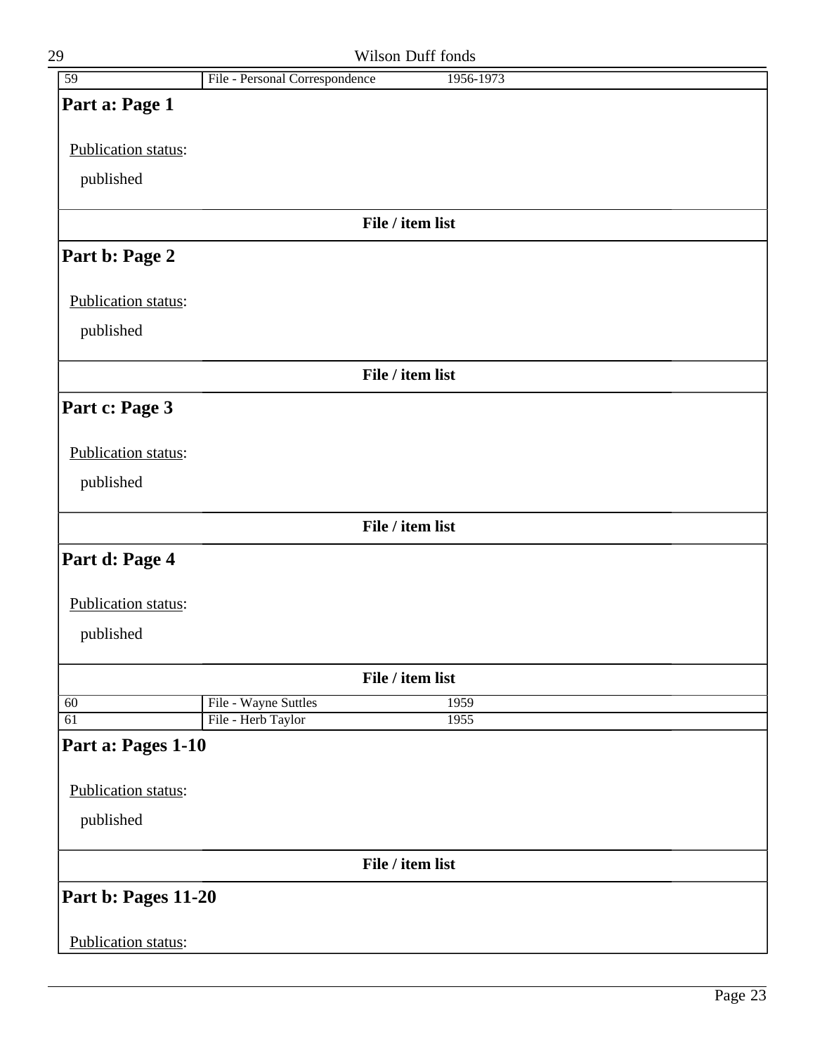| 59 | File - Personal Correspondence | 1956-1973 |
|---|---|---|

**Part a: Page 1**

Publication status:

published

**File / item list**

**Part b: Page 2**

Publication status:

published

**File / item list**

**Part c: Page 3**

Publication status:

published

**File / item list**

**Part d: Page 4**

Publication status:

published

**File / item list**

| 60 | File - Wayne Suttles | 1959 |
|---|---|---|
| 61 | File - Herb Taylor | 1955 |

**Part a: Pages 1-10**

Publication status:

published

**File / item list**

**Part b: Pages 11-20**

Publication status: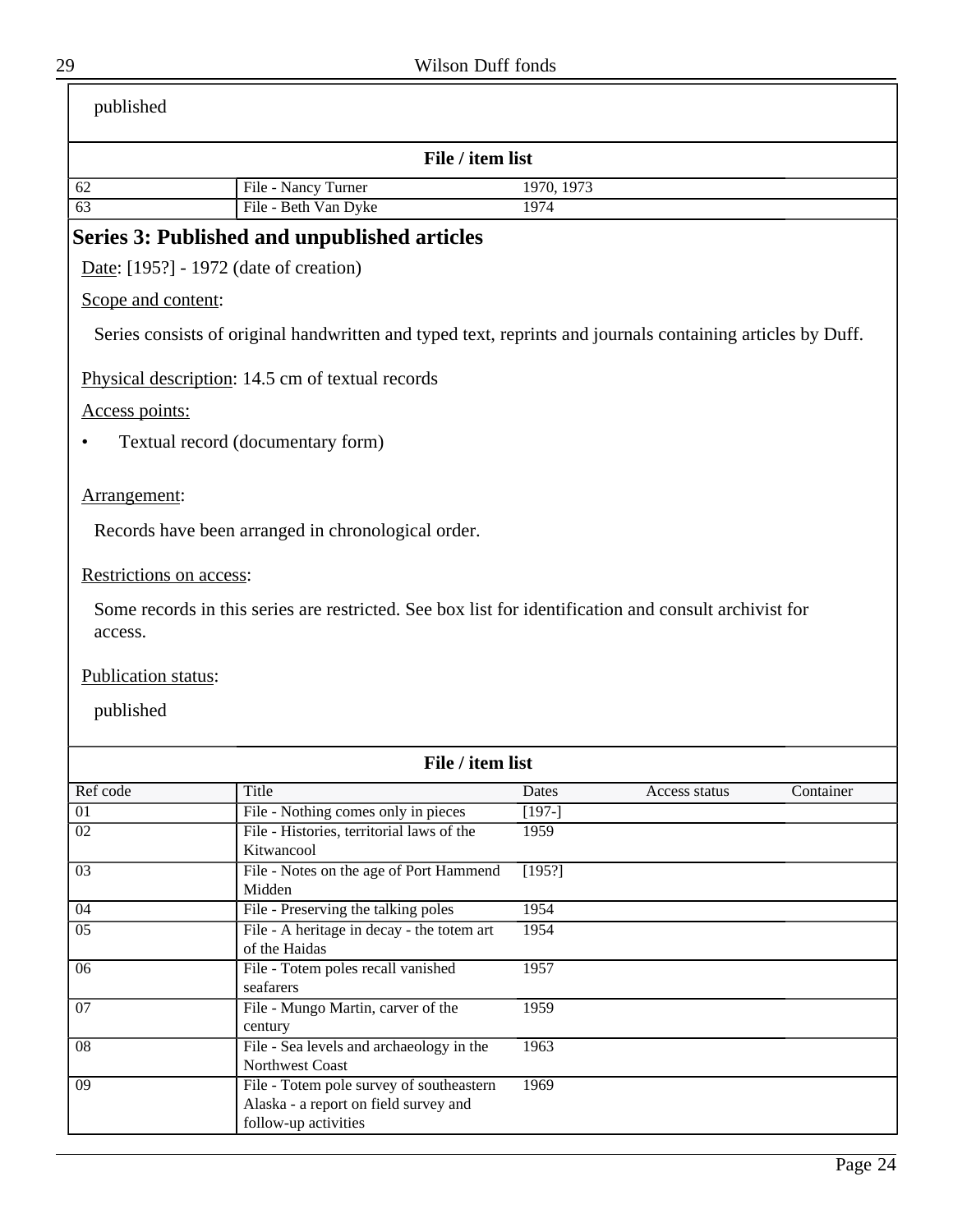published

| File / item list | | | | |
|---|---|---|---|---|
| 62 | File - Nancy Turner | 1970, 1973 | | |
| 63 | File - Beth Van Dyke | 1974 | | |

## Series 3: Published and unpublished articles

Date: [195?] - 1972 (date of creation)

Scope and content:

Series consists of original handwritten and typed text, reprints and journals containing articles by Duff.

Physical description: 14.5 cm of textual records

Access points:

- Textual record (documentary form)

Arrangement:

Records have been arranged in chronological order.

Restrictions on access:

Some records in this series are restricted. See box list for identification and consult archivist for access.

Publication status:

published

| File / item list | | | | |
|---|---|---|---|---|
| Ref code | Title | Dates | Access status | Container |
| 01 | File - Nothing comes only in pieces | [197-] | | |
| 02 | File - Histories, territorial laws of the Kitwancool | 1959 | | |
| 03 | File - Notes on the age of Port Hammend Midden | [195?] | | |
| 04 | File - Preserving the talking poles | 1954 | | |
| 05 | File - A heritage in decay - the totem art of the Haidas | 1954 | | |
| 06 | File - Totem poles recall vanished seafarers | 1957 | | |
| 07 | File - Mungo Martin, carver of the century | 1959 | | |
| 08 | File - Sea levels and archaeology in the Northwest Coast | 1963 | | |
| 09 | File - Totem pole survey of southeastern Alaska - a report on field survey and follow-up activities | 1969 | | |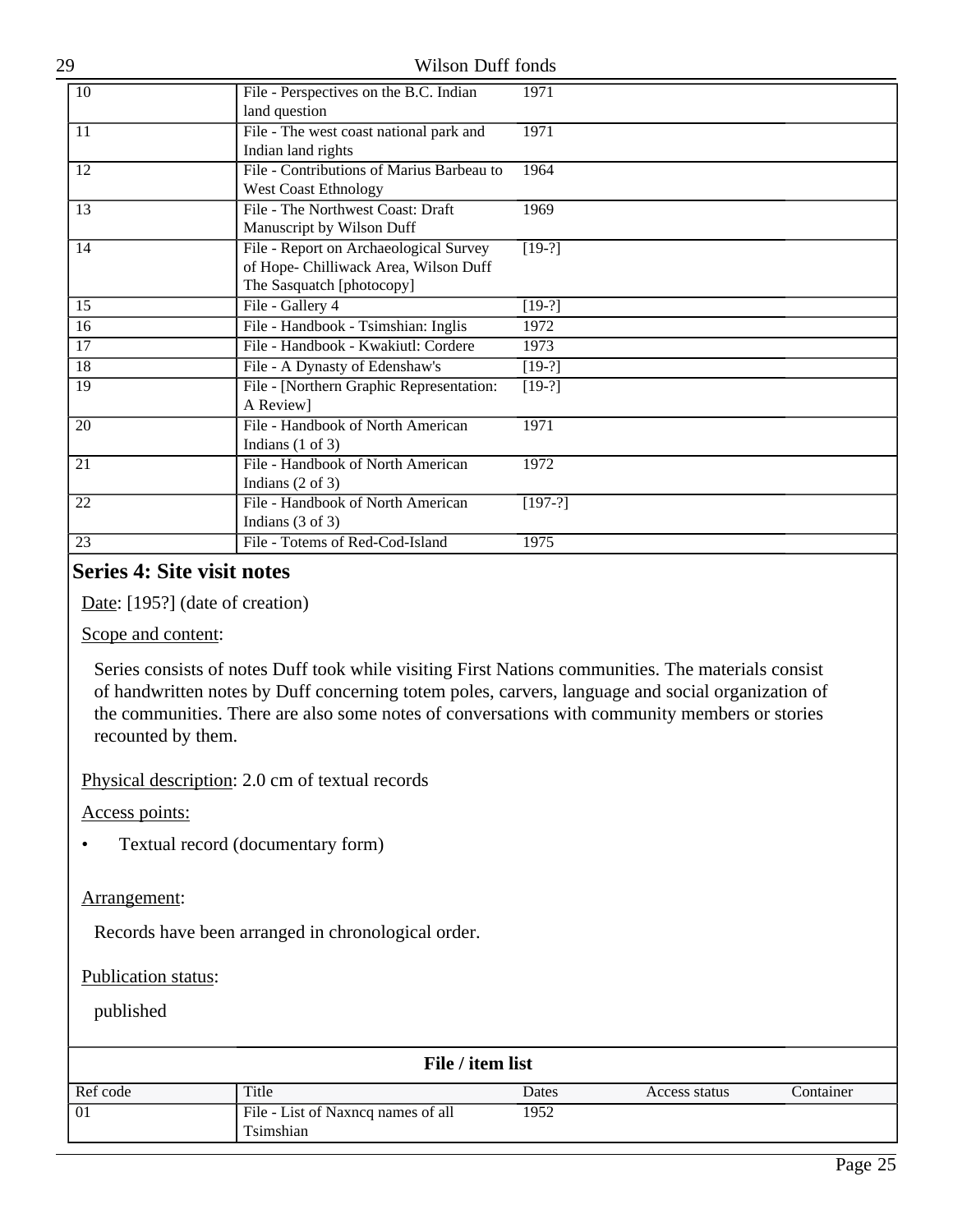| | | | | |
|---|---|---|---|---|
| 10 | File - Perspectives on the B.C. Indian land question | 1971 | | |
| 11 | File - The west coast national park and Indian land rights | 1971 | | |
| 12 | File - Contributions of Marius Barbeau to West Coast Ethnology | 1964 | | |
| 13 | File - The Northwest Coast: Draft Manuscript by Wilson Duff | 1969 | | |
| 14 | File - Report on Archaeological Survey of Hope- Chilliwack Area, Wilson Duff The Sasquatch [photocopy] | [19-?] | | |
| 15 | File - Gallery 4 | [19-?] | | |
| 16 | File - Handbook - Tsimshian: Inglis | 1972 | | |
| 17 | File - Handbook - Kwakiutl: Cordere | 1973 | | |
| 18 | File - A Dynasty of Edenshaw's | [19-?] | | |
| 19 | File - [Northern Graphic Representation: A Review] | [19-?] | | |
| 20 | File - Handbook of North American Indians (1 of 3) | 1971 | | |
| 21 | File - Handbook of North American Indians (2 of 3) | 1972 | | |
| 22 | File - Handbook of North American Indians (3 of 3) | [197-?] | | |
| 23 | File - Totems of Red-Cod-Island | 1975 | | |

## Series 4: Site visit notes

Date: [195?] (date of creation)

Scope and content:

Series consists of notes Duff took while visiting First Nations communities. The materials consist of handwritten notes by Duff concerning totem poles, carvers, language and social organization of the communities. There are also some notes of conversations with community members or stories recounted by them.

Physical description: 2.0 cm of textual records

Access points:

- Textual record (documentary form)

Arrangement:

Records have been arranged in chronological order.

Publication status:

published

**File / item list**

| Ref code | Title | Dates | Access status | Container |
|---|---|---|---|---|
| 01 | File - List of Naxncq names of all Tsimshian | 1952 | | |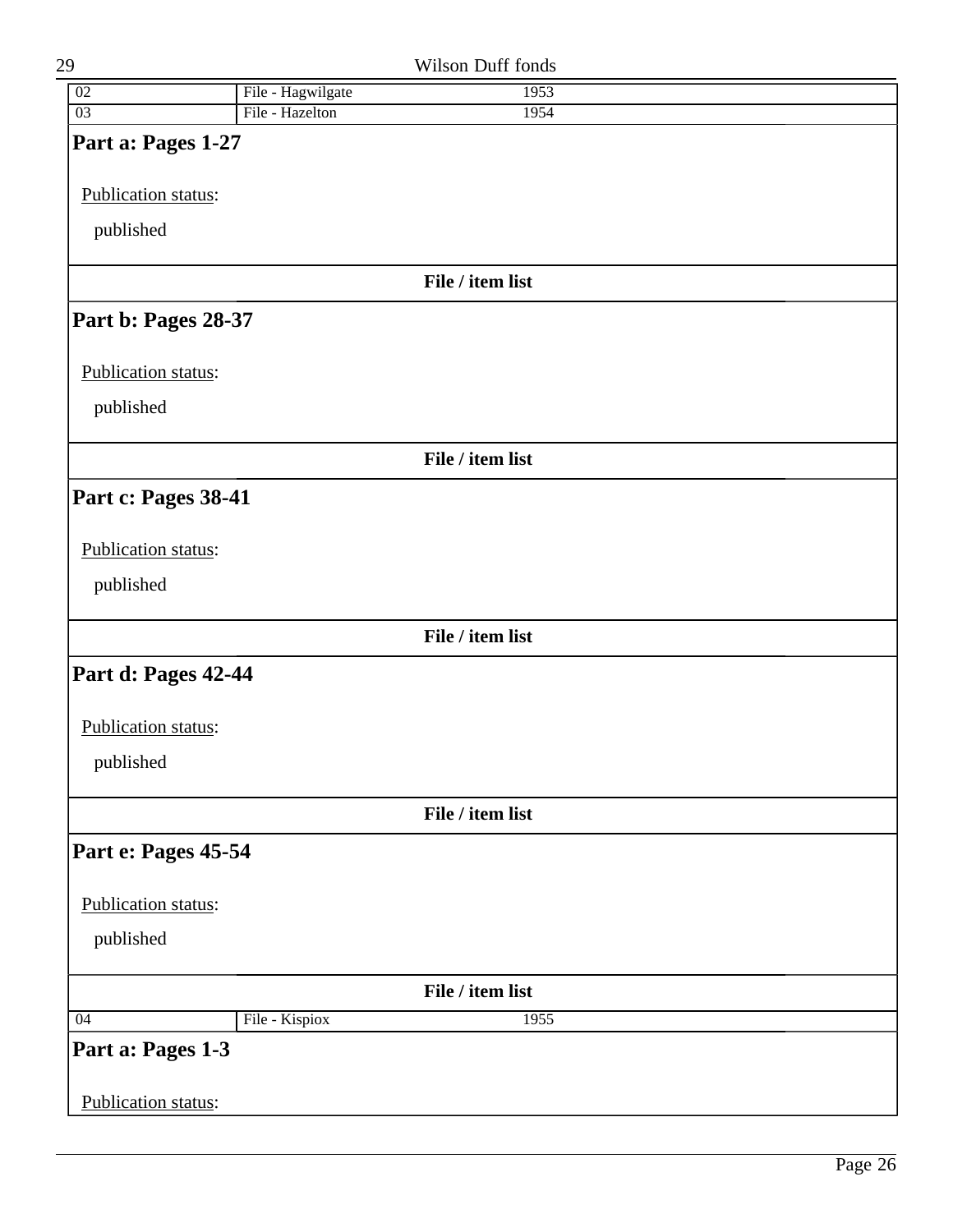| 02 | File - Hagwilgate | 1953 |
|---|---|---|
| 03 | File - Hazelton | 1954 |

**Part a: Pages 1-27**

Publication status:

published

**File / item list**

**Part b: Pages 28-37**

Publication status:

published

**File / item list**

**Part c: Pages 38-41**

Publication status:

published

**File / item list**

**Part d: Pages 42-44**

Publication status:

published

**File / item list**

**Part e: Pages 45-54**

Publication status:

published

**File / item list**

| 04 | File - Kispiox | 1955 |
|---|---|---|

**Part a: Pages 1-3**

Publication status: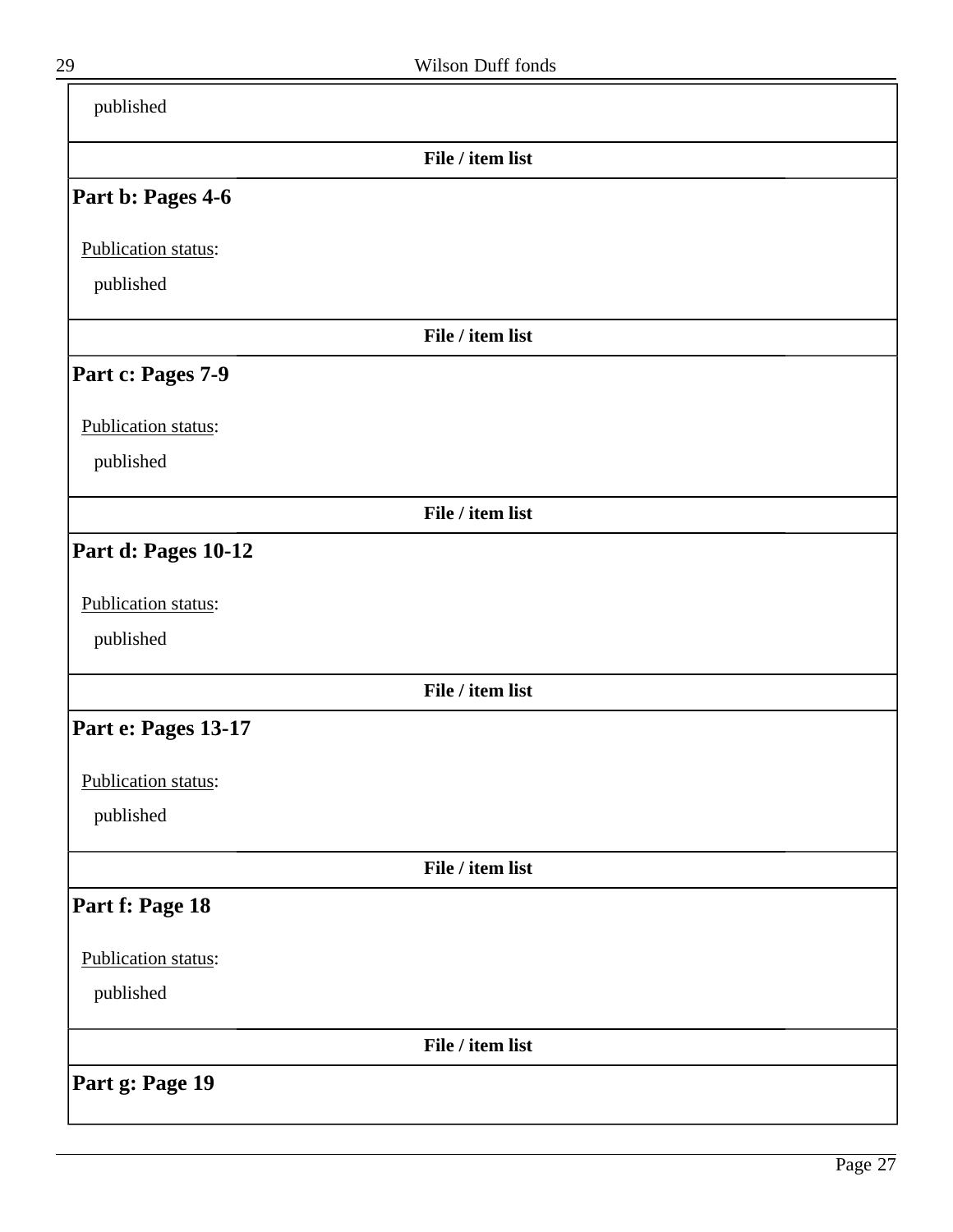published

**File / item list**

## Part b: Pages 4-6

Publication status:

published

**File / item list**

## Part c: Pages 7-9

Publication status:

published

**File / item list**

## Part d: Pages 10-12

Publication status:

published

**File / item list**

## Part e: Pages 13-17

Publication status:

published

**File / item list**

## Part f: Page 18

Publication status:

published

**File / item list**

## Part g: Page 19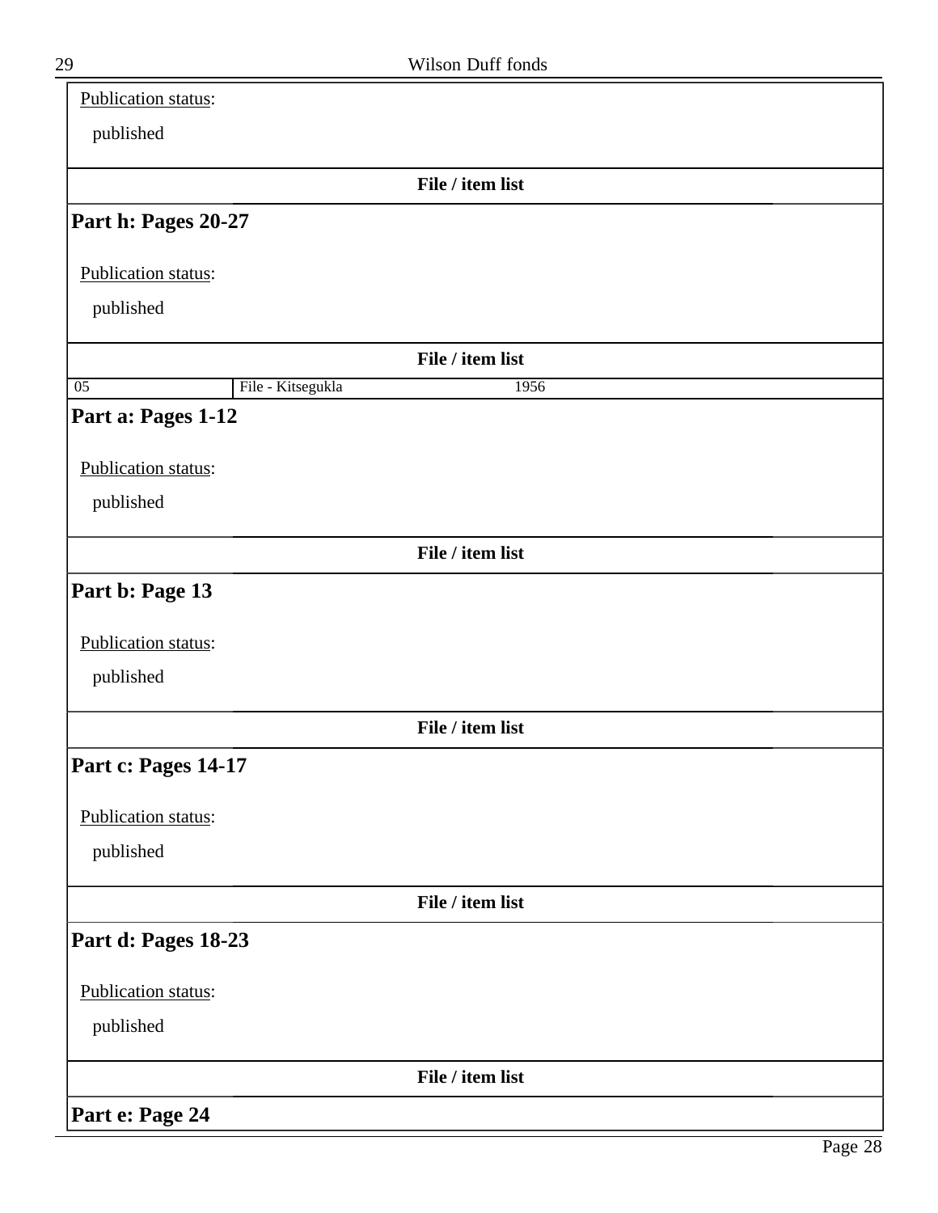Publication status:

published

**File / item list**

## Part h: Pages 20-27

Publication status:

published

**File / item list**

| 05 | File - Kitsegukla | 1956 |
|---|---|---|

## Part a: Pages 1-12

Publication status:

published

**File / item list**

## Part b: Page 13

Publication status:

published

**File / item list**

## Part c: Pages 14-17

Publication status:

published

**File / item list**

## Part d: Pages 18-23

Publication status:

published

**File / item list**

## Part e: Page 24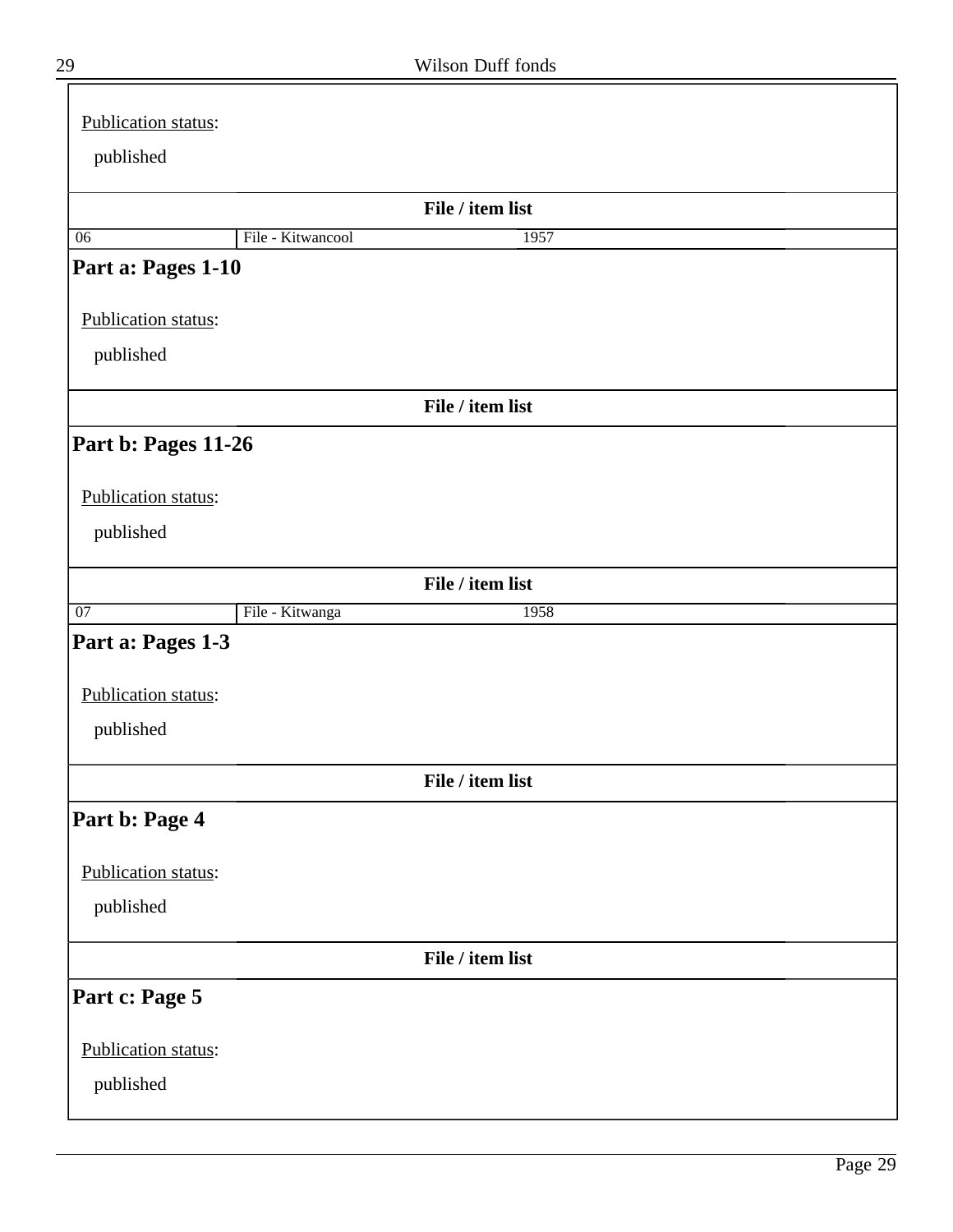Publication status:

published

**File / item list**

| 06 | File - Kitwancool | 1957 |
|---|---|---|

## Part a: Pages 1-10

Publication status:

published

**File / item list**

## Part b: Pages 11-26

Publication status:

published

**File / item list**

| 07 | File - Kitwanga | 1958 |
|---|---|---|

## Part a: Pages 1-3

Publication status:

published

**File / item list**

## Part b: Page 4

Publication status:

published

**File / item list**

## Part c: Page 5

Publication status:

published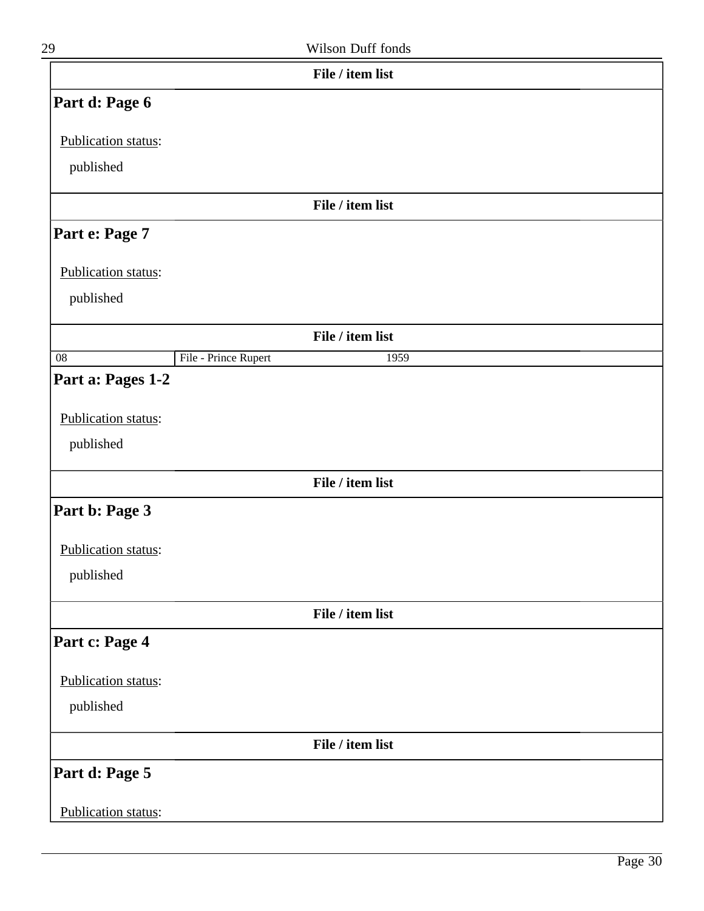File / item list

## Part d: Page 6

Publication status:

published

File / item list

## Part e: Page 7

Publication status:

published

File / item list

| 08 | File - Prince Rupert | 1959 |
|---|---|---|

## Part a: Pages 1-2

Publication status:

published

File / item list

## Part b: Page 3

Publication status:

published

File / item list

## Part c: Page 4

Publication status:

published

File / item list

## Part d: Page 5

Publication status: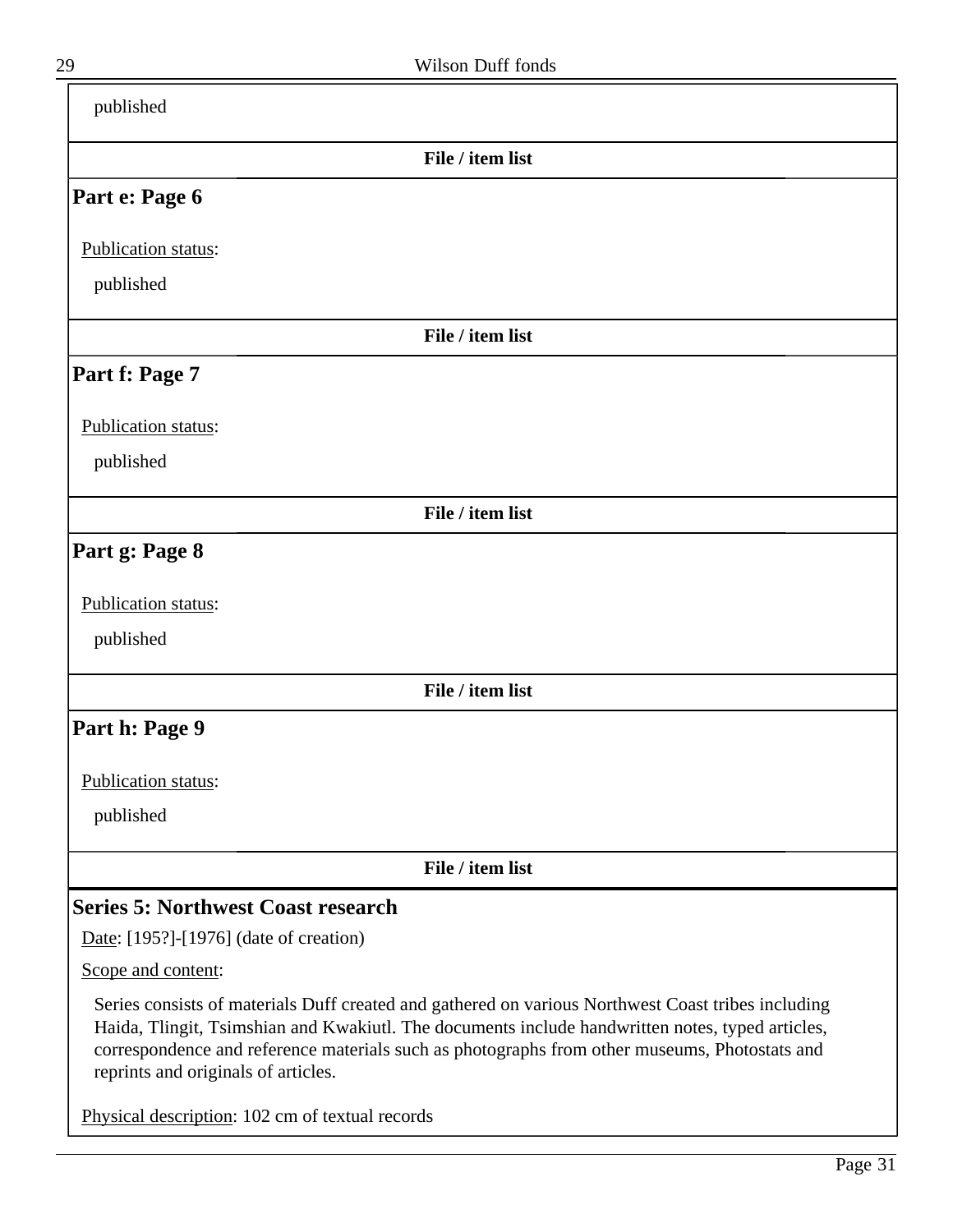published

**File / item list**

### Part e: Page 6

Publication status:

published

**File / item list**

### Part f: Page 7

Publication status:

published

**File / item list**

### Part g: Page 8

Publication status:

published

**File / item list**

### Part h: Page 9

Publication status:

published

**File / item list**

## Series 5: Northwest Coast research

Date: [195?]-[1976] (date of creation)

Scope and content:

Series consists of materials Duff created and gathered on various Northwest Coast tribes including Haida, Tlingit, Tsimshian and Kwakiutl. The documents include handwritten notes, typed articles, correspondence and reference materials such as photographs from other museums, Photostats and reprints and originals of articles.

Physical description: 102 cm of textual records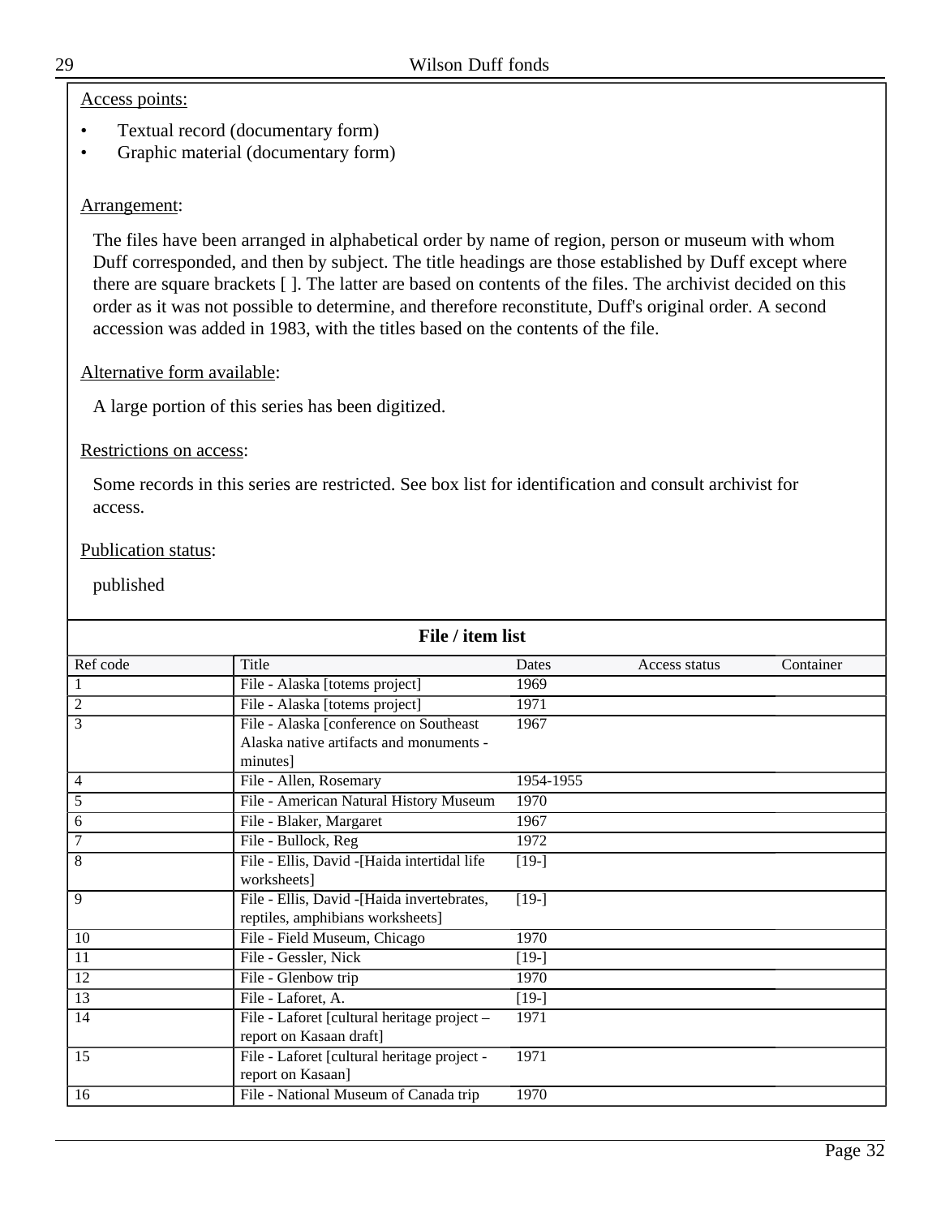Access points:

- Textual record (documentary form)
- Graphic material (documentary form)

Arrangement:

The files have been arranged in alphabetical order by name of region, person or museum with whom Duff corresponded, and then by subject. The title headings are those established by Duff except where there are square brackets [ ]. The latter are based on contents of the files. The archivist decided on this order as it was not possible to determine, and therefore reconstitute, Duff's original order. A second accession was added in 1983, with the titles based on the contents of the file.

Alternative form available:

A large portion of this series has been digitized.

Restrictions on access:

Some records in this series are restricted. See box list for identification and consult archivist for access.

Publication status:

published

**File / item list**

| Ref code | Title | Dates | Access status | Container |
|---|---|---|---|---|
| 1 | File - Alaska [totems project] | 1969 | | |
| 2 | File - Alaska [totems project] | 1971 | | |
| 3 | File - Alaska [conference on Southeast Alaska native artifacts and monuments - minutes] | 1967 | | |
| 4 | File - Allen, Rosemary | 1954-1955 | | |
| 5 | File - American Natural History Museum | 1970 | | |
| 6 | File - Blaker, Margaret | 1967 | | |
| 7 | File - Bullock, Reg | 1972 | | |
| 8 | File - Ellis, David -[Haida intertidal life worksheets] | [19-] | | |
| 9 | File - Ellis, David -[Haida invertebrates, reptiles, amphibians worksheets] | [19-] | | |
| 10 | File - Field Museum, Chicago | 1970 | | |
| 11 | File - Gessler, Nick | [19-] | | |
| 12 | File - Glenbow trip | 1970 | | |
| 13 | File - Laforet, A. | [19-] | | |
| 14 | File - Laforet [cultural heritage project – report on Kasaan draft] | 1971 | | |
| 15 | File - Laforet [cultural heritage project - report on Kasaan] | 1971 | | |
| 16 | File - National Museum of Canada trip | 1970 | | |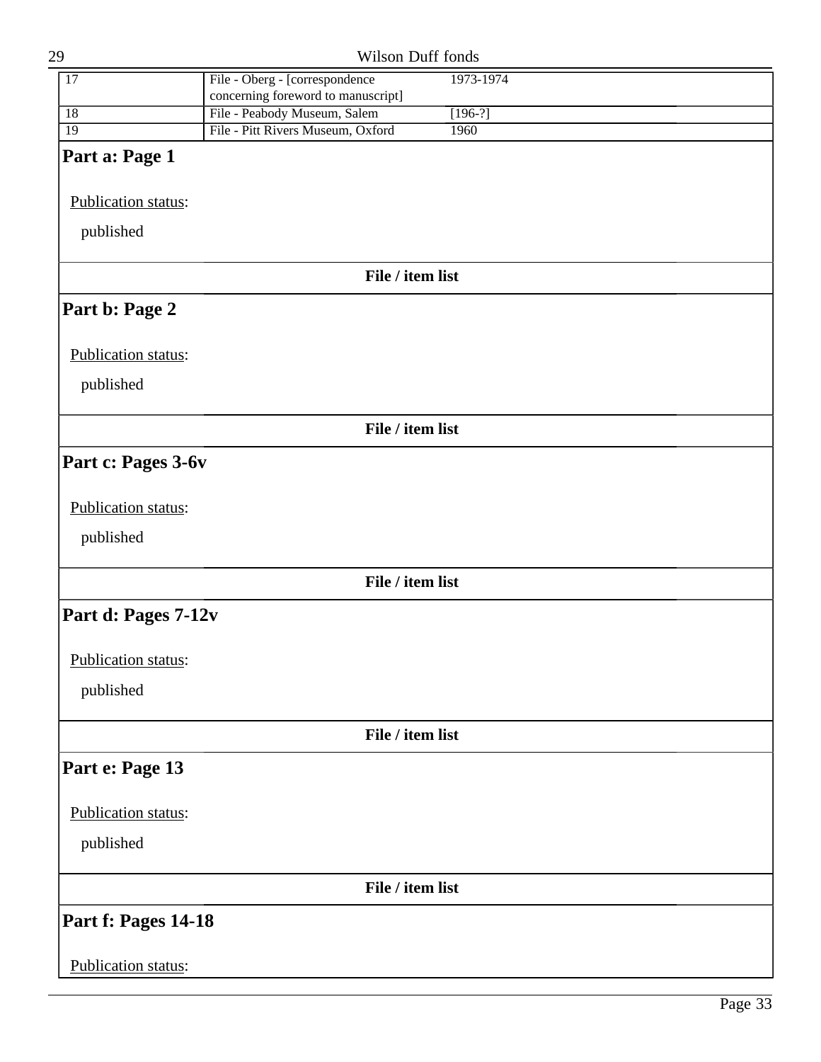| | | |
|---|---|---|
| 17 | File - Oberg - [correspondence concerning foreword to manuscript] | 1973-1974 |
| 18 | File - Peabody Museum, Salem | [196-?] |
| 19 | File - Pitt Rivers Museum, Oxford | 1960 |

## Part a: Page 1

Publication status:

published

**File / item list**

## Part b: Page 2

Publication status:

published

**File / item list**

## Part c: Pages 3-6v

Publication status:

published

**File / item list**

## Part d: Pages 7-12v

Publication status:

published

**File / item list**

## Part e: Page 13

Publication status:

published

**File / item list**

## Part f: Pages 14-18

Publication status: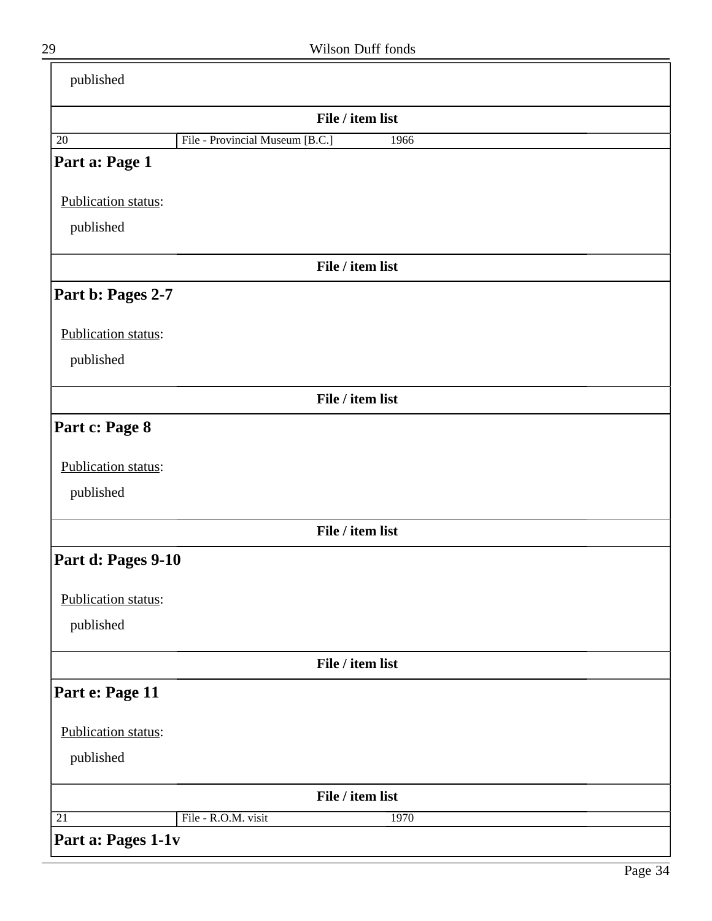published

**File / item list**

| 20 | File - Provincial Museum [B.C.] | 1966 |
|---|---|---|

### Part a: Page 1

Publication status:

published

**File / item list**

### Part b: Pages 2-7

Publication status:

published

**File / item list**

### Part c: Page 8

Publication status:

published

**File / item list**

### Part d: Pages 9-10

Publication status:

published

**File / item list**

### Part e: Page 11

Publication status:

published

**File / item list**

| 21 | File - R.O.M. visit | 1970 |
|---|---|---|

### Part a: Pages 1-1v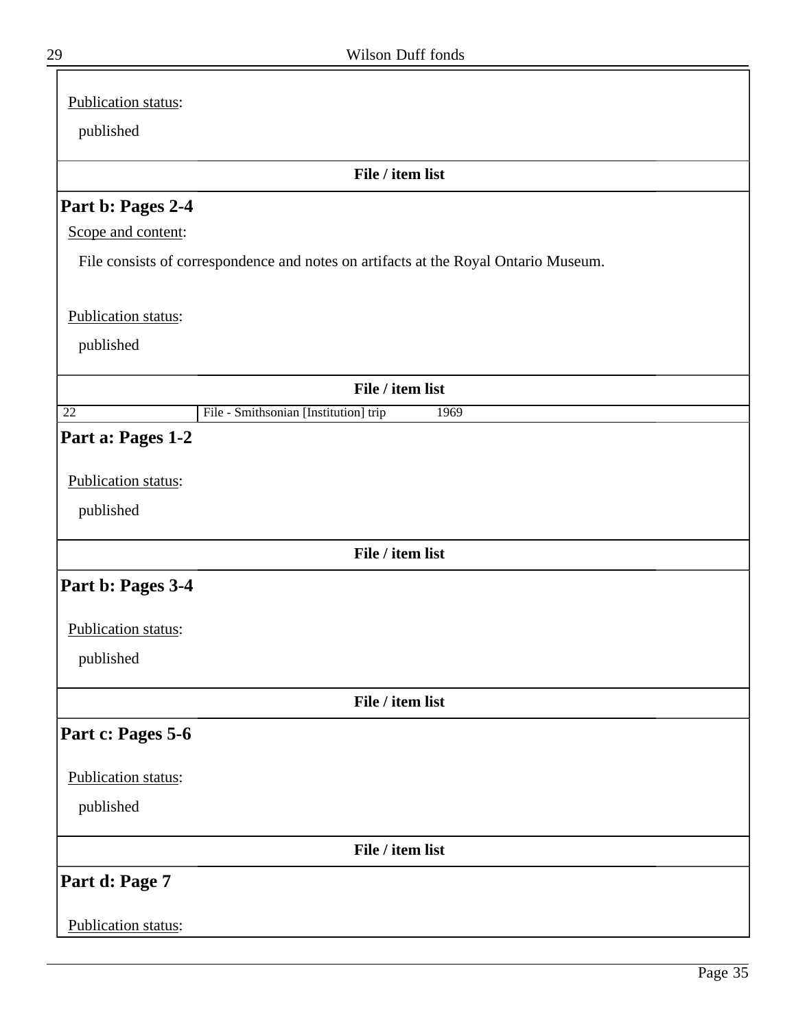Publication status:

published

**File / item list**

## Part b: Pages 2-4

Scope and content:

File consists of correspondence and notes on artifacts at the Royal Ontario Museum.

Publication status:

published

**File / item list**

| 22 | File - Smithsonian [Institution] trip | 1969 |
|---|---|---|

## Part a: Pages 1-2

Publication status:

published

**File / item list**

## Part b: Pages 3-4

Publication status:

published

**File / item list**

## Part c: Pages 5-6

Publication status:

published

**File / item list**

## Part d: Page 7

Publication status: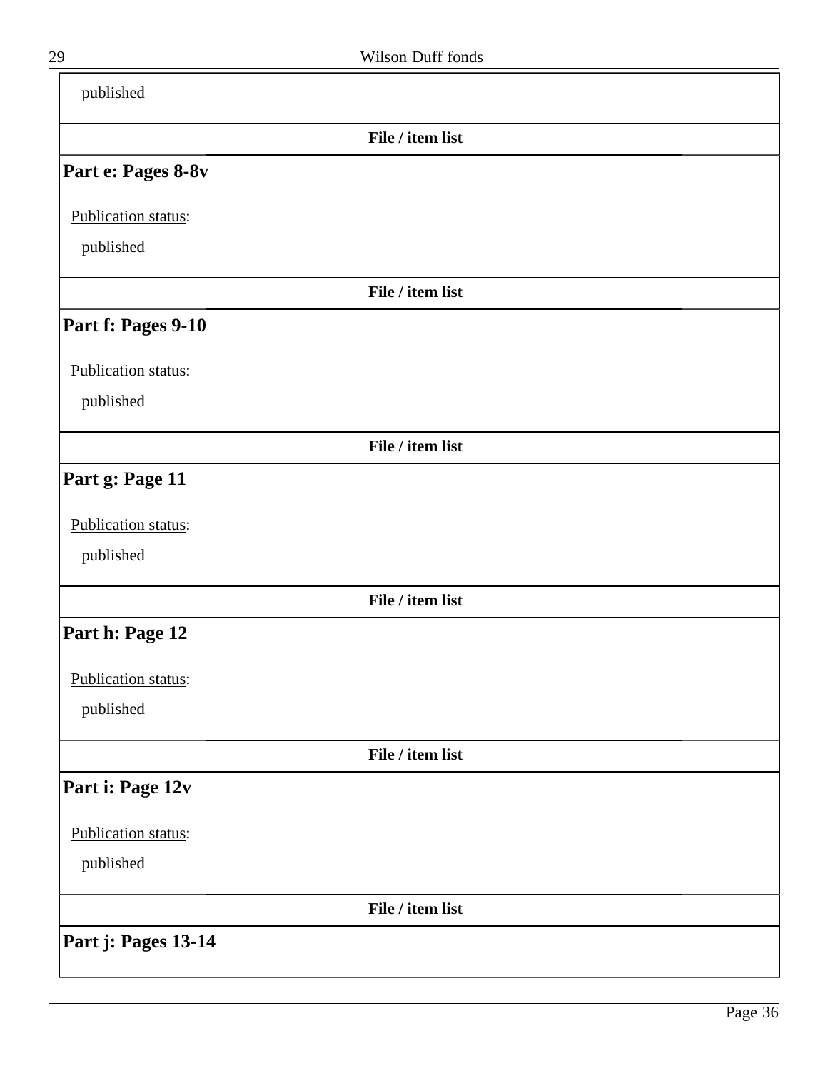published

**File / item list**

### Part e: Pages 8-8v

Publication status:

published

**File / item list**

### Part f: Pages 9-10

Publication status:

published

**File / item list**

### Part g: Page 11

Publication status:

published

**File / item list**

### Part h: Page 12

Publication status:

published

**File / item list**

### Part i: Page 12v

Publication status:

published

**File / item list**

### Part j: Pages 13-14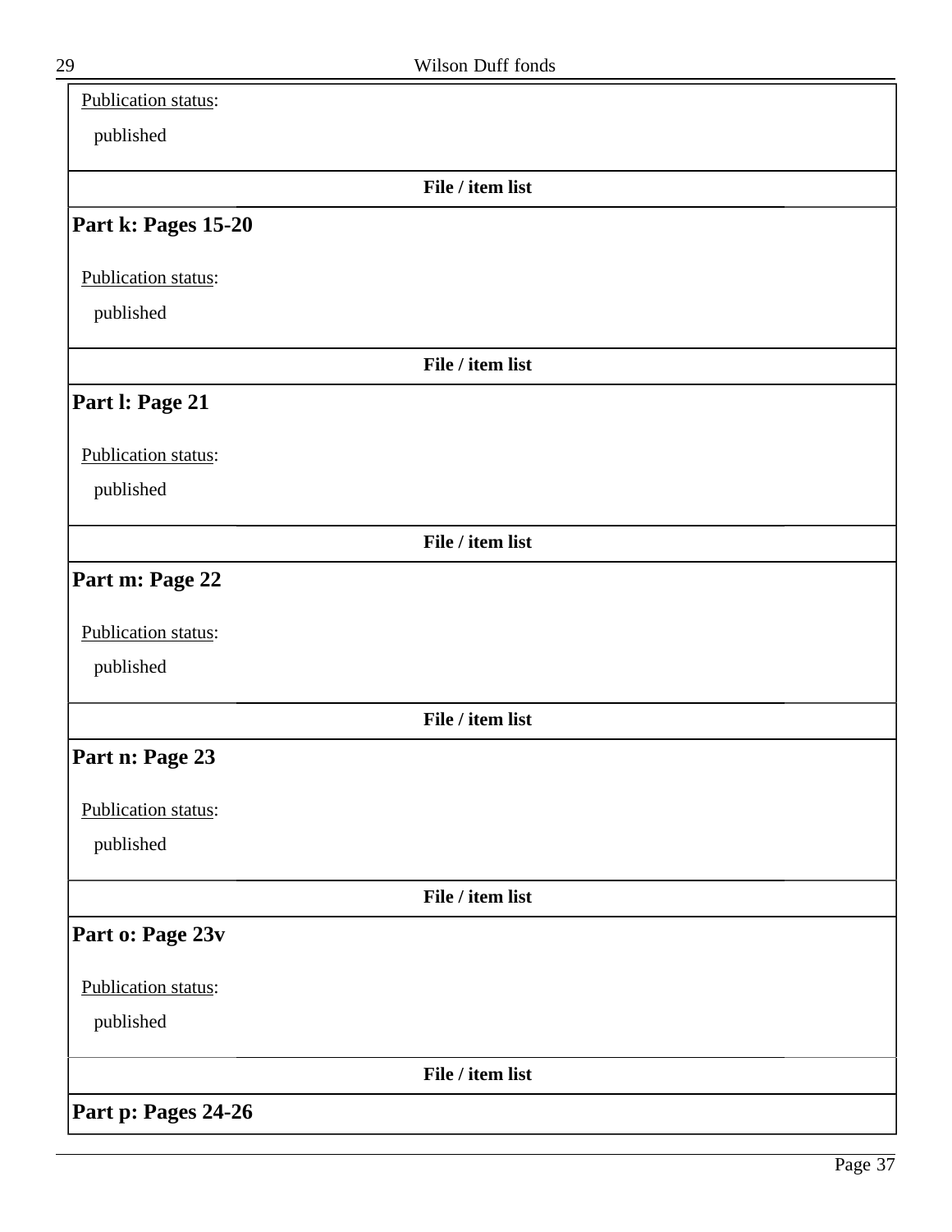Publication status:

published

**File / item list**

## Part k: Pages 15-20

Publication status:

published

**File / item list**

## Part l: Page 21

Publication status:

published

**File / item list**

## Part m: Page 22

Publication status:

published

**File / item list**

## Part n: Page 23

Publication status:

published

**File / item list**

## Part o: Page 23v

Publication status:

published

**File / item list**

## Part p: Pages 24-26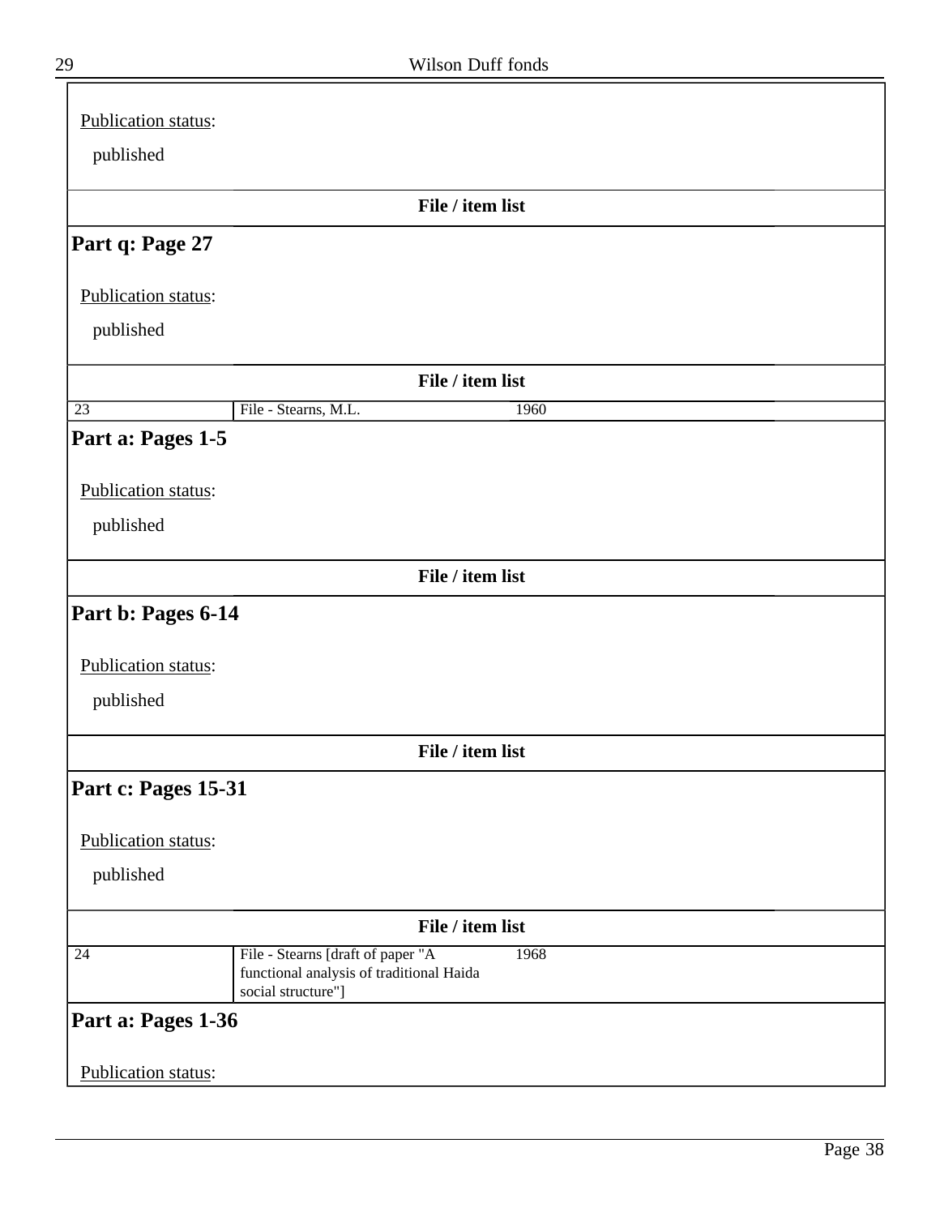Publication status:

published

**File / item list**

## Part q: Page 27

Publication status:

published

**File / item list**

| | | |
|---|---|---|
| 23 | File - Stearns, M.L. | 1960 |

## Part a: Pages 1-5

Publication status:

published

**File / item list**

## Part b: Pages 6-14

Publication status:

published

**File / item list**

## Part c: Pages 15-31

Publication status:

published

**File / item list**

| | | |
|---|---|---|
| 24 | File - Stearns [draft of paper "A functional analysis of traditional Haida social structure"] | 1968 |

## Part a: Pages 1-36

Publication status: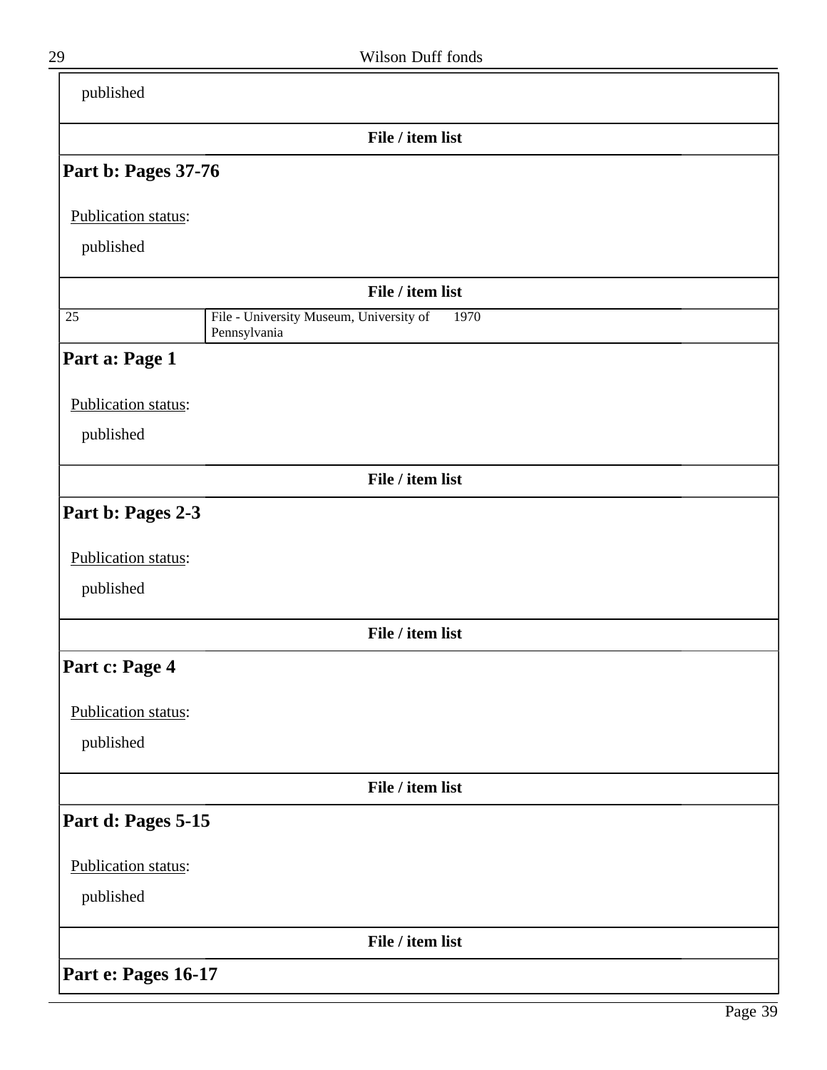published

File / item list

## Part b: Pages 37-76

Publication status:

published

File / item list

| 25 | File - University Museum, University of Pennsylvania | 1970 |
|---|---|---|

## Part a: Page 1

Publication status:

published

File / item list

## Part b: Pages 2-3

Publication status:

published

File / item list

## Part c: Page 4

Publication status:

published

File / item list

## Part d: Pages 5-15

Publication status:

published

File / item list

## Part e: Pages 16-17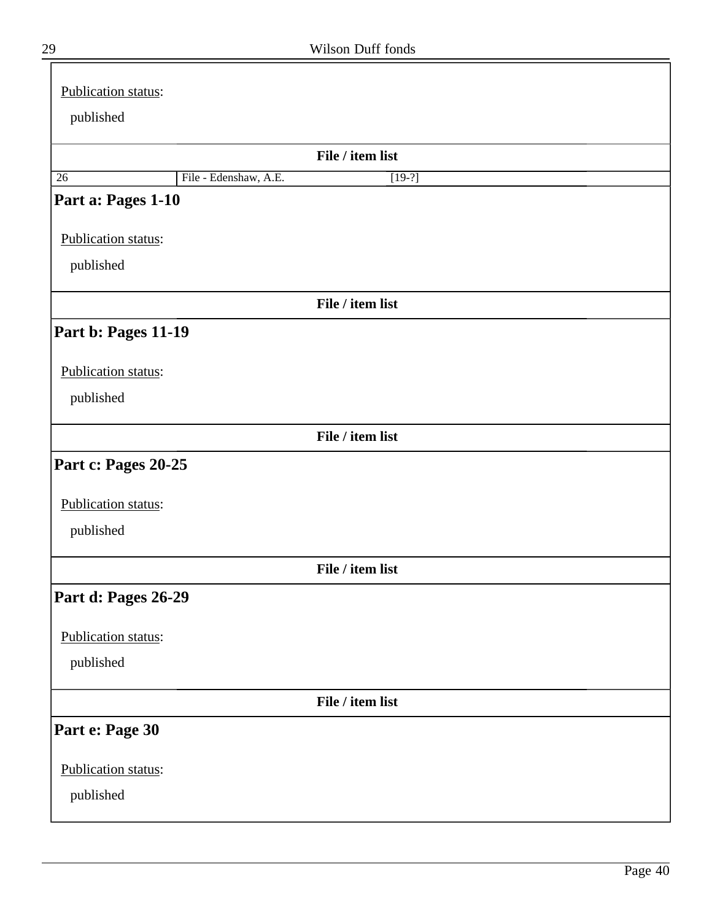Publication status:

published

**File / item list**

| 26 | File - Edenshaw, A.E. | [19-?] |
|---|---|---|

## Part a: Pages 1-10

Publication status:

published

**File / item list**

## Part b: Pages 11-19

Publication status:

published

**File / item list**

## Part c: Pages 20-25

Publication status:

published

**File / item list**

## Part d: Pages 26-29

Publication status:

published

**File / item list**

## Part e: Page 30

Publication status:

published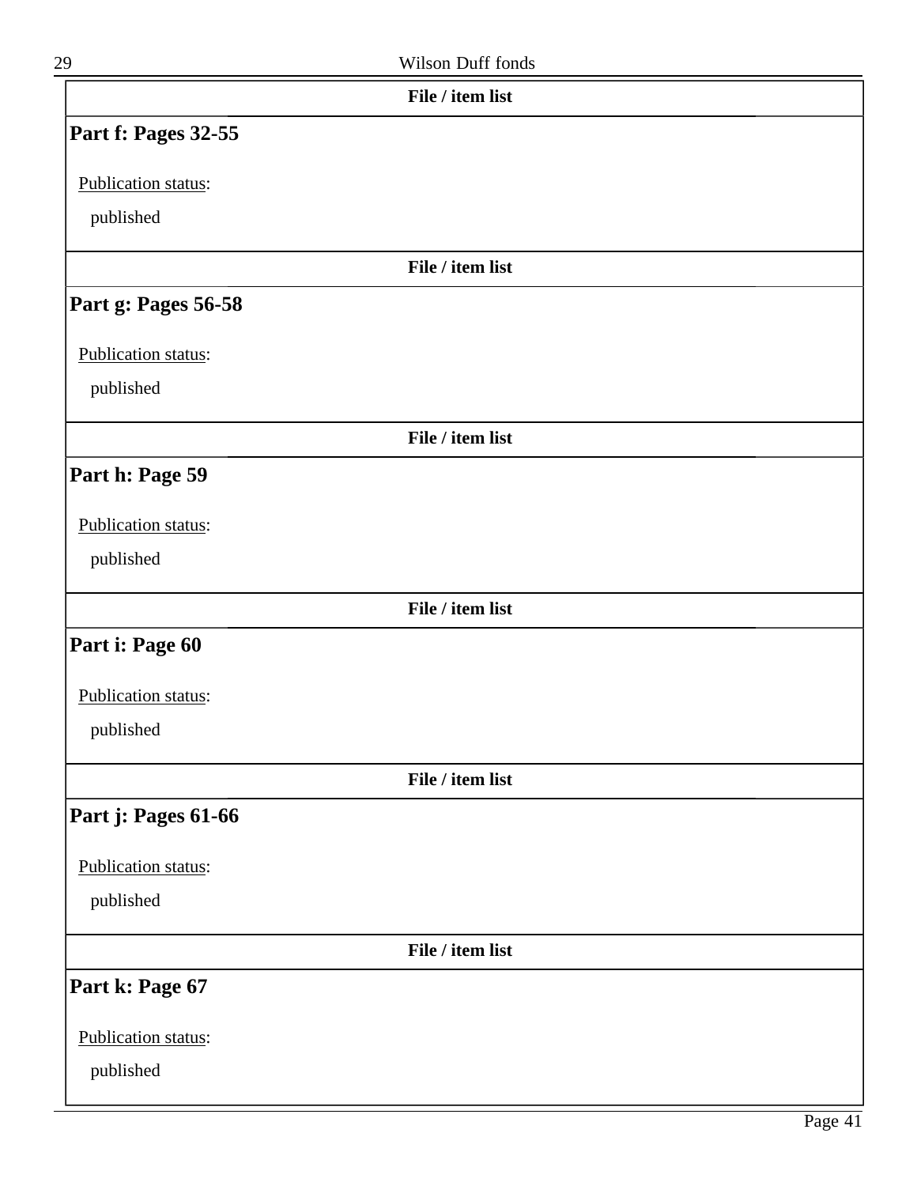**File / item list**

### Part f: Pages 32-55

Publication status:

published

**File / item list**

### Part g: Pages 56-58

Publication status:

published

**File / item list**

### Part h: Page 59

Publication status:

published

**File / item list**

### Part i: Page 60

Publication status:

published

**File / item list**

### Part j: Pages 61-66

Publication status:

published

**File / item list**

### Part k: Page 67

Publication status:

published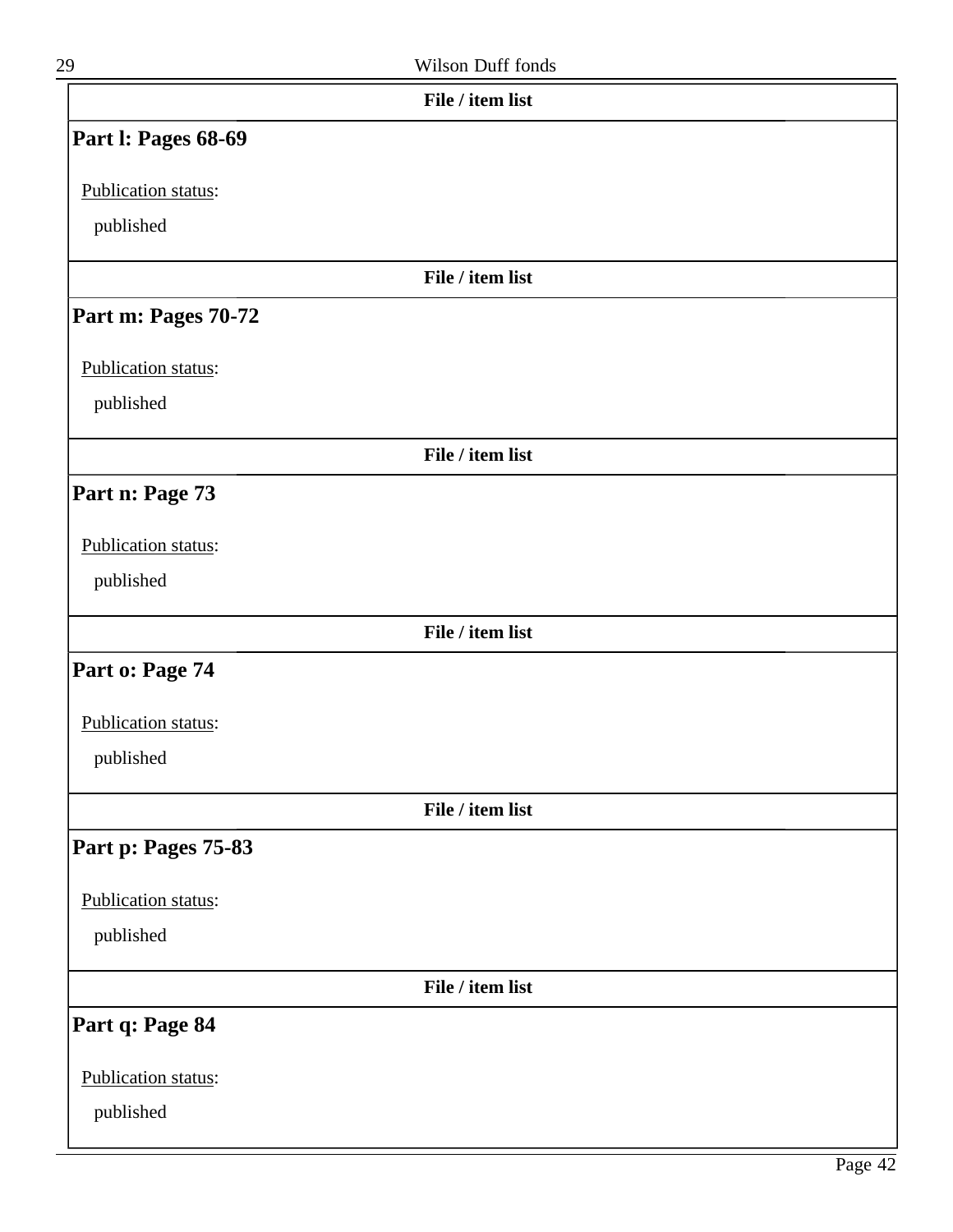**File / item list**

## Part l: Pages 68-69

Publication status:

published

**File / item list**

## Part m: Pages 70-72

Publication status:

published

**File / item list**

## Part n: Page 73

Publication status:

published

**File / item list**

## Part o: Page 74

Publication status:

published

**File / item list**

## Part p: Pages 75-83

Publication status:

published

**File / item list**

## Part q: Page 84

Publication status:

published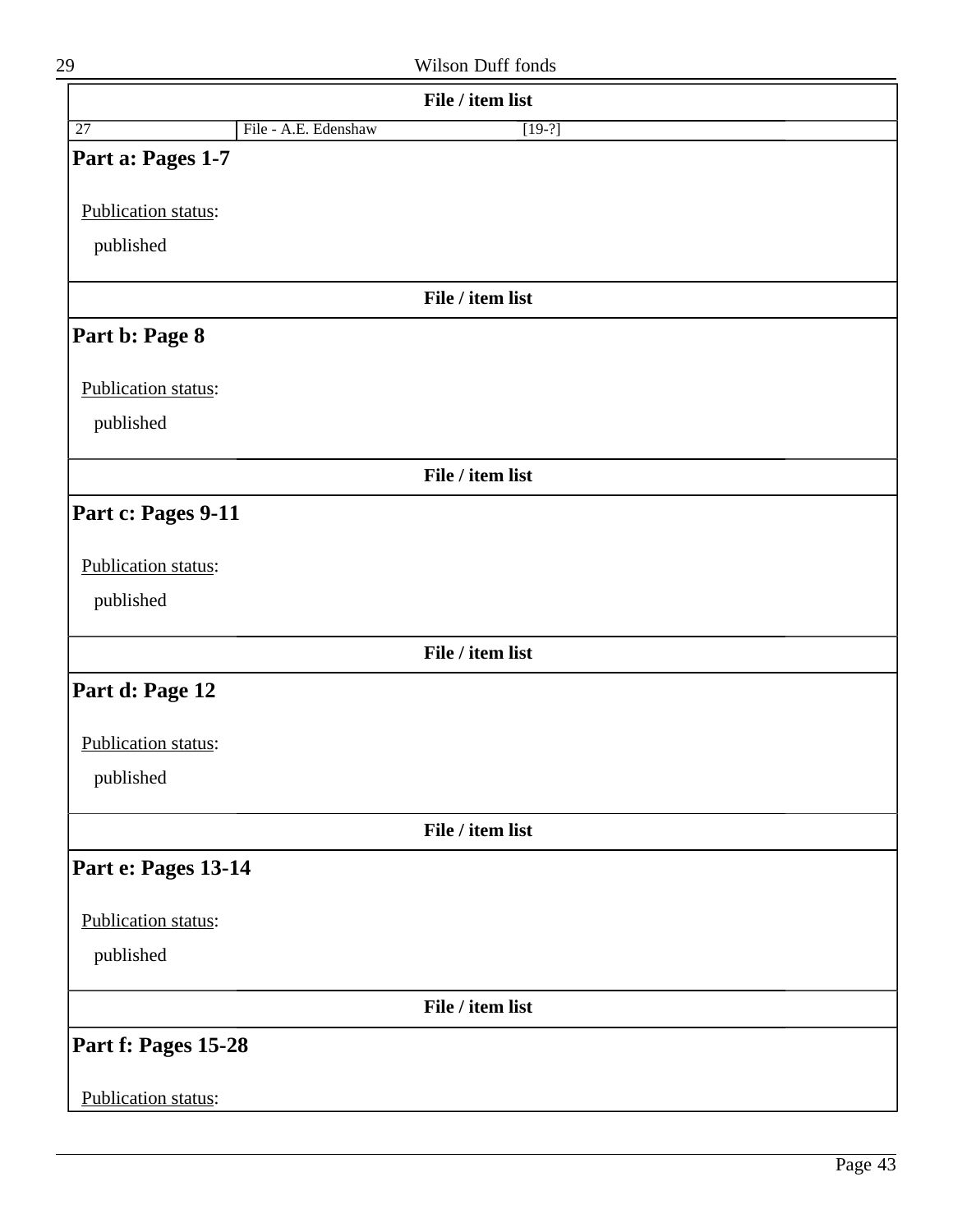**File / item list**

| 27 | File - A.E. Edenshaw | [19-?] |
|---|---|---|

### Part a: Pages 1-7

Publication status:

published

**File / item list**

### Part b: Page 8

Publication status:

published

**File / item list**

### Part c: Pages 9-11

Publication status:

published

**File / item list**

### Part d: Page 12

Publication status:

published

**File / item list**

### Part e: Pages 13-14

Publication status:

published

**File / item list**

### Part f: Pages 15-28

Publication status: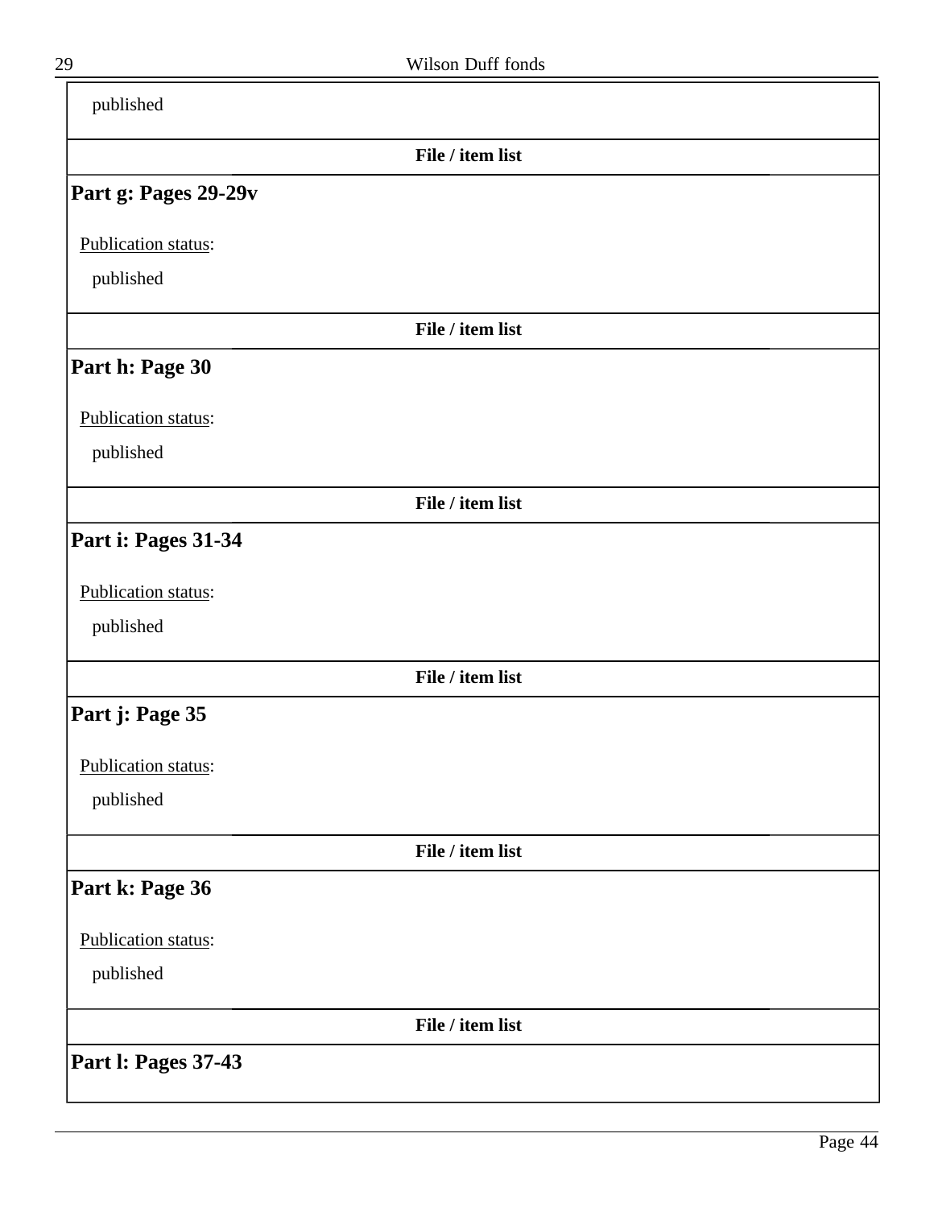published

**File / item list**

### Part g: Pages 29-29v

Publication status:

published

**File / item list**

### Part h: Page 30

Publication status:

published

**File / item list**

### Part i: Pages 31-34

Publication status:

published

**File / item list**

### Part j: Page 35

Publication status:

published

**File / item list**

### Part k: Page 36

Publication status:

published

**File / item list**

### Part l: Pages 37-43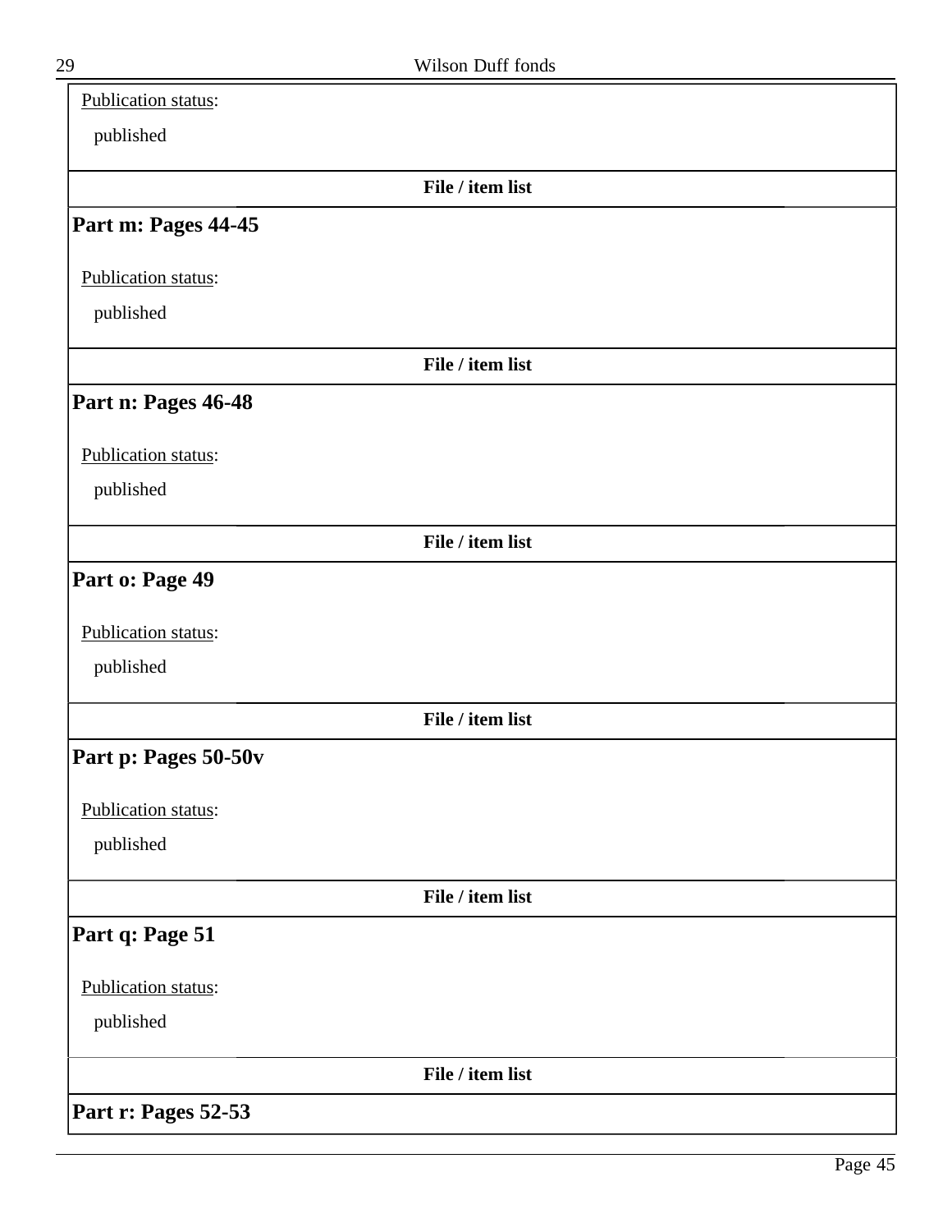Publication status:

published

**File / item list**

## Part m: Pages 44-45

Publication status:

published

**File / item list**

## Part n: Pages 46-48

Publication status:

published

**File / item list**

## Part o: Page 49

Publication status:

published

**File / item list**

## Part p: Pages 50-50v

Publication status:

published

**File / item list**

## Part q: Page 51

Publication status:

published

**File / item list**

## Part r: Pages 52-53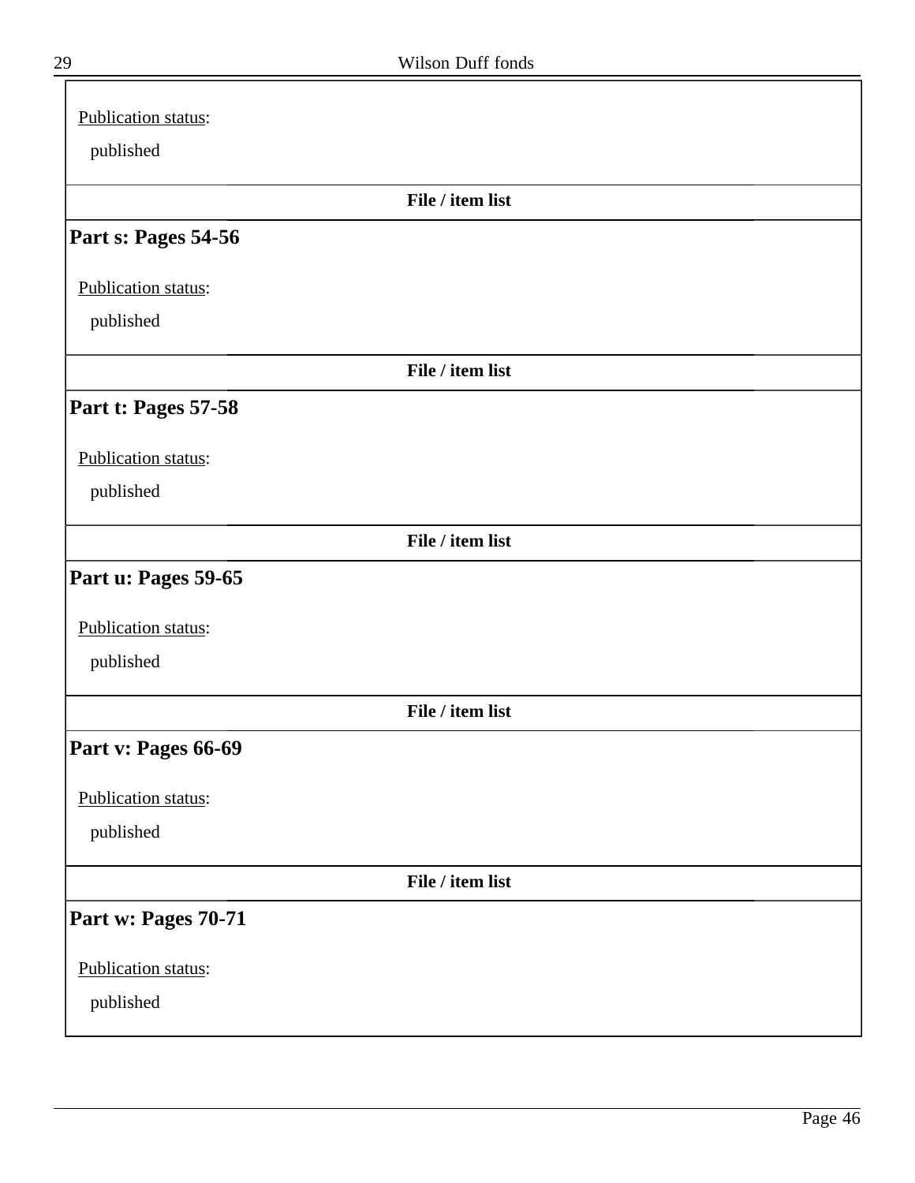Publication status:

published

**File / item list**

## Part s: Pages 54-56

Publication status:

published

**File / item list**

## Part t: Pages 57-58

Publication status:

published

**File / item list**

## Part u: Pages 59-65

Publication status:

published

**File / item list**

## Part v: Pages 66-69

Publication status:

published

**File / item list**

## Part w: Pages 70-71

Publication status:

published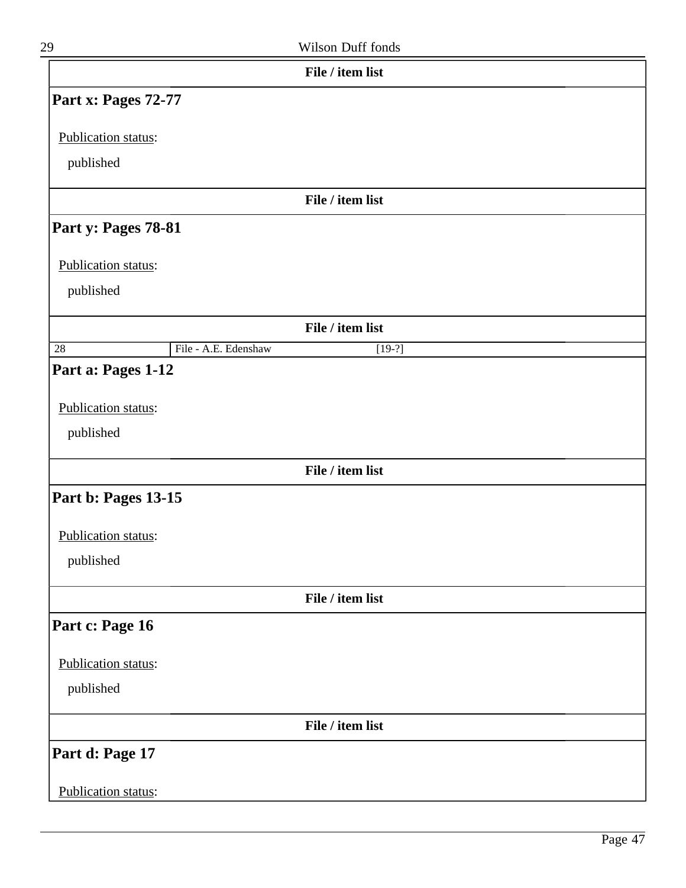**File / item list**

## Part x: Pages 72-77

Publication status:

published

**File / item list**

## Part y: Pages 78-81

Publication status:

published

**File / item list**

| 28 | File - A.E. Edenshaw | [19-?] |
|---|---|---|

## Part a: Pages 1-12

Publication status:

published

**File / item list**

## Part b: Pages 13-15

Publication status:

published

**File / item list**

## Part c: Page 16

Publication status:

published

**File / item list**

## Part d: Page 17

Publication status: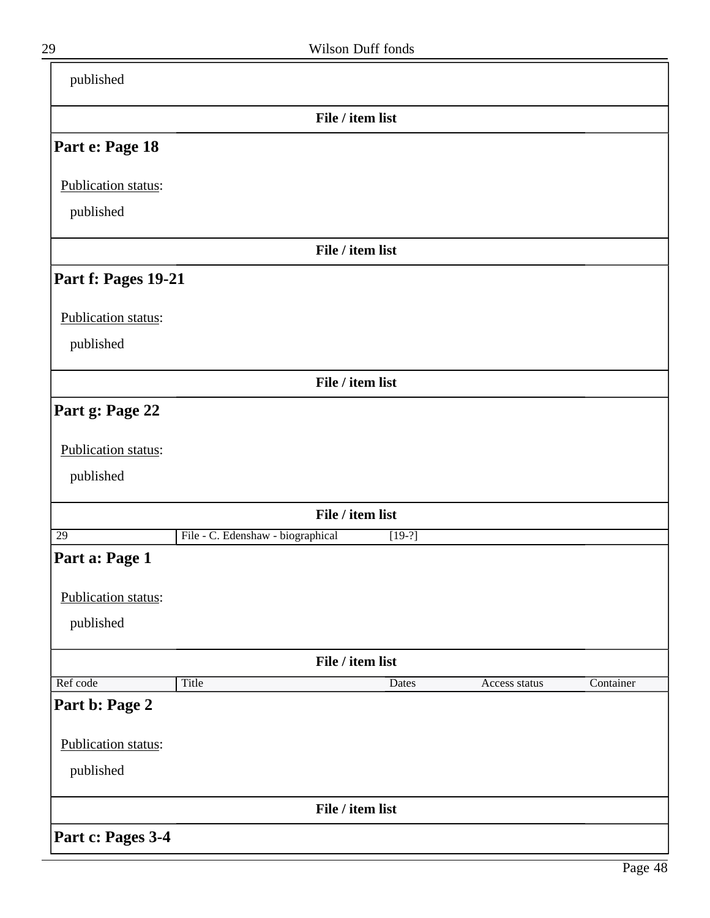published

**File / item list**

## Part e: Page 18

Publication status:

published

**File / item list**

## Part f: Pages 19-21

Publication status:

published

**File / item list**

## Part g: Page 22

Publication status:

published

**File / item list**

| 29 | File - C. Edenshaw - biographical | [19-?] | | |
|---|---|---|---|---|

## Part a: Page 1

Publication status:

published

**File / item list**

| Ref code | Title | Dates | Access status | Container |
|---|---|---|---|---|

## Part b: Page 2

Publication status:

published

**File / item list**

## Part c: Pages 3-4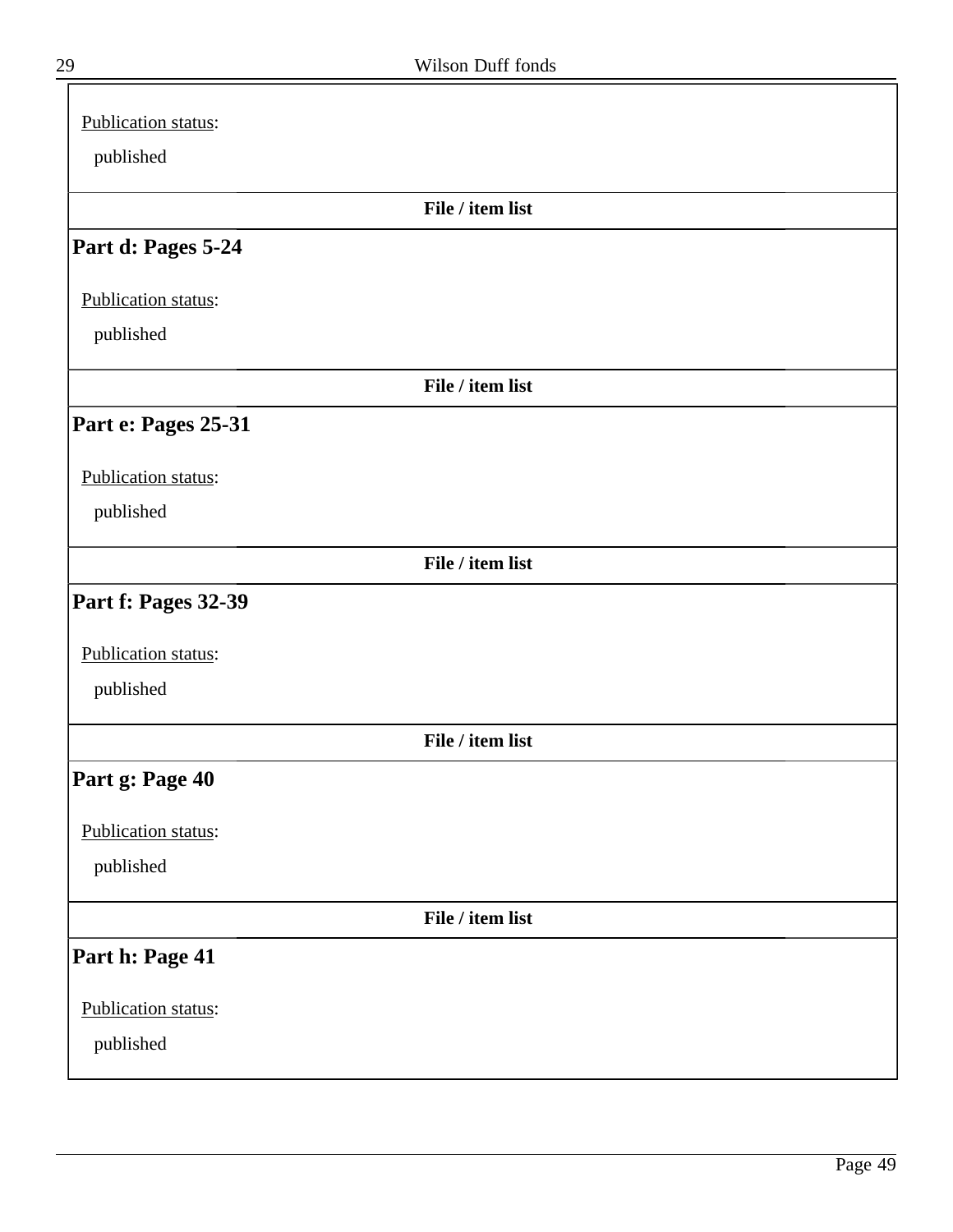Publication status:

published

**File / item list**

## Part d: Pages 5-24

Publication status:

published

**File / item list**

## Part e: Pages 25-31

Publication status:

published

**File / item list**

## Part f: Pages 32-39

Publication status:

published

**File / item list**

## Part g: Page 40

Publication status:

published

**File / item list**

## Part h: Page 41

Publication status:

published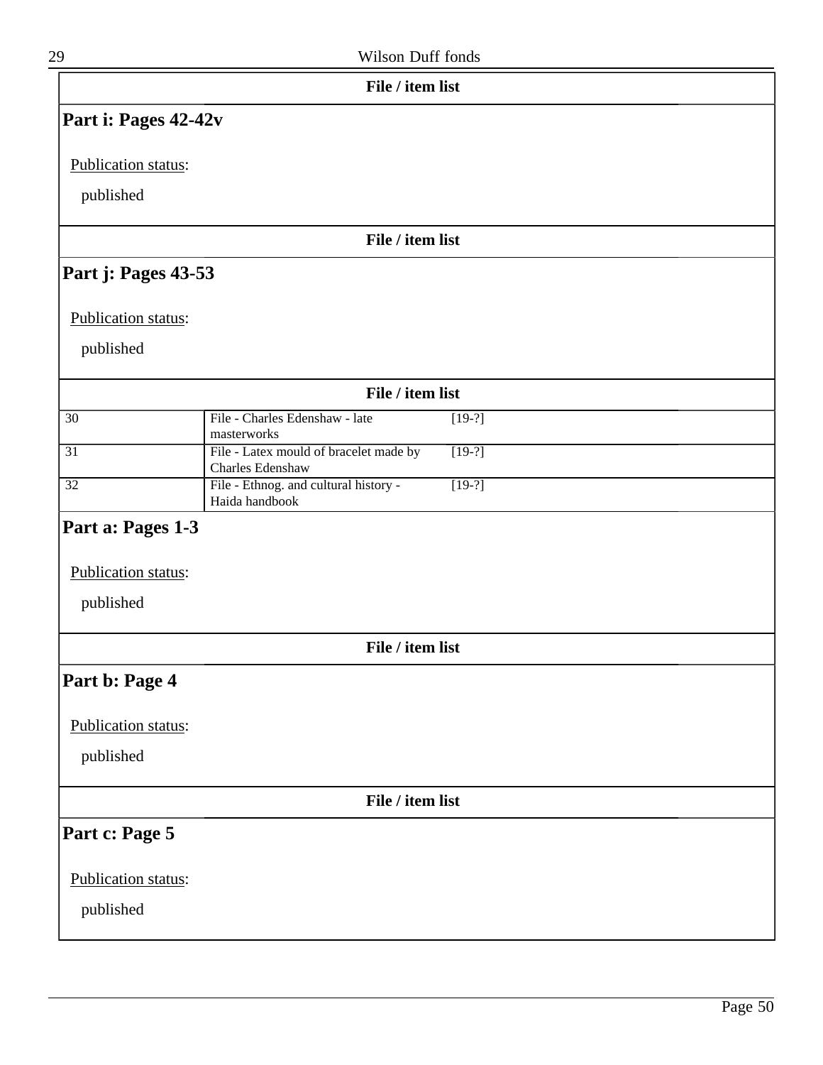**File / item list**

## Part i: Pages 42-42v

Publication status:

published

**File / item list**

## Part j: Pages 43-53

Publication status:

published

**File / item list**

| | | |
|---|---|---|
| 30 | File - Charles Edenshaw - late masterworks | [19-?] |
| 31 | File - Latex mould of bracelet made by Charles Edenshaw | [19-?] |
| 32 | File - Ethnog. and cultural history - Haida handbook | [19-?] |

## Part a: Pages 1-3

Publication status:

published

**File / item list**

## Part b: Page 4

Publication status:

published

**File / item list**

## Part c: Page 5

Publication status:

published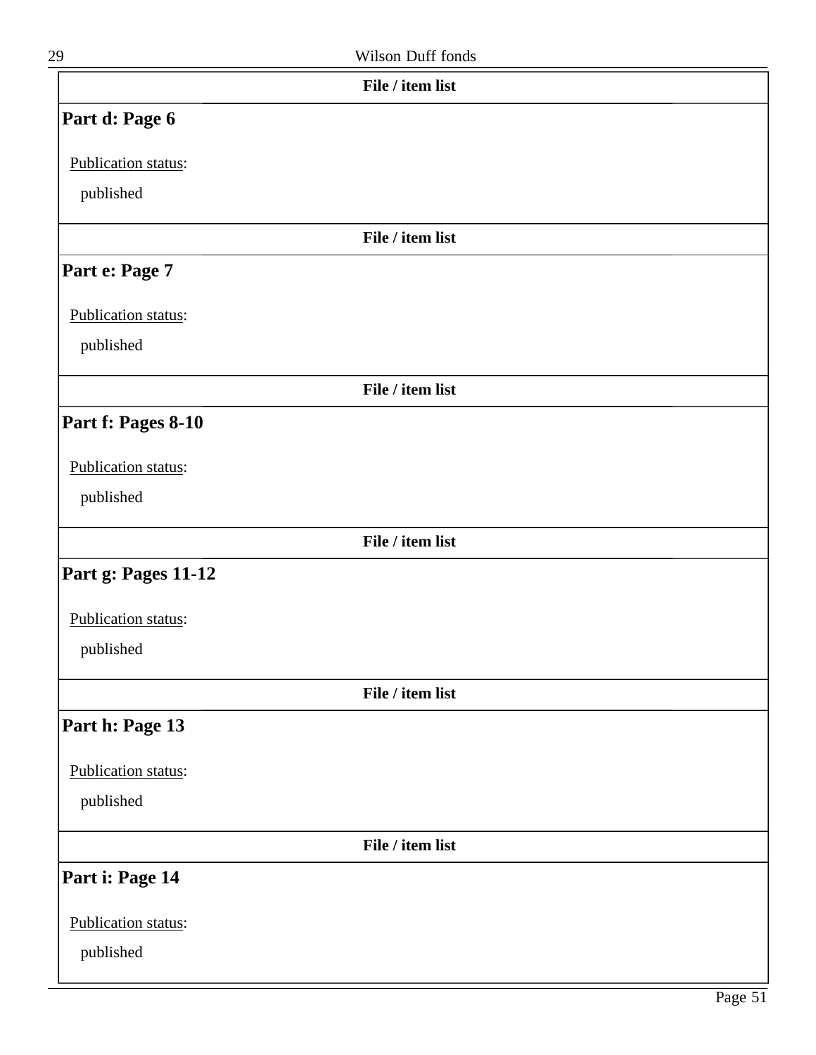**File / item list**

## Part d: Page 6

Publication status:

published

**File / item list**

## Part e: Page 7

Publication status:

published

**File / item list**

## Part f: Pages 8-10

Publication status:

published

**File / item list**

## Part g: Pages 11-12

Publication status:

published

**File / item list**

## Part h: Page 13

Publication status:

published

**File / item list**

## Part i: Page 14

Publication status:

published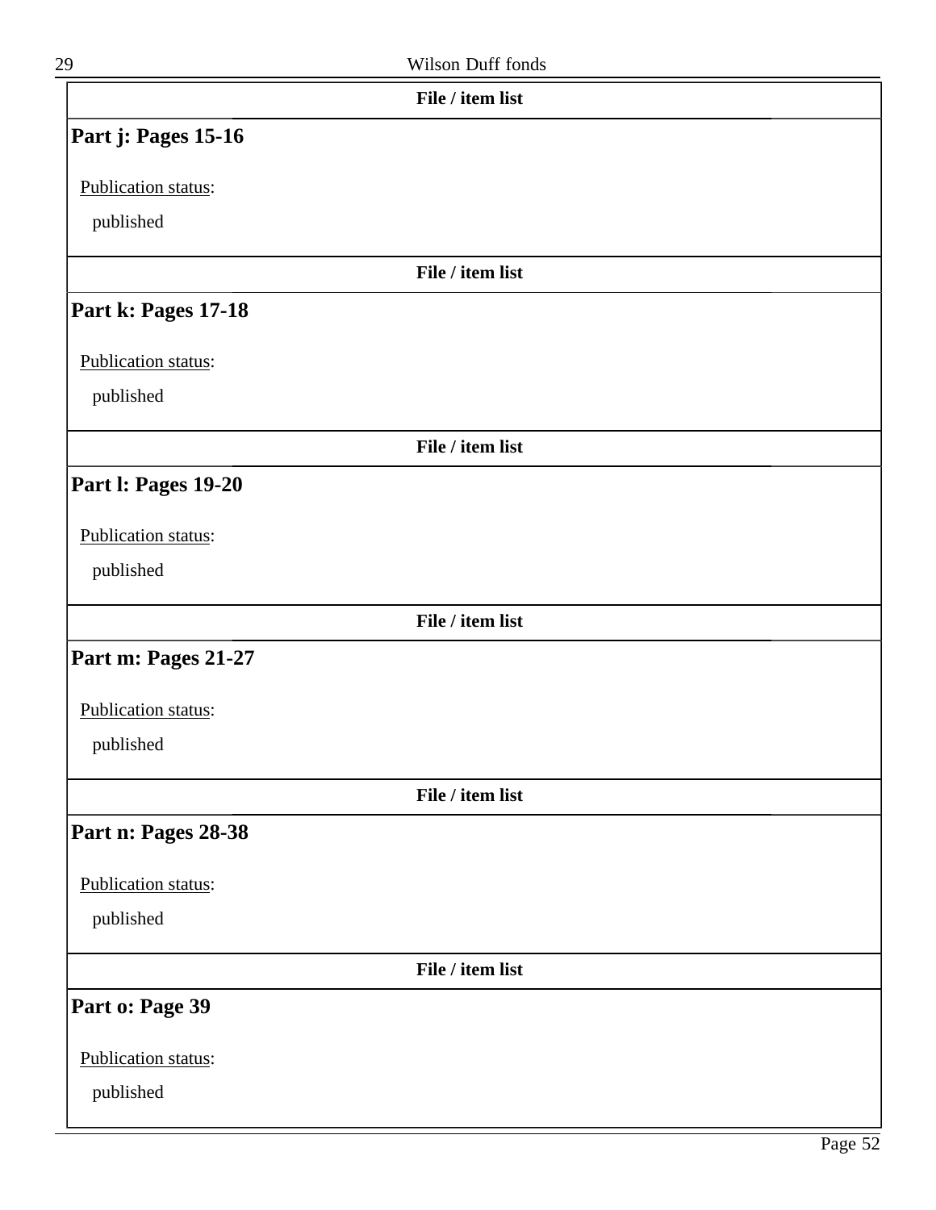File / item list

## Part j: Pages 15-16

Publication status:

published

File / item list

## Part k: Pages 17-18

Publication status:

published

File / item list

## Part l: Pages 19-20

Publication status:

published

File / item list

## Part m: Pages 21-27

Publication status:

published

File / item list

## Part n: Pages 28-38

Publication status:

published

File / item list

## Part o: Page 39

Publication status:

published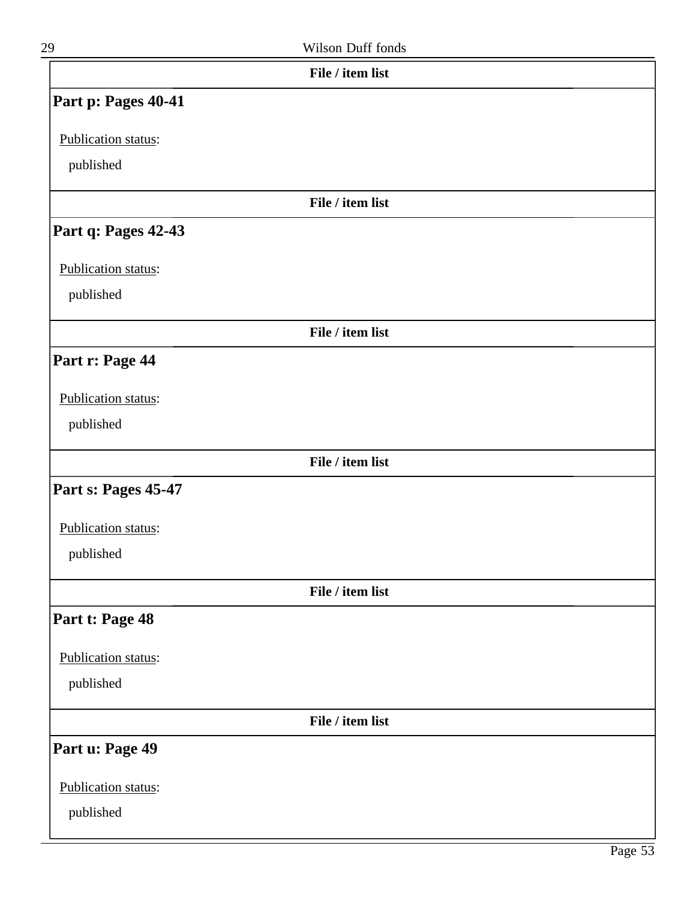**File / item list**

## Part p: Pages 40-41

Publication status:

published

**File / item list**

## Part q: Pages 42-43

Publication status:

published

**File / item list**

## Part r: Page 44

Publication status:

published

**File / item list**

## Part s: Pages 45-47

Publication status:

published

**File / item list**

## Part t: Page 48

Publication status:

published

**File / item list**

## Part u: Page 49

Publication status:

published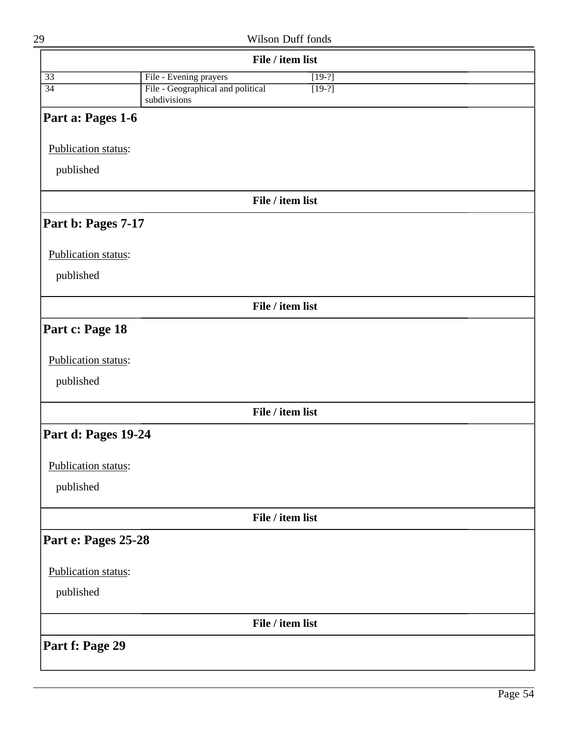**File / item list**

| | | |
|---|---|---|
| 33 | File - Evening prayers | [19-?] |
| 34 | File - Geographical and political subdivisions | [19-?] |

## Part a: Pages 1-6

Publication status:

published

**File / item list**

## Part b: Pages 7-17

Publication status:

published

**File / item list**

## Part c: Page 18

Publication status:

published

**File / item list**

## Part d: Pages 19-24

Publication status:

published

**File / item list**

## Part e: Pages 25-28

Publication status:

published

**File / item list**

## Part f: Page 29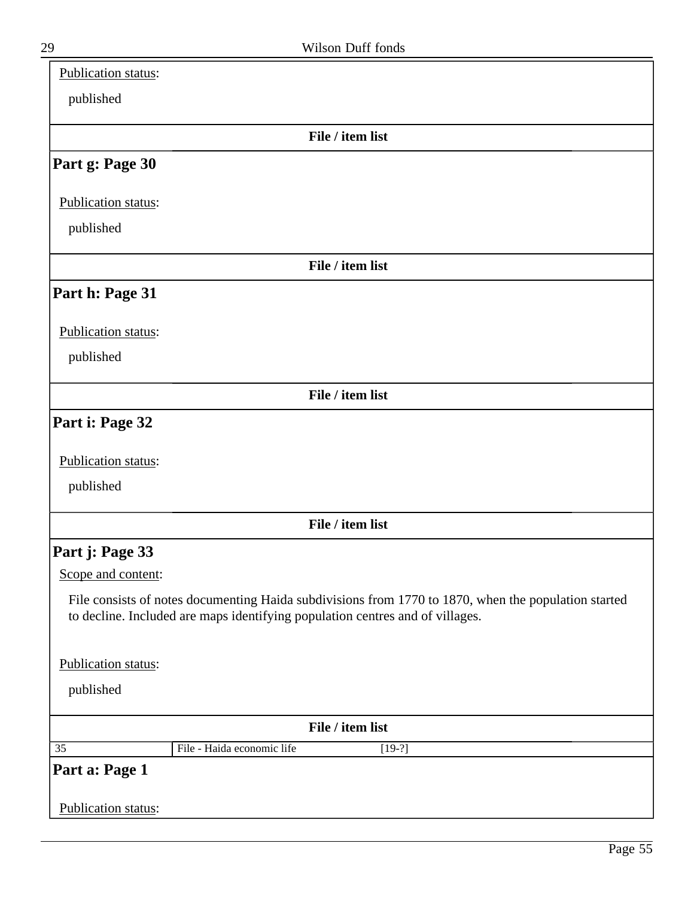Publication status:

published

**File / item list**

## Part g: Page 30

Publication status:

published

**File / item list**

## Part h: Page 31

Publication status:

published

**File / item list**

## Part i: Page 32

Publication status:

published

**File / item list**

## Part j: Page 33

Scope and content:

File consists of notes documenting Haida subdivisions from 1770 to 1870, when the population started to decline. Included are maps identifying population centres and villages.

Publication status:

published

**File / item list**

| | | |
|---|---|---|
| 35 | File - Haida economic life | [19-?] |

## Part a: Page 1

Publication status: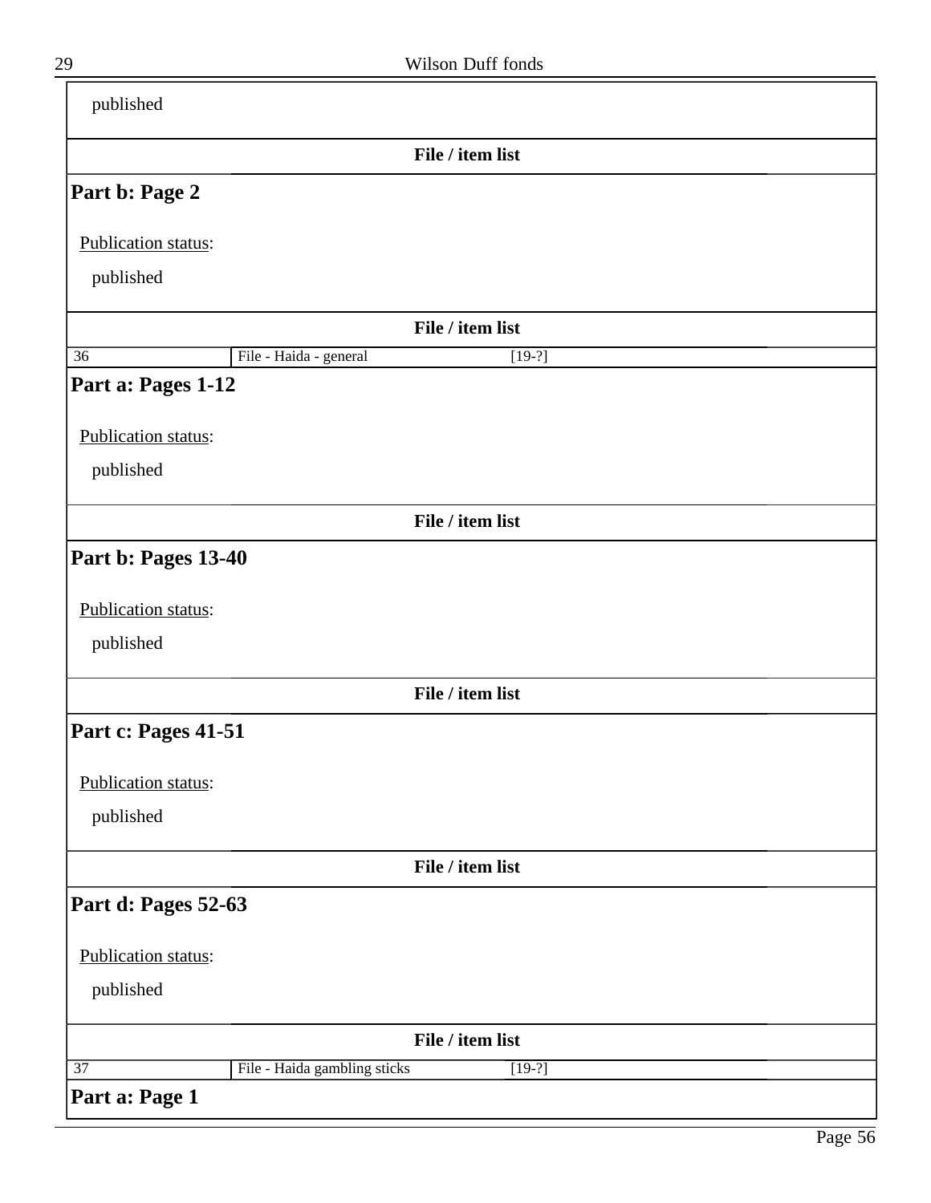published

**File / item list**

### Part b: Page 2

Publication status:

published

**File / item list**

| 36 | File - Haida - general | [19-?] |
|---|---|---|

### Part a: Pages 1-12

Publication status:

published

**File / item list**

### Part b: Pages 13-40

Publication status:

published

**File / item list**

### Part c: Pages 41-51

Publication status:

published

**File / item list**

### Part d: Pages 52-63

Publication status:

published

**File / item list**

| 37 | File - Haida gambling sticks | [19-?] |
|---|---|---|

### Part a: Page 1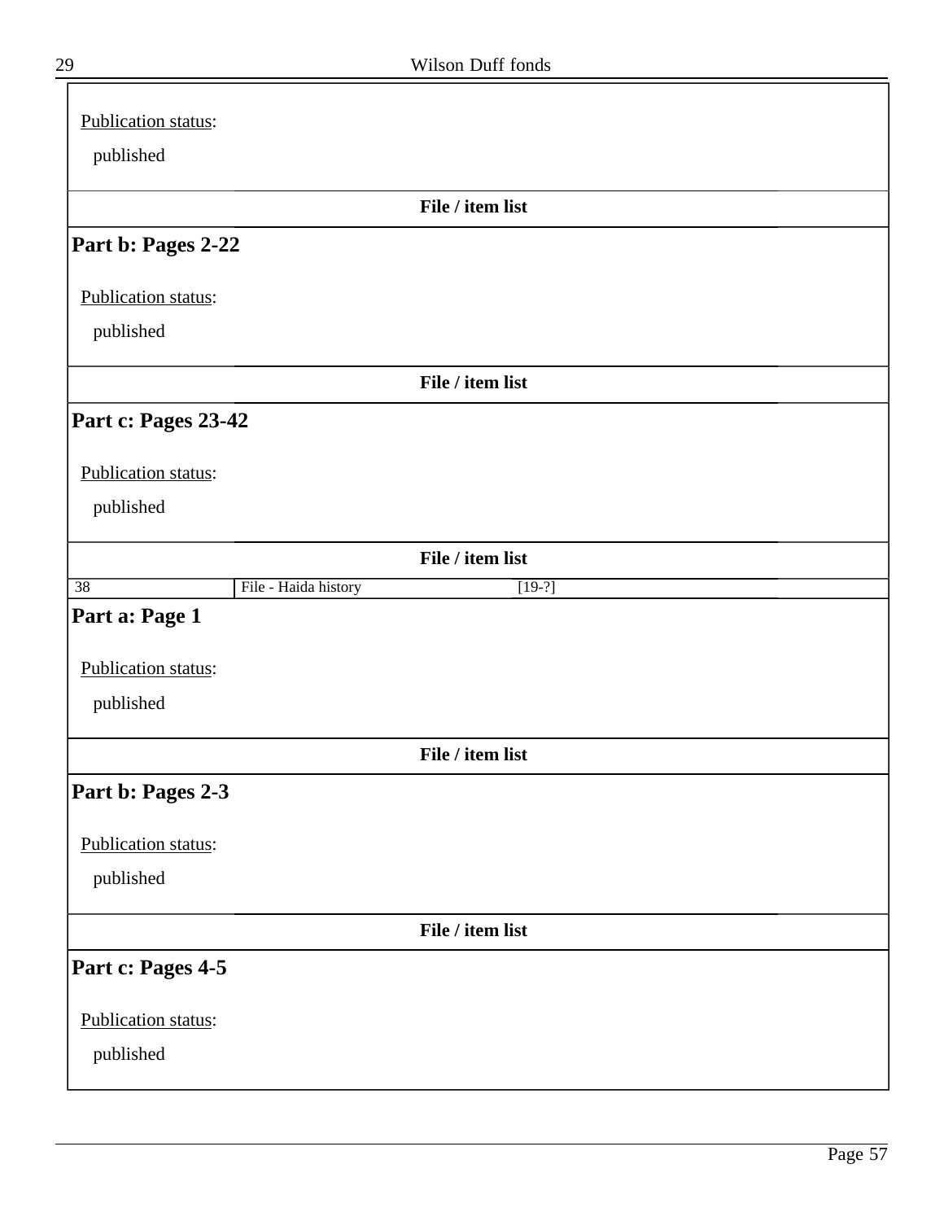Publication status:

published

**File / item list**

## Part b: Pages 2-22

Publication status:

published

**File / item list**

## Part c: Pages 23-42

Publication status:

published

**File / item list**

| 38 | File - Haida history | [19-?] |
|---|---|---|

## Part a: Page 1

Publication status:

published

**File / item list**

## Part b: Pages 2-3

Publication status:

published

**File / item list**

## Part c: Pages 4-5

Publication status:

published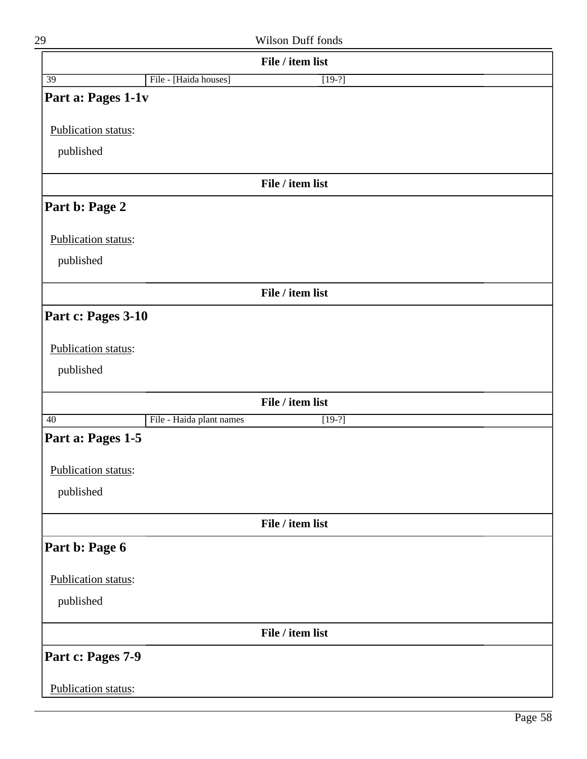**File / item list**

| 39 | File - [Haida houses] | [19-?] |
|---|---|---|

## Part a: Pages 1-1v

Publication status:

published

**File / item list**

## Part b: Page 2

Publication status:

published

**File / item list**

## Part c: Pages 3-10

Publication status:

published

**File / item list**

| 40 | File - Haida plant names | [19-?] |
|---|---|---|

## Part a: Pages 1-5

Publication status:

published

**File / item list**

## Part b: Page 6

Publication status:

published

**File / item list**

## Part c: Pages 7-9

Publication status: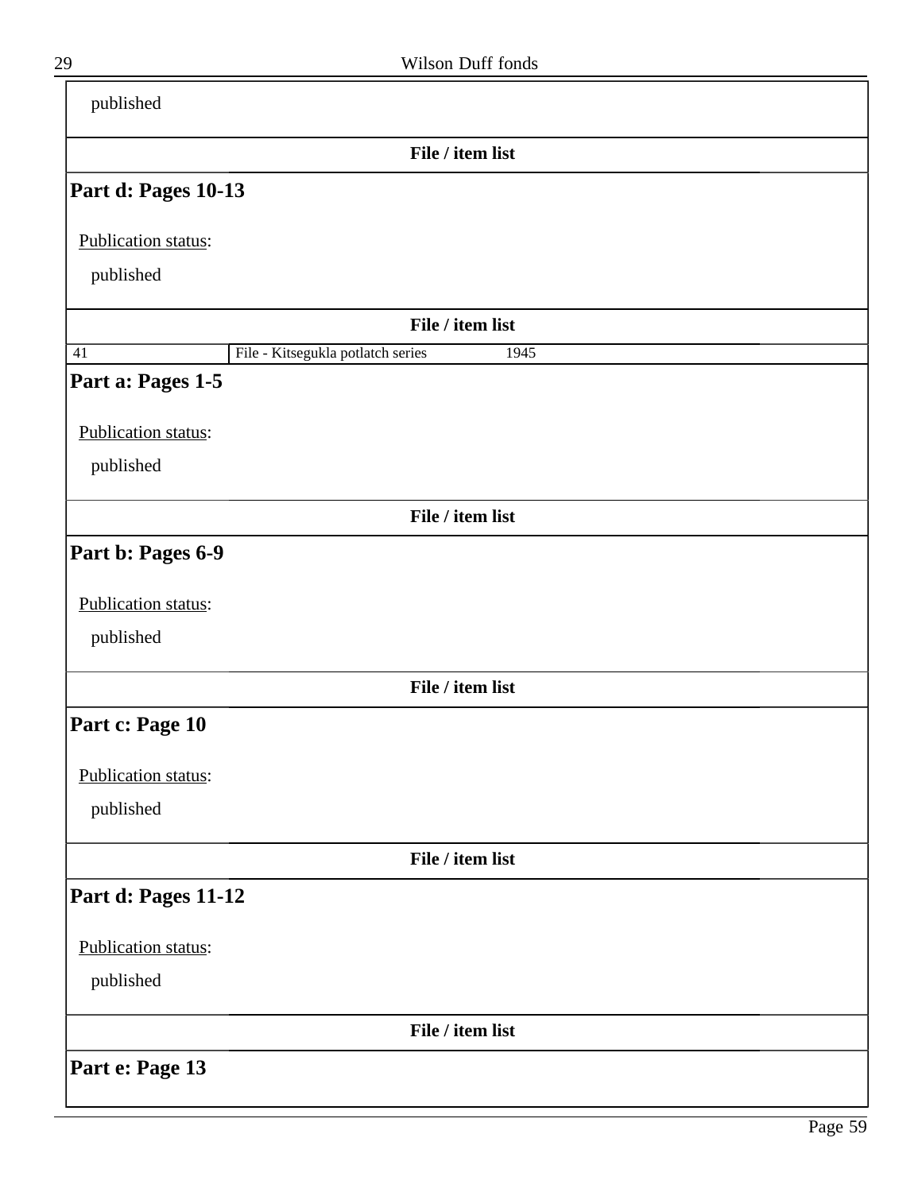published

**File / item list**

### Part d: Pages 10-13

Publication status:

published

**File / item list**

| 41 | File - Kitsegukla potlatch series | 1945 |
|---|---|---|

### Part a: Pages 1-5

Publication status:

published

**File / item list**

### Part b: Pages 6-9

Publication status:

published

**File / item list**

### Part c: Page 10

Publication status:

published

**File / item list**

### Part d: Pages 11-12

Publication status:

published

**File / item list**

### Part e: Page 13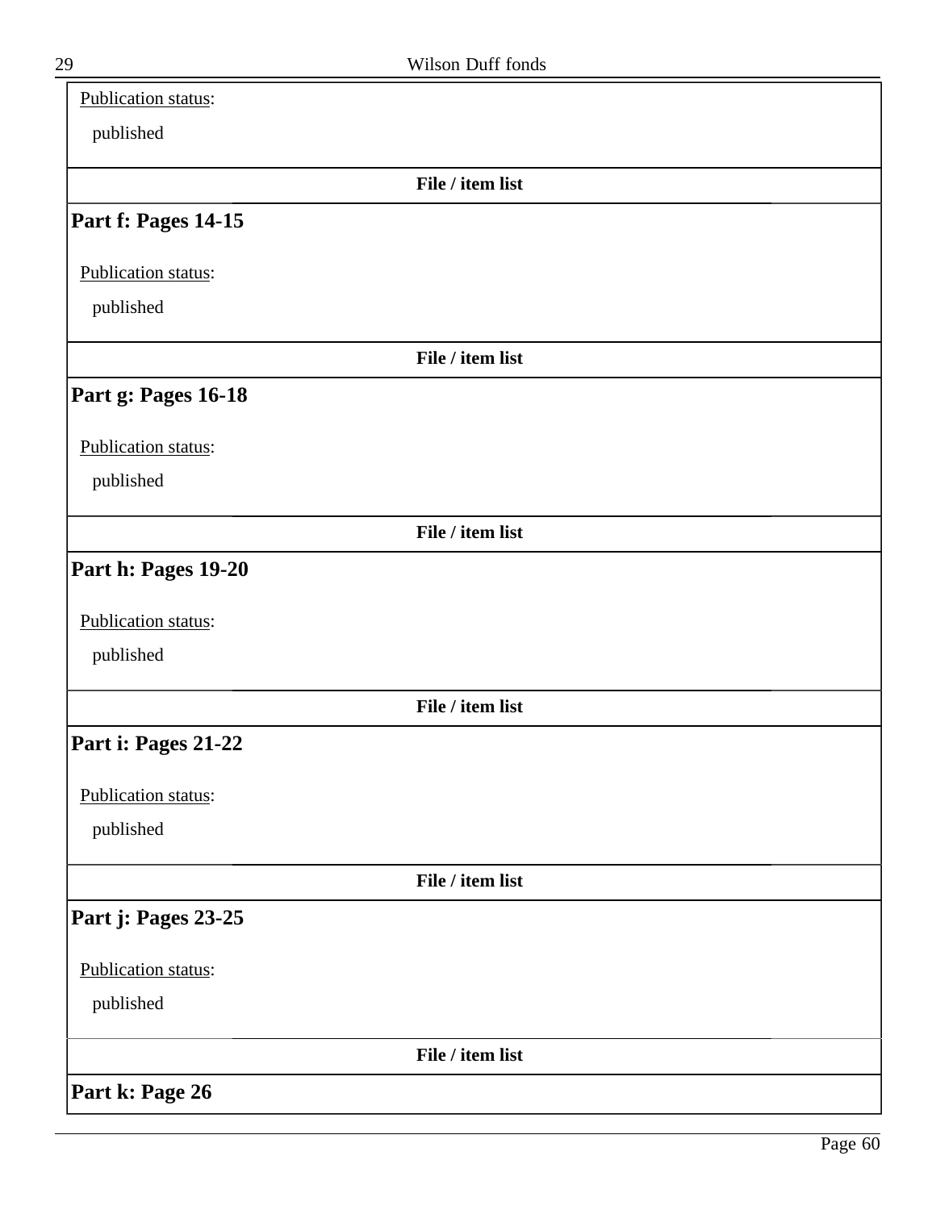Publication status:

published

**File / item list**

### Part f: Pages 14-15

Publication status:

published

**File / item list**

### Part g: Pages 16-18

Publication status:

published

**File / item list**

### Part h: Pages 19-20

Publication status:

published

**File / item list**

### Part i: Pages 21-22

Publication status:

published

**File / item list**

### Part j: Pages 23-25

Publication status:

published

**File / item list**

### Part k: Page 26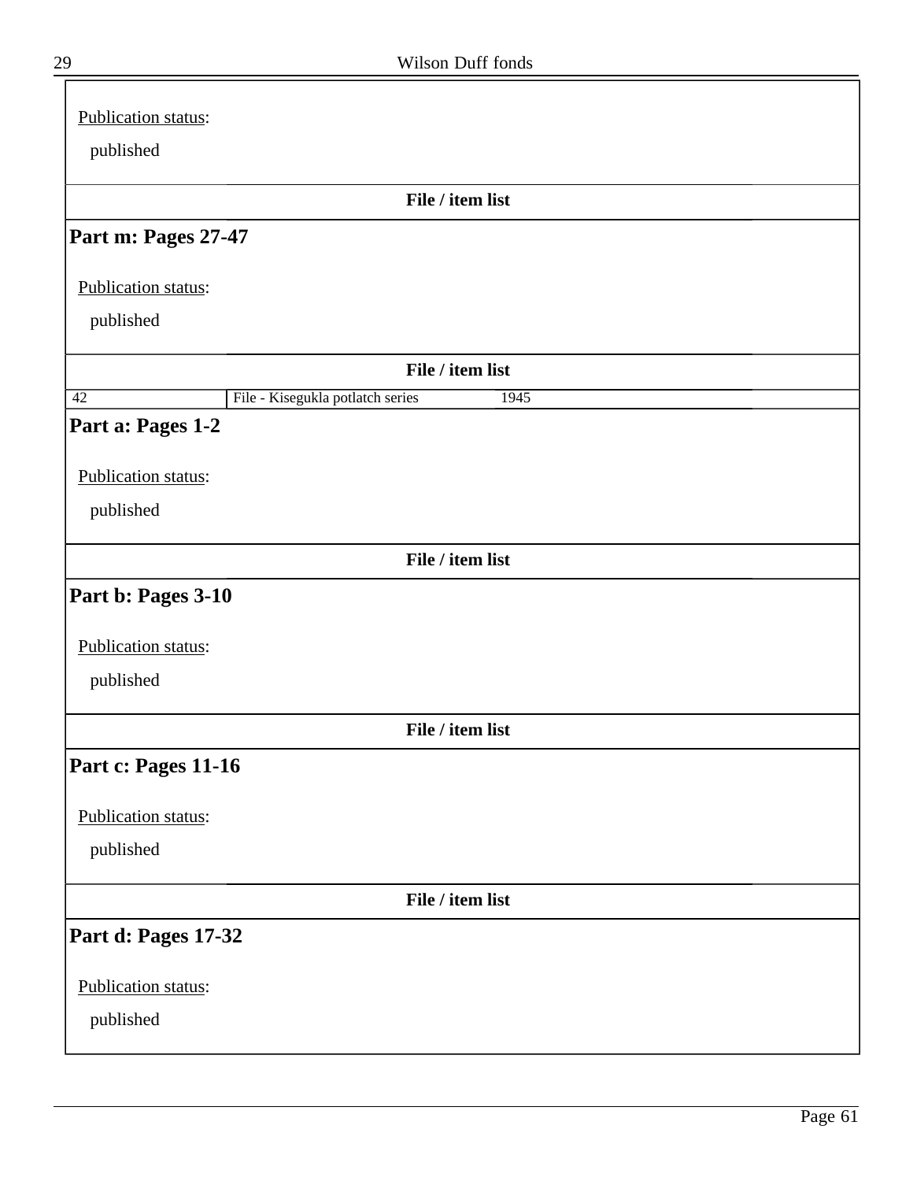Publication status:

published

**File / item list**

### Part m: Pages 27-47

Publication status:

published

**File / item list**

| 42 | File - Kisegukla potlatch series | 1945 |
|---|---|---|

### Part a: Pages 1-2

Publication status:

published

**File / item list**

### Part b: Pages 3-10

Publication status:

published

**File / item list**

### Part c: Pages 11-16

Publication status:

published

**File / item list**

### Part d: Pages 17-32

Publication status:

published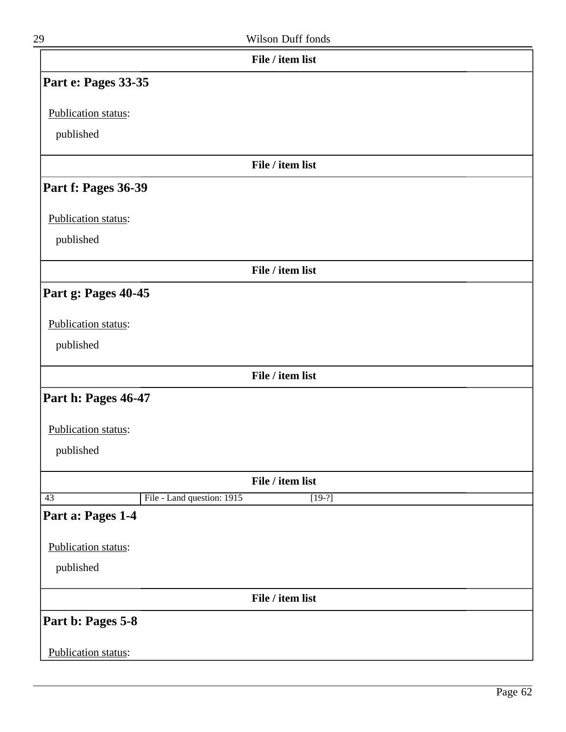**File / item list**

### Part e: Pages 33-35

Publication status:

published

**File / item list**

### Part f: Pages 36-39

Publication status:

published

**File / item list**

### Part g: Pages 40-45

Publication status:

published

**File / item list**

### Part h: Pages 46-47

Publication status:

published

**File / item list**

| 43 | File - Land question: 1915 | [19-?] |
|---|---|---|

### Part a: Pages 1-4

Publication status:

published

**File / item list**

### Part b: Pages 5-8

Publication status: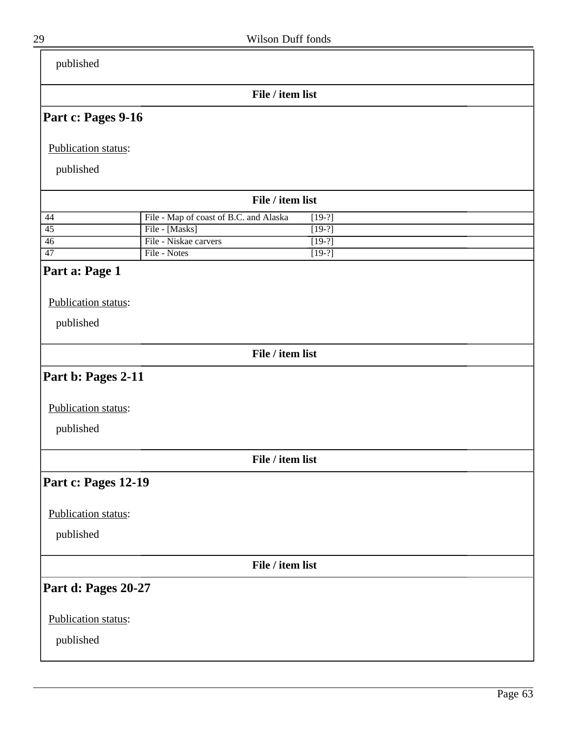published

File / item list

## Part c: Pages 9-16

Publication status:

published

File / item list

| | | |
|---|---|---|
| 44 | File - Map of coast of B.C. and Alaska | [19-?] |
| 45 | File - [Masks] | [19-?] |
| 46 | File - Niskae carvers | [19-?] |
| 47 | File - Notes | [19-?] |

## Part a: Page 1

Publication status:

published

File / item list

## Part b: Pages 2-11

Publication status:

published

File / item list

## Part c: Pages 12-19

Publication status:

published

File / item list

## Part d: Pages 20-27

Publication status:

published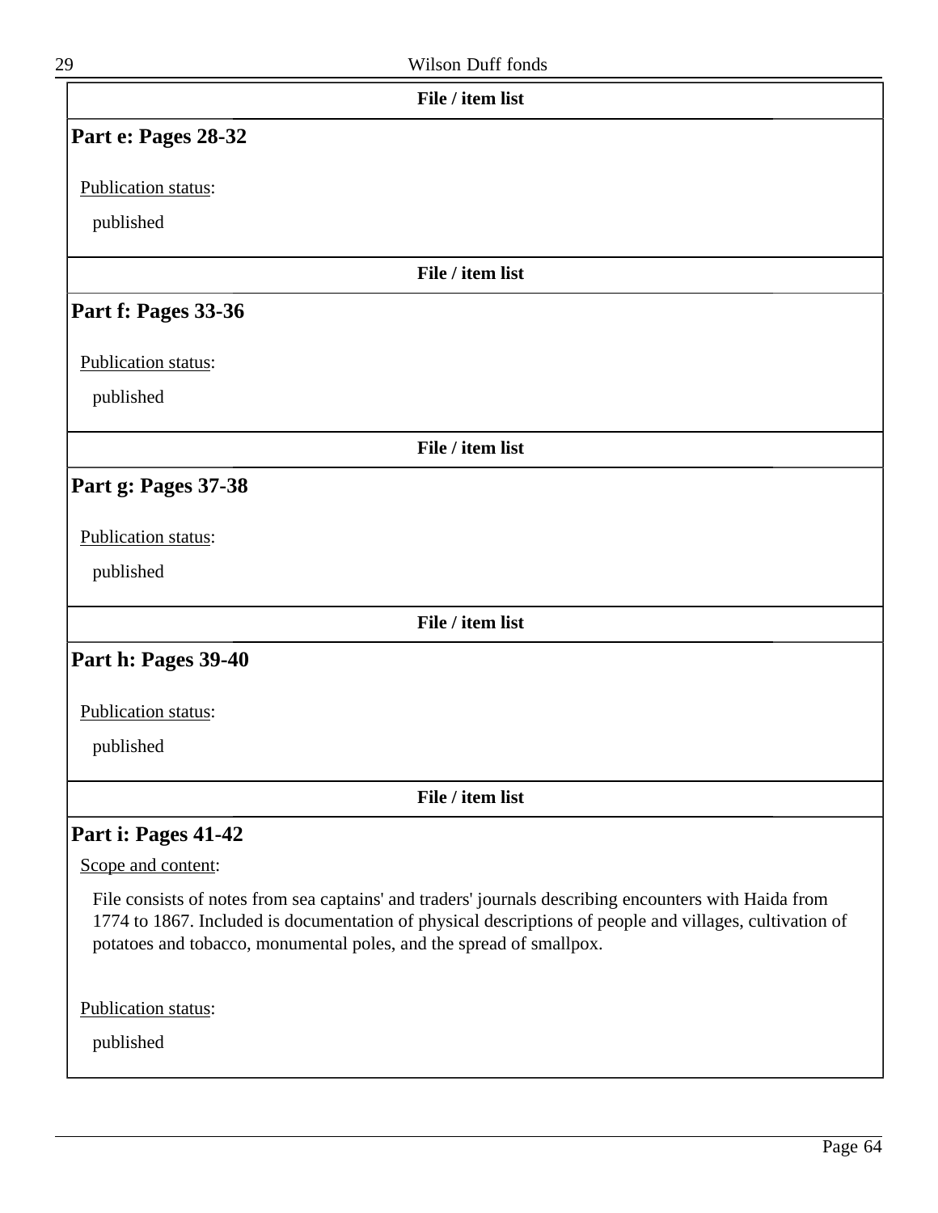**File / item list**

## Part e: Pages 28-32

Publication status:

published

**File / item list**

## Part f: Pages 33-36

Publication status:

published

**File / item list**

## Part g: Pages 37-38

Publication status:

published

**File / item list**

## Part h: Pages 39-40

Publication status:

published

**File / item list**

## Part i: Pages 41-42

Scope and content:

File consists of notes from sea captains' and traders' journals describing encounters with Haida from 1774 to 1867. Included is documentation of physical descriptions of people and villages, cultivation of potatoes and tobacco, monumental poles, and the spread of smallpox.

Publication status:

published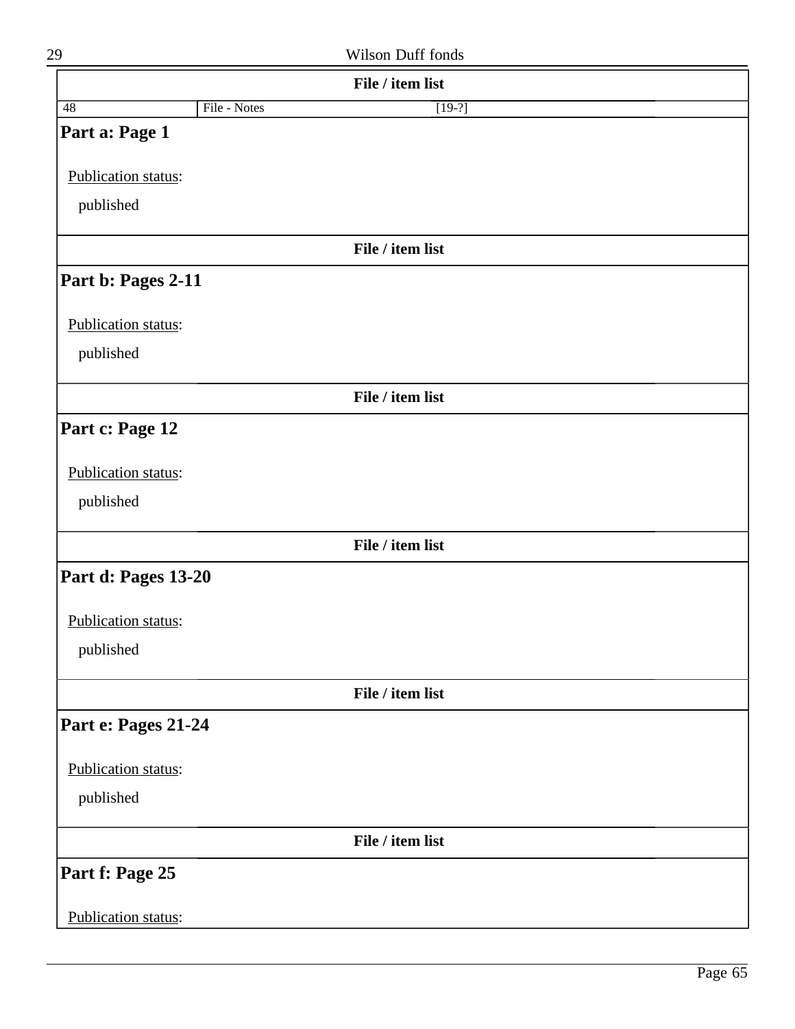**File / item list**

| 48 | File - Notes | [19-?] |
|---|---|---|

**Part a: Page 1**

Publication status:

published

**File / item list**

**Part b: Pages 2-11**

Publication status:

published

**File / item list**

**Part c: Page 12**

Publication status:

published

**File / item list**

**Part d: Pages 13-20**

Publication status:

published

**File / item list**

**Part e: Pages 21-24**

Publication status:

published

**File / item list**

**Part f: Page 25**

Publication status: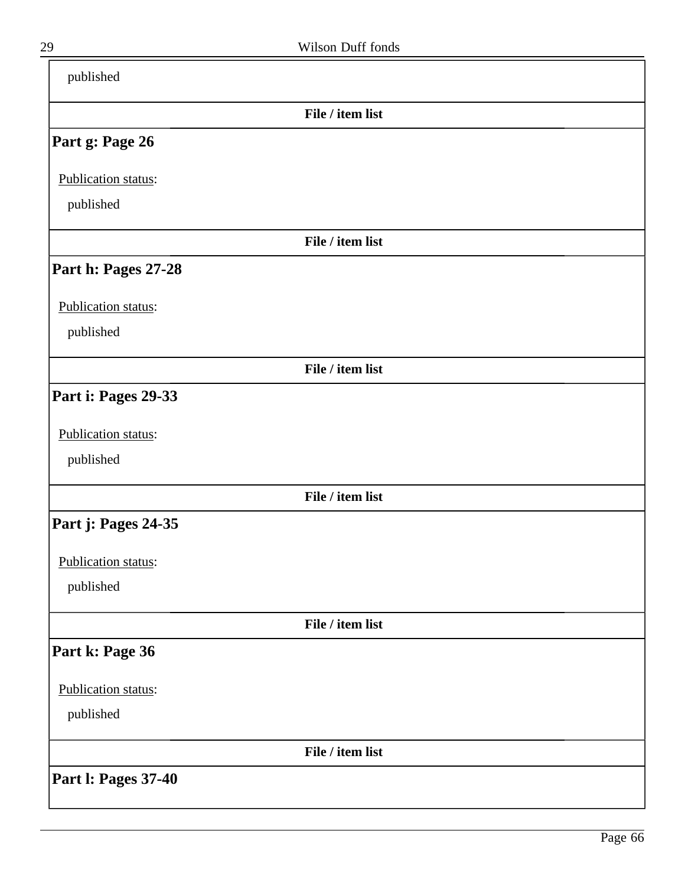published

**File / item list**

## Part g: Page 26

Publication status:

published

**File / item list**

## Part h: Pages 27-28

Publication status:

published

**File / item list**

## Part i: Pages 29-33

Publication status:

published

**File / item list**

## Part j: Pages 24-35

Publication status:

published

**File / item list**

## Part k: Page 36

Publication status:

published

**File / item list**

## Part l: Pages 37-40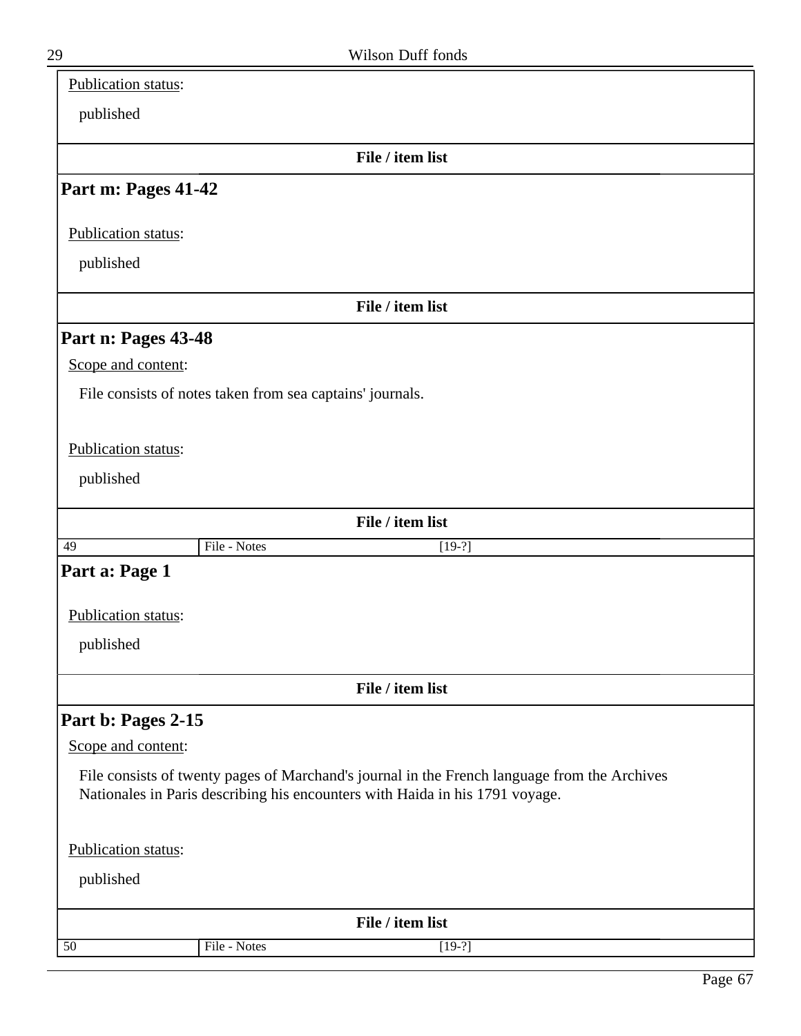Publication status:

published

**File / item list**

## Part m: Pages 41-42

Publication status:

published

**File / item list**

## Part n: Pages 43-48

Scope and content:

File consists of notes taken from sea captains' journals.

Publication status:

published

**File / item list**

| 49 | File - Notes | [19-?] |
|---|---|---|

## Part a: Page 1

Publication status:

published

**File / item list**

## Part b: Pages 2-15

Scope and content:

File consists of twenty pages of Marchand's journal in the French language from the Archives Nationales in Paris describing his encounters with Haida in his 1791 voyage.

Publication status:

published

**File / item list**

| 50 | File - Notes | [19-?] |
|---|---|---|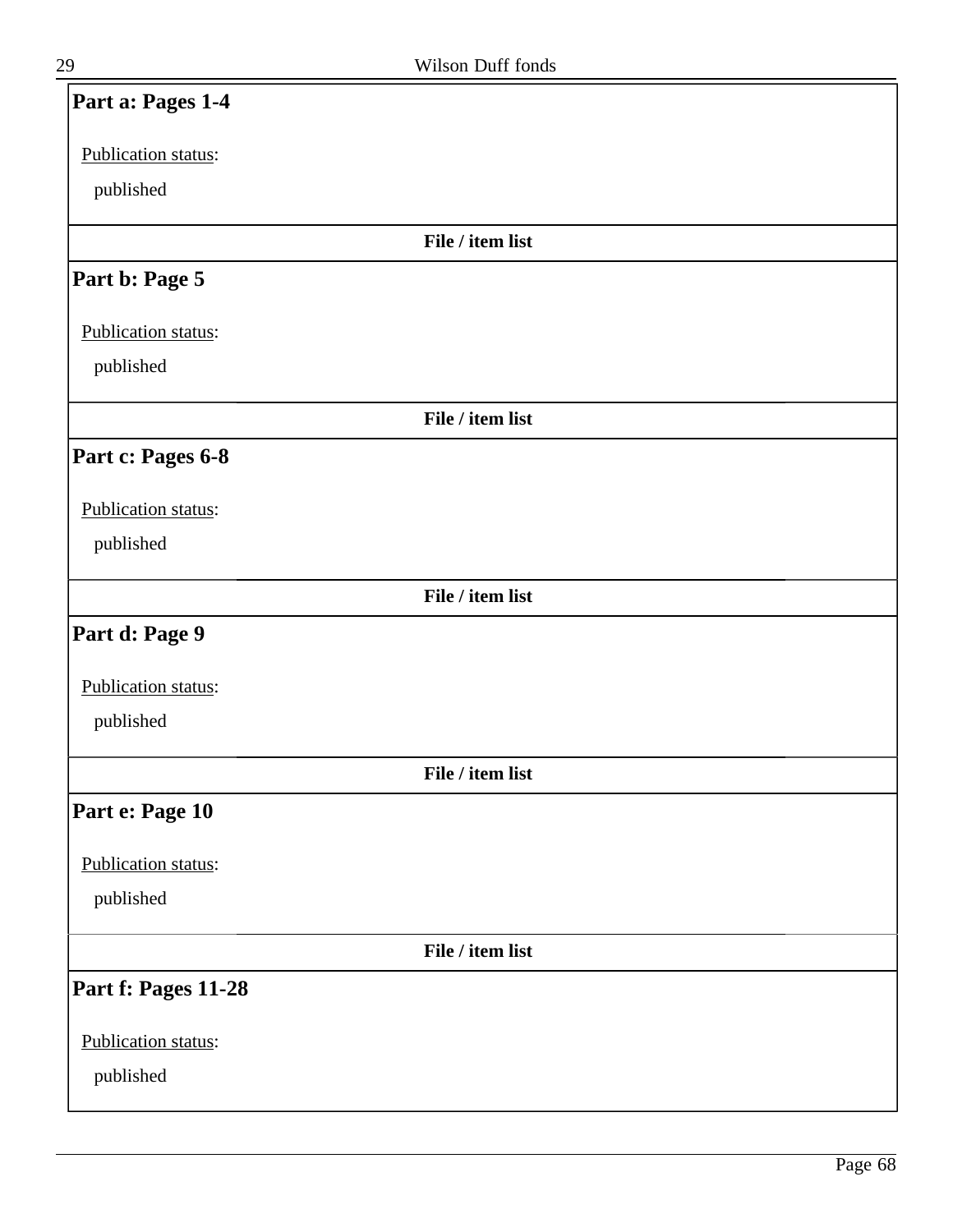### Part a: Pages 1-4

Publication status:

published

**File / item list**

### Part b: Page 5

Publication status:

published

**File / item list**

### Part c: Pages 6-8

Publication status:

published

**File / item list**

### Part d: Page 9

Publication status:

published

**File / item list**

### Part e: Page 10

Publication status:

published

**File / item list**

### Part f: Pages 11-28

Publication status:

published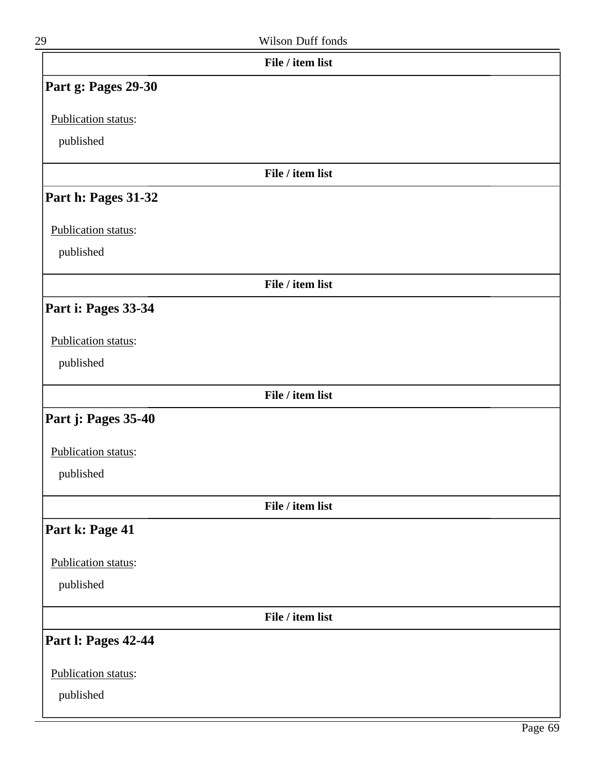File / item list

## Part g: Pages 29-30

Publication status:

published

File / item list

## Part h: Pages 31-32

Publication status:

published

File / item list

## Part i: Pages 33-34

Publication status:

published

File / item list

## Part j: Pages 35-40

Publication status:

published

File / item list

## Part k: Page 41

Publication status:

published

File / item list

## Part l: Pages 42-44

Publication status:

published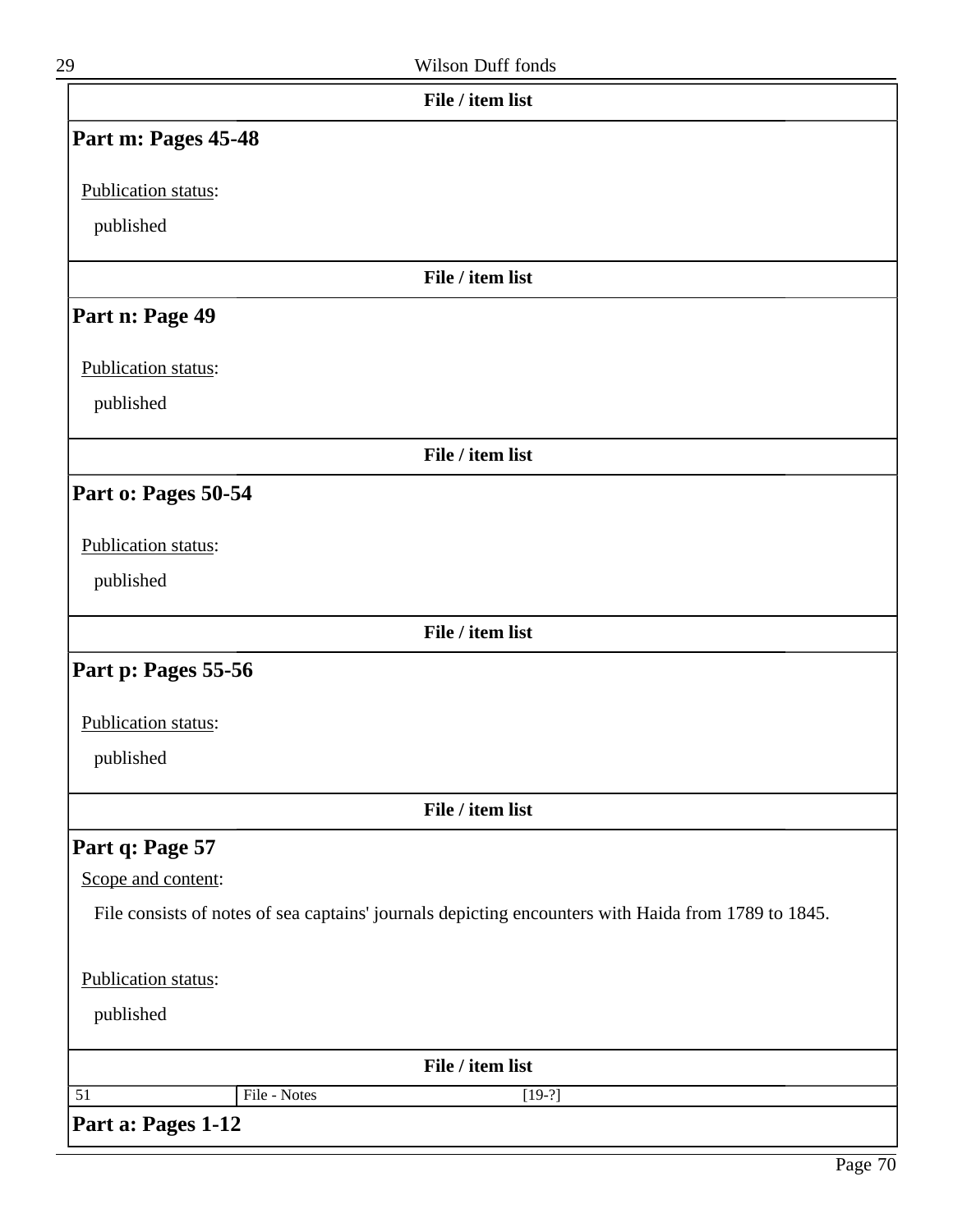File / item list

## Part m: Pages 45-48

Publication status:

published

File / item list

## Part n: Page 49

Publication status:

published

File / item list

## Part o: Pages 50-54

Publication status:

published

File / item list

## Part p: Pages 55-56

Publication status:

published

File / item list

## Part q: Page 57

Scope and content:

File consists of notes of sea captains' journals depicting encounters with Haida from 1789 to 1845.

Publication status:

published

File / item list

| 51 | File - Notes | [19-?] |
|---|---|---|

## Part a: Pages 1-12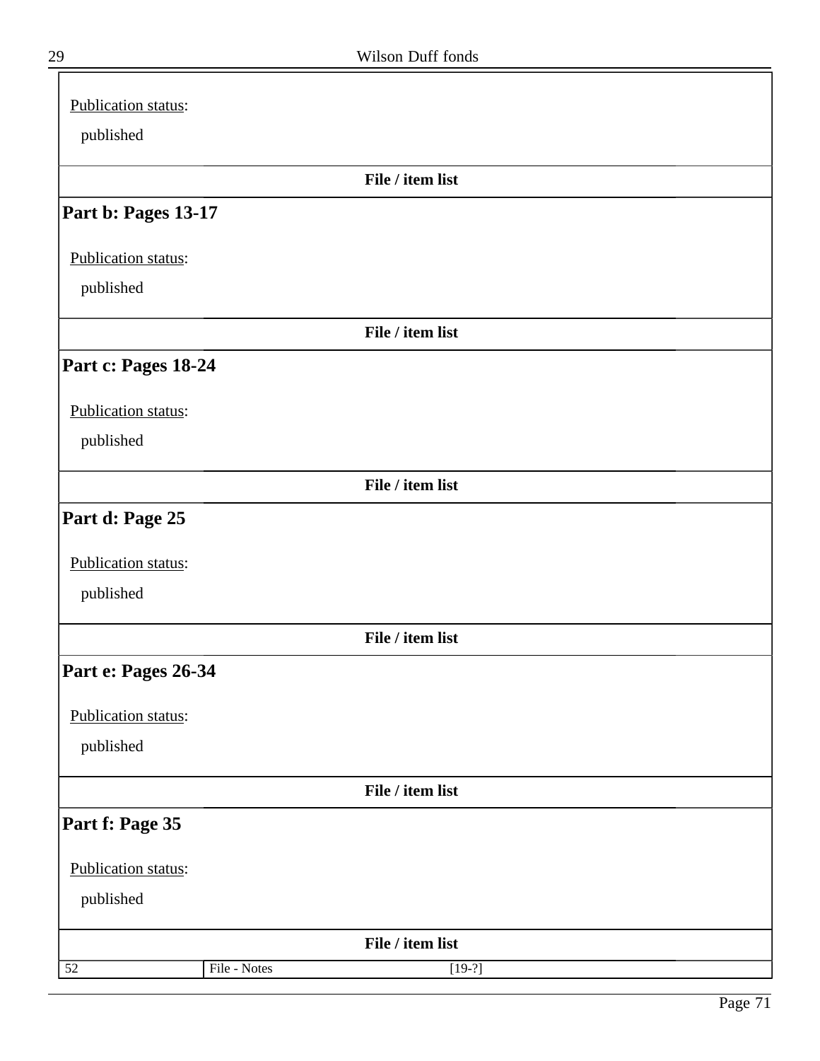Publication status:

published

**File / item list**

## Part b: Pages 13-17

Publication status:

published

**File / item list**

## Part c: Pages 18-24

Publication status:

published

**File / item list**

## Part d: Page 25

Publication status:

published

**File / item list**

## Part e: Pages 26-34

Publication status:

published

**File / item list**

## Part f: Page 35

Publication status:

published

**File / item list**

| | | | |
|---|---|---|---|
| 52 | File - Notes | [19-?] | |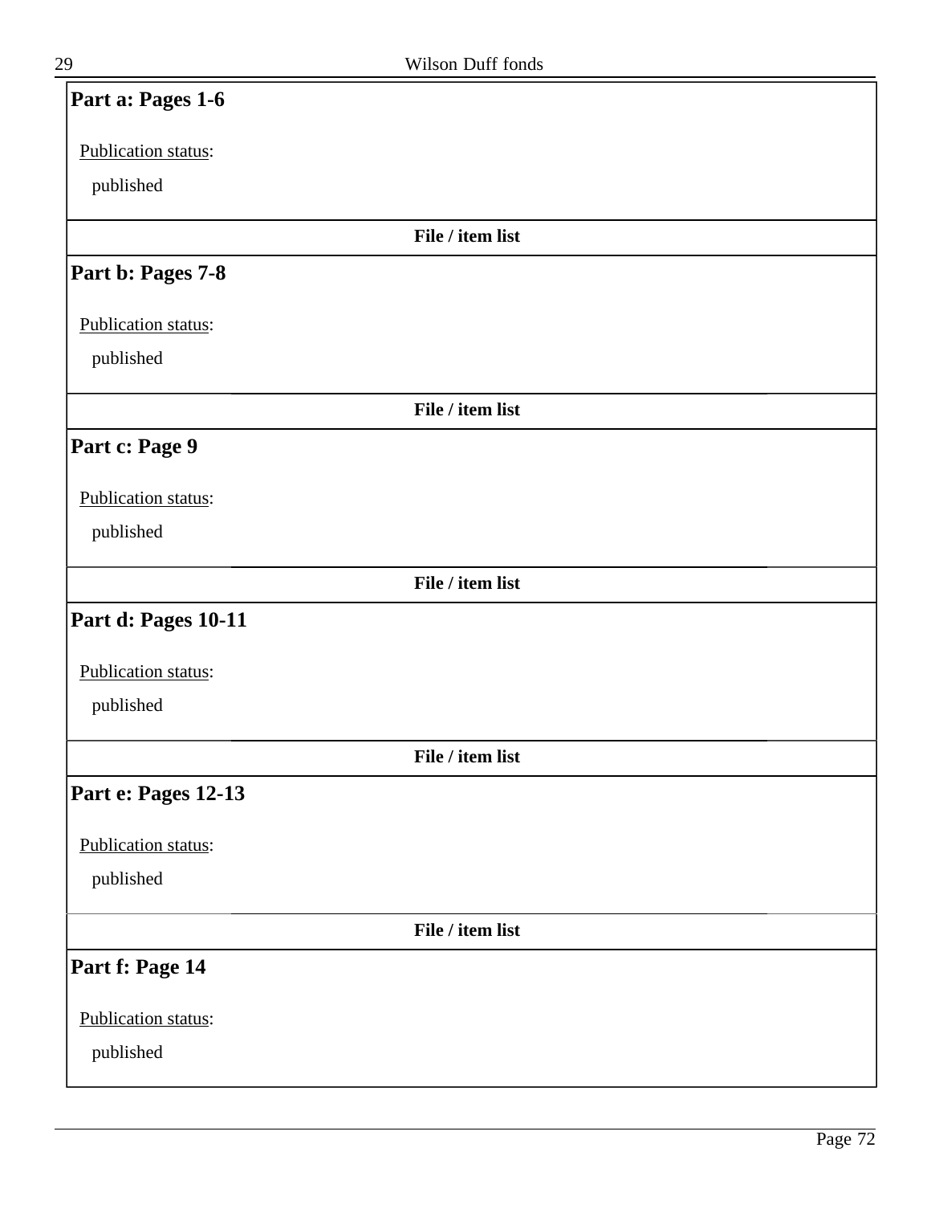## Part a: Pages 1-6

Publication status:

published

**File / item list**

## Part b: Pages 7-8

Publication status:

published

**File / item list**

## Part c: Page 9

Publication status:

published

**File / item list**

## Part d: Pages 10-11

Publication status:

published

**File / item list**

## Part e: Pages 12-13

Publication status:

published

**File / item list**

## Part f: Page 14

Publication status:

published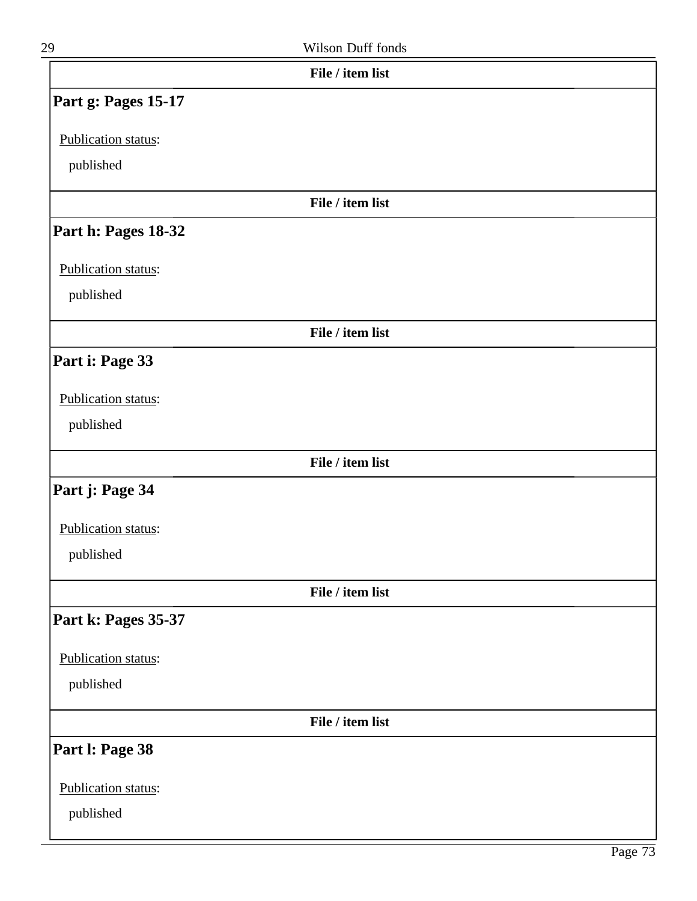**File / item list**

### Part g: Pages 15-17

Publication status:

published

**File / item list**

### Part h: Pages 18-32

Publication status:

published

**File / item list**

### Part i: Page 33

Publication status:

published

**File / item list**

### Part j: Page 34

Publication status:

published

**File / item list**

### Part k: Pages 35-37

Publication status:

published

**File / item list**

### Part l: Page 38

Publication status:

published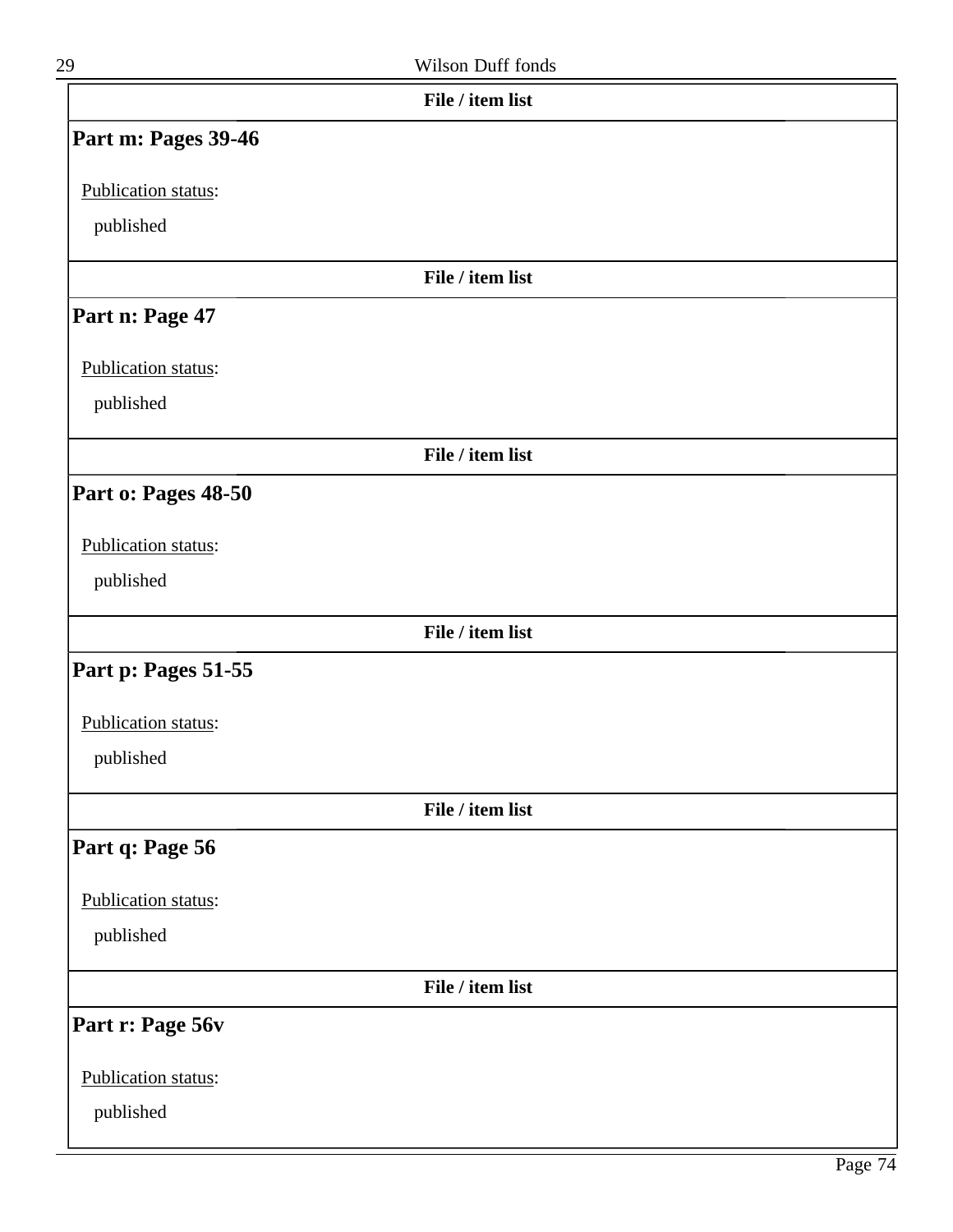**File / item list**

## Part m: Pages 39-46

Publication status:

published

**File / item list**

## Part n: Page 47

Publication status:

published

**File / item list**

## Part o: Pages 48-50

Publication status:

published

**File / item list**

## Part p: Pages 51-55

Publication status:

published

**File / item list**

## Part q: Page 56

Publication status:

published

**File / item list**

## Part r: Page 56v

Publication status:

published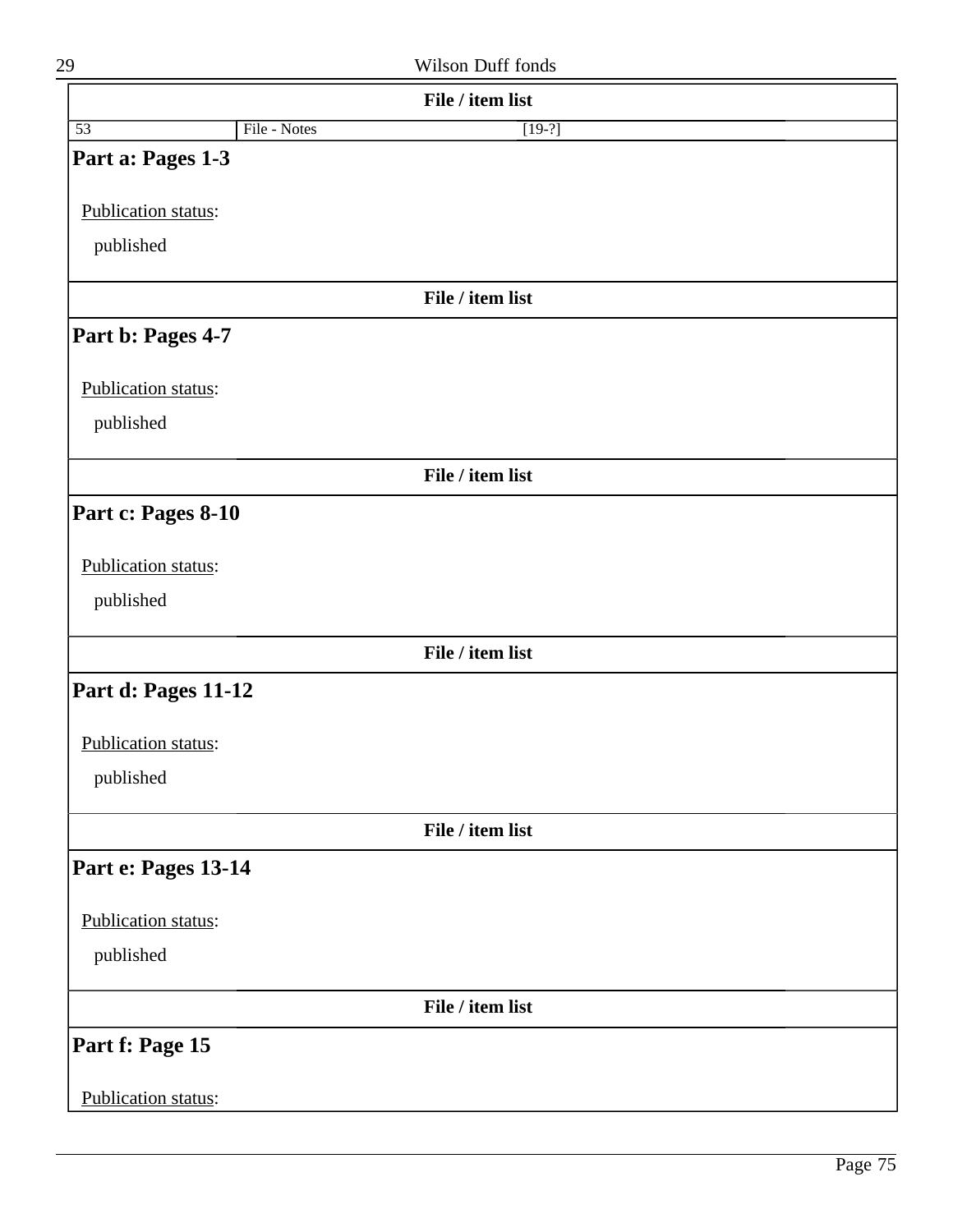**File / item list**

| 53 | File - Notes | [19-?] |
|---|---|---|

## Part a: Pages 1-3

Publication status:

published

**File / item list**

## Part b: Pages 4-7

Publication status:

published

**File / item list**

## Part c: Pages 8-10

Publication status:

published

**File / item list**

## Part d: Pages 11-12

Publication status:

published

**File / item list**

## Part e: Pages 13-14

Publication status:

published

**File / item list**

## Part f: Page 15

Publication status: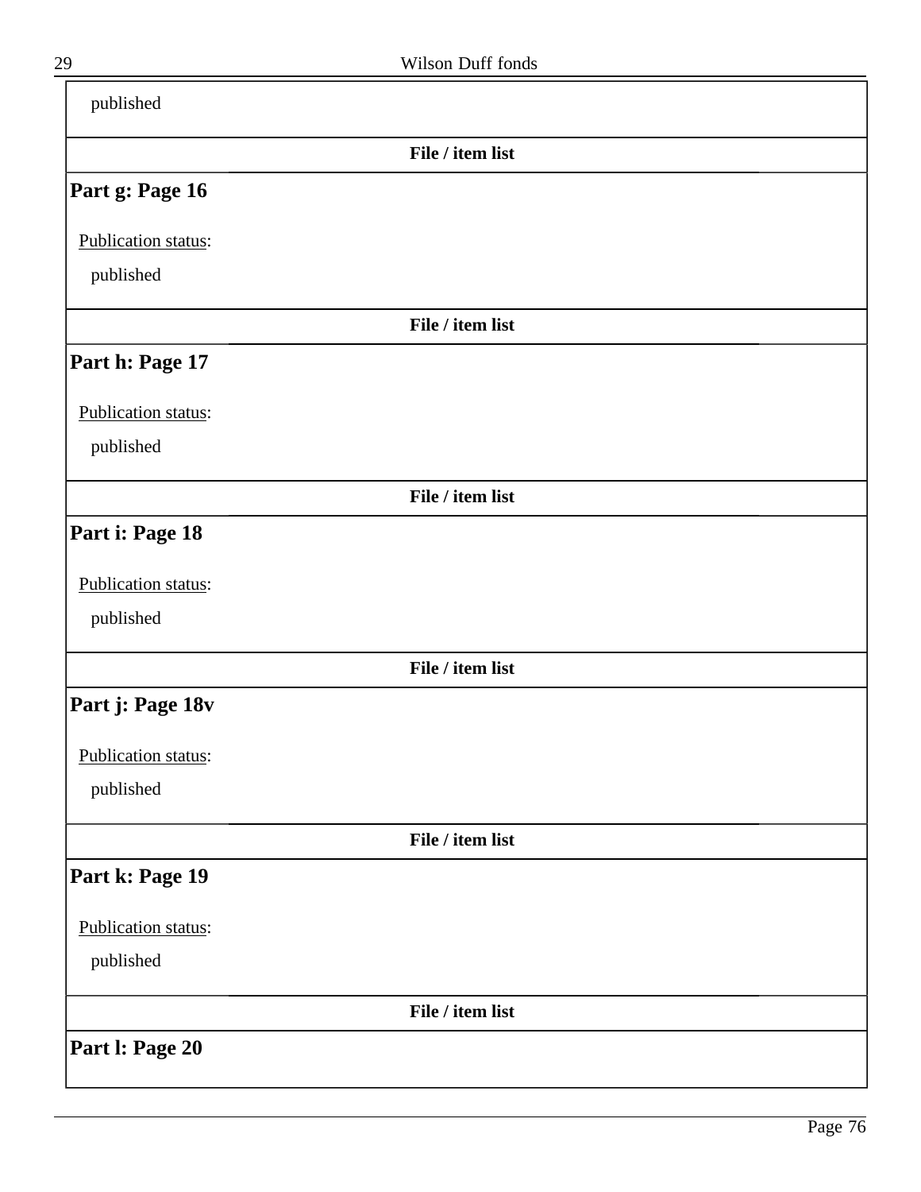published

**File / item list**

### Part g: Page 16

Publication status:

published

**File / item list**

### Part h: Page 17

Publication status:

published

**File / item list**

### Part i: Page 18

Publication status:

published

**File / item list**

### Part j: Page 18v

Publication status:

published

**File / item list**

### Part k: Page 19

Publication status:

published

**File / item list**

### Part l: Page 20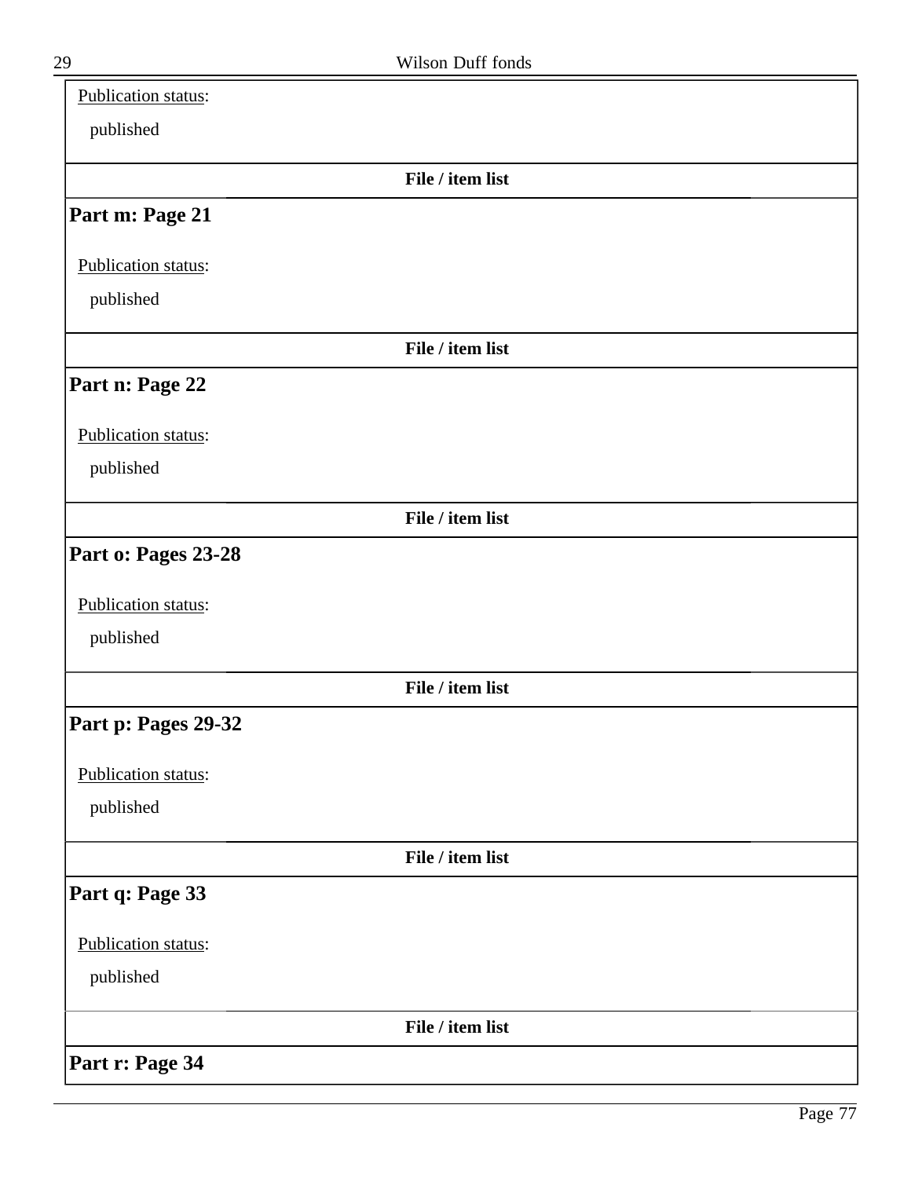Publication status:

published

**File / item list**

## Part m: Page 21

Publication status:

published

**File / item list**

## Part n: Page 22

Publication status:

published

**File / item list**

## Part o: Pages 23-28

Publication status:

published

**File / item list**

## Part p: Pages 29-32

Publication status:

published

**File / item list**

## Part q: Page 33

Publication status:

published

**File / item list**

## Part r: Page 34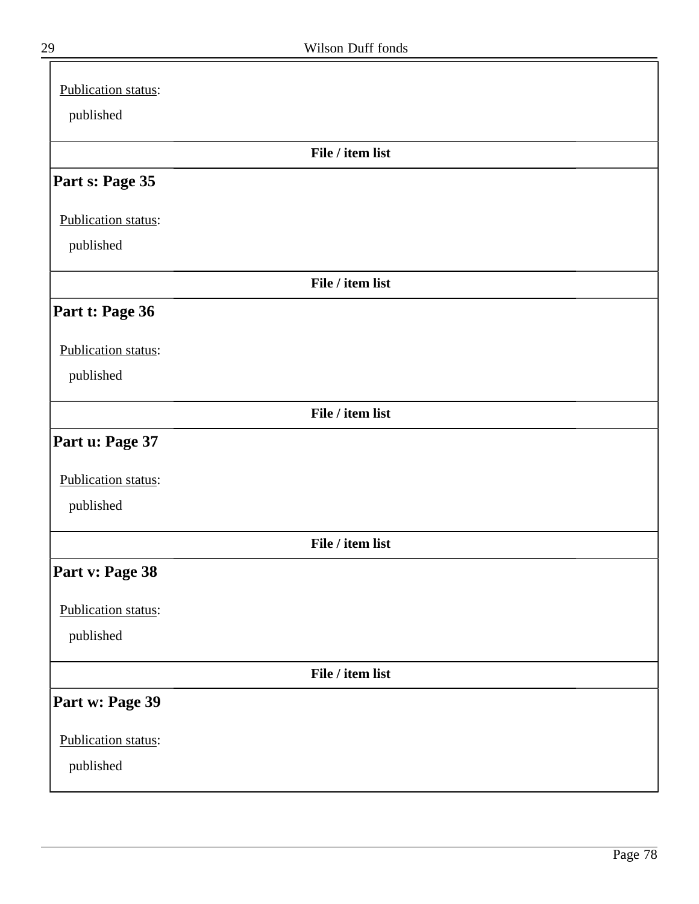Publication status:

published

**File / item list**

### Part s: Page 35

Publication status:

published

**File / item list**

### Part t: Page 36

Publication status:

published

**File / item list**

### Part u: Page 37

Publication status:

published

**File / item list**

### Part v: Page 38

Publication status:

published

**File / item list**

### Part w: Page 39

Publication status:

published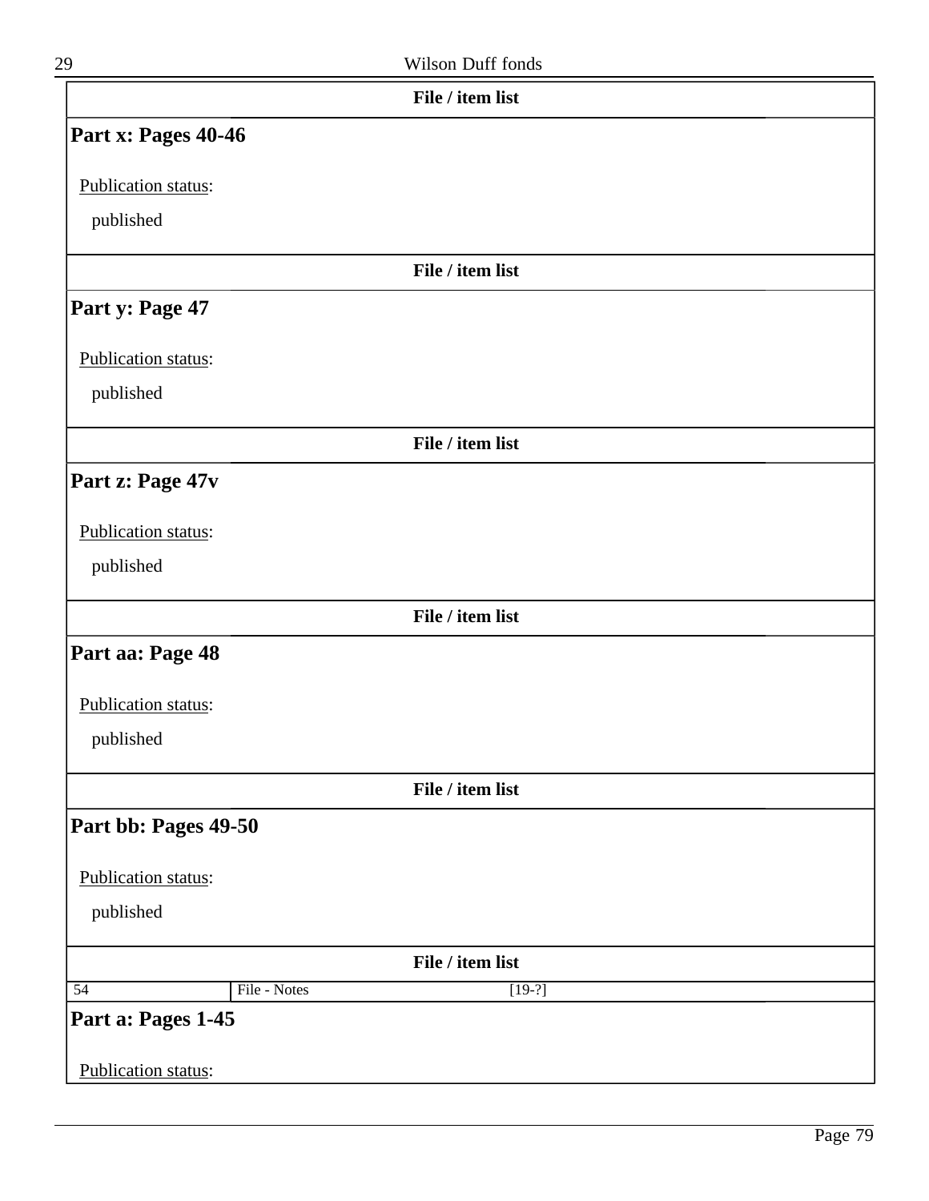**File / item list**

### Part x: Pages 40-46

Publication status:

published

**File / item list**

### Part y: Page 47

Publication status:

published

**File / item list**

### Part z: Page 47v

Publication status:

published

**File / item list**

### Part aa: Page 48

Publication status:

published

**File / item list**

### Part bb: Pages 49-50

Publication status:

published

**File / item list**

| 54 | File - Notes | [19-?] |
|---|---|---|

### Part a: Pages 1-45

Publication status: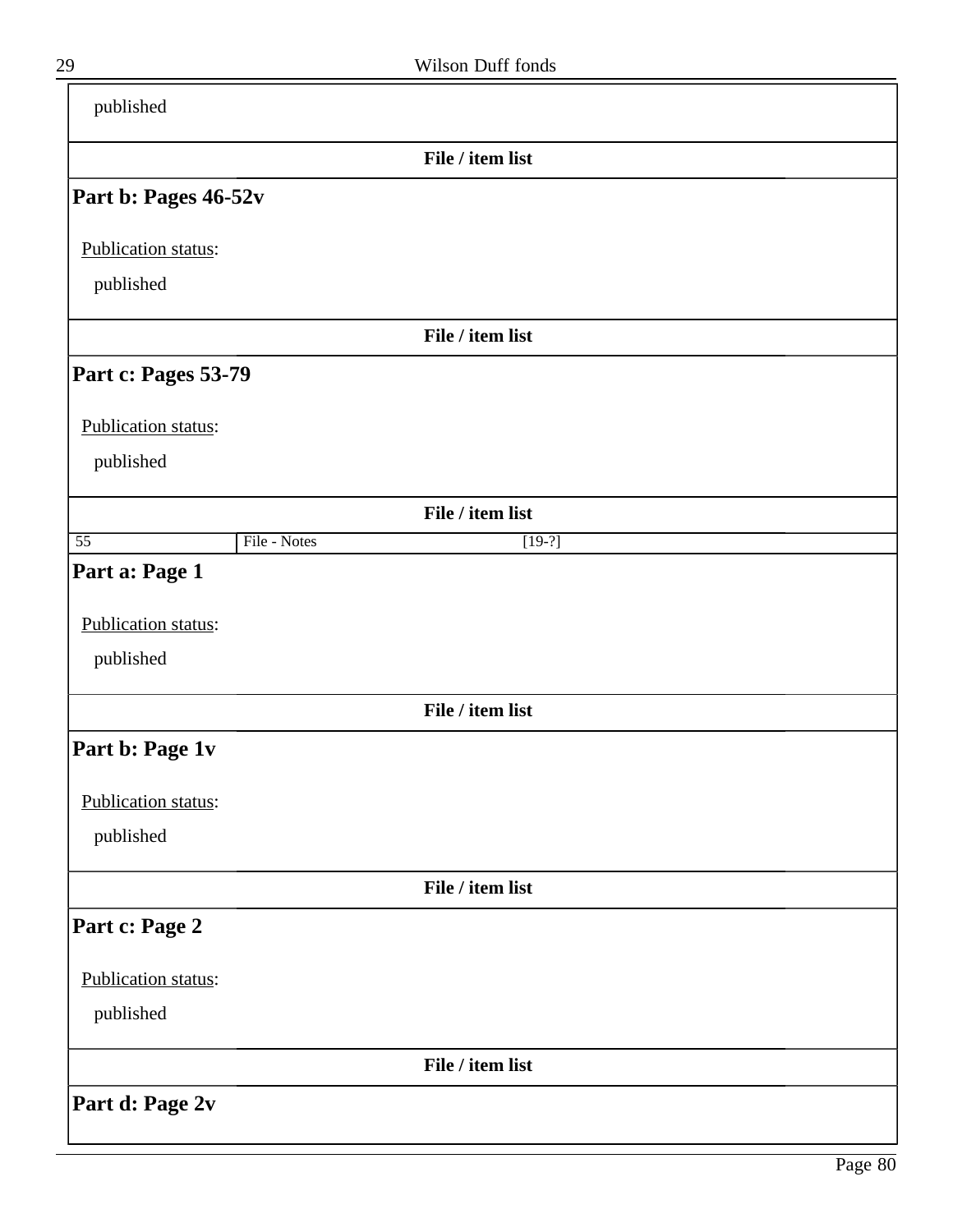published

**File / item list**

## Part b: Pages 46-52v

Publication status:

published

**File / item list**

## Part c: Pages 53-79

Publication status:

published

**File / item list**

| 55 | File - Notes | [19-?] |
|---|---|---|

## Part a: Page 1

Publication status:

published

**File / item list**

## Part b: Page 1v

Publication status:

published

**File / item list**

## Part c: Page 2

Publication status:

published

**File / item list**

## Part d: Page 2v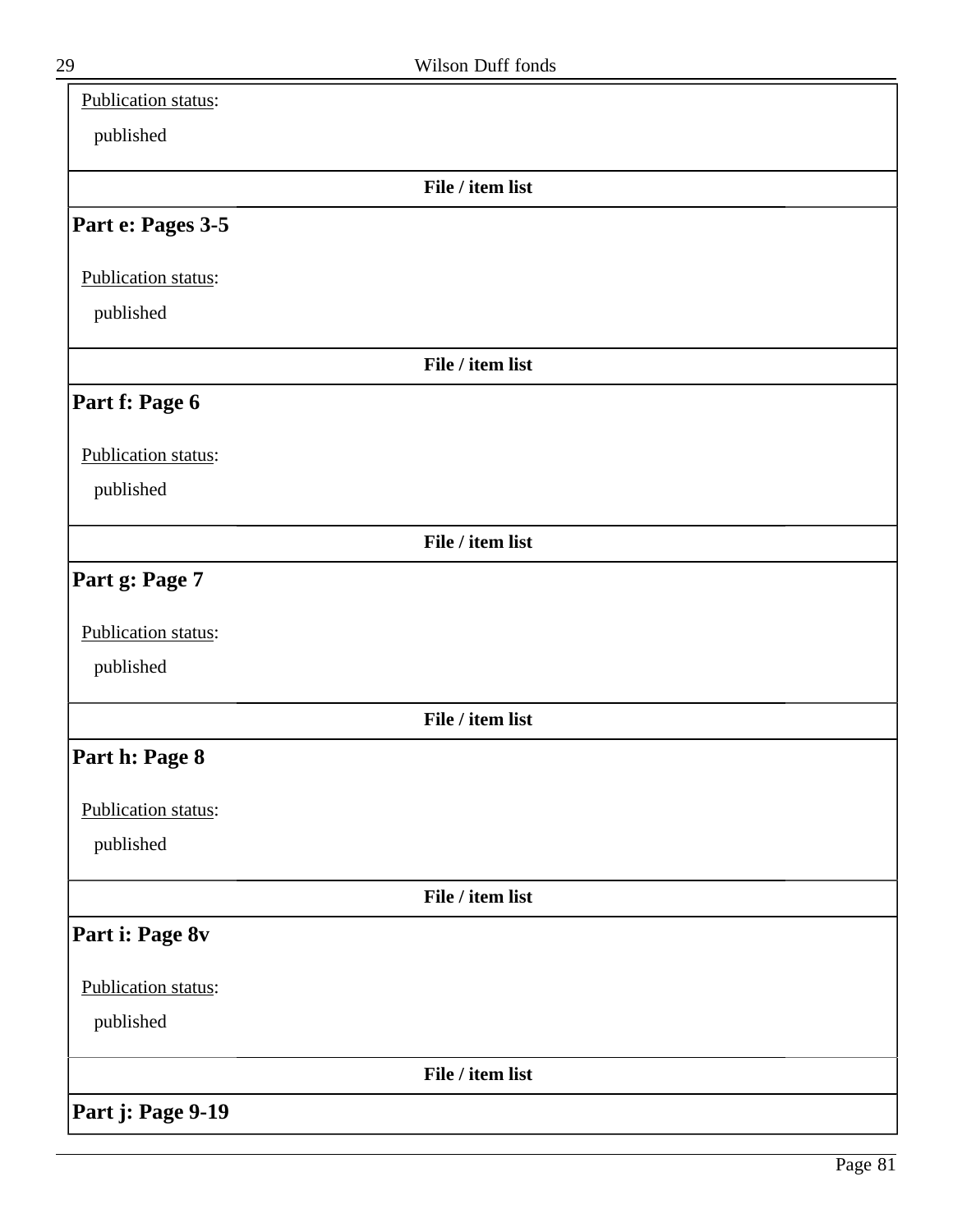Publication status:

published

**File / item list**

## Part e: Pages 3-5

Publication status:

published

**File / item list**

## Part f: Page 6

Publication status:

published

**File / item list**

## Part g: Page 7

Publication status:

published

**File / item list**

## Part h: Page 8

Publication status:

published

**File / item list**

## Part i: Page 8v

Publication status:

published

**File / item list**

## Part j: Page 9-19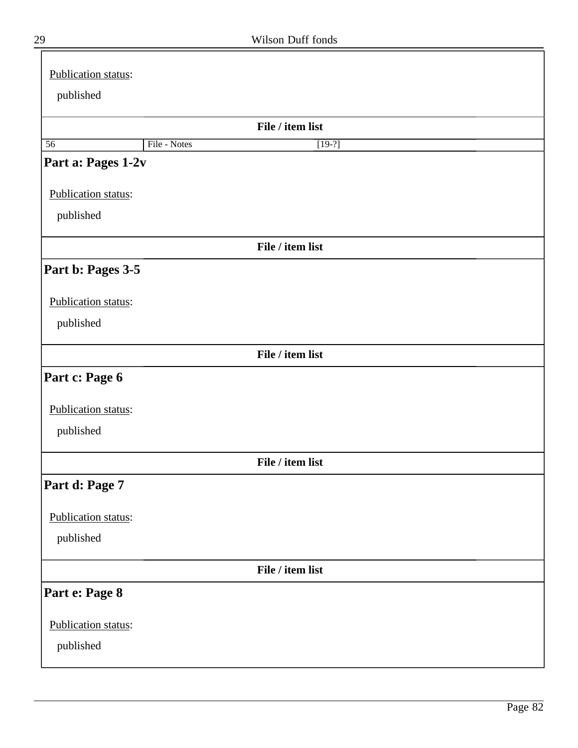Publication status:

published

**File / item list**

| 56 | File - Notes | [19-?] |
|---|---|---|

## Part a: Pages 1-2v

Publication status:

published

**File / item list**

## Part b: Pages 3-5

Publication status:

published

**File / item list**

## Part c: Page 6

Publication status:

published

**File / item list**

## Part d: Page 7

Publication status:

published

**File / item list**

## Part e: Page 8

Publication status:

published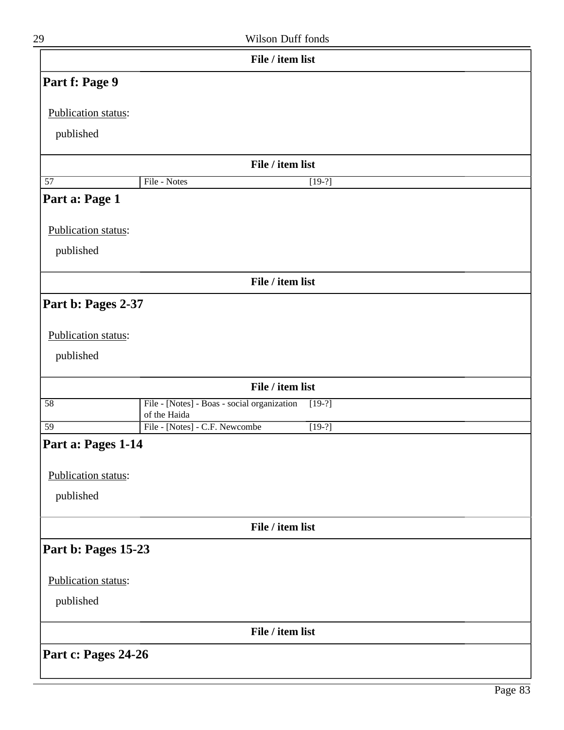**File / item list**

## Part f: Page 9

Publication status:

published

**File / item list**

| 57 | File - Notes | [19-?] |
|---|---|---|

## Part a: Page 1

Publication status:

published

**File / item list**

## Part b: Pages 2-37

Publication status:

published

**File / item list**

| 58 | File - [Notes] - Boas - social organization of the Haida | [19-?] |
|---|---|---|
| 59 | File - [Notes] - C.F. Newcombe | [19-?] |

## Part a: Pages 1-14

Publication status:

published

**File / item list**

## Part b: Pages 15-23

Publication status:

published

**File / item list**

## Part c: Pages 24-26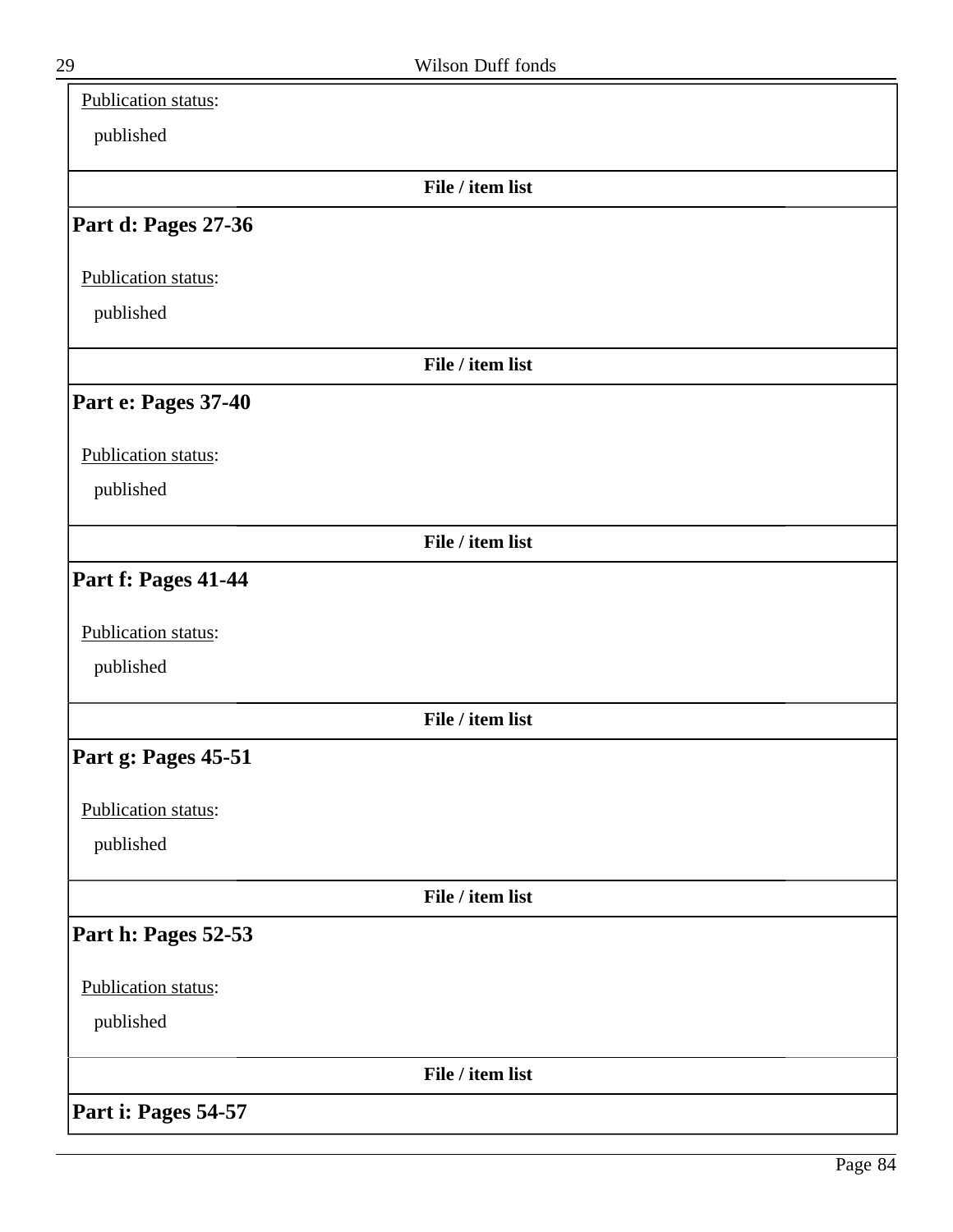Publication status:

published

**File / item list**

## Part d: Pages 27-36

Publication status:

published

**File / item list**

## Part e: Pages 37-40

Publication status:

published

**File / item list**

## Part f: Pages 41-44

Publication status:

published

**File / item list**

## Part g: Pages 45-51

Publication status:

published

**File / item list**

## Part h: Pages 52-53

Publication status:

published

**File / item list**

## Part i: Pages 54-57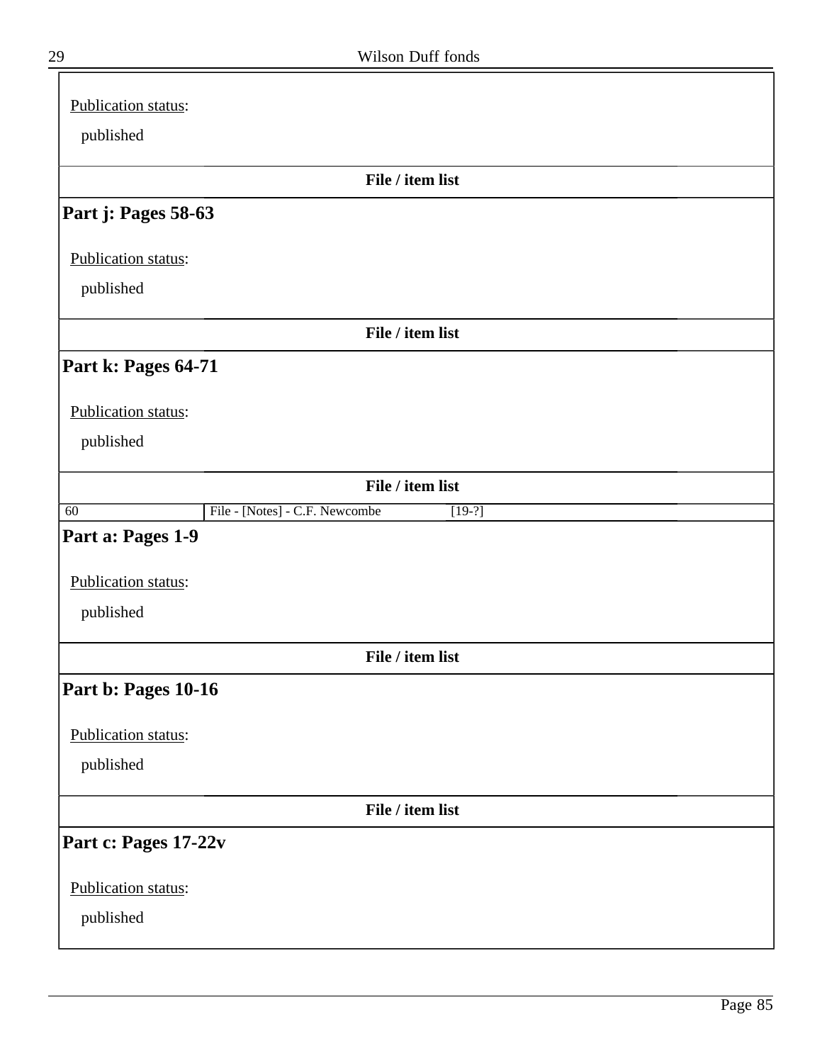Publication status:

published

**File / item list**

### Part j: Pages 58-63

Publication status:

published

**File / item list**

### Part k: Pages 64-71

Publication status:

published

**File / item list**

| | | |
|---|---|---|
| 60 | File - [Notes] - C.F. Newcombe | [19-?] |

### Part a: Pages 1-9

Publication status:

published

**File / item list**

### Part b: Pages 10-16

Publication status:

published

**File / item list**

### Part c: Pages 17-22v

Publication status:

published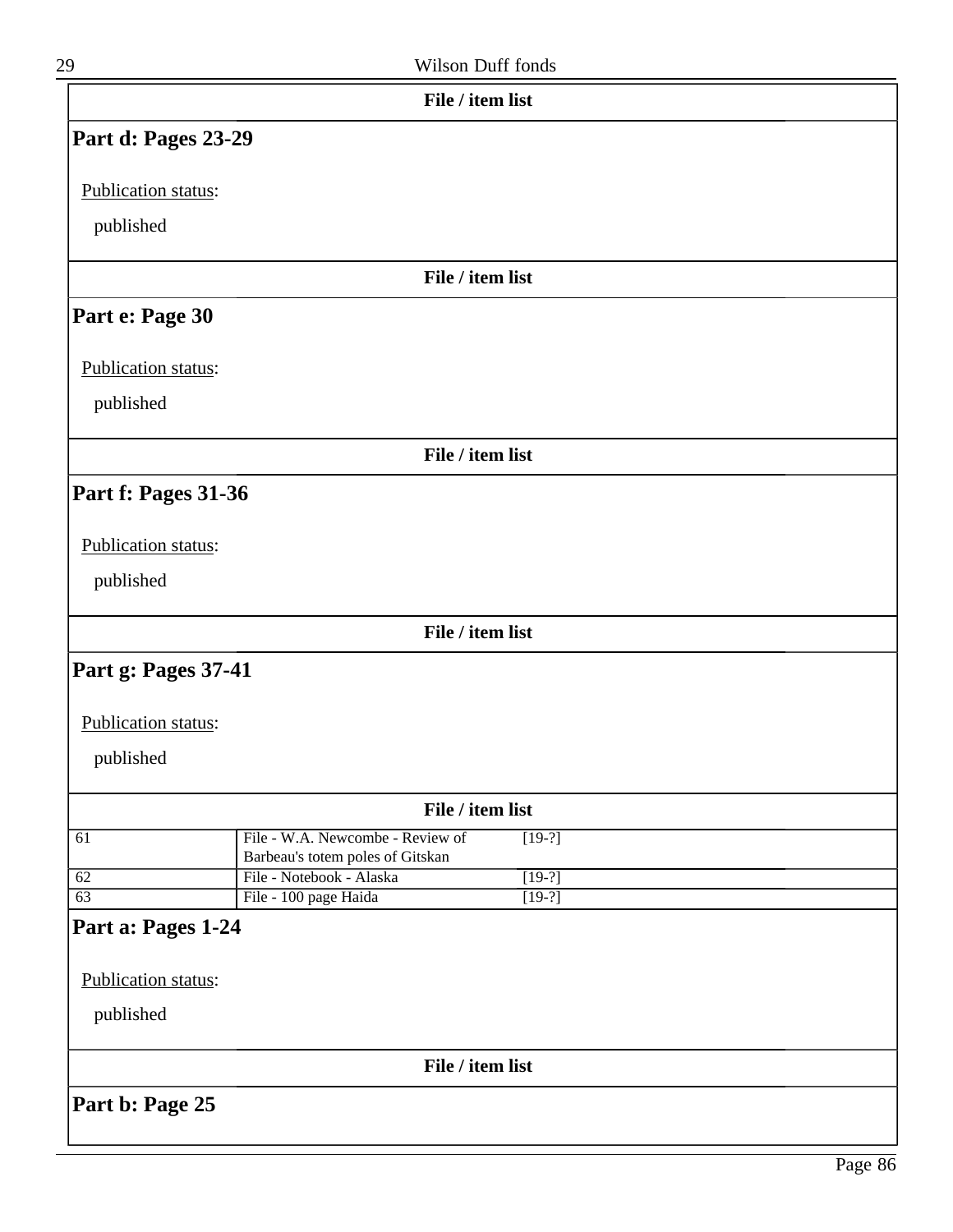**File / item list**

## Part d: Pages 23-29

Publication status:

published

**File / item list**

## Part e: Page 30

Publication status:

published

**File / item list**

## Part f: Pages 31-36

Publication status:

published

**File / item list**

## Part g: Pages 37-41

Publication status:

published

**File / item list**

| | | |
|---|---|---|
| 61 | File - W.A. Newcombe - Review of Barbeau's totem poles of Gitskan | [19-?] |
| 62 | File - Notebook - Alaska | [19-?] |
| 63 | File - 100 page Haida | [19-?] |

## Part a: Pages 1-24

Publication status:

published

**File / item list**

## Part b: Page 25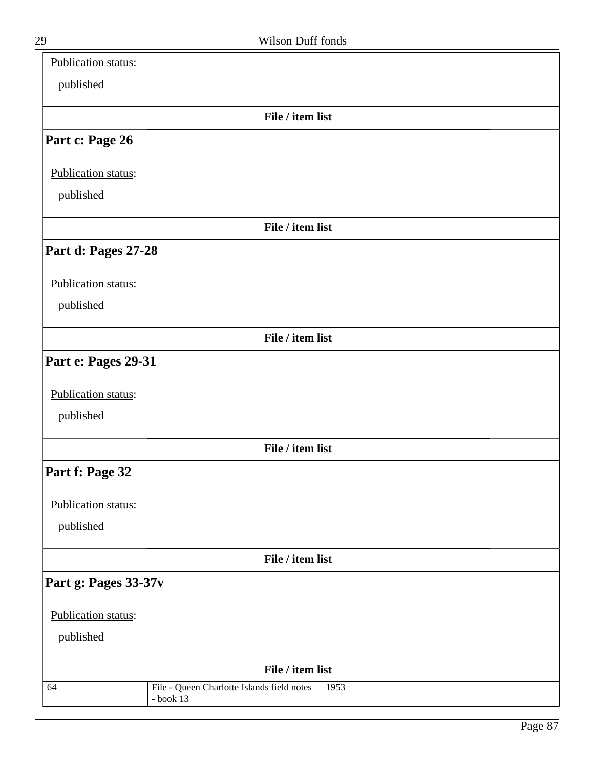Publication status:

published

**File / item list**

## Part c: Page 26

Publication status:

published

**File / item list**

## Part d: Pages 27-28

Publication status:

published

**File / item list**

## Part e: Pages 29-31

Publication status:

published

**File / item list**

## Part f: Page 32

Publication status:

published

**File / item list**

## Part g: Pages 33-37v

Publication status:

published

**File / item list**

| | | |
|---|---|---|
| 64 | File - Queen Charlotte Islands field notes - book 13 | 1953 |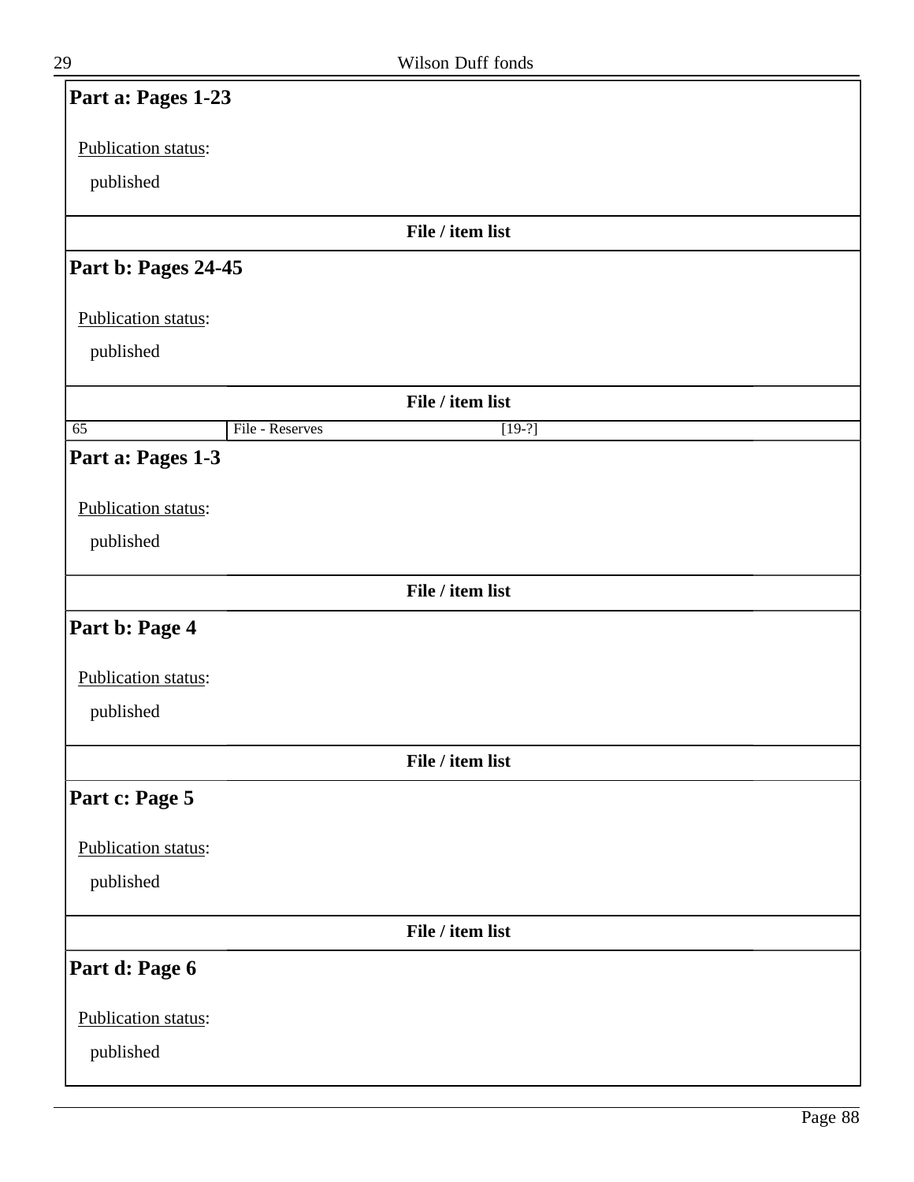## Part a: Pages 1-23

Publication status:

published

**File / item list**

## Part b: Pages 24-45

Publication status:

published

**File / item list**

| 65 | File - Reserves | [19-?] |
| --- | --- | --- |

## Part a: Pages 1-3

Publication status:

published

**File / item list**

## Part b: Page 4

Publication status:

published

**File / item list**

## Part c: Page 5

Publication status:

published

**File / item list**

## Part d: Page 6

Publication status:

published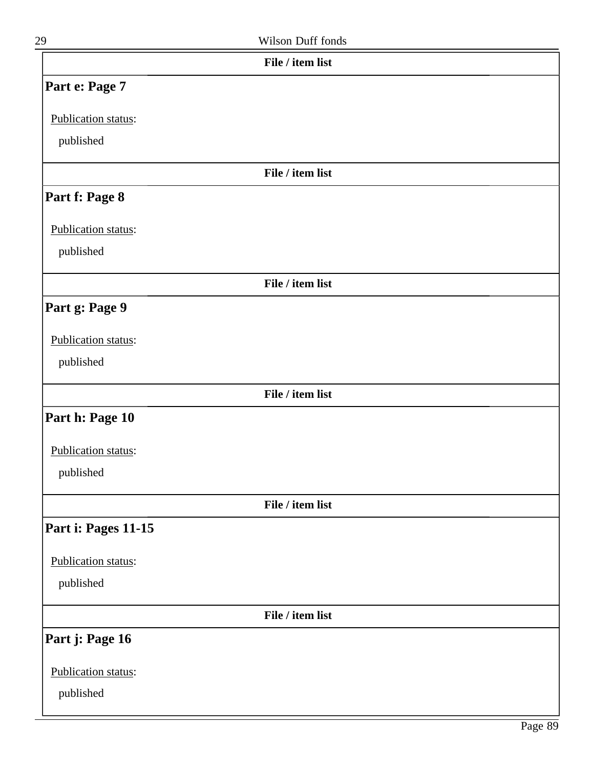File / item list

## Part e: Page 7

Publication status:

published

File / item list

## Part f: Page 8

Publication status:

published

File / item list

## Part g: Page 9

Publication status:

published

File / item list

## Part h: Page 10

Publication status:

published

File / item list

## Part i: Pages 11-15

Publication status:

published

File / item list

## Part j: Page 16

Publication status:

published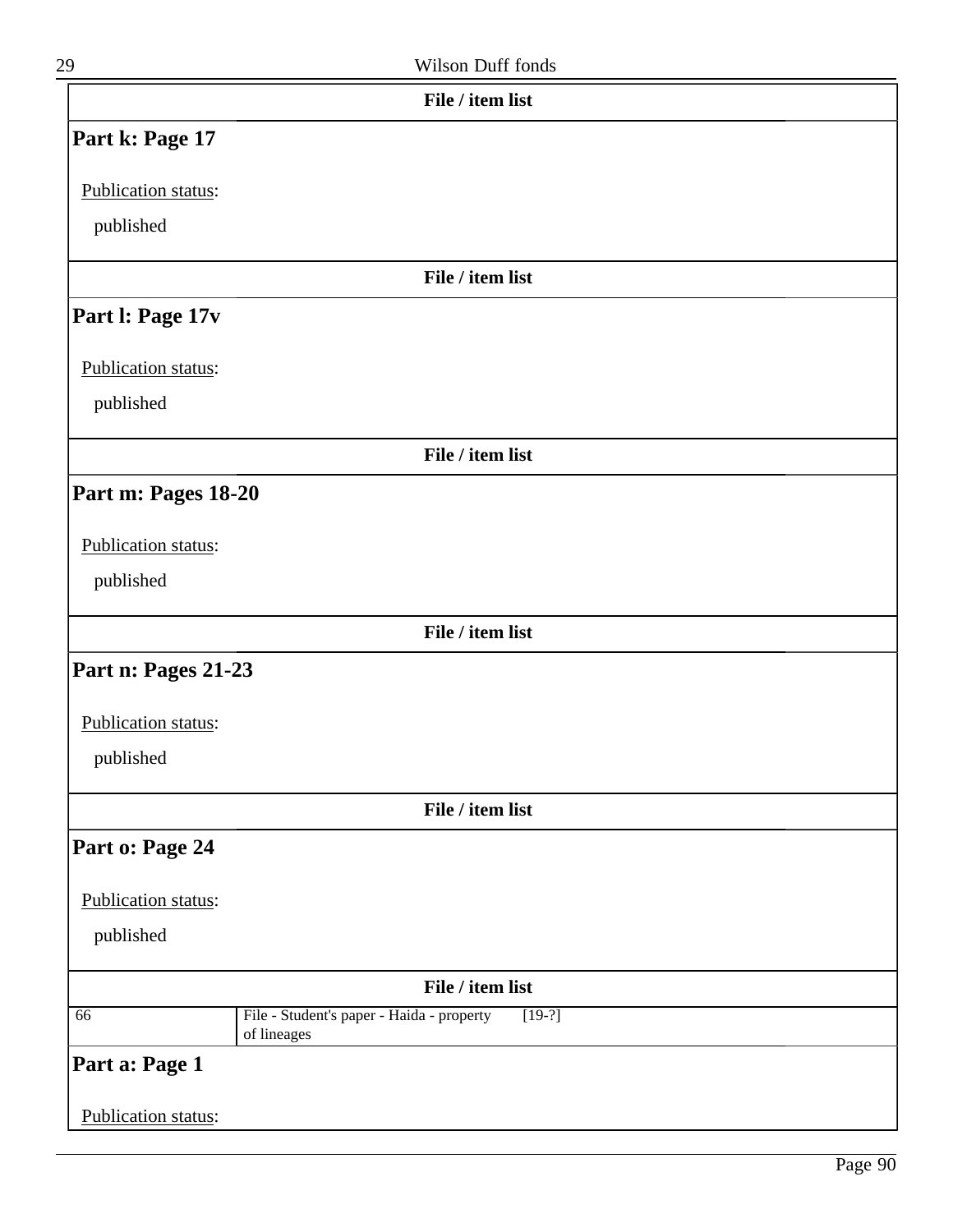**File / item list**

## Part k: Page 17

Publication status:

published

**File / item list**

## Part l: Page 17v

Publication status:

published

**File / item list**

## Part m: Pages 18-20

Publication status:

published

**File / item list**

## Part n: Pages 21-23

Publication status:

published

**File / item list**

## Part o: Page 24

Publication status:

published

**File / item list**

| | | |
|---|---|---|
| 66 | File - Student's paper - Haida - property of lineages | [19-?] |

## Part a: Page 1

Publication status: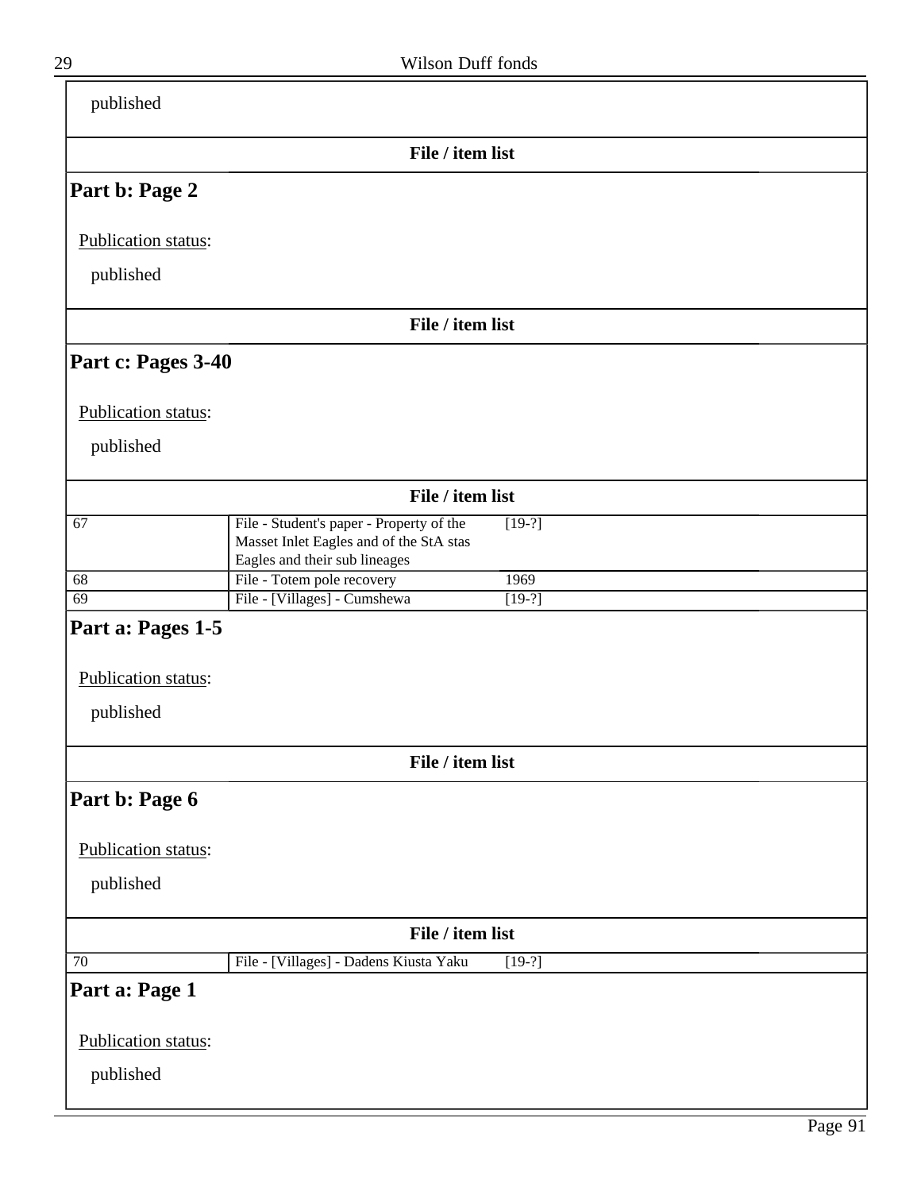published

**File / item list**

## Part b: Page 2

Publication status:

published

**File / item list**

## Part c: Pages 3-40

Publication status:

published

**File / item list**

| | | |
|---|---|---|
| 67 | File - Student's paper - Property of the Masset Inlet Eagles and of the StA stas Eagles and their sub lineages | [19-?] |
| 68 | File - Totem pole recovery | 1969 |
| 69 | File - [Villages] - Cumshewa | [19-?] |

## Part a: Pages 1-5

Publication status:

published

**File / item list**

## Part b: Page 6

Publication status:

published

**File / item list**

| | | |
|---|---|---|
| 70 | File - [Villages] - Dadens Kiusta Yaku | [19-?] |

## Part a: Page 1

Publication status:

published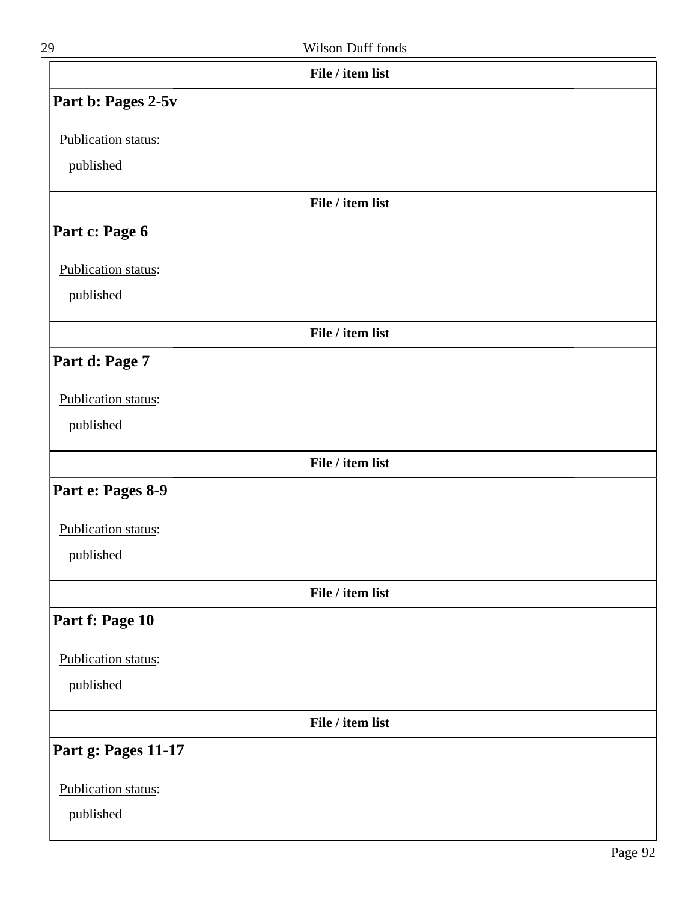**File / item list**

## Part b: Pages 2-5v

Publication status:

published

**File / item list**

## Part c: Page 6

Publication status:

published

**File / item list**

## Part d: Page 7

Publication status:

published

**File / item list**

## Part e: Pages 8-9

Publication status:

published

**File / item list**

## Part f: Page 10

Publication status:

published

**File / item list**

## Part g: Pages 11-17

Publication status:

published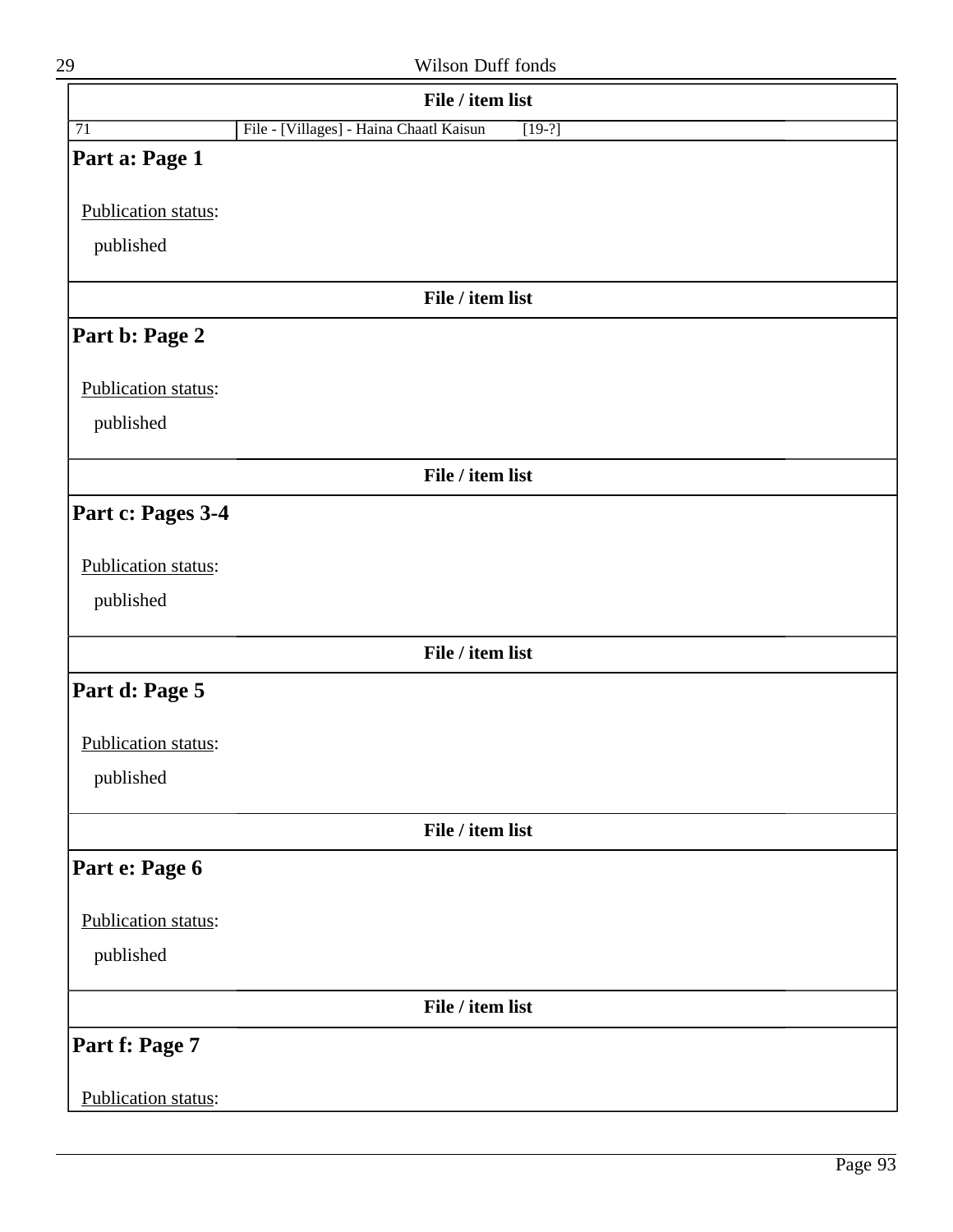**File / item list**

| 71 | File - [Villages] - Haina Chaatl Kaisun | [19-?] |
|---|---|---|

## Part a: Page 1

Publication status:

published

**File / item list**

## Part b: Page 2

Publication status:

published

**File / item list**

## Part c: Pages 3-4

Publication status:

published

**File / item list**

## Part d: Page 5

Publication status:

published

**File / item list**

## Part e: Page 6

Publication status:

published

**File / item list**

## Part f: Page 7

Publication status: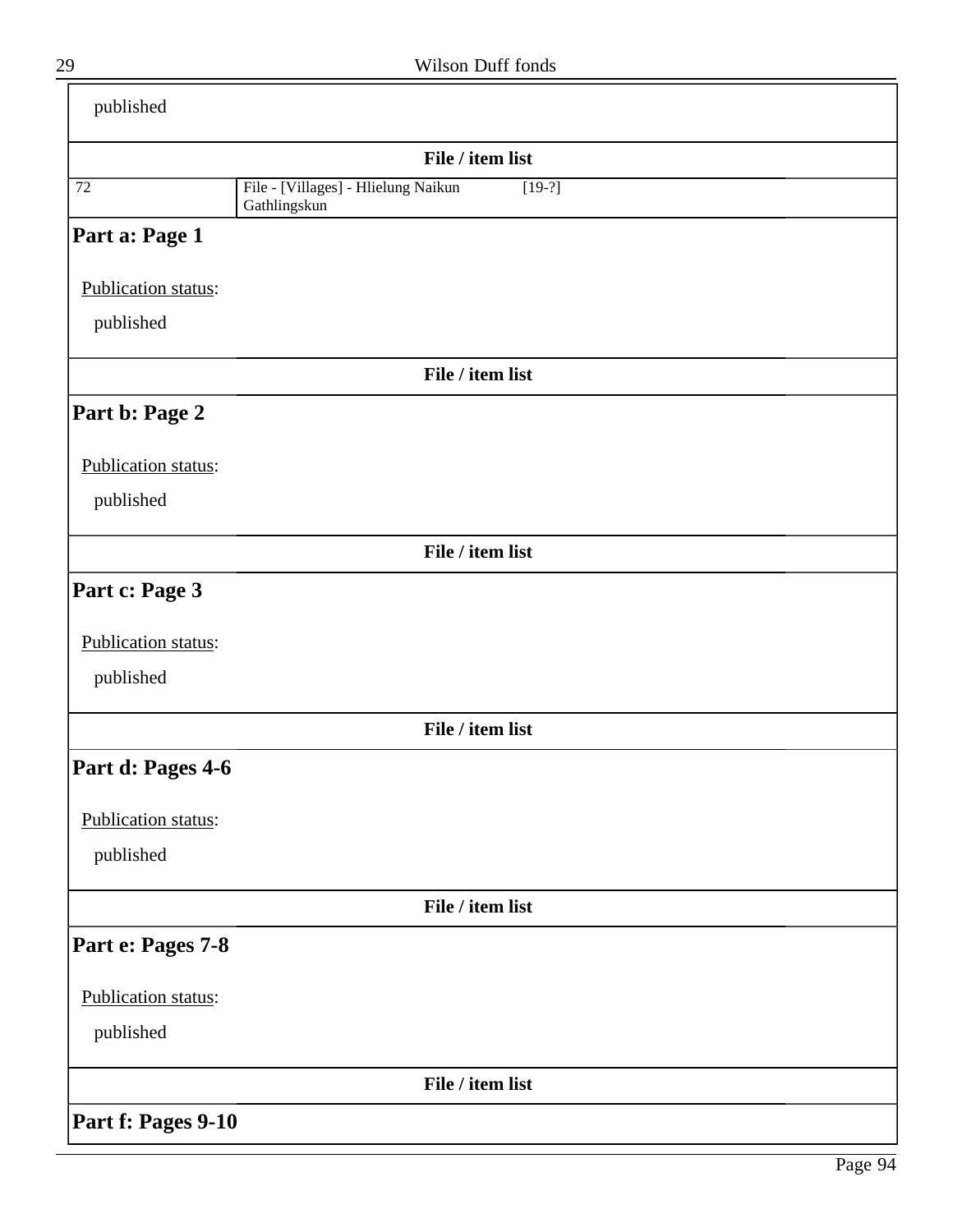published

**File / item list**

| 72 | File - [Villages] - Hlielung Naikun Gathlingskun | [19-?] |
|---|---|---|

### Part a: Page 1

Publication status:

published

**File / item list**

### Part b: Page 2

Publication status:

published

**File / item list**

### Part c: Page 3

Publication status:

published

**File / item list**

### Part d: Pages 4-6

Publication status:

published

**File / item list**

### Part e: Pages 7-8

Publication status:

published

**File / item list**

### Part f: Pages 9-10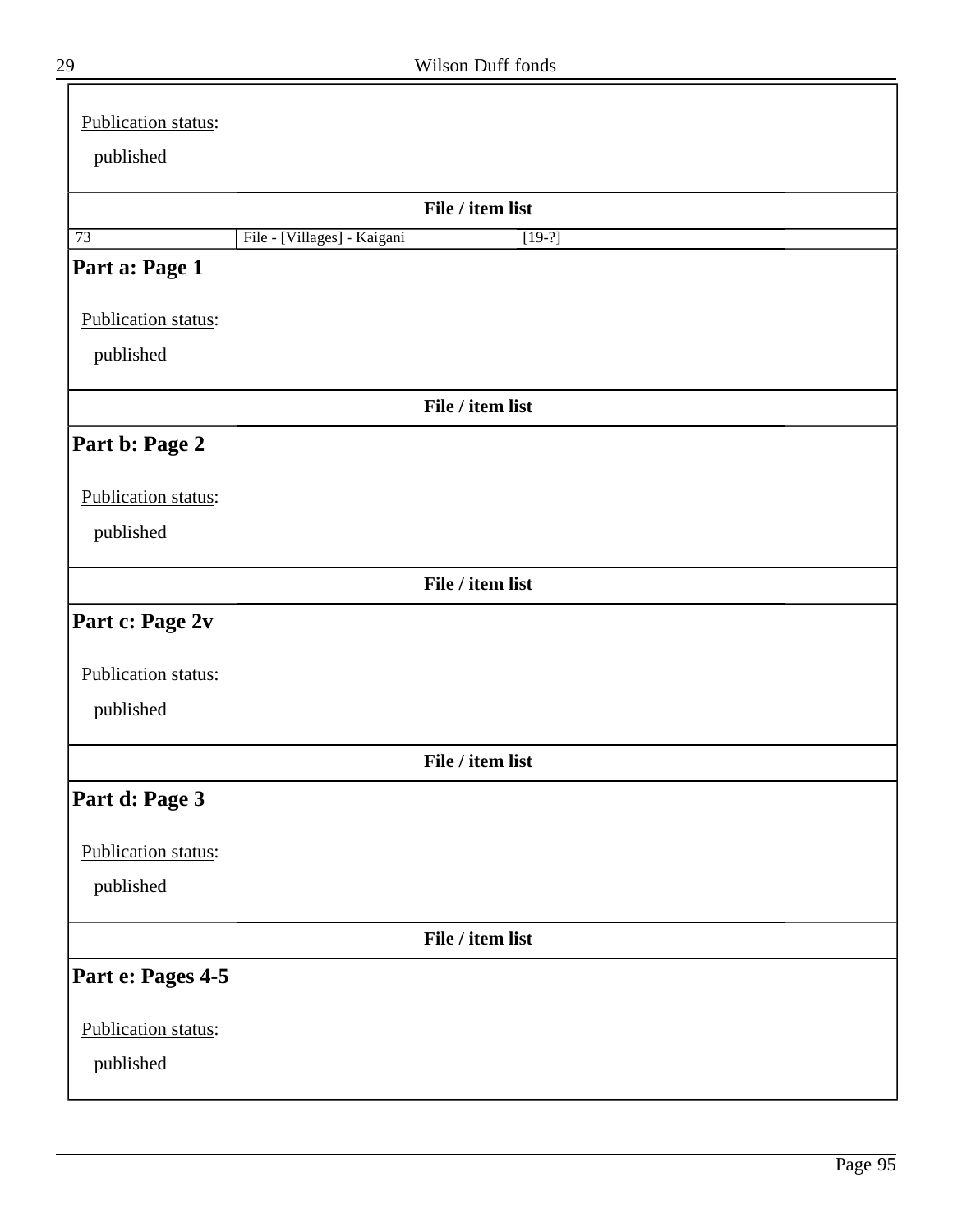Publication status:

published

**File / item list**

| 73 | File - [Villages] - Kaigani | [19-?] |
|---|---|---|

## Part a: Page 1

Publication status:

published

**File / item list**

## Part b: Page 2

Publication status:

published

**File / item list**

## Part c: Page 2v

Publication status:

published

**File / item list**

## Part d: Page 3

Publication status:

published

**File / item list**

## Part e: Pages 4-5

Publication status:

published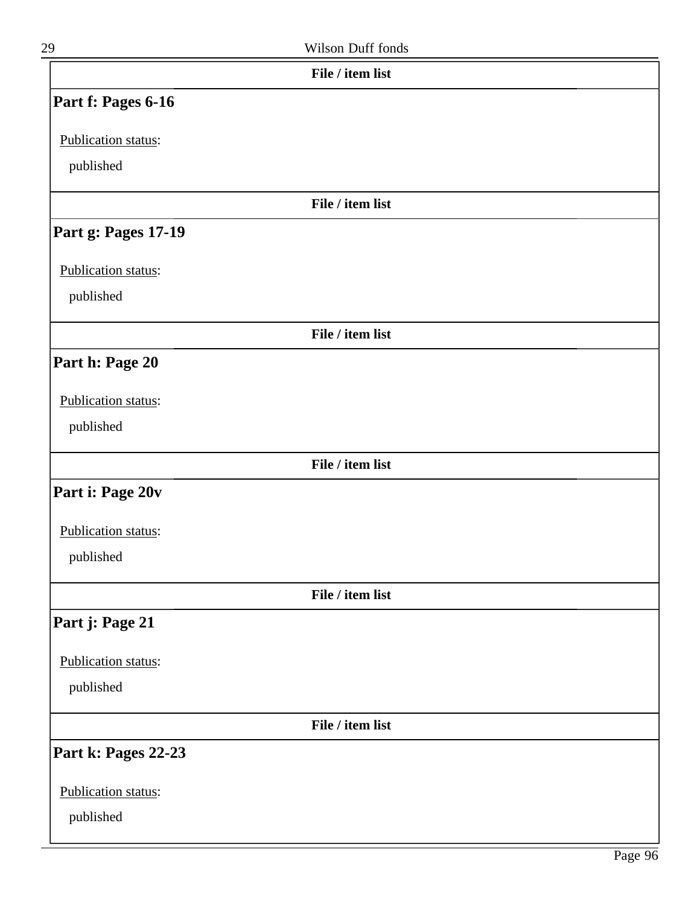File / item list

## Part f: Pages 6-16

Publication status:

published

File / item list

## Part g: Pages 17-19

Publication status:

published

File / item list

## Part h: Page 20

Publication status:

published

File / item list

## Part i: Page 20v

Publication status:

published

File / item list

## Part j: Page 21

Publication status:

published

File / item list

## Part k: Pages 22-23

Publication status:

published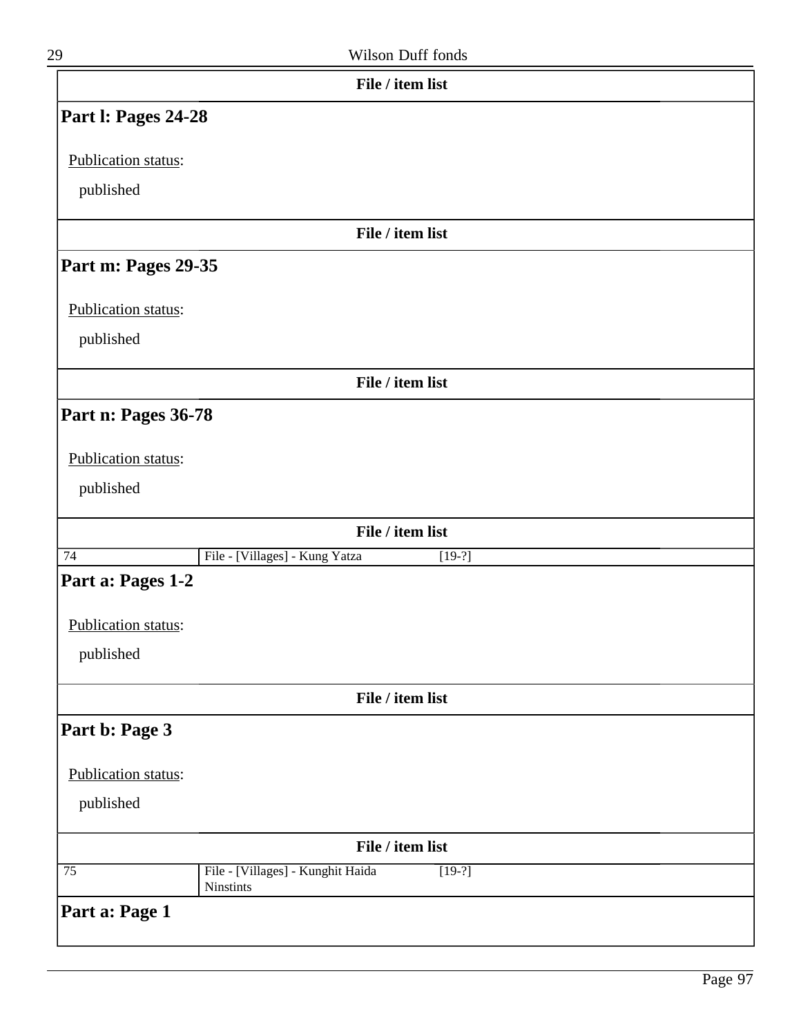**File / item list**

## Part l: Pages 24-28

Publication status:

published

**File / item list**

## Part m: Pages 29-35

Publication status:

published

**File / item list**

## Part n: Pages 36-78

Publication status:

published

**File / item list**

| | | |
|---|---|---|
| 74 | File - [Villages] - Kung Yatza | [19-?] |

## Part a: Pages 1-2

Publication status:

published

**File / item list**

## Part b: Page 3

Publication status:

published

**File / item list**

| | | |
|---|---|---|
| 75 | File - [Villages] - Kunghit Haida Ninstints | [19-?] |

## Part a: Page 1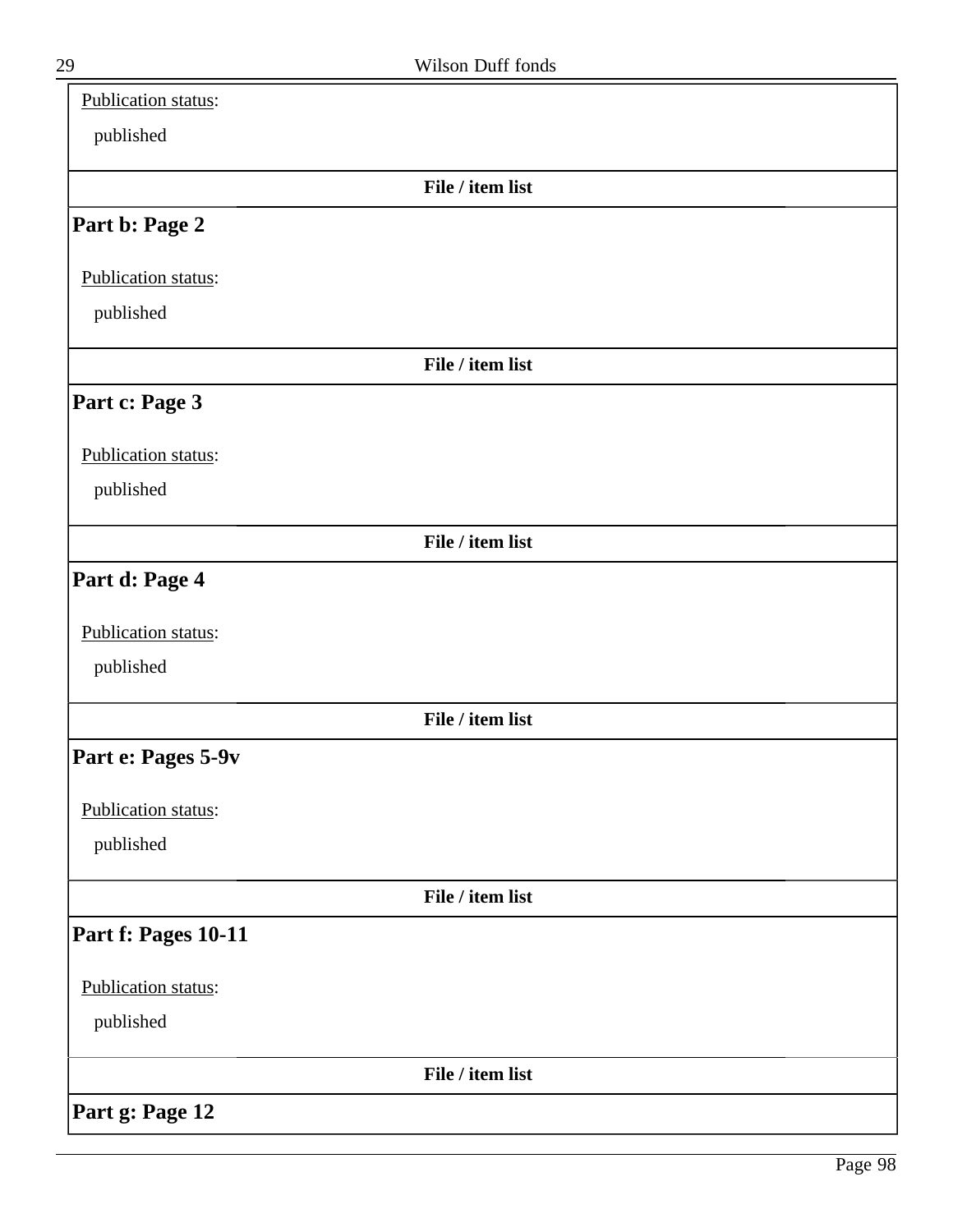Publication status:

published

**File / item list**

### Part b: Page 2

Publication status:

published

**File / item list**

### Part c: Page 3

Publication status:

published

**File / item list**

### Part d: Page 4

Publication status:

published

**File / item list**

### Part e: Pages 5-9v

Publication status:

published

**File / item list**

### Part f: Pages 10-11

Publication status:

published

**File / item list**

### Part g: Page 12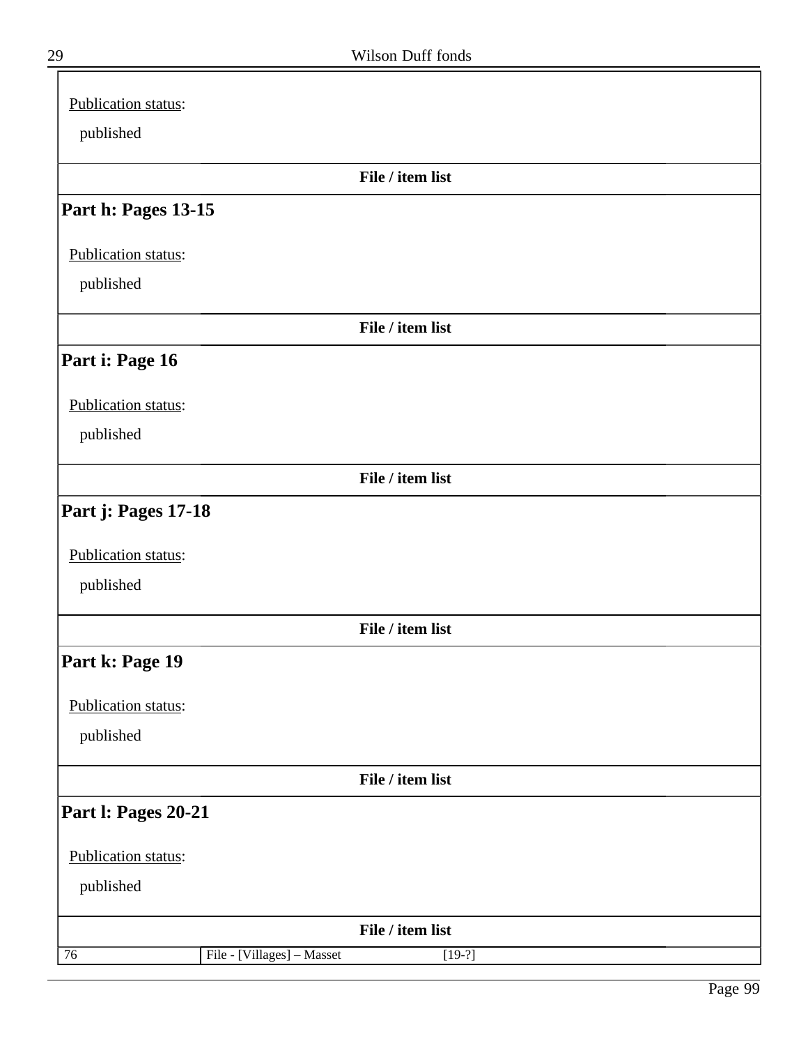Publication status:

published

**File / item list**

## Part h: Pages 13-15

Publication status:

published

**File / item list**

## Part i: Page 16

Publication status:

published

**File / item list**

## Part j: Pages 17-18

Publication status:

published

**File / item list**

## Part k: Page 19

Publication status:

published

**File / item list**

## Part l: Pages 20-21

Publication status:

published

**File / item list**

| | | |
|---|---|---|
| 76 | File - [Villages] – Masset | [19-?] |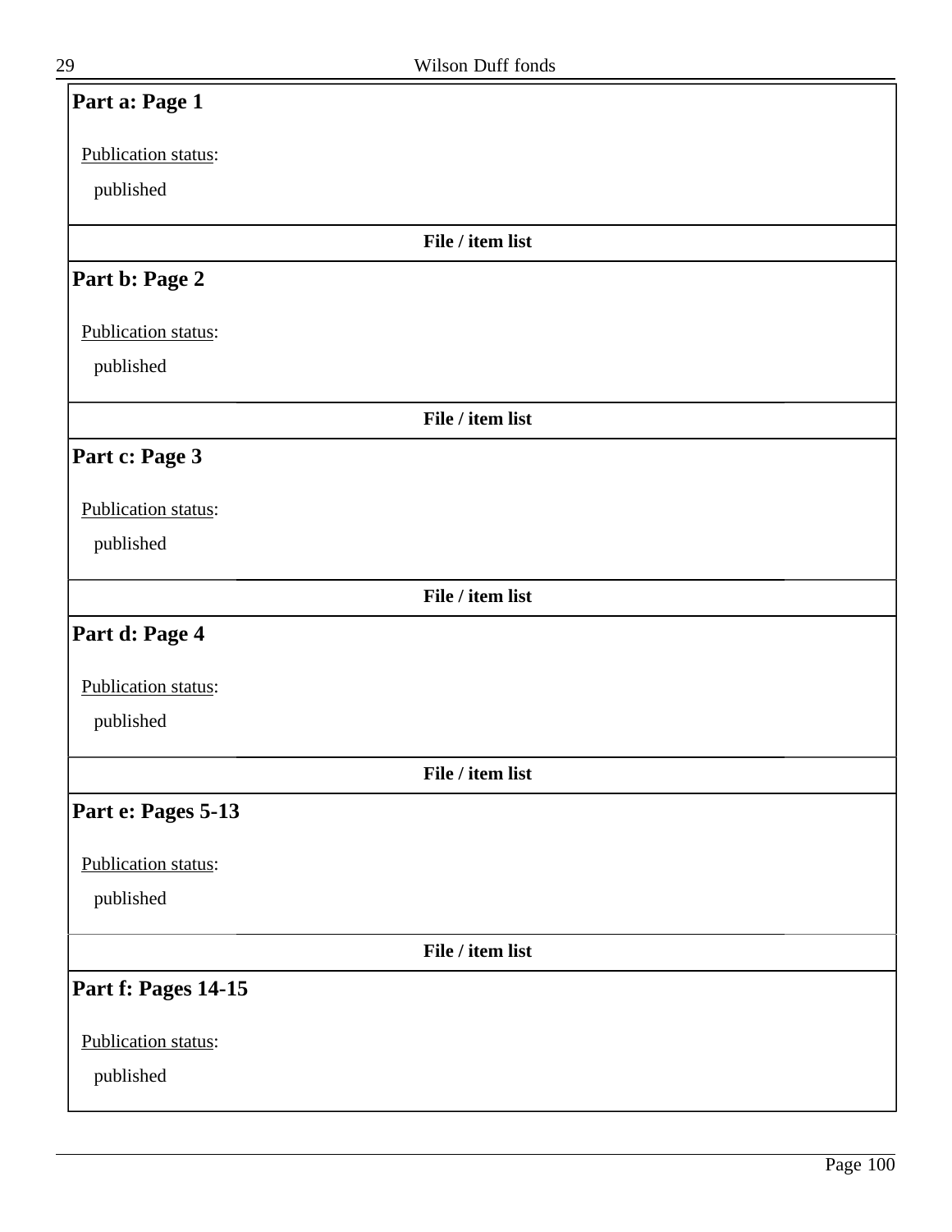## Part a: Page 1

Publication status:

published

**File / item list**

## Part b: Page 2

Publication status:

published

**File / item list**

## Part c: Page 3

Publication status:

published

**File / item list**

## Part d: Page 4

Publication status:

published

**File / item list**

## Part e: Pages 5-13

Publication status:

published

**File / item list**

## Part f: Pages 14-15

Publication status:

published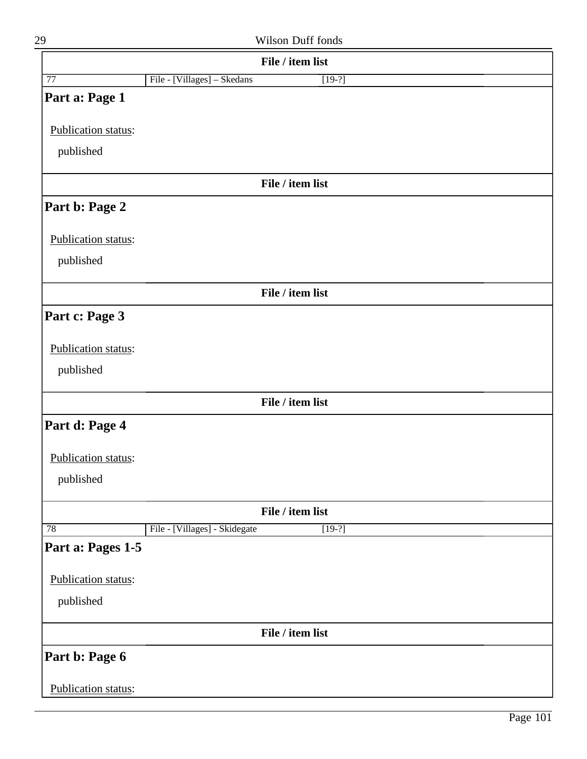**File / item list**

| 77 | File - [Villages] – Skedans | [19-?] |
|---|---|---|

## Part a: Page 1

Publication status:

published

**File / item list**

## Part b: Page 2

Publication status:

published

**File / item list**

## Part c: Page 3

Publication status:

published

**File / item list**

## Part d: Page 4

Publication status:

published

**File / item list**

| 78 | File - [Villages] - Skidegate | [19-?] |
|---|---|---|

## Part a: Pages 1-5

Publication status:

published

**File / item list**

## Part b: Page 6

Publication status: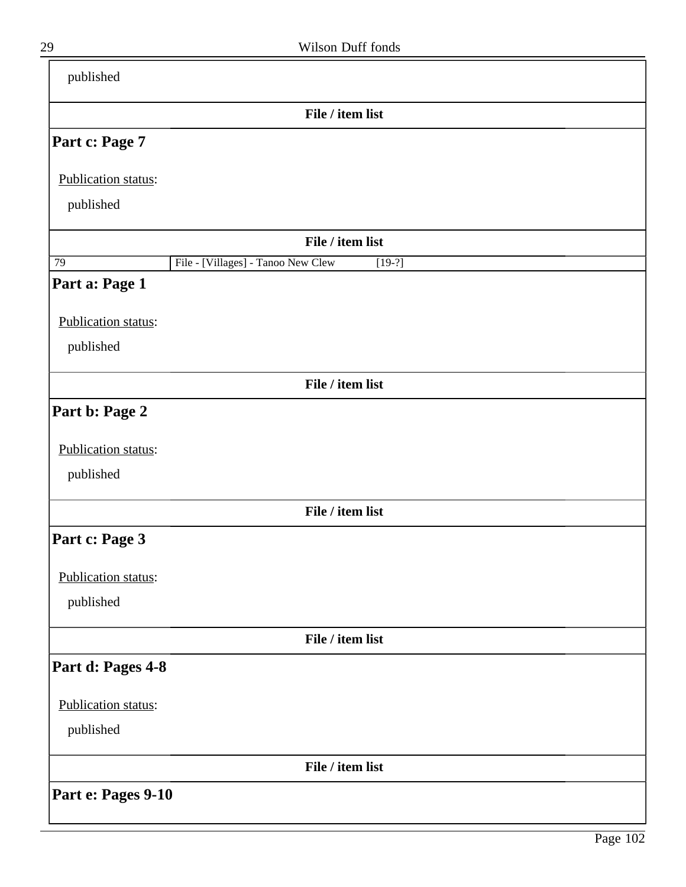published

**File / item list**

## Part c: Page 7

Publication status:

published

**File / item list**

| 79 | File - [Villages] - Tanoo New Clew | [19-?] |
|---|---|---|

## Part a: Page 1

Publication status:

published

**File / item list**

## Part b: Page 2

Publication status:

published

**File / item list**

## Part c: Page 3

Publication status:

published

**File / item list**

## Part d: Pages 4-8

Publication status:

published

**File / item list**

## Part e: Pages 9-10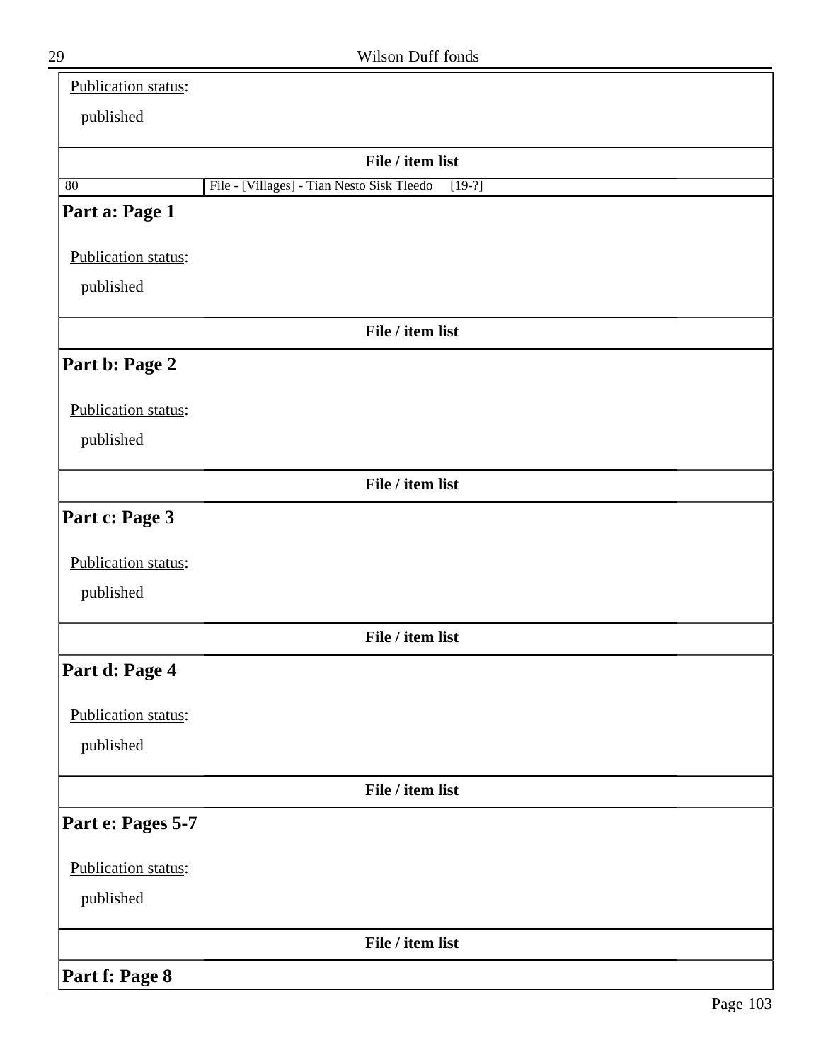Publication status:

published

**File / item list**

| 80 | File - [Villages] - Tian Nesto Sisk Tleedo | [19-?] |
|---|---|---|

## Part a: Page 1

Publication status:

published

**File / item list**

## Part b: Page 2

Publication status:

published

**File / item list**

## Part c: Page 3

Publication status:

published

**File / item list**

## Part d: Page 4

Publication status:

published

**File / item list**

## Part e: Pages 5-7

Publication status:

published

**File / item list**

## Part f: Page 8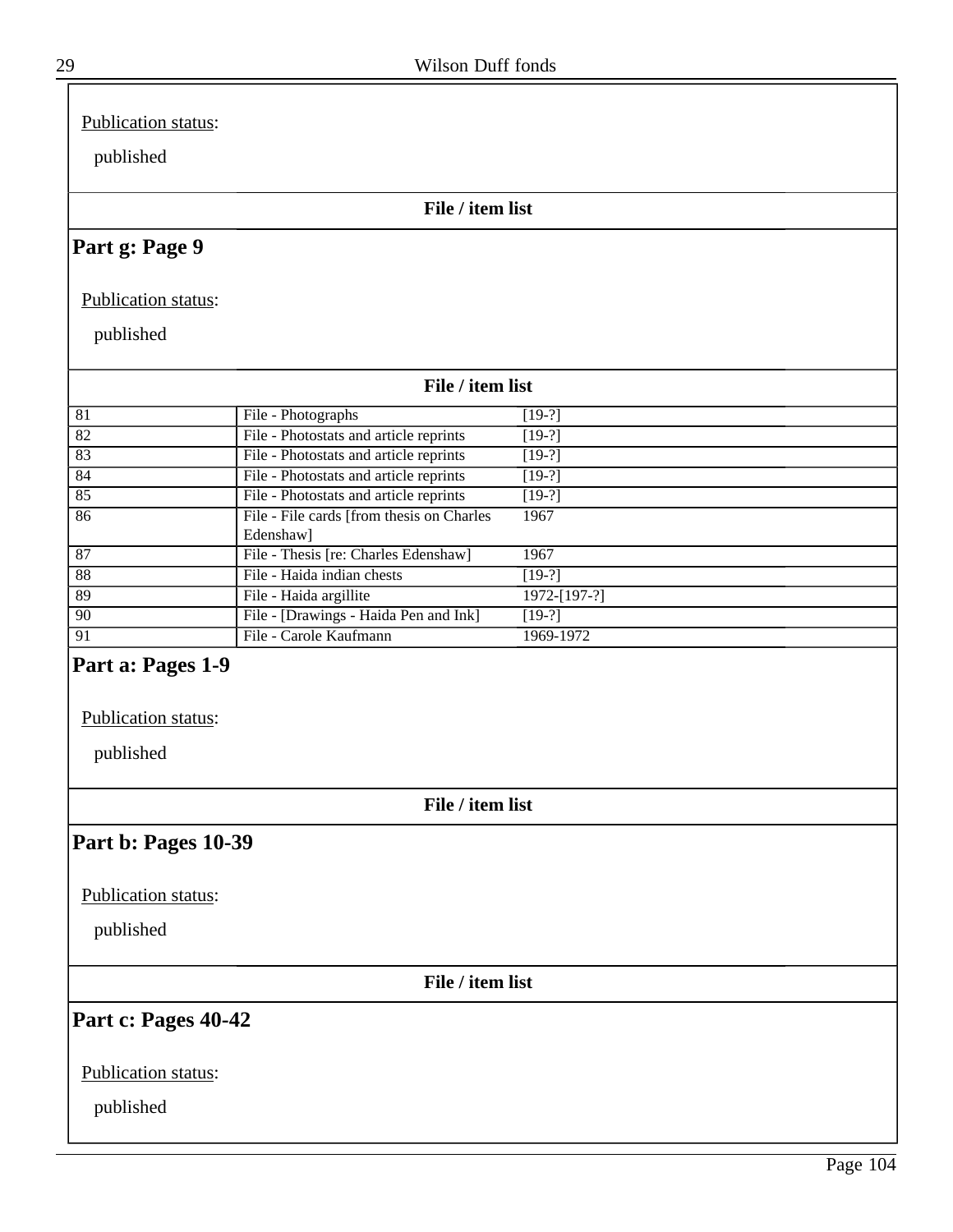Publication status:

published

**File / item list**

## Part g: Page 9

Publication status:

published

**File / item list**

| | | |
|---|---|---|
| 81 | File - Photographs | [19-?] |
| 82 | File - Photostats and article reprints | [19-?] |
| 83 | File - Photostats and article reprints | [19-?] |
| 84 | File - Photostats and article reprints | [19-?] |
| 85 | File - Photostats and article reprints | [19-?] |
| 86 | File - File cards [from thesis on Charles Edenshaw] | 1967 |
| 87 | File - Thesis [re: Charles Edenshaw] | 1967 |
| 88 | File - Haida indian chests | [19-?] |
| 89 | File - Haida argillite | 1972-[197-?] |
| 90 | File - [Drawings - Haida Pen and Ink] | [19-?] |
| 91 | File - Carole Kaufmann | 1969-1972 |

## Part a: Pages 1-9

Publication status:

published

**File / item list**

## Part b: Pages 10-39

Publication status:

published

**File / item list**

## Part c: Pages 40-42

Publication status:

published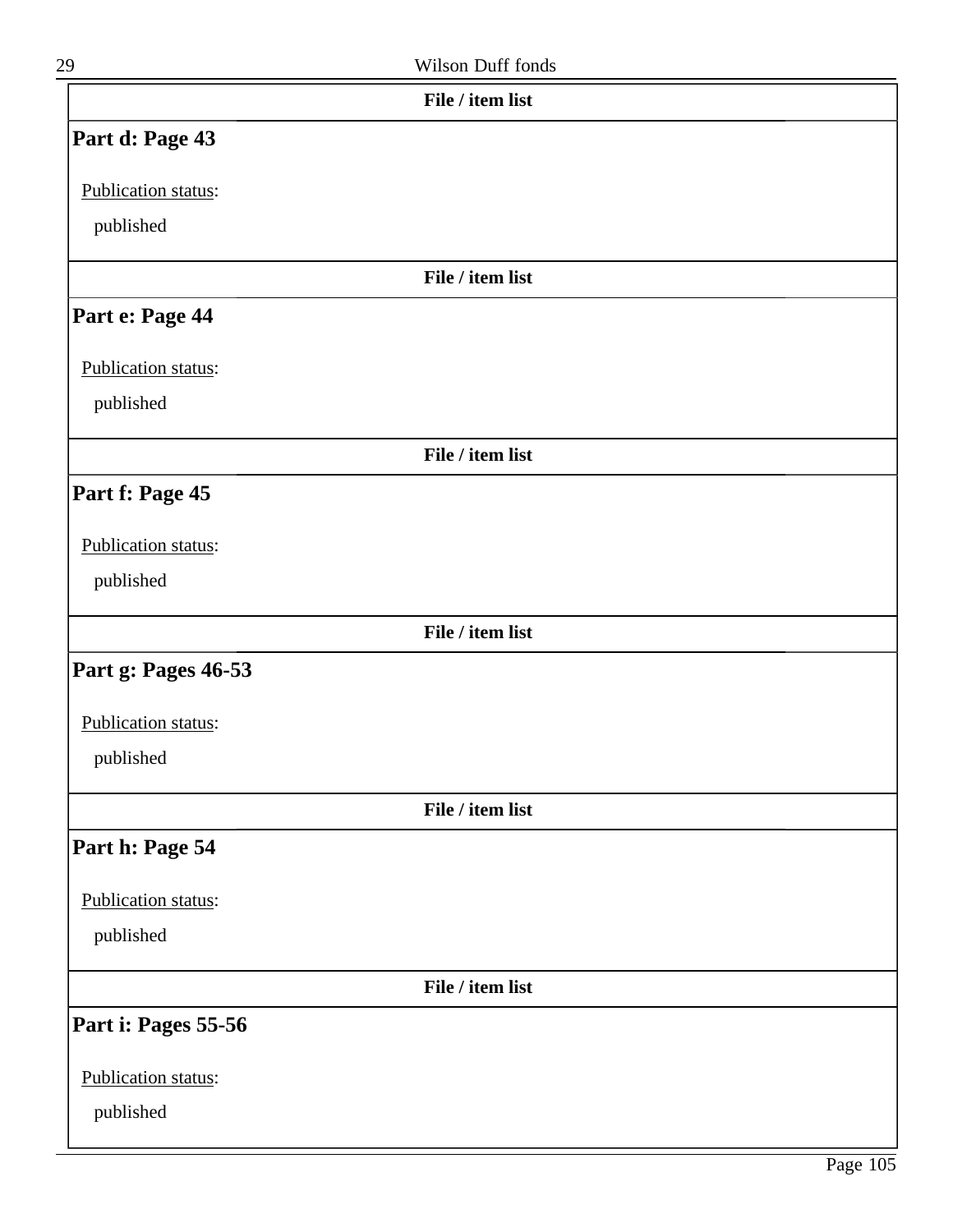File / item list

## Part d: Page 43

Publication status:

published

File / item list

## Part e: Page 44

Publication status:

published

File / item list

## Part f: Page 45

Publication status:

published

File / item list

## Part g: Pages 46-53

Publication status:

published

File / item list

## Part h: Page 54

Publication status:

published

File / item list

## Part i: Pages 55-56

Publication status:

published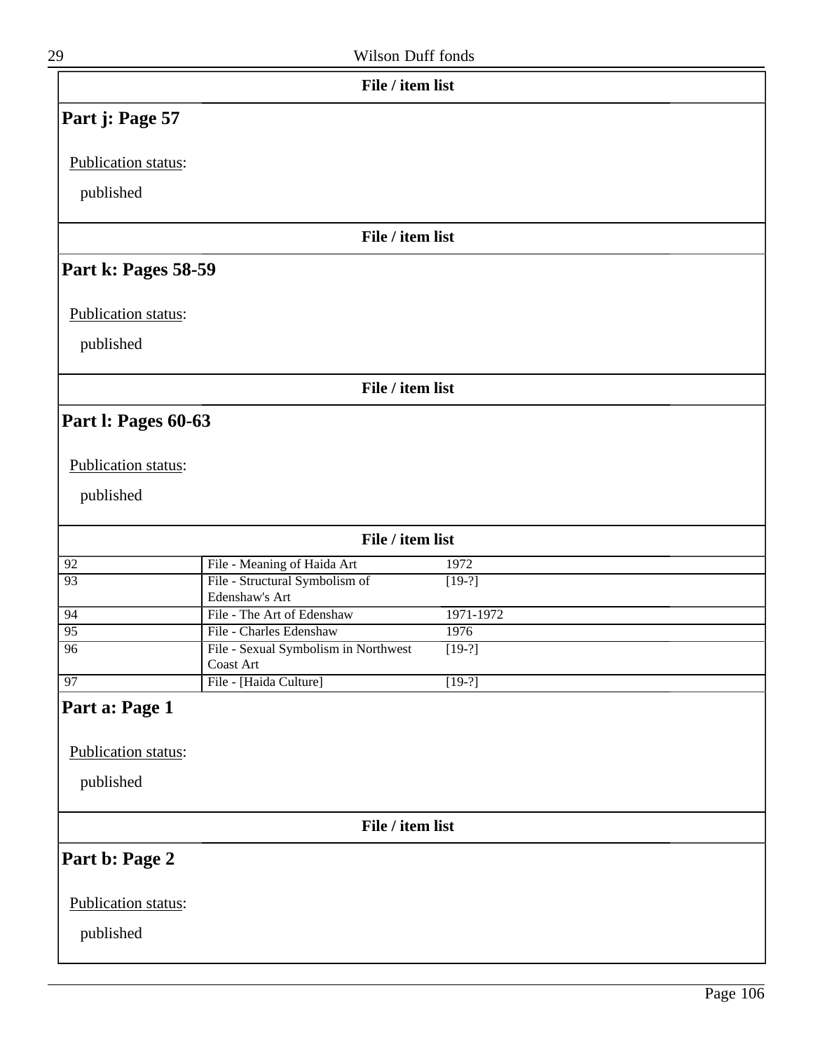**File / item list**

## Part j: Page 57

Publication status:

published

**File / item list**

## Part k: Pages 58-59

Publication status:

published

**File / item list**

## Part l: Pages 60-63

Publication status:

published

**File / item list**

| | | |
|---|---|---|
| 92 | File - Meaning of Haida Art | 1972 |
| 93 | File - Structural Symbolism of Edenshaw's Art | [19-?] |
| 94 | File - The Art of Edenshaw | 1971-1972 |
| 95 | File - Charles Edenshaw | 1976 |
| 96 | File - Sexual Symbolism in Northwest Coast Art | [19-?] |
| 97 | File - [Haida Culture] | [19-?] |

## Part a: Page 1

Publication status:

published

**File / item list**

## Part b: Page 2

Publication status:

published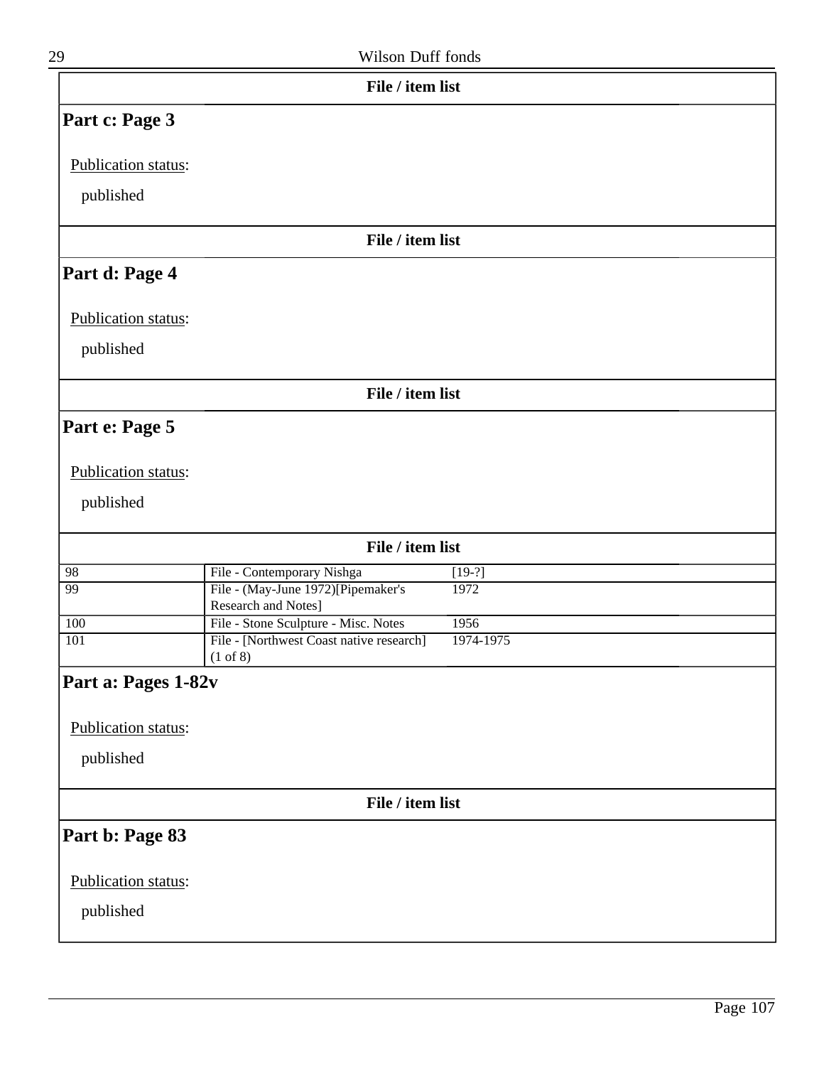**File / item list**

## Part c: Page 3

Publication status:

published

**File / item list**

## Part d: Page 4

Publication status:

published

**File / item list**

## Part e: Page 5

Publication status:

published

**File / item list**

| | | |
|---|---|---|
| 98 | File - Contemporary Nishga | [19-?] |
| 99 | File - (May-June 1972)[Pipemaker's Research and Notes] | 1972 |
| 100 | File - Stone Sculpture - Misc. Notes | 1956 |
| 101 | File - [Northwest Coast native research] (1 of 8) | 1974-1975 |

## Part a: Pages 1-82v

Publication status:

published

**File / item list**

## Part b: Page 83

Publication status:

published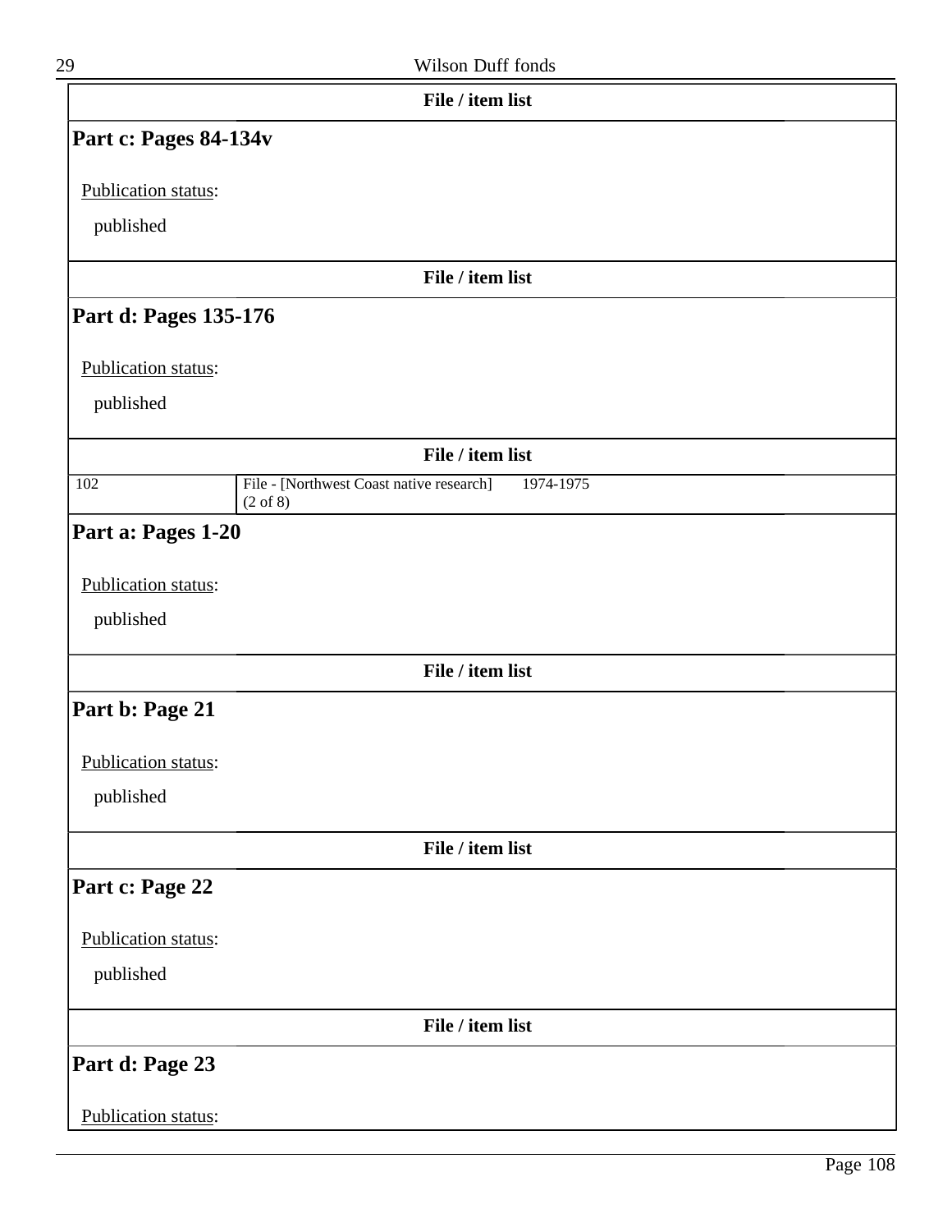**File / item list**

## Part c: Pages 84-134v

Publication status:

published

**File / item list**

## Part d: Pages 135-176

Publication status:

published

**File / item list**

| 102 | File - [Northwest Coast native research] (2 of 8) | 1974-1975 |
|---|---|---|

## Part a: Pages 1-20

Publication status:

published

**File / item list**

## Part b: Page 21

Publication status:

published

**File / item list**

## Part c: Page 22

Publication status:

published

**File / item list**

## Part d: Page 23

Publication status: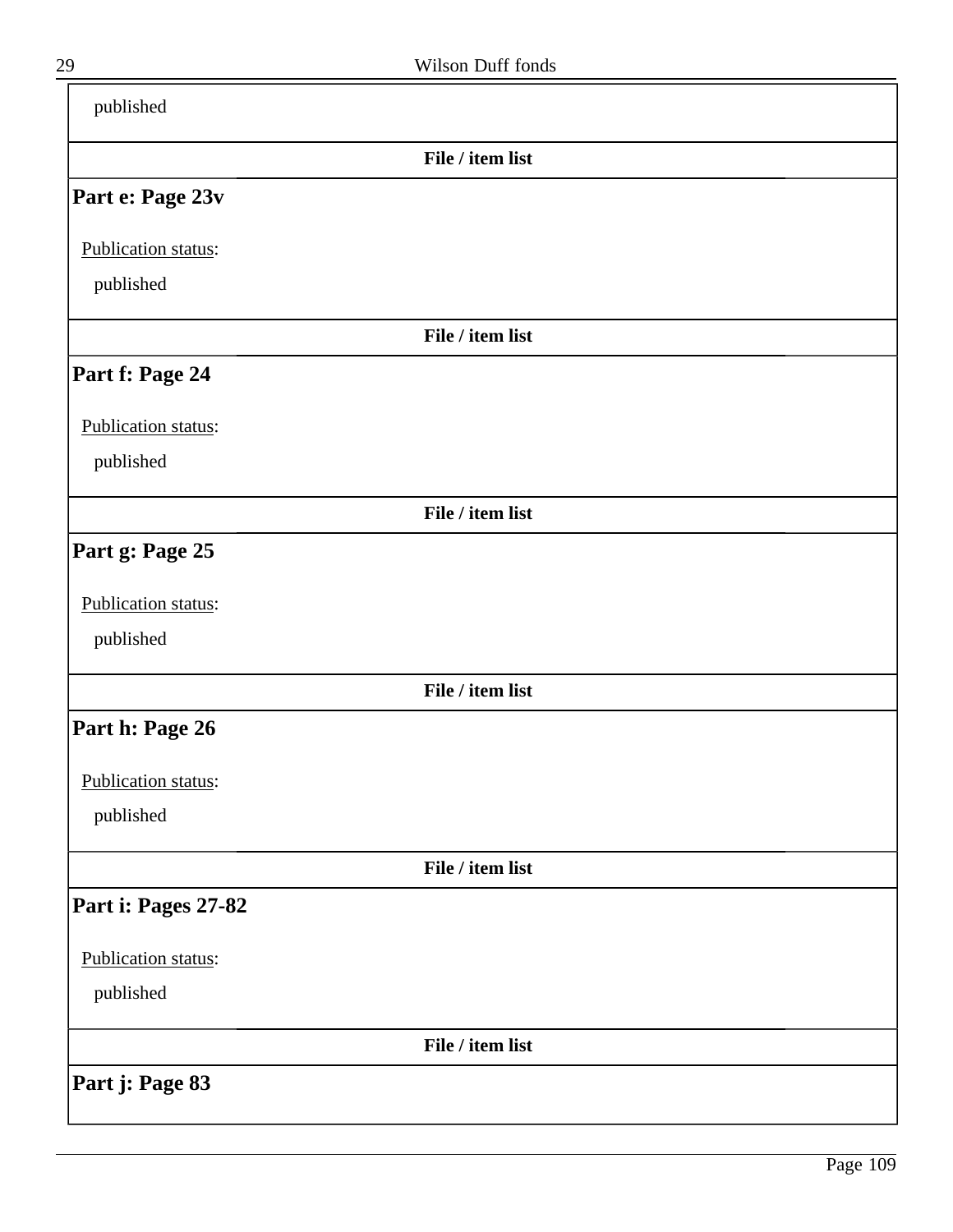published

**File / item list**

### Part e: Page 23v

Publication status:

published

**File / item list**

### Part f: Page 24

Publication status:

published

**File / item list**

### Part g: Page 25

Publication status:

published

**File / item list**

### Part h: Page 26

Publication status:

published

**File / item list**

### Part i: Pages 27-82

Publication status:

published

**File / item list**

### Part j: Page 83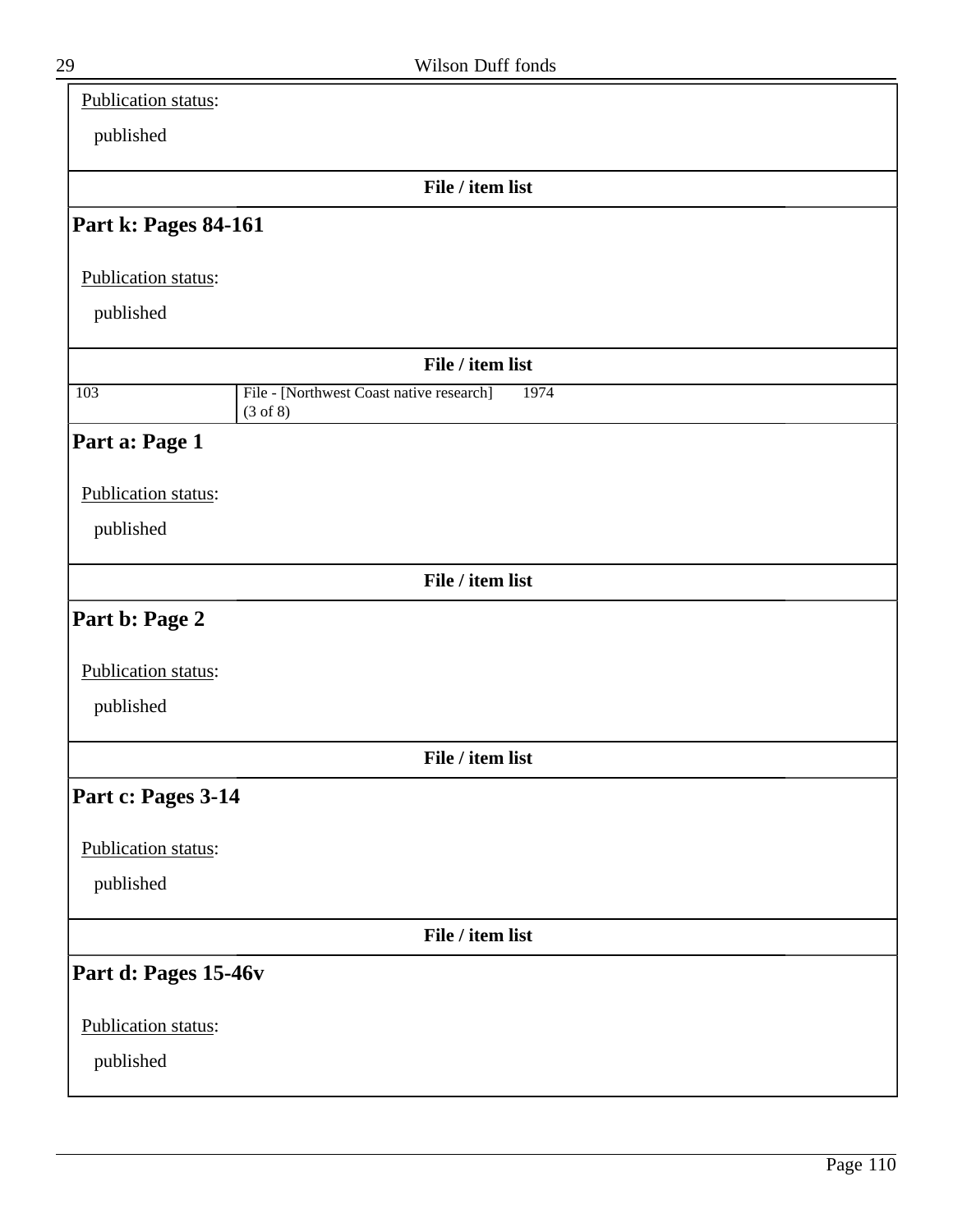Publication status:

published

**File / item list**

## Part k: Pages 84-161

Publication status:

published

**File / item list**

| 103 | File - [Northwest Coast native research] (3 of 8) | 1974 |
|---|---|---|

## Part a: Page 1

Publication status:

published

**File / item list**

## Part b: Page 2

Publication status:

published

**File / item list**

## Part c: Pages 3-14

Publication status:

published

**File / item list**

## Part d: Pages 15-46v

Publication status:

published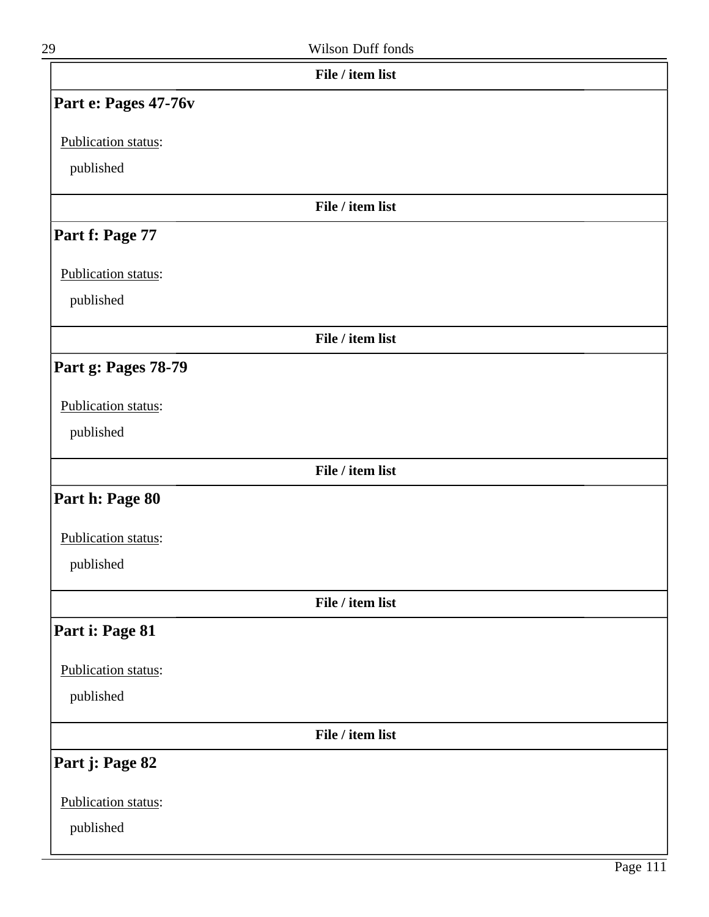**File / item list**

## Part e: Pages 47-76v

Publication status:

published

**File / item list**

## Part f: Page 77

Publication status:

published

**File / item list**

## Part g: Pages 78-79

Publication status:

published

**File / item list**

## Part h: Page 80

Publication status:

published

**File / item list**

## Part i: Page 81

Publication status:

published

**File / item list**

## Part j: Page 82

Publication status:

published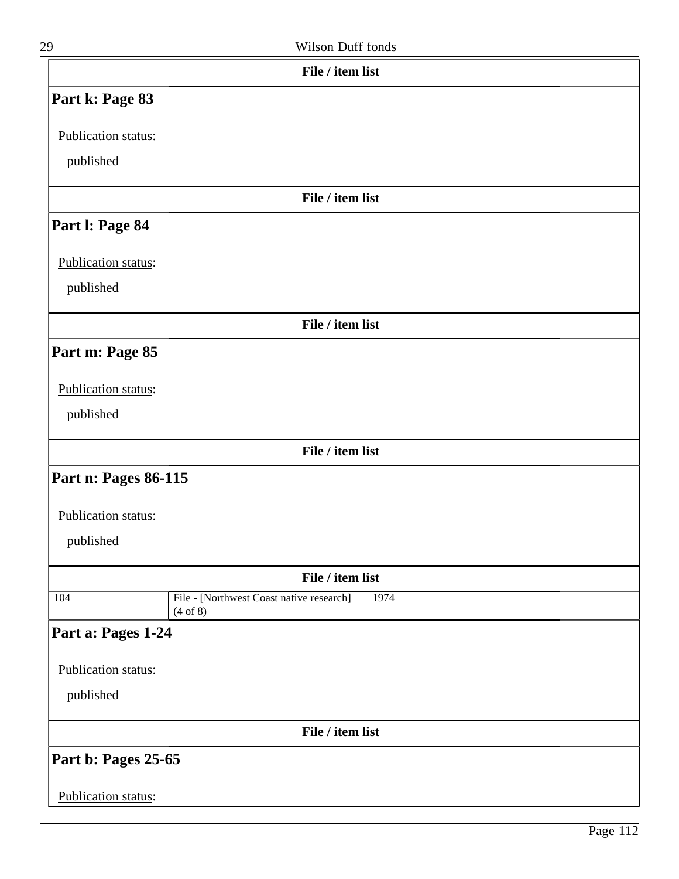**File / item list**

## Part k: Page 83

Publication status:

published

**File / item list**

## Part l: Page 84

Publication status:

published

**File / item list**

## Part m: Page 85

Publication status:

published

**File / item list**

## Part n: Pages 86-115

Publication status:

published

**File / item list**

| | | |
|---|---|---|
| 104 | File - [Northwest Coast native research] (4 of 8) | 1974 |

## Part a: Pages 1-24

Publication status:

published

**File / item list**

## Part b: Pages 25-65

Publication status: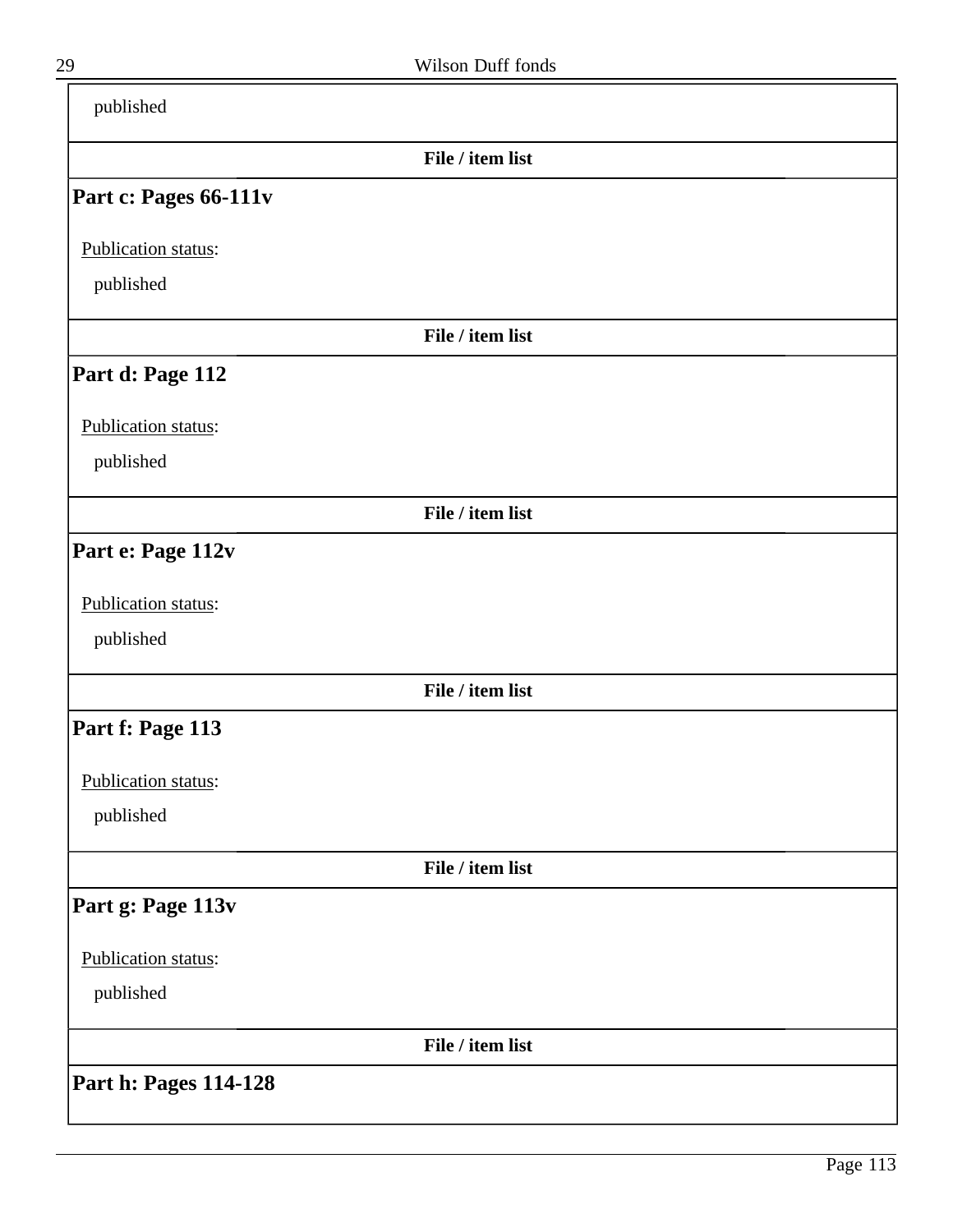published

**File / item list**

## Part c: Pages 66-111v

Publication status:

published

**File / item list**

## Part d: Page 112

Publication status:

published

**File / item list**

## Part e: Page 112v

Publication status:

published

**File / item list**

## Part f: Page 113

Publication status:

published

**File / item list**

## Part g: Page 113v

Publication status:

published

**File / item list**

## Part h: Pages 114-128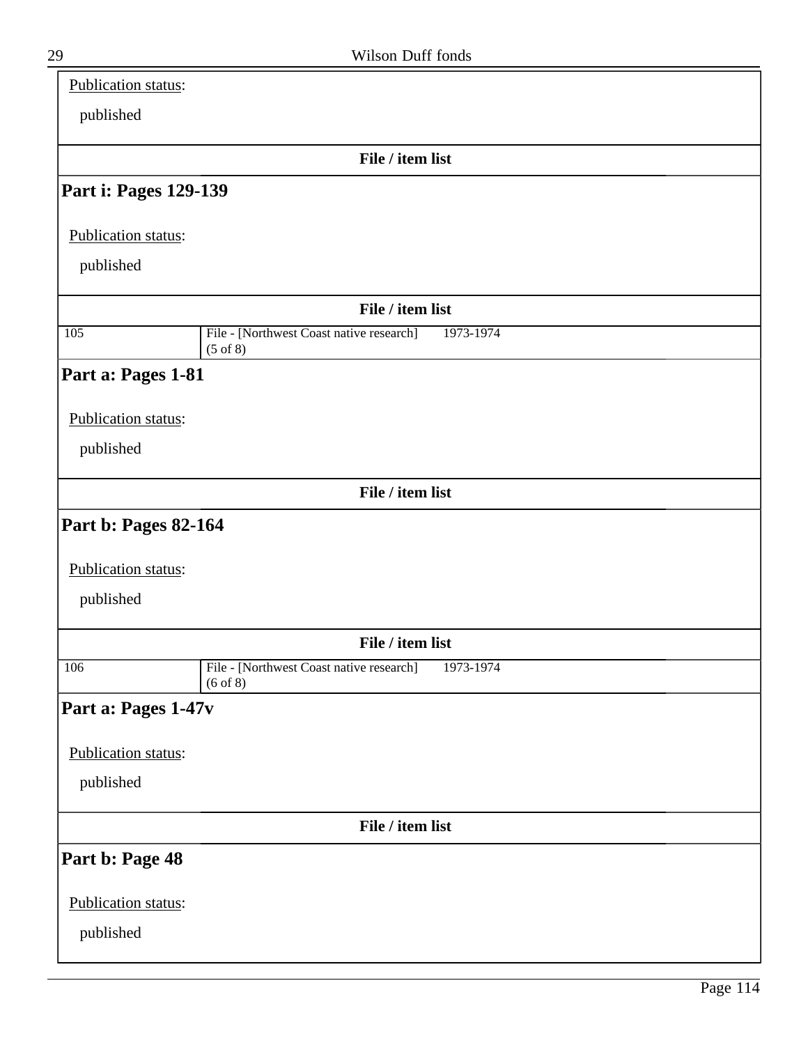Publication status:

published

**File / item list**

## Part i: Pages 129-139

Publication status:

published

**File / item list**

| 105 | File - [Northwest Coast native research] (5 of 8) | 1973-1974 |
|---|---|---|

## Part a: Pages 1-81

Publication status:

published

**File / item list**

## Part b: Pages 82-164

Publication status:

published

**File / item list**

| 106 | File - [Northwest Coast native research] (6 of 8) | 1973-1974 |
|---|---|---|

## Part a: Pages 1-47v

Publication status:

published

**File / item list**

## Part b: Page 48

Publication status:

published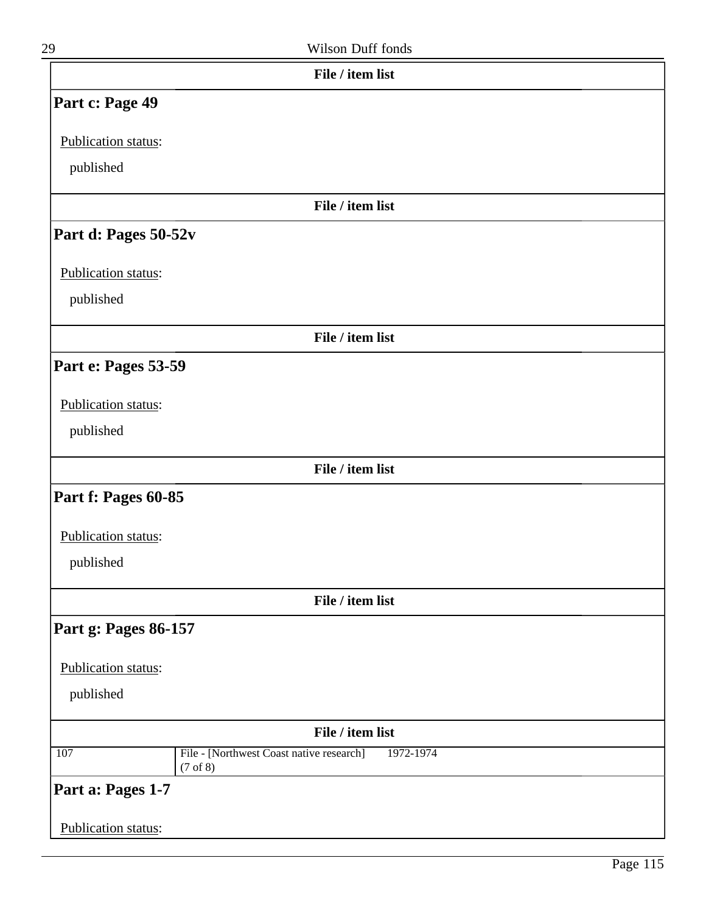**File / item list**

## Part c: Page 49

Publication status:

published

**File / item list**

## Part d: Pages 50-52v

Publication status:

published

**File / item list**

## Part e: Pages 53-59

Publication status:

published

**File / item list**

## Part f: Pages 60-85

Publication status:

published

**File / item list**

## Part g: Pages 86-157

Publication status:

published

**File / item list**

| | | |
|---|---|---|
| 107 | File - [Northwest Coast native research] (7 of 8) | 1972-1974 |

## Part a: Pages 1-7

Publication status: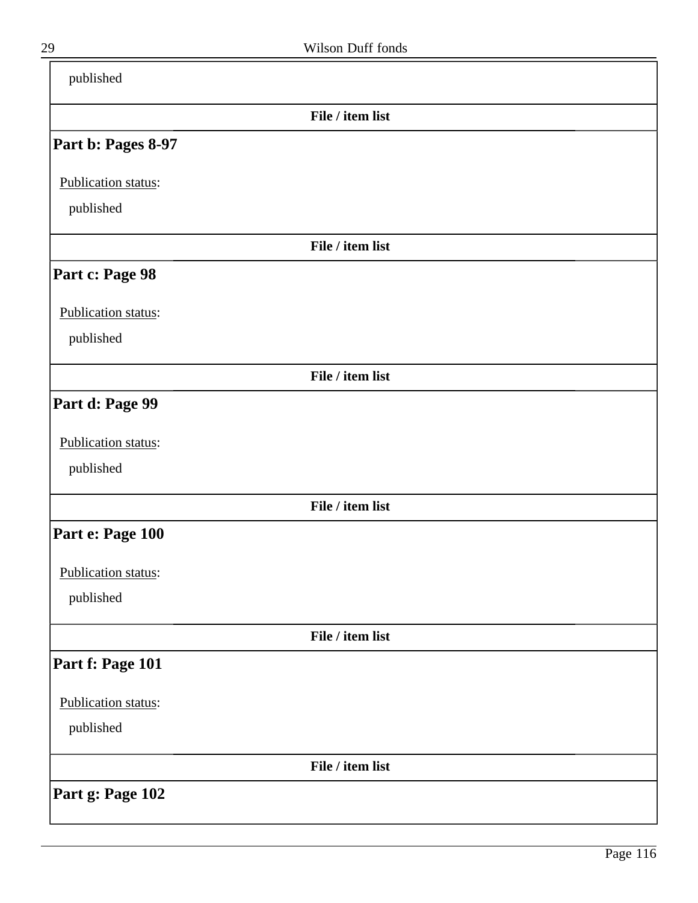published

**File / item list**

## Part b: Pages 8-97

Publication status:

published

**File / item list**

## Part c: Page 98

Publication status:

published

**File / item list**

## Part d: Page 99

Publication status:

published

**File / item list**

## Part e: Page 100

Publication status:

published

**File / item list**

## Part f: Page 101

Publication status:

published

**File / item list**

## Part g: Page 102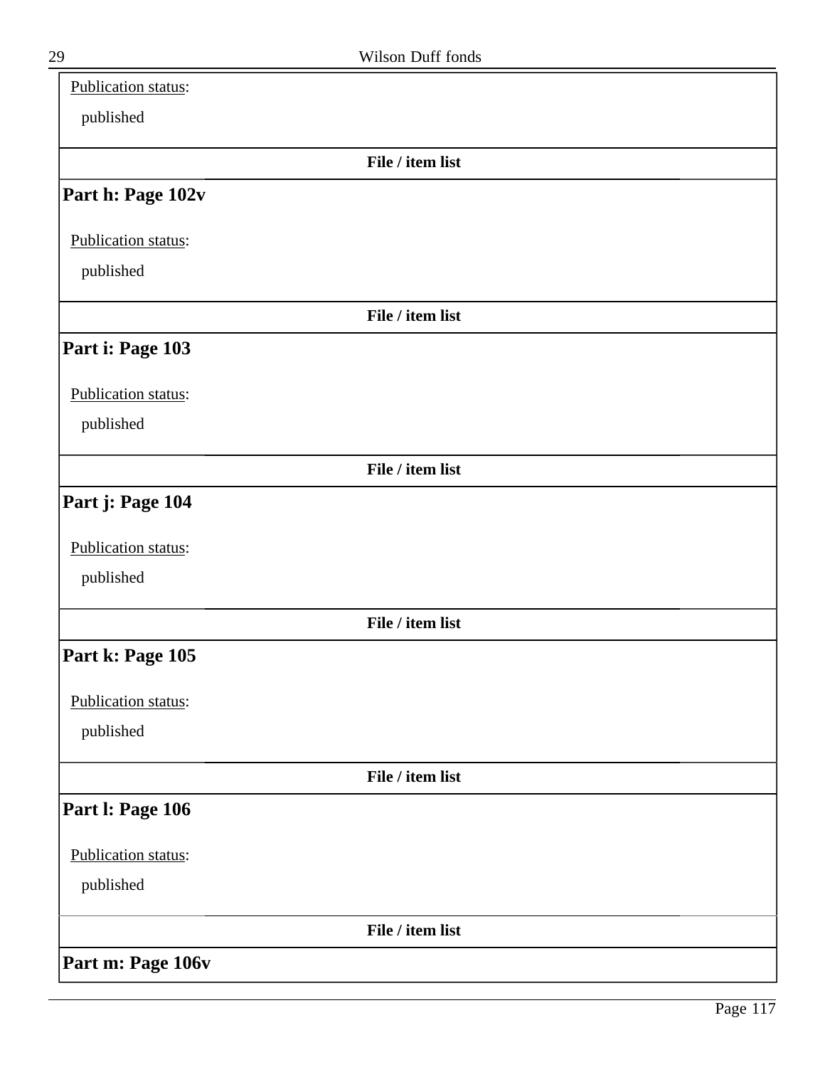Publication status:

published

**File / item list**

## Part h: Page 102v

Publication status:

published

**File / item list**

## Part i: Page 103

Publication status:

published

**File / item list**

## Part j: Page 104

Publication status:

published

**File / item list**

## Part k: Page 105

Publication status:

published

**File / item list**

## Part l: Page 106

Publication status:

published

**File / item list**

## Part m: Page 106v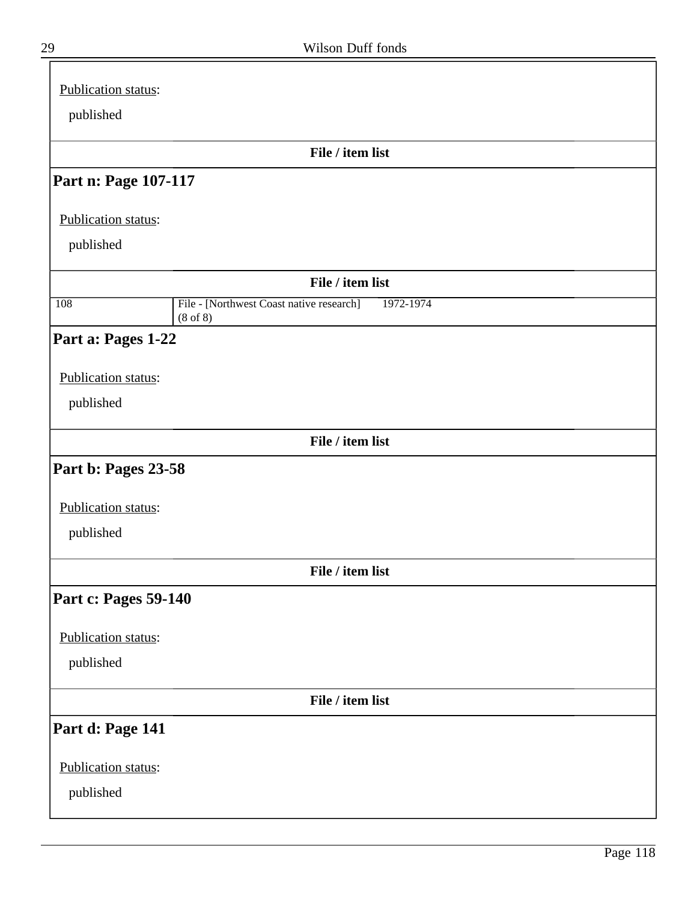Publication status:

published

**File / item list**

## Part n: Page 107-117

Publication status:

published

**File / item list**

| | | |
|---|---|---|
| 108 | File - [Northwest Coast native research] (8 of 8) | 1972-1974 |

## Part a: Pages 1-22

Publication status:

published

**File / item list**

## Part b: Pages 23-58

Publication status:

published

**File / item list**

## Part c: Pages 59-140

Publication status:

published

**File / item list**

## Part d: Page 141

Publication status:

published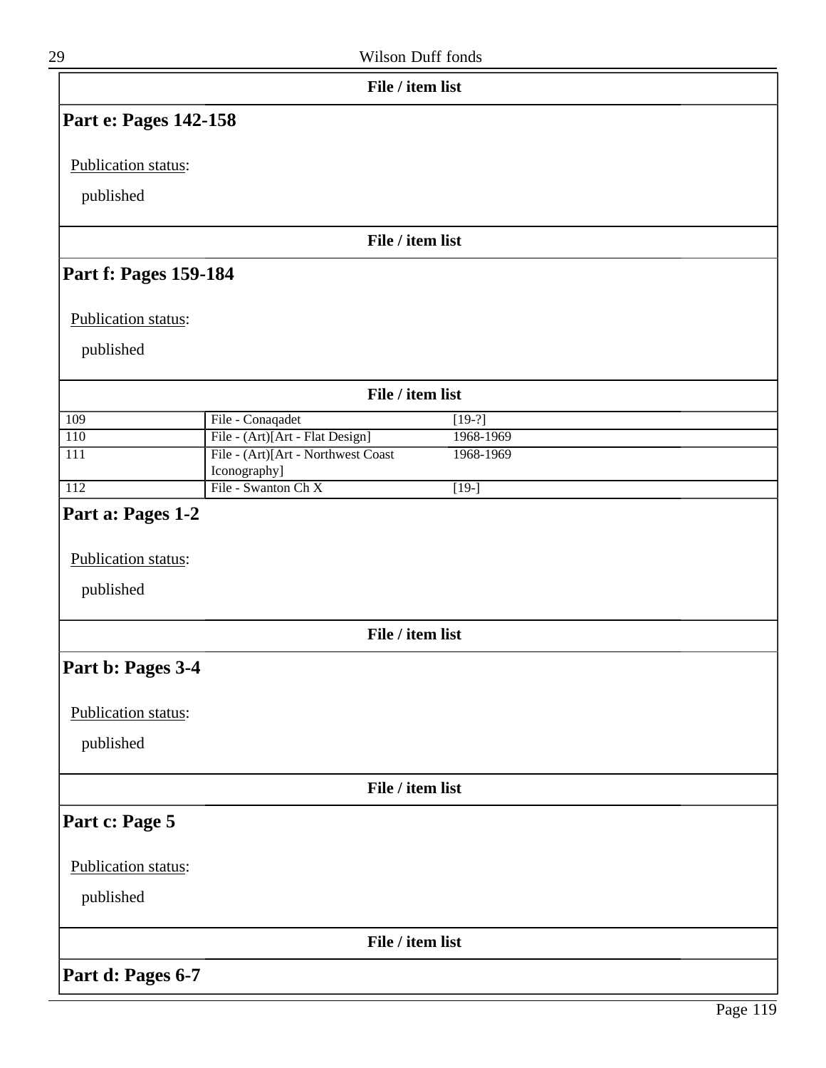### File / item list

## Part e: Pages 142-158

Publication status:

published

### File / item list

## Part f: Pages 159-184

Publication status:

published

### File / item list

| | | |
|---|---|---|
| 109 | File - Conaqadet | [19-?] |
| 110 | File - (Art)[Art - Flat Design] | 1968-1969 |
| 111 | File - (Art)[Art - Northwest Coast Iconography] | 1968-1969 |
| 112 | File - Swanton Ch X | [19-] |

## Part a: Pages 1-2

Publication status:

published

### File / item list

## Part b: Pages 3-4

Publication status:

published

### File / item list

## Part c: Page 5

Publication status:

published

### File / item list

## Part d: Pages 6-7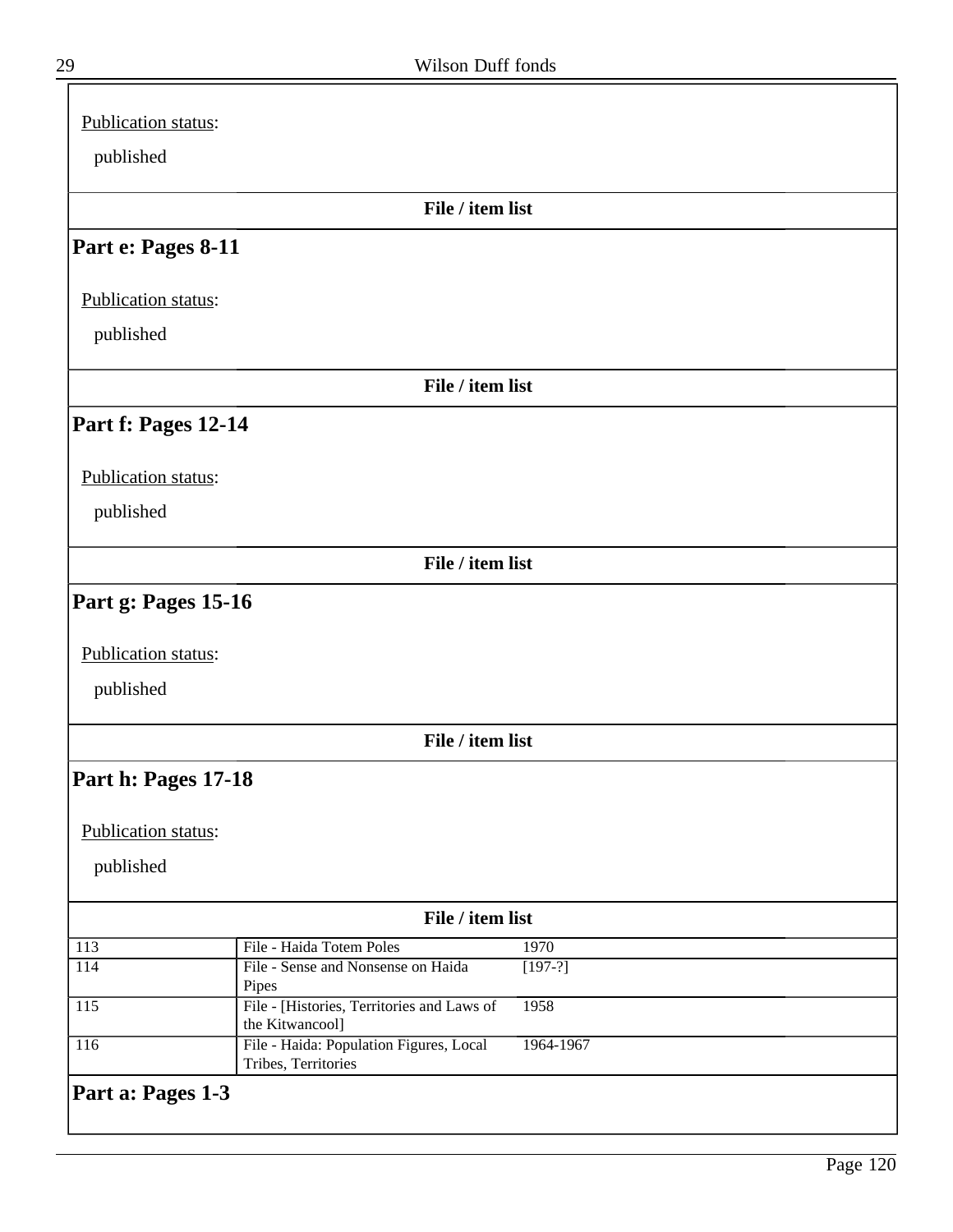Publication status:

published

**File / item list**

## Part e: Pages 8-11

Publication status:

published

**File / item list**

## Part f: Pages 12-14

Publication status:

published

**File / item list**

## Part g: Pages 15-16

Publication status:

published

**File / item list**

## Part h: Pages 17-18

Publication status:

published

**File / item list**

| | | |
|---|---|---|
| 113 | File - Haida Totem Poles | 1970 |
| 114 | File - Sense and Nonsense on Haida Pipes | [197-?] |
| 115 | File - [Histories, Territories and Laws of the Kitwancool] | 1958 |
| 116 | File - Haida: Population Figures, Local Tribes, Territories | 1964-1967 |

## Part a: Pages 1-3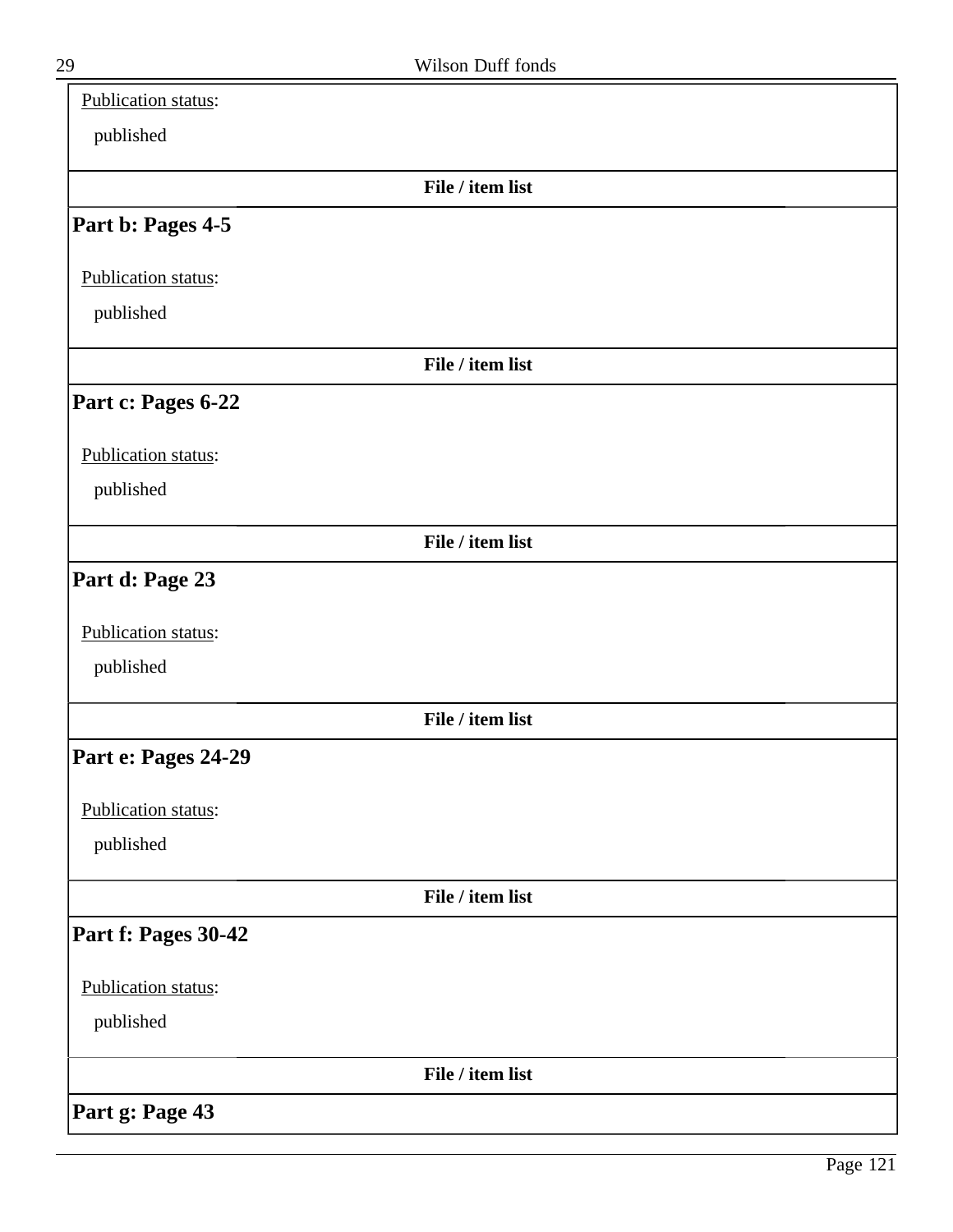Publication status:

published

**File / item list**

## Part b: Pages 4-5

Publication status:

published

**File / item list**

## Part c: Pages 6-22

Publication status:

published

**File / item list**

## Part d: Page 23

Publication status:

published

**File / item list**

## Part e: Pages 24-29

Publication status:

published

**File / item list**

## Part f: Pages 30-42

Publication status:

published

**File / item list**

## Part g: Page 43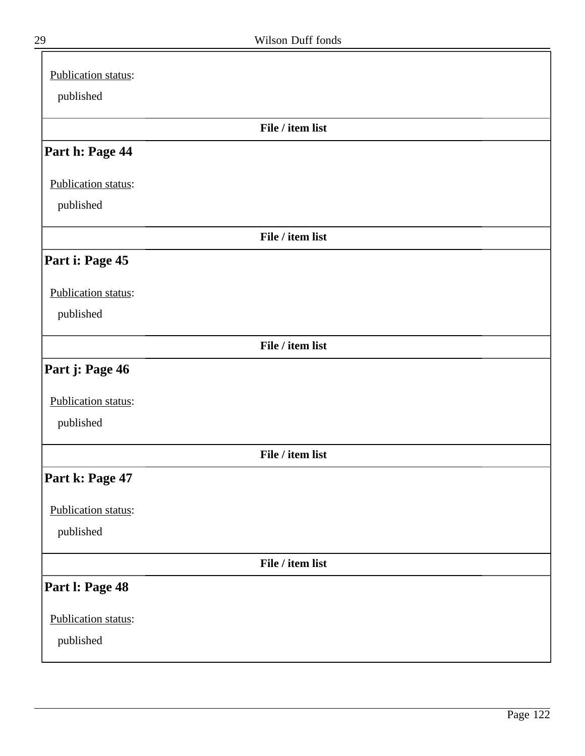Publication status:

published

**File / item list**

## Part h: Page 44

Publication status:

published

**File / item list**

## Part i: Page 45

Publication status:

published

**File / item list**

## Part j: Page 46

Publication status:

published

**File / item list**

## Part k: Page 47

Publication status:

published

**File / item list**

## Part l: Page 48

Publication status:

published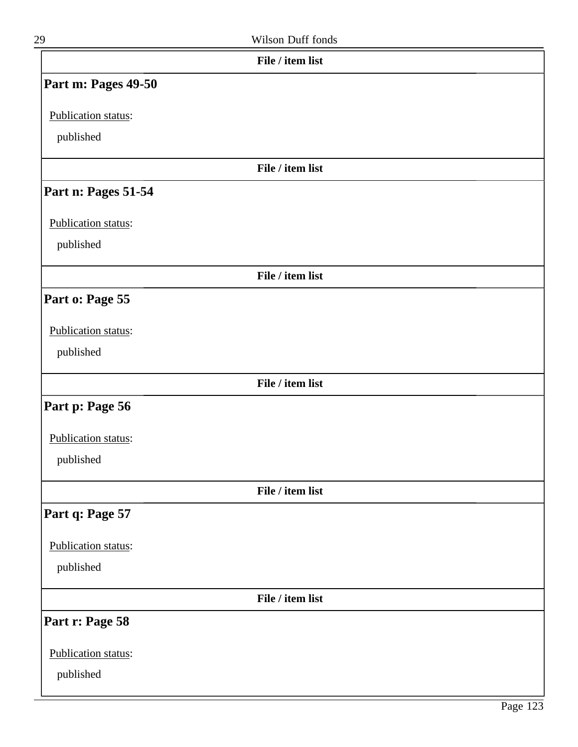**File / item list**

### Part m: Pages 49-50

Publication status:

published

**File / item list**

### Part n: Pages 51-54

Publication status:

published

**File / item list**

### Part o: Page 55

Publication status:

published

**File / item list**

### Part p: Page 56

Publication status:

published

**File / item list**

### Part q: Page 57

Publication status:

published

**File / item list**

### Part r: Page 58

Publication status:

published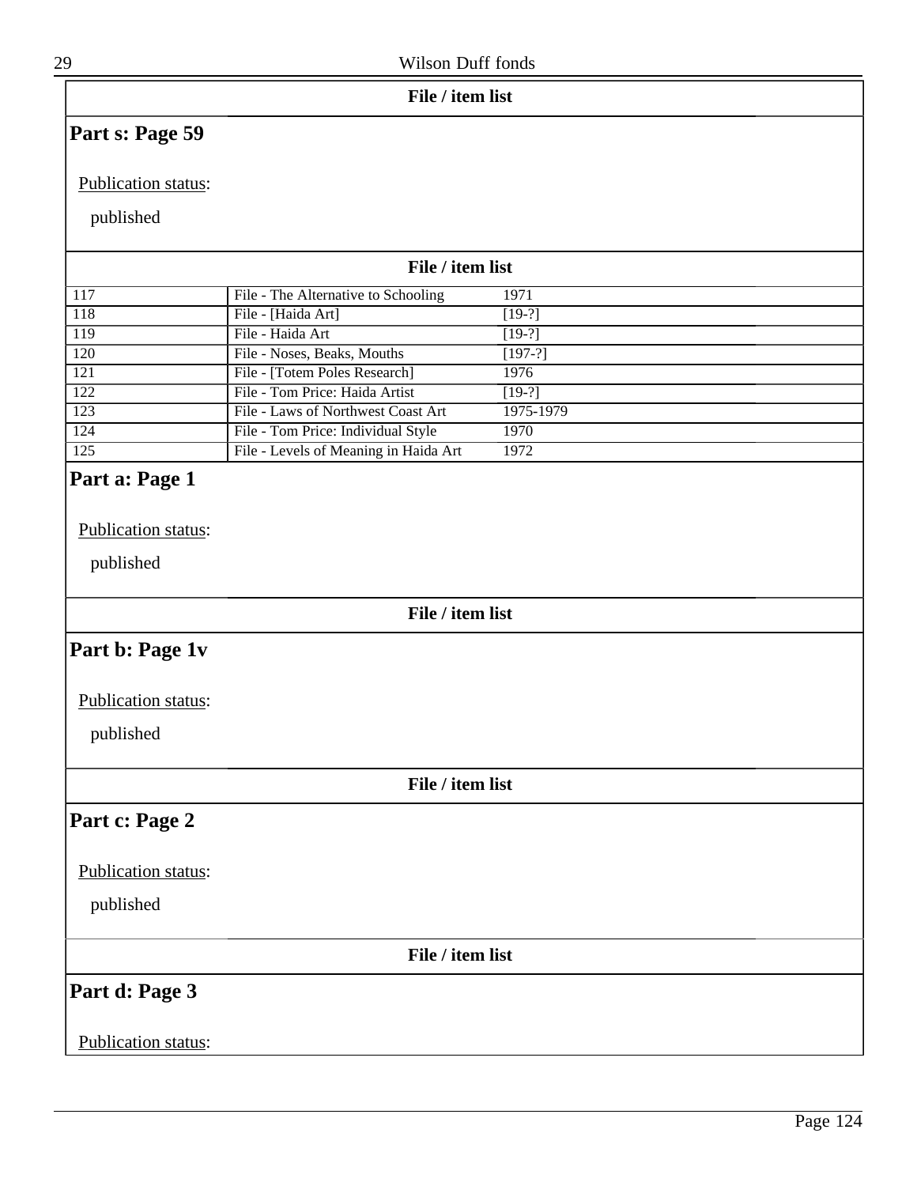**File / item list**

## Part s: Page 59

Publication status:

published

**File / item list**

| | | |
|---|---|---|
| 117 | File - The Alternative to Schooling | 1971 |
| 118 | File - [Haida Art] | [19-?] |
| 119 | File - Haida Art | [19-?] |
| 120 | File - Noses, Beaks, Mouths | [197-?] |
| 121 | File - [Totem Poles Research] | 1976 |
| 122 | File - Tom Price: Haida Artist | [19-?] |
| 123 | File - Laws of Northwest Coast Art | 1975-1979 |
| 124 | File - Tom Price: Individual Style | 1970 |
| 125 | File - Levels of Meaning in Haida Art | 1972 |

## Part a: Page 1

Publication status:

published

**File / item list**

## Part b: Page 1v

Publication status:

published

**File / item list**

## Part c: Page 2

Publication status:

published

**File / item list**

## Part d: Page 3

Publication status: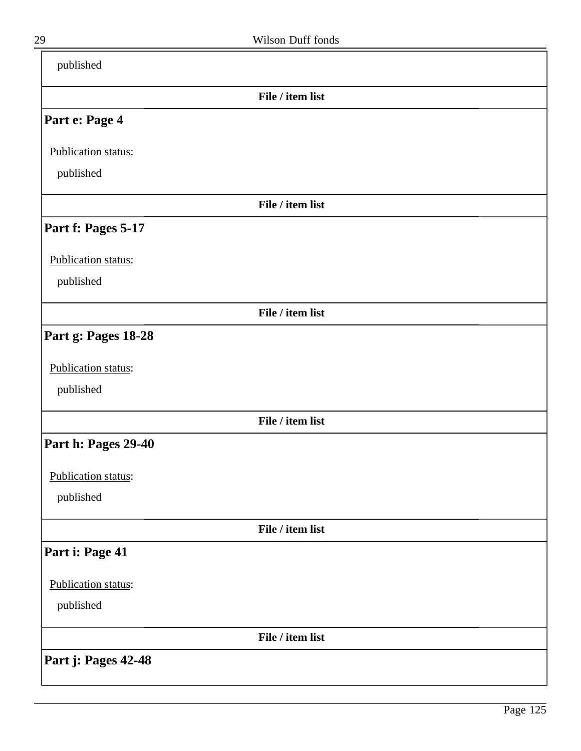published

**File / item list**

### Part e: Page 4

Publication status:

published

**File / item list**

### Part f: Pages 5-17

Publication status:

published

**File / item list**

### Part g: Pages 18-28

Publication status:

published

**File / item list**

### Part h: Pages 29-40

Publication status:

published

**File / item list**

### Part i: Page 41

Publication status:

published

**File / item list**

### Part j: Pages 42-48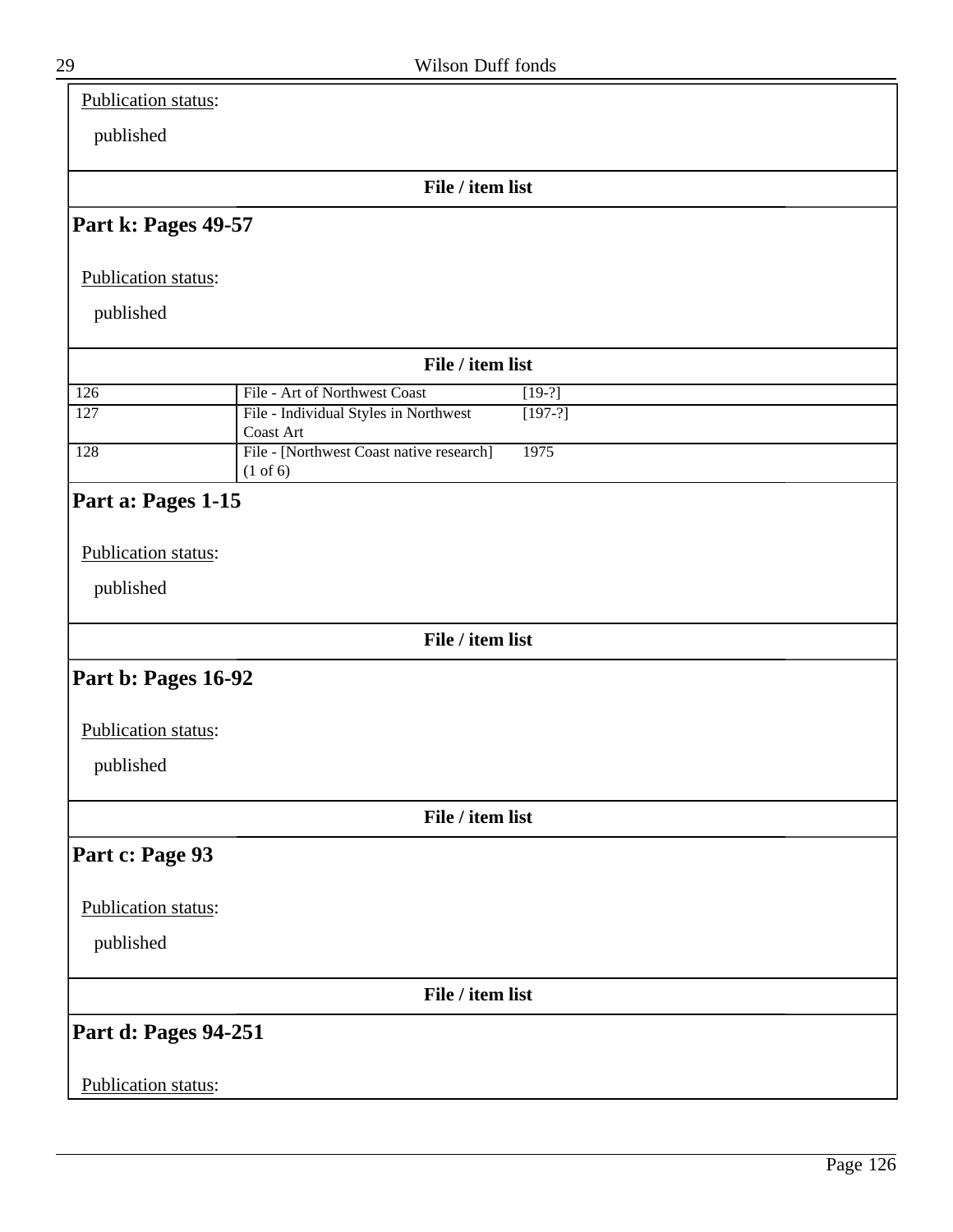Publication status:

published

**File / item list**

## Part k: Pages 49-57

Publication status:

published

**File / item list**

| | | |
|---|---|---|
| 126 | File - Art of Northwest Coast | [19-?] |
| 127 | File - Individual Styles in Northwest Coast Art | [197-?] |
| 128 | File - [Northwest Coast native research] (1 of 6) | 1975 |

## Part a: Pages 1-15

Publication status:

published

**File / item list**

## Part b: Pages 16-92

Publication status:

published

**File / item list**

## Part c: Page 93

Publication status:

published

**File / item list**

## Part d: Pages 94-251

Publication status: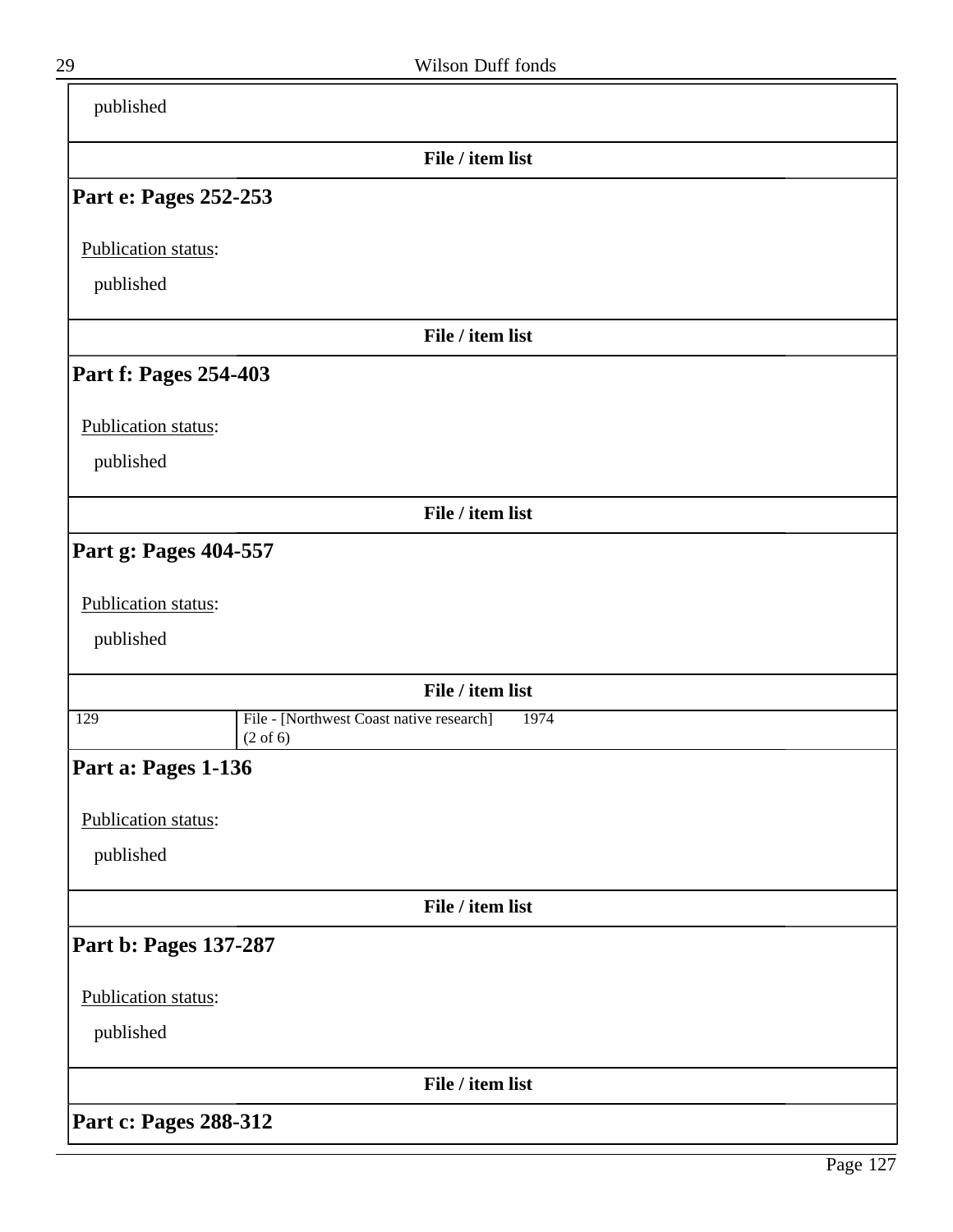published

File / item list

### Part e: Pages 252-253

Publication status:

published

File / item list

### Part f: Pages 254-403

Publication status:

published

File / item list

### Part g: Pages 404-557

Publication status:

published

File / item list

| | | |
|---|---|---|
| 129 | File - [Northwest Coast native research] (2 of 6) | 1974 |

### Part a: Pages 1-136

Publication status:

published

File / item list

### Part b: Pages 137-287

Publication status:

published

File / item list

### Part c: Pages 288-312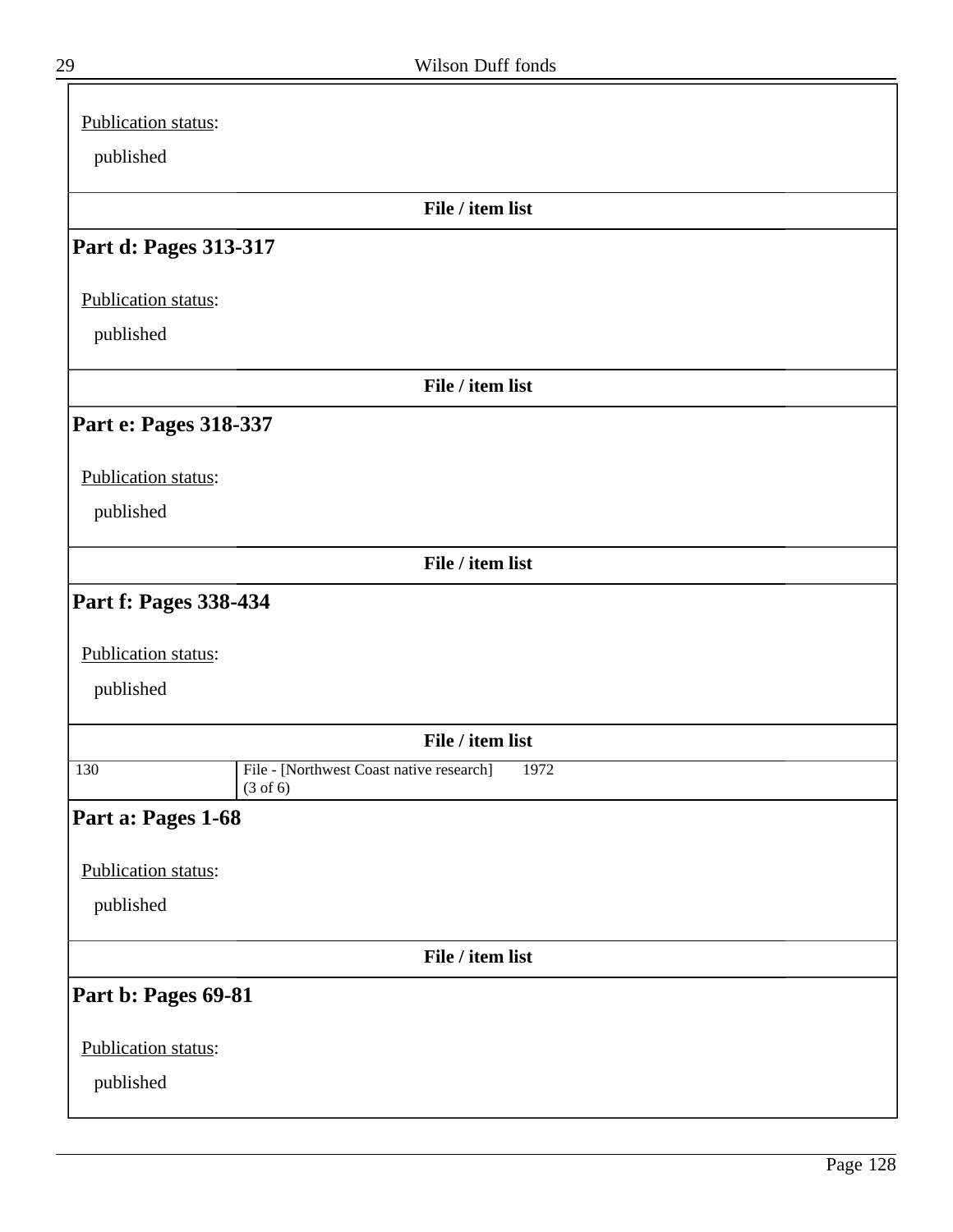Publication status:

published

**File / item list**

## Part d: Pages 313-317

Publication status:

published

**File / item list**

## Part e: Pages 318-337

Publication status:

published

**File / item list**

## Part f: Pages 338-434

Publication status:

published

**File / item list**

| | | |
|---|---|---|
| 130 | File - [Northwest Coast native research] (3 of 6) | 1972 |

## Part a: Pages 1-68

Publication status:

published

**File / item list**

## Part b: Pages 69-81

Publication status:

published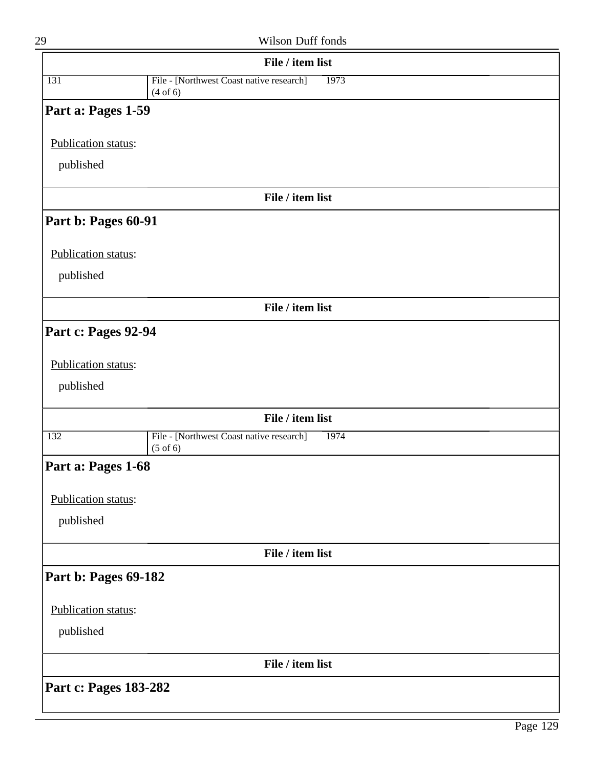**File / item list**

| | | |
|---|---|---|
| 131 | File - [Northwest Coast native research] (4 of 6) | 1973 |

**Part a: Pages 1-59**

Publication status:

published

**File / item list**

**Part b: Pages 60-91**

Publication status:

published

**File / item list**

**Part c: Pages 92-94**

Publication status:

published

**File / item list**

| | | |
|---|---|---|
| 132 | File - [Northwest Coast native research] (5 of 6) | 1974 |

**Part a: Pages 1-68**

Publication status:

published

**File / item list**

**Part b: Pages 69-182**

Publication status:

published

**File / item list**

**Part c: Pages 183-282**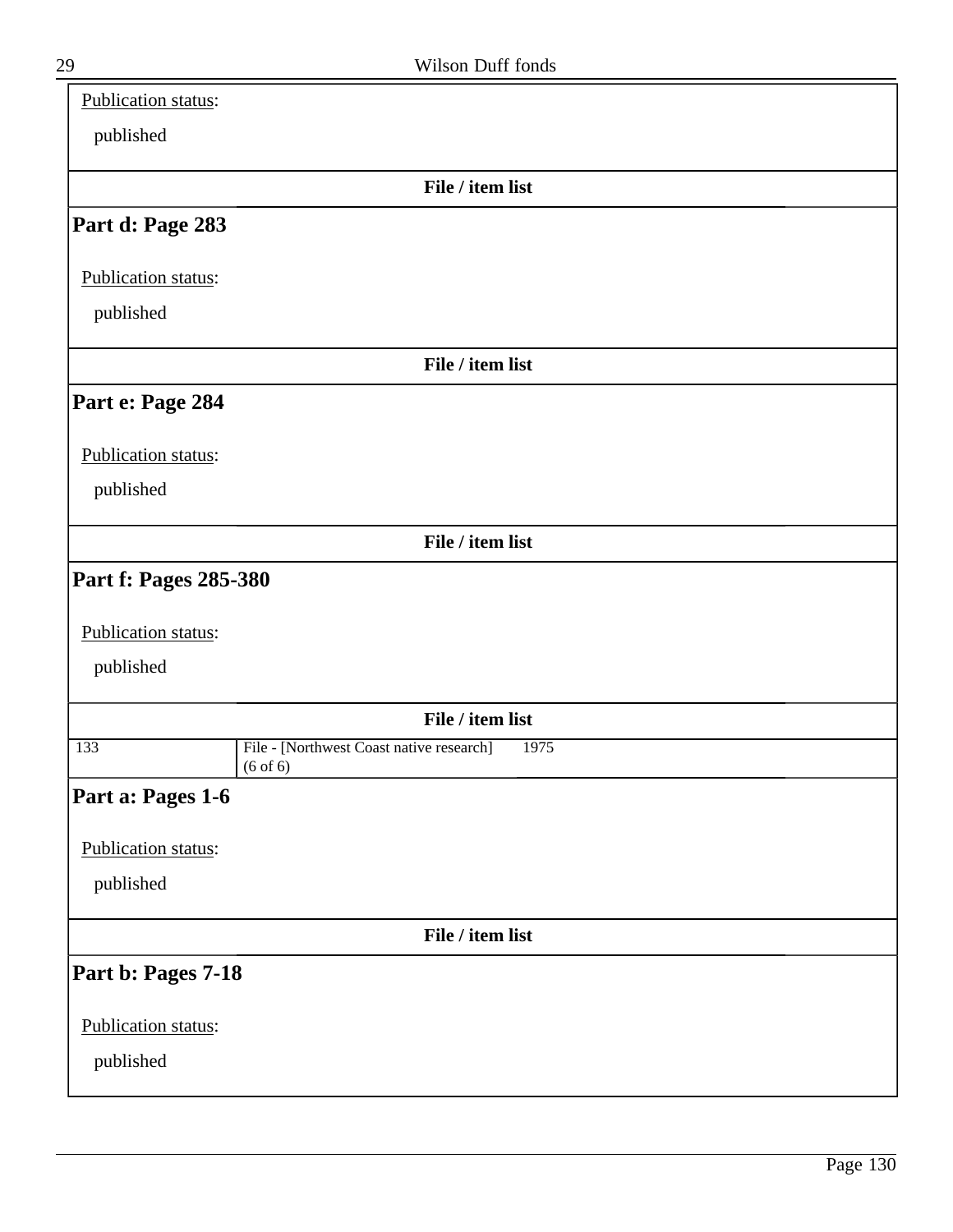Publication status:

published

**File / item list**

## Part d: Page 283

Publication status:

published

**File / item list**

## Part e: Page 284

Publication status:

published

**File / item list**

## Part f: Pages 285-380

Publication status:

published

**File / item list**

| | | |
|---|---|---|
| 133 | File - [Northwest Coast native research] (6 of 6) | 1975 |

## Part a: Pages 1-6

Publication status:

published

**File / item list**

## Part b: Pages 7-18

Publication status:

published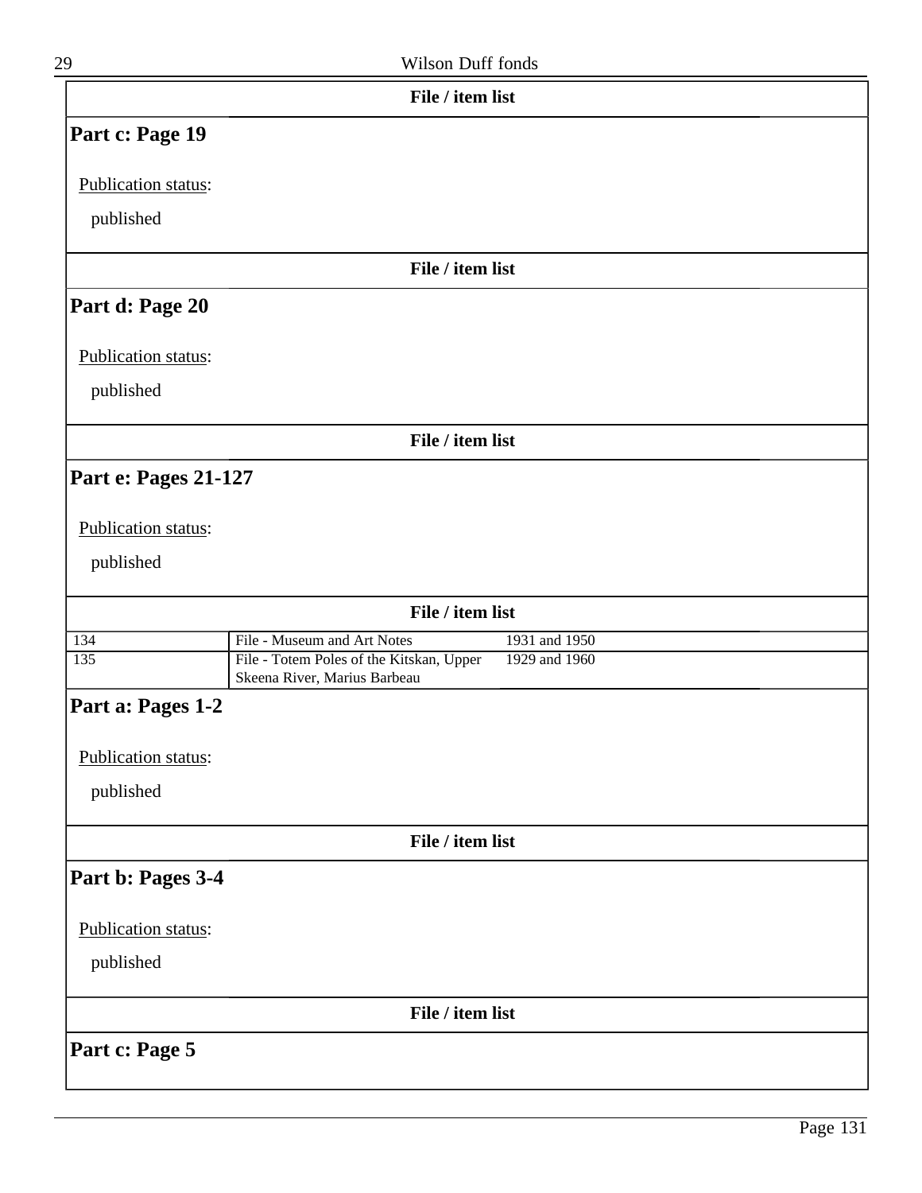**File / item list**

## Part c: Page 19

Publication status:

published

**File / item list**

## Part d: Page 20

Publication status:

published

**File / item list**

## Part e: Pages 21-127

Publication status:

published

**File / item list**

| | | |
|---|---|---|
| 134 | File - Museum and Art Notes | 1931 and 1950 |
| 135 | File - Totem Poles of the Kitskan, Upper Skeena River, Marius Barbeau | 1929 and 1960 |

## Part a: Pages 1-2

Publication status:

published

**File / item list**

## Part b: Pages 3-4

Publication status:

published

**File / item list**

## Part c: Page 5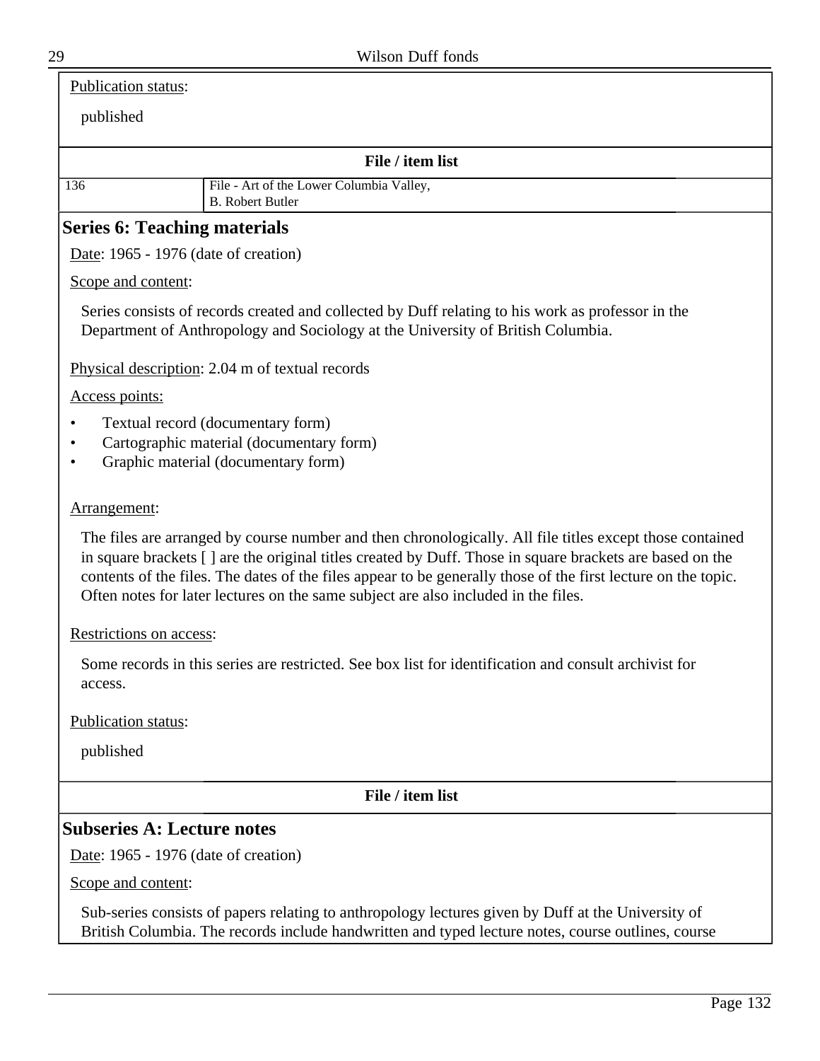Publication status:

published

**File / item list**

| 136 | File - Art of the Lower Columbia Valley, B. Robert Butler |
|---|---|

## Series 6: Teaching materials

Date: 1965 - 1976 (date of creation)

Scope and content:

Series consists of records created and collected by Duff relating to his work as professor in the Department of Anthropology and Sociology at the University of British Columbia.

Physical description: 2.04 m of textual records

Access points:

- Textual record (documentary form)
- Cartographic material (documentary form)
- Graphic material (documentary form)

Arrangement:

The files are arranged by course number and then chronologically. All file titles except those contained in square brackets [ ] are the original titles created by Duff. Those in square brackets are based on the contents of the files. The dates of the files appear to be generally those of the first lecture on the topic. Often notes for later lectures on the same subject are also included in the files.

Restrictions on access:

Some records in this series are restricted. See box list for identification and consult archivist for access.

Publication status:

published

**File / item list**

## Subseries A: Lecture notes

Date: 1965 - 1976 (date of creation)

Scope and content:

Sub-series consists of papers relating to anthropology lectures given by Duff at the University of British Columbia. The records include handwritten and typed lecture notes, course outlines, course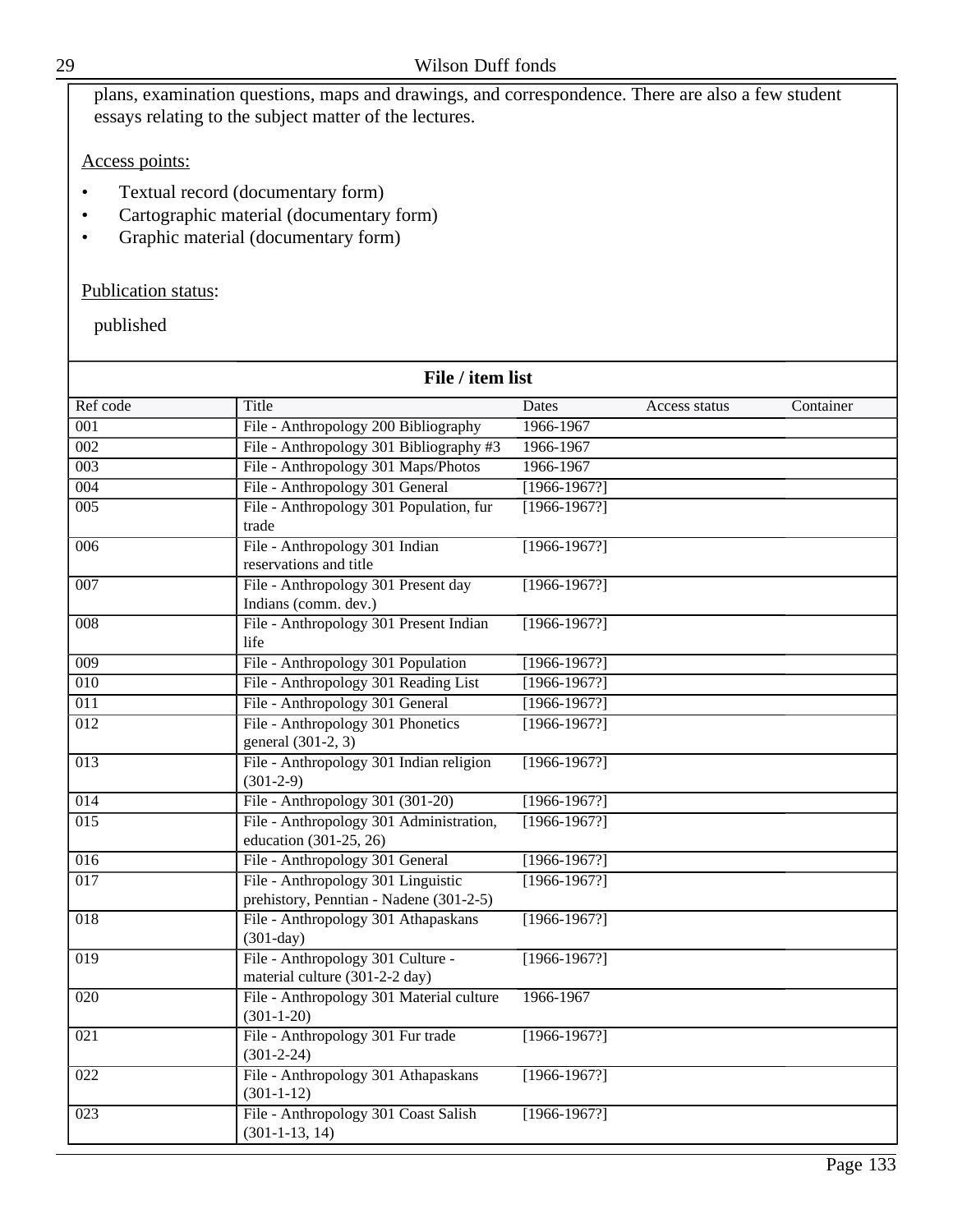plans, examination questions, maps and drawings, and correspondence. There are also a few student essays relating to the subject matter of the lectures.

Access points:

- Textual record (documentary form)
- Cartographic material (documentary form)
- Graphic material (documentary form)

Publication status:

published

**File / item list**

| Ref code | Title | Dates | Access status | Container |
|---|---|---|---|---|
| 001 | File - Anthropology 200 Bibliography | 1966-1967 | | |
| 002 | File - Anthropology 301 Bibliography #3 | 1966-1967 | | |
| 003 | File - Anthropology 301 Maps/Photos | 1966-1967 | | |
| 004 | File - Anthropology 301 General | [1966-1967?] | | |
| 005 | File - Anthropology 301 Population, fur trade | [1966-1967?] | | |
| 006 | File - Anthropology 301 Indian reservations and title | [1966-1967?] | | |
| 007 | File - Anthropology 301 Present day Indians (comm. dev.) | [1966-1967?] | | |
| 008 | File - Anthropology 301 Present Indian life | [1966-1967?] | | |
| 009 | File - Anthropology 301 Population | [1966-1967?] | | |
| 010 | File - Anthropology 301 Reading List | [1966-1967?] | | |
| 011 | File - Anthropology 301 General | [1966-1967?] | | |
| 012 | File - Anthropology 301 Phonetics general (301-2, 3) | [1966-1967?] | | |
| 013 | File - Anthropology 301 Indian religion (301-2-9) | [1966-1967?] | | |
| 014 | File - Anthropology 301 (301-20) | [1966-1967?] | | |
| 015 | File - Anthropology 301 Administration, education (301-25, 26) | [1966-1967?] | | |
| 016 | File - Anthropology 301 General | [1966-1967?] | | |
| 017 | File - Anthropology 301 Linguistic prehistory, Penntian - Nadene (301-2-5) | [1966-1967?] | | |
| 018 | File - Anthropology 301 Athapaskans (301-day) | [1966-1967?] | | |
| 019 | File - Anthropology 301 Culture - material culture (301-2-2 day) | [1966-1967?] | | |
| 020 | File - Anthropology 301 Material culture (301-1-20) | 1966-1967 | | |
| 021 | File - Anthropology 301 Fur trade (301-2-24) | [1966-1967?] | | |
| 022 | File - Anthropology 301 Athapaskans (301-1-12) | [1966-1967?] | | |
| 023 | File - Anthropology 301 Coast Salish (301-1-13, 14) | [1966-1967?] | | |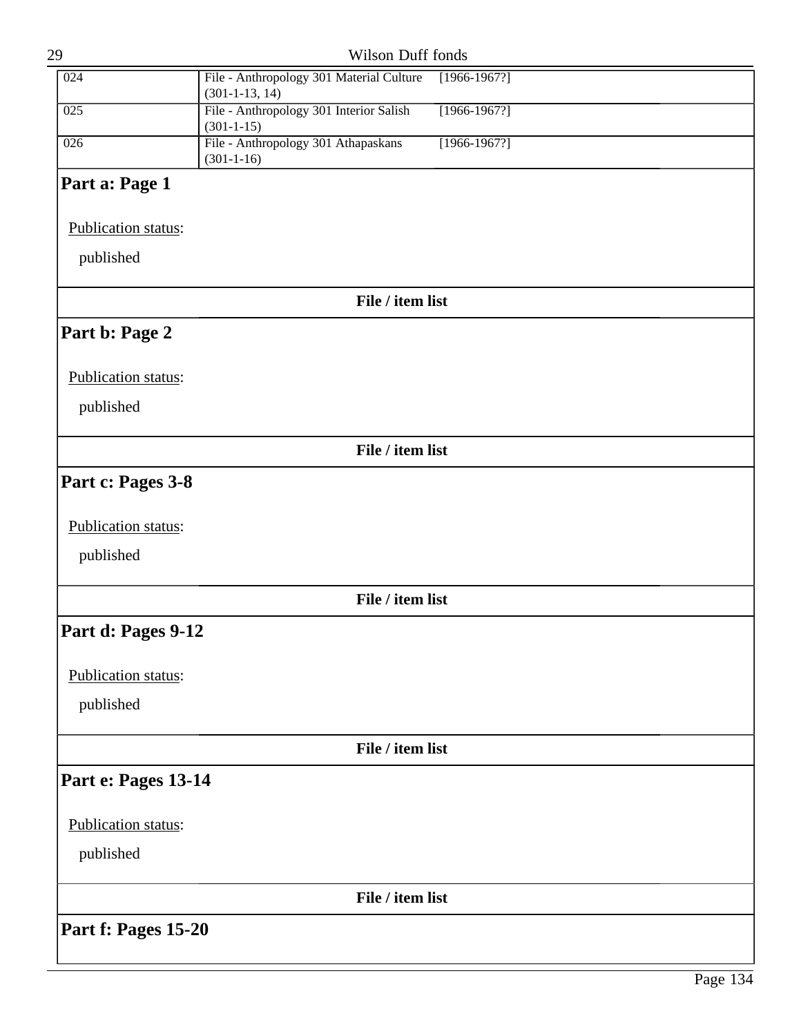| | | |
|---|---|---|
| 024 | File - Anthropology 301 Material Culture (301-1-13, 14) | [1966-1967?] |
| 025 | File - Anthropology 301 Interior Salish (301-1-15) | [1966-1967?] |
| 026 | File - Anthropology 301 Athapaskans (301-1-16) | [1966-1967?] |

## Part a: Page 1

Publication status:

published

**File / item list**

## Part b: Page 2

Publication status:

published

**File / item list**

## Part c: Pages 3-8

Publication status:

published

**File / item list**

## Part d: Pages 9-12

Publication status:

published

**File / item list**

## Part e: Pages 13-14

Publication status:

published

**File / item list**

## Part f: Pages 15-20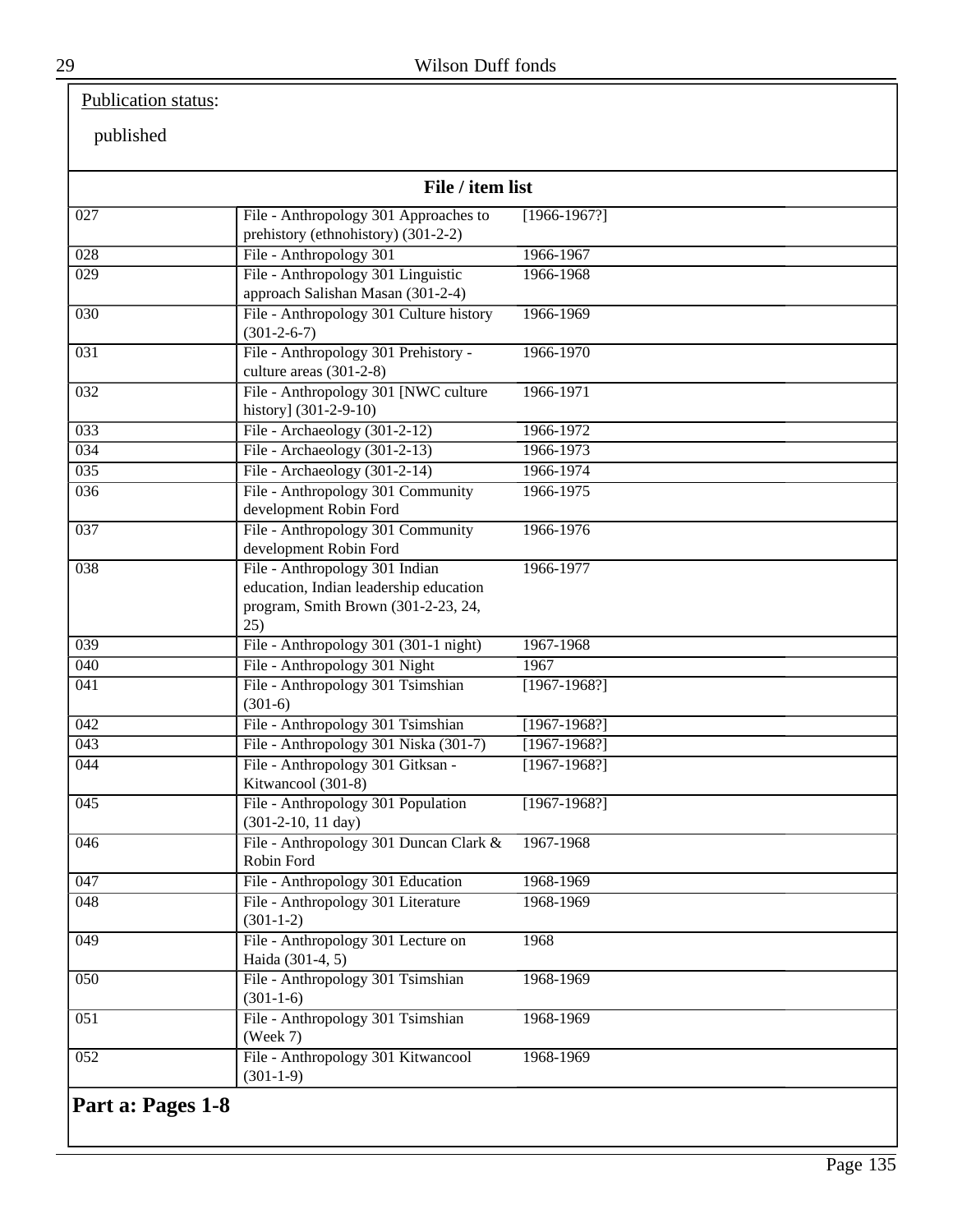Publication status:

published

**File / item list**

| | | |
|---|---|---|
| 027 | File - Anthropology 301 Approaches to prehistory (ethnohistory) (301-2-2) | [1966-1967?] |
| 028 | File - Anthropology 301 | 1966-1967 |
| 029 | File - Anthropology 301 Linguistic approach Salishan Masan (301-2-4) | 1966-1968 |
| 030 | File - Anthropology 301 Culture history (301-2-6-7) | 1966-1969 |
| 031 | File - Anthropology 301 Prehistory - culture areas (301-2-8) | 1966-1970 |
| 032 | File - Anthropology 301 [NWC culture history] (301-2-9-10) | 1966-1971 |
| 033 | File - Archaeology (301-2-12) | 1966-1972 |
| 034 | File - Archaeology (301-2-13) | 1966-1973 |
| 035 | File - Archaeology (301-2-14) | 1966-1974 |
| 036 | File - Anthropology 301 Community development Robin Ford | 1966-1975 |
| 037 | File - Anthropology 301 Community development Robin Ford | 1966-1976 |
| 038 | File - Anthropology 301 Indian education, Indian leadership education program, Smith Brown (301-2-23, 24, 25) | 1966-1977 |
| 039 | File - Anthropology 301 (301-1 night) | 1967-1968 |
| 040 | File - Anthropology 301 Night | 1967 |
| 041 | File - Anthropology 301 Tsimshian (301-6) | [1967-1968?] |
| 042 | File - Anthropology 301 Tsimshian | [1967-1968?] |
| 043 | File - Anthropology 301 Niska (301-7) | [1967-1968?] |
| 044 | File - Anthropology 301 Gitksan - Kitwancool (301-8) | [1967-1968?] |
| 045 | File - Anthropology 301 Population (301-2-10, 11 day) | [1967-1968?] |
| 046 | File - Anthropology 301 Duncan Clark & Robin Ford | 1967-1968 |
| 047 | File - Anthropology 301 Education | 1968-1969 |
| 048 | File - Anthropology 301 Literature (301-1-2) | 1968-1969 |
| 049 | File - Anthropology 301 Lecture on Haida (301-4, 5) | 1968 |
| 050 | File - Anthropology 301 Tsimshian (301-1-6) | 1968-1969 |
| 051 | File - Anthropology 301 Tsimshian (Week 7) | 1968-1969 |
| 052 | File - Anthropology 301 Kitwancool (301-1-9) | 1968-1969 |

## Part a: Pages 1-8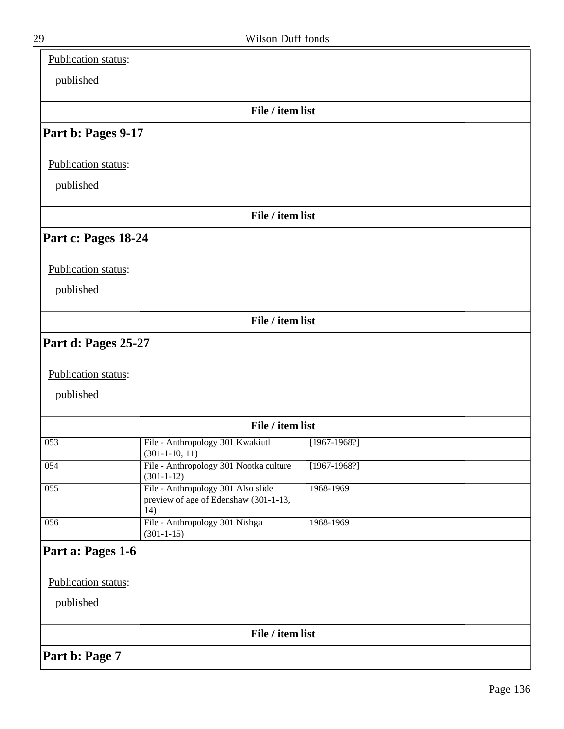Publication status:

published

**File / item list**

## Part b: Pages 9-17

Publication status:

published

**File / item list**

## Part c: Pages 18-24

Publication status:

published

**File / item list**

## Part d: Pages 25-27

Publication status:

published

**File / item list**

| | | |
|---|---|---|
| 053 | File - Anthropology 301 Kwakiutl (301-1-10, 11) | [1967-1968?] |
| 054 | File - Anthropology 301 Nootka culture (301-1-12) | [1967-1968?] |
| 055 | File - Anthropology 301 Also slide preview of age of Edenshaw (301-1-13, 14) | 1968-1969 |
| 056 | File - Anthropology 301 Nishga (301-1-15) | 1968-1969 |

## Part a: Pages 1-6

Publication status:

published

**File / item list**

## Part b: Page 7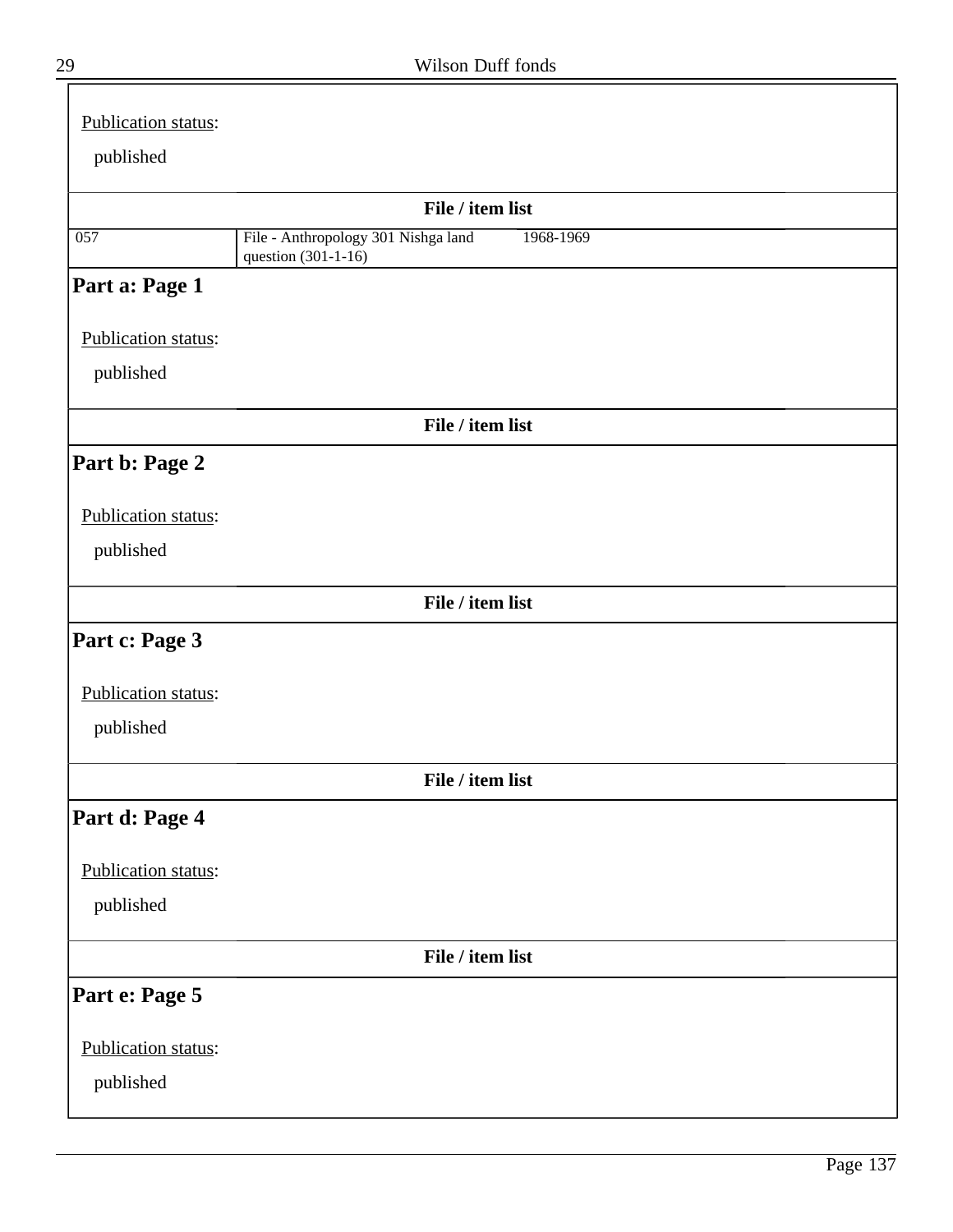Publication status:

published

**File / item list**

| 057 | File - Anthropology 301 Nishga land question (301-1-16) | 1968-1969 |
|---|---|---|

## Part a: Page 1

Publication status:

published

**File / item list**

## Part b: Page 2

Publication status:

published

**File / item list**

## Part c: Page 3

Publication status:

published

**File / item list**

## Part d: Page 4

Publication status:

published

**File / item list**

## Part e: Page 5

Publication status:

published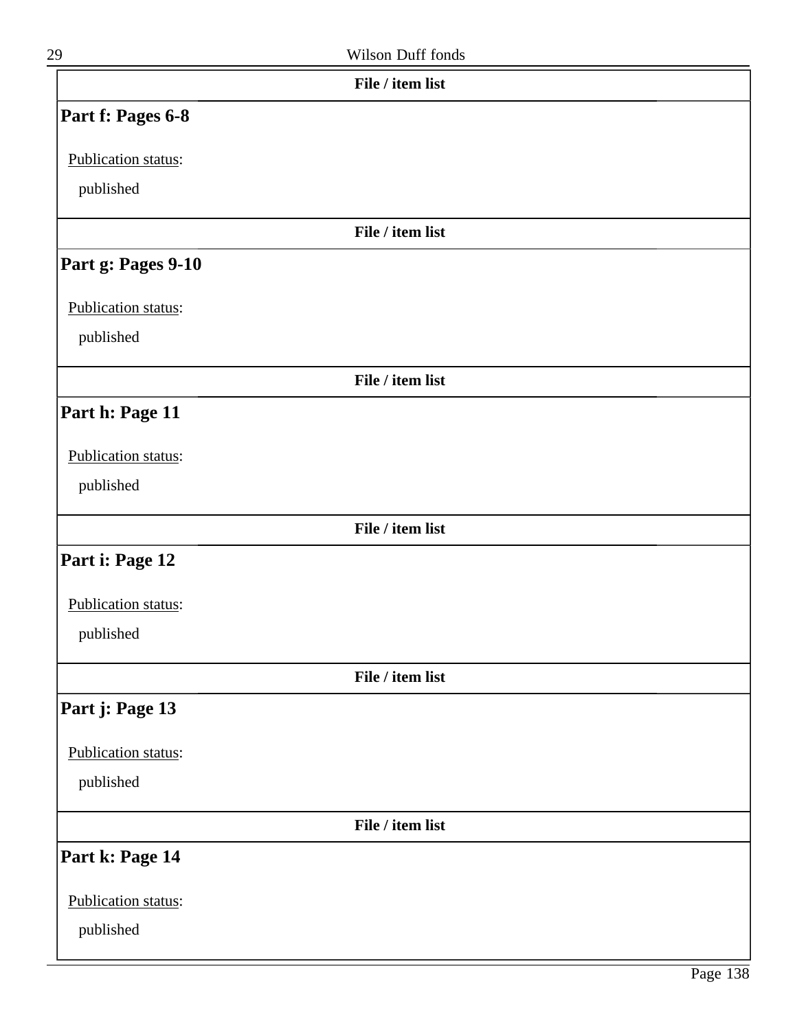**File / item list**

## Part f: Pages 6-8

Publication status:

published

**File / item list**

## Part g: Pages 9-10

Publication status:

published

**File / item list**

## Part h: Page 11

Publication status:

published

**File / item list**

## Part i: Page 12

Publication status:

published

**File / item list**

## Part j: Page 13

Publication status:

published

**File / item list**

## Part k: Page 14

Publication status:

published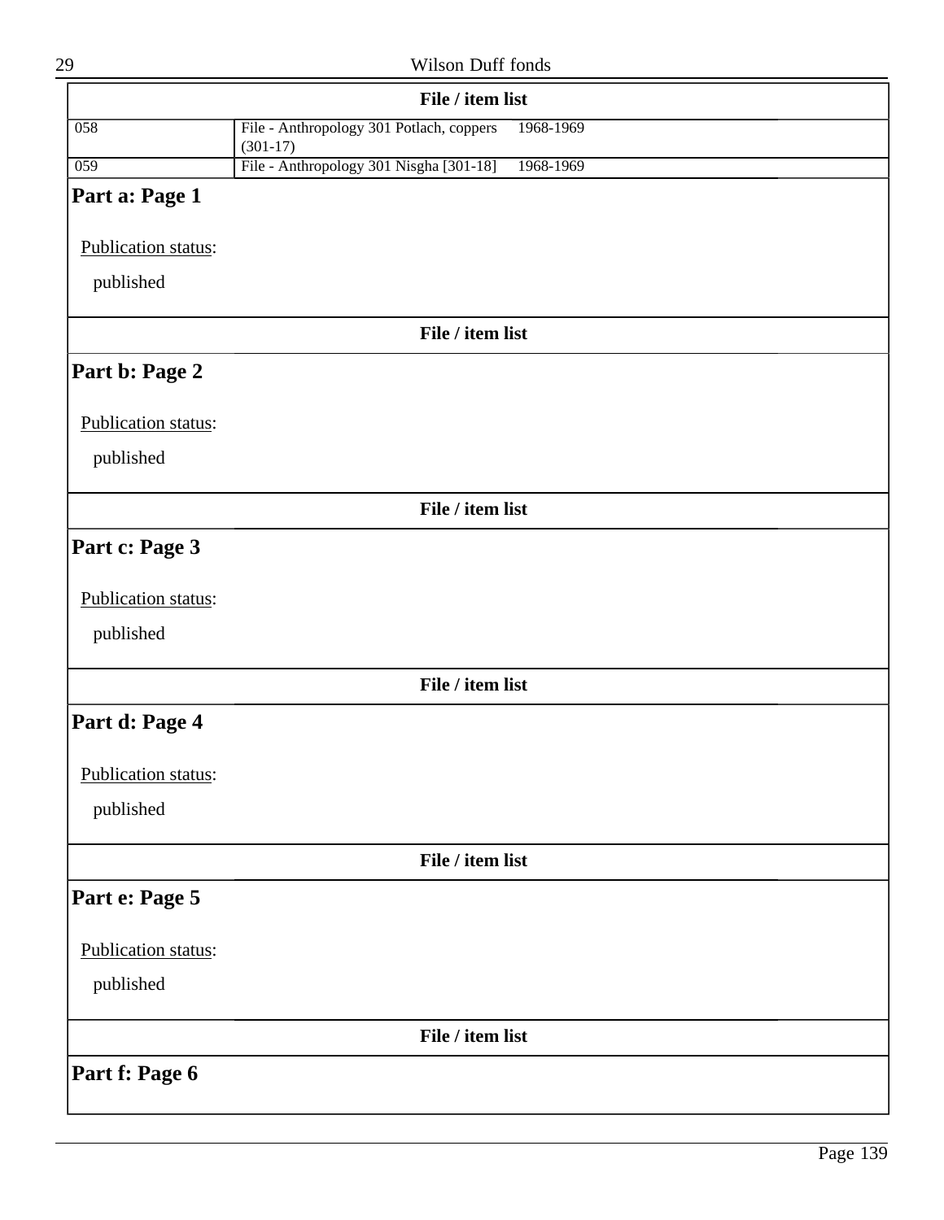**File / item list**

| | | |
|---|---|---|
| 058 | File - Anthropology 301 Potlach, coppers (301-17) | 1968-1969 |
| 059 | File - Anthropology 301 Nisgha [301-18] | 1968-1969 |

## Part a: Page 1

Publication status:

published

**File / item list**

## Part b: Page 2

Publication status:

published

**File / item list**

## Part c: Page 3

Publication status:

published

**File / item list**

## Part d: Page 4

Publication status:

published

**File / item list**

## Part e: Page 5

Publication status:

published

**File / item list**

## Part f: Page 6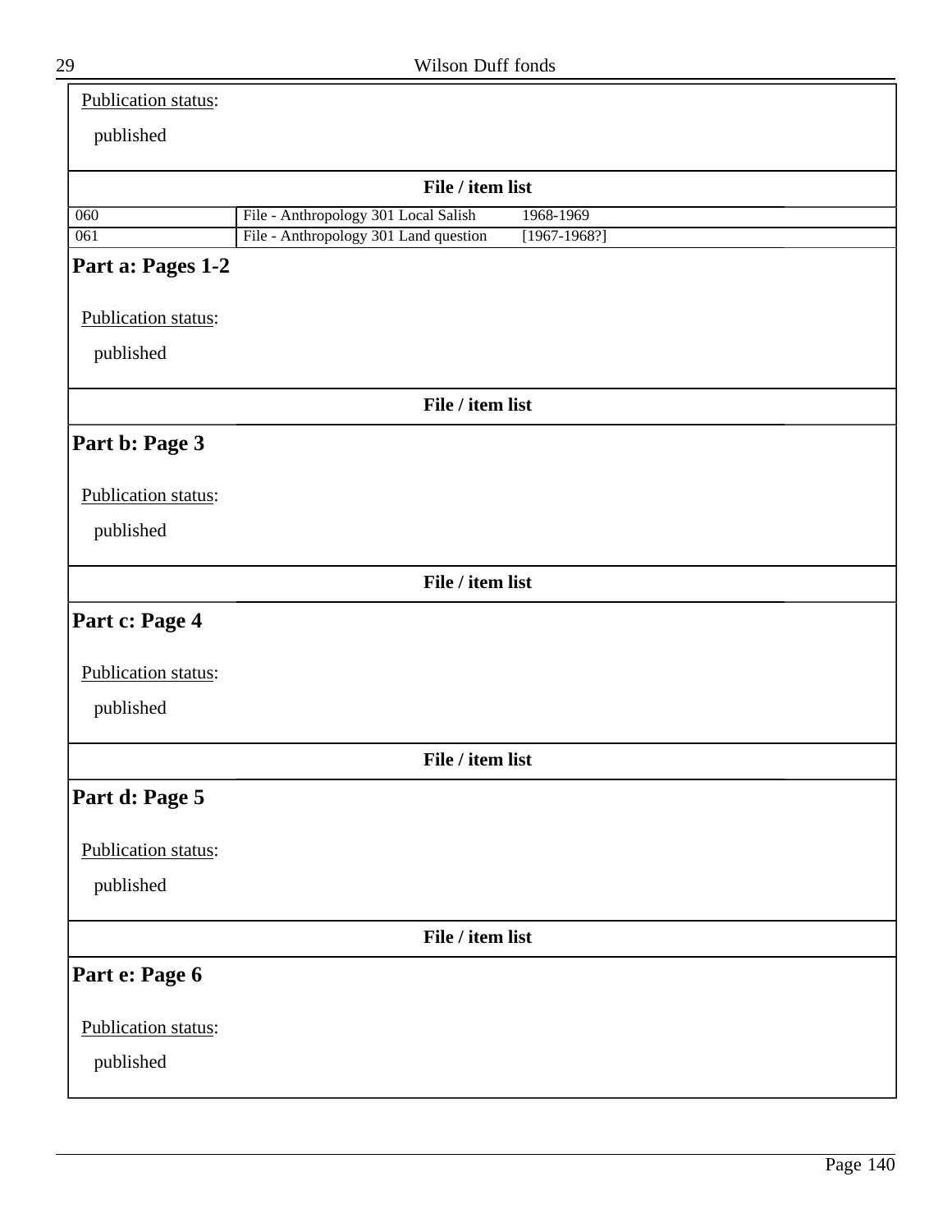Publication status:

published

**File / item list**

| | | |
|---|---|---|
| 060 | File - Anthropology 301 Local Salish | 1968-1969 |
| 061 | File - Anthropology 301 Land question | [1967-1968?] |

## Part a: Pages 1-2

Publication status:

published

**File / item list**

## Part b: Page 3

Publication status:

published

**File / item list**

## Part c: Page 4

Publication status:

published

**File / item list**

## Part d: Page 5

Publication status:

published

**File / item list**

## Part e: Page 6

Publication status:

published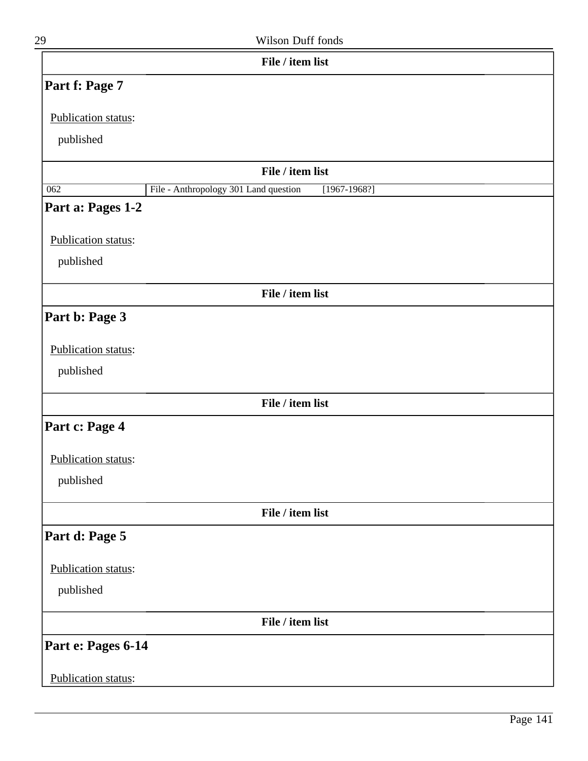**File / item list**

### Part f: Page 7

Publication status:

published

**File / item list**

| 062 | File - Anthropology 301 Land question | [1967-1968?] |
|---|---|---|

### Part a: Pages 1-2

Publication status:

published

**File / item list**

### Part b: Page 3

Publication status:

published

**File / item list**

### Part c: Page 4

Publication status:

published

**File / item list**

### Part d: Page 5

Publication status:

published

**File / item list**

### Part e: Pages 6-14

Publication status: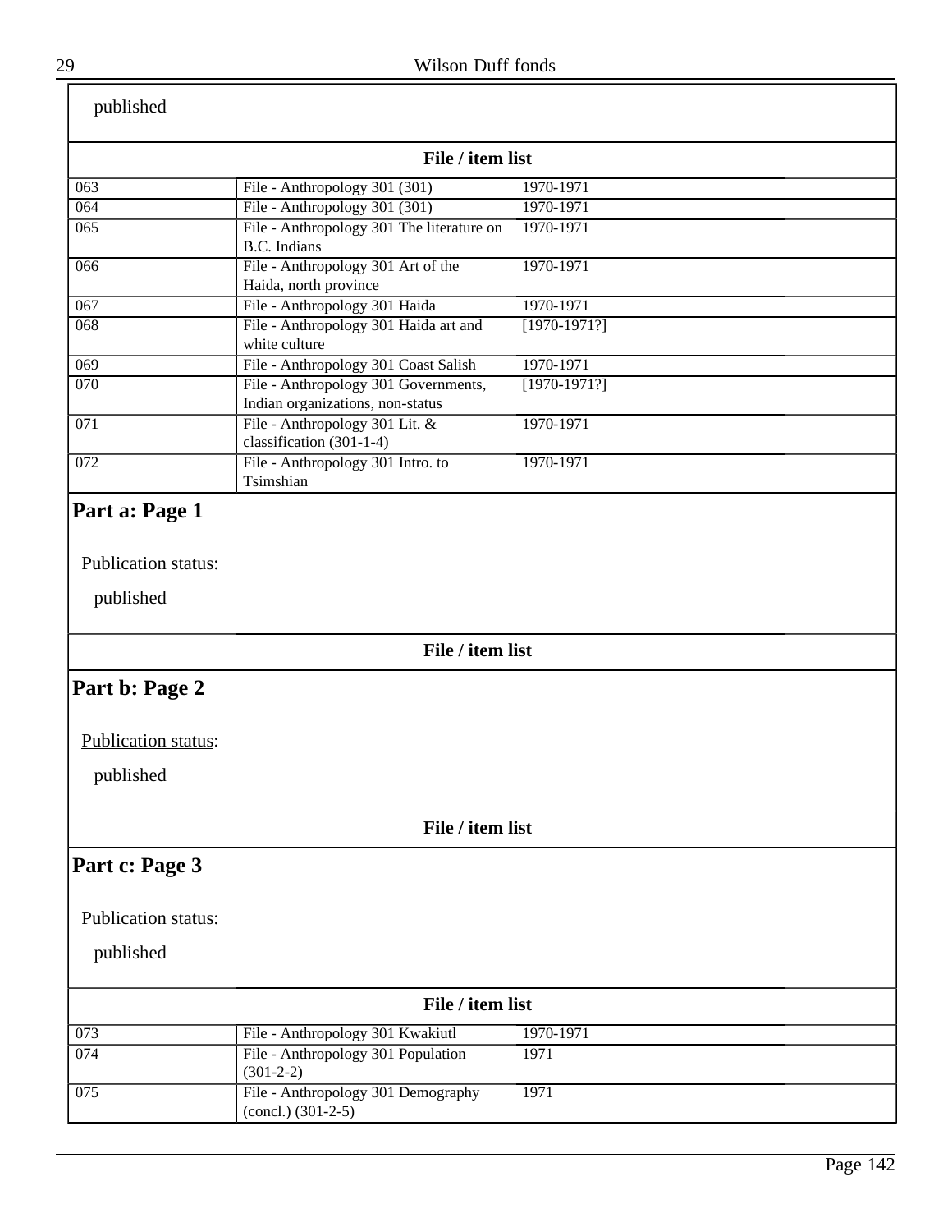published

**File / item list**

| | | |
|---|---|---|
| 063 | File - Anthropology 301 (301) | 1970-1971 |
| 064 | File - Anthropology 301 (301) | 1970-1971 |
| 065 | File - Anthropology 301 The literature on B.C. Indians | 1970-1971 |
| 066 | File - Anthropology 301 Art of the Haida, north province | 1970-1971 |
| 067 | File - Anthropology 301 Haida | 1970-1971 |
| 068 | File - Anthropology 301 Haida art and white culture | [1970-1971?] |
| 069 | File - Anthropology 301 Coast Salish | 1970-1971 |
| 070 | File - Anthropology 301 Governments, Indian organizations, non-status | [1970-1971?] |
| 071 | File - Anthropology 301 Lit. & classification (301-1-4) | 1970-1971 |
| 072 | File - Anthropology 301 Intro. to Tsimshian | 1970-1971 |

## Part a: Page 1

Publication status:

published

**File / item list**

## Part b: Page 2

Publication status:

published

**File / item list**

## Part c: Page 3

Publication status:

published

**File / item list**

| | | |
|---|---|---|
| 073 | File - Anthropology 301 Kwakiutl | 1970-1971 |
| 074 | File - Anthropology 301 Population (301-2-2) | 1971 |
| 075 | File - Anthropology 301 Demography (concl.) (301-2-5) | 1971 |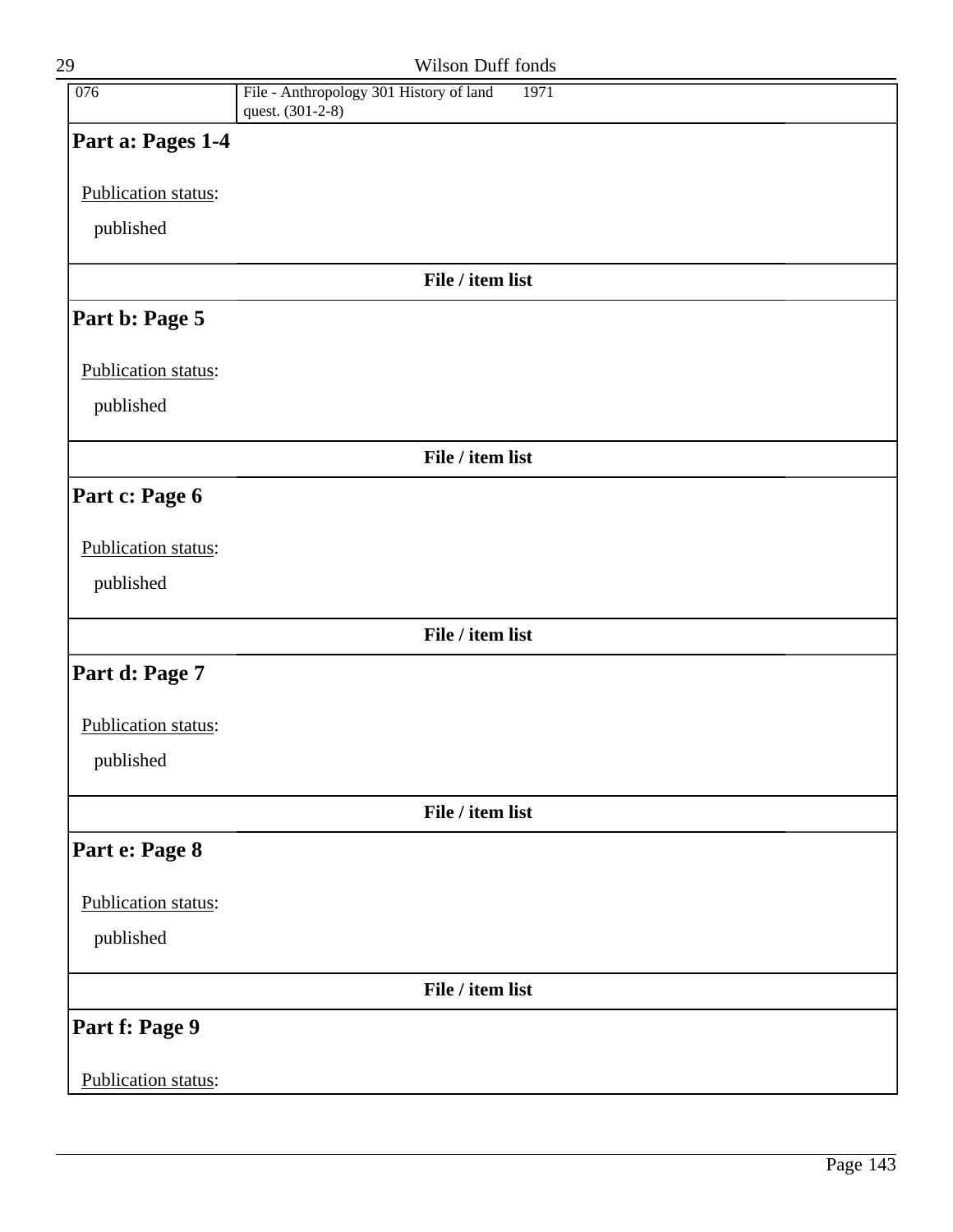| 076 | File - Anthropology 301 History of land quest. (301-2-8) | 1971 |
|---|---|---|

### Part a: Pages 1-4

Publication status:

published

**File / item list**

### Part b: Page 5

Publication status:

published

**File / item list**

### Part c: Page 6

Publication status:

published

**File / item list**

### Part d: Page 7

Publication status:

published

**File / item list**

### Part e: Page 8

Publication status:

published

**File / item list**

### Part f: Page 9

Publication status: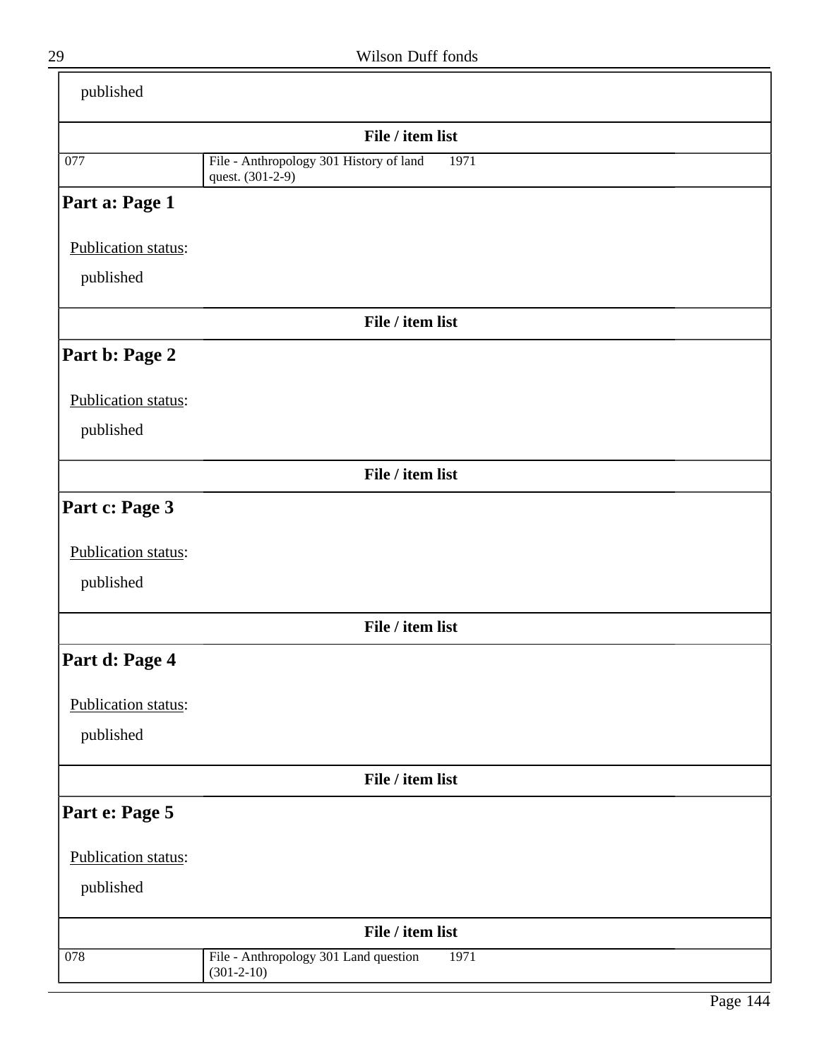published

**File / item list**

| | | |
|---|---|---|
| 077 | File - Anthropology 301 History of land quest. (301-2-9) | 1971 |

### Part a: Page 1

Publication status:

published

**File / item list**

### Part b: Page 2

Publication status:

published

**File / item list**

### Part c: Page 3

Publication status:

published

**File / item list**

### Part d: Page 4

Publication status:

published

**File / item list**

### Part e: Page 5

Publication status:

published

**File / item list**

| | | |
|---|---|---|
| 078 | File - Anthropology 301 Land question (301-2-10) | 1971 |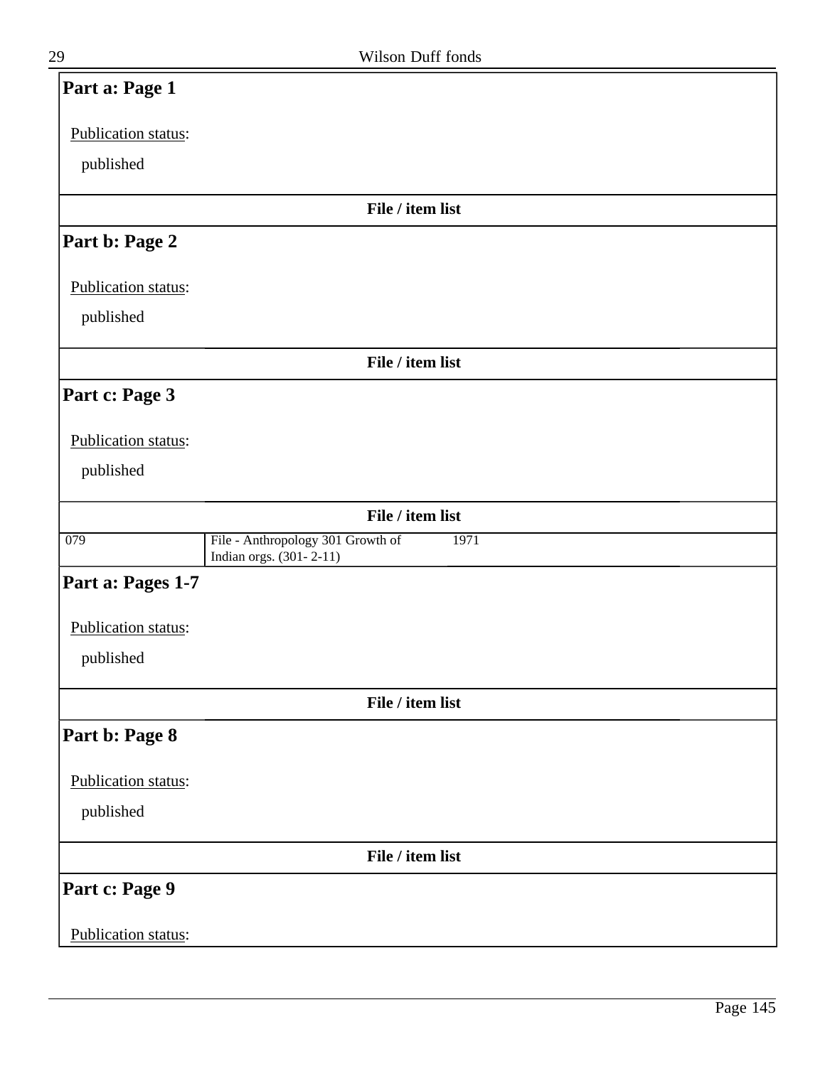## Part a: Page 1

Publication status:

published

**File / item list**

## Part b: Page 2

Publication status:

published

**File / item list**

## Part c: Page 3

Publication status:

published

**File / item list**

| | | |
|---|---|---|
| 079 | File - Anthropology 301 Growth of Indian orgs. (301- 2-11) | 1971 |

## Part a: Pages 1-7

Publication status:

published

**File / item list**

## Part b: Page 8

Publication status:

published

**File / item list**

## Part c: Page 9

Publication status: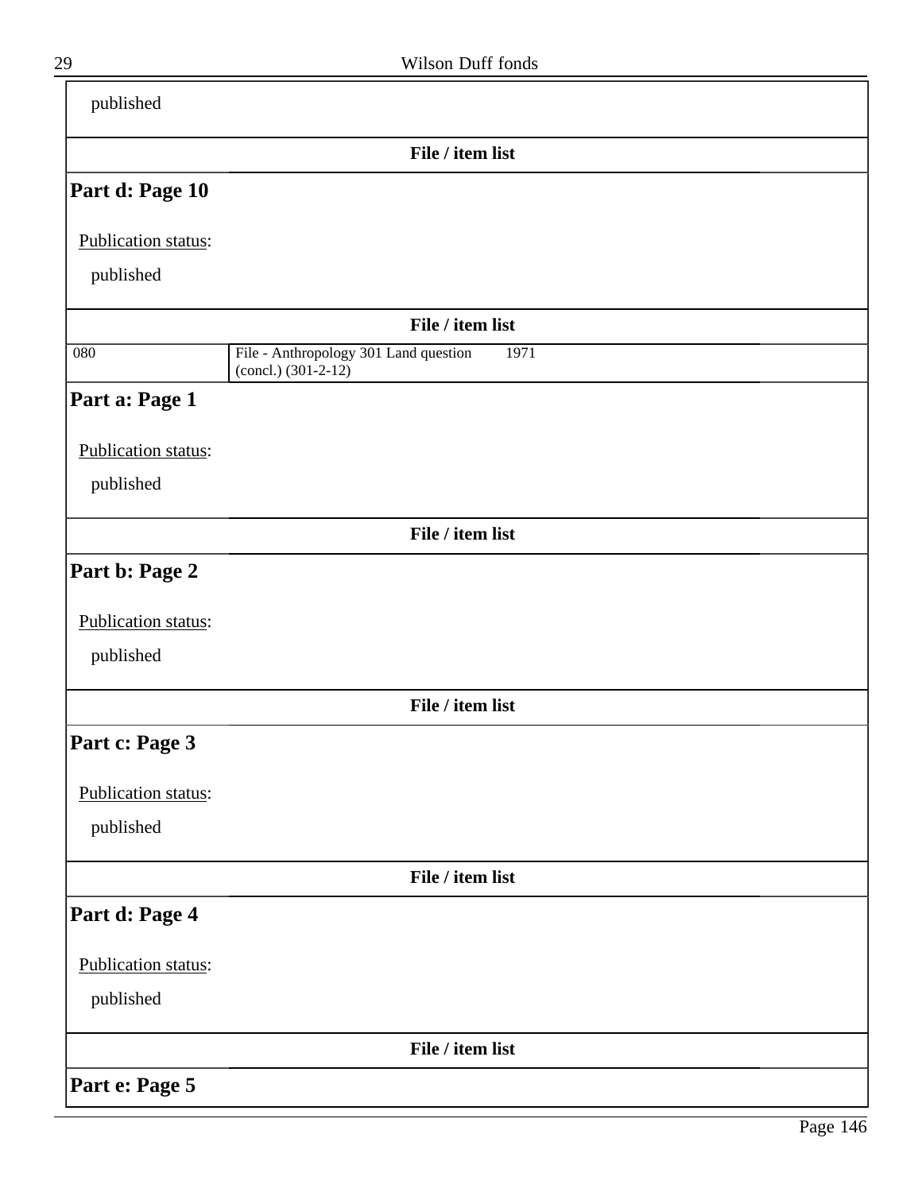published

**File / item list**

### Part d: Page 10

Publication status:

published

**File / item list**

| 080 | File - Anthropology 301 Land question (concl.) (301-2-12) | 1971 |
|---|---|---|

### Part a: Page 1

Publication status:

published

**File / item list**

### Part b: Page 2

Publication status:

published

**File / item list**

### Part c: Page 3

Publication status:

published

**File / item list**

### Part d: Page 4

Publication status:

published

**File / item list**

### Part e: Page 5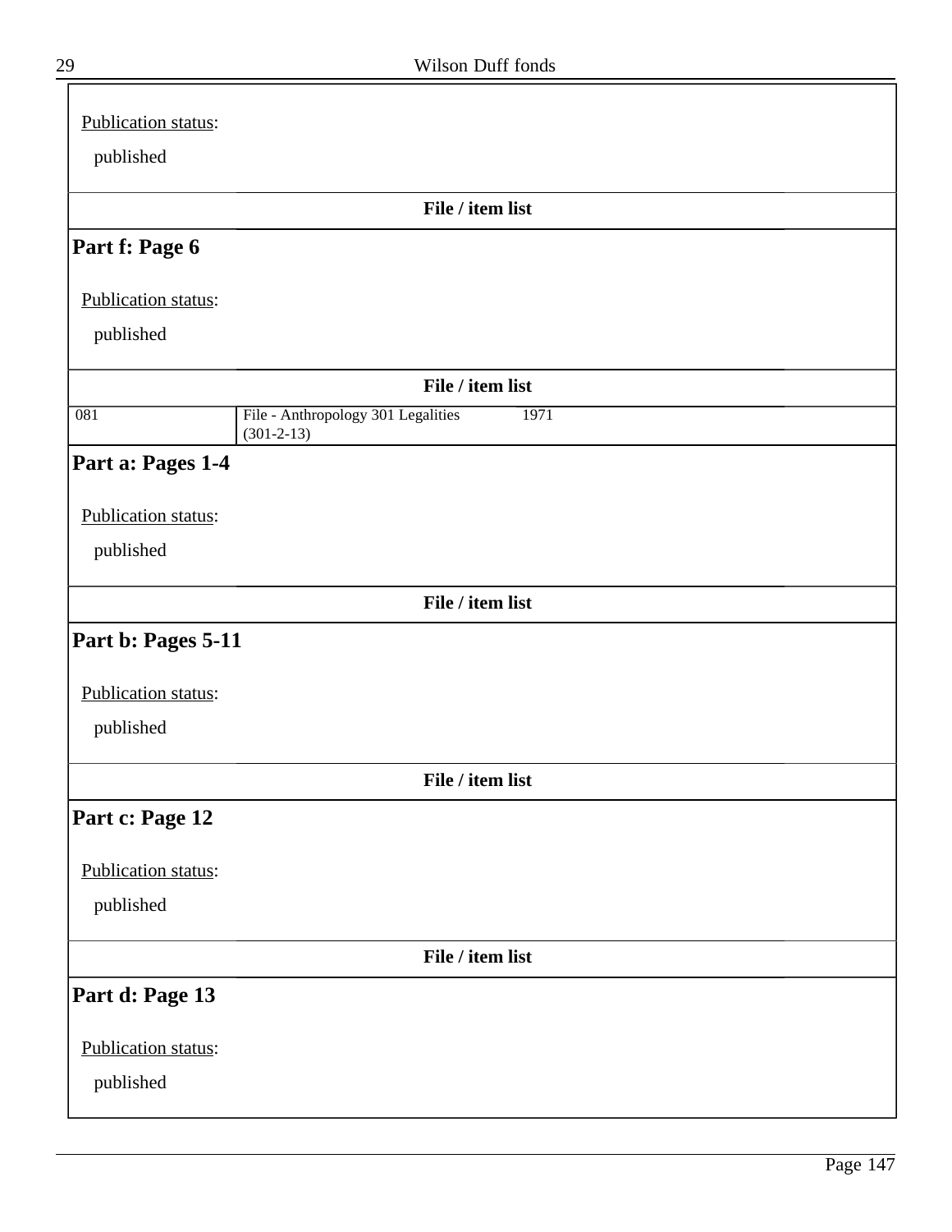Publication status:

published

**File / item list**

### Part f: Page 6

Publication status:

published

**File / item list**

| 081 | File - Anthropology 301 Legalities (301-2-13) | 1971 |
|---|---|---|

### Part a: Pages 1-4

Publication status:

published

**File / item list**

### Part b: Pages 5-11

Publication status:

published

**File / item list**

### Part c: Page 12

Publication status:

published

**File / item list**

### Part d: Page 13

Publication status:

published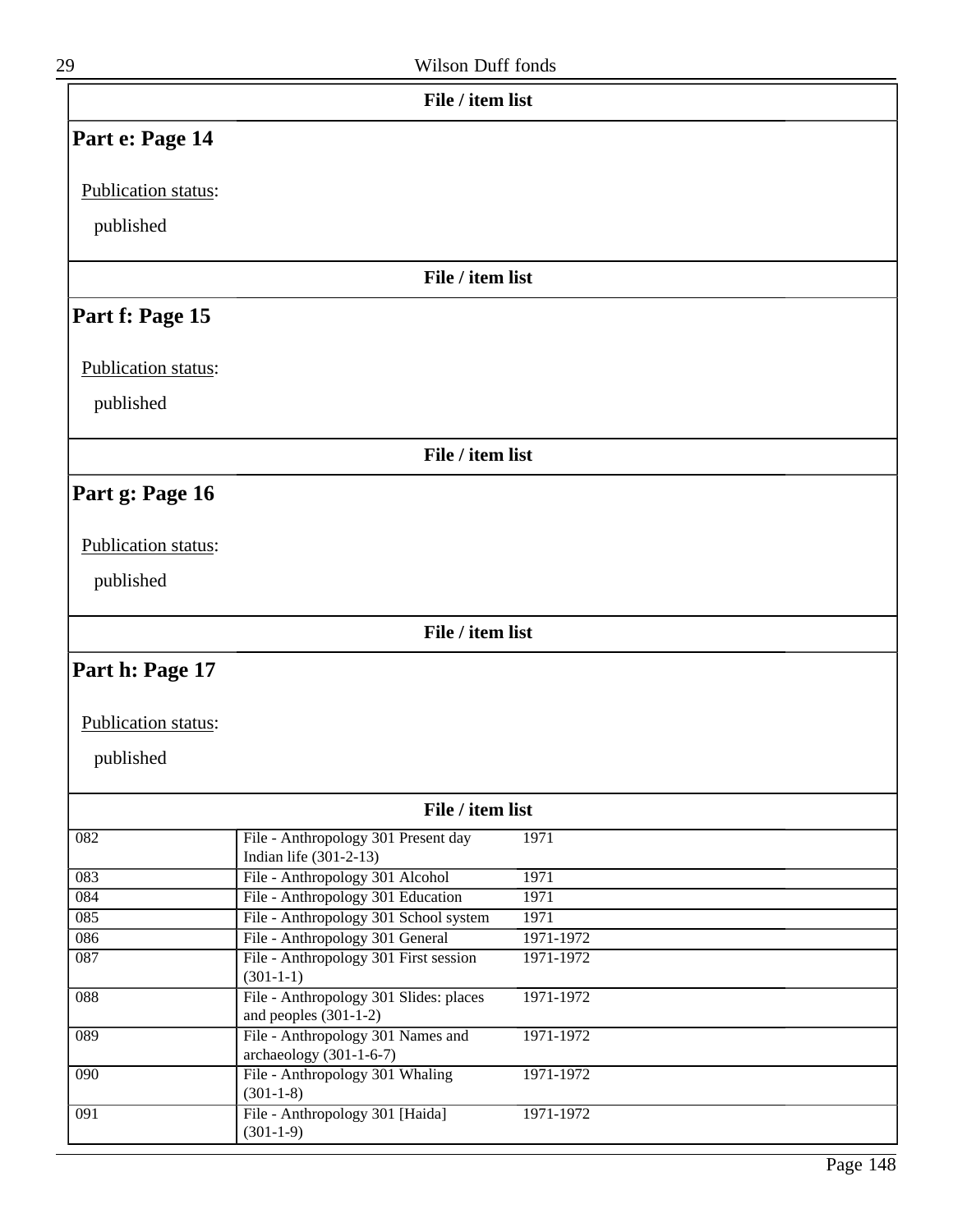**File / item list**

## Part e: Page 14

Publication status:

published

**File / item list**

## Part f: Page 15

Publication status:

published

**File / item list**

## Part g: Page 16

Publication status:

published

**File / item list**

## Part h: Page 17

Publication status:

published

**File / item list**

| | | | |
|---|---|---|---|
| 082 | File - Anthropology 301 Present day Indian life (301-2-13) | 1971 | |
| 083 | File - Anthropology 301 Alcohol | 1971 | |
| 084 | File - Anthropology 301 Education | 1971 | |
| 085 | File - Anthropology 301 School system | 1971 | |
| 086 | File - Anthropology 301 General | 1971-1972 | |
| 087 | File - Anthropology 301 First session (301-1-1) | 1971-1972 | |
| 088 | File - Anthropology 301 Slides: places and peoples (301-1-2) | 1971-1972 | |
| 089 | File - Anthropology 301 Names and archaeology (301-1-6-7) | 1971-1972 | |
| 090 | File - Anthropology 301 Whaling (301-1-8) | 1971-1972 | |
| 091 | File - Anthropology 301 [Haida] (301-1-9) | 1971-1972 | |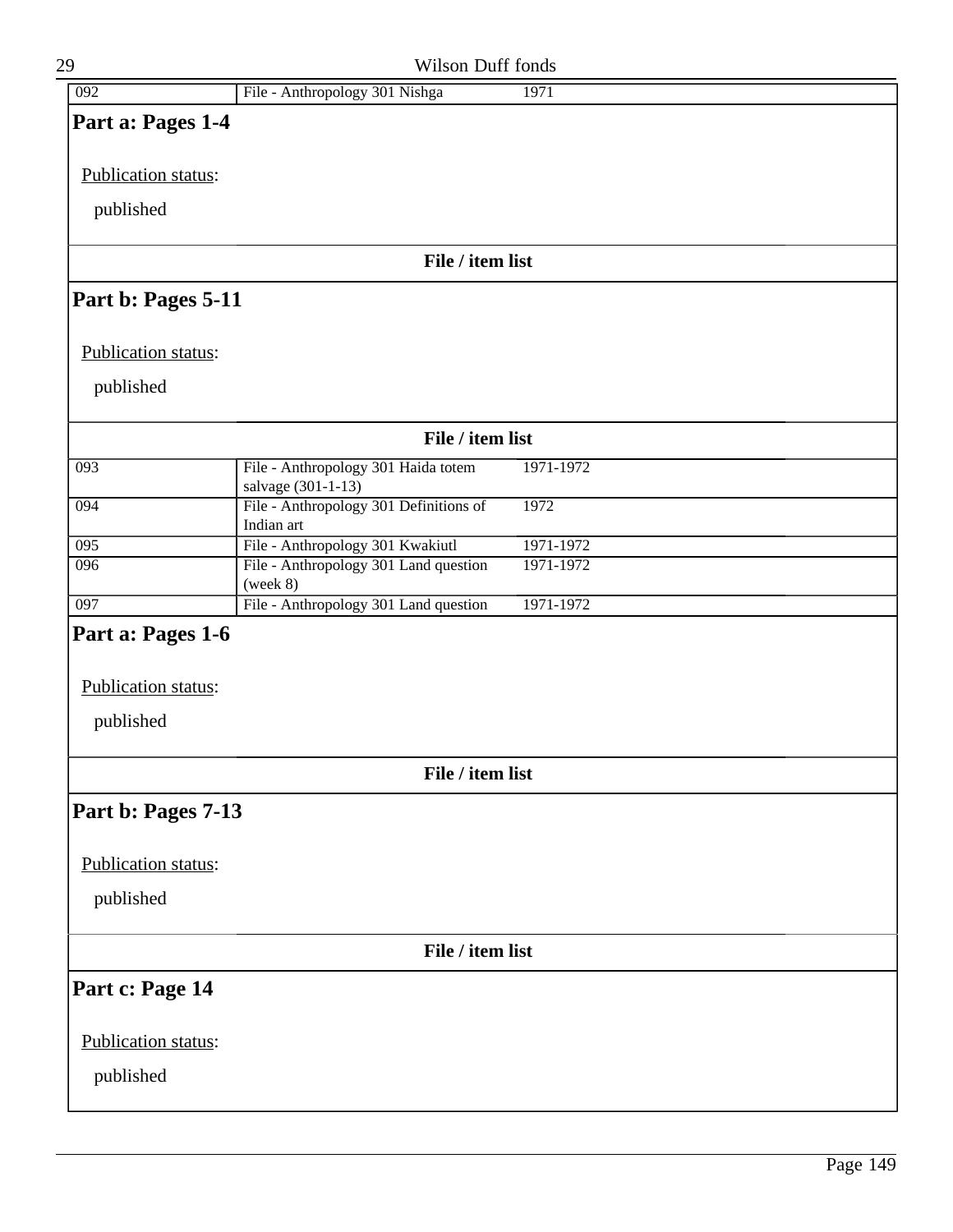| 092 | File - Anthropology 301 Nishga | 1971 |
|---|---|---|

### Part a: Pages 1-4

Publication status:

published

**File / item list**

### Part b: Pages 5-11

Publication status:

published

**File / item list**

| 093 | File - Anthropology 301 Haida totem salvage (301-1-13) | 1971-1972 |
|---|---|---|
| 094 | File - Anthropology 301 Definitions of Indian art | 1972 |
| 095 | File - Anthropology 301 Kwakiutl | 1971-1972 |
| 096 | File - Anthropology 301 Land question (week 8) | 1971-1972 |
| 097 | File - Anthropology 301 Land question | 1971-1972 |

### Part a: Pages 1-6

Publication status:

published

**File / item list**

### Part b: Pages 7-13

Publication status:

published

**File / item list**

### Part c: Page 14

Publication status:

published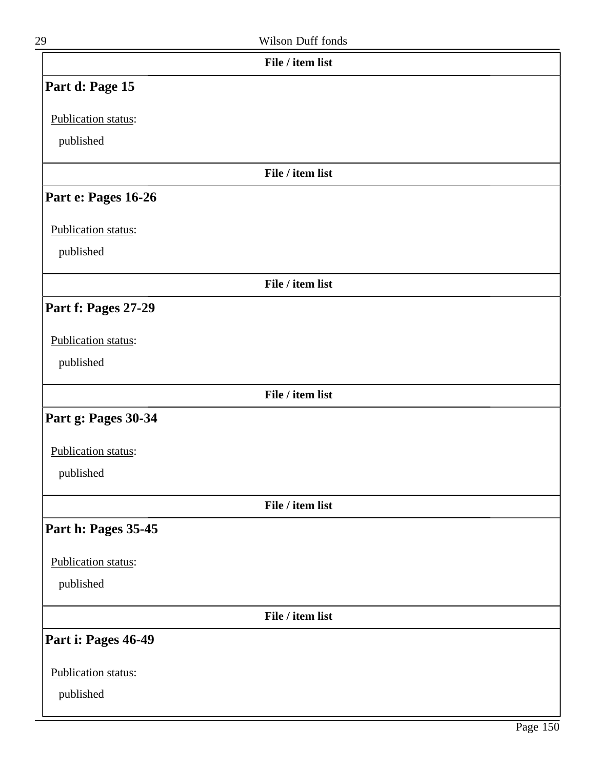File / item list

## Part d: Page 15

Publication status:

published

File / item list

## Part e: Pages 16-26

Publication status:

published

File / item list

## Part f: Pages 27-29

Publication status:

published

File / item list

## Part g: Pages 30-34

Publication status:

published

File / item list

## Part h: Pages 35-45

Publication status:

published

File / item list

## Part i: Pages 46-49

Publication status:

published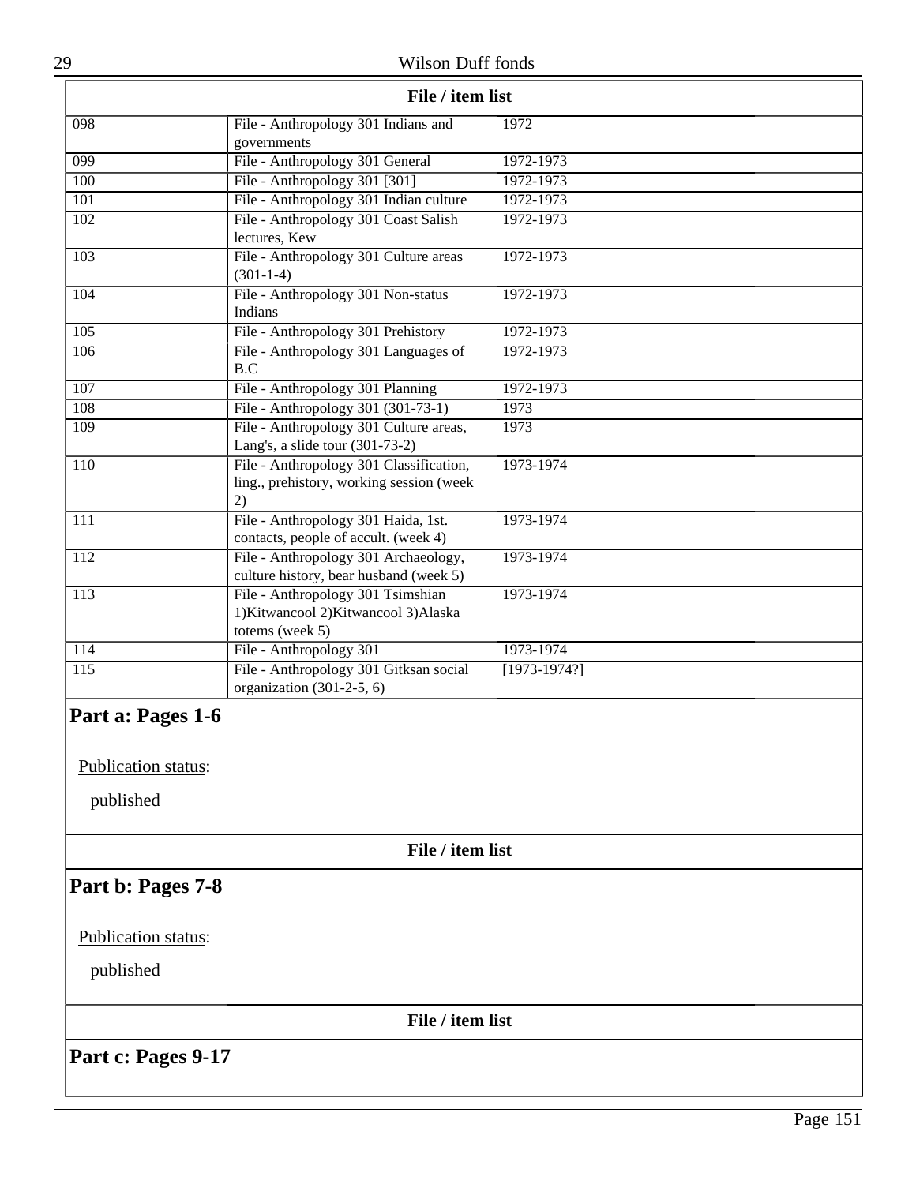**File / item list**

| | | |
|---|---|---|
| 098 | File - Anthropology 301 Indians and governments | 1972 |
| 099 | File - Anthropology 301 General | 1972-1973 |
| 100 | File - Anthropology 301 [301] | 1972-1973 |
| 101 | File - Anthropology 301 Indian culture | 1972-1973 |
| 102 | File - Anthropology 301 Coast Salish lectures, Kew | 1972-1973 |
| 103 | File - Anthropology 301 Culture areas (301-1-4) | 1972-1973 |
| 104 | File - Anthropology 301 Non-status Indians | 1972-1973 |
| 105 | File - Anthropology 301 Prehistory | 1972-1973 |
| 106 | File - Anthropology 301 Languages of B.C | 1972-1973 |
| 107 | File - Anthropology 301 Planning | 1972-1973 |
| 108 | File - Anthropology 301 (301-73-1) | 1973 |
| 109 | File - Anthropology 301 Culture areas, Lang's, a slide tour (301-73-2) | 1973 |
| 110 | File - Anthropology 301 Classification, ling., prehistory, working session (week 2) | 1973-1974 |
| 111 | File - Anthropology 301 Haida, 1st. contacts, people of accult. (week 4) | 1973-1974 |
| 112 | File - Anthropology 301 Archaeology, culture history, bear husband (week 5) | 1973-1974 |
| 113 | File - Anthropology 301 Tsimshian 1)Kitwancool 2)Kitwancool 3)Alaska totems (week 5) | 1973-1974 |
| 114 | File - Anthropology 301 | 1973-1974 |
| 115 | File - Anthropology 301 Gitksan social organization (301-2-5, 6) | [1973-1974?] |

## Part a: Pages 1-6

Publication status:

published

**File / item list**

## Part b: Pages 7-8

Publication status:

published

**File / item list**

## Part c: Pages 9-17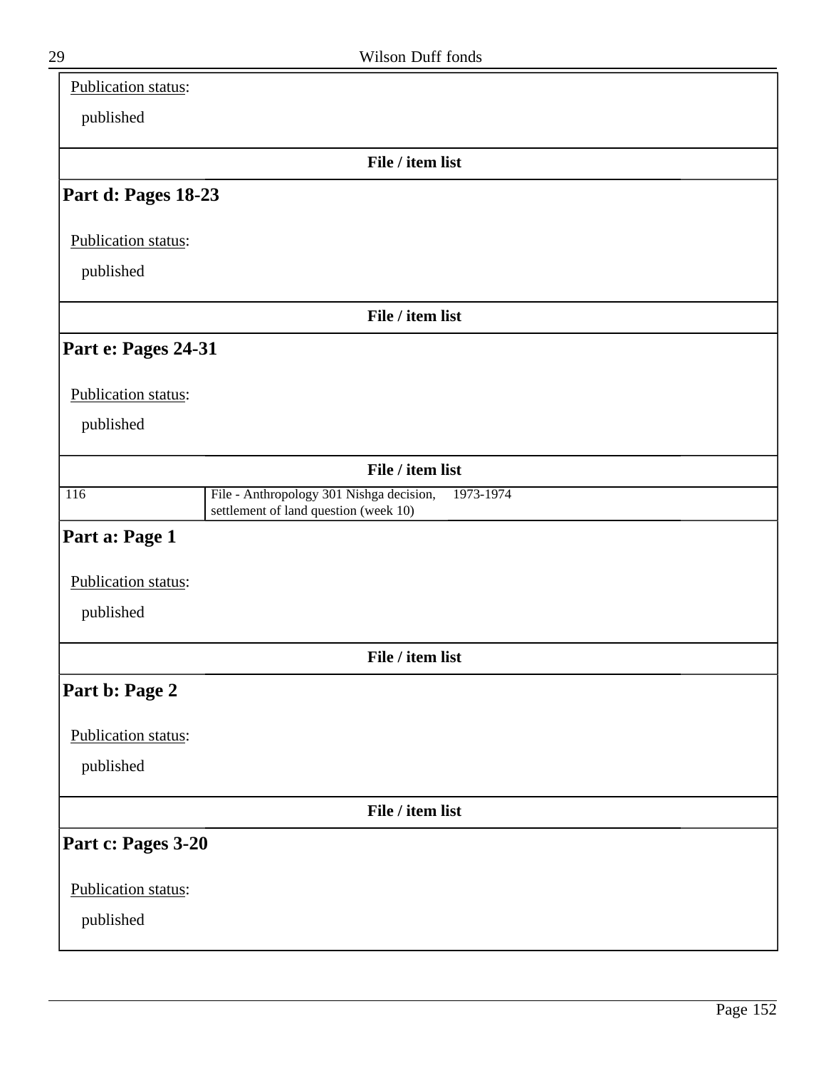Publication status:

published

**File / item list**

### Part d: Pages 18-23

Publication status:

published

**File / item list**

### Part e: Pages 24-31

Publication status:

published

**File / item list**

| | | |
|---|---|---|
| 116 | File - Anthropology 301 Nishga decision, settlement of land question (week 10) | 1973-1974 |

### Part a: Page 1

Publication status:

published

**File / item list**

### Part b: Page 2

Publication status:

published

**File / item list**

### Part c: Pages 3-20

Publication status:

published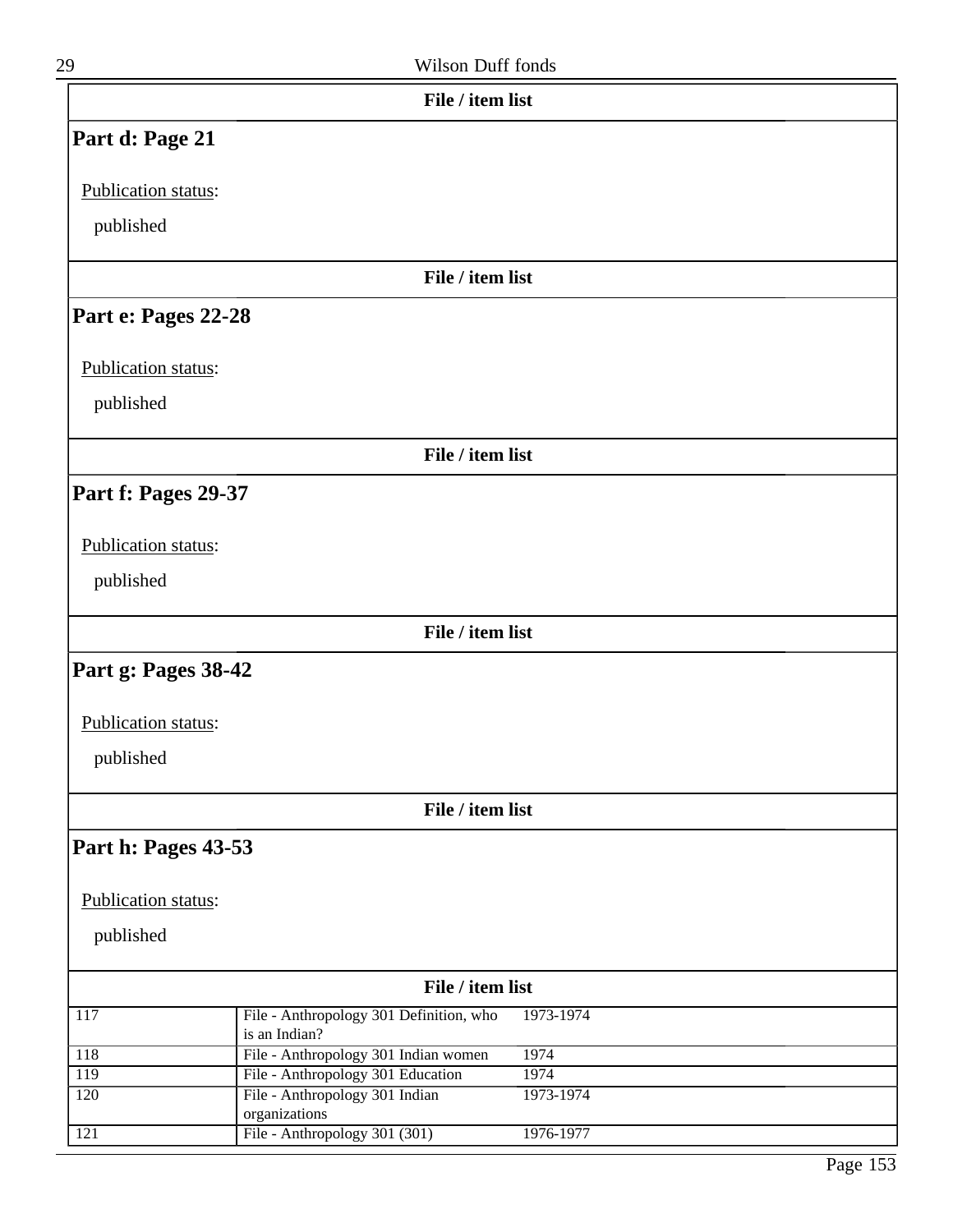**File / item list**

## Part d: Page 21

Publication status:

published

**File / item list**

## Part e: Pages 22-28

Publication status:

published

**File / item list**

## Part f: Pages 29-37

Publication status:

published

**File / item list**

## Part g: Pages 38-42

Publication status:

published

**File / item list**

## Part h: Pages 43-53

Publication status:

published

**File / item list**

| | | |
|---|---|---|
| 117 | File - Anthropology 301 Definition, who is an Indian? | 1973-1974 |
| 118 | File - Anthropology 301 Indian women | 1974 |
| 119 | File - Anthropology 301 Education | 1974 |
| 120 | File - Anthropology 301 Indian organizations | 1973-1974 |
| 121 | File - Anthropology 301 (301) | 1976-1977 |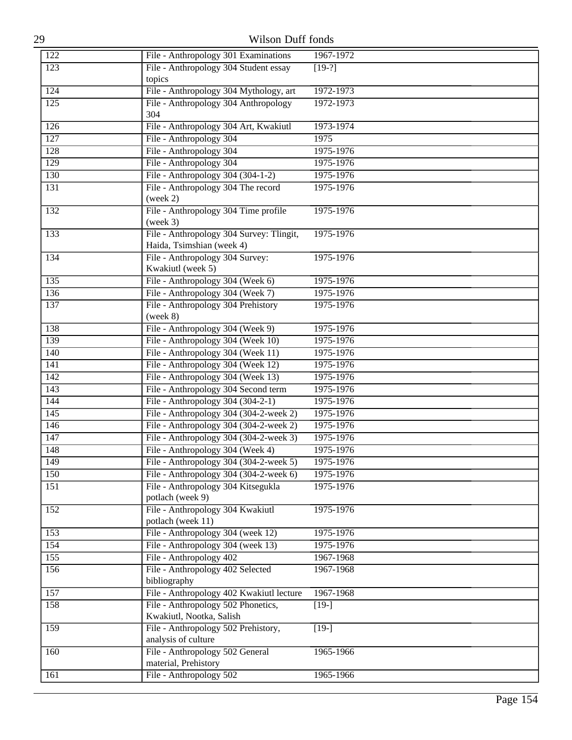| 122 | File - Anthropology 301 Examinations | 1967-1972 |
|---|---|---|
| 123 | File - Anthropology 304 Student essay topics | [19-?] |
| 124 | File - Anthropology 304 Mythology, art | 1972-1973 |
| 125 | File - Anthropology 304 Anthropology 304 | 1972-1973 |
| 126 | File - Anthropology 304 Art, Kwakiutl | 1973-1974 |
| 127 | File - Anthropology 304 | 1975 |
| 128 | File - Anthropology 304 | 1975-1976 |
| 129 | File - Anthropology 304 | 1975-1976 |
| 130 | File - Anthropology 304 (304-1-2) | 1975-1976 |
| 131 | File - Anthropology 304 The record (week 2) | 1975-1976 |
| 132 | File - Anthropology 304 Time profile (week 3) | 1975-1976 |
| 133 | File - Anthropology 304 Survey: Tlingit, Haida, Tsimshian (week 4) | 1975-1976 |
| 134 | File - Anthropology 304 Survey: Kwakiutl (week 5) | 1975-1976 |
| 135 | File - Anthropology 304 (Week 6) | 1975-1976 |
| 136 | File - Anthropology 304 (Week 7) | 1975-1976 |
| 137 | File - Anthropology 304 Prehistory (week 8) | 1975-1976 |
| 138 | File - Anthropology 304 (Week 9) | 1975-1976 |
| 139 | File - Anthropology 304 (Week 10) | 1975-1976 |
| 140 | File - Anthropology 304 (Week 11) | 1975-1976 |
| 141 | File - Anthropology 304 (Week 12) | 1975-1976 |
| 142 | File - Anthropology 304 (Week 13) | 1975-1976 |
| 143 | File - Anthropology 304 Second term | 1975-1976 |
| 144 | File - Anthropology 304 (304-2-1) | 1975-1976 |
| 145 | File - Anthropology 304 (304-2-week 2) | 1975-1976 |
| 146 | File - Anthropology 304 (304-2-week 2) | 1975-1976 |
| 147 | File - Anthropology 304 (304-2-week 3) | 1975-1976 |
| 148 | File - Anthropology 304 (Week 4) | 1975-1976 |
| 149 | File - Anthropology 304 (304-2-week 5) | 1975-1976 |
| 150 | File - Anthropology 304 (304-2-week 6) | 1975-1976 |
| 151 | File - Anthropology 304 Kitsegukla potlach (week 9) | 1975-1976 |
| 152 | File - Anthropology 304 Kwakiutl potlach (week 11) | 1975-1976 |
| 153 | File - Anthropology 304 (week 12) | 1975-1976 |
| 154 | File - Anthropology 304 (week 13) | 1975-1976 |
| 155 | File - Anthropology 402 | 1967-1968 |
| 156 | File - Anthropology 402 Selected bibliography | 1967-1968 |
| 157 | File - Anthropology 402 Kwakiutl lecture | 1967-1968 |
| 158 | File - Anthropology 502 Phonetics, Kwakiutl, Nootka, Salish | [19-] |
| 159 | File - Anthropology 502 Prehistory, analysis of culture | [19-] |
| 160 | File - Anthropology 502 General material, Prehistory | 1965-1966 |
| 161 | File - Anthropology 502 | 1965-1966 |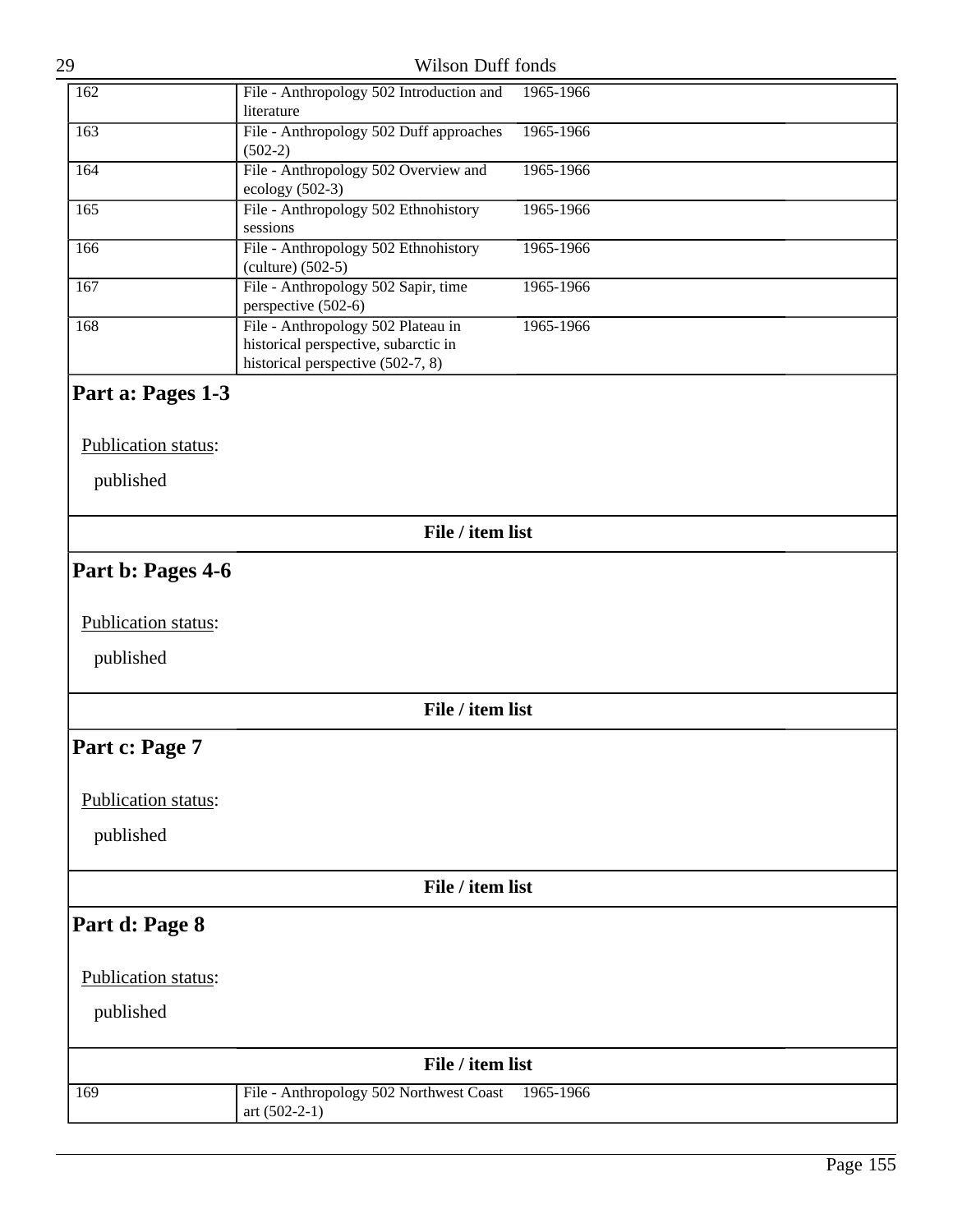| | | |
|---|---|---|
| 162 | File - Anthropology 502 Introduction and literature | 1965-1966 |
| 163 | File - Anthropology 502 Duff approaches (502-2) | 1965-1966 |
| 164 | File - Anthropology 502 Overview and ecology (502-3) | 1965-1966 |
| 165 | File - Anthropology 502 Ethnohistory sessions | 1965-1966 |
| 166 | File - Anthropology 502 Ethnohistory (culture) (502-5) | 1965-1966 |
| 167 | File - Anthropology 502 Sapir, time perspective (502-6) | 1965-1966 |
| 168 | File - Anthropology 502 Plateau in historical perspective, subarctic in historical perspective (502-7, 8) | 1965-1966 |

## Part a: Pages 1-3

Publication status:

published

**File / item list**

## Part b: Pages 4-6

Publication status:

published

**File / item list**

## Part c: Page 7

Publication status:

published

**File / item list**

## Part d: Page 8

Publication status:

published

**File / item list**

| | | |
|---|---|---|
| 169 | File - Anthropology 502 Northwest Coast art (502-2-1) | 1965-1966 |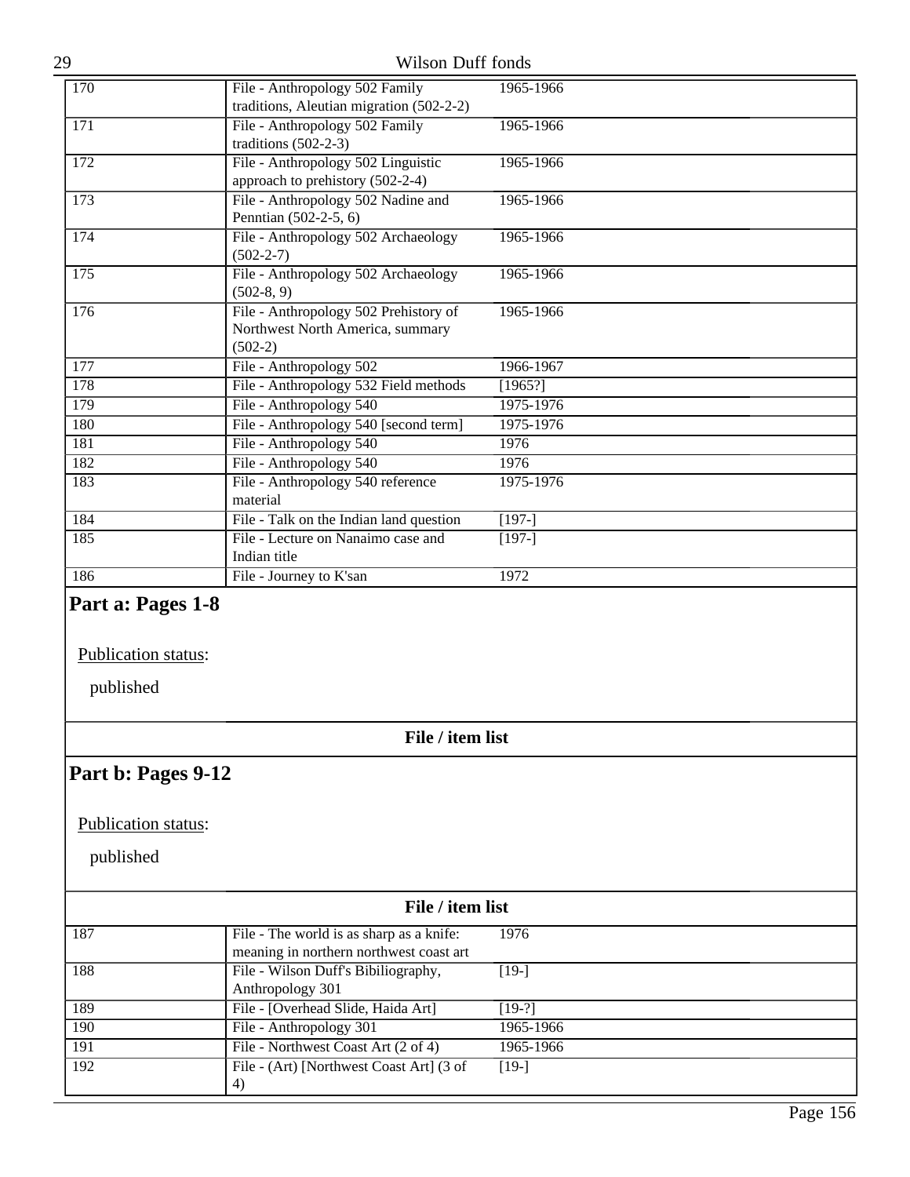| | | |
|---|---|---|
| 170 | File - Anthropology 502 Family traditions, Aleutian migration (502-2-2) | 1965-1966 |
| 171 | File - Anthropology 502 Family traditions (502-2-3) | 1965-1966 |
| 172 | File - Anthropology 502 Linguistic approach to prehistory (502-2-4) | 1965-1966 |
| 173 | File - Anthropology 502 Nadine and Penntian (502-2-5, 6) | 1965-1966 |
| 174 | File - Anthropology 502 Archaeology (502-2-7) | 1965-1966 |
| 175 | File - Anthropology 502 Archaeology (502-8, 9) | 1965-1966 |
| 176 | File - Anthropology 502 Prehistory of Northwest North America, summary (502-2) | 1965-1966 |
| 177 | File - Anthropology 502 | 1966-1967 |
| 178 | File - Anthropology 532 Field methods | [1965?] |
| 179 | File - Anthropology 540 | 1975-1976 |
| 180 | File - Anthropology 540 [second term] | 1975-1976 |
| 181 | File - Anthropology 540 | 1976 |
| 182 | File - Anthropology 540 | 1976 |
| 183 | File - Anthropology 540 reference material | 1975-1976 |
| 184 | File - Talk on the Indian land question | [197-] |
| 185 | File - Lecture on Nanaimo case and Indian title | [197-] |
| 186 | File - Journey to K'san | 1972 |

## Part a: Pages 1-8

Publication status:

published

**File / item list**

## Part b: Pages 9-12

Publication status:

published

**File / item list**

| | | |
|---|---|---|
| 187 | File - The world is as sharp as a knife: meaning in northern northwest coast art | 1976 |
| 188 | File - Wilson Duff's Bibiliography, Anthropology 301 | [19-] |
| 189 | File - [Overhead Slide, Haida Art] | [19-?] |
| 190 | File - Anthropology 301 | 1965-1966 |
| 191 | File - Northwest Coast Art (2 of 4) | 1965-1966 |
| 192 | File - (Art) [Northwest Coast Art] (3 of 4) | [19-] |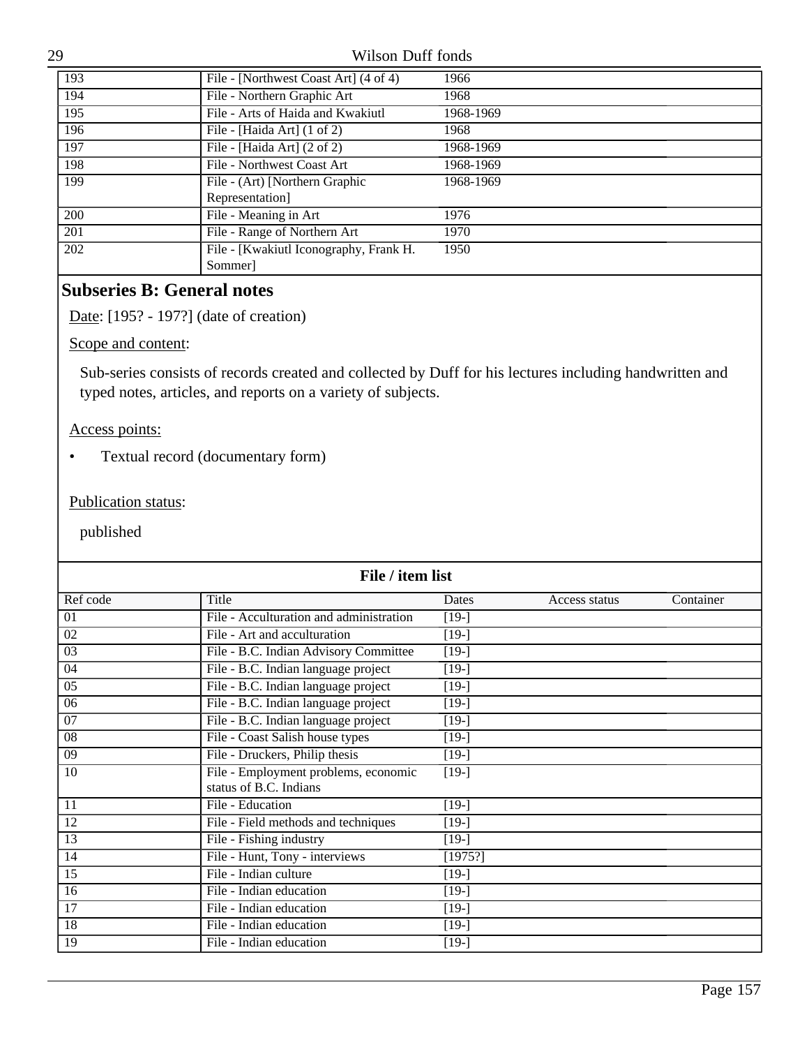| 193 | File - [Northwest Coast Art] (4 of 4) | 1966 | | |
|---|---|---|---|---|
| 194 | File - Northern Graphic Art | 1968 | | |
| 195 | File - Arts of Haida and Kwakiutl | 1968-1969 | | |
| 196 | File - [Haida Art] (1 of 2) | 1968 | | |
| 197 | File - [Haida Art] (2 of 2) | 1968-1969 | | |
| 198 | File - Northwest Coast Art | 1968-1969 | | |
| 199 | File - (Art) [Northern Graphic Representation] | 1968-1969 | | |
| 200 | File - Meaning in Art | 1976 | | |
| 201 | File - Range of Northern Art | 1970 | | |
| 202 | File - [Kwakiutl Iconography, Frank H. Sommer] | 1950 | | |

## Subseries B: General notes

Date: [195? - 197?] (date of creation)

Scope and content:

Sub-series consists of records created and collected by Duff for his lectures including handwritten and typed notes, articles, and reports on a variety of subjects.

Access points:

- Textual record (documentary form)

Publication status:

published

**File / item list**

| Ref code | Title | Dates | Access status | Container |
|---|---|---|---|---|
| 01 | File - Acculturation and administration | [19-] | | |
| 02 | File - Art and acculturation | [19-] | | |
| 03 | File - B.C. Indian Advisory Committee | [19-] | | |
| 04 | File - B.C. Indian language project | [19-] | | |
| 05 | File - B.C. Indian language project | [19-] | | |
| 06 | File - B.C. Indian language project | [19-] | | |
| 07 | File - B.C. Indian language project | [19-] | | |
| 08 | File - Coast Salish house types | [19-] | | |
| 09 | File - Druckers, Philip thesis | [19-] | | |
| 10 | File - Employment problems, economic status of B.C. Indians | [19-] | | |
| 11 | File - Education | [19-] | | |
| 12 | File - Field methods and techniques | [19-] | | |
| 13 | File - Fishing industry | [19-] | | |
| 14 | File - Hunt, Tony - interviews | [1975?] | | |
| 15 | File - Indian culture | [19-] | | |
| 16 | File - Indian education | [19-] | | |
| 17 | File - Indian education | [19-] | | |
| 18 | File - Indian education | [19-] | | |
| 19 | File - Indian education | [19-] | | |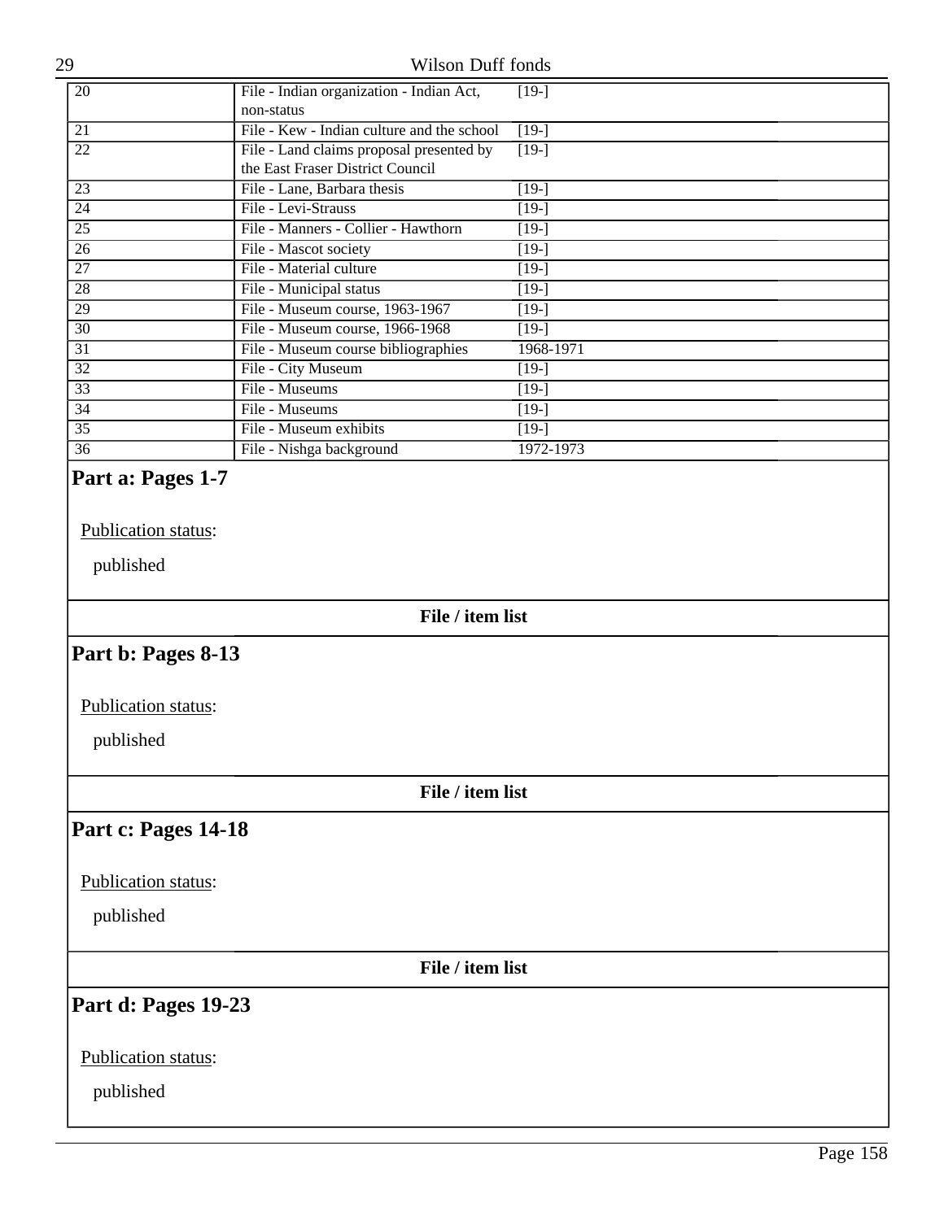| | | |
|---|---|---|
| 20 | File - Indian organization - Indian Act, non-status | [19-] |
| 21 | File - Kew - Indian culture and the school | [19-] |
| 22 | File - Land claims proposal presented by the East Fraser District Council | [19-] |
| 23 | File - Lane, Barbara thesis | [19-] |
| 24 | File - Levi-Strauss | [19-] |
| 25 | File - Manners - Collier - Hawthorn | [19-] |
| 26 | File - Mascot society | [19-] |
| 27 | File - Material culture | [19-] |
| 28 | File - Municipal status | [19-] |
| 29 | File - Museum course, 1963-1967 | [19-] |
| 30 | File - Museum course, 1966-1968 | [19-] |
| 31 | File - Museum course bibliographies | 1968-1971 |
| 32 | File - City Museum | [19-] |
| 33 | File - Museums | [19-] |
| 34 | File - Museums | [19-] |
| 35 | File - Museum exhibits | [19-] |
| 36 | File - Nishga background | 1972-1973 |

## Part a: Pages 1-7

Publication status:

published

**File / item list**

## Part b: Pages 8-13

Publication status:

published

**File / item list**

## Part c: Pages 14-18

Publication status:

published

**File / item list**

## Part d: Pages 19-23

Publication status:

published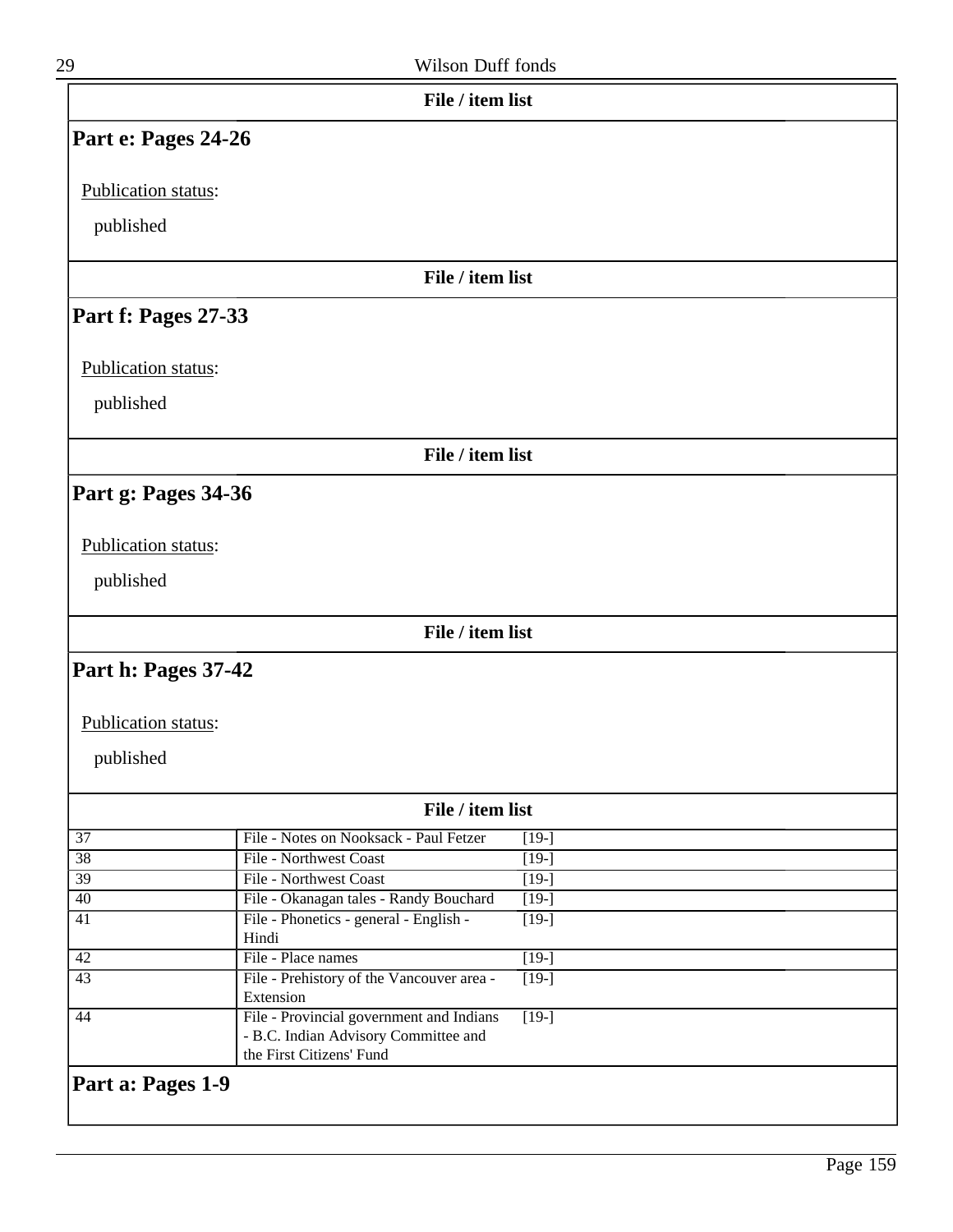**File / item list**

## Part e: Pages 24-26

Publication status:

published

**File / item list**

## Part f: Pages 27-33

Publication status:

published

**File / item list**

## Part g: Pages 34-36

Publication status:

published

**File / item list**

## Part h: Pages 37-42

Publication status:

published

**File / item list**

| | | |
|---|---|---|
| 37 | File - Notes on Nooksack - Paul Fetzer | [19-] |
| 38 | File - Northwest Coast | [19-] |
| 39 | File - Northwest Coast | [19-] |
| 40 | File - Okanagan tales - Randy Bouchard | [19-] |
| 41 | File - Phonetics - general - English - Hindi | [19-] |
| 42 | File - Place names | [19-] |
| 43 | File - Prehistory of the Vancouver area - Extension | [19-] |
| 44 | File - Provincial government and Indians - B.C. Indian Advisory Committee and the First Citizens' Fund | [19-] |

## Part a: Pages 1-9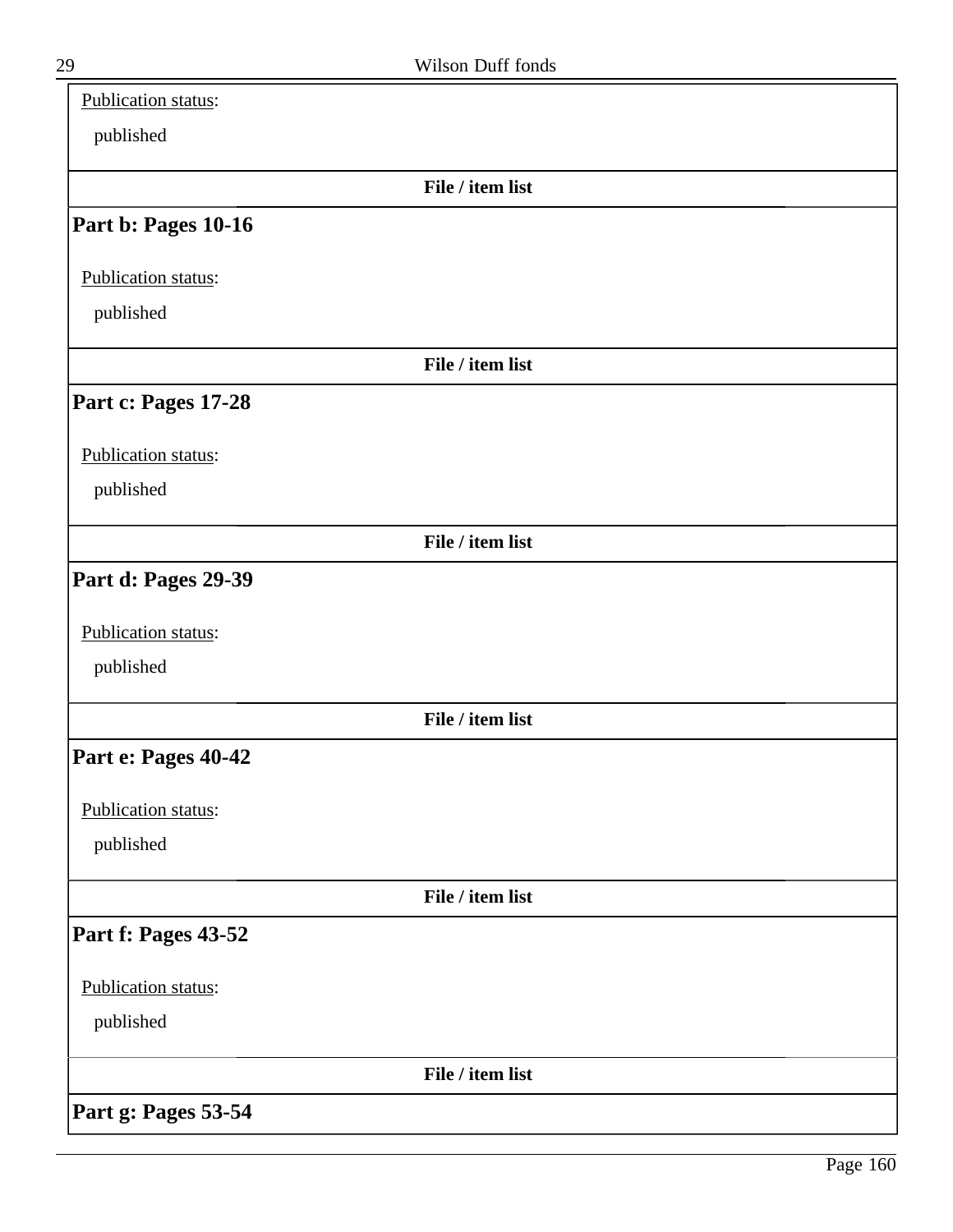Publication status:

published

**File / item list**

## Part b: Pages 10-16

Publication status:

published

**File / item list**

## Part c: Pages 17-28

Publication status:

published

**File / item list**

## Part d: Pages 29-39

Publication status:

published

**File / item list**

## Part e: Pages 40-42

Publication status:

published

**File / item list**

## Part f: Pages 43-52

Publication status:

published

**File / item list**

## Part g: Pages 53-54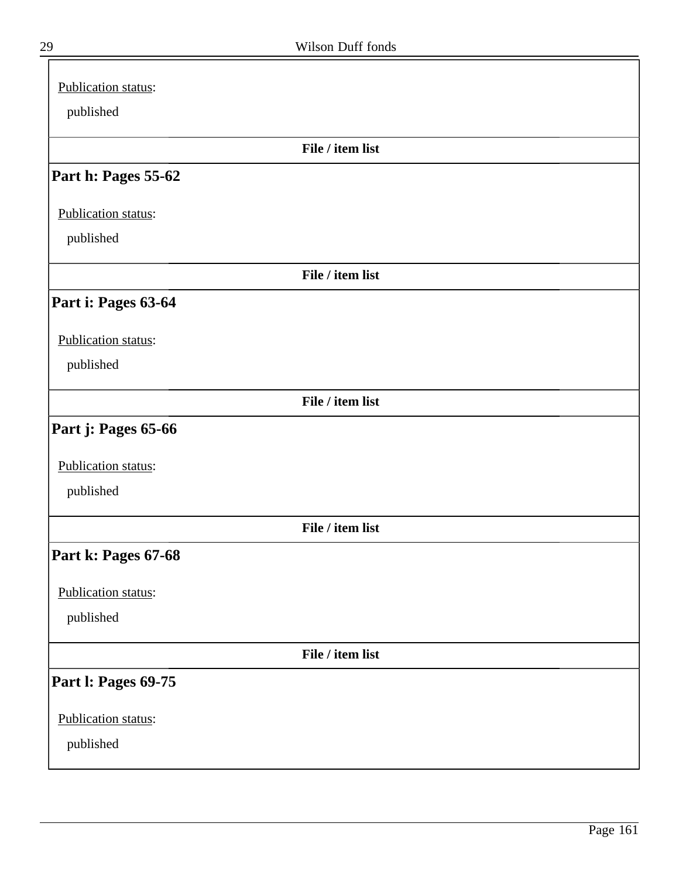Publication status:

published

**File / item list**

### Part h: Pages 55-62

Publication status:

published

**File / item list**

### Part i: Pages 63-64

Publication status:

published

**File / item list**

### Part j: Pages 65-66

Publication status:

published

**File / item list**

### Part k: Pages 67-68

Publication status:

published

**File / item list**

### Part l: Pages 69-75

Publication status:

published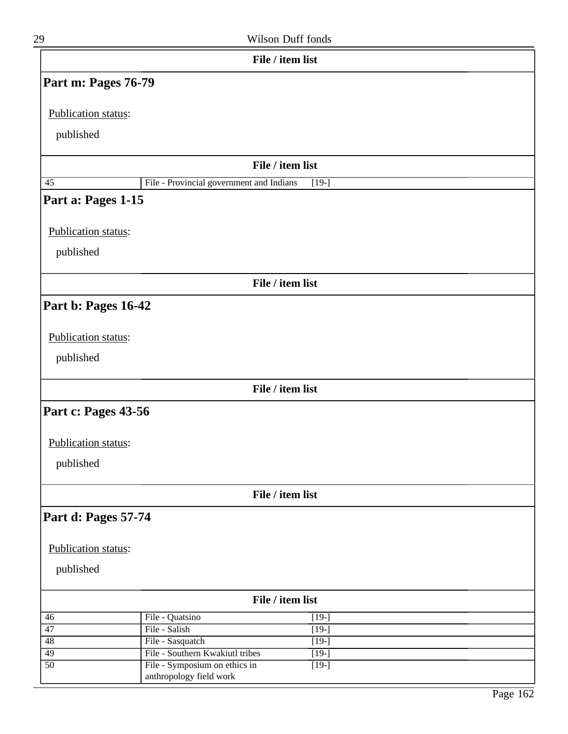**File / item list**

## Part m: Pages 76-79

Publication status:

published

**File / item list**

| | | |
|---|---|---|
| 45 | File - Provincial government and Indians | [19-] |

## Part a: Pages 1-15

Publication status:

published

**File / item list**

## Part b: Pages 16-42

Publication status:

published

**File / item list**

## Part c: Pages 43-56

Publication status:

published

**File / item list**

## Part d: Pages 57-74

Publication status:

published

**File / item list**

| | | |
|---|---|---|
| 46 | File - Quatsino | [19-] |
| 47 | File - Salish | [19-] |
| 48 | File - Sasquatch | [19-] |
| 49 | File - Southern Kwakiutl tribes | [19-] |
| 50 | File - Symposium on ethics in anthropology field work | [19-] |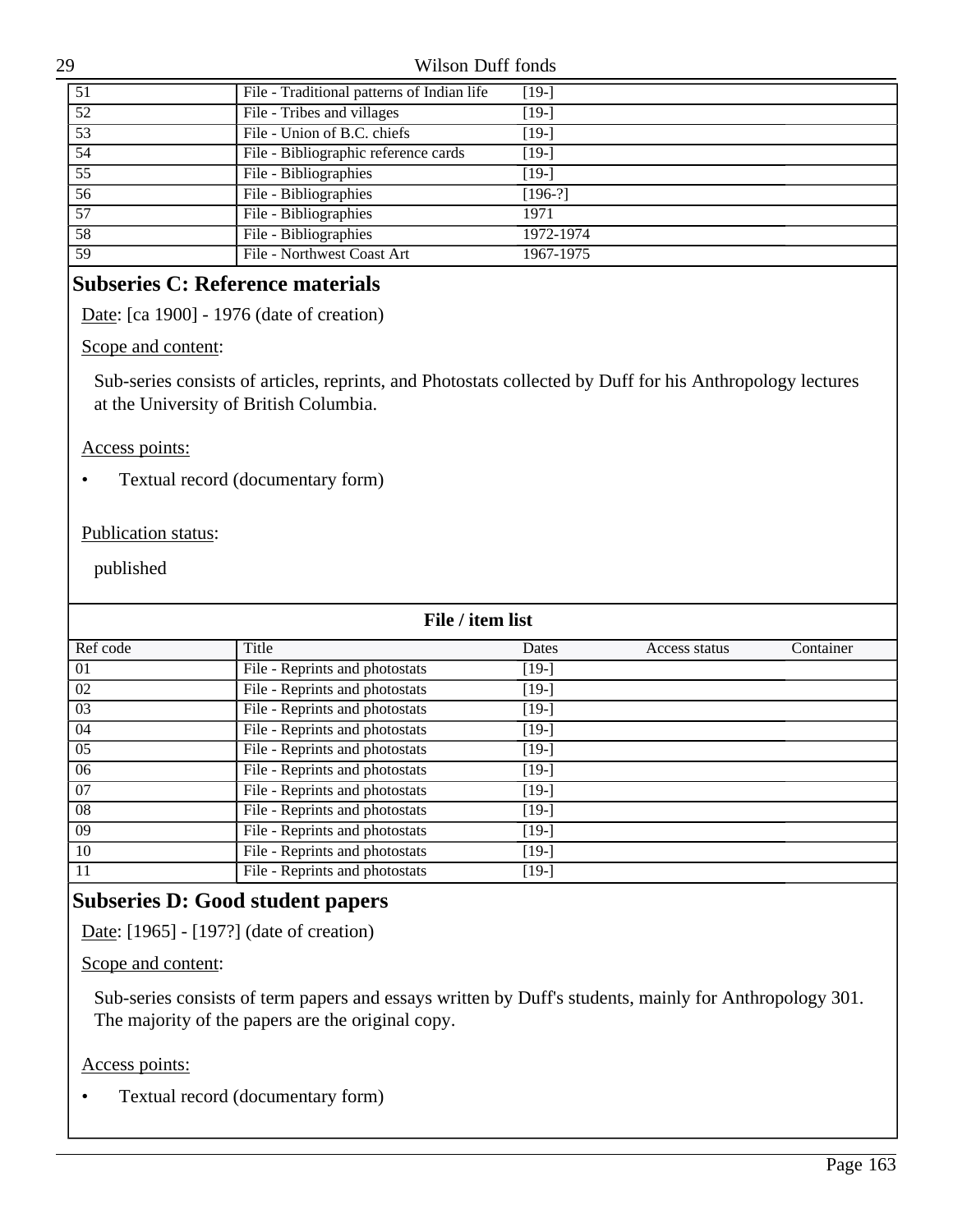| | | | | |
|---|---|---|---|---|
| 51 | File - Traditional patterns of Indian life | [19-] | | |
| 52 | File - Tribes and villages | [19-] | | |
| 53 | File - Union of B.C. chiefs | [19-] | | |
| 54 | File - Bibliographic reference cards | [19-] | | |
| 55 | File - Bibliographies | [19-] | | |
| 56 | File - Bibliographies | [196-?] | | |
| 57 | File - Bibliographies | 1971 | | |
| 58 | File - Bibliographies | 1972-1974 | | |
| 59 | File - Northwest Coast Art | 1967-1975 | | |

## Subseries C: Reference materials

Date: [ca 1900] - 1976 (date of creation)

Scope and content:

Sub-series consists of articles, reprints, and Photostats collected by Duff for his Anthropology lectures at the University of British Columbia.

Access points:

- Textual record (documentary form)

Publication status:

published

**File / item list**

| Ref code | Title | Dates | Access status | Container |
|---|---|---|---|---|
| 01 | File - Reprints and photostats | [19-] | | |
| 02 | File - Reprints and photostats | [19-] | | |
| 03 | File - Reprints and photostats | [19-] | | |
| 04 | File - Reprints and photostats | [19-] | | |
| 05 | File - Reprints and photostats | [19-] | | |
| 06 | File - Reprints and photostats | [19-] | | |
| 07 | File - Reprints and photostats | [19-] | | |
| 08 | File - Reprints and photostats | [19-] | | |
| 09 | File - Reprints and photostats | [19-] | | |
| 10 | File - Reprints and photostats | [19-] | | |
| 11 | File - Reprints and photostats | [19-] | | |

## Subseries D: Good student papers

Date: [1965] - [197?] (date of creation)

Scope and content:

Sub-series consists of term papers and essays written by Duff's students, mainly for Anthropology 301. The majority of the papers are the original copy.

Access points:

- Textual record (documentary form)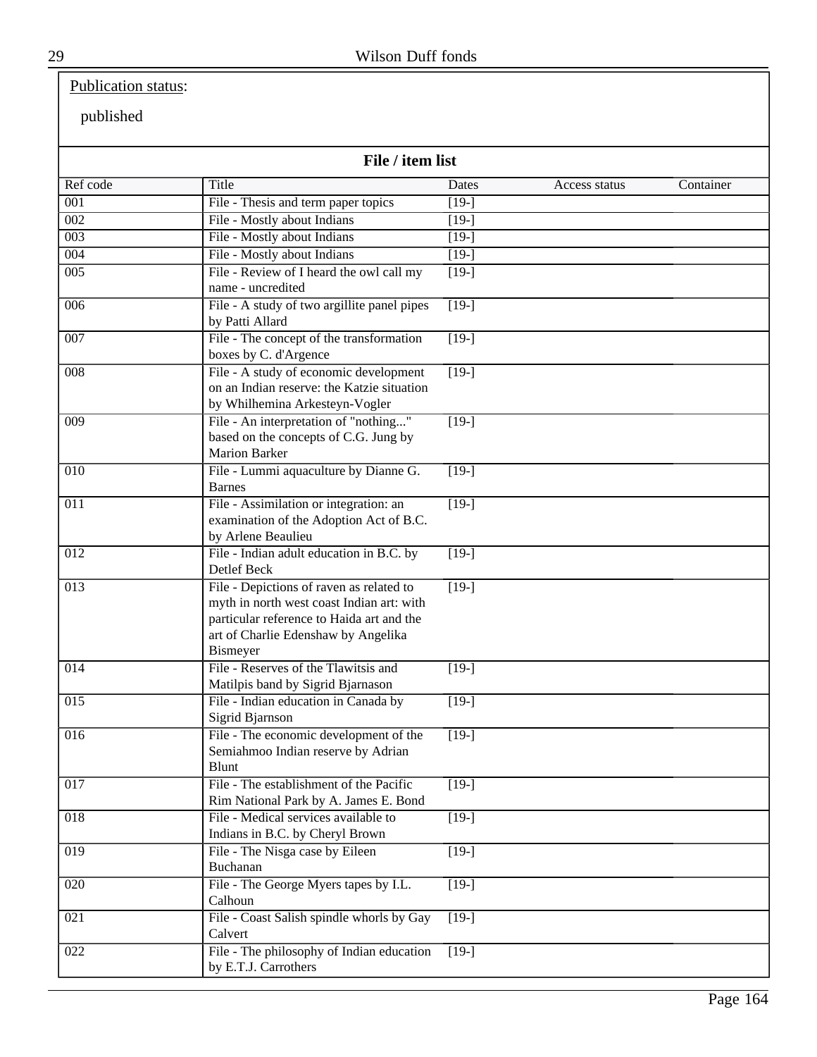Publication status:

published

**File / item list**

| Ref code | Title | Dates | Access status | Container |
| --- | --- | --- | --- | --- |
| 001 | File - Thesis and term paper topics | [19-] | | |
| 002 | File - Mostly about Indians | [19-] | | |
| 003 | File - Mostly about Indians | [19-] | | |
| 004 | File - Mostly about Indians | [19-] | | |
| 005 | File - Review of I heard the owl call my name - uncredited | [19-] | | |
| 006 | File - A study of two argillite panel pipes by Patti Allard | [19-] | | |
| 007 | File - The concept of the transformation boxes by C. d'Argence | [19-] | | |
| 008 | File - A study of economic development on an Indian reserve: the Katzie situation by Whilhemina Arkesteyn-Vogler | [19-] | | |
| 009 | File - An interpretation of "nothing..." based on the concepts of C.G. Jung by Marion Barker | [19-] | | |
| 010 | File - Lummi aquaculture by Dianne G. Barnes | [19-] | | |
| 011 | File - Assimilation or integration: an examination of the Adoption Act of B.C. by Arlene Beaulieu | [19-] | | |
| 012 | File - Indian adult education in B.C. by Detlef Beck | [19-] | | |
| 013 | File - Depictions of raven as related to myth in north west coast Indian art: with particular reference to Haida art and the art of Charlie Edenshaw by Angelika Bismeyer | [19-] | | |
| 014 | File - Reserves of the Tlawitsis and Matilpis band by Sigrid Bjarnason | [19-] | | |
| 015 | File - Indian education in Canada by Sigrid Bjarnson | [19-] | | |
| 016 | File - The economic development of the Semiahmoo Indian reserve by Adrian Blunt | [19-] | | |
| 017 | File - The establishment of the Pacific Rim National Park by A. James E. Bond | [19-] | | |
| 018 | File - Medical services available to Indians in B.C. by Cheryl Brown | [19-] | | |
| 019 | File - The Nisga case by Eileen Buchanan | [19-] | | |
| 020 | File - The George Myers tapes by I.L. Calhoun | [19-] | | |
| 021 | File - Coast Salish spindle whorls by Gay Calvert | [19-] | | |
| 022 | File - The philosophy of Indian education by E.T.J. Carrothers | [19-] | | |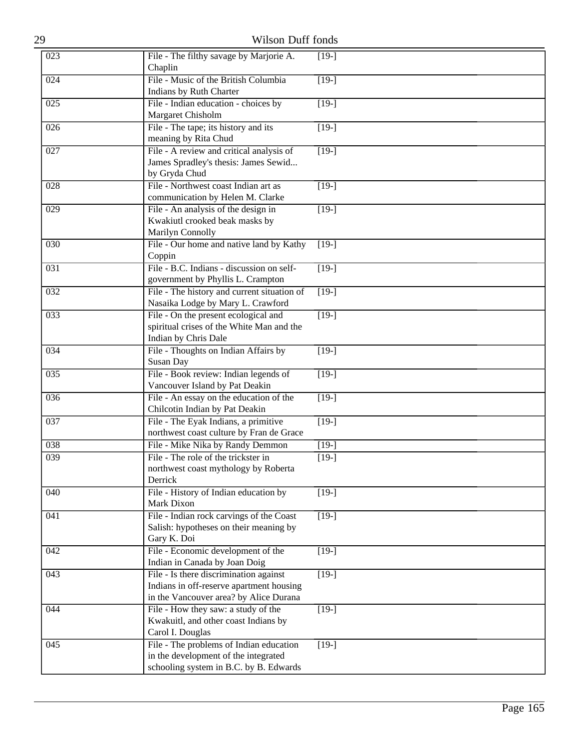| 023 | File - The filthy savage by Marjorie A. Chaplin | [19-] |
|---|---|---|
| 024 | File - Music of the British Columbia Indians by Ruth Charter | [19-] |
| 025 | File - Indian education - choices by Margaret Chisholm | [19-] |
| 026 | File - The tape; its history and its meaning by Rita Chud | [19-] |
| 027 | File - A review and critical analysis of James Spradley's thesis: James Sewid... by Gryda Chud | [19-] |
| 028 | File - Northwest coast Indian art as communication by Helen M. Clarke | [19-] |
| 029 | File - An analysis of the design in Kwakiutl crooked beak masks by Marilyn Connolly | [19-] |
| 030 | File - Our home and native land by Kathy Coppin | [19-] |
| 031 | File - B.C. Indians - discussion on self-government by Phyllis L. Crampton | [19-] |
| 032 | File - The history and current situation of Nasaika Lodge by Mary L. Crawford | [19-] |
| 033 | File - On the present ecological and spiritual crises of the White Man and the Indian by Chris Dale | [19-] |
| 034 | File - Thoughts on Indian Affairs by Susan Day | [19-] |
| 035 | File - Book review: Indian legends of Vancouver Island by Pat Deakin | [19-] |
| 036 | File - An essay on the education of the Chilcotin Indian by Pat Deakin | [19-] |
| 037 | File - The Eyak Indians, a primitive northwest coast culture by Fran de Grace | [19-] |
| 038 | File - Mike Nika by Randy Demmon | [19-] |
| 039 | File - The role of the trickster in northwest coast mythology by Roberta Derrick | [19-] |
| 040 | File - History of Indian education by Mark Dixon | [19-] |
| 041 | File - Indian rock carvings of the Coast Salish: hypotheses on their meaning by Gary K. Doi | [19-] |
| 042 | File - Economic development of the Indian in Canada by Joan Doig | [19-] |
| 043 | File - Is there discrimination against Indians in off-reserve apartment housing in the Vancouver area? by Alice Durana | [19-] |
| 044 | File - How they saw: a study of the Kwakuitl, and other coast Indians by Carol I. Douglas | [19-] |
| 045 | File - The problems of Indian education in the development of the integrated schooling system in B.C. by B. Edwards | [19-] |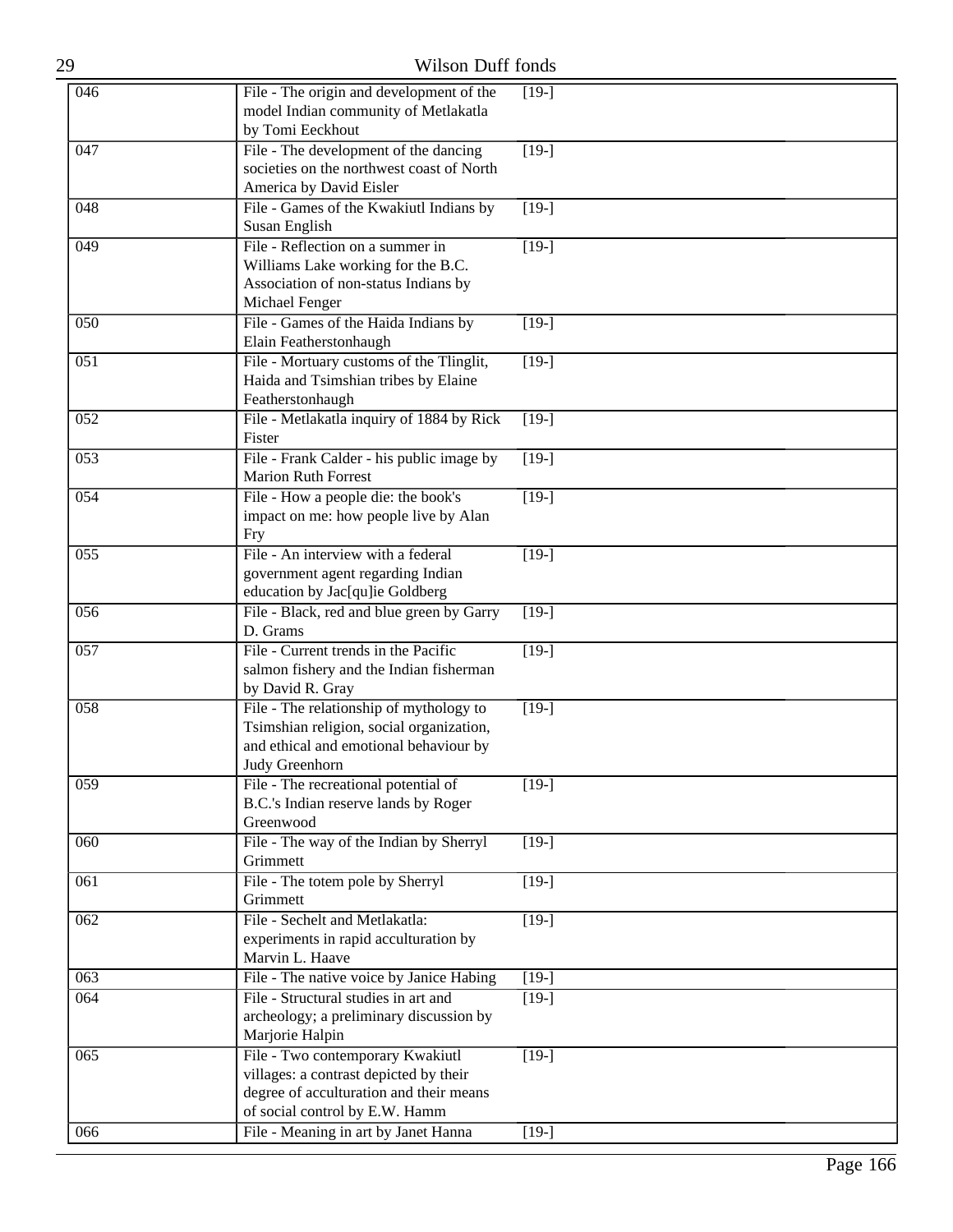| | | |
|---|---|---|
| 046 | File - The origin and development of the model Indian community of Metlakatla by Tomi Eeckhout | [19-] |
| 047 | File - The development of the dancing societies on the northwest coast of North America by David Eisler | [19-] |
| 048 | File - Games of the Kwakiutl Indians by Susan English | [19-] |
| 049 | File - Reflection on a summer in Williams Lake working for the B.C. Association of non-status Indians by Michael Fenger | [19-] |
| 050 | File - Games of the Haida Indians by Elain Featherstonhaugh | [19-] |
| 051 | File - Mortuary customs of the Tlinglit, Haida and Tsimshian tribes by Elaine Featherstonhaugh | [19-] |
| 052 | File - Metlakatla inquiry of 1884 by Rick Fister | [19-] |
| 053 | File - Frank Calder - his public image by Marion Ruth Forrest | [19-] |
| 054 | File - How a people die: the book's impact on me: how people live by Alan Fry | [19-] |
| 055 | File - An interview with a federal government agent regarding Indian education by Jac[qu]ie Goldberg | [19-] |
| 056 | File - Black, red and blue green by Garry D. Grams | [19-] |
| 057 | File - Current trends in the Pacific salmon fishery and the Indian fisherman by David R. Gray | [19-] |
| 058 | File - The relationship of mythology to Tsimshian religion, social organization, and ethical and emotional behaviour by Judy Greenhorn | [19-] |
| 059 | File - The recreational potential of B.C.'s Indian reserve lands by Roger Greenwood | [19-] |
| 060 | File - The way of the Indian by Sherryl Grimmett | [19-] |
| 061 | File - The totem pole by Sherryl Grimmett | [19-] |
| 062 | File - Sechelt and Metlakatla: experiments in rapid acculturation by Marvin L. Haave | [19-] |
| 063 | File - The native voice by Janice Habing | [19-] |
| 064 | File - Structural studies in art and archeology; a preliminary discussion by Marjorie Halpin | [19-] |
| 065 | File - Two contemporary Kwakiutl villages: a contrast depicted by their degree of acculturation and their means of social control by E.W. Hamm | [19-] |
| 066 | File - Meaning in art by Janet Hanna | [19-] |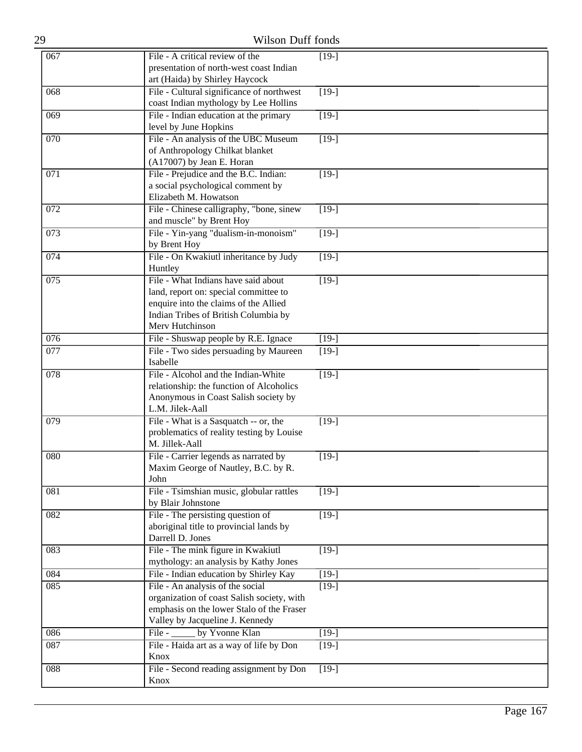| | | |
|---|---|---|
| 067 | File - A critical review of the presentation of north-west coast Indian art (Haida) by Shirley Haycock | [19-] |
| 068 | File - Cultural significance of northwest coast Indian mythology by Lee Hollins | [19-] |
| 069 | File - Indian education at the primary level by June Hopkins | [19-] |
| 070 | File - An analysis of the UBC Museum of Anthropology Chilkat blanket (A17007) by Jean E. Horan | [19-] |
| 071 | File - Prejudice and the B.C. Indian: a social psychological comment by Elizabeth M. Howatson | [19-] |
| 072 | File - Chinese calligraphy, "bone, sinew and muscle" by Brent Hoy | [19-] |
| 073 | File - Yin-yang "dualism-in-monoism" by Brent Hoy | [19-] |
| 074 | File - On Kwakiutl inheritance by Judy Huntley | [19-] |
| 075 | File - What Indians have said about land, report on: special committee to enquire into the claims of the Allied Indian Tribes of British Columbia by Merv Hutchinson | [19-] |
| 076 | File - Shuswap people by R.E. Ignace | [19-] |
| 077 | File - Two sides persuading by Maureen Isabelle | [19-] |
| 078 | File - Alcohol and the Indian-White relationship: the function of Alcoholics Anonymous in Coast Salish society by L.M. Jilek-Aall | [19-] |
| 079 | File - What is a Sasquatch -- or, the problematics of reality testing by Louise M. Jillek-Aall | [19-] |
| 080 | File - Carrier legends as narrated by Maxim George of Nautley, B.C. by R. John | [19-] |
| 081 | File - Tsimshian music, globular rattles by Blair Johnstone | [19-] |
| 082 | File - The persisting question of aboriginal title to provincial lands by Darrell D. Jones | [19-] |
| 083 | File - The mink figure in Kwakiutl mythology: an analysis by Kathy Jones | [19-] |
| 084 | File - Indian education by Shirley Kay | [19-] |
| 085 | File - An analysis of the social organization of coast Salish society, with emphasis on the lower Stalo of the Fraser Valley by Jacqueline J. Kennedy | [19-] |
| 086 | File - _____ by Yvonne Klan | [19-] |
| 087 | File - Haida art as a way of life by Don Knox | [19-] |
| 088 | File - Second reading assignment by Don Knox | [19-] |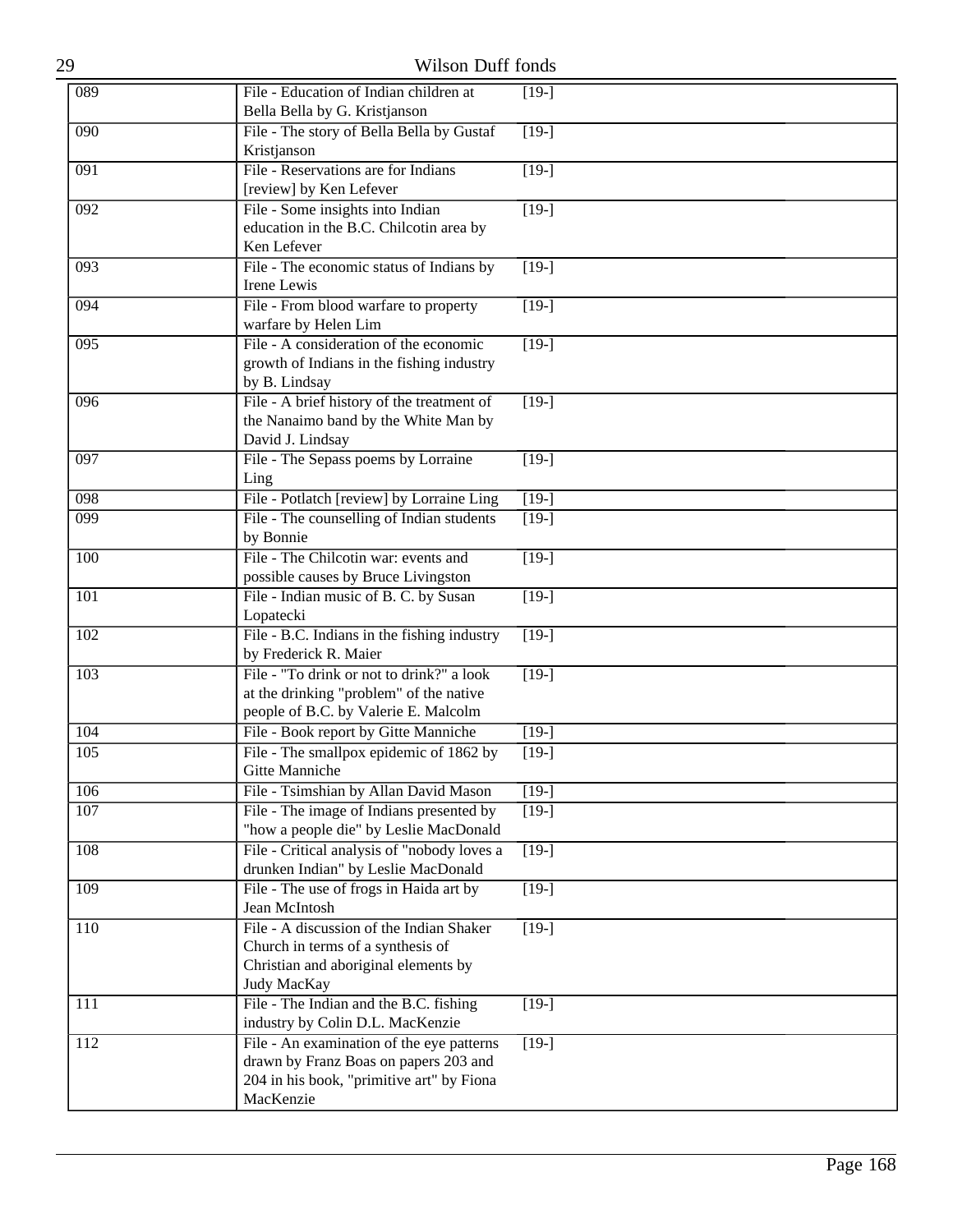| 089 | File - Education of Indian children at Bella Bella by G. Kristjanson | [19-] |
|---|---|---|
| 090 | File - The story of Bella Bella by Gustaf Kristjanson | [19-] |
| 091 | File - Reservations are for Indians [review] by Ken Lefever | [19-] |
| 092 | File - Some insights into Indian education in the B.C. Chilcotin area by Ken Lefever | [19-] |
| 093 | File - The economic status of Indians by Irene Lewis | [19-] |
| 094 | File - From blood warfare to property warfare by Helen Lim | [19-] |
| 095 | File - A consideration of the economic growth of Indians in the fishing industry by B. Lindsay | [19-] |
| 096 | File - A brief history of the treatment of the Nanaimo band by the White Man by David J. Lindsay | [19-] |
| 097 | File - The Sepass poems by Lorraine Ling | [19-] |
| 098 | File - Potlatch [review] by Lorraine Ling | [19-] |
| 099 | File - The counselling of Indian students by Bonnie | [19-] |
| 100 | File - The Chilcotin war: events and possible causes by Bruce Livingston | [19-] |
| 101 | File - Indian music of B. C. by Susan Lopatecki | [19-] |
| 102 | File - B.C. Indians in the fishing industry by Frederick R. Maier | [19-] |
| 103 | File - "To drink or not to drink?" a look at the drinking "problem" of the native people of B.C. by Valerie E. Malcolm | [19-] |
| 104 | File - Book report by Gitte Manniche | [19-] |
| 105 | File - The smallpox epidemic of 1862 by Gitte Manniche | [19-] |
| 106 | File - Tsimshian by Allan David Mason | [19-] |
| 107 | File - The image of Indians presented by "how a people die" by Leslie MacDonald | [19-] |
| 108 | File - Critical analysis of "nobody loves a drunken Indian" by Leslie MacDonald | [19-] |
| 109 | File - The use of frogs in Haida art by Jean McIntosh | [19-] |
| 110 | File - A discussion of the Indian Shaker Church in terms of a synthesis of Christian and aboriginal elements by Judy MacKay | [19-] |
| 111 | File - The Indian and the B.C. fishing industry by Colin D.L. MacKenzie | [19-] |
| 112 | File - An examination of the eye patterns drawn by Franz Boas on papers 203 and 204 in his book, "primitive art" by Fiona MacKenzie | [19-] |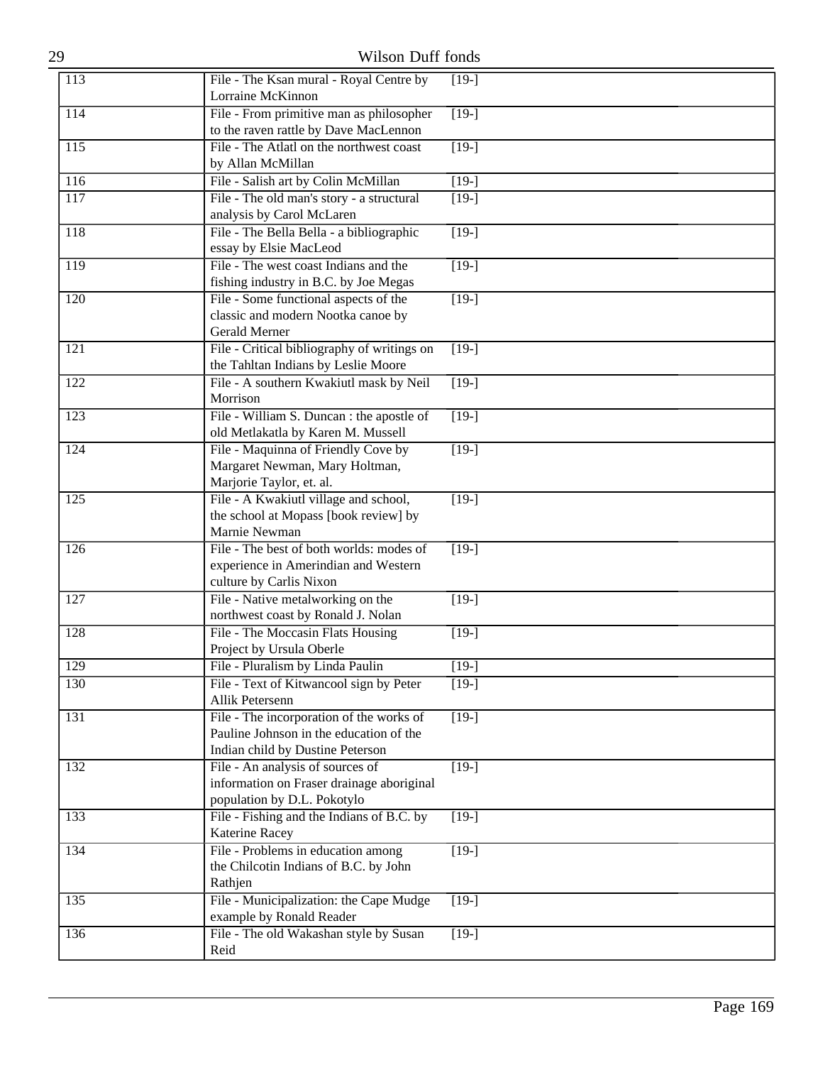| | | | |
|---|---|---|---|
| 113 | File - The Ksan mural - Royal Centre by Lorraine McKinnon | [19-] | |
| 114 | File - From primitive man as philosopher to the raven rattle by Dave MacLennon | [19-] | |
| 115 | File - The Atlatl on the northwest coast by Allan McMillan | [19-] | |
| 116 | File - Salish art by Colin McMillan | [19-] | |
| 117 | File - The old man's story - a structural analysis by Carol McLaren | [19-] | |
| 118 | File - The Bella Bella - a bibliographic essay by Elsie MacLeod | [19-] | |
| 119 | File - The west coast Indians and the fishing industry in B.C. by Joe Megas | [19-] | |
| 120 | File - Some functional aspects of the classic and modern Nootka canoe by Gerald Merner | [19-] | |
| 121 | File - Critical bibliography of writings on the Tahltan Indians by Leslie Moore | [19-] | |
| 122 | File - A southern Kwakiutl mask by Neil Morrison | [19-] | |
| 123 | File - William S. Duncan : the apostle of old Metlakatla by Karen M. Mussell | [19-] | |
| 124 | File - Maquinna of Friendly Cove by Margaret Newman, Mary Holtman, Marjorie Taylor, et. al. | [19-] | |
| 125 | File - A Kwakiutl village and school, the school at Mopass [book review] by Marnie Newman | [19-] | |
| 126 | File - The best of both worlds: modes of experience in Amerindian and Western culture by Carlis Nixon | [19-] | |
| 127 | File - Native metalworking on the northwest coast by Ronald J. Nolan | [19-] | |
| 128 | File - The Moccasin Flats Housing Project by Ursula Oberle | [19-] | |
| 129 | File - Pluralism by Linda Paulin | [19-] | |
| 130 | File - Text of Kitwancool sign by Peter Allik Petersenn | [19-] | |
| 131 | File - The incorporation of the works of Pauline Johnson in the education of the Indian child by Dustine Peterson | [19-] | |
| 132 | File - An analysis of sources of information on Fraser drainage aboriginal population by D.L. Pokotylo | [19-] | |
| 133 | File - Fishing and the Indians of B.C. by Katerine Racey | [19-] | |
| 134 | File - Problems in education among the Chilcotin Indians of B.C. by John Rathjen | [19-] | |
| 135 | File - Municipalization: the Cape Mudge example by Ronald Reader | [19-] | |
| 136 | File - The old Wakashan style by Susan Reid | [19-] | |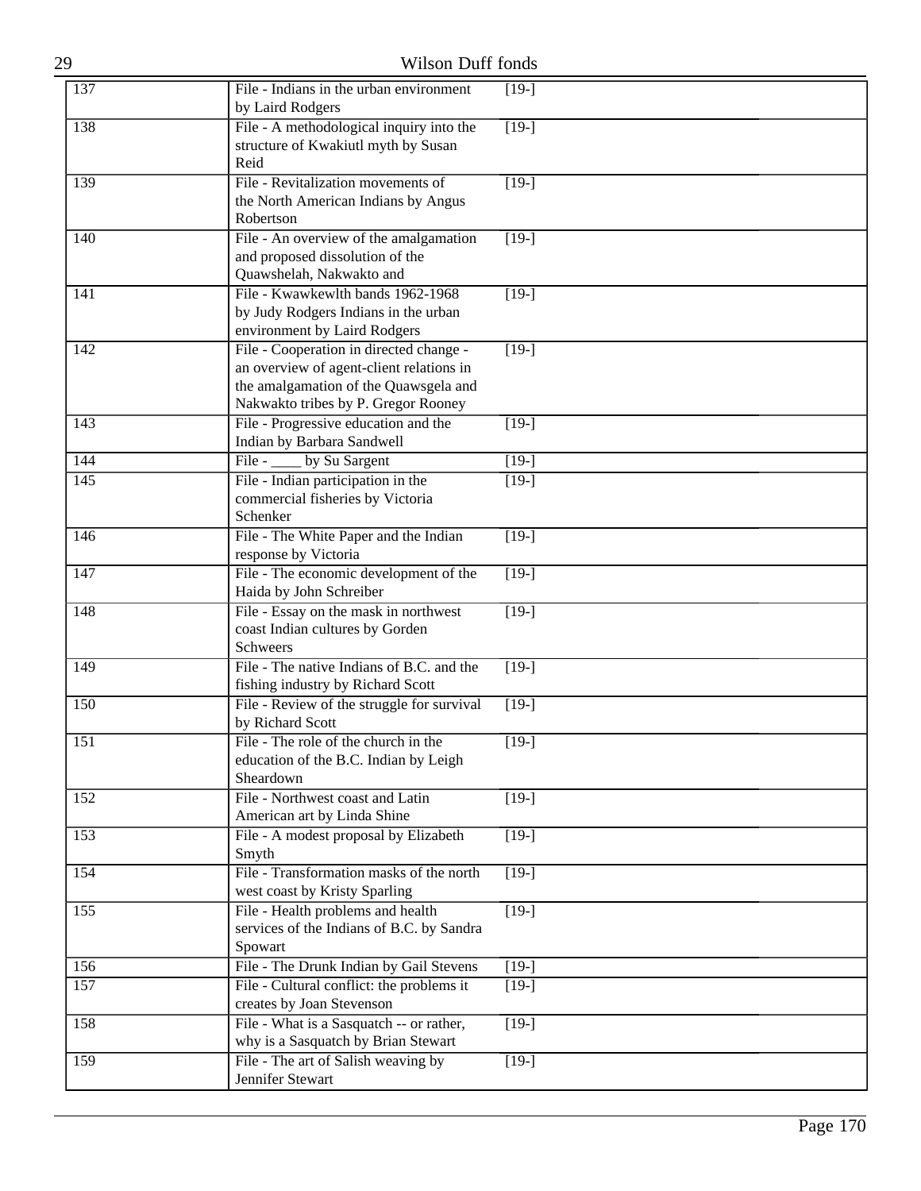| | | |
|---|---|---|
| 137 | File - Indians in the urban environment by Laird Rodgers | [19-] |
| 138 | File - A methodological inquiry into the structure of Kwakiutl myth by Susan Reid | [19-] |
| 139 | File - Revitalization movements of the North American Indians by Angus Robertson | [19-] |
| 140 | File - An overview of the amalgamation and proposed dissolution of the Quawshelah, Nakwakto and | [19-] |
| 141 | File - Kwawkewlth bands 1962-1968 by Judy Rodgers Indians in the urban environment by Laird Rodgers | [19-] |
| 142 | File - Cooperation in directed change - an overview of agent-client relations in the amalgamation of the Quawsgela and Nakwakto tribes by P. Gregor Rooney | [19-] |
| 143 | File - Progressive education and the Indian by Barbara Sandwell | [19-] |
| 144 | File - ____ by Su Sargent | [19-] |
| 145 | File - Indian participation in the commercial fisheries by Victoria Schenker | [19-] |
| 146 | File - The White Paper and the Indian response by Victoria | [19-] |
| 147 | File - The economic development of the Haida by John Schreiber | [19-] |
| 148 | File - Essay on the mask in northwest coast Indian cultures by Gorden Schweers | [19-] |
| 149 | File - The native Indians of B.C. and the fishing industry by Richard Scott | [19-] |
| 150 | File - Review of the struggle for survival by Richard Scott | [19-] |
| 151 | File - The role of the church in the education of the B.C. Indian by Leigh Sheardown | [19-] |
| 152 | File - Northwest coast and Latin American art by Linda Shine | [19-] |
| 153 | File - A modest proposal by Elizabeth Smyth | [19-] |
| 154 | File - Transformation masks of the north west coast by Kristy Sparling | [19-] |
| 155 | File - Health problems and health services of the Indians of B.C. by Sandra Spowart | [19-] |
| 156 | File - The Drunk Indian by Gail Stevens | [19-] |
| 157 | File - Cultural conflict: the problems it creates by Joan Stevenson | [19-] |
| 158 | File - What is a Sasquatch -- or rather, why is a Sasquatch by Brian Stewart | [19-] |
| 159 | File - The art of Salish weaving by Jennifer Stewart | [19-] |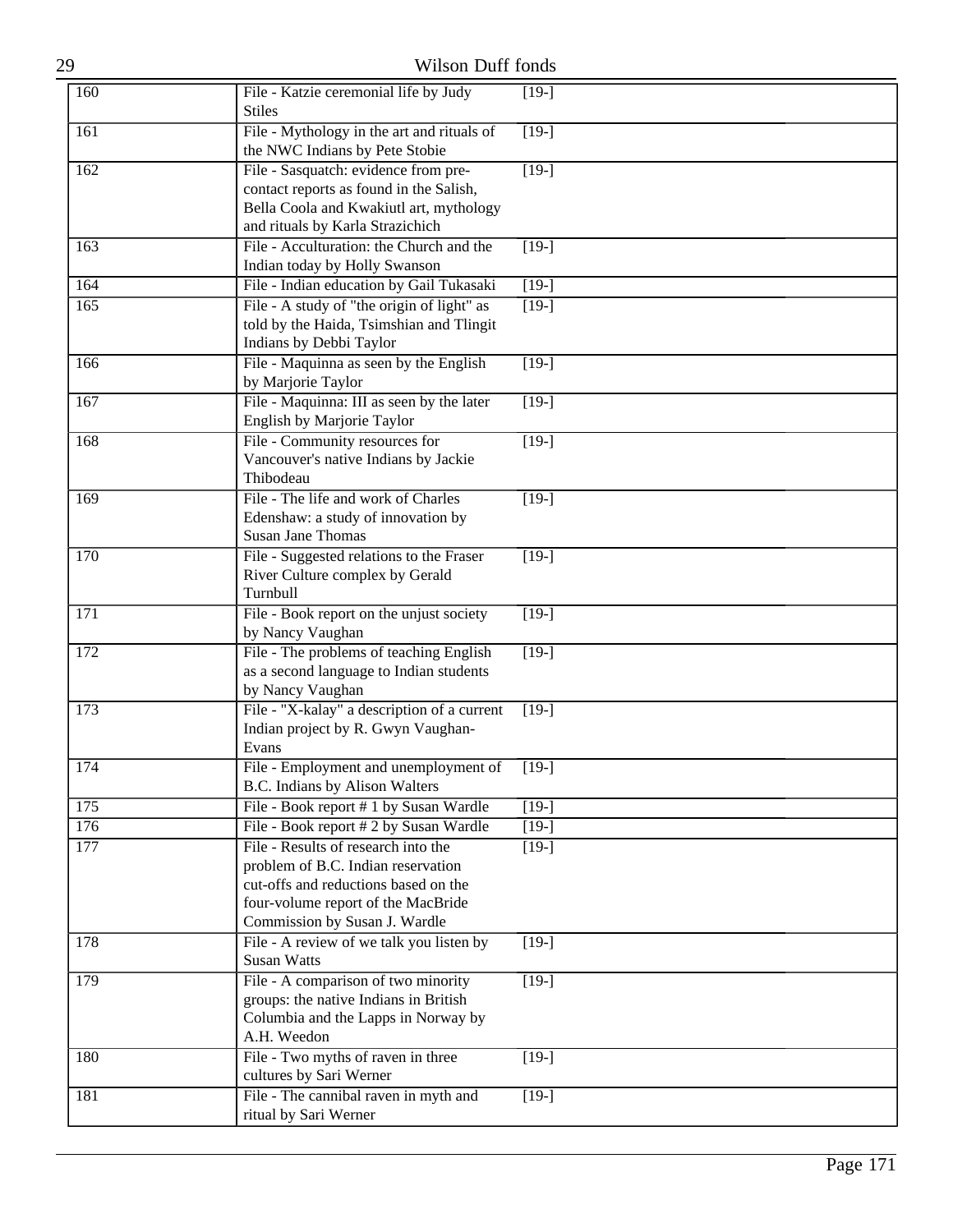| | | |
|---|---|---|
| 160 | File - Katzie ceremonial life by Judy Stiles | [19-] |
| 161 | File - Mythology in the art and rituals of the NWC Indians by Pete Stobie | [19-] |
| 162 | File - Sasquatch: evidence from pre-contact reports as found in the Salish, Bella Coola and Kwakiutl art, mythology and rituals by Karla Strazichich | [19-] |
| 163 | File - Acculturation: the Church and the Indian today by Holly Swanson | [19-] |
| 164 | File - Indian education by Gail Tukasaki | [19-] |
| 165 | File - A study of "the origin of light" as told by the Haida, Tsimshian and Tlingit Indians by Debbi Taylor | [19-] |
| 166 | File - Maquinna as seen by the English by Marjorie Taylor | [19-] |
| 167 | File - Maquinna: III as seen by the later English by Marjorie Taylor | [19-] |
| 168 | File - Community resources for Vancouver's native Indians by Jackie Thibodeau | [19-] |
| 169 | File - The life and work of Charles Edenshaw: a study of innovation by Susan Jane Thomas | [19-] |
| 170 | File - Suggested relations to the Fraser River Culture complex by Gerald Turnbull | [19-] |
| 171 | File - Book report on the unjust society by Nancy Vaughan | [19-] |
| 172 | File - The problems of teaching English as a second language to Indian students by Nancy Vaughan | [19-] |
| 173 | File - "X-kalay" a description of a current Indian project by R. Gwyn Vaughan-Evans | [19-] |
| 174 | File - Employment and unemployment of B.C. Indians by Alison Walters | [19-] |
| 175 | File - Book report # 1 by Susan Wardle | [19-] |
| 176 | File - Book report # 2 by Susan Wardle | [19-] |
| 177 | File - Results of research into the problem of B.C. Indian reservation cut-offs and reductions based on the four-volume report of the MacBride Commission by Susan J. Wardle | [19-] |
| 178 | File - A review of we talk you listen by Susan Watts | [19-] |
| 179 | File - A comparison of two minority groups: the native Indians in British Columbia and the Lapps in Norway by A.H. Weedon | [19-] |
| 180 | File - Two myths of raven in three cultures by Sari Werner | [19-] |
| 181 | File - The cannibal raven in myth and ritual by Sari Werner | [19-] |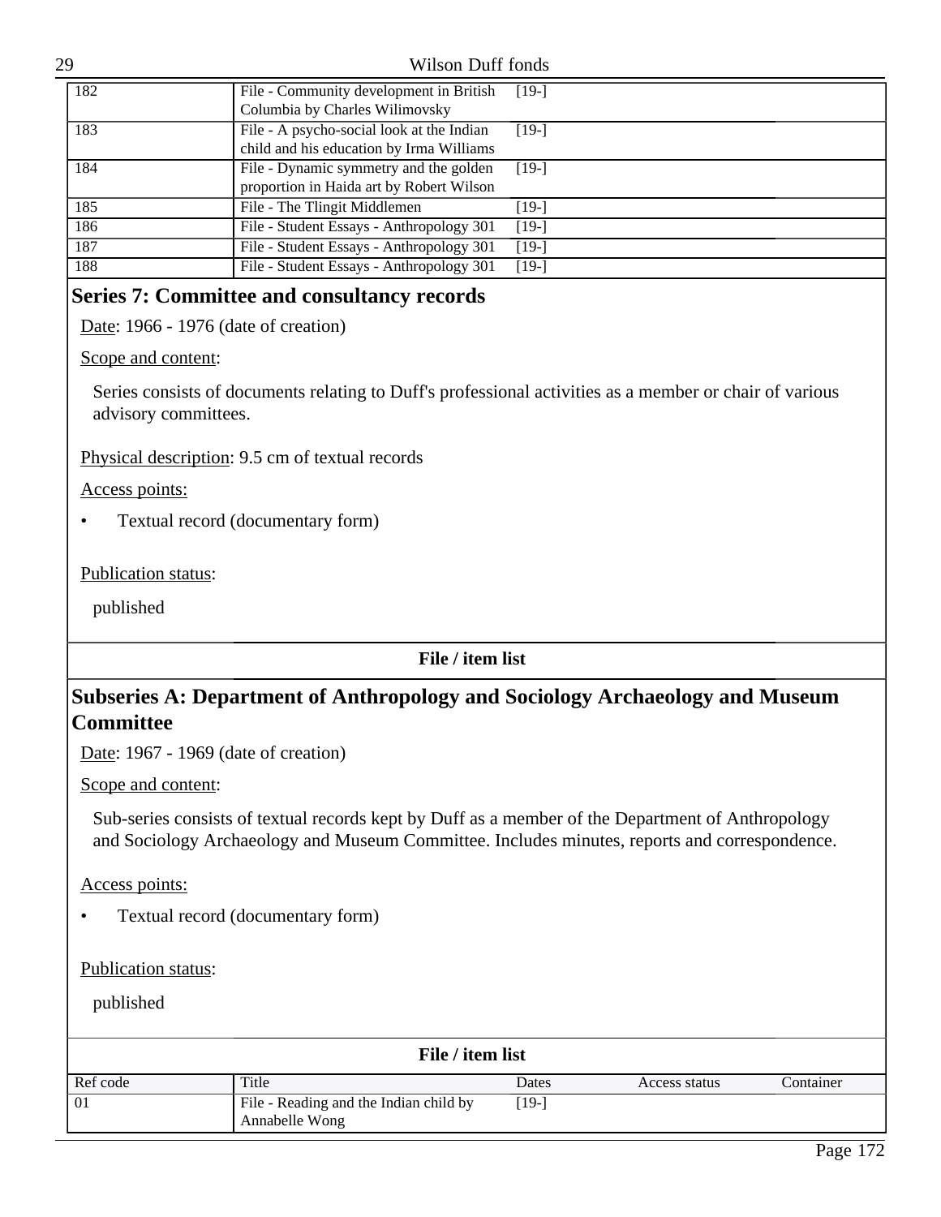| | | | | |
|---|---|---|---|---|
| 182 | File - Community development in British Columbia by Charles Wilimovsky | [19-] | | |
| 183 | File - A psycho-social look at the Indian child and his education by Irma Williams | [19-] | | |
| 184 | File - Dynamic symmetry and the golden proportion in Haida art by Robert Wilson | [19-] | | |
| 185 | File - The Tlingit Middlemen | [19-] | | |
| 186 | File - Student Essays - Anthropology 301 | [19-] | | |
| 187 | File - Student Essays - Anthropology 301 | [19-] | | |
| 188 | File - Student Essays - Anthropology 301 | [19-] | | |

## Series 7: Committee and consultancy records

Date: 1966 - 1976 (date of creation)

Scope and content:

Series consists of documents relating to Duff's professional activities as a member or chair of various advisory committees.

Physical description: 9.5 cm of textual records

Access points:

- Textual record (documentary form)

Publication status:

published

**File / item list**

## Subseries A: Department of Anthropology and Sociology Archaeology and Museum Committee

Date: 1967 - 1969 (date of creation)

Scope and content:

Sub-series consists of textual records kept by Duff as a member of the Department of Anthropology and Sociology Archaeology and Museum Committee. Includes minutes, reports and correspondence.

Access points:

- Textual record (documentary form)

Publication status:

published

**File / item list**

| Ref code | Title | Dates | Access status | Container |
|---|---|---|---|---|
| 01 | File - Reading and the Indian child by Annabelle Wong | [19-] | | |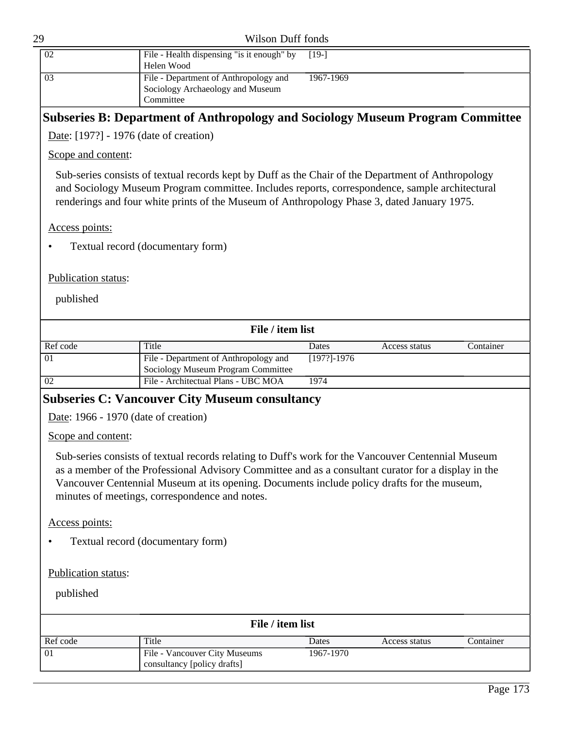| 02 | File - Health dispensing "is it enough" by Helen Wood | [19-] | | |
|---|---|---|---|---|
| 03 | File - Department of Anthropology and Sociology Archaeology and Museum Committee | 1967-1969 | | |

## Subseries B: Department of Anthropology and Sociology Museum Program Committee

Date: [197?] - 1976 (date of creation)

Scope and content:

Sub-series consists of textual records kept by Duff as the Chair of the Department of Anthropology and Sociology Museum Program committee. Includes reports, correspondence, sample architectural renderings and four white prints of the Museum of Anthropology Phase 3, dated January 1975.

Access points:

- Textual record (documentary form)

Publication status:

published

**File / item list**

| Ref code | Title | Dates | Access status | Container |
|---|---|---|---|---|
| 01 | File - Department of Anthropology and Sociology Museum Program Committee | [197?]-1976 | | |
| 02 | File - Architectual Plans - UBC MOA | 1974 | | |

## Subseries C: Vancouver City Museum consultancy

Date: 1966 - 1970 (date of creation)

Scope and content:

Sub-series consists of textual records relating to Duff's work for the Vancouver Centennial Museum as a member of the Professional Advisory Committee and as a consultant curator for a display in the Vancouver Centennial Museum at its opening. Documents include policy drafts for the museum, minutes of meetings, correspondence and notes.

Access points:

- Textual record (documentary form)

Publication status:

published

**File / item list**

| Ref code | Title | Dates | Access status | Container |
|---|---|---|---|---|
| 01 | File - Vancouver City Museums consultancy [policy drafts] | 1967-1970 | | |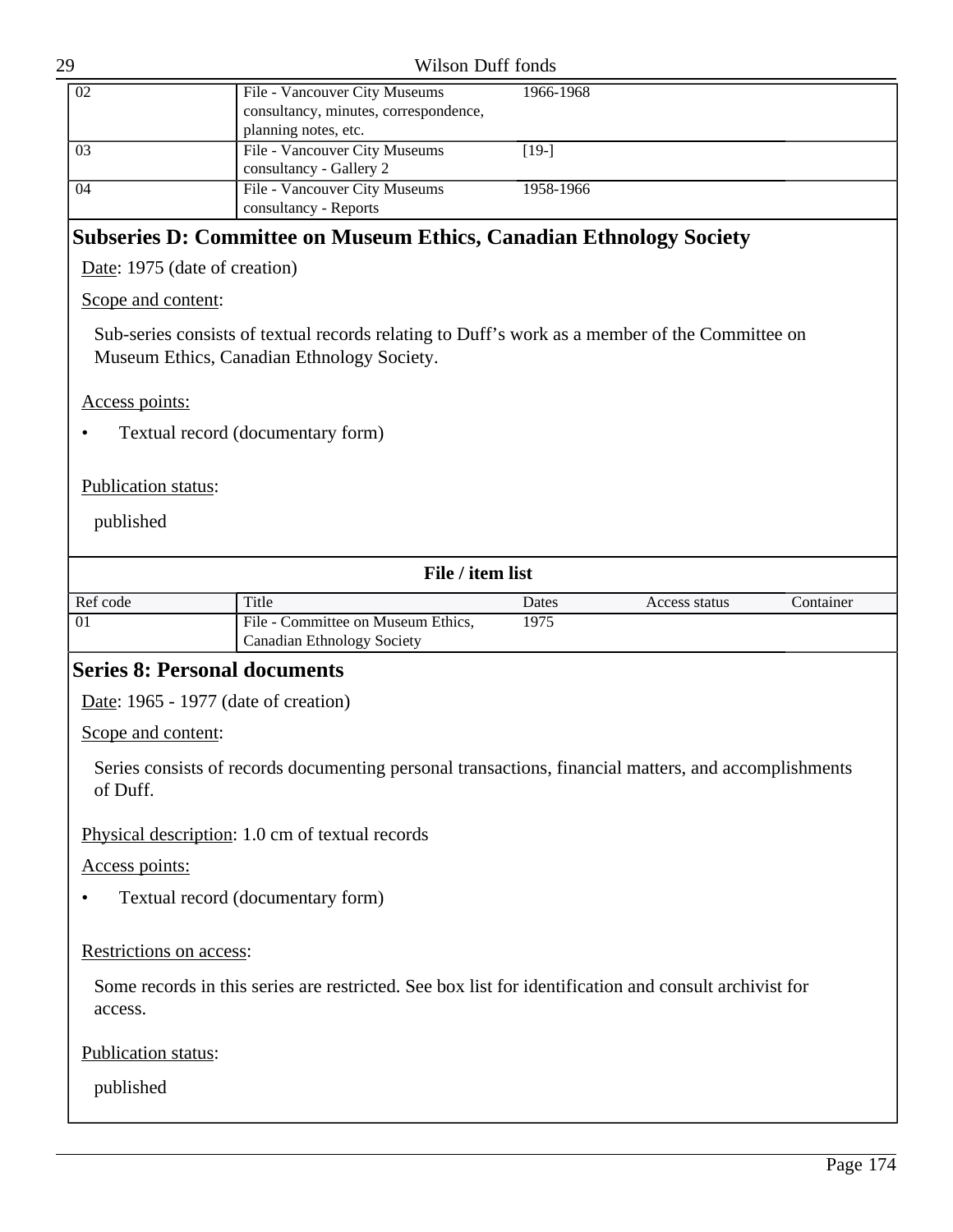| Ref code | Title | Dates | Access status | Container |
| --- | --- | --- | --- | --- |
| 02 | File - Vancouver City Museums consultancy, minutes, correspondence, planning notes, etc. | 1966-1968 | | |
| 03 | File - Vancouver City Museums consultancy - Gallery 2 | [19-] | | |
| 04 | File - Vancouver City Museums consultancy - Reports | 1958-1966 | | |

## Subseries D: Committee on Museum Ethics, Canadian Ethnology Society

Date: 1975 (date of creation)

Scope and content:

Sub-series consists of textual records relating to Duff's work as a member of the Committee on Museum Ethics, Canadian Ethnology Society.

Access points:

- Textual record (documentary form)

Publication status:

published

**File / item list**

| Ref code | Title | Dates | Access status | Container |
| --- | --- | --- | --- | --- |
| 01 | File - Committee on Museum Ethics, Canadian Ethnology Society | 1975 | | |

## Series 8: Personal documents

Date: 1965 - 1977 (date of creation)

Scope and content:

Series consists of records documenting personal transactions, financial matters, and accomplishments of Duff.

Physical description: 1.0 cm of textual records

Access points:

- Textual record (documentary form)

Restrictions on access:

Some records in this series are restricted. See box list for identification and consult archivist for access.

Publication status:

published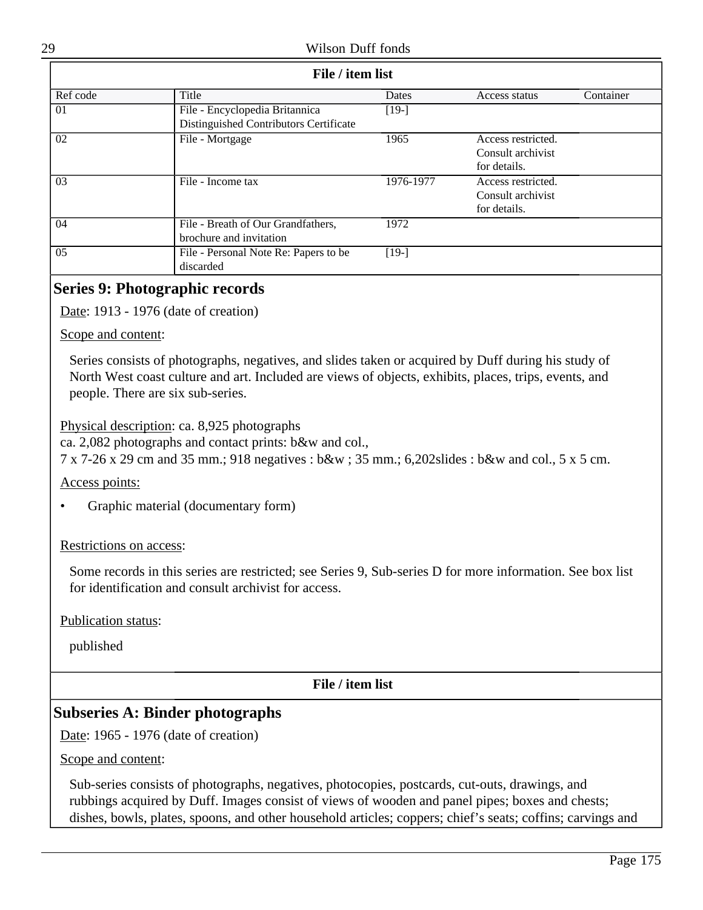**File / item list**

| Ref code | Title | Dates | Access status | Container |
|---|---|---|---|---|
| 01 | File - Encyclopedia Britannica Distinguished Contributors Certificate | [19-] | | |
| 02 | File - Mortgage | 1965 | Access restricted. Consult archivist for details. | |
| 03 | File - Income tax | 1976-1977 | Access restricted. Consult archivist for details. | |
| 04 | File - Breath of Our Grandfathers, brochure and invitation | 1972 | | |
| 05 | File - Personal Note Re: Papers to be discarded | [19-] | | |

## Series 9: Photographic records

Date: 1913 - 1976 (date of creation)

Scope and content:

Series consists of photographs, negatives, and slides taken or acquired by Duff during his study of North West coast culture and art. Included are views of objects, exhibits, places, trips, events, and people. There are six sub-series.

Physical description: ca. 8,925 photographs
ca. 2,082 photographs and contact prints: b&w and col.,
7 x 7-26 x 29 cm and 35 mm.; 918 negatives : b&w ; 35 mm.; 6,202slides : b&w and col., 5 x 5 cm.

Access points:

- Graphic material (documentary form)

Restrictions on access:

Some records in this series are restricted; see Series 9, Sub-series D for more information. See box list for identification and consult archivist for access.

Publication status:

published

**File / item list**

## Subseries A: Binder photographs

Date: 1965 - 1976 (date of creation)

Scope and content:

Sub-series consists of photographs, negatives, photocopies, postcards, cut-outs, drawings, and rubbings acquired by Duff. Images consist of views of wooden and panel pipes; boxes and chests; dishes, bowls, plates, spoons, and other household articles; coppers; chief's seats; coffins; carvings and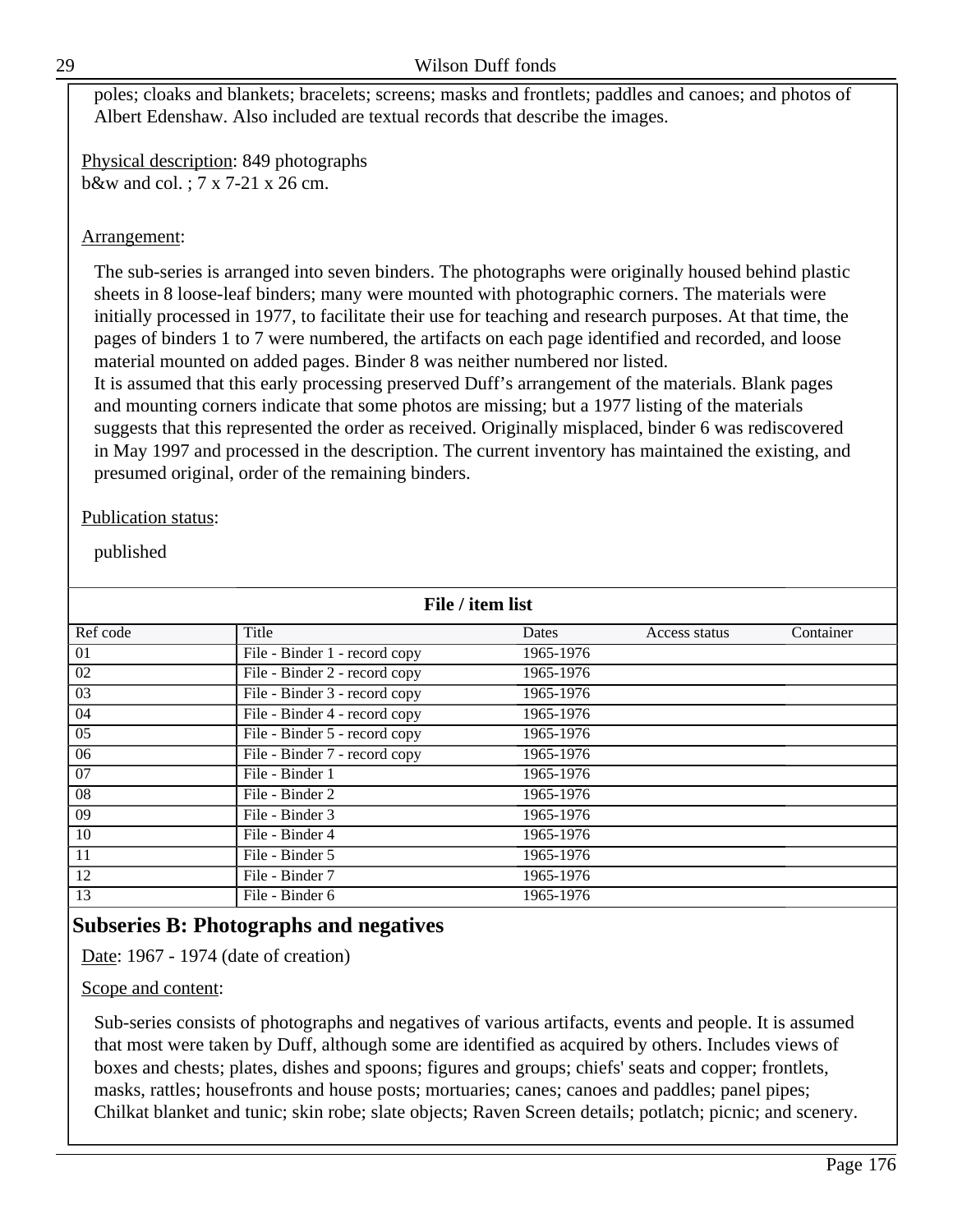poles; cloaks and blankets; bracelets; screens; masks and frontlets; paddles and canoes; and photos of Albert Edenshaw. Also included are textual records that describe the images.

Physical description: 849 photographs
b&w and col. ; 7 x 7-21 x 26 cm.

Arrangement:

The sub-series is arranged into seven binders. The photographs were originally housed behind plastic sheets in 8 loose-leaf binders; many were mounted with photographic corners. The materials were initially processed in 1977, to facilitate their use for teaching and research purposes. At that time, the pages of binders 1 to 7 were numbered, the artifacts on each page identified and recorded, and loose material mounted on added pages. Binder 8 was neither numbered nor listed.
It is assumed that this early processing preserved Duff's arrangement of the materials. Blank pages and mounting corners indicate that some photos are missing; but a 1977 listing of the materials suggests that this represented the order as received. Originally misplaced, binder 6 was rediscovered in May 1997 and processed in the description. The current inventory has maintained the existing, and presumed original, order of the remaining binders.

Publication status:

published

**File / item list**

| Ref code | Title | Dates | Access status | Container |
|---|---|---|---|---|
| 01 | File - Binder 1 - record copy | 1965-1976 | | |
| 02 | File - Binder 2 - record copy | 1965-1976 | | |
| 03 | File - Binder 3 - record copy | 1965-1976 | | |
| 04 | File - Binder 4 - record copy | 1965-1976 | | |
| 05 | File - Binder 5 - record copy | 1965-1976 | | |
| 06 | File - Binder 7 - record copy | 1965-1976 | | |
| 07 | File - Binder 1 | 1965-1976 | | |
| 08 | File - Binder 2 | 1965-1976 | | |
| 09 | File - Binder 3 | 1965-1976 | | |
| 10 | File - Binder 4 | 1965-1976 | | |
| 11 | File - Binder 5 | 1965-1976 | | |
| 12 | File - Binder 7 | 1965-1976 | | |
| 13 | File - Binder 6 | 1965-1976 | | |

## Subseries B: Photographs and negatives

Date: 1967 - 1974 (date of creation)

Scope and content:

Sub-series consists of photographs and negatives of various artifacts, events and people. It is assumed that most were taken by Duff, although some are identified as acquired by others. Includes views of boxes and chests; plates, dishes and spoons; figures and groups; chiefs' seats and copper; frontlets, masks, rattles; housefronts and house posts; mortuaries; canes; canoes and paddles; panel pipes; Chilkat blanket and tunic; skin robe; slate objects; Raven Screen details; potlatch; picnic; and scenery.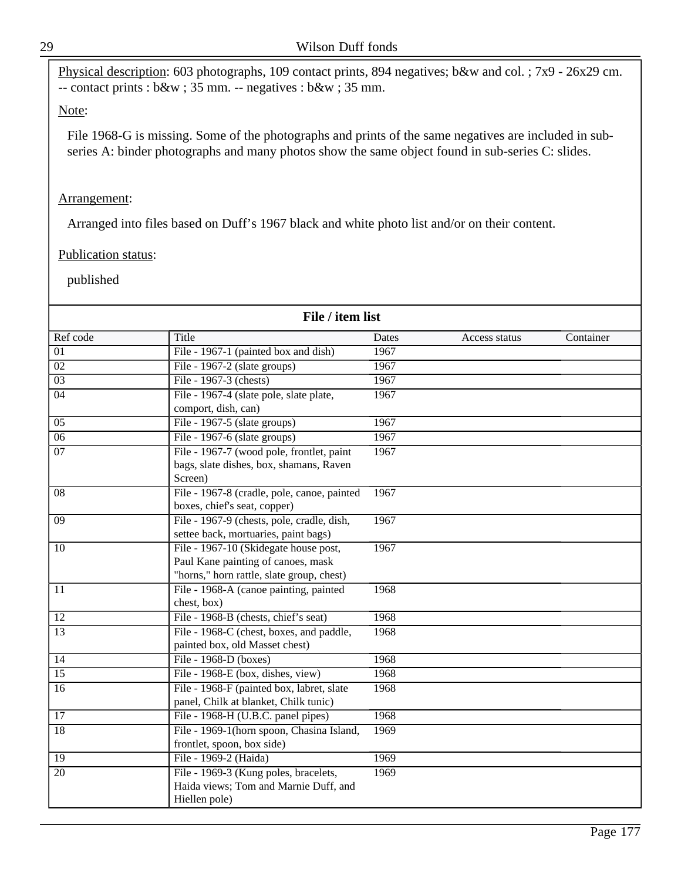Physical description: 603 photographs, 109 contact prints, 894 negatives; b&w and col. ; 7x9 - 26x29 cm. -- contact prints : b&w ; 35 mm. -- negatives : b&w ; 35 mm.

Note:

File 1968-G is missing. Some of the photographs and prints of the same negatives are included in sub-series A: binder photographs and many photos show the same object found in sub-series C: slides.

Arrangement:

Arranged into files based on Duff's 1967 black and white photo list and/or on their content.

Publication status:

published

**File / item list**

| Ref code | Title | Dates | Access status | Container |
|---|---|---|---|---|
| 01 | File - 1967-1 (painted box and dish) | 1967 | | |
| 02 | File - 1967-2 (slate groups) | 1967 | | |
| 03 | File - 1967-3 (chests) | 1967 | | |
| 04 | File - 1967-4 (slate pole, slate plate, comport, dish, can) | 1967 | | |
| 05 | File - 1967-5 (slate groups) | 1967 | | |
| 06 | File - 1967-6 (slate groups) | 1967 | | |
| 07 | File - 1967-7 (wood pole, frontlet, paint bags, slate dishes, box, shamans, Raven Screen) | 1967 | | |
| 08 | File - 1967-8 (cradle, pole, canoe, painted boxes, chief's seat, copper) | 1967 | | |
| 09 | File - 1967-9 (chests, pole, cradle, dish, settee back, mortuaries, paint bags) | 1967 | | |
| 10 | File - 1967-10 (Skidegate house post, Paul Kane painting of canoes, mask "horns," horn rattle, slate group, chest) | 1967 | | |
| 11 | File - 1968-A (canoe painting, painted chest, box) | 1968 | | |
| 12 | File - 1968-B (chests, chief's seat) | 1968 | | |
| 13 | File - 1968-C (chest, boxes, and paddle, painted box, old Masset chest) | 1968 | | |
| 14 | File - 1968-D (boxes) | 1968 | | |
| 15 | File - 1968-E (box, dishes, view) | 1968 | | |
| 16 | File - 1968-F (painted box, labret, slate panel, Chilk at blanket, Chilk tunic) | 1968 | | |
| 17 | File - 1968-H (U.B.C. panel pipes) | 1968 | | |
| 18 | File - 1969-1(horn spoon, Chasina Island, frontlet, spoon, box side) | 1969 | | |
| 19 | File - 1969-2 (Haida) | 1969 | | |
| 20 | File - 1969-3 (Kung poles, bracelets, Haida views; Tom and Marnie Duff, and Hiellen pole) | 1969 | | |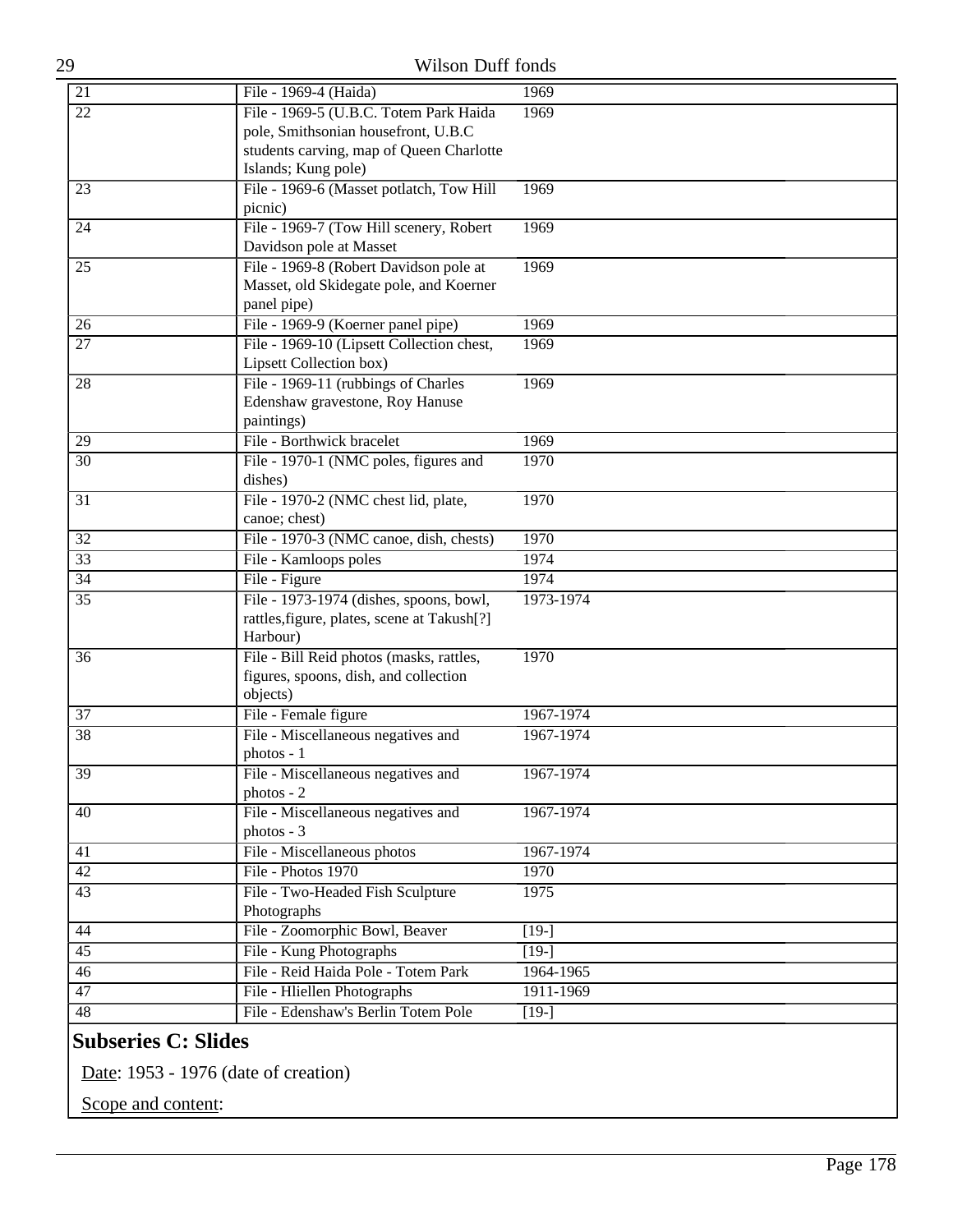| | | |
|---|---|---|
| 21 | File - 1969-4 (Haida) | 1969 |
| 22 | File - 1969-5 (U.B.C. Totem Park Haida pole, Smithsonian housefront, U.B.C students carving, map of Queen Charlotte Islands; Kung pole) | 1969 |
| 23 | File - 1969-6 (Masset potlatch, Tow Hill picnic) | 1969 |
| 24 | File - 1969-7 (Tow Hill scenery, Robert Davidson pole at Masset | 1969 |
| 25 | File - 1969-8 (Robert Davidson pole at Masset, old Skidegate pole, and Koerner panel pipe) | 1969 |
| 26 | File - 1969-9 (Koerner panel pipe) | 1969 |
| 27 | File - 1969-10 (Lipsett Collection chest, Lipsett Collection box) | 1969 |
| 28 | File - 1969-11 (rubbings of Charles Edenshaw gravestone, Roy Hanuse paintings) | 1969 |
| 29 | File - Borthwick bracelet | 1969 |
| 30 | File - 1970-1 (NMC poles, figures and dishes) | 1970 |
| 31 | File - 1970-2 (NMC chest lid, plate, canoe; chest) | 1970 |
| 32 | File - 1970-3 (NMC canoe, dish, chests) | 1970 |
| 33 | File - Kamloops poles | 1974 |
| 34 | File - Figure | 1974 |
| 35 | File - 1973-1974 (dishes, spoons, bowl, rattles,figure, plates, scene at Takush[?] Harbour) | 1973-1974 |
| 36 | File - Bill Reid photos (masks, rattles, figures, spoons, dish, and collection objects) | 1970 |
| 37 | File - Female figure | 1967-1974 |
| 38 | File - Miscellaneous negatives and photos - 1 | 1967-1974 |
| 39 | File - Miscellaneous negatives and photos - 2 | 1967-1974 |
| 40 | File - Miscellaneous negatives and photos - 3 | 1967-1974 |
| 41 | File - Miscellaneous photos | 1967-1974 |
| 42 | File - Photos 1970 | 1970 |
| 43 | File - Two-Headed Fish Sculpture Photographs | 1975 |
| 44 | File - Zoomorphic Bowl, Beaver | [19-] |
| 45 | File - Kung Photographs | [19-] |
| 46 | File - Reid Haida Pole - Totem Park | 1964-1965 |
| 47 | File - Hliellen Photographs | 1911-1969 |
| 48 | File - Edenshaw's Berlin Totem Pole | [19-] |

## Subseries C: Slides

Date: 1953 - 1976 (date of creation)

Scope and content: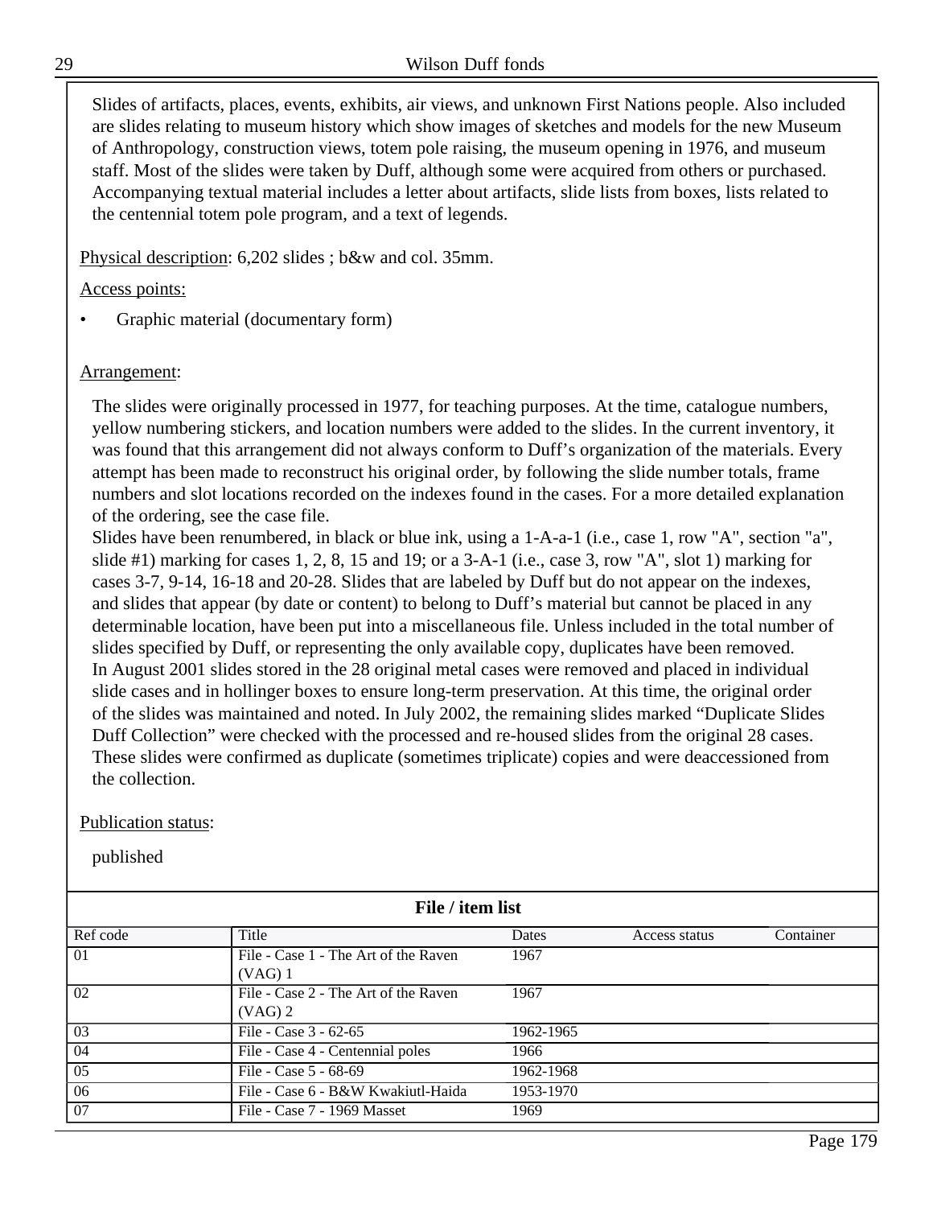Slides of artifacts, places, events, exhibits, air views, and unknown First Nations people. Also included are slides relating to museum history which show images of sketches and models for the new Museum of Anthropology, construction views, totem pole raising, the museum opening in 1976, and museum staff. Most of the slides were taken by Duff, although some were acquired from others or purchased. Accompanying textual material includes a letter about artifacts, slide lists from boxes, lists related to the centennial totem pole program, and a text of legends.

Physical description: 6,202 slides ; b&w and col. 35mm.

Access points:

- Graphic material (documentary form)

Arrangement:

The slides were originally processed in 1977, for teaching purposes. At the time, catalogue numbers, yellow numbering stickers, and location numbers were added to the slides. In the current inventory, it was found that this arrangement did not always conform to Duff's organization of the materials. Every attempt has been made to reconstruct his original order, by following the slide number totals, frame numbers and slot locations recorded on the indexes found in the cases. For a more detailed explanation of the ordering, see the case file.
Slides have been renumbered, in black or blue ink, using a 1-A-a-1 (i.e., case 1, row "A", section "a", slide #1) marking for cases 1, 2, 8, 15 and 19; or a 3-A-1 (i.e., case 3, row "A", slot 1) marking for cases 3-7, 9-14, 16-18 and 20-28. Slides that are labeled by Duff but do not appear on the indexes, and slides that appear (by date or content) to belong to Duff's material but cannot be placed in any determinable location, have been put into a miscellaneous file. Unless included in the total number of slides specified by Duff, or representing the only available copy, duplicates have been removed.
In August 2001 slides stored in the 28 original metal cases were removed and placed in individual slide cases and in hollinger boxes to ensure long-term preservation. At this time, the original order of the slides was maintained and noted. In July 2002, the remaining slides marked "Duplicate Slides Duff Collection" were checked with the processed and re-housed slides from the original 28 cases. These slides were confirmed as duplicate (sometimes triplicate) copies and were deaccessioned from the collection.

Publication status:

published

**File / item list**

| Ref code | Title | Dates | Access status | Container |
|---|---|---|---|---|
| 01 | File - Case 1 - The Art of the Raven (VAG) 1 | 1967 | | |
| 02 | File - Case 2 - The Art of the Raven (VAG) 2 | 1967 | | |
| 03 | File - Case 3 - 62-65 | 1962-1965 | | |
| 04 | File - Case 4 - Centennial poles | 1966 | | |
| 05 | File - Case 5 - 68-69 | 1962-1968 | | |
| 06 | File - Case 6 - B&W Kwakiutl-Haida | 1953-1970 | | |
| 07 | File - Case 7 - 1969 Masset | 1969 | | |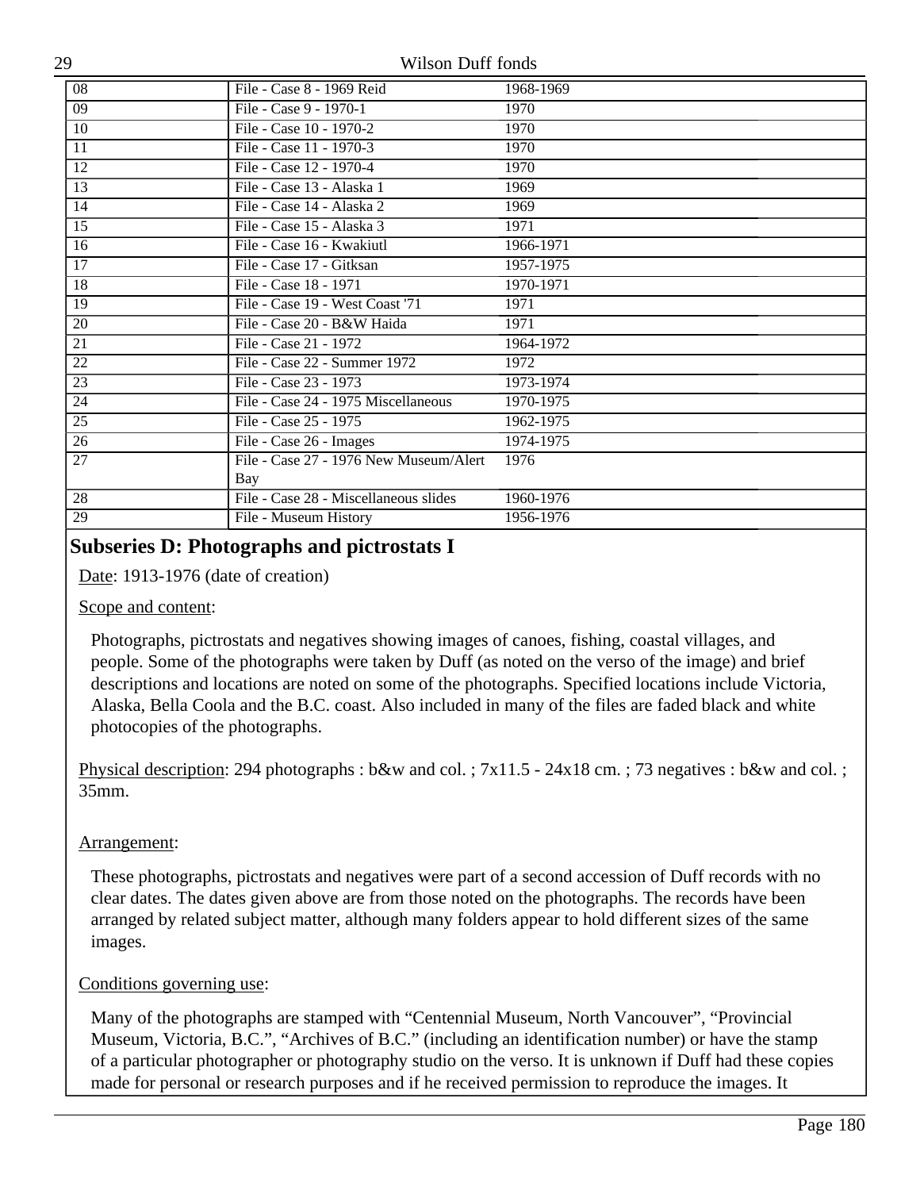| | | |
|---|---|---|
| 08 | File - Case 8 - 1969 Reid | 1968-1969 |
| 09 | File - Case 9 - 1970-1 | 1970 |
| 10 | File - Case 10 - 1970-2 | 1970 |
| 11 | File - Case 11 - 1970-3 | 1970 |
| 12 | File - Case 12 - 1970-4 | 1970 |
| 13 | File - Case 13 - Alaska 1 | 1969 |
| 14 | File - Case 14 - Alaska 2 | 1969 |
| 15 | File - Case 15 - Alaska 3 | 1971 |
| 16 | File - Case 16 - Kwakiutl | 1966-1971 |
| 17 | File - Case 17 - Gitksan | 1957-1975 |
| 18 | File - Case 18 - 1971 | 1970-1971 |
| 19 | File - Case 19 - West Coast '71 | 1971 |
| 20 | File - Case 20 - B&W Haida | 1971 |
| 21 | File - Case 21 - 1972 | 1964-1972 |
| 22 | File - Case 22 - Summer 1972 | 1972 |
| 23 | File - Case 23 - 1973 | 1973-1974 |
| 24 | File - Case 24 - 1975 Miscellaneous | 1970-1975 |
| 25 | File - Case 25 - 1975 | 1962-1975 |
| 26 | File - Case 26 - Images | 1974-1975 |
| 27 | File - Case 27 - 1976 New Museum/Alert Bay | 1976 |
| 28 | File - Case 28 - Miscellaneous slides | 1960-1976 |
| 29 | File - Museum History | 1956-1976 |

## Subseries D: Photographs and pictrostats I

Date: 1913-1976 (date of creation)

Scope and content:

Photographs, pictrostats and negatives showing images of canoes, fishing, coastal villages, and people. Some of the photographs were taken by Duff (as noted on the verso of the image) and brief descriptions and locations are noted on some of the photographs. Specified locations include Victoria, Alaska, Bella Coola and the B.C. coast. Also included in many of the files are faded black and white photocopies of the photographs.

Physical description: 294 photographs : b&w and col. ; 7x11.5 - 24x18 cm. ; 73 negatives : b&w and col. ; 35mm.

Arrangement:

These photographs, pictrostats and negatives were part of a second accession of Duff records with no clear dates. The dates given above are from those noted on the photographs. The records have been arranged by related subject matter, although many folders appear to hold different sizes of the same images.

Conditions governing use:

Many of the photographs are stamped with “Centennial Museum, North Vancouver”, “Provincial Museum, Victoria, B.C.”, “Archives of B.C.” (including an identification number) or have the stamp of a particular photographer or photography studio on the verso. It is unknown if Duff had these copies made for personal or research purposes and if he received permission to reproduce the images. It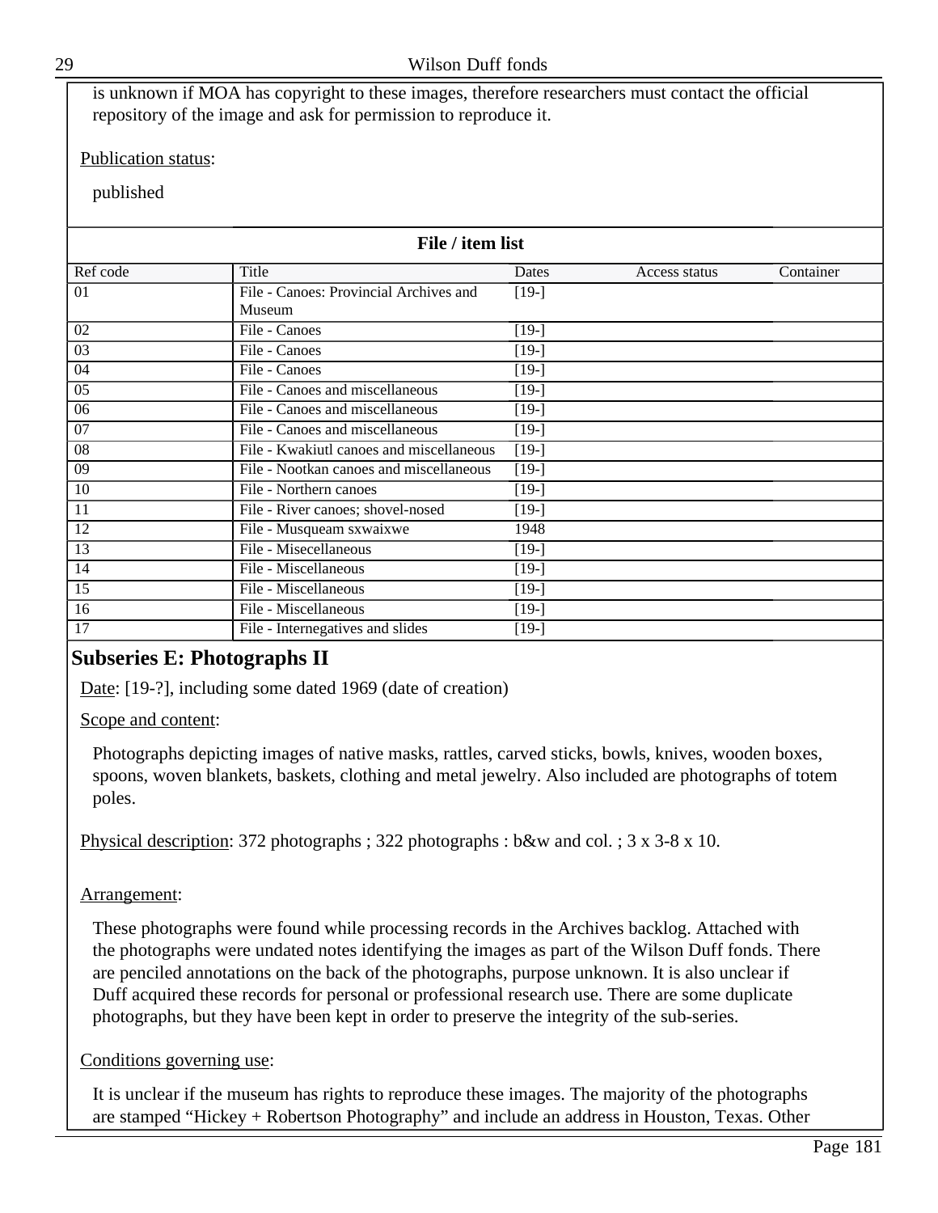is unknown if MOA has copyright to these images, therefore researchers must contact the official repository of the image and ask for permission to reproduce it.

Publication status:

published

**File / item list**

| Ref code | Title | Dates | Access status | Container |
|---|---|---|---|---|
| 01 | File - Canoes: Provincial Archives and Museum | [19-] | | |
| 02 | File - Canoes | [19-] | | |
| 03 | File - Canoes | [19-] | | |
| 04 | File - Canoes | [19-] | | |
| 05 | File - Canoes and miscellaneous | [19-] | | |
| 06 | File - Canoes and miscellaneous | [19-] | | |
| 07 | File - Canoes and miscellaneous | [19-] | | |
| 08 | File - Kwakiutl canoes and miscellaneous | [19-] | | |
| 09 | File - Nootkan canoes and miscellaneous | [19-] | | |
| 10 | File - Northern canoes | [19-] | | |
| 11 | File - River canoes; shovel-nosed | [19-] | | |
| 12 | File - Musqueam sxwaixwe | 1948 | | |
| 13 | File - Misecellaneous | [19-] | | |
| 14 | File - Miscellaneous | [19-] | | |
| 15 | File - Miscellaneous | [19-] | | |
| 16 | File - Miscellaneous | [19-] | | |
| 17 | File - Internegatives and slides | [19-] | | |

## Subseries E: Photographs II

Date: [19-?], including some dated 1969 (date of creation)

Scope and content:

Photographs depicting images of native masks, rattles, carved sticks, bowls, knives, wooden boxes, spoons, woven blankets, baskets, clothing and metal jewelry. Also included are photographs of totem poles.

Physical description: 372 photographs ; 322 photographs : b&w and col. ; 3 x 3-8 x 10.

Arrangement:

These photographs were found while processing records in the Archives backlog. Attached with the photographs were undated notes identifying the images as part of the Wilson Duff fonds. There are penciled annotations on the back of the photographs, purpose unknown. It is also unclear if Duff acquired these records for personal or professional research use. There are some duplicate photographs, but they have been kept in order to preserve the integrity of the sub-series.

Conditions governing use:

It is unclear if the museum has rights to reproduce these images. The majority of the photographs are stamped "Hickey + Robertson Photography" and include an address in Houston, Texas. Other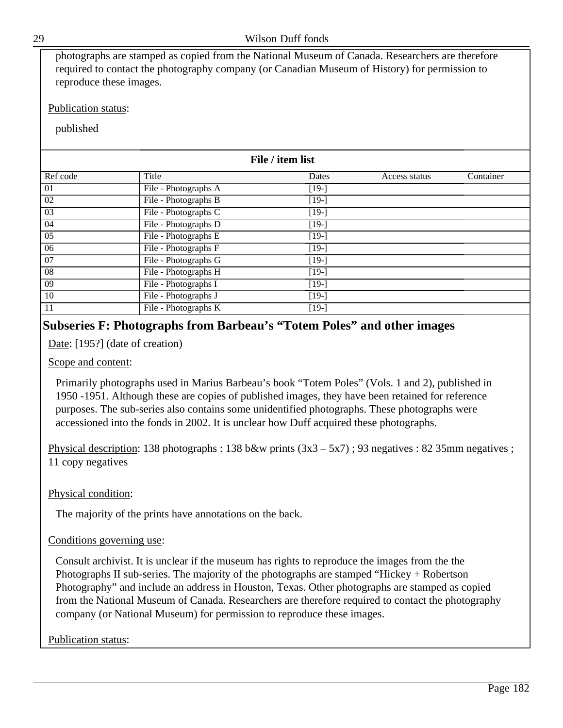photographs are stamped as copied from the National Museum of Canada. Researchers are therefore required to contact the photography company (or Canadian Museum of History) for permission to reproduce these images.

Publication status:

published

**File / item list**

| Ref code | Title | Dates | Access status | Container |
|---|---|---|---|---|
| 01 | File - Photographs A | [19-] | | |
| 02 | File - Photographs B | [19-] | | |
| 03 | File - Photographs C | [19-] | | |
| 04 | File - Photographs D | [19-] | | |
| 05 | File - Photographs E | [19-] | | |
| 06 | File - Photographs F | [19-] | | |
| 07 | File - Photographs G | [19-] | | |
| 08 | File - Photographs H | [19-] | | |
| 09 | File - Photographs I | [19-] | | |
| 10 | File - Photographs J | [19-] | | |
| 11 | File - Photographs K | [19-] | | |

## Subseries F: Photographs from Barbeau's "Totem Poles" and other images

Date: [195?] (date of creation)

Scope and content:

Primarily photographs used in Marius Barbeau's book "Totem Poles" (Vols. 1 and 2), published in 1950 -1951. Although these are copies of published images, they have been retained for reference purposes. The sub-series also contains some unidentified photographs. These photographs were accessioned into the fonds in 2002. It is unclear how Duff acquired these photographs.

Physical description: 138 photographs : 138 b&w prints (3x3 – 5x7) ; 93 negatives : 82 35mm negatives ; 11 copy negatives

Physical condition:

The majority of the prints have annotations on the back.

Conditions governing use:

Consult archivist. It is unclear if the museum has rights to reproduce the images from the the Photographs II sub-series. The majority of the photographs are stamped "Hickey + Robertson Photography" and include an address in Houston, Texas. Other photographs are stamped as copied from the National Museum of Canada. Researchers are therefore required to contact the photography company (or National Museum) for permission to reproduce these images.

Publication status: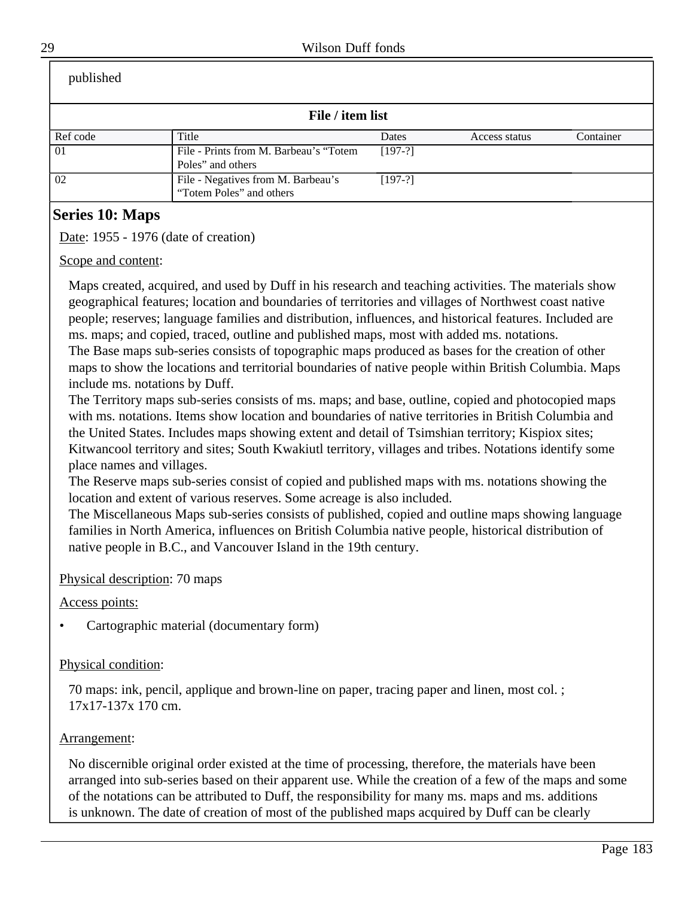published

**File / item list**

| Ref code | Title | Dates | Access status | Container |
|---|---|---|---|---|
| 01 | File - Prints from M. Barbeau's "Totem Poles" and others | [197-?] | | |
| 02 | File - Negatives from M. Barbeau's "Totem Poles" and others | [197-?] | | |

## Series 10: Maps

Date: 1955 - 1976 (date of creation)

Scope and content:

Maps created, acquired, and used by Duff in his research and teaching activities. The materials show geographical features; location and boundaries of territories and villages of Northwest coast native people; reserves; language families and distribution, influences, and historical features. Included are ms. maps; and copied, traced, outline and published maps, most with added ms. notations.
The Base maps sub-series consists of topographic maps produced as bases for the creation of other maps to show the locations and territorial boundaries of native people within British Columbia. Maps include ms. notations by Duff.
The Territory maps sub-series consists of ms. maps; and base, outline, copied and photocopied maps with ms. notations. Items show location and boundaries of native territories in British Columbia and the United States. Includes maps showing extent and detail of Tsimshian territory; Kispiox sites; Kitwancool territory and sites; South Kwakiutl territory, villages and tribes. Notations identify some place names and villages.
The Reserve maps sub-series consist of copied and published maps with ms. notations showing the location and extent of various reserves. Some acreage is also included.
The Miscellaneous Maps sub-series consists of published, copied and outline maps showing language families in North America, influences on British Columbia native people, historical distribution of native people in B.C., and Vancouver Island in the 19th century.

Physical description: 70 maps

Access points:

- Cartographic material (documentary form)

Physical condition:

70 maps: ink, pencil, applique and brown-line on paper, tracing paper and linen, most col. ; 17x17-137x 170 cm.

Arrangement:

No discernible original order existed at the time of processing, therefore, the materials have been arranged into sub-series based on their apparent use. While the creation of a few of the maps and some of the notations can be attributed to Duff, the responsibility for many ms. maps and ms. additions is unknown. The date of creation of most of the published maps acquired by Duff can be clearly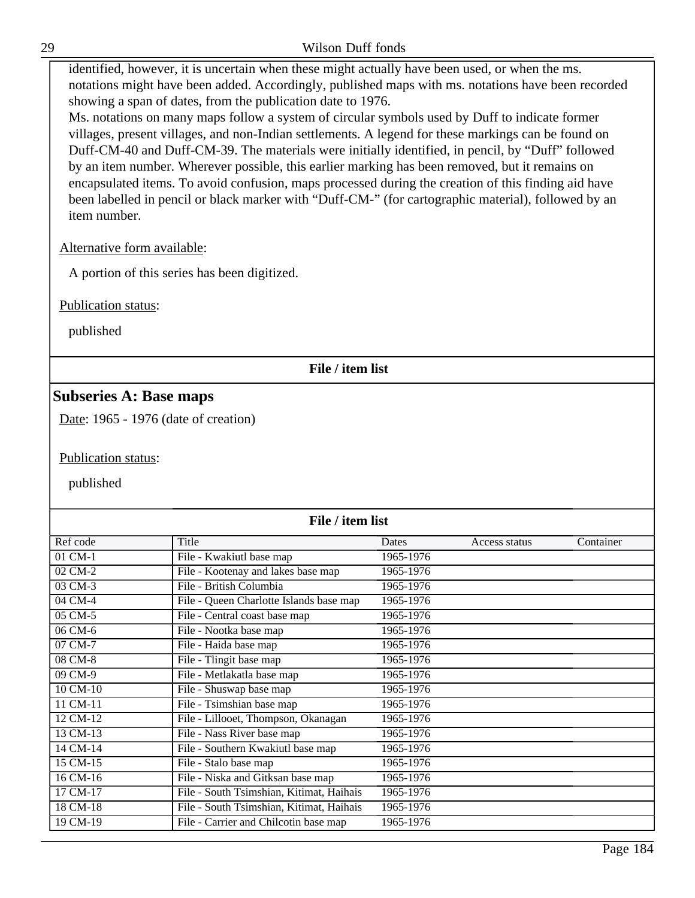identified, however, it is uncertain when these might actually have been used, or when the ms. notations might have been added. Accordingly, published maps with ms. notations have been recorded showing a span of dates, from the publication date to 1976.
Ms. notations on many maps follow a system of circular symbols used by Duff to indicate former villages, present villages, and non-Indian settlements. A legend for these markings can be found on Duff-CM-40 and Duff-CM-39. The materials were initially identified, in pencil, by "Duff" followed by an item number. Wherever possible, this earlier marking has been removed, but it remains on encapsulated items. To avoid confusion, maps processed during the creation of this finding aid have been labelled in pencil or black marker with "Duff-CM-" (for cartographic material), followed by an item number.

Alternative form available:

A portion of this series has been digitized.

Publication status:

published

**File / item list**

## Subseries A: Base maps

Date: 1965 - 1976 (date of creation)

Publication status:

published

**File / item list**

| Ref code | Title | Dates | Access status | Container |
|---|---|---|---|---|
| 01 CM-1 | File - Kwakiutl base map | 1965-1976 | | |
| 02 CM-2 | File - Kootenay and lakes base map | 1965-1976 | | |
| 03 CM-3 | File - British Columbia | 1965-1976 | | |
| 04 CM-4 | File - Queen Charlotte Islands base map | 1965-1976 | | |
| 05 CM-5 | File - Central coast base map | 1965-1976 | | |
| 06 CM-6 | File - Nootka base map | 1965-1976 | | |
| 07 CM-7 | File - Haida base map | 1965-1976 | | |
| 08 CM-8 | File - Tlingit base map | 1965-1976 | | |
| 09 CM-9 | File - Metlakatla base map | 1965-1976 | | |
| 10 CM-10 | File - Shuswap base map | 1965-1976 | | |
| 11 CM-11 | File - Tsimshian base map | 1965-1976 | | |
| 12 CM-12 | File - Lillooet, Thompson, Okanagan | 1965-1976 | | |
| 13 CM-13 | File - Nass River base map | 1965-1976 | | |
| 14 CM-14 | File - Southern Kwakiutl base map | 1965-1976 | | |
| 15 CM-15 | File - Stalo base map | 1965-1976 | | |
| 16 CM-16 | File - Niska and Gitksan base map | 1965-1976 | | |
| 17 CM-17 | File - South Tsimshian, Kitimat, Haihais | 1965-1976 | | |
| 18 CM-18 | File - South Tsimshian, Kitimat, Haihais | 1965-1976 | | |
| 19 CM-19 | File - Carrier and Chilcotin base map | 1965-1976 | | |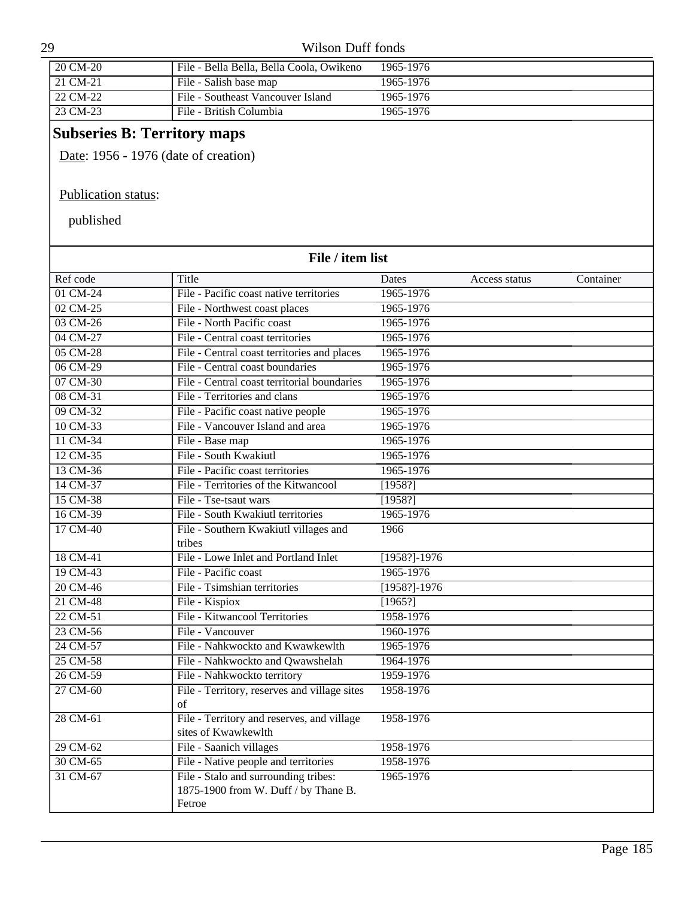| | | | | |
|---|---|---|---|---|
| 20 CM-20 | File - Bella Bella, Bella Coola, Owikeno | 1965-1976 | | |
| 21 CM-21 | File - Salish base map | 1965-1976 | | |
| 22 CM-22 | File - Southeast Vancouver Island | 1965-1976 | | |
| 23 CM-23 | File - British Columbia | 1965-1976 | | |

## Subseries B: Territory maps

Date: 1956 - 1976 (date of creation)

Publication status:

published

**File / item list**

| Ref code | Title | Dates | Access status | Container |
|---|---|---|---|---|
| 01 CM-24 | File - Pacific coast native territories | 1965-1976 | | |
| 02 CM-25 | File - Northwest coast places | 1965-1976 | | |
| 03 CM-26 | File - North Pacific coast | 1965-1976 | | |
| 04 CM-27 | File - Central coast territories | 1965-1976 | | |
| 05 CM-28 | File - Central coast territories and places | 1965-1976 | | |
| 06 CM-29 | File - Central coast boundaries | 1965-1976 | | |
| 07 CM-30 | File - Central coast territorial boundaries | 1965-1976 | | |
| 08 CM-31 | File - Territories and clans | 1965-1976 | | |
| 09 CM-32 | File - Pacific coast native people | 1965-1976 | | |
| 10 CM-33 | File - Vancouver Island and area | 1965-1976 | | |
| 11 CM-34 | File - Base map | 1965-1976 | | |
| 12 CM-35 | File - South Kwakiutl | 1965-1976 | | |
| 13 CM-36 | File - Pacific coast territories | 1965-1976 | | |
| 14 CM-37 | File - Territories of the Kitwancool | [1958?] | | |
| 15 CM-38 | File - Tse-tsaut wars | [1958?] | | |
| 16 CM-39 | File - South Kwakiutl territories | 1965-1976 | | |
| 17 CM-40 | File - Southern Kwakiutl villages and tribes | 1966 | | |
| 18 CM-41 | File - Lowe Inlet and Portland Inlet | [1958?]-1976 | | |
| 19 CM-43 | File - Pacific coast | 1965-1976 | | |
| 20 CM-46 | File - Tsimshian territories | [1958?]-1976 | | |
| 21 CM-48 | File - Kispiox | [1965?] | | |
| 22 CM-51 | File - Kitwancool Territories | 1958-1976 | | |
| 23 CM-56 | File - Vancouver | 1960-1976 | | |
| 24 CM-57 | File - Nahkwockto and Kwawkewlth | 1965-1976 | | |
| 25 CM-58 | File - Nahkwockto and Qwawshelah | 1964-1976 | | |
| 26 CM-59 | File - Nahkwockto territory | 1959-1976 | | |
| 27 CM-60 | File - Territory, reserves and village sites of | 1958-1976 | | |
| 28 CM-61 | File - Territory and reserves, and village sites of Kwawkewlth | 1958-1976 | | |
| 29 CM-62 | File - Saanich villages | 1958-1976 | | |
| 30 CM-65 | File - Native people and territories | 1958-1976 | | |
| 31 CM-67 | File - Stalo and surrounding tribes: 1875-1900 from W. Duff / by Thane B. Fetroe | 1965-1976 | | |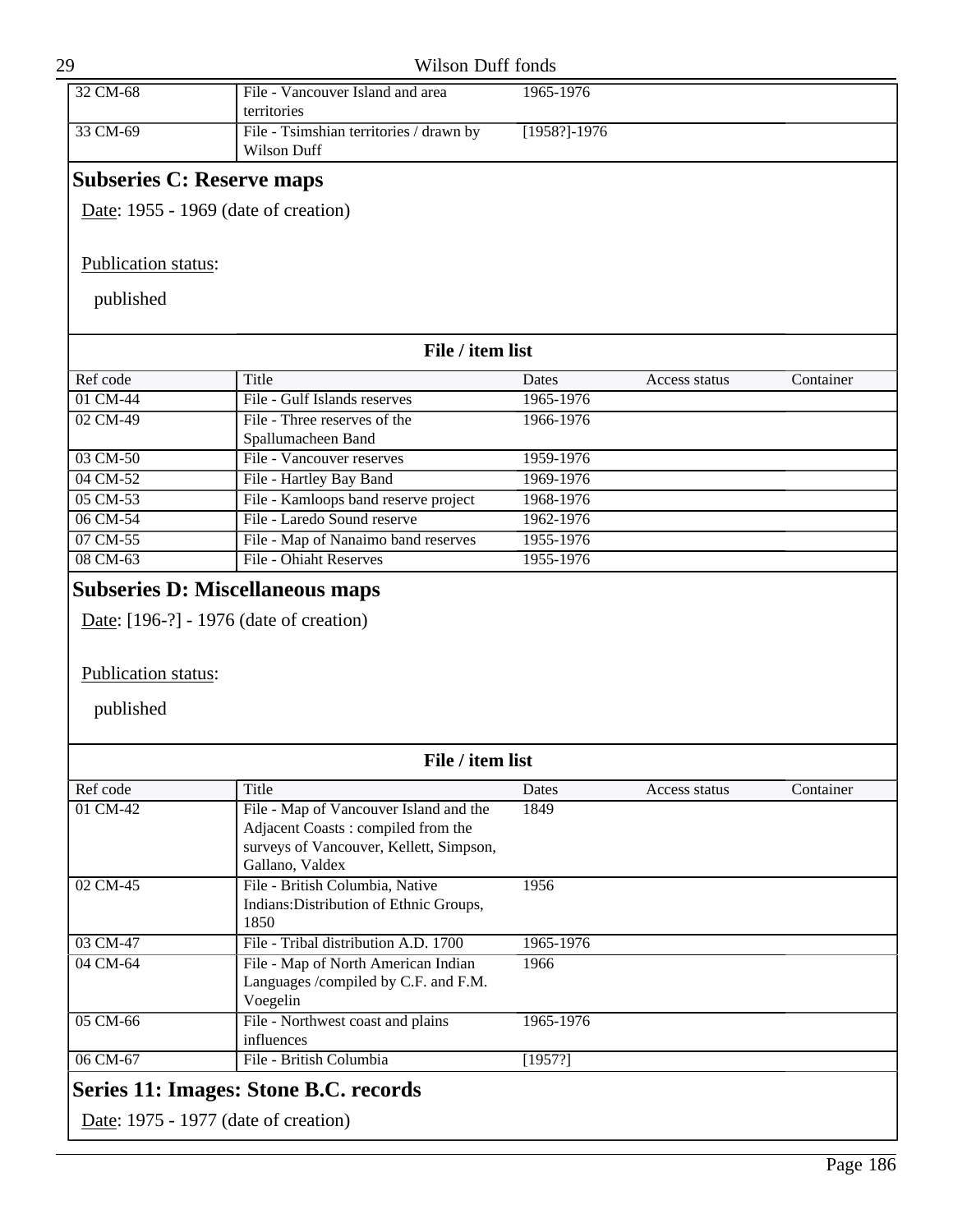| Ref code | Title | Dates | Access status | Container |
|---|---|---|---|---|
| 32 CM-68 | File - Vancouver Island and area territories | 1965-1976 | | |
| 33 CM-69 | File - Tsimshian territories / drawn by Wilson Duff | [1958?]-1976 | | |

## Subseries C: Reserve maps

Date: 1955 - 1969 (date of creation)

Publication status:

published

**File / item list**

| Ref code | Title | Dates | Access status | Container |
|---|---|---|---|---|
| 01 CM-44 | File - Gulf Islands reserves | 1965-1976 | | |
| 02 CM-49 | File - Three reserves of the Spallumacheen Band | 1966-1976 | | |
| 03 CM-50 | File - Vancouver reserves | 1959-1976 | | |
| 04 CM-52 | File - Hartley Bay Band | 1969-1976 | | |
| 05 CM-53 | File - Kamloops band reserve project | 1968-1976 | | |
| 06 CM-54 | File - Laredo Sound reserve | 1962-1976 | | |
| 07 CM-55 | File - Map of Nanaimo band reserves | 1955-1976 | | |
| 08 CM-63 | File - Ohiaht Reserves | 1955-1976 | | |

## Subseries D: Miscellaneous maps

Date: [196-?] - 1976 (date of creation)

Publication status:

published

**File / item list**

| Ref code | Title | Dates | Access status | Container |
|---|---|---|---|---|
| 01 CM-42 | File - Map of Vancouver Island and the Adjacent Coasts : compiled from the surveys of Vancouver, Kellett, Simpson, Gallano, Valdex | 1849 | | |
| 02 CM-45 | File - British Columbia, Native Indians:Distribution of Ethnic Groups, 1850 | 1956 | | |
| 03 CM-47 | File - Tribal distribution A.D. 1700 | 1965-1976 | | |
| 04 CM-64 | File - Map of North American Indian Languages /compiled by C.F. and F.M. Voegelin | 1966 | | |
| 05 CM-66 | File - Northwest coast and plains influences | 1965-1976 | | |
| 06 CM-67 | File - British Columbia | [1957?] | | |

## Series 11: Images: Stone B.C. records

Date: 1975 - 1977 (date of creation)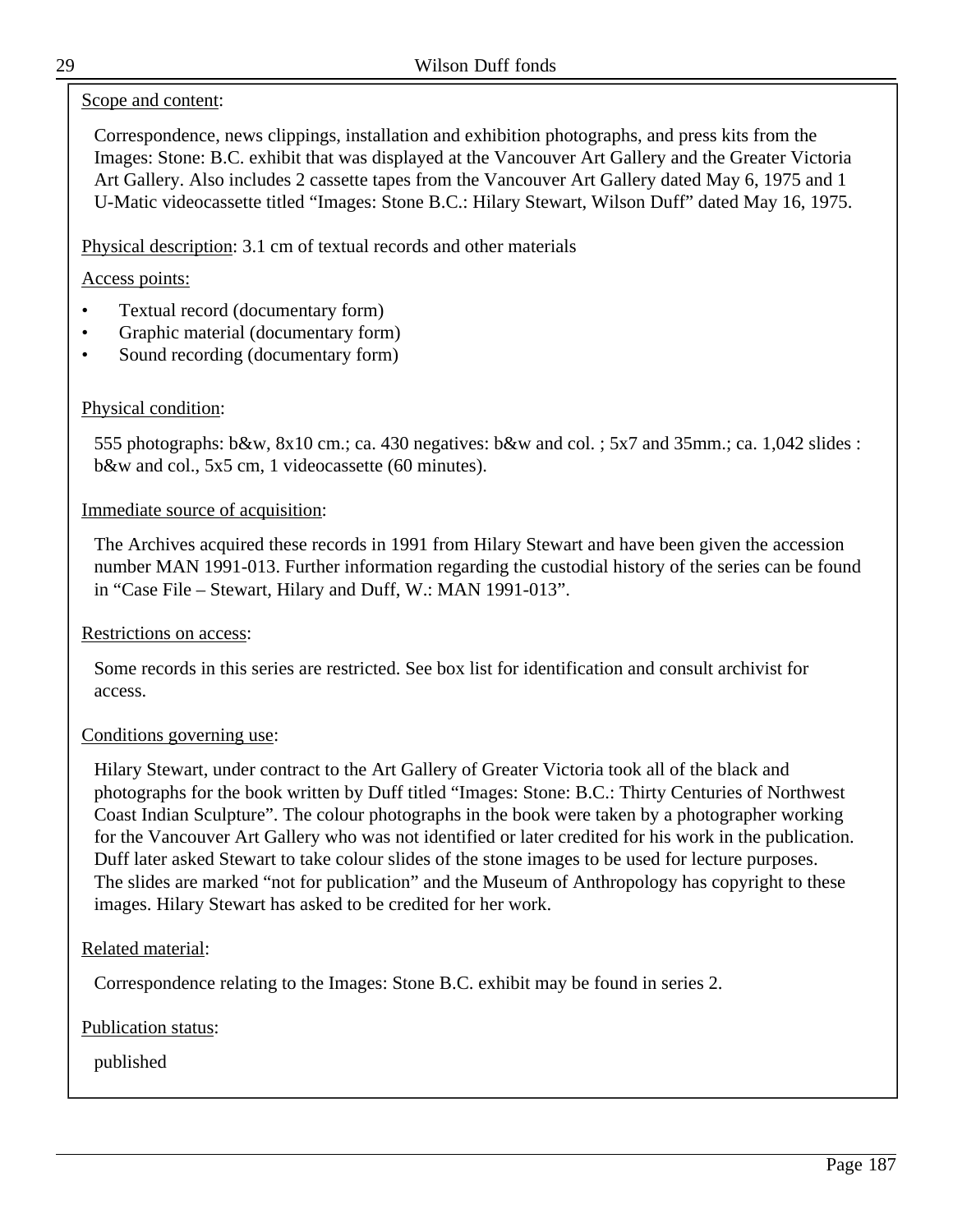Scope and content:

Correspondence, news clippings, installation and exhibition photographs, and press kits from the Images: Stone: B.C. exhibit that was displayed at the Vancouver Art Gallery and the Greater Victoria Art Gallery. Also includes 2 cassette tapes from the Vancouver Art Gallery dated May 6, 1975 and 1 U-Matic videocassette titled “Images: Stone B.C.: Hilary Stewart, Wilson Duff” dated May 16, 1975.

Physical description: 3.1 cm of textual records and other materials

Access points:

- Textual record (documentary form)
- Graphic material (documentary form)
- Sound recording (documentary form)

Physical condition:

555 photographs: b&w, 8x10 cm.; ca. 430 negatives: b&w and col. ; 5x7 and 35mm.; ca. 1,042 slides : b&w and col., 5x5 cm, 1 videocassette (60 minutes).

Immediate source of acquisition:

The Archives acquired these records in 1991 from Hilary Stewart and have been given the accession number MAN 1991-013. Further information regarding the custodial history of the series can be found in “Case File – Stewart, Hilary and Duff, W.: MAN 1991-013”.

Restrictions on access:

Some records in this series are restricted. See box list for identification and consult archivist for access.

Conditions governing use:

Hilary Stewart, under contract to the Art Gallery of Greater Victoria took all of the black and photographs for the book written by Duff titled “Images: Stone: B.C.: Thirty Centuries of Northwest Coast Indian Sculpture”. The colour photographs in the book were taken by a photographer working for the Vancouver Art Gallery who was not identified or later credited for his work in the publication. Duff later asked Stewart to take colour slides of the stone images to be used for lecture purposes. The slides are marked “not for publication” and the Museum of Anthropology has copyright to these images. Hilary Stewart has asked to be credited for her work.

Related material:

Correspondence relating to the Images: Stone B.C. exhibit may be found in series 2.

Publication status:

published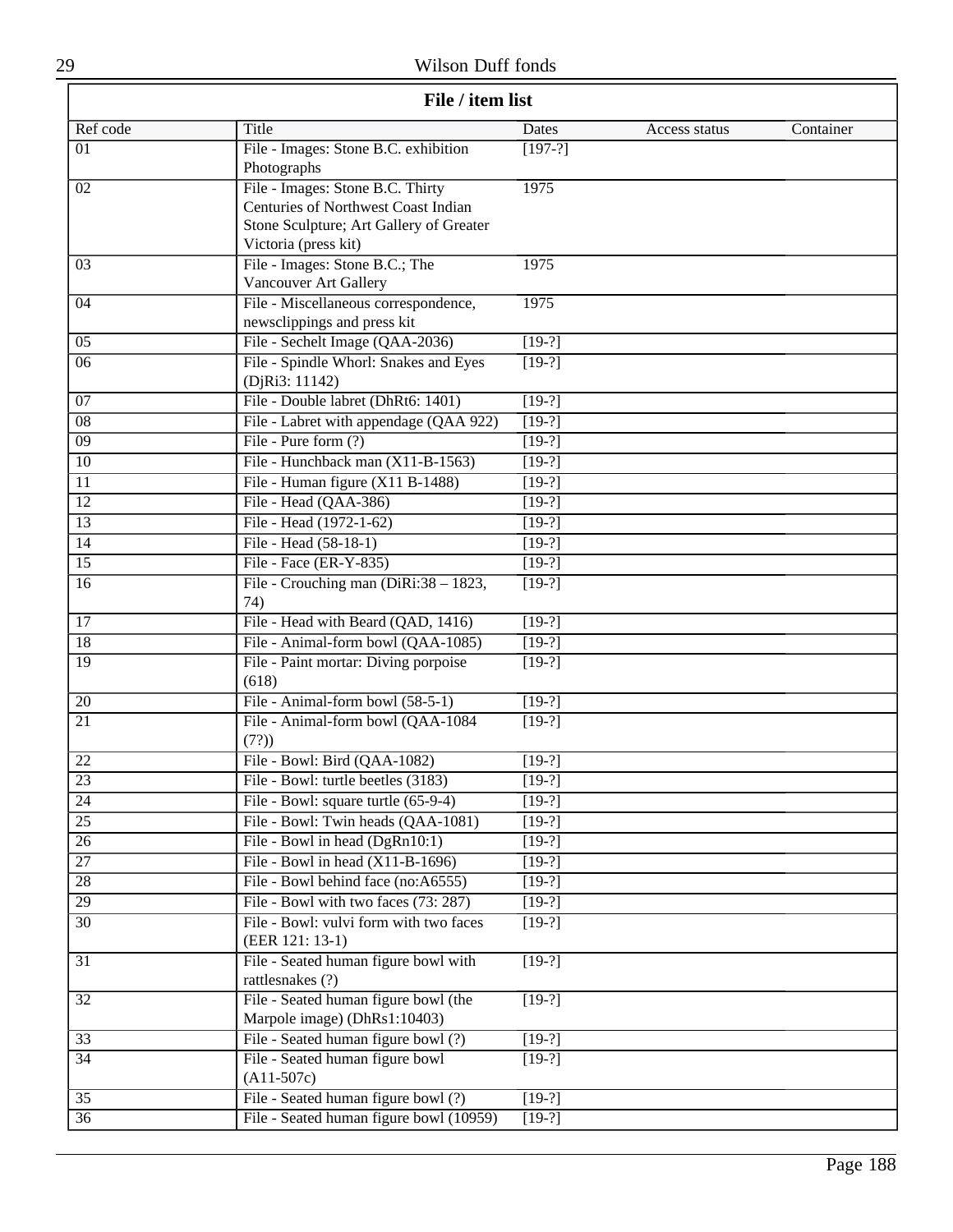## File / item list

| Ref code | Title | Dates | Access status | Container |
|---|---|---|---|---|
| 01 | File - Images: Stone B.C. exhibition Photographs | [197-?] | | |
| 02 | File - Images: Stone B.C. Thirty Centuries of Northwest Coast Indian Stone Sculpture; Art Gallery of Greater Victoria (press kit) | 1975 | | |
| 03 | File - Images: Stone B.C.; The Vancouver Art Gallery | 1975 | | |
| 04 | File - Miscellaneous correspondence, newsclippings and press kit | 1975 | | |
| 05 | File - Sechelt Image (QAA-2036) | [19-?] | | |
| 06 | File - Spindle Whorl: Snakes and Eyes (DjRi3: 11142) | [19-?] | | |
| 07 | File - Double labret (DhRt6: 1401) | [19-?] | | |
| 08 | File - Labret with appendage (QAA 922) | [19-?] | | |
| 09 | File - Pure form (?) | [19-?] | | |
| 10 | File - Hunchback man (X11-B-1563) | [19-?] | | |
| 11 | File - Human figure (X11 B-1488) | [19-?] | | |
| 12 | File - Head (QAA-386) | [19-?] | | |
| 13 | File - Head (1972-1-62) | [19-?] | | |
| 14 | File - Head (58-18-1) | [19-?] | | |
| 15 | File - Face (ER-Y-835) | [19-?] | | |
| 16 | File - Crouching man (DiRi:38 – 1823, 74) | [19-?] | | |
| 17 | File - Head with Beard (QAD, 1416) | [19-?] | | |
| 18 | File - Animal-form bowl (QAA-1085) | [19-?] | | |
| 19 | File - Paint mortar: Diving porpoise (618) | [19-?] | | |
| 20 | File - Animal-form bowl (58-5-1) | [19-?] | | |
| 21 | File - Animal-form bowl (QAA-1084 (7?)) | [19-?] | | |
| 22 | File - Bowl: Bird (QAA-1082) | [19-?] | | |
| 23 | File - Bowl: turtle beetles (3183) | [19-?] | | |
| 24 | File - Bowl: square turtle (65-9-4) | [19-?] | | |
| 25 | File - Bowl: Twin heads (QAA-1081) | [19-?] | | |
| 26 | File - Bowl in head (DgRn10:1) | [19-?] | | |
| 27 | File - Bowl in head (X11-B-1696) | [19-?] | | |
| 28 | File - Bowl behind face (no:A6555) | [19-?] | | |
| 29 | File - Bowl with two faces (73: 287) | [19-?] | | |
| 30 | File - Bowl: vulvi form with two faces (EER 121: 13-1) | [19-?] | | |
| 31 | File - Seated human figure bowl with rattlesnakes (?) | [19-?] | | |
| 32 | File - Seated human figure bowl (the Marpole image) (DhRs1:10403) | [19-?] | | |
| 33 | File - Seated human figure bowl (?) | [19-?] | | |
| 34 | File - Seated human figure bowl (A11-507c) | [19-?] | | |
| 35 | File - Seated human figure bowl (?) | [19-?] | | |
| 36 | File - Seated human figure bowl (10959) | [19-?] | | |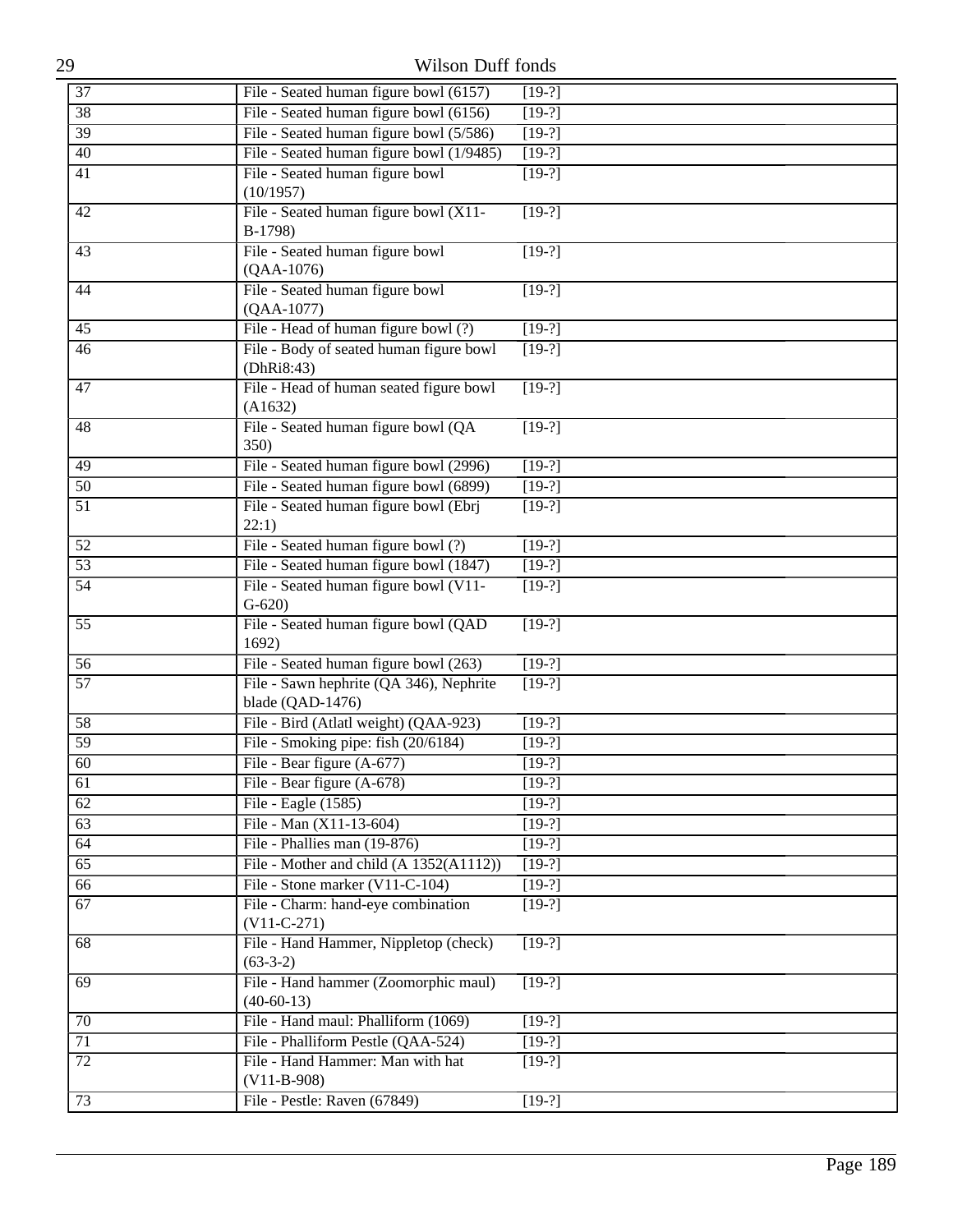| | | |
|---|---|---|
| 37 | File - Seated human figure bowl (6157) | [19-?] |
| 38 | File - Seated human figure bowl (6156) | [19-?] |
| 39 | File - Seated human figure bowl (5/586) | [19-?] |
| 40 | File - Seated human figure bowl (1/9485) | [19-?] |
| 41 | File - Seated human figure bowl (10/1957) | [19-?] |
| 42 | File - Seated human figure bowl (X11-B-1798) | [19-?] |
| 43 | File - Seated human figure bowl (QAA-1076) | [19-?] |
| 44 | File - Seated human figure bowl (QAA-1077) | [19-?] |
| 45 | File - Head of human figure bowl (?) | [19-?] |
| 46 | File - Body of seated human figure bowl (DhRi8:43) | [19-?] |
| 47 | File - Head of human seated figure bowl (A1632) | [19-?] |
| 48 | File - Seated human figure bowl (QA 350) | [19-?] |
| 49 | File - Seated human figure bowl (2996) | [19-?] |
| 50 | File - Seated human figure bowl (6899) | [19-?] |
| 51 | File - Seated human figure bowl (Ebrj 22:1) | [19-?] |
| 52 | File - Seated human figure bowl (?) | [19-?] |
| 53 | File - Seated human figure bowl (1847) | [19-?] |
| 54 | File - Seated human figure bowl (V11-G-620) | [19-?] |
| 55 | File - Seated human figure bowl (QAD 1692) | [19-?] |
| 56 | File - Seated human figure bowl (263) | [19-?] |
| 57 | File - Sawn hephrite (QA 346), Nephrite blade (QAD-1476) | [19-?] |
| 58 | File - Bird (Atlatl weight) (QAA-923) | [19-?] |
| 59 | File - Smoking pipe: fish (20/6184) | [19-?] |
| 60 | File - Bear figure (A-677) | [19-?] |
| 61 | File - Bear figure (A-678) | [19-?] |
| 62 | File - Eagle (1585) | [19-?] |
| 63 | File - Man (X11-13-604) | [19-?] |
| 64 | File - Phallies man (19-876) | [19-?] |
| 65 | File - Mother and child (A 1352(A1112)) | [19-?] |
| 66 | File - Stone marker (V11-C-104) | [19-?] |
| 67 | File - Charm: hand-eye combination (V11-C-271) | [19-?] |
| 68 | File - Hand Hammer, Nippletop (check) (63-3-2) | [19-?] |
| 69 | File - Hand hammer (Zoomorphic maul) (40-60-13) | [19-?] |
| 70 | File - Hand maul: Phalliform (1069) | [19-?] |
| 71 | File - Phalliform Pestle (QAA-524) | [19-?] |
| 72 | File - Hand Hammer: Man with hat (V11-B-908) | [19-?] |
| 73 | File - Pestle: Raven (67849) | [19-?] |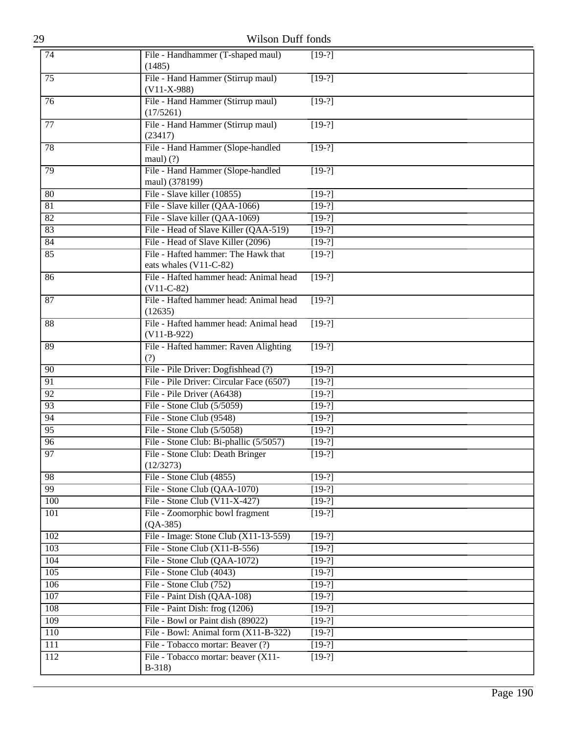| | | |
|---|---|---|
| 74 | File - Handhammer (T-shaped maul) (1485) | [19-?] |
| 75 | File - Hand Hammer (Stirrup maul) (V11-X-988) | [19-?] |
| 76 | File - Hand Hammer (Stirrup maul) (17/5261) | [19-?] |
| 77 | File - Hand Hammer (Stirrup maul) (23417) | [19-?] |
| 78 | File - Hand Hammer (Slope-handled maul) (?) | [19-?] |
| 79 | File - Hand Hammer (Slope-handled maul) (378199) | [19-?] |
| 80 | File - Slave killer (10855) | [19-?] |
| 81 | File - Slave killer (QAA-1066) | [19-?] |
| 82 | File - Slave killer (QAA-1069) | [19-?] |
| 83 | File - Head of Slave Killer (QAA-519) | [19-?] |
| 84 | File - Head of Slave Killer (2096) | [19-?] |
| 85 | File - Hafted hammer: The Hawk that eats whales (V11-C-82) | [19-?] |
| 86 | File - Hafted hammer head: Animal head (V11-C-82) | [19-?] |
| 87 | File - Hafted hammer head: Animal head (12635) | [19-?] |
| 88 | File - Hafted hammer head: Animal head (V11-B-922) | [19-?] |
| 89 | File - Hafted hammer: Raven Alighting (?) | [19-?] |
| 90 | File - Pile Driver: Dogfishhead (?) | [19-?] |
| 91 | File - Pile Driver: Circular Face (6507) | [19-?] |
| 92 | File - Pile Driver (A6438) | [19-?] |
| 93 | File - Stone Club (5/5059) | [19-?] |
| 94 | File - Stone Club (9548) | [19-?] |
| 95 | File - Stone Club (5/5058) | [19-?] |
| 96 | File - Stone Club: Bi-phallic (5/5057) | [19-?] |
| 97 | File - Stone Club: Death Bringer (12/3273) | [19-?] |
| 98 | File - Stone Club (4855) | [19-?] |
| 99 | File - Stone Club (QAA-1070) | [19-?] |
| 100 | File - Stone Club (V11-X-427) | [19-?] |
| 101 | File - Zoomorphic bowl fragment (QA-385) | [19-?] |
| 102 | File - Image: Stone Club (X11-13-559) | [19-?] |
| 103 | File - Stone Club (X11-B-556) | [19-?] |
| 104 | File - Stone Club (QAA-1072) | [19-?] |
| 105 | File - Stone Club (4043) | [19-?] |
| 106 | File - Stone Club (752) | [19-?] |
| 107 | File - Paint Dish (QAA-108) | [19-?] |
| 108 | File - Paint Dish: frog (1206) | [19-?] |
| 109 | File - Bowl or Paint dish (89022) | [19-?] |
| 110 | File - Bowl: Animal form (X11-B-322) | [19-?] |
| 111 | File - Tobacco mortar: Beaver (?) | [19-?] |
| 112 | File - Tobacco mortar: beaver (X11-B-318) | [19-?] |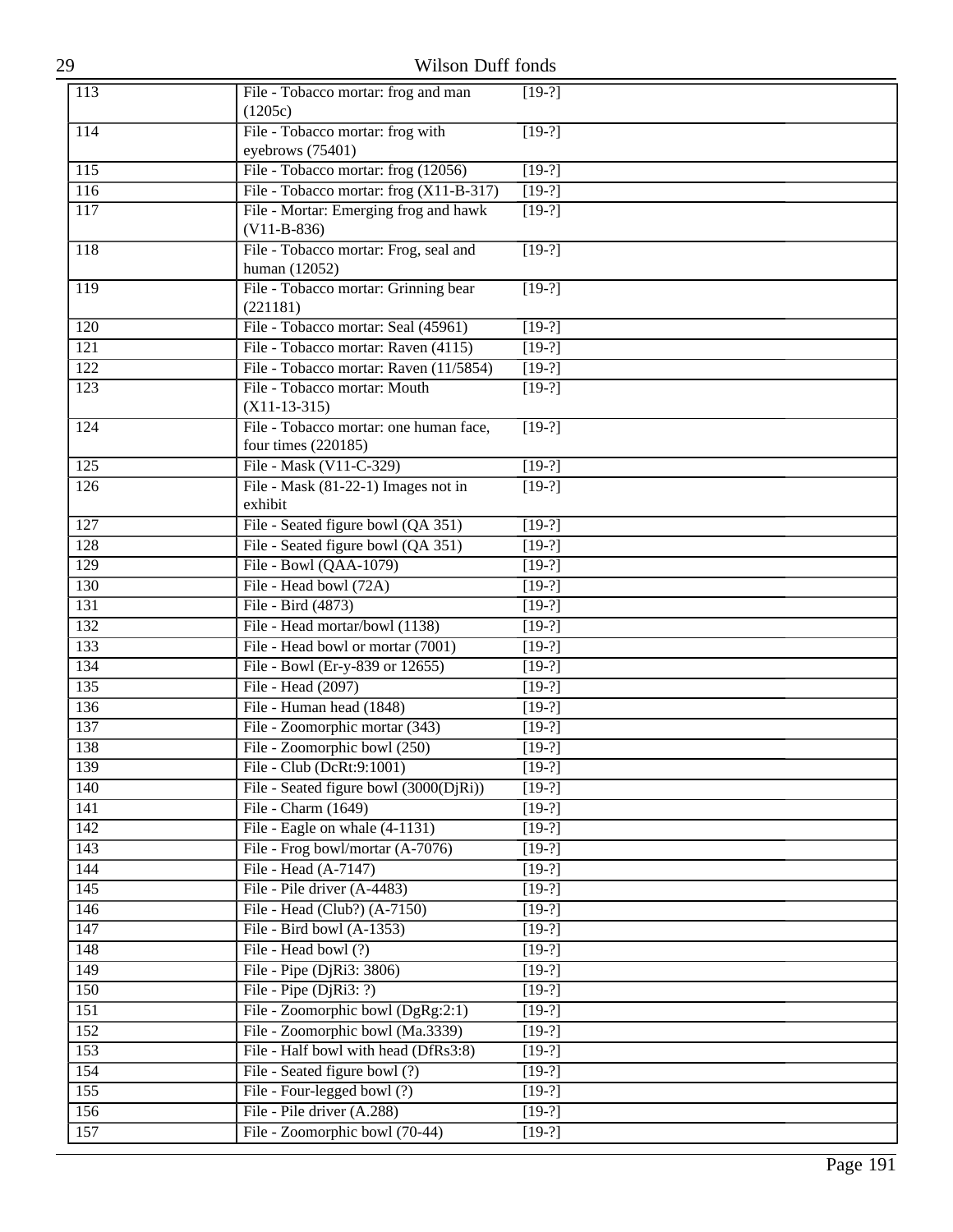| | | |
|---|---|---|
| 113 | File - Tobacco mortar: frog and man (1205c) | [19-?] |
| 114 | File - Tobacco mortar: frog with eyebrows (75401) | [19-?] |
| 115 | File - Tobacco mortar: frog (12056) | [19-?] |
| 116 | File - Tobacco mortar: frog (X11-B-317) | [19-?] |
| 117 | File - Mortar: Emerging frog and hawk (V11-B-836) | [19-?] |
| 118 | File - Tobacco mortar: Frog, seal and human (12052) | [19-?] |
| 119 | File - Tobacco mortar: Grinning bear (221181) | [19-?] |
| 120 | File - Tobacco mortar: Seal (45961) | [19-?] |
| 121 | File - Tobacco mortar: Raven (4115) | [19-?] |
| 122 | File - Tobacco mortar: Raven (11/5854) | [19-?] |
| 123 | File - Tobacco mortar: Mouth (X11-13-315) | [19-?] |
| 124 | File - Tobacco mortar: one human face, four times (220185) | [19-?] |
| 125 | File - Mask (V11-C-329) | [19-?] |
| 126 | File - Mask (81-22-1) Images not in exhibit | [19-?] |
| 127 | File - Seated figure bowl (QA 351) | [19-?] |
| 128 | File - Seated figure bowl (QA 351) | [19-?] |
| 129 | File - Bowl (QAA-1079) | [19-?] |
| 130 | File - Head bowl (72A) | [19-?] |
| 131 | File - Bird (4873) | [19-?] |
| 132 | File - Head mortar/bowl (1138) | [19-?] |
| 133 | File - Head bowl or mortar (7001) | [19-?] |
| 134 | File - Bowl (Er-y-839 or 12655) | [19-?] |
| 135 | File - Head (2097) | [19-?] |
| 136 | File - Human head (1848) | [19-?] |
| 137 | File - Zoomorphic mortar (343) | [19-?] |
| 138 | File - Zoomorphic bowl (250) | [19-?] |
| 139 | File - Club (DcRt:9:1001) | [19-?] |
| 140 | File - Seated figure bowl (3000(DjRi)) | [19-?] |
| 141 | File - Charm (1649) | [19-?] |
| 142 | File - Eagle on whale (4-1131) | [19-?] |
| 143 | File - Frog bowl/mortar (A-7076) | [19-?] |
| 144 | File - Head (A-7147) | [19-?] |
| 145 | File - Pile driver (A-4483) | [19-?] |
| 146 | File - Head (Club?) (A-7150) | [19-?] |
| 147 | File - Bird bowl (A-1353) | [19-?] |
| 148 | File - Head bowl (?) | [19-?] |
| 149 | File - Pipe (DjRi3: 3806) | [19-?] |
| 150 | File - Pipe (DjRi3: ?) | [19-?] |
| 151 | File - Zoomorphic bowl (DgRg:2:1) | [19-?] |
| 152 | File - Zoomorphic bowl (Ma.3339) | [19-?] |
| 153 | File - Half bowl with head (DfRs3:8) | [19-?] |
| 154 | File - Seated figure bowl (?) | [19-?] |
| 155 | File - Four-legged bowl (?) | [19-?] |
| 156 | File - Pile driver (A.288) | [19-?] |
| 157 | File - Zoomorphic bowl (70-44) | [19-?] |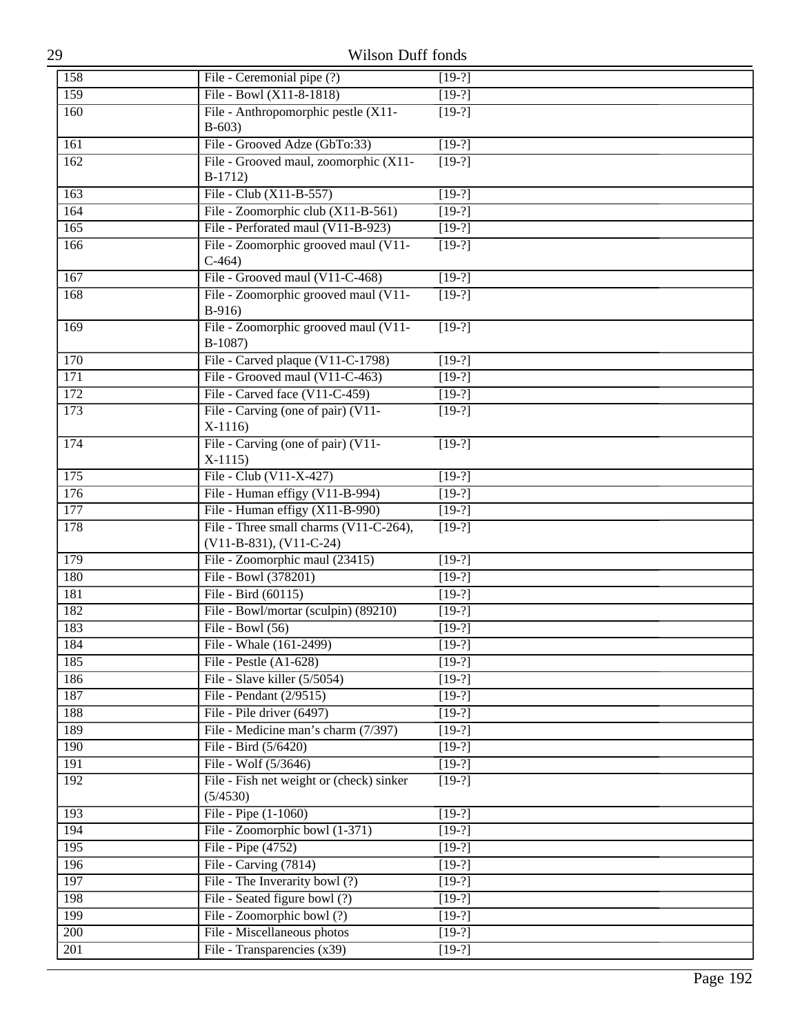| | | | |
|---|---|---|---|
| 158 | File - Ceremonial pipe (?) | [19-?] | |
| 159 | File - Bowl (X11-8-1818) | [19-?] | |
| 160 | File - Anthropomorphic pestle (X11-B-603) | [19-?] | |
| 161 | File - Grooved Adze (GbTo:33) | [19-?] | |
| 162 | File - Grooved maul, zoomorphic (X11-B-1712) | [19-?] | |
| 163 | File - Club (X11-B-557) | [19-?] | |
| 164 | File - Zoomorphic club (X11-B-561) | [19-?] | |
| 165 | File - Perforated maul (V11-B-923) | [19-?] | |
| 166 | File - Zoomorphic grooved maul (V11-C-464) | [19-?] | |
| 167 | File - Grooved maul (V11-C-468) | [19-?] | |
| 168 | File - Zoomorphic grooved maul (V11-B-916) | [19-?] | |
| 169 | File - Zoomorphic grooved maul (V11-B-1087) | [19-?] | |
| 170 | File - Carved plaque (V11-C-1798) | [19-?] | |
| 171 | File - Grooved maul (V11-C-463) | [19-?] | |
| 172 | File - Carved face (V11-C-459) | [19-?] | |
| 173 | File - Carving (one of pair) (V11-X-1116) | [19-?] | |
| 174 | File - Carving (one of pair) (V11-X-1115) | [19-?] | |
| 175 | File - Club (V11-X-427) | [19-?] | |
| 176 | File - Human effigy (V11-B-994) | [19-?] | |
| 177 | File - Human effigy (X11-B-990) | [19-?] | |
| 178 | File - Three small charms (V11-C-264), (V11-B-831), (V11-C-24) | [19-?] | |
| 179 | File - Zoomorphic maul (23415) | [19-?] | |
| 180 | File - Bowl (378201) | [19-?] | |
| 181 | File - Bird (60115) | [19-?] | |
| 182 | File - Bowl/mortar (sculpin) (89210) | [19-?] | |
| 183 | File - Bowl (56) | [19-?] | |
| 184 | File - Whale (161-2499) | [19-?] | |
| 185 | File - Pestle (A1-628) | [19-?] | |
| 186 | File - Slave killer (5/5054) | [19-?] | |
| 187 | File - Pendant (2/9515) | [19-?] | |
| 188 | File - Pile driver (6497) | [19-?] | |
| 189 | File - Medicine man's charm (7/397) | [19-?] | |
| 190 | File - Bird (5/6420) | [19-?] | |
| 191 | File - Wolf (5/3646) | [19-?] | |
| 192 | File - Fish net weight or (check) sinker (5/4530) | [19-?] | |
| 193 | File - Pipe (1-1060) | [19-?] | |
| 194 | File - Zoomorphic bowl (1-371) | [19-?] | |
| 195 | File - Pipe (4752) | [19-?] | |
| 196 | File - Carving (7814) | [19-?] | |
| 197 | File - The Inverarity bowl (?) | [19-?] | |
| 198 | File - Seated figure bowl (?) | [19-?] | |
| 199 | File - Zoomorphic bowl (?) | [19-?] | |
| 200 | File - Miscellaneous photos | [19-?] | |
| 201 | File - Transparencies (x39) | [19-?] | |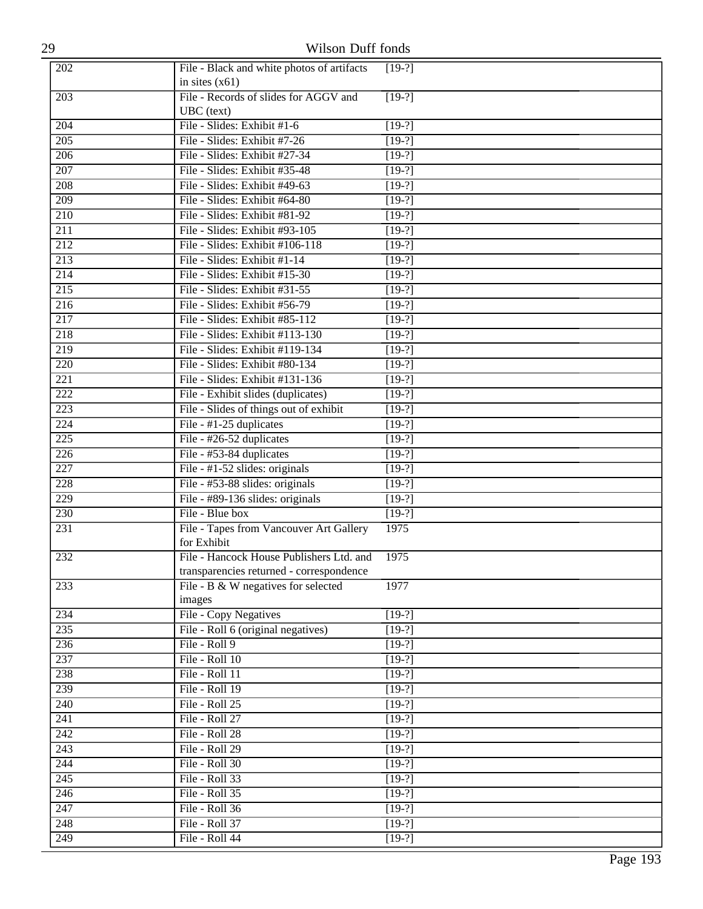| | | |
|---|---|---|
| 202 | File - Black and white photos of artifacts in sites (x61) | [19-?] |
| 203 | File - Records of slides for AGGV and UBC (text) | [19-?] |
| 204 | File - Slides: Exhibit #1-6 | [19-?] |
| 205 | File - Slides: Exhibit #7-26 | [19-?] |
| 206 | File - Slides: Exhibit #27-34 | [19-?] |
| 207 | File - Slides: Exhibit #35-48 | [19-?] |
| 208 | File - Slides: Exhibit #49-63 | [19-?] |
| 209 | File - Slides: Exhibit #64-80 | [19-?] |
| 210 | File - Slides: Exhibit #81-92 | [19-?] |
| 211 | File - Slides: Exhibit #93-105 | [19-?] |
| 212 | File - Slides: Exhibit #106-118 | [19-?] |
| 213 | File - Slides: Exhibit #1-14 | [19-?] |
| 214 | File - Slides: Exhibit #15-30 | [19-?] |
| 215 | File - Slides: Exhibit #31-55 | [19-?] |
| 216 | File - Slides: Exhibit #56-79 | [19-?] |
| 217 | File - Slides: Exhibit #85-112 | [19-?] |
| 218 | File - Slides: Exhibit #113-130 | [19-?] |
| 219 | File - Slides: Exhibit #119-134 | [19-?] |
| 220 | File - Slides: Exhibit #80-134 | [19-?] |
| 221 | File - Slides: Exhibit #131-136 | [19-?] |
| 222 | File - Exhibit slides (duplicates) | [19-?] |
| 223 | File - Slides of things out of exhibit | [19-?] |
| 224 | File - #1-25 duplicates | [19-?] |
| 225 | File - #26-52 duplicates | [19-?] |
| 226 | File - #53-84 duplicates | [19-?] |
| 227 | File - #1-52 slides: originals | [19-?] |
| 228 | File - #53-88 slides: originals | [19-?] |
| 229 | File - #89-136 slides: originals | [19-?] |
| 230 | File - Blue box | [19-?] |
| 231 | File - Tapes from Vancouver Art Gallery for Exhibit | 1975 |
| 232 | File - Hancock House Publishers Ltd. and transparencies returned - correspondence | 1975 |
| 233 | File - B & W negatives for selected images | 1977 |
| 234 | File - Copy Negatives | [19-?] |
| 235 | File - Roll 6 (original negatives) | [19-?] |
| 236 | File - Roll 9 | [19-?] |
| 237 | File - Roll 10 | [19-?] |
| 238 | File - Roll 11 | [19-?] |
| 239 | File - Roll 19 | [19-?] |
| 240 | File - Roll 25 | [19-?] |
| 241 | File - Roll 27 | [19-?] |
| 242 | File - Roll 28 | [19-?] |
| 243 | File - Roll 29 | [19-?] |
| 244 | File - Roll 30 | [19-?] |
| 245 | File - Roll 33 | [19-?] |
| 246 | File - Roll 35 | [19-?] |
| 247 | File - Roll 36 | [19-?] |
| 248 | File - Roll 37 | [19-?] |
| 249 | File - Roll 44 | [19-?] |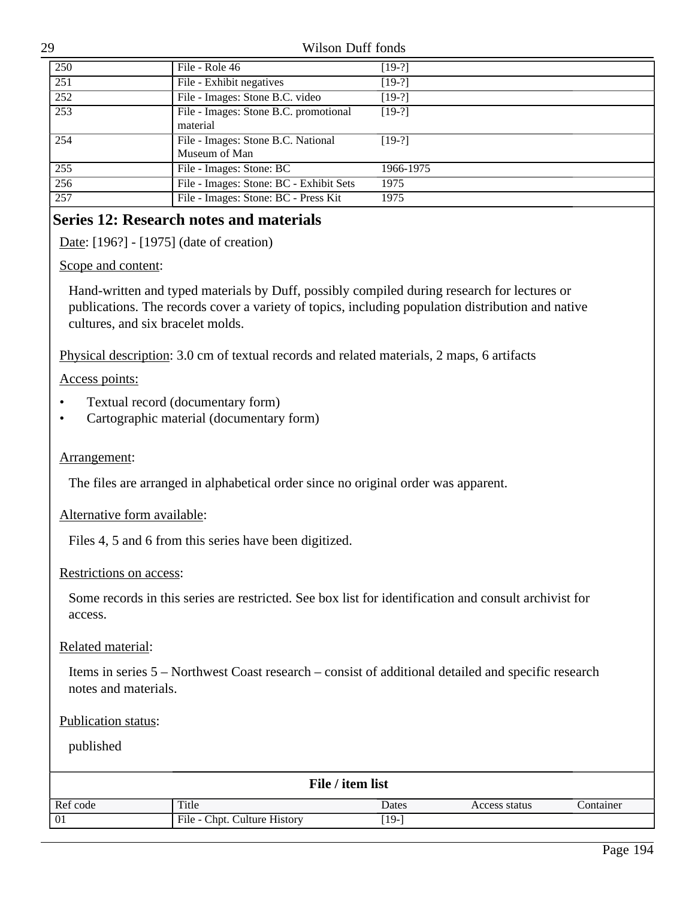| | | | | |
|---|---|---|---|---|
| 250 | File - Role 46 | [19-?] | | |
| 251 | File - Exhibit negatives | [19-?] | | |
| 252 | File - Images: Stone B.C. video | [19-?] | | |
| 253 | File - Images: Stone B.C. promotional material | [19-?] | | |
| 254 | File - Images: Stone B.C. National Museum of Man | [19-?] | | |
| 255 | File - Images: Stone: BC | 1966-1975 | | |
| 256 | File - Images: Stone: BC - Exhibit Sets | 1975 | | |
| 257 | File - Images: Stone: BC - Press Kit | 1975 | | |

## Series 12: Research notes and materials

Date: [196?] - [1975] (date of creation)

Scope and content:

Hand-written and typed materials by Duff, possibly compiled during research for lectures or publications. The records cover a variety of topics, including population distribution and native cultures, and six bracelet molds.

Physical description: 3.0 cm of textual records and related materials, 2 maps, 6 artifacts

Access points:

- Textual record (documentary form)
- Cartographic material (documentary form)

Arrangement:

The files are arranged in alphabetical order since no original order was apparent.

Alternative form available:

Files 4, 5 and 6 from this series have been digitized.

Restrictions on access:

Some records in this series are restricted. See box list for identification and consult archivist for access.

Related material:

Items in series 5 – Northwest Coast research – consist of additional detailed and specific research notes and materials.

Publication status:

published

**File / item list**

| Ref code | Title | Dates | Access status | Container |
|---|---|---|---|---|
| 01 | File - Chpt. Culture History | [19-] | | |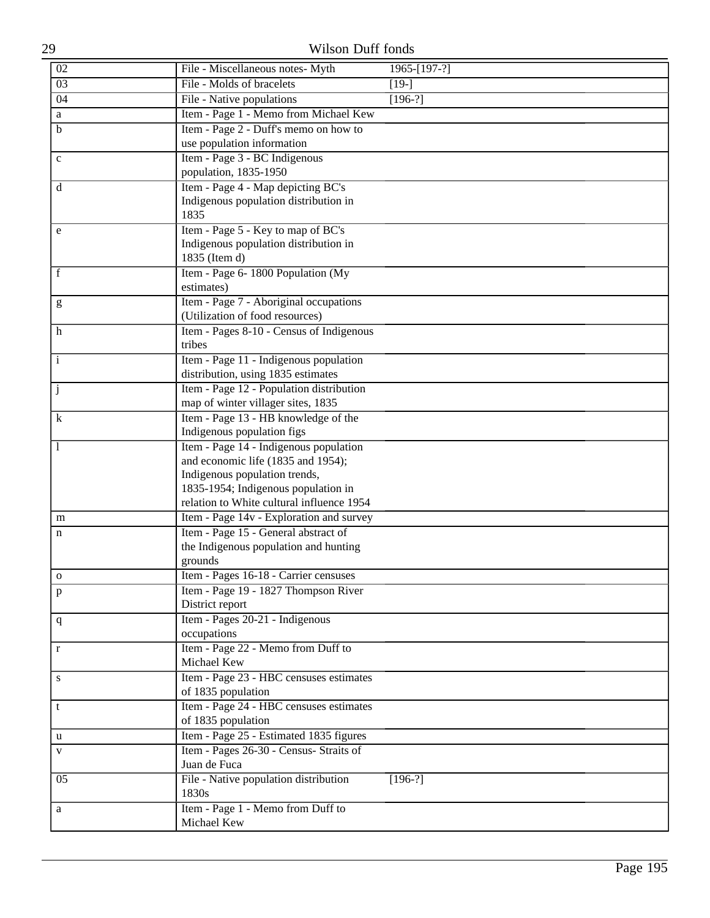| | | | |
|---|---|---|---|
| 02 | File - Miscellaneous notes- Myth | 1965-[197-?] | |
| 03 | File - Molds of bracelets | [19-] | |
| 04 | File - Native populations | [196-?] | |
| a | Item - Page 1 - Memo from Michael Kew | | |
| b | Item - Page 2 - Duff's memo on how to use population information | | |
| c | Item - Page 3 - BC Indigenous population, 1835-1950 | | |
| d | Item - Page 4 - Map depicting BC's Indigenous population distribution in 1835 | | |
| e | Item - Page 5 - Key to map of BC's Indigenous population distribution in 1835 (Item d) | | |
| f | Item - Page 6- 1800 Population (My estimates) | | |
| g | Item - Page 7 - Aboriginal occupations (Utilization of food resources) | | |
| h | Item - Pages 8-10 - Census of Indigenous tribes | | |
| i | Item - Page 11 - Indigenous population distribution, using 1835 estimates | | |
| j | Item - Page 12 - Population distribution map of winter villager sites, 1835 | | |
| k | Item - Page 13 - HB knowledge of the Indigenous population figs | | |
| l | Item - Page 14 - Indigenous population and economic life (1835 and 1954); Indigenous population trends, 1835-1954; Indigenous population in relation to White cultural influence 1954 | | |
| m | Item - Page 14v - Exploration and survey | | |
| n | Item - Page 15 - General abstract of the Indigenous population and hunting grounds | | |
| o | Item - Pages 16-18 - Carrier censuses | | |
| p | Item - Page 19 - 1827 Thompson River District report | | |
| q | Item - Pages 20-21 - Indigenous occupations | | |
| r | Item - Page 22 - Memo from Duff to Michael Kew | | |
| s | Item - Page 23 - HBC censuses estimates of 1835 population | | |
| t | Item - Page 24 - HBC censuses estimates of 1835 population | | |
| u | Item - Page 25 - Estimated 1835 figures | | |
| v | Item - Pages 26-30 - Census- Straits of Juan de Fuca | | |
| 05 | File - Native population distribution 1830s | [196-?] | |
| a | Item - Page 1 - Memo from Duff to Michael Kew | | |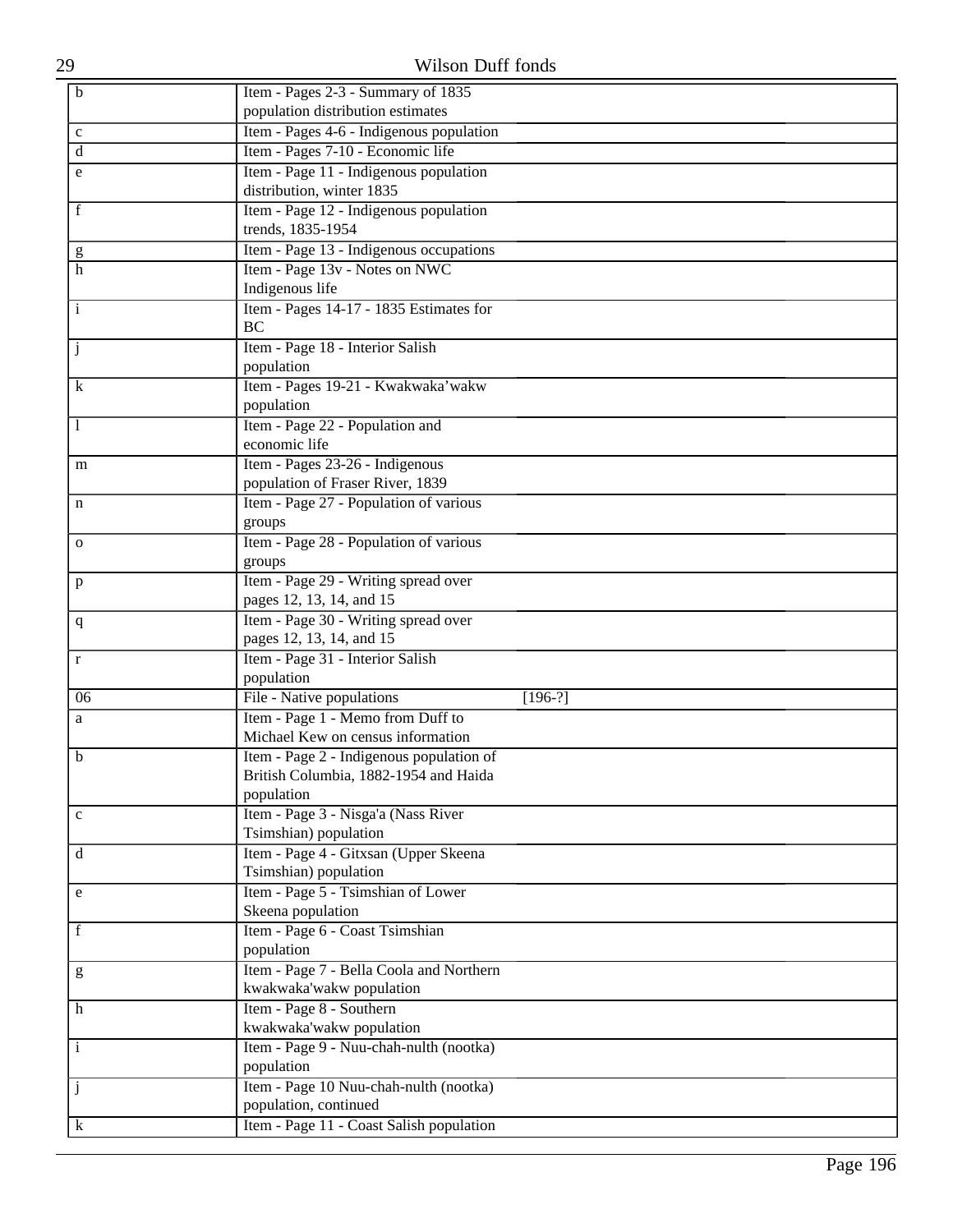| | | |
|---|---|---|
| b | Item - Pages 2-3 - Summary of 1835 population distribution estimates | |
| c | Item - Pages 4-6 - Indigenous population | |
| d | Item - Pages 7-10 - Economic life | |
| e | Item - Page 11 - Indigenous population distribution, winter 1835 | |
| f | Item - Page 12 - Indigenous population trends, 1835-1954 | |
| g | Item - Page 13 - Indigenous occupations | |
| h | Item - Page 13v - Notes on NWC Indigenous life | |
| i | Item - Pages 14-17 - 1835 Estimates for BC | |
| j | Item - Page 18 - Interior Salish population | |
| k | Item - Pages 19-21 - Kwakwaka'wakw population | |
| l | Item - Page 22 - Population and economic life | |
| m | Item - Pages 23-26 - Indigenous population of Fraser River, 1839 | |
| n | Item - Page 27 - Population of various groups | |
| o | Item - Page 28 - Population of various groups | |
| p | Item - Page 29 - Writing spread over pages 12, 13, 14, and 15 | |
| q | Item - Page 30 - Writing spread over pages 12, 13, 14, and 15 | |
| r | Item - Page 31 - Interior Salish population | |
| 06 | File - Native populations | [196-?] |
| a | Item - Page 1 - Memo from Duff to Michael Kew on census information | |
| b | Item - Page 2 - Indigenous population of British Columbia, 1882-1954 and Haida population | |
| c | Item - Page 3 - Nisga'a (Nass River Tsimshian) population | |
| d | Item - Page 4 - Gitxsan (Upper Skeena Tsimshian) population | |
| e | Item - Page 5 - Tsimshian of Lower Skeena population | |
| f | Item - Page 6 - Coast Tsimshian population | |
| g | Item - Page 7 - Bella Coola and Northern kwakwaka'wakw population | |
| h | Item - Page 8 - Southern kwakwaka'wakw population | |
| i | Item - Page 9 - Nuu-chah-nulth (nootka) population | |
| j | Item - Page 10 Nuu-chah-nulth (nootka) population, continued | |
| k | Item - Page 11 - Coast Salish population | |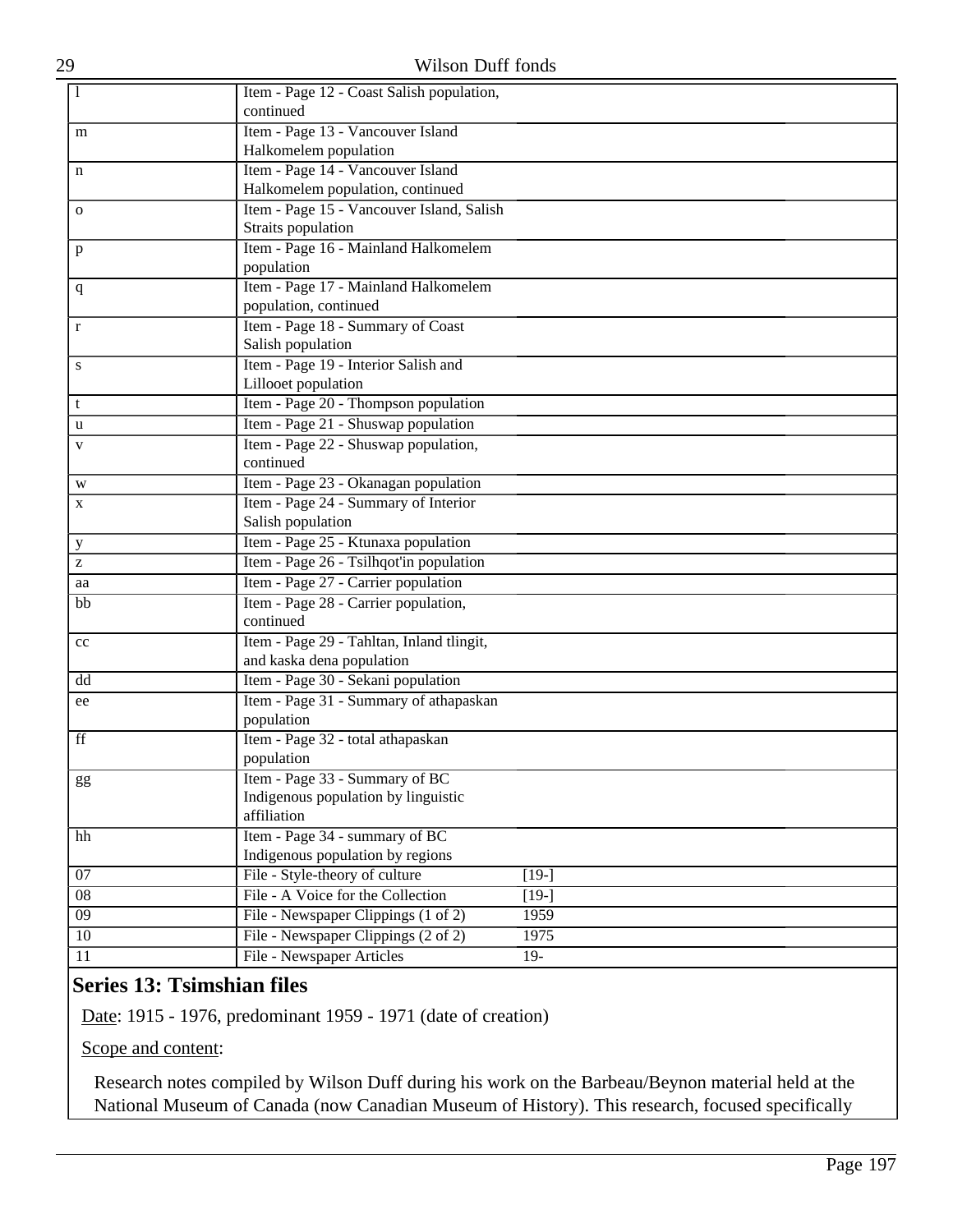| | | |
|---|---|---|
| l | Item - Page 12 - Coast Salish population, continued | |
| m | Item - Page 13 - Vancouver Island Halkomelem population | |
| n | Item - Page 14 - Vancouver Island Halkomelem population, continued | |
| o | Item - Page 15 - Vancouver Island, Salish Straits population | |
| p | Item - Page 16 - Mainland Halkomelem population | |
| q | Item - Page 17 - Mainland Halkomelem population, continued | |
| r | Item - Page 18 - Summary of Coast Salish population | |
| s | Item - Page 19 - Interior Salish and Lillooet population | |
| t | Item - Page 20 - Thompson population | |
| u | Item - Page 21 - Shuswap population | |
| v | Item - Page 22 - Shuswap population, continued | |
| w | Item - Page 23 - Okanagan population | |
| x | Item - Page 24 - Summary of Interior Salish population | |
| y | Item - Page 25 - Ktunaxa population | |
| z | Item - Page 26 - Tsilhqot'in population | |
| aa | Item - Page 27 - Carrier population | |
| bb | Item - Page 28 - Carrier population, continued | |
| cc | Item - Page 29 - Tahltan, Inland tlingit, and kaska dena population | |
| dd | Item - Page 30 - Sekani population | |
| ee | Item - Page 31 - Summary of athapaskan population | |
| ff | Item - Page 32 - total athapaskan population | |
| gg | Item - Page 33 - Summary of BC Indigenous population by linguistic affiliation | |
| hh | Item - Page 34 - summary of BC Indigenous population by regions | |
| 07 | File - Style-theory of culture | [19-] |
| 08 | File - A Voice for the Collection | [19-] |
| 09 | File - Newspaper Clippings (1 of 2) | 1959 |
| 10 | File - Newspaper Clippings (2 of 2) | 1975 |
| 11 | File - Newspaper Articles | 19- |

## Series 13: Tsimshian files

Date: 1915 - 1976, predominant 1959 - 1971 (date of creation)

Scope and content:

Research notes compiled by Wilson Duff during his work on the Barbeau/Beynon material held at the National Museum of Canada (now Canadian Museum of History). This research, focused specifically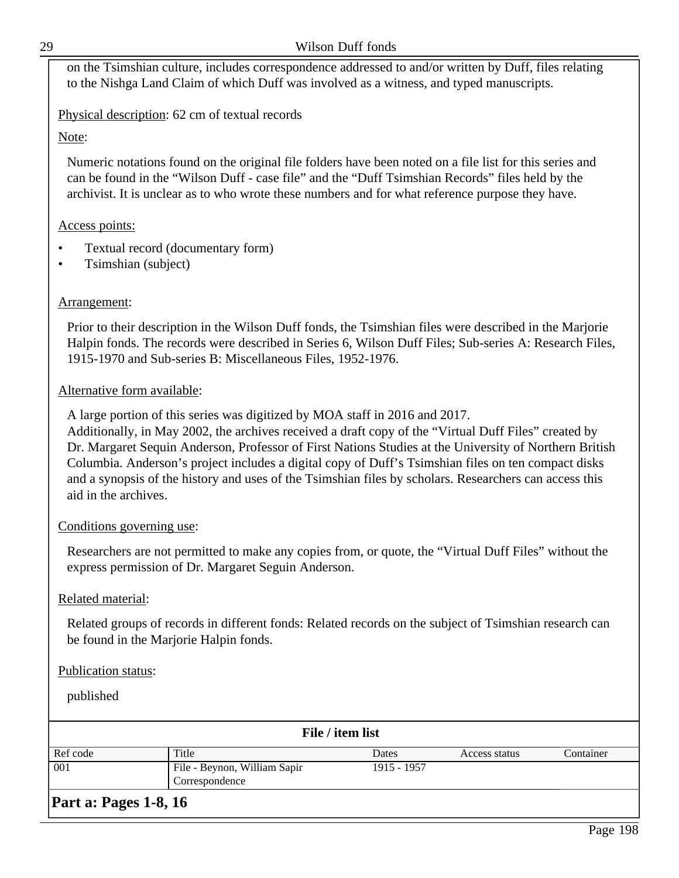on the Tsimshian culture, includes correspondence addressed to and/or written by Duff, files relating to the Nishga Land Claim of which Duff was involved as a witness, and typed manuscripts.

Physical description: 62 cm of textual records

Note:

Numeric notations found on the original file folders have been noted on a file list for this series and can be found in the "Wilson Duff - case file" and the "Duff Tsimshian Records" files held by the archivist. It is unclear as to who wrote these numbers and for what reference purpose they have.

Access points:

- Textual record (documentary form)
- Tsimshian (subject)

Arrangement:

Prior to their description in the Wilson Duff fonds, the Tsimshian files were described in the Marjorie Halpin fonds. The records were described in Series 6, Wilson Duff Files; Sub-series A: Research Files, 1915-1970 and Sub-series B: Miscellaneous Files, 1952-1976.

Alternative form available:

A large portion of this series was digitized by MOA staff in 2016 and 2017.
Additionally, in May 2002, the archives received a draft copy of the "Virtual Duff Files" created by Dr. Margaret Sequin Anderson, Professor of First Nations Studies at the University of Northern British Columbia. Anderson's project includes a digital copy of Duff's Tsimshian files on ten compact disks and a synopsis of the history and uses of the Tsimshian files by scholars. Researchers can access this aid in the archives.

Conditions governing use:

Researchers are not permitted to make any copies from, or quote, the "Virtual Duff Files" without the express permission of Dr. Margaret Seguin Anderson.

Related material:

Related groups of records in different fonds: Related records on the subject of Tsimshian research can be found in the Marjorie Halpin fonds.

Publication status:

published

**File / item list**

| Ref code | Title | Dates | Access status | Container |
|---|---|---|---|---|
| 001 | File - Beynon, William Sapir Correspondence | 1915 - 1957 | | |

**Part a: Pages 1-8, 16**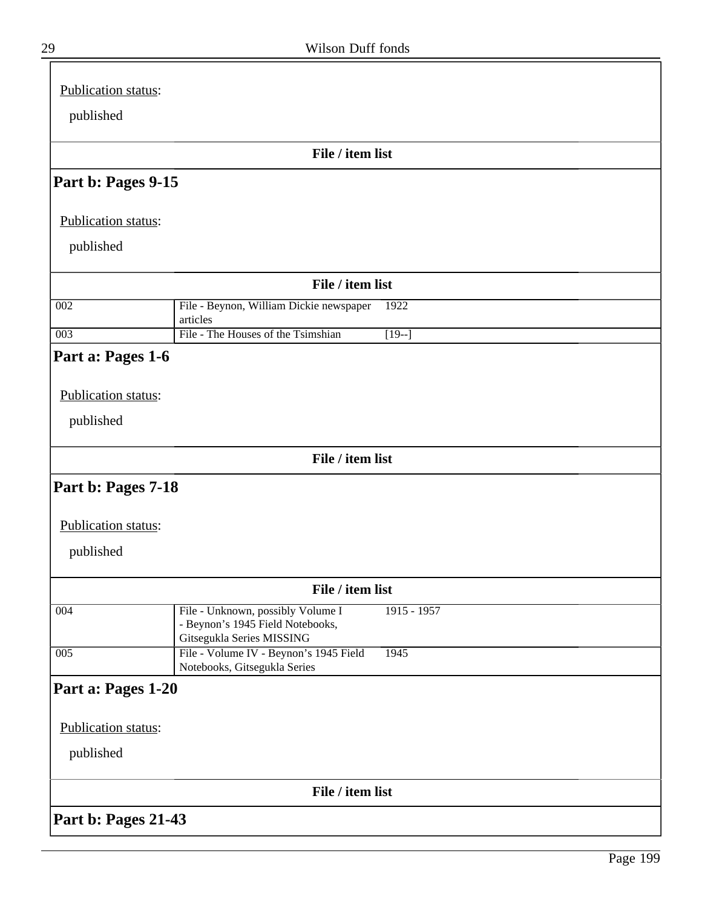Publication status:

published

**File / item list**

## Part b: Pages 9-15

Publication status:

published

**File / item list**

| | | |
|---|---|---|
| 002 | File - Beynon, William Dickie newspaper articles | 1922 |
| 003 | File - The Houses of the Tsimshian | [19--] |

## Part a: Pages 1-6

Publication status:

published

**File / item list**

## Part b: Pages 7-18

Publication status:

published

**File / item list**

| | | |
|---|---|---|
| 004 | File - Unknown, possibly Volume I - Beynon’s 1945 Field Notebooks, Gitsegukla Series MISSING | 1915 - 1957 |
| 005 | File - Volume IV - Beynon’s 1945 Field Notebooks, Gitsegukla Series | 1945 |

## Part a: Pages 1-20

Publication status:

published

**File / item list**

## Part b: Pages 21-43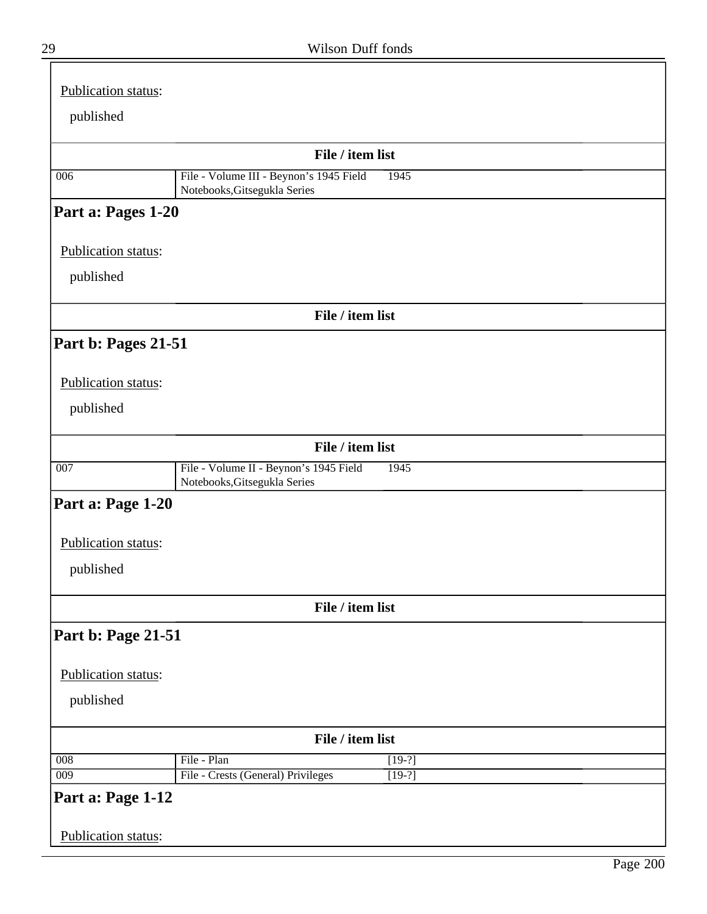Publication status:

published

**File / item list**

| | | |
|---|---|---|
| 006 | File - Volume III - Beynon's 1945 Field Notebooks,Gitsegukla Series | 1945 |

## Part a: Pages 1-20

Publication status:

published

**File / item list**

## Part b: Pages 21-51

Publication status:

published

**File / item list**

| | | |
|---|---|---|
| 007 | File - Volume II - Beynon's 1945 Field Notebooks,Gitsegukla Series | 1945 |

## Part a: Page 1-20

Publication status:

published

**File / item list**

## Part b: Page 21-51

Publication status:

published

**File / item list**

| | | |
|---|---|---|
| 008 | File - Plan | [19-?] |
| 009 | File - Crests (General) Privileges | [19-?] |

## Part a: Page 1-12

Publication status: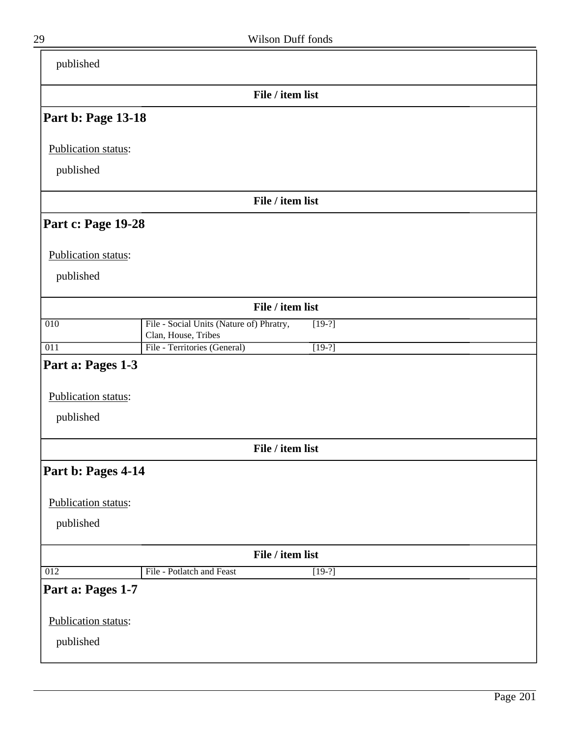published

**File / item list**

## Part b: Page 13-18

Publication status:

published

**File / item list**

## Part c: Page 19-28

Publication status:

published

**File / item list**

| | | |
|---|---|---|
| 010 | File - Social Units (Nature of) Phratry, Clan, House, Tribes | [19-?] |
| 011 | File - Territories (General) | [19-?] |

## Part a: Pages 1-3

Publication status:

published

**File / item list**

## Part b: Pages 4-14

Publication status:

published

**File / item list**

| | | |
|---|---|---|
| 012 | File - Potlatch and Feast | [19-?] |

## Part a: Pages 1-7

Publication status:

published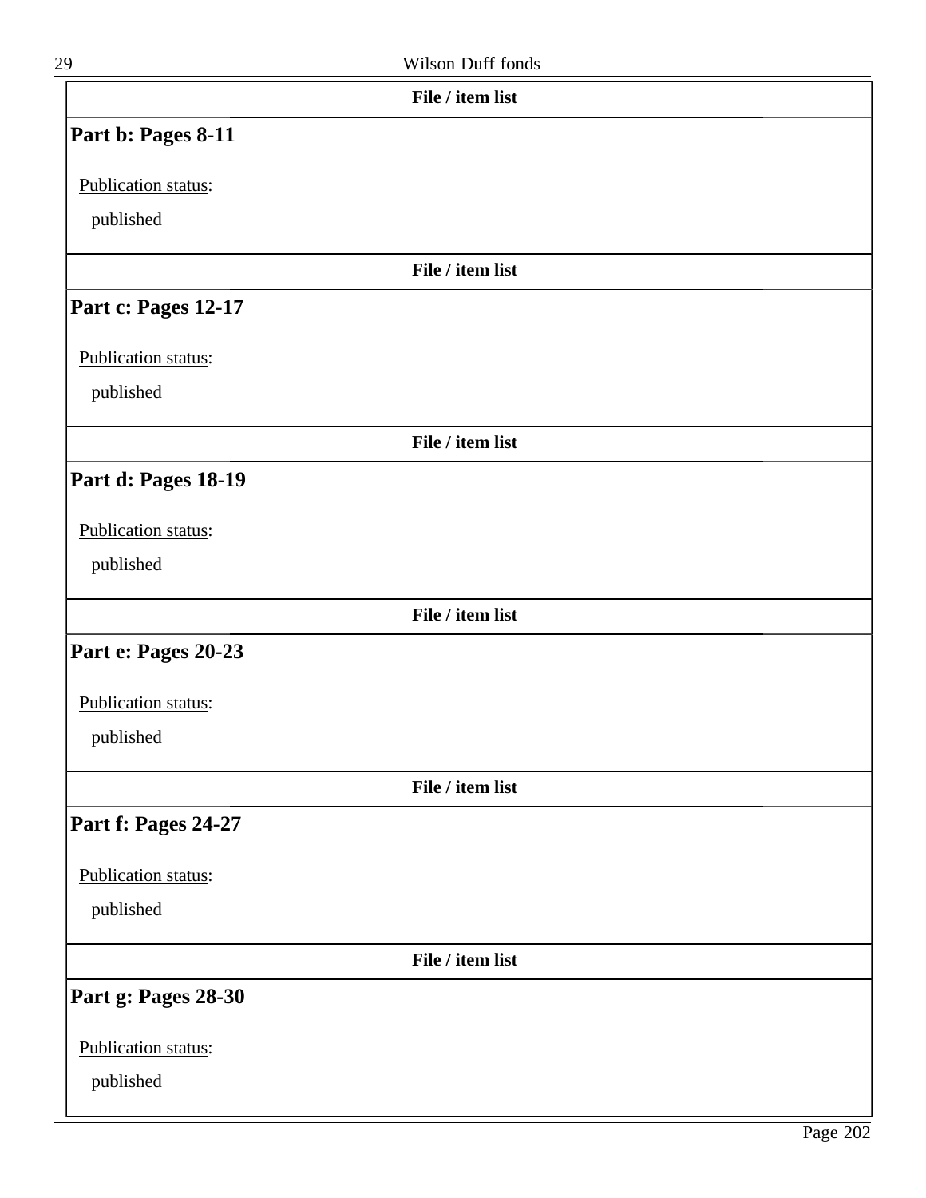**File / item list**

### Part b: Pages 8-11

Publication status:

published

**File / item list**

### Part c: Pages 12-17

Publication status:

published

**File / item list**

### Part d: Pages 18-19

Publication status:

published

**File / item list**

### Part e: Pages 20-23

Publication status:

published

**File / item list**

### Part f: Pages 24-27

Publication status:

published

**File / item list**

### Part g: Pages 28-30

Publication status:

published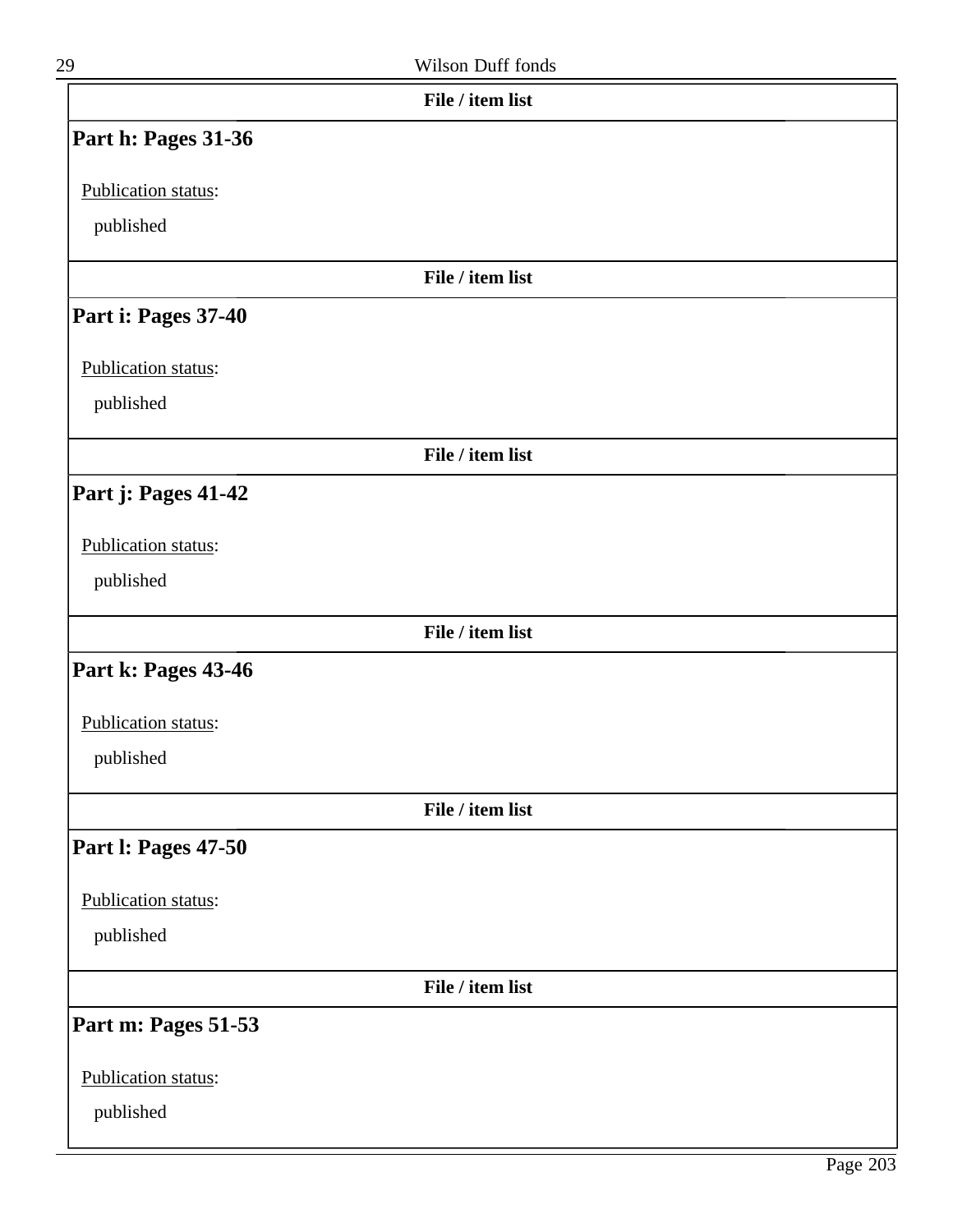**File / item list**

### Part h: Pages 31-36

Publication status:

published

**File / item list**

### Part i: Pages 37-40

Publication status:

published

**File / item list**

### Part j: Pages 41-42

Publication status:

published

**File / item list**

### Part k: Pages 43-46

Publication status:

published

**File / item list**

### Part l: Pages 47-50

Publication status:

published

**File / item list**

### Part m: Pages 51-53

Publication status:

published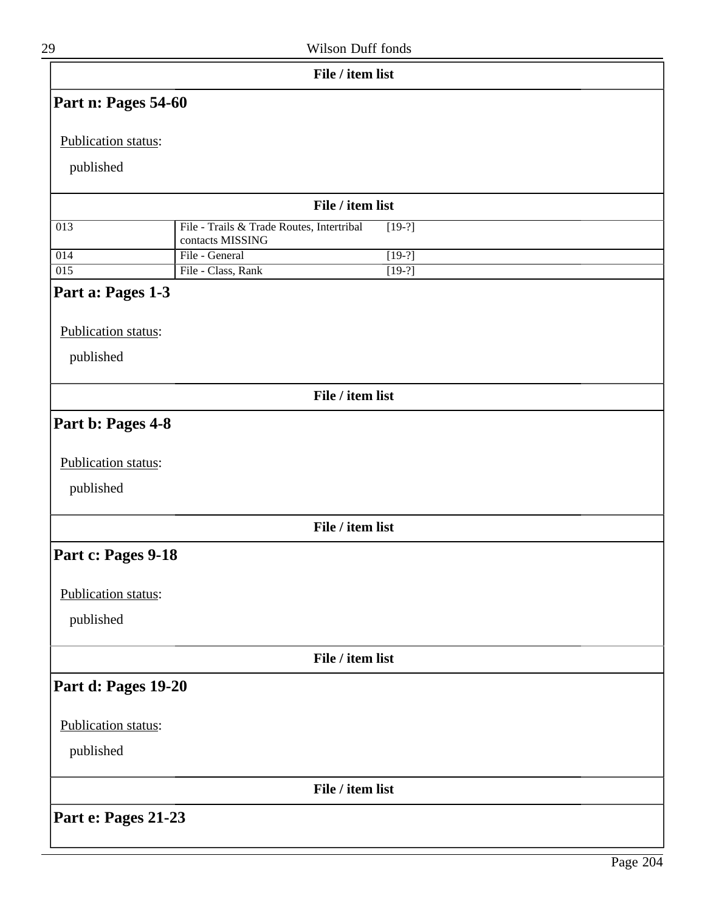**File / item list**

## Part n: Pages 54-60

Publication status:

published

**File / item list**

| | | |
|---|---|---|
| 013 | File - Trails & Trade Routes, Intertribal contacts MISSING | [19-?] |
| 014 | File - General | [19-?] |
| 015 | File - Class, Rank | [19-?] |

## Part a: Pages 1-3

Publication status:

published

**File / item list**

## Part b: Pages 4-8

Publication status:

published

**File / item list**

## Part c: Pages 9-18

Publication status:

published

**File / item list**

## Part d: Pages 19-20

Publication status:

published

**File / item list**

## Part e: Pages 21-23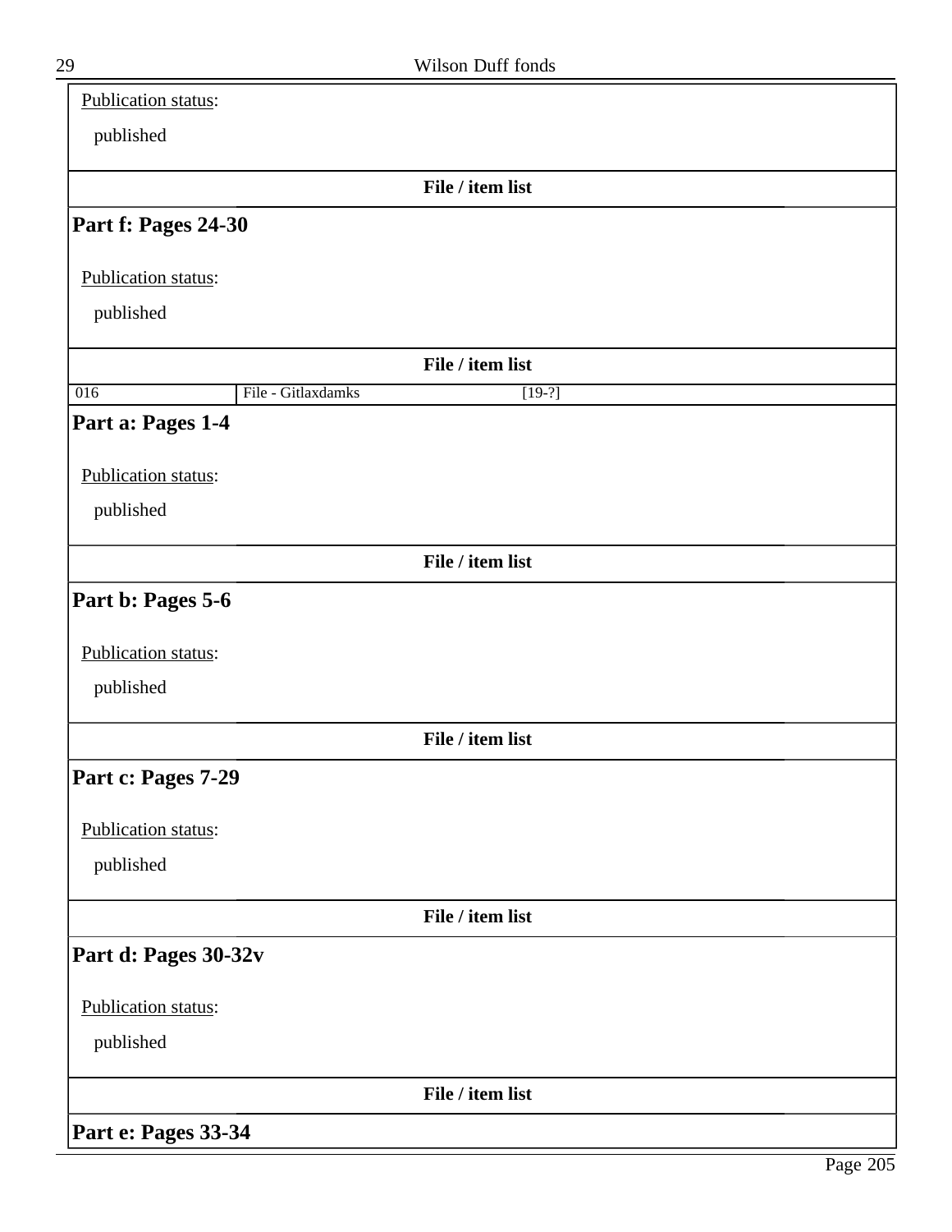Publication status:

published

**File / item list**

## Part f: Pages 24-30

Publication status:

published

**File / item list**

| 016 | File - Gitlaxdamks | [19-?] |
|---|---|---|

## Part a: Pages 1-4

Publication status:

published

**File / item list**

## Part b: Pages 5-6

Publication status:

published

**File / item list**

## Part c: Pages 7-29

Publication status:

published

**File / item list**

## Part d: Pages 30-32v

Publication status:

published

**File / item list**

## Part e: Pages 33-34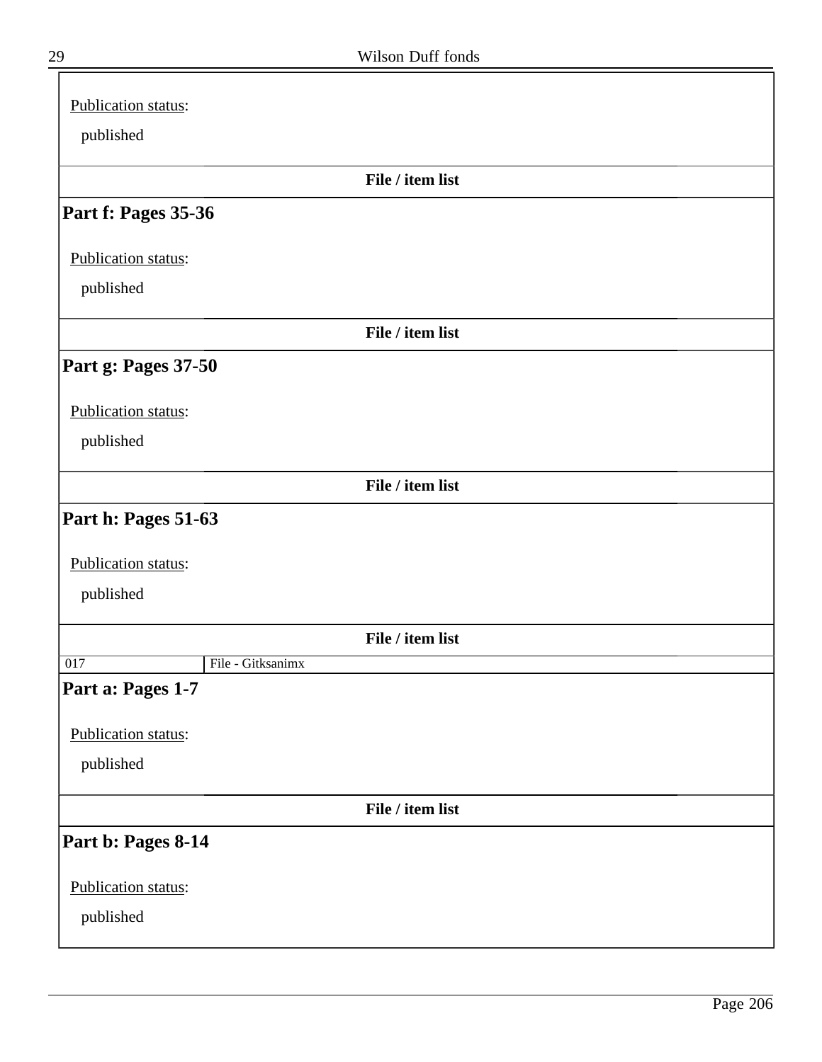Publication status:

published

**File / item list**

### Part f: Pages 35-36

Publication status:

published

**File / item list**

### Part g: Pages 37-50

Publication status:

published

**File / item list**

### Part h: Pages 51-63

Publication status:

published

**File / item list**

| 017 | File - Gitksanimx |
|---|---|

### Part a: Pages 1-7

Publication status:

published

**File / item list**

### Part b: Pages 8-14

Publication status:

published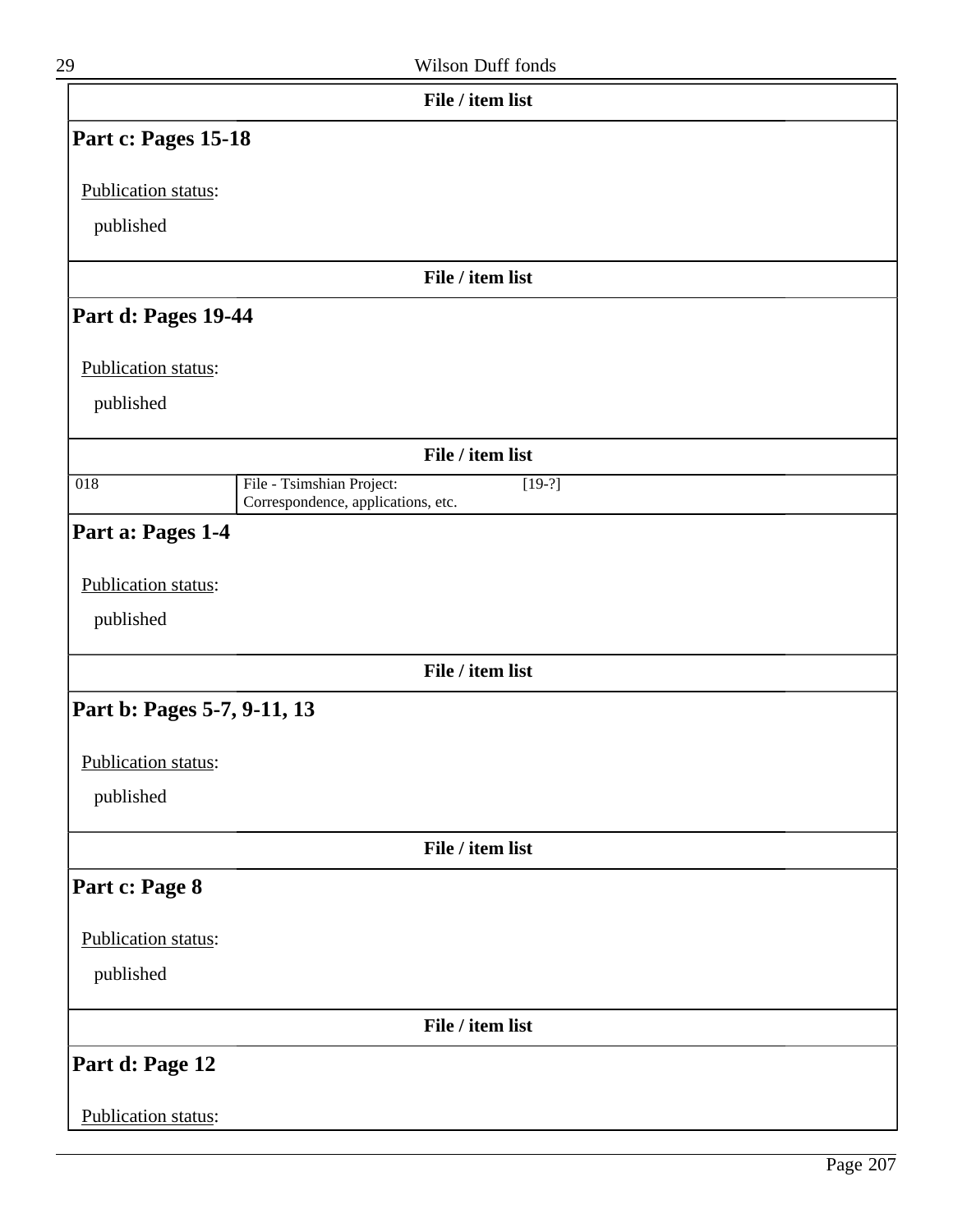**File / item list**

## Part c: Pages 15-18

Publication status:

published

**File / item list**

## Part d: Pages 19-44

Publication status:

published

**File / item list**

| 018 | File - Tsimshian Project: Correspondence, applications, etc. | [19-?] |
|---|---|---|

## Part a: Pages 1-4

Publication status:

published

**File / item list**

## Part b: Pages 5-7, 9-11, 13

Publication status:

published

**File / item list**

## Part c: Page 8

Publication status:

published

**File / item list**

## Part d: Page 12

Publication status: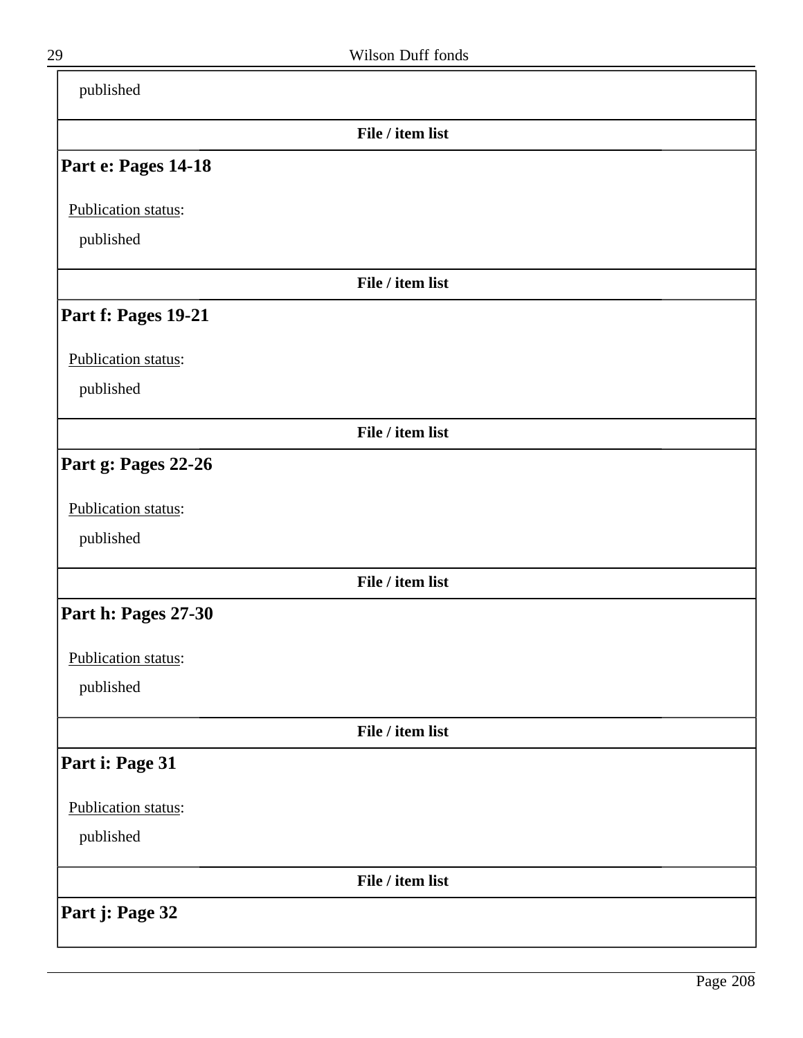published

**File / item list**

### Part e: Pages 14-18

Publication status:

published

**File / item list**

### Part f: Pages 19-21

Publication status:

published

**File / item list**

### Part g: Pages 22-26

Publication status:

published

**File / item list**

### Part h: Pages 27-30

Publication status:

published

**File / item list**

### Part i: Page 31

Publication status:

published

**File / item list**

### Part j: Page 32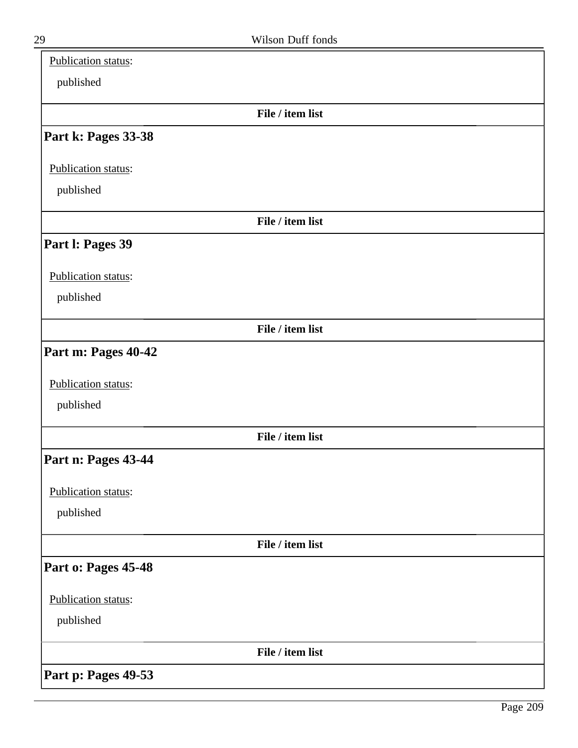Publication status:

published

**File / item list**

### Part k: Pages 33-38

Publication status:

published

**File / item list**

### Part l: Pages 39

Publication status:

published

**File / item list**

### Part m: Pages 40-42

Publication status:

published

**File / item list**

### Part n: Pages 43-44

Publication status:

published

**File / item list**

### Part o: Pages 45-48

Publication status:

published

**File / item list**

### Part p: Pages 49-53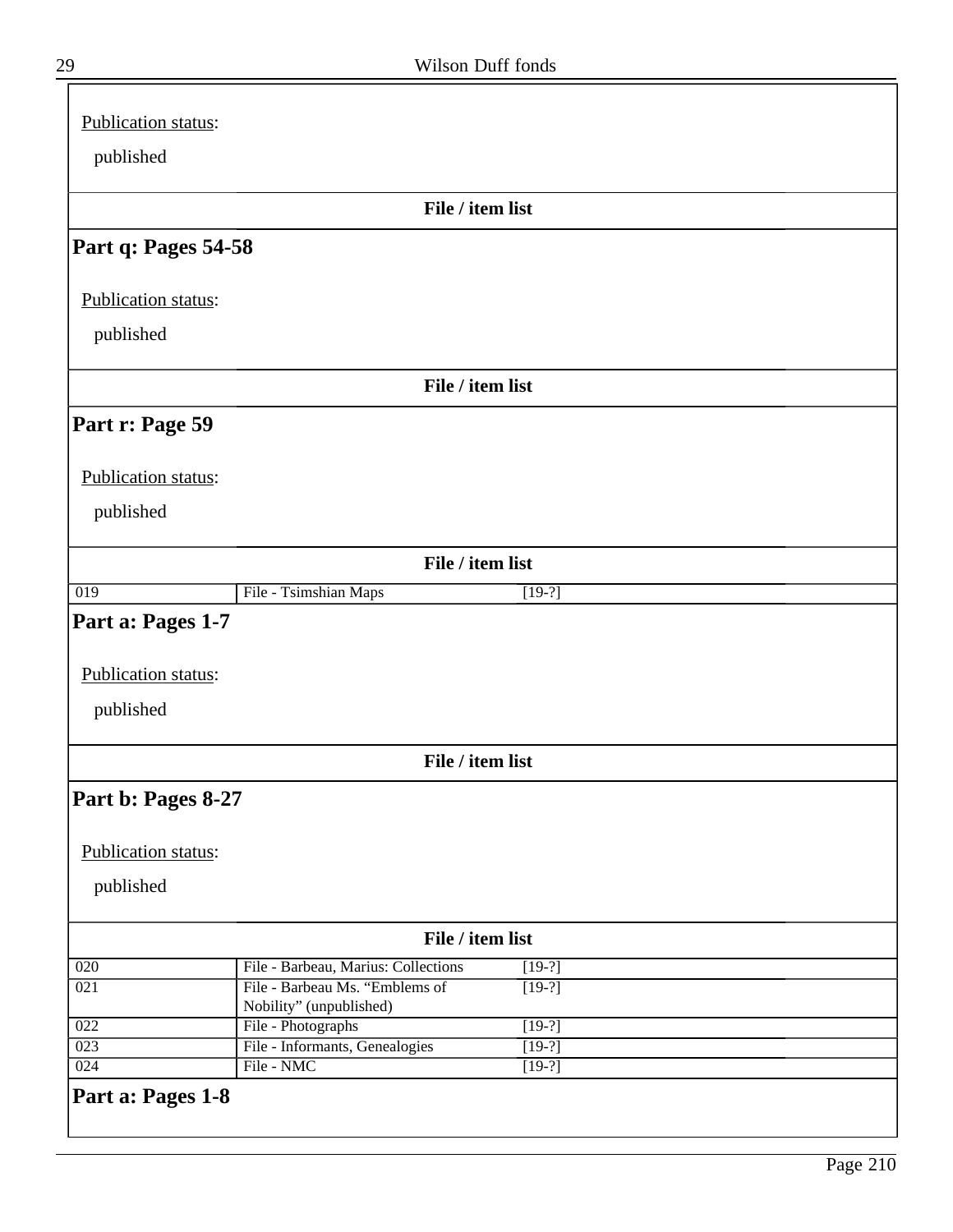Publication status:

published

**File / item list**

## Part q: Pages 54-58

Publication status:

published

**File / item list**

## Part r: Page 59

Publication status:

published

**File / item list**

| | | |
|---|---|---|
| 019 | File - Tsimshian Maps | [19-?] |

## Part a: Pages 1-7

Publication status:

published

**File / item list**

## Part b: Pages 8-27

Publication status:

published

**File / item list**

| | | |
|---|---|---|
| 020 | File - Barbeau, Marius: Collections | [19-?] |
| 021 | File - Barbeau Ms. "Emblems of Nobility" (unpublished) | [19-?] |
| 022 | File - Photographs | [19-?] |
| 023 | File - Informants, Genealogies | [19-?] |
| 024 | File - NMC | [19-?] |

## Part a: Pages 1-8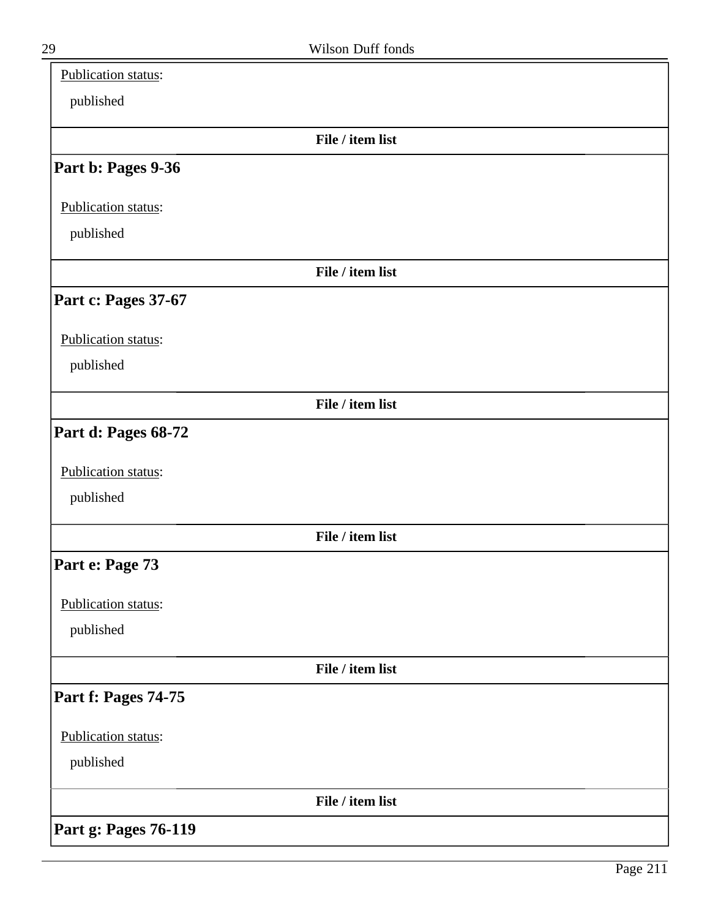Publication status:

published

**File / item list**

### Part b: Pages 9-36

Publication status:

published

**File / item list**

### Part c: Pages 37-67

Publication status:

published

**File / item list**

### Part d: Pages 68-72

Publication status:

published

**File / item list**

### Part e: Page 73

Publication status:

published

**File / item list**

### Part f: Pages 74-75

Publication status:

published

**File / item list**

### Part g: Pages 76-119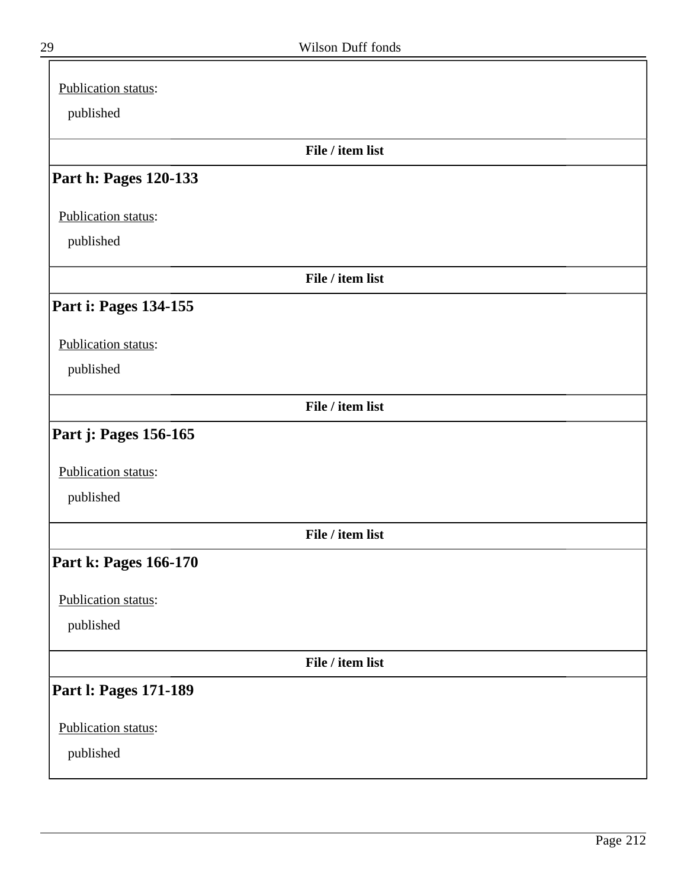Publication status:

published

**File / item list**

## Part h: Pages 120-133

Publication status:

published

**File / item list**

## Part i: Pages 134-155

Publication status:

published

**File / item list**

## Part j: Pages 156-165

Publication status:

published

**File / item list**

## Part k: Pages 166-170

Publication status:

published

**File / item list**

## Part l: Pages 171-189

Publication status:

published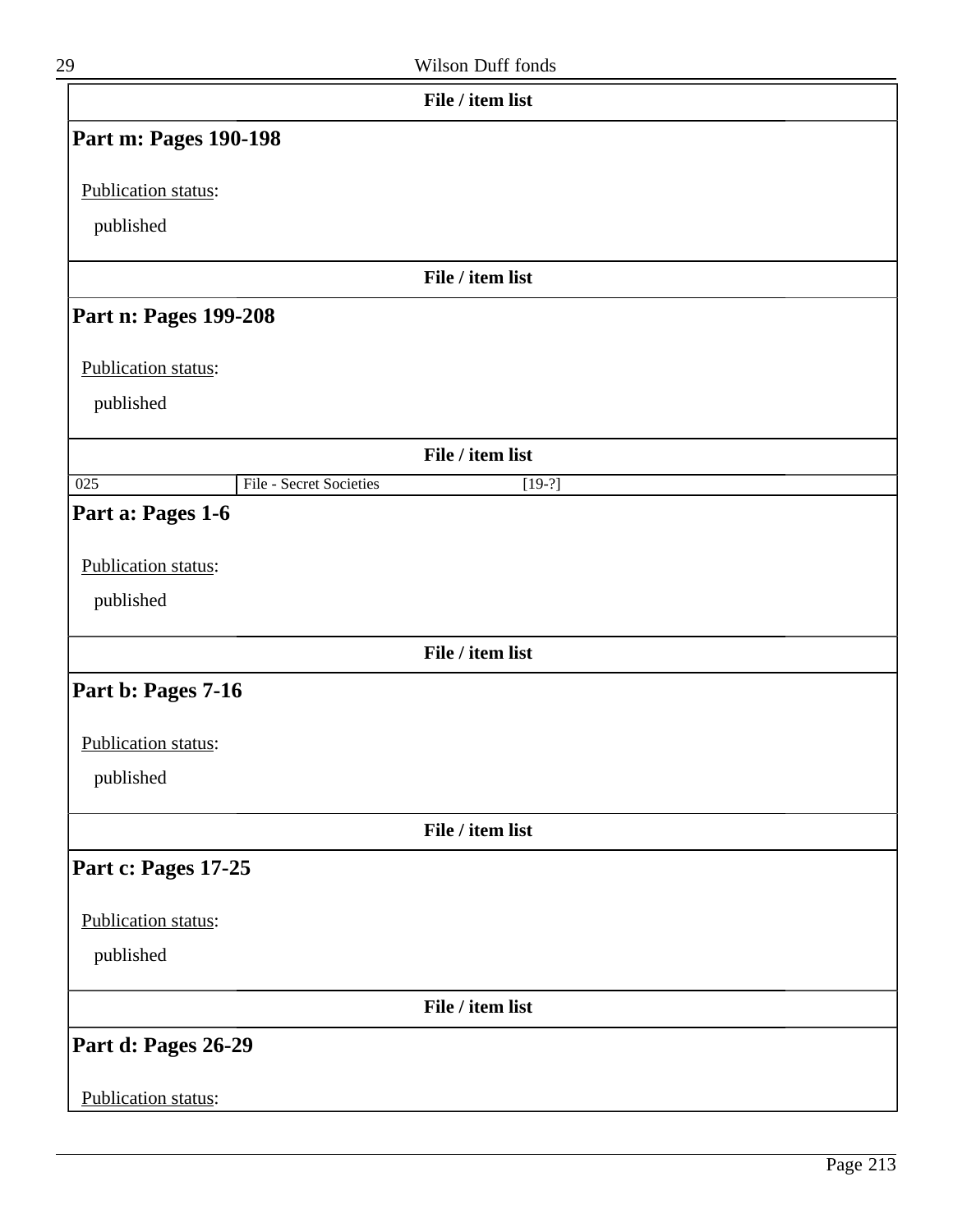**File / item list**

## Part m: Pages 190-198

Publication status:

published

**File / item list**

## Part n: Pages 199-208

Publication status:

published

**File / item list**

| 025 | File - Secret Societies | [19-?] |
|---|---|---|

## Part a: Pages 1-6

Publication status:

published

**File / item list**

## Part b: Pages 7-16

Publication status:

published

**File / item list**

## Part c: Pages 17-25

Publication status:

published

**File / item list**

## Part d: Pages 26-29

Publication status: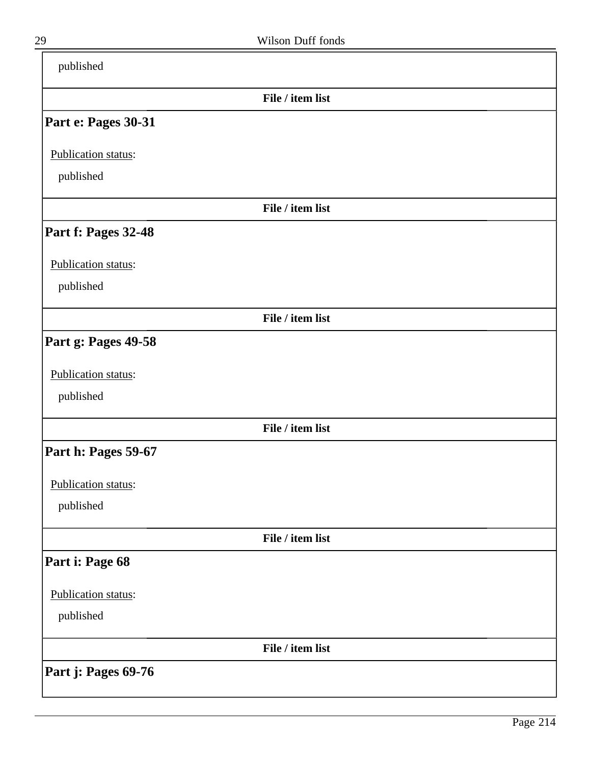published

**File / item list**

### Part e: Pages 30-31

Publication status:

published

**File / item list**

### Part f: Pages 32-48

Publication status:

published

**File / item list**

### Part g: Pages 49-58

Publication status:

published

**File / item list**

### Part h: Pages 59-67

Publication status:

published

**File / item list**

### Part i: Page 68

Publication status:

published

**File / item list**

### Part j: Pages 69-76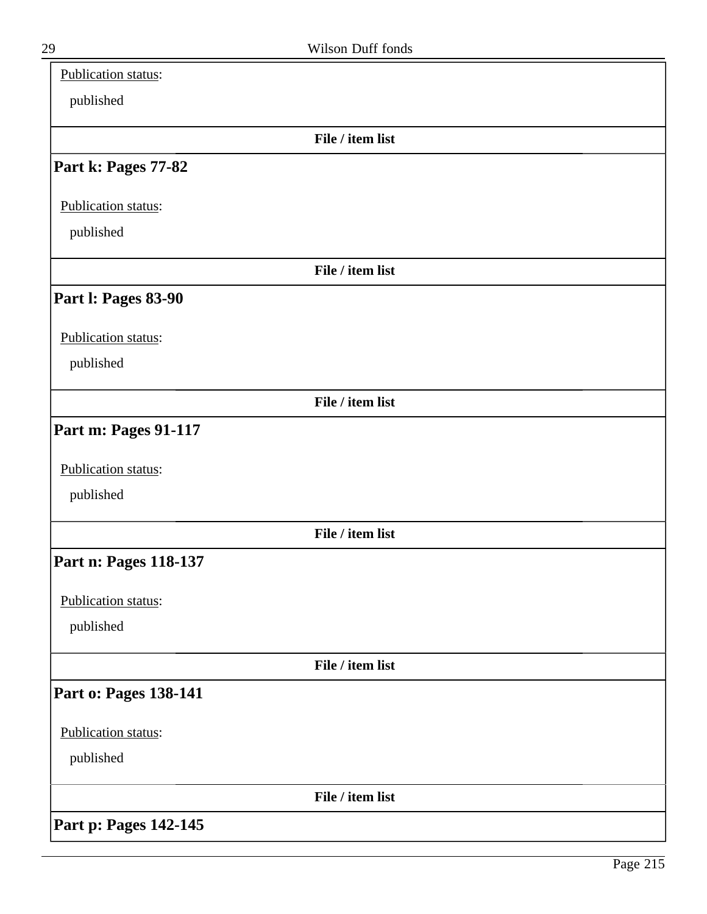Publication status:

published

**File / item list**

### Part k: Pages 77-82

Publication status:

published

**File / item list**

### Part l: Pages 83-90

Publication status:

published

**File / item list**

### Part m: Pages 91-117

Publication status:

published

**File / item list**

### Part n: Pages 118-137

Publication status:

published

**File / item list**

### Part o: Pages 138-141

Publication status:

published

**File / item list**

### Part p: Pages 142-145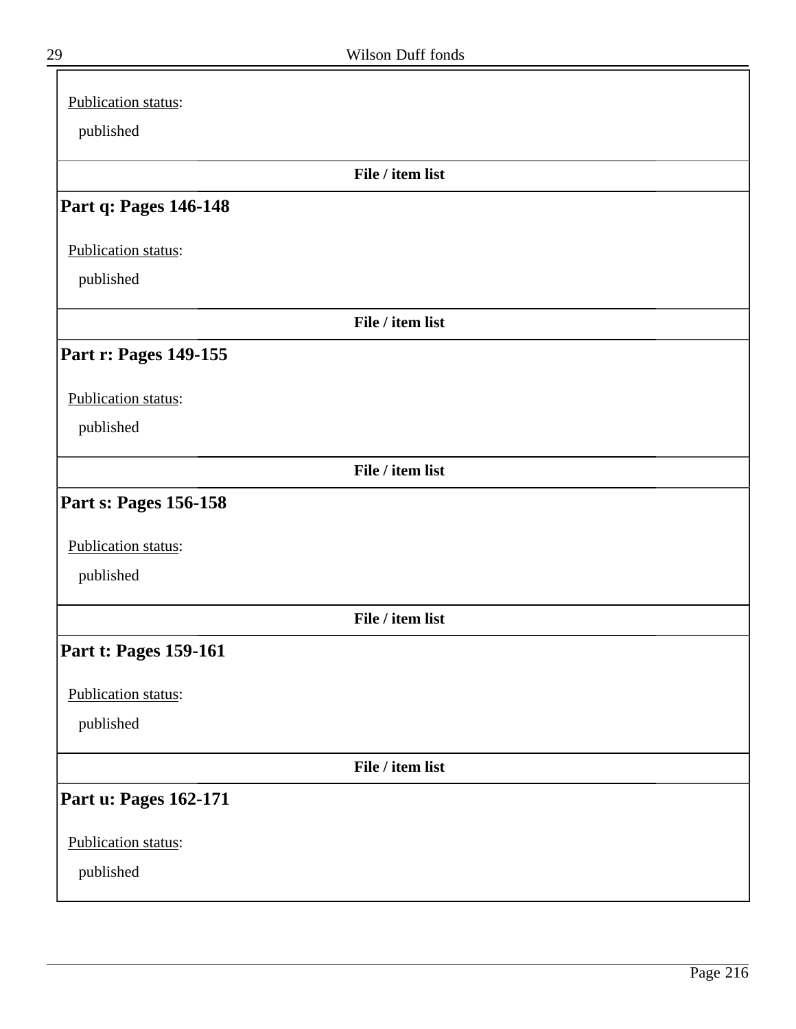Publication status:

published

**File / item list**

### Part q: Pages 146-148

Publication status:

published

**File / item list**

### Part r: Pages 149-155

Publication status:

published

**File / item list**

### Part s: Pages 156-158

Publication status:

published

**File / item list**

### Part t: Pages 159-161

Publication status:

published

**File / item list**

### Part u: Pages 162-171

Publication status:

published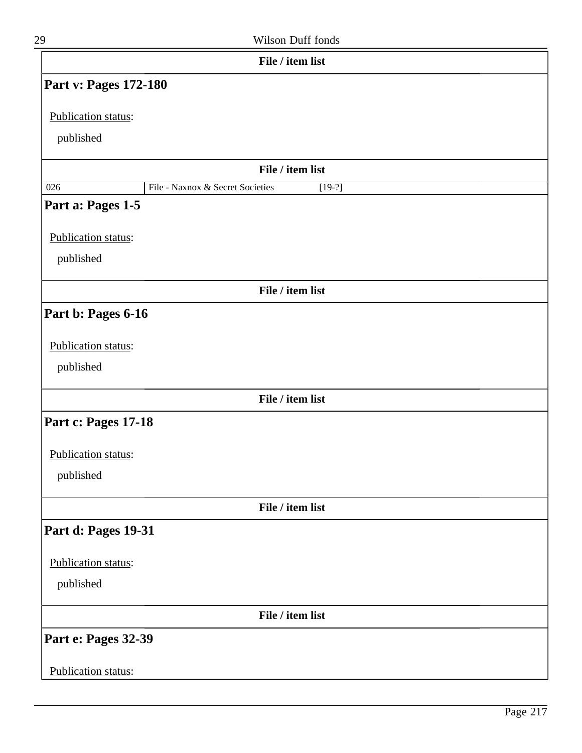File / item list

**Part v: Pages 172-180**

Publication status:

published

File / item list

| 026 | File - Naxnox & Secret Societies | [19-?] |
|---|---|---|

**Part a: Pages 1-5**

Publication status:

published

File / item list

**Part b: Pages 6-16**

Publication status:

published

File / item list

**Part c: Pages 17-18**

Publication status:

published

File / item list

**Part d: Pages 19-31**

Publication status:

published

File / item list

**Part e: Pages 32-39**

Publication status: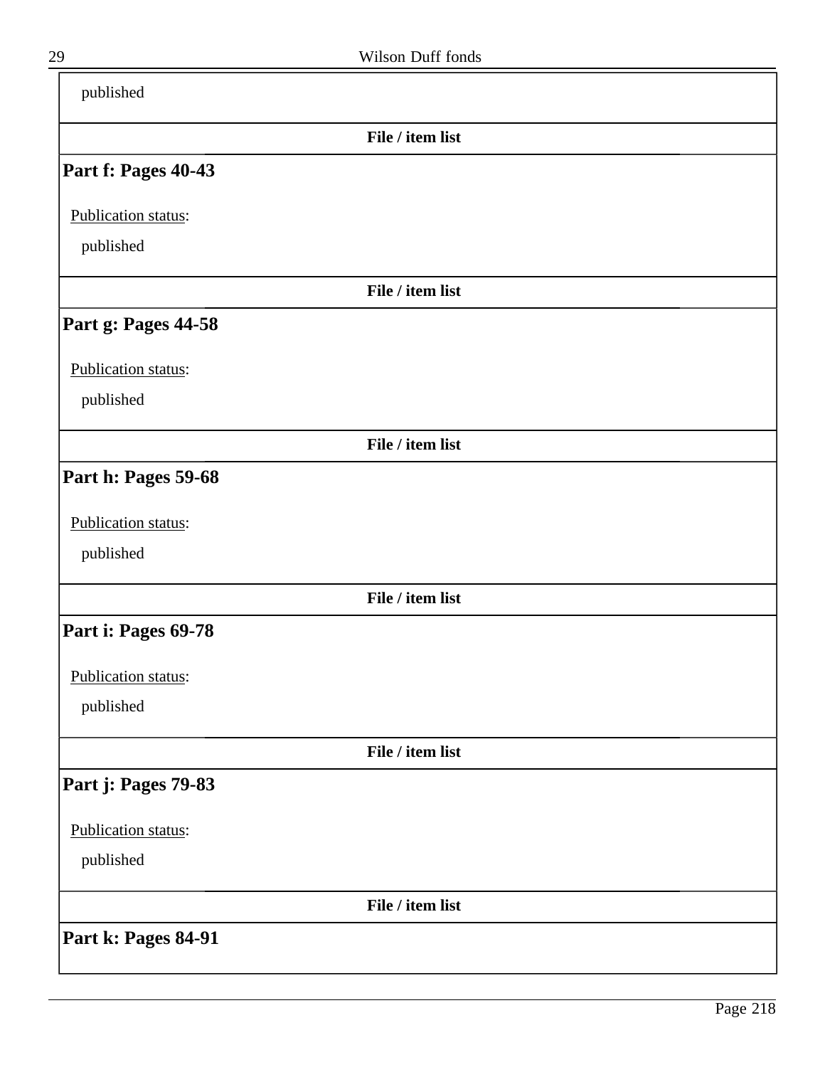published

**File / item list**

### Part f: Pages 40-43

Publication status:

published

**File / item list**

### Part g: Pages 44-58

Publication status:

published

**File / item list**

### Part h: Pages 59-68

Publication status:

published

**File / item list**

### Part i: Pages 69-78

Publication status:

published

**File / item list**

### Part j: Pages 79-83

Publication status:

published

**File / item list**

### Part k: Pages 84-91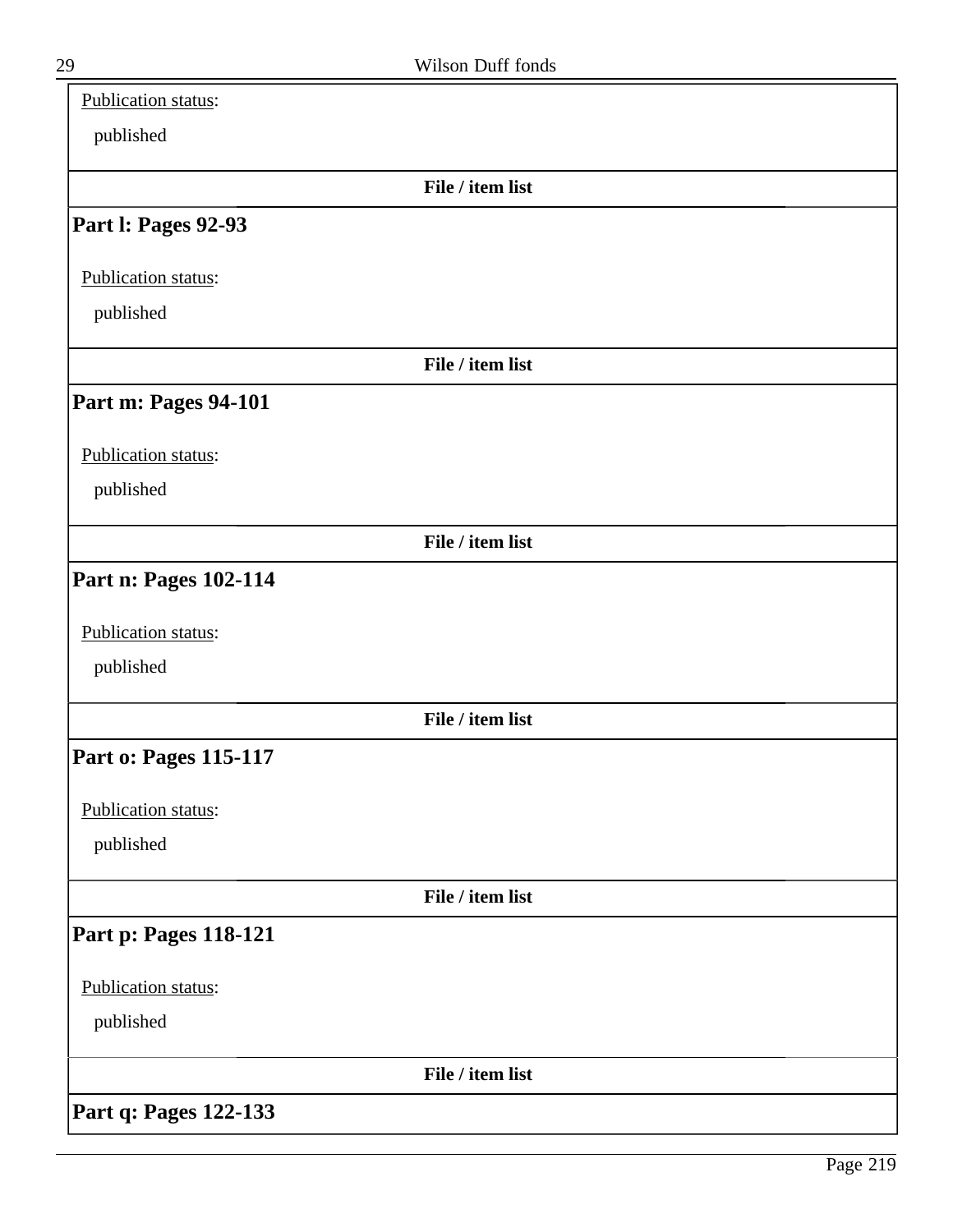Publication status:

published

**File / item list**

## Part l: Pages 92-93

Publication status:

published

**File / item list**

## Part m: Pages 94-101

Publication status:

published

**File / item list**

## Part n: Pages 102-114

Publication status:

published

**File / item list**

## Part o: Pages 115-117

Publication status:

published

**File / item list**

## Part p: Pages 118-121

Publication status:

published

**File / item list**

## Part q: Pages 122-133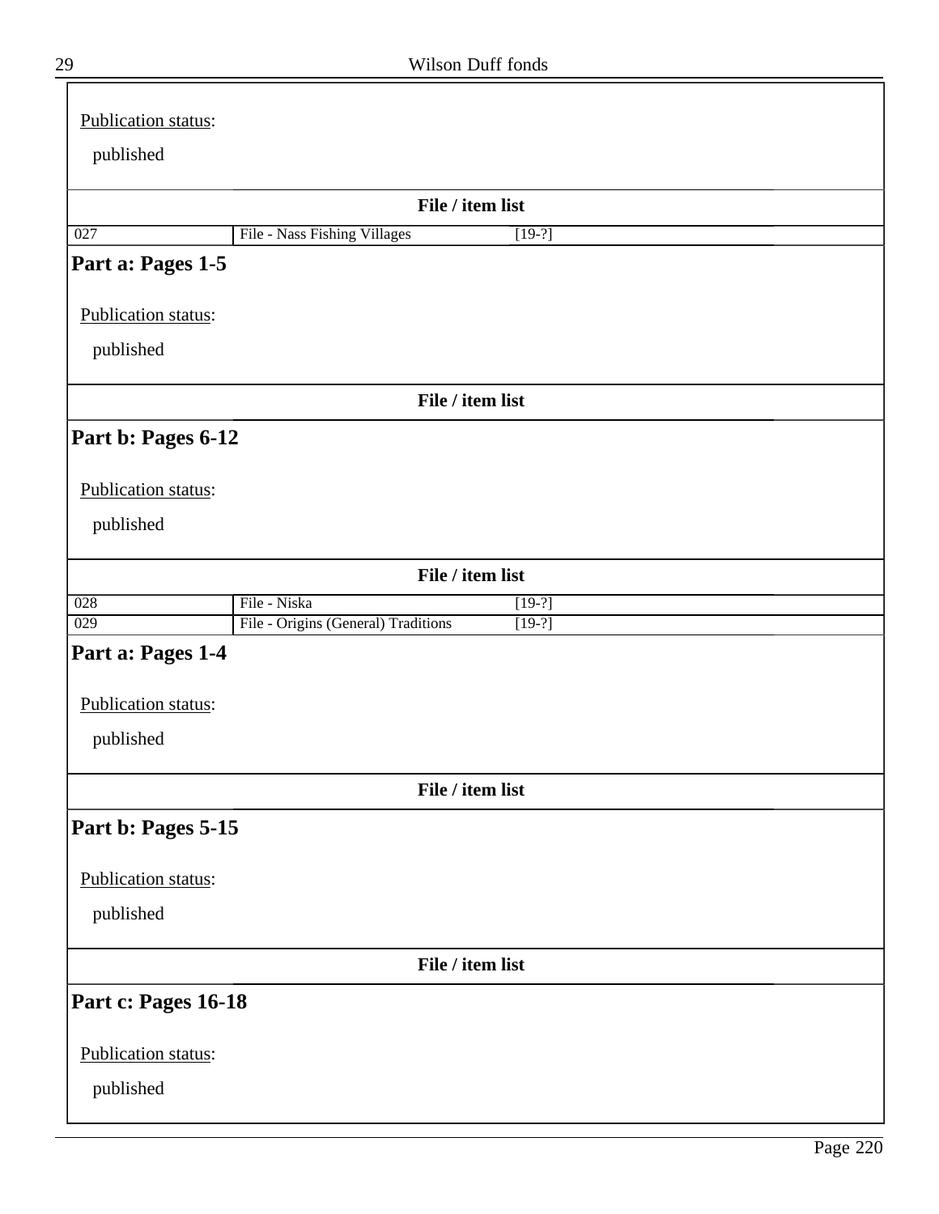Publication status:

published

**File / item list**

| | | |
|---|---|---|
| 027 | File - Nass Fishing Villages | [19-?] |

## Part a: Pages 1-5

Publication status:

published

**File / item list**

## Part b: Pages 6-12

Publication status:

published

**File / item list**

| | | |
|---|---|---|
| 028 | File - Niska | [19-?] |
| 029 | File - Origins (General) Traditions | [19-?] |

## Part a: Pages 1-4

Publication status:

published

**File / item list**

## Part b: Pages 5-15

Publication status:

published

**File / item list**

## Part c: Pages 16-18

Publication status:

published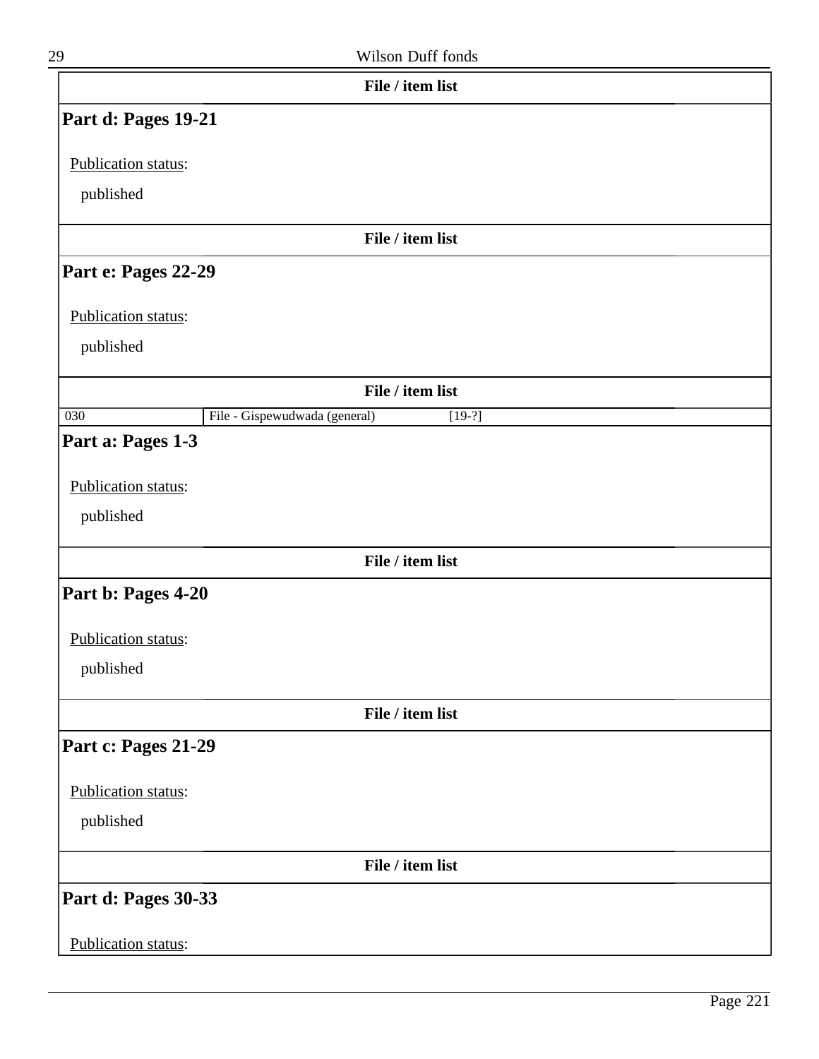**File / item list**

## Part d: Pages 19-21

Publication status:

published

**File / item list**

## Part e: Pages 22-29

Publication status:

published

**File / item list**

| 030 | File - Gispewudwada (general) | [19-?] |
|---|---|---|

## Part a: Pages 1-3

Publication status:

published

**File / item list**

## Part b: Pages 4-20

Publication status:

published

**File / item list**

## Part c: Pages 21-29

Publication status:

published

**File / item list**

## Part d: Pages 30-33

Publication status: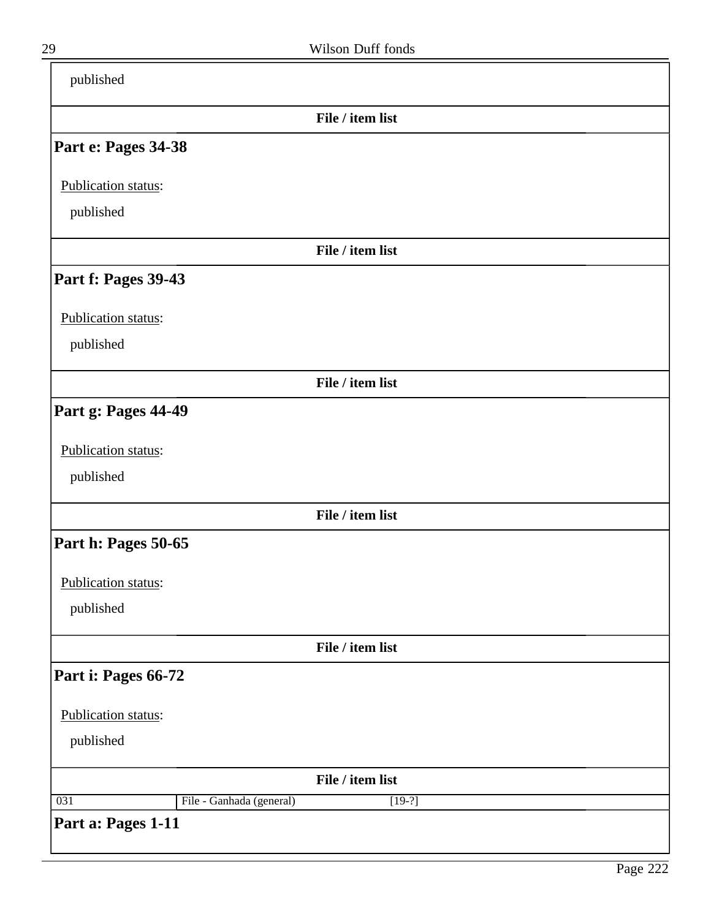published

**File / item list**

### Part e: Pages 34-38

Publication status:

published

**File / item list**

### Part f: Pages 39-43

Publication status:

published

**File / item list**

### Part g: Pages 44-49

Publication status:

published

**File / item list**

### Part h: Pages 50-65

Publication status:

published

**File / item list**

### Part i: Pages 66-72

Publication status:

published

**File / item list**

| 031 | File - Ganhada (general) | [19-?] |
|---|---|---|

### Part a: Pages 1-11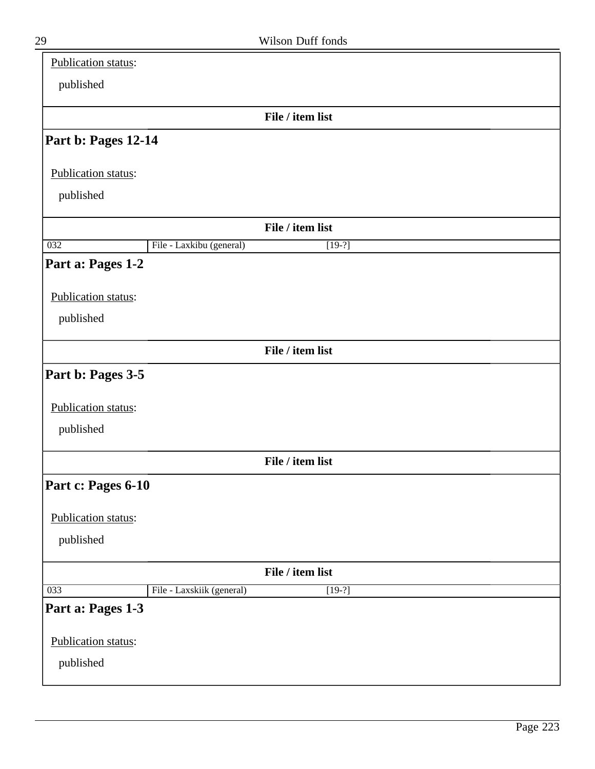Publication status:

published

**File / item list**

## Part b: Pages 12-14

Publication status:

published

**File / item list**

| 032 | File - Laxkibu (general) | [19-?] |
| --- | --- | --- |

## Part a: Pages 1-2

Publication status:

published

**File / item list**

## Part b: Pages 3-5

Publication status:

published

**File / item list**

## Part c: Pages 6-10

Publication status:

published

**File / item list**

| 033 | File - Laxskiik (general) | [19-?] |
| --- | --- | --- |

## Part a: Pages 1-3

Publication status:

published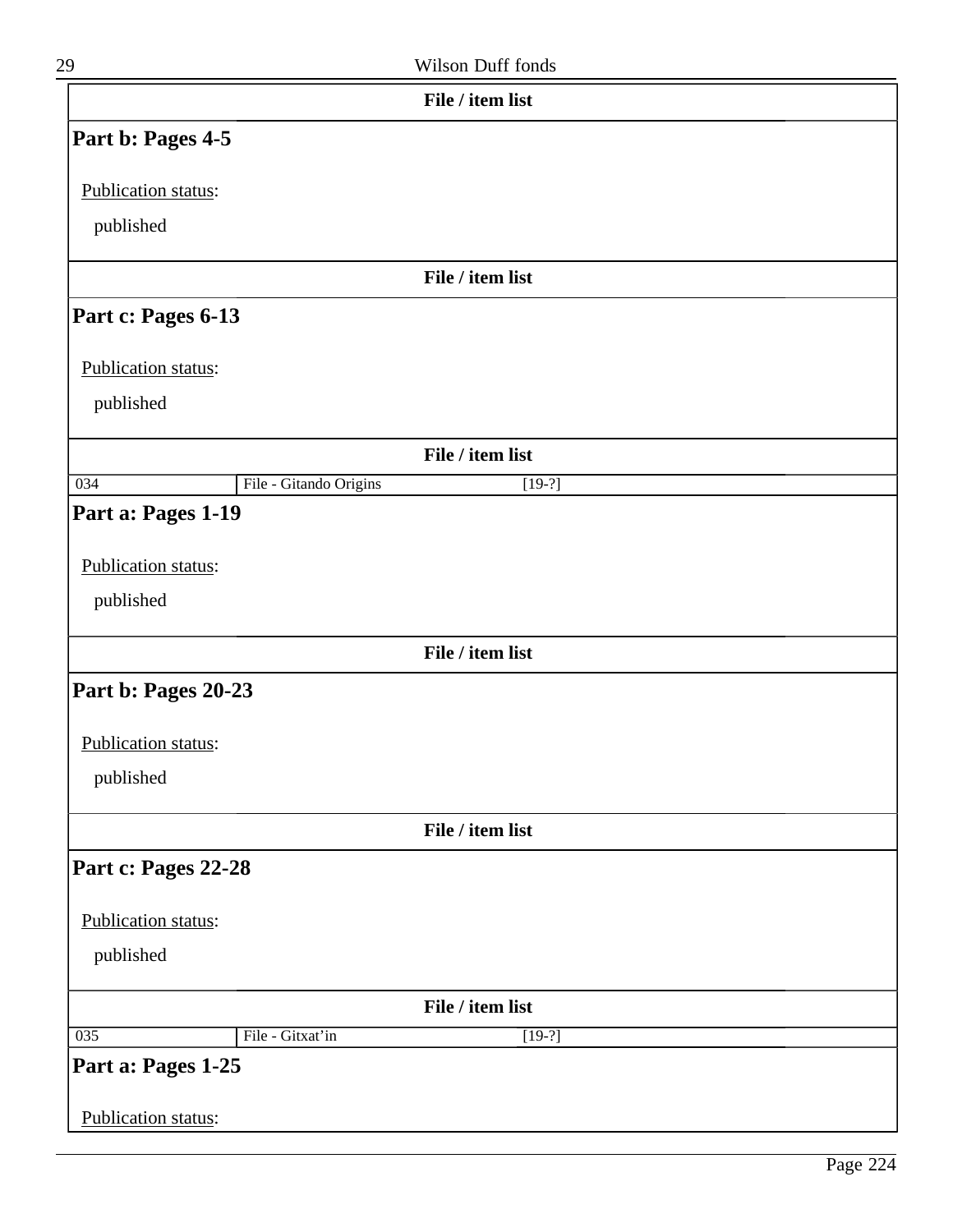**File / item list**

## Part b: Pages 4-5

Publication status:

published

**File / item list**

## Part c: Pages 6-13

Publication status:

published

**File / item list**

| 034 | File - Gitando Origins | [19-?] |
|---|---|---|

## Part a: Pages 1-19

Publication status:

published

**File / item list**

## Part b: Pages 20-23

Publication status:

published

**File / item list**

## Part c: Pages 22-28

Publication status:

published

**File / item list**

| 035 | File - Gitxat'in | [19-?] |
|---|---|---|

## Part a: Pages 1-25

Publication status: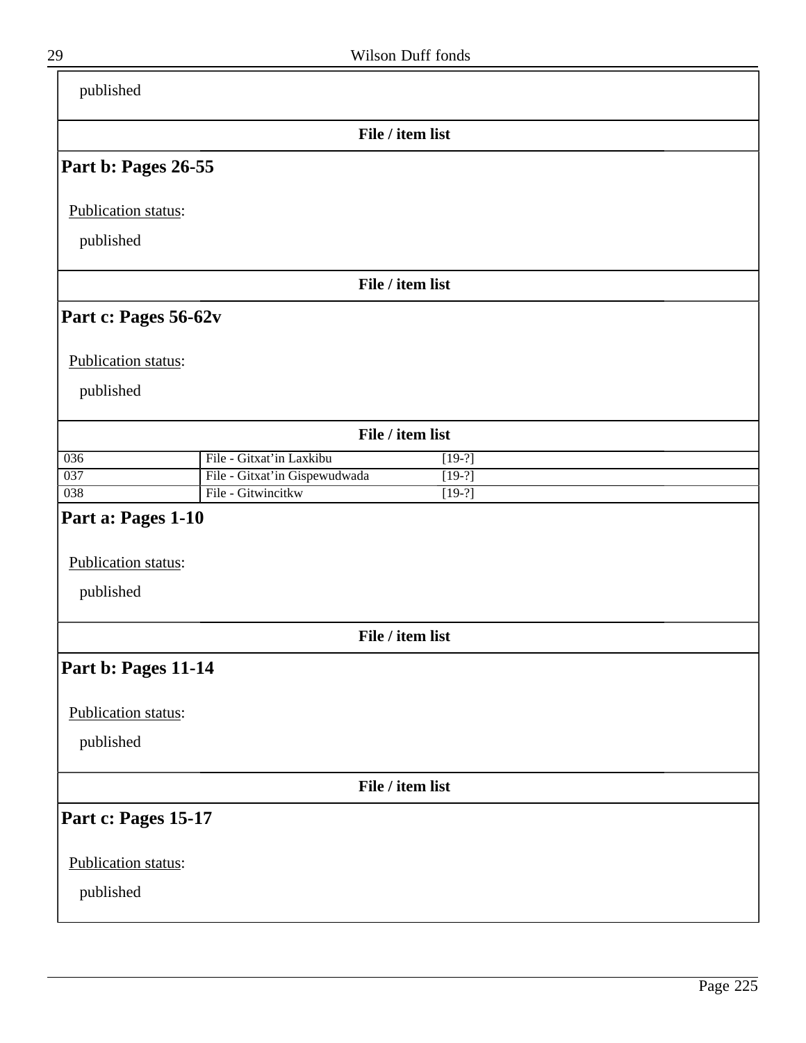published

**File / item list**

## Part b: Pages 26-55

Publication status:

published

**File / item list**

## Part c: Pages 56-62v

Publication status:

published

**File / item list**

| | | |
|---|---|---|
| 036 | File - Gitxat'in Laxkibu | [19-?] |
| 037 | File - Gitxat'in Gispewudwada | [19-?] |
| 038 | File - Gitwincitkw | [19-?] |

## Part a: Pages 1-10

Publication status:

published

**File / item list**

## Part b: Pages 11-14

Publication status:

published

**File / item list**

## Part c: Pages 15-17

Publication status:

published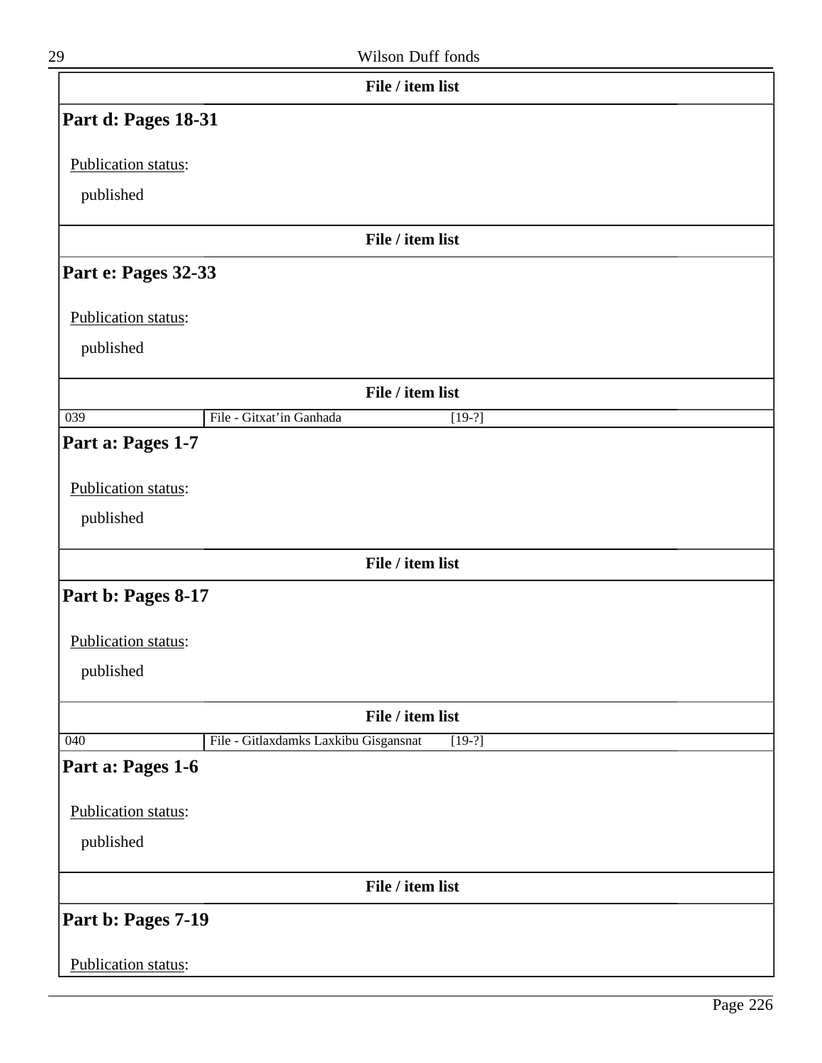**File / item list**

## Part d: Pages 18-31

Publication status:

published

**File / item list**

## Part e: Pages 32-33

Publication status:

published

**File / item list**

| 039 | File - Gitxat'in Ganhada | [19-?] |
|---|---|---|

## Part a: Pages 1-7

Publication status:

published

**File / item list**

## Part b: Pages 8-17

Publication status:

published

**File / item list**

| 040 | File - Gitlaxdamks Laxkibu Gisgansnat | [19-?] |
|---|---|---|

## Part a: Pages 1-6

Publication status:

published

**File / item list**

## Part b: Pages 7-19

Publication status: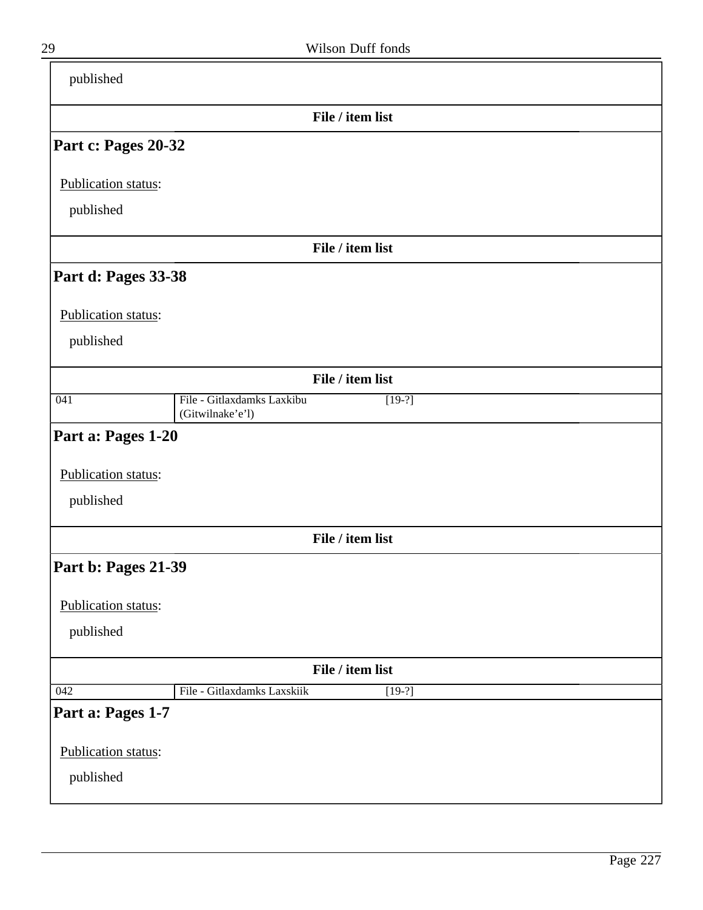published

File / item list

## Part c: Pages 20-32

Publication status:

published

File / item list

## Part d: Pages 33-38

Publication status:

published

File / item list

| | | |
|---|---|---|
| 041 | File - Gitlaxdamks Laxkibu (Gitwilnake'e'l) | [19-?] |

## Part a: Pages 1-20

Publication status:

published

File / item list

## Part b: Pages 21-39

Publication status:

published

File / item list

| | | |
|---|---|---|
| 042 | File - Gitlaxdamks Laxskiik | [19-?] |

## Part a: Pages 1-7

Publication status:

published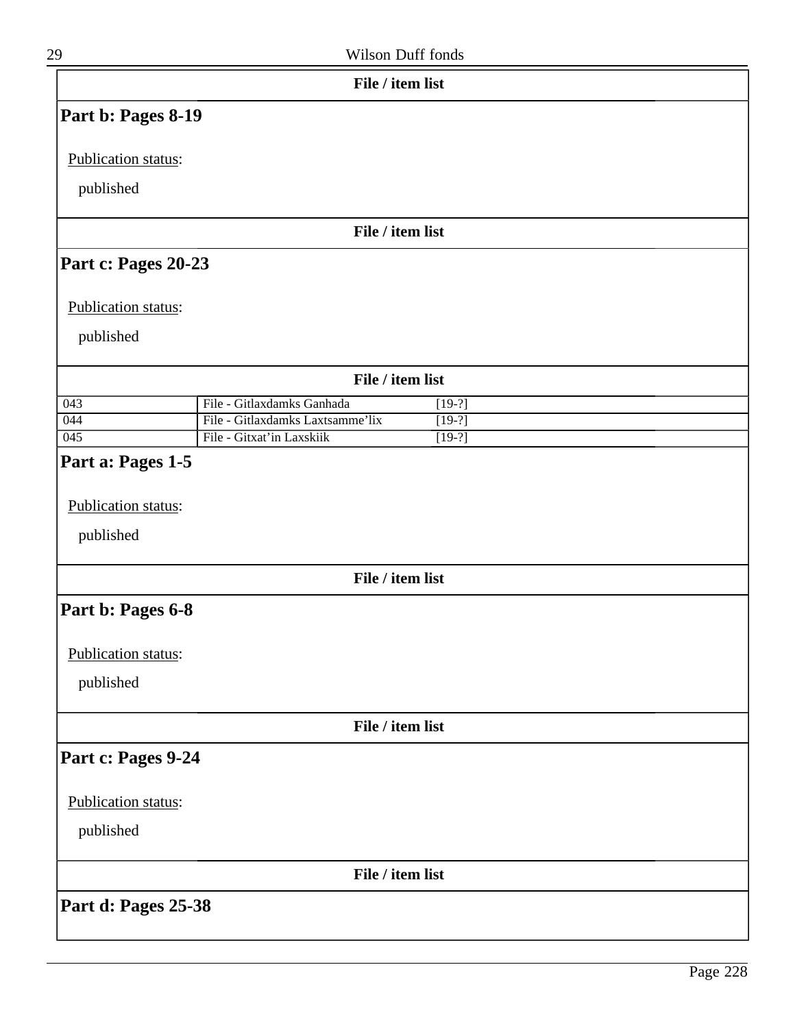**File / item list**

## Part b: Pages 8-19

Publication status:

published

**File / item list**

## Part c: Pages 20-23

Publication status:

published

**File / item list**

| | | |
|---|---|---|
| 043 | File - Gitlaxdamks Ganhada | [19-?] |
| 044 | File - Gitlaxdamks Laxtsamme'lix | [19-?] |
| 045 | File - Gitxat'in Laxskiik | [19-?] |

## Part a: Pages 1-5

Publication status:

published

**File / item list**

## Part b: Pages 6-8

Publication status:

published

**File / item list**

## Part c: Pages 9-24

Publication status:

published

**File / item list**

## Part d: Pages 25-38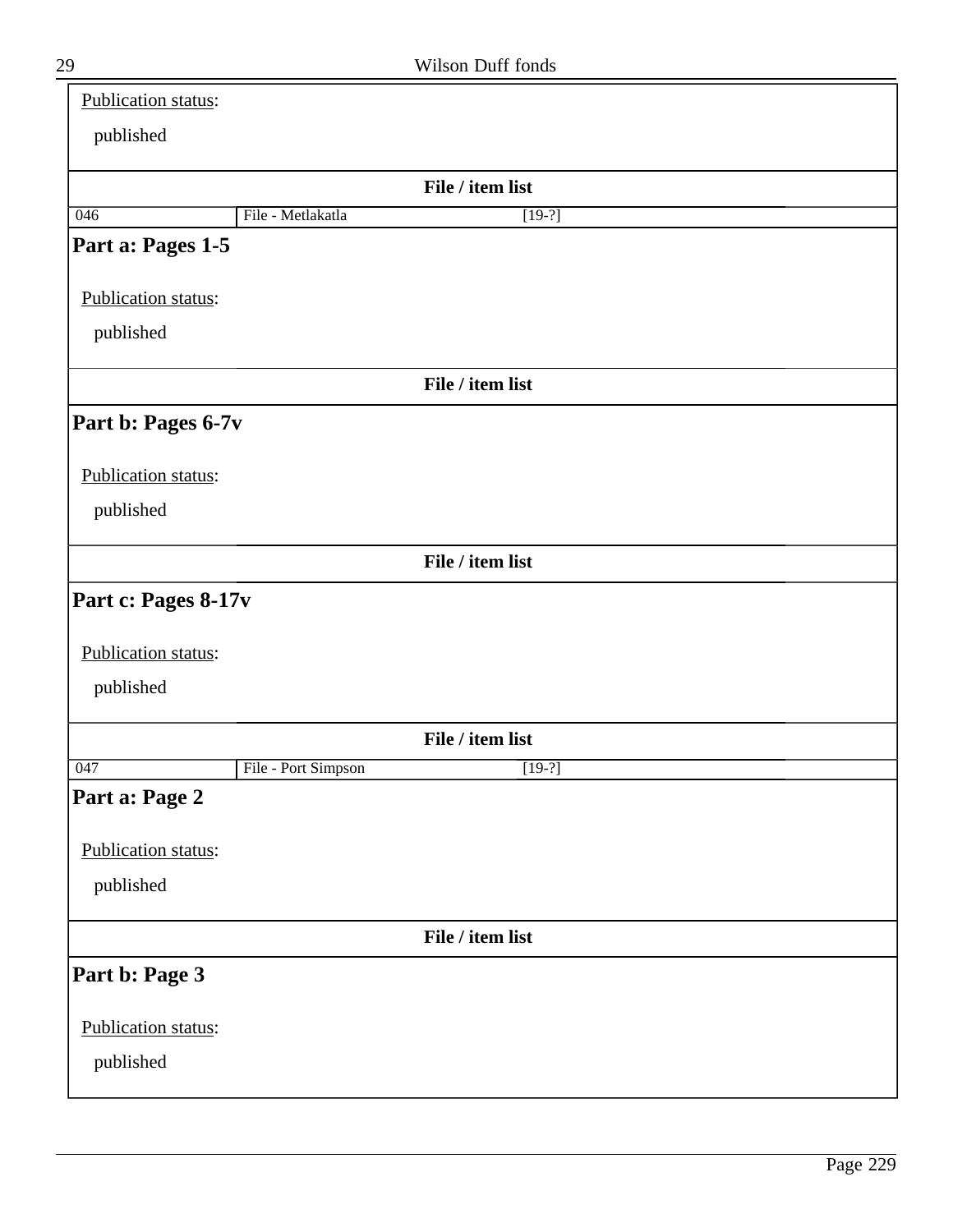Publication status:

published

**File / item list**

| 046 | File - Metlakatla | [19-?] |
|---|---|---|

## Part a: Pages 1-5

Publication status:

published

**File / item list**

## Part b: Pages 6-7v

Publication status:

published

**File / item list**

## Part c: Pages 8-17v

Publication status:

published

**File / item list**

| 047 | File - Port Simpson | [19-?] |
|---|---|---|

## Part a: Page 2

Publication status:

published

**File / item list**

## Part b: Page 3

Publication status:

published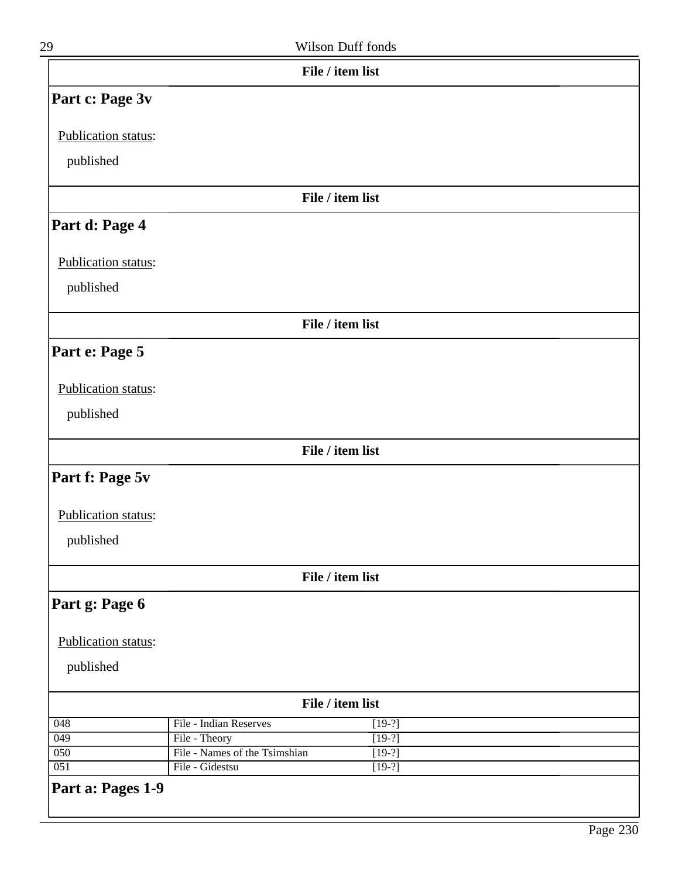**File / item list**

## Part c: Page 3v

Publication status:

published

**File / item list**

## Part d: Page 4

Publication status:

published

**File / item list**

## Part e: Page 5

Publication status:

published

**File / item list**

## Part f: Page 5v

Publication status:

published

**File / item list**

## Part g: Page 6

Publication status:

published

**File / item list**

| | | |
|---|---|---|
| 048 | File - Indian Reserves | [19-?] |
| 049 | File - Theory | [19-?] |
| 050 | File - Names of the Tsimshian | [19-?] |
| 051 | File - Gidestsu | [19-?] |

## Part a: Pages 1-9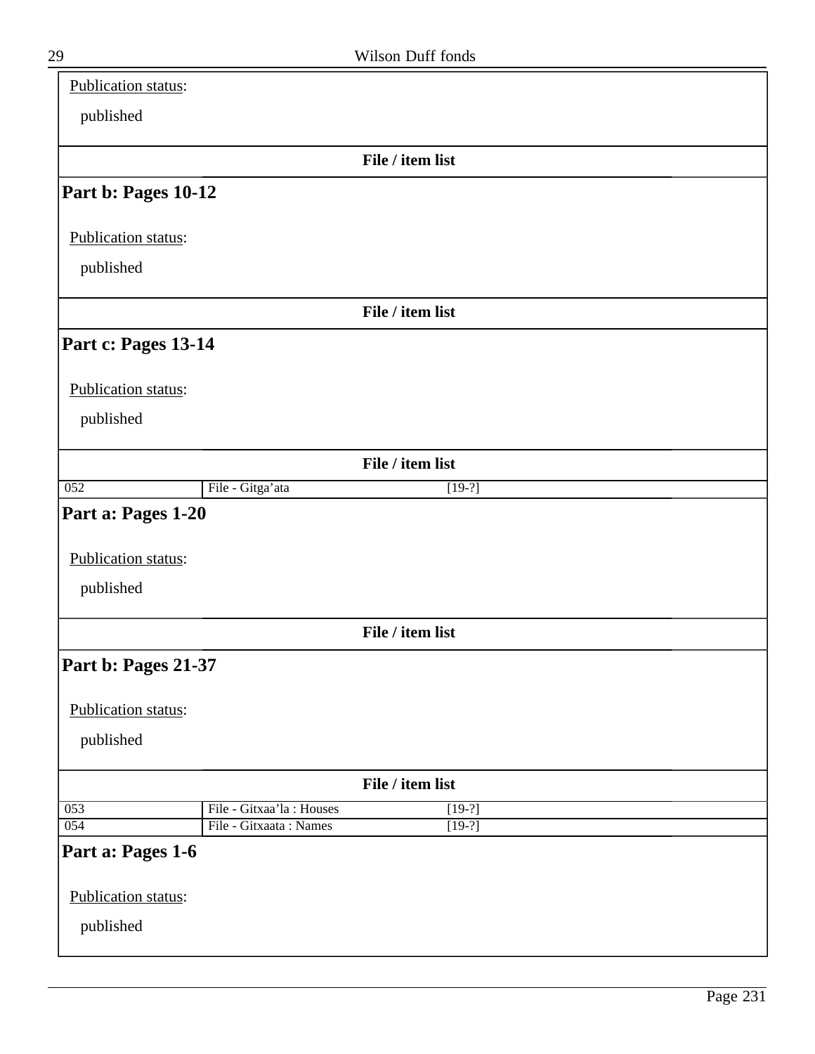Publication status:

published

**File / item list**

## Part b: Pages 10-12

Publication status:

published

**File / item list**

## Part c: Pages 13-14

Publication status:

published

**File / item list**

| | | |
|---|---|---|
| 052 | File - Gitga'ata | [19-?] |

## Part a: Pages 1-20

Publication status:

published

**File / item list**

## Part b: Pages 21-37

Publication status:

published

**File / item list**

| | | |
|---|---|---|
| 053 | File - Gitxaa'la : Houses | [19-?] |
| 054 | File - Gitxaata : Names | [19-?] |

## Part a: Pages 1-6

Publication status:

published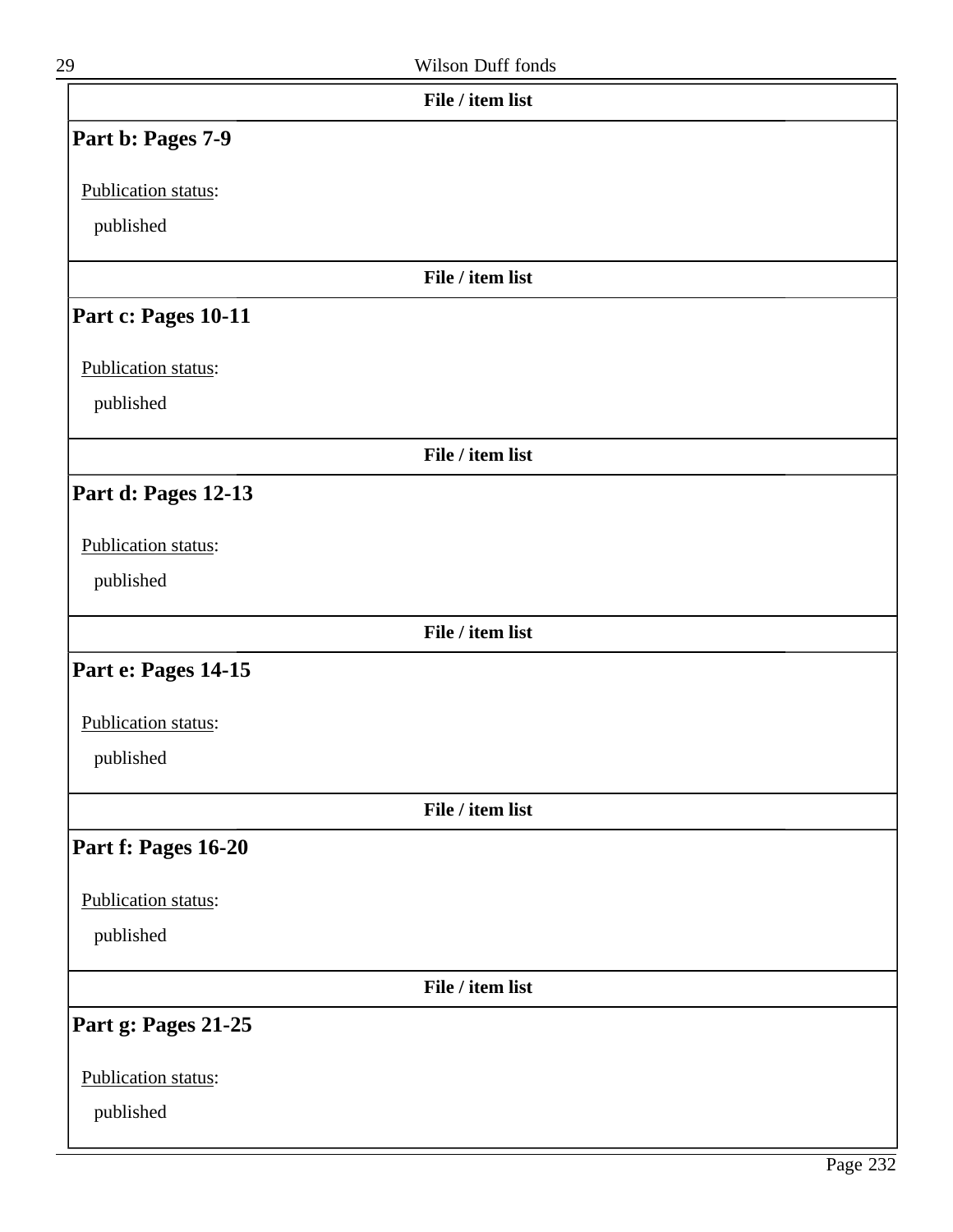**File / item list**

## Part b: Pages 7-9

Publication status:

published

**File / item list**

## Part c: Pages 10-11

Publication status:

published

**File / item list**

## Part d: Pages 12-13

Publication status:

published

**File / item list**

## Part e: Pages 14-15

Publication status:

published

**File / item list**

## Part f: Pages 16-20

Publication status:

published

**File / item list**

## Part g: Pages 21-25

Publication status:

published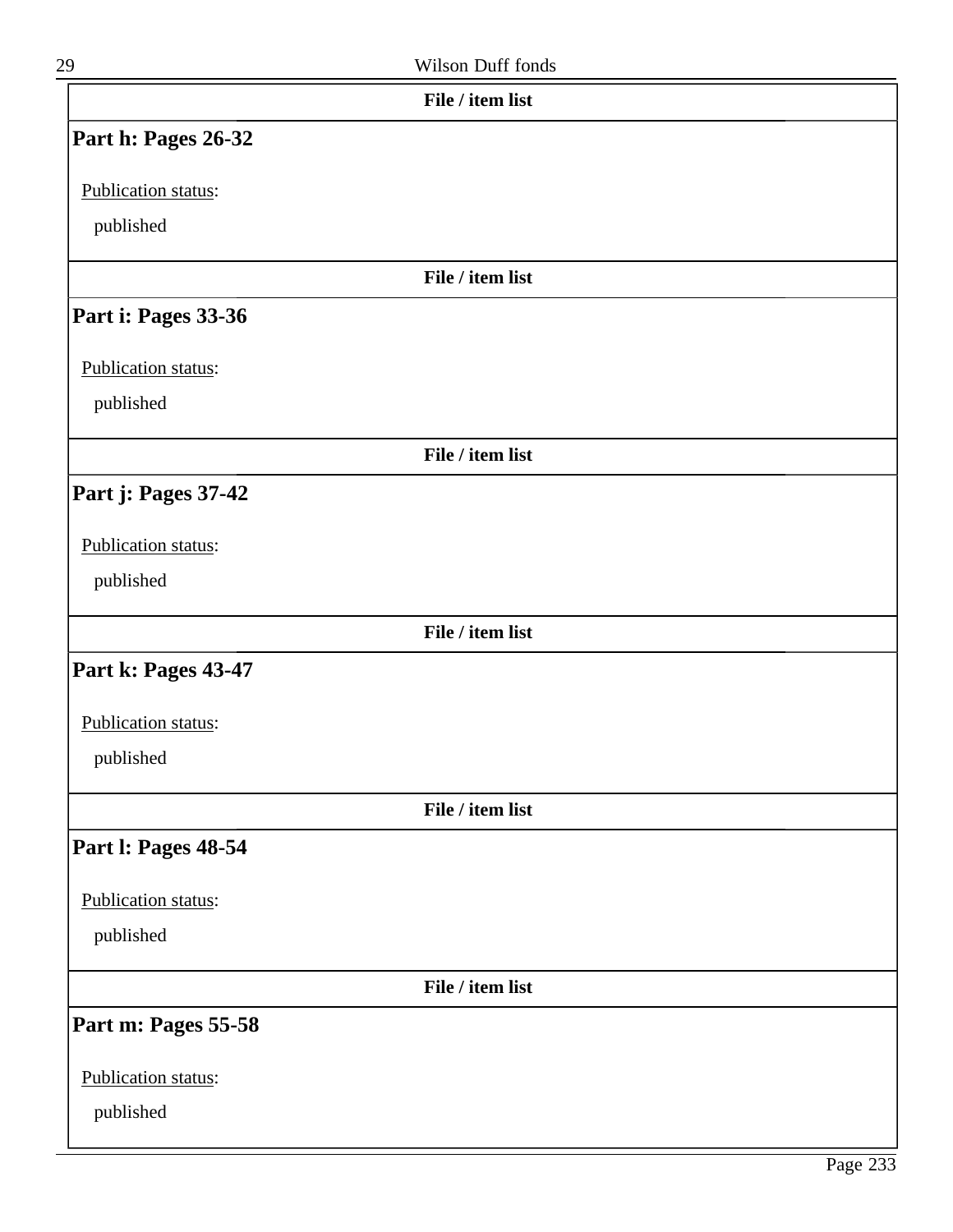**File / item list**

## Part h: Pages 26-32

Publication status:

published

**File / item list**

## Part i: Pages 33-36

Publication status:

published

**File / item list**

## Part j: Pages 37-42

Publication status:

published

**File / item list**

## Part k: Pages 43-47

Publication status:

published

**File / item list**

## Part l: Pages 48-54

Publication status:

published

**File / item list**

## Part m: Pages 55-58

Publication status:

published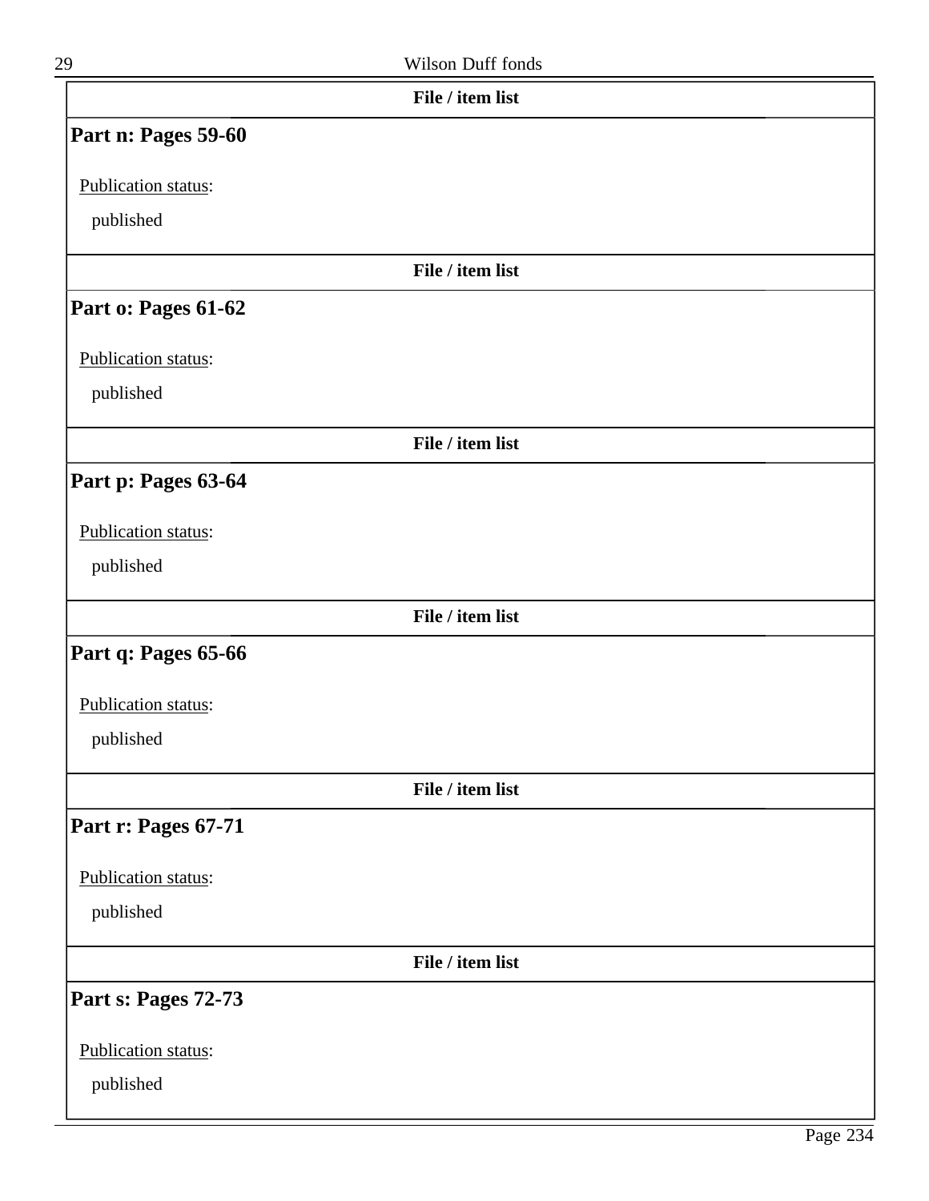**File / item list**

## Part n: Pages 59-60

Publication status:

published

**File / item list**

## Part o: Pages 61-62

Publication status:

published

**File / item list**

## Part p: Pages 63-64

Publication status:

published

**File / item list**

## Part q: Pages 65-66

Publication status:

published

**File / item list**

## Part r: Pages 67-71

Publication status:

published

**File / item list**

## Part s: Pages 72-73

Publication status:

published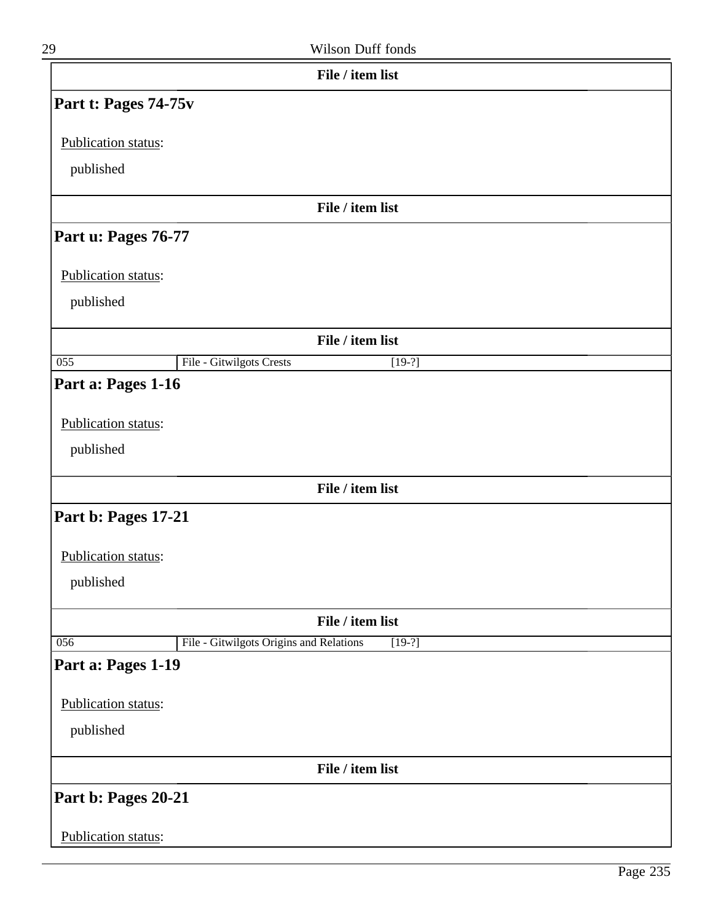**File / item list**

## Part t: Pages 74-75v

Publication status:

published

**File / item list**

## Part u: Pages 76-77

Publication status:

published

**File / item list**

| 055 | File - Gitwilgots Crests | [19-?] |
|---|---|---|

## Part a: Pages 1-16

Publication status:

published

**File / item list**

## Part b: Pages 17-21

Publication status:

published

**File / item list**

| 056 | File - Gitwilgots Origins and Relations | [19-?] |
|---|---|---|

## Part a: Pages 1-19

Publication status:

published

**File / item list**

## Part b: Pages 20-21

Publication status: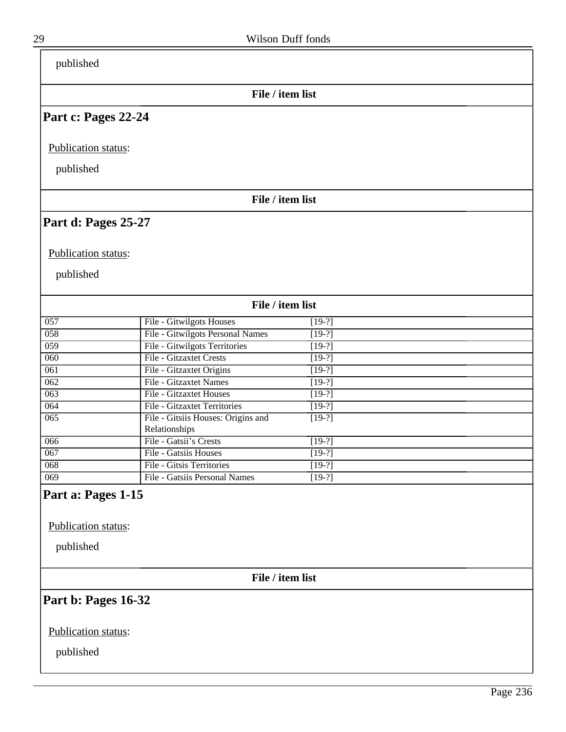published

File / item list

## Part c: Pages 22-24

Publication status:

published

File / item list

## Part d: Pages 25-27

Publication status:

published

File / item list

| | | |
|---|---|---|
| 057 | File - Gitwilgots Houses | [19-?] |
| 058 | File - Gitwilgots Personal Names | [19-?] |
| 059 | File - Gitwilgots Territories | [19-?] |
| 060 | File - Gitzaxtet Crests | [19-?] |
| 061 | File - Gitzaxtet Origins | [19-?] |
| 062 | File - Gitzaxtet Names | [19-?] |
| 063 | File - Gitzaxtet Houses | [19-?] |
| 064 | File - Gitzaxtet Territories | [19-?] |
| 065 | File - Gitsiis Houses: Origins and Relationships | [19-?] |
| 066 | File - Gatsii's Crests | [19-?] |
| 067 | File - Gatsiis Houses | [19-?] |
| 068 | File - Gitsis Territories | [19-?] |
| 069 | File - Gatsiis Personal Names | [19-?] |

## Part a: Pages 1-15

Publication status:

published

File / item list

## Part b: Pages 16-32

Publication status:

published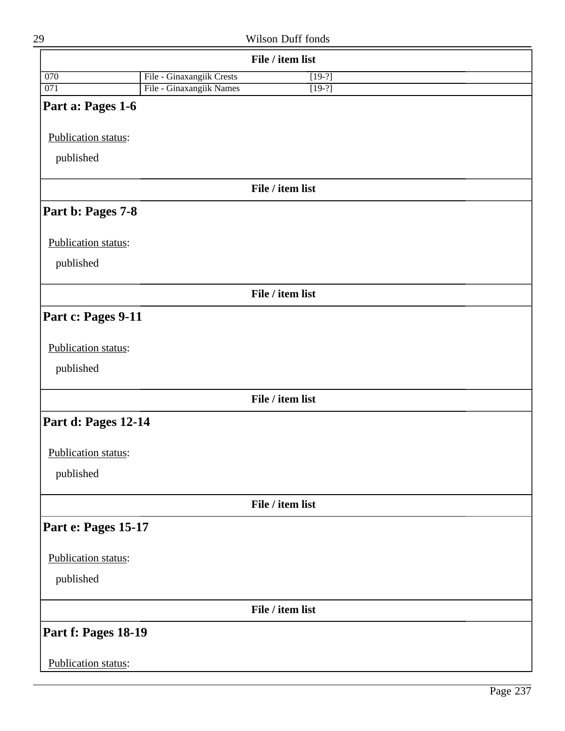**File / item list**

| | | |
|---|---|---|
| 070 | File - Ginaxangiik Crests | [19-?] |
| 071 | File - Ginaxangiik Names | [19-?] |

## Part a: Pages 1-6

Publication status:

published

**File / item list**

## Part b: Pages 7-8

Publication status:

published

**File / item list**

## Part c: Pages 9-11

Publication status:

published

**File / item list**

## Part d: Pages 12-14

Publication status:

published

**File / item list**

## Part e: Pages 15-17

Publication status:

published

**File / item list**

## Part f: Pages 18-19

Publication status: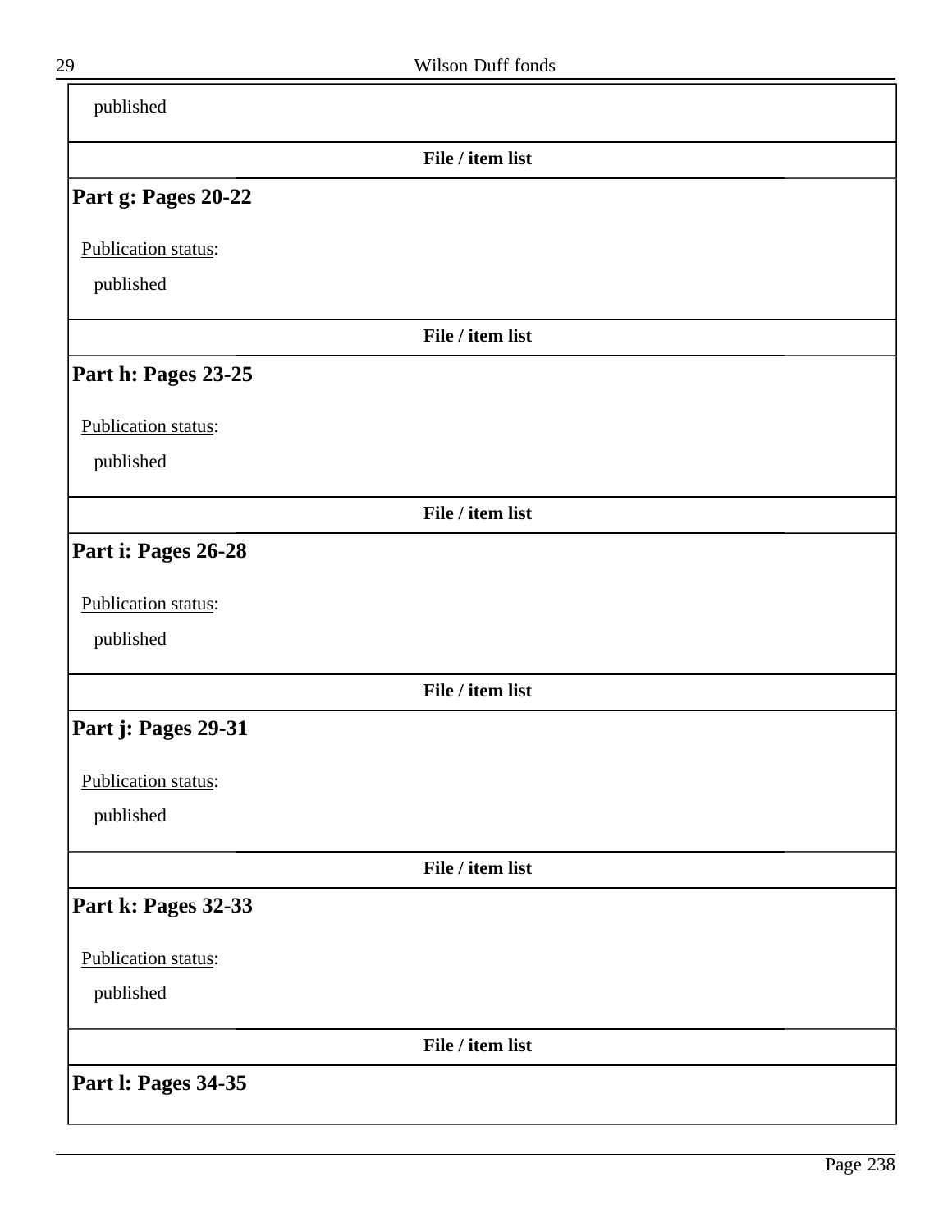published

**File / item list**

## Part g: Pages 20-22

Publication status:

published

**File / item list**

## Part h: Pages 23-25

Publication status:

published

**File / item list**

## Part i: Pages 26-28

Publication status:

published

**File / item list**

## Part j: Pages 29-31

Publication status:

published

**File / item list**

## Part k: Pages 32-33

Publication status:

published

**File / item list**

## Part l: Pages 34-35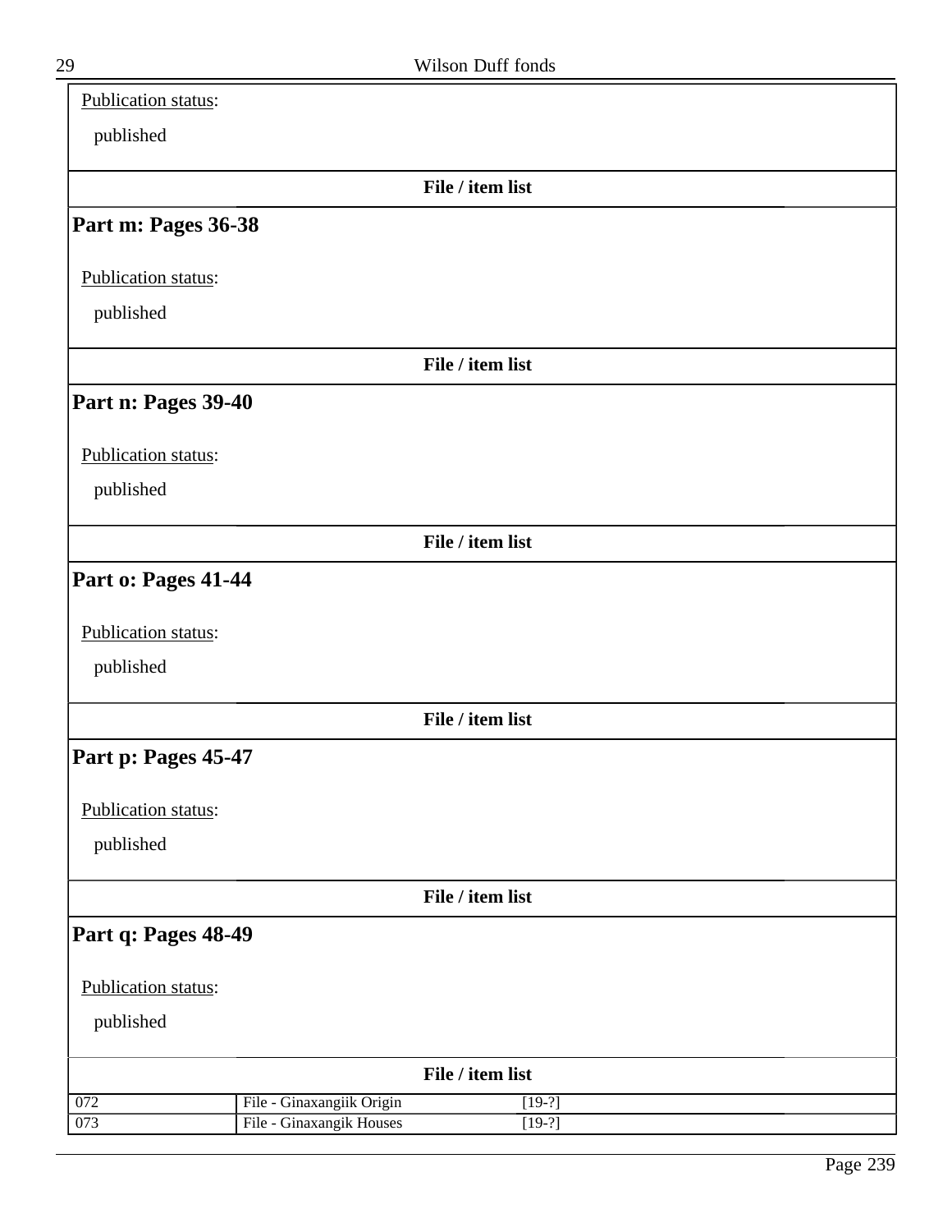Publication status:

published

**File / item list**

## Part m: Pages 36-38

Publication status:

published

**File / item list**

## Part n: Pages 39-40

Publication status:

published

**File / item list**

## Part o: Pages 41-44

Publication status:

published

**File / item list**

## Part p: Pages 45-47

Publication status:

published

**File / item list**

## Part q: Pages 48-49

Publication status:

published

**File / item list**

| | | |
|---|---|---|
| 072 | File - Ginaxangiik Origin | [19-?] |
| 073 | File - Ginaxangik Houses | [19-?] |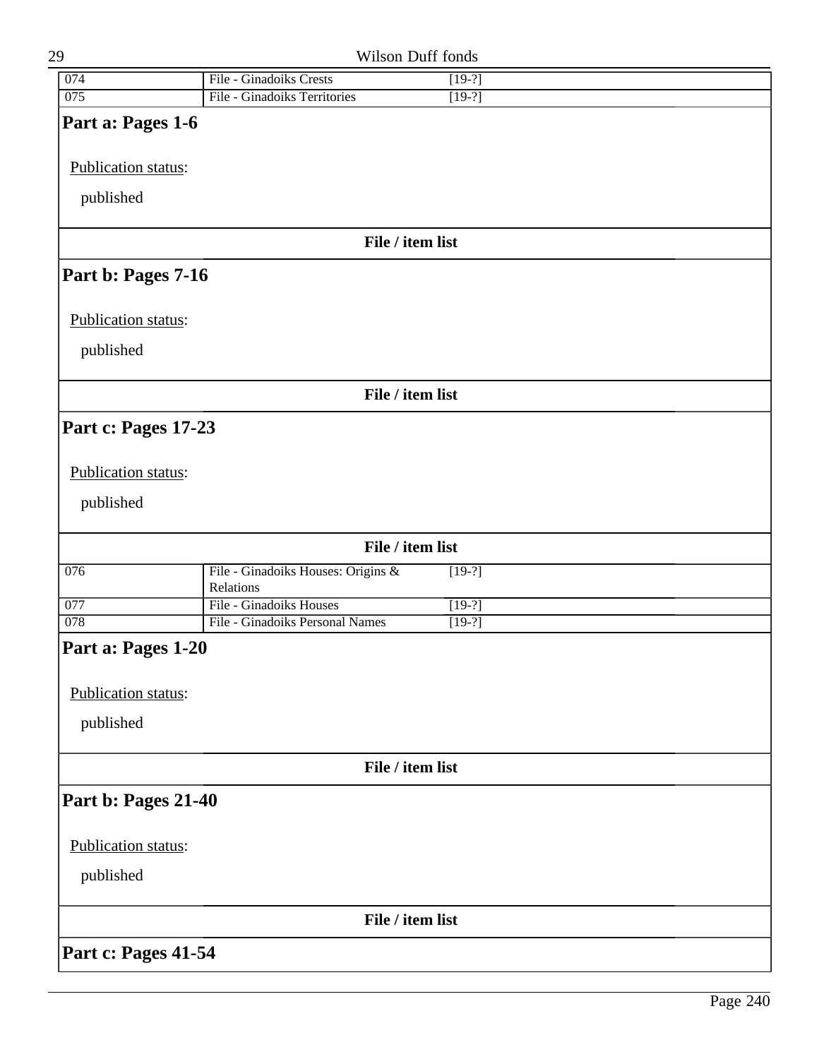| 074 | File - Ginadoiks Crests | [19-?] |
|---|---|---|
| 075 | File - Ginadoiks Territories | [19-?] |

## Part a: Pages 1-6

Publication status:

published

**File / item list**

## Part b: Pages 7-16

Publication status:

published

**File / item list**

## Part c: Pages 17-23

Publication status:

published

**File / item list**

| 076 | File - Ginadoiks Houses: Origins & Relations | [19-?] |
|---|---|---|
| 077 | File - Ginadoiks Houses | [19-?] |
| 078 | File - Ginadoiks Personal Names | [19-?] |

## Part a: Pages 1-20

Publication status:

published

**File / item list**

## Part b: Pages 21-40

Publication status:

published

**File / item list**

## Part c: Pages 41-54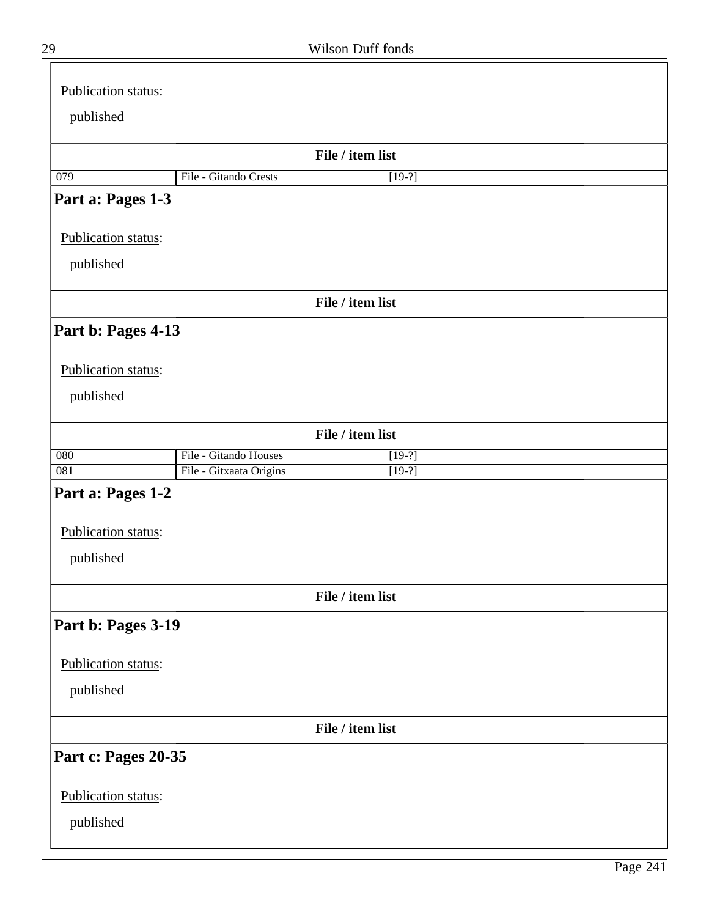Publication status:

published

**File / item list**

| 079 | File - Gitando Crests | [19-?] |
|---|---|---|

## Part a: Pages 1-3

Publication status:

published

**File / item list**

## Part b: Pages 4-13

Publication status:

published

**File / item list**

| 080 | File - Gitando Houses | [19-?] |
|---|---|---|
| 081 | File - Gitxaata Origins | [19-?] |

## Part a: Pages 1-2

Publication status:

published

**File / item list**

## Part b: Pages 3-19

Publication status:

published

**File / item list**

## Part c: Pages 20-35

Publication status:

published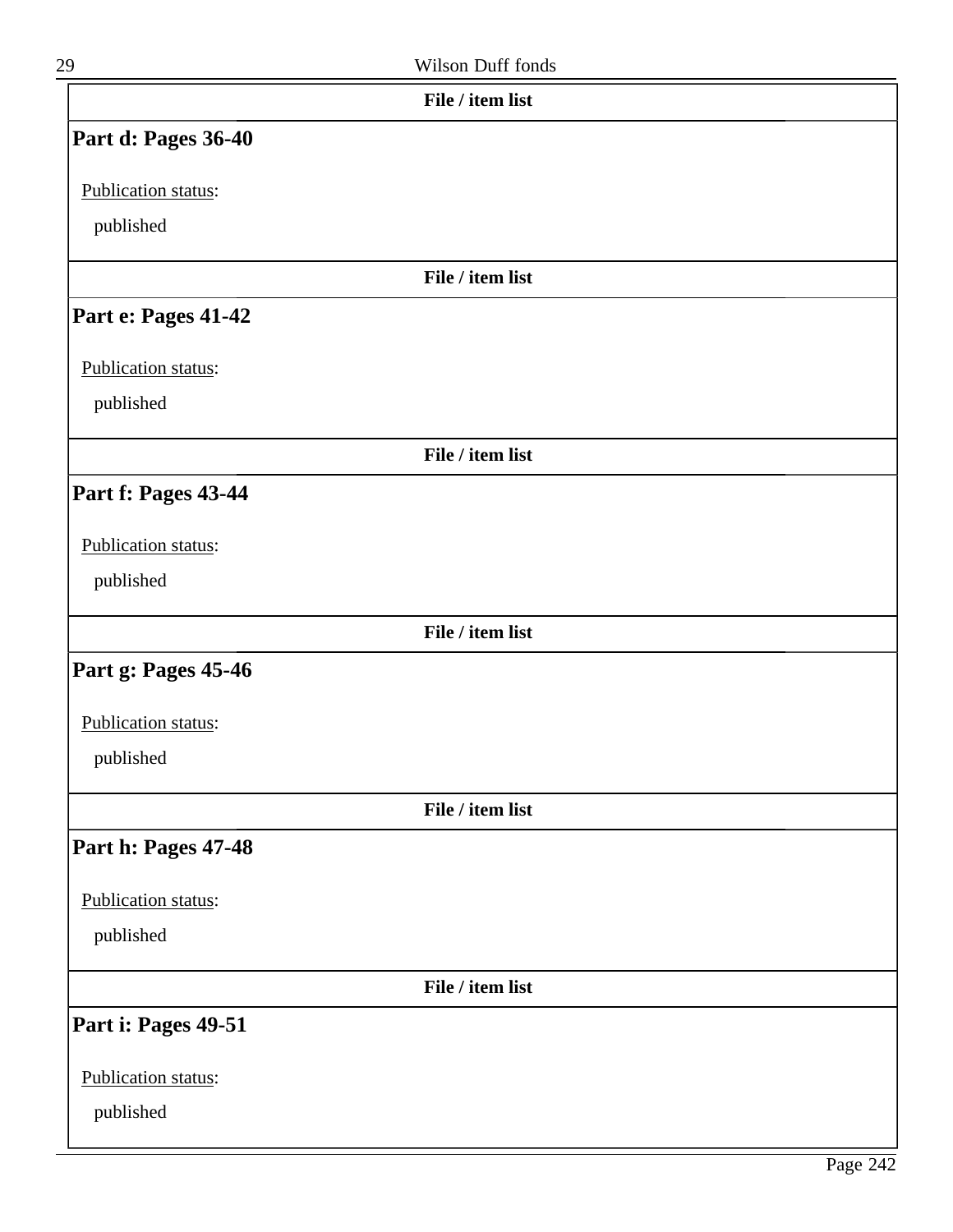File / item list

### Part d: Pages 36-40

Publication status:

published

File / item list

### Part e: Pages 41-42

Publication status:

published

File / item list

### Part f: Pages 43-44

Publication status:

published

File / item list

### Part g: Pages 45-46

Publication status:

published

File / item list

### Part h: Pages 47-48

Publication status:

published

File / item list

### Part i: Pages 49-51

Publication status:

published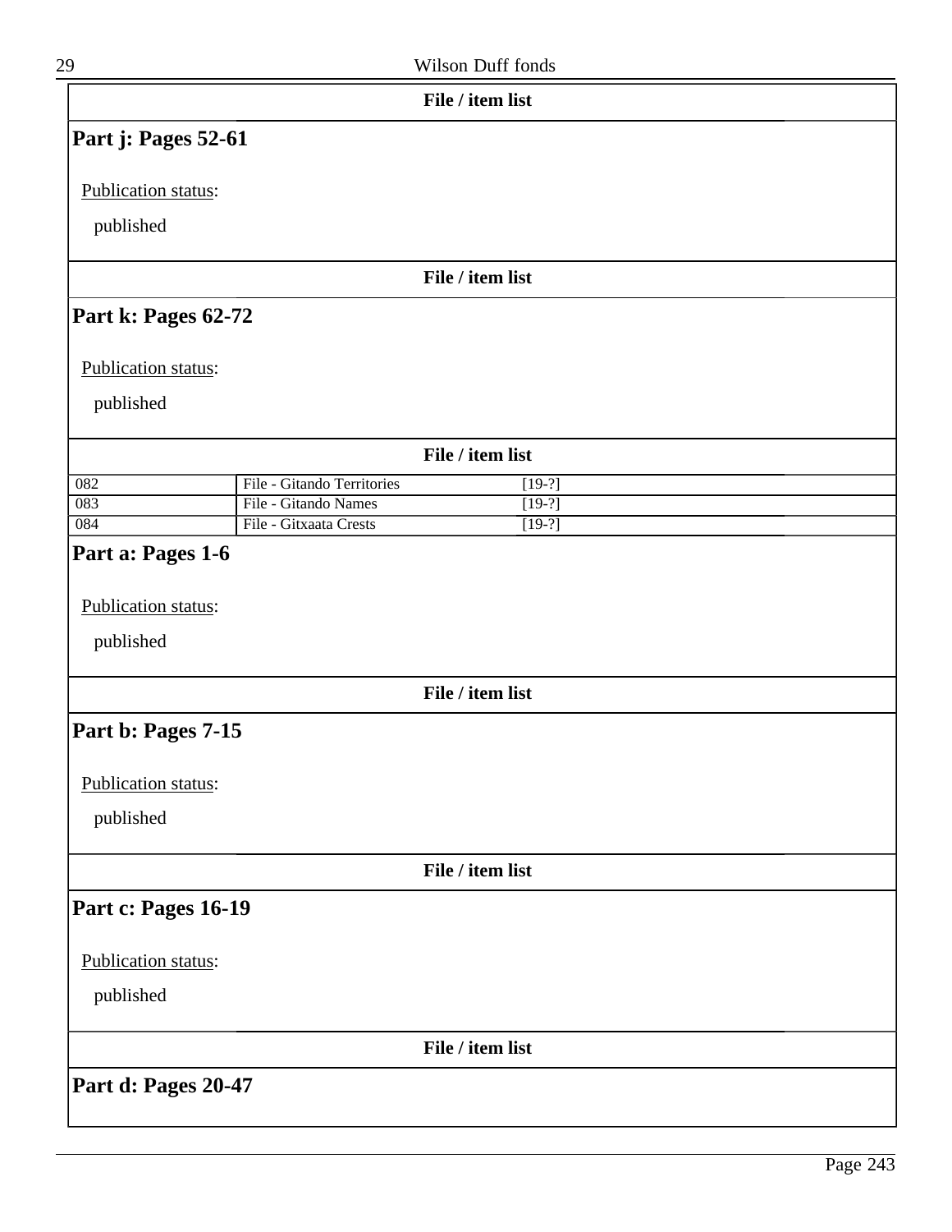**File / item list**

## Part j: Pages 52-61

Publication status:

published

**File / item list**

## Part k: Pages 62-72

Publication status:

published

**File / item list**

| | | |
|---|---|---|
| 082 | File - Gitando Territories | [19-?] |
| 083 | File - Gitando Names | [19-?] |
| 084 | File - Gitxaata Crests | [19-?] |

## Part a: Pages 1-6

Publication status:

published

**File / item list**

## Part b: Pages 7-15

Publication status:

published

**File / item list**

## Part c: Pages 16-19

Publication status:

published

**File / item list**

## Part d: Pages 20-47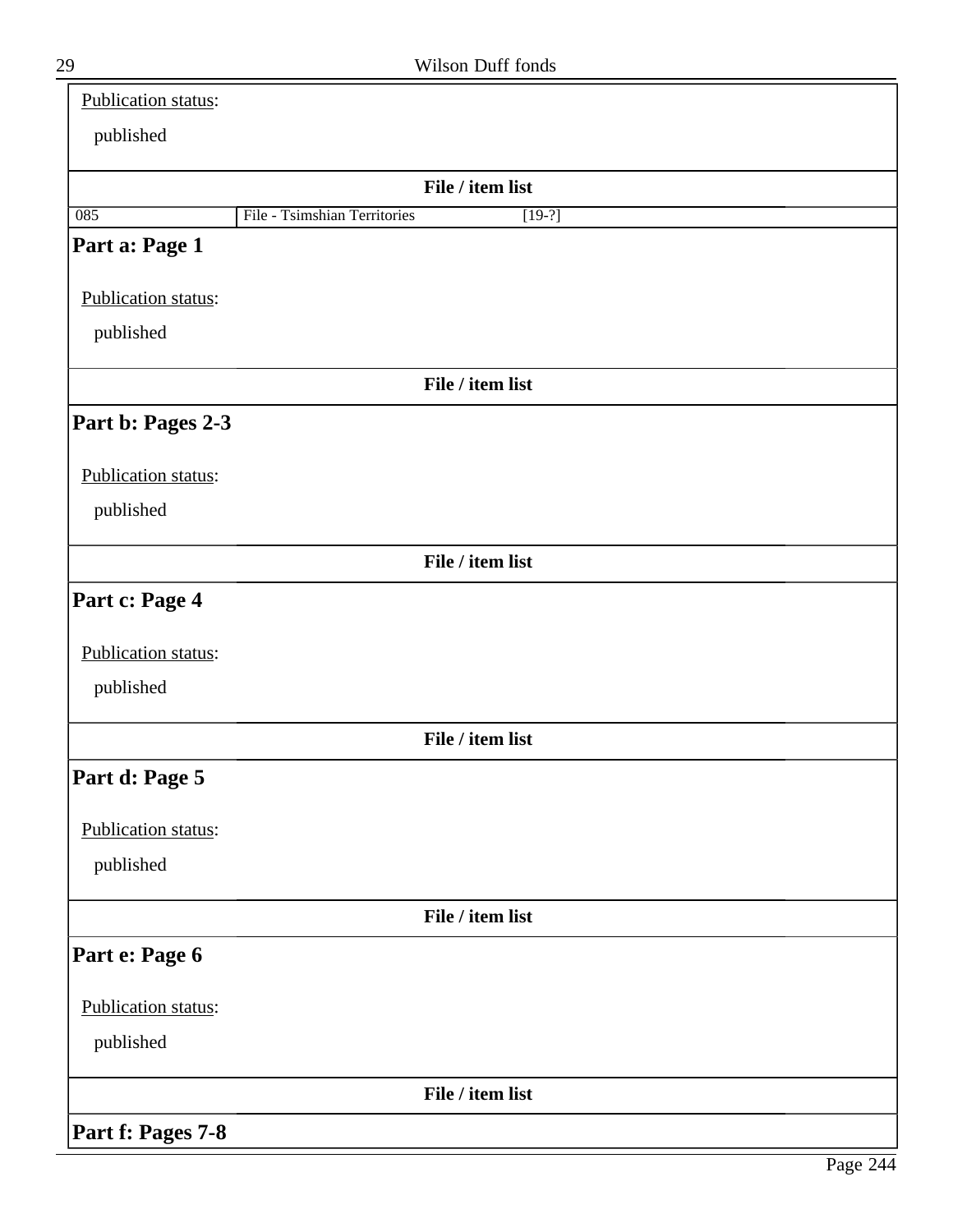Publication status:

published

**File / item list**

| 085 | File - Tsimshian Territories | [19-?] |
|---|---|---|

### Part a: Page 1

Publication status:

published

**File / item list**

### Part b: Pages 2-3

Publication status:

published

**File / item list**

### Part c: Page 4

Publication status:

published

**File / item list**

### Part d: Page 5

Publication status:

published

**File / item list**

### Part e: Page 6

Publication status:

published

**File / item list**

### Part f: Pages 7-8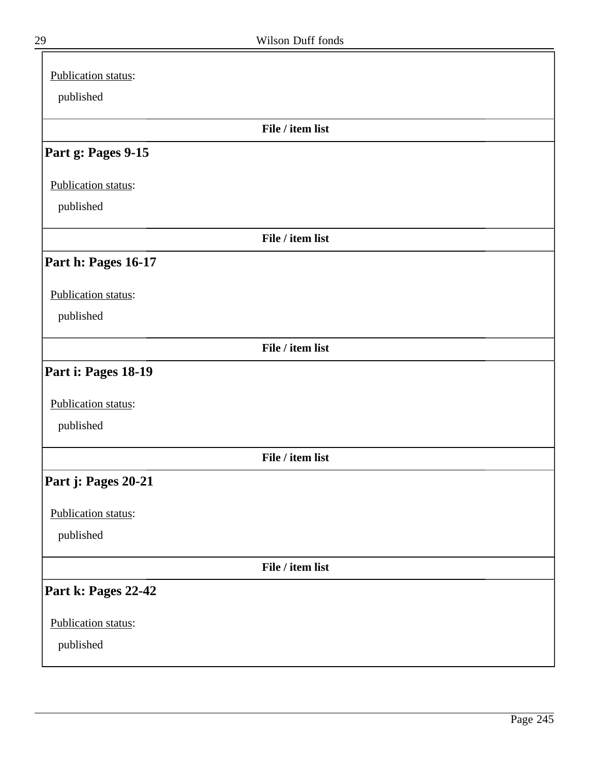Publication status:

published

**File / item list**

### Part g: Pages 9-15

Publication status:

published

**File / item list**

### Part h: Pages 16-17

Publication status:

published

**File / item list**

### Part i: Pages 18-19

Publication status:

published

**File / item list**

### Part j: Pages 20-21

Publication status:

published

**File / item list**

### Part k: Pages 22-42

Publication status:

published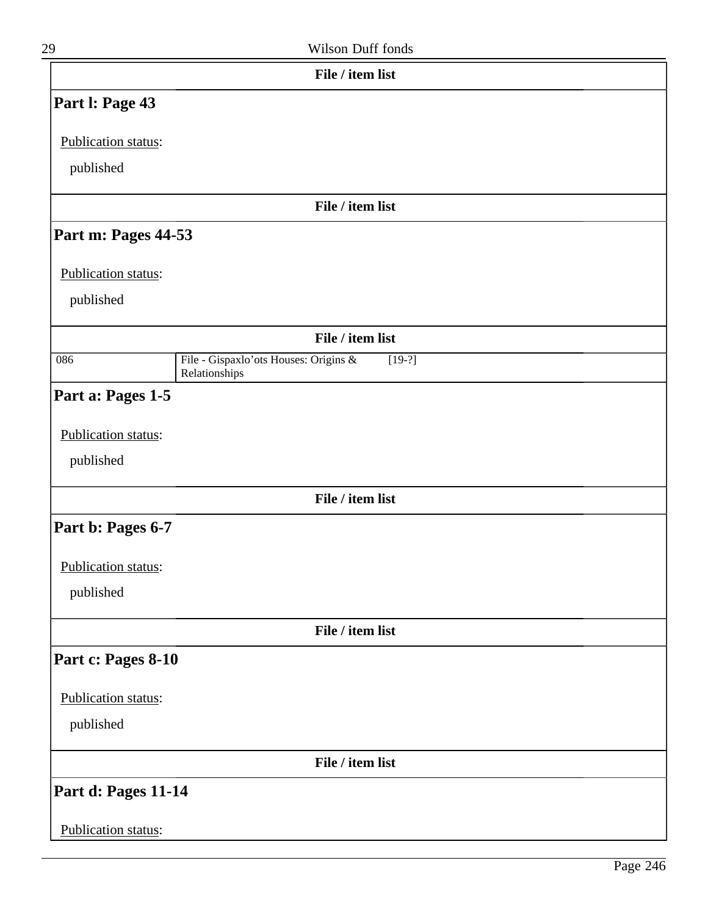**File / item list**

## Part l: Page 43

Publication status:

published

**File / item list**

## Part m: Pages 44-53

Publication status:

published

**File / item list**

| | | |
|---|---|---|
| 086 | File - Gispaxlo'ots Houses: Origins & Relationships | [19-?] |

## Part a: Pages 1-5

Publication status:

published

**File / item list**

## Part b: Pages 6-7

Publication status:

published

**File / item list**

## Part c: Pages 8-10

Publication status:

published

**File / item list**

## Part d: Pages 11-14

Publication status: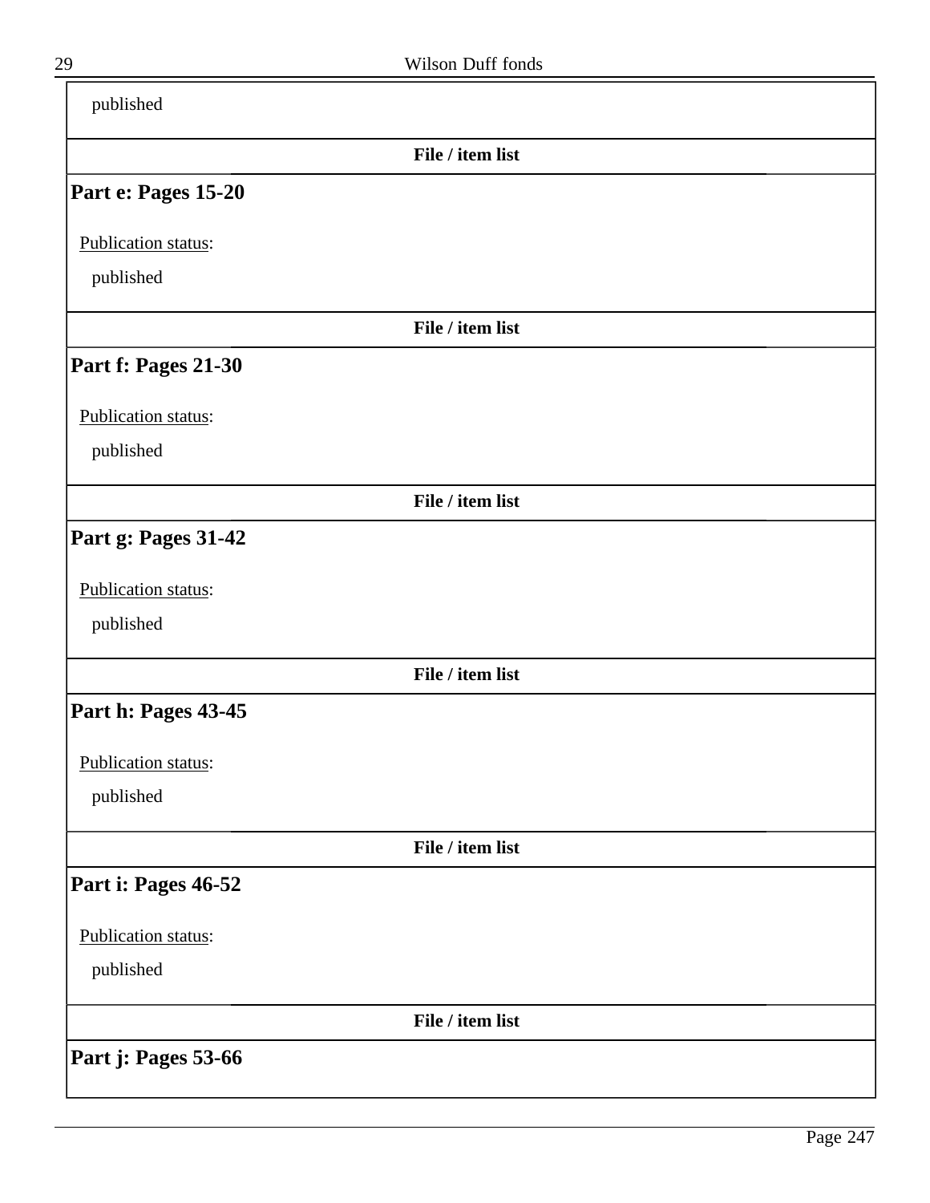published

**File / item list**

## Part e: Pages 15-20

Publication status:

published

**File / item list**

## Part f: Pages 21-30

Publication status:

published

**File / item list**

## Part g: Pages 31-42

Publication status:

published

**File / item list**

## Part h: Pages 43-45

Publication status:

published

**File / item list**

## Part i: Pages 46-52

Publication status:

published

**File / item list**

## Part j: Pages 53-66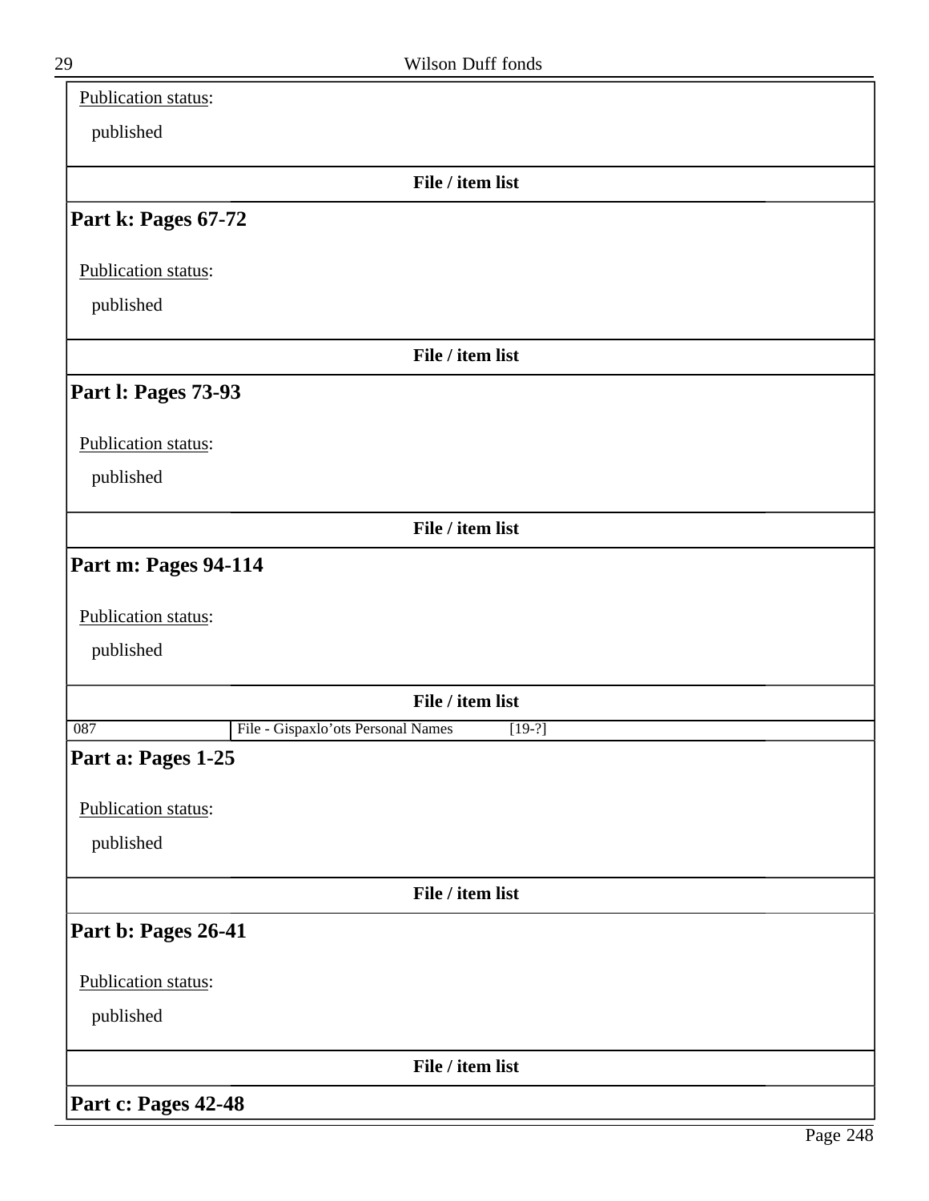Publication status:

published

**File / item list**

## Part k: Pages 67-72

Publication status:

published

**File / item list**

## Part l: Pages 73-93

Publication status:

published

**File / item list**

## Part m: Pages 94-114

Publication status:

published

**File / item list**

| 087 | File - Gispaxlo'ots Personal Names | [19-?] |
|---|---|---|

## Part a: Pages 1-25

Publication status:

published

**File / item list**

## Part b: Pages 26-41

Publication status:

published

**File / item list**

## Part c: Pages 42-48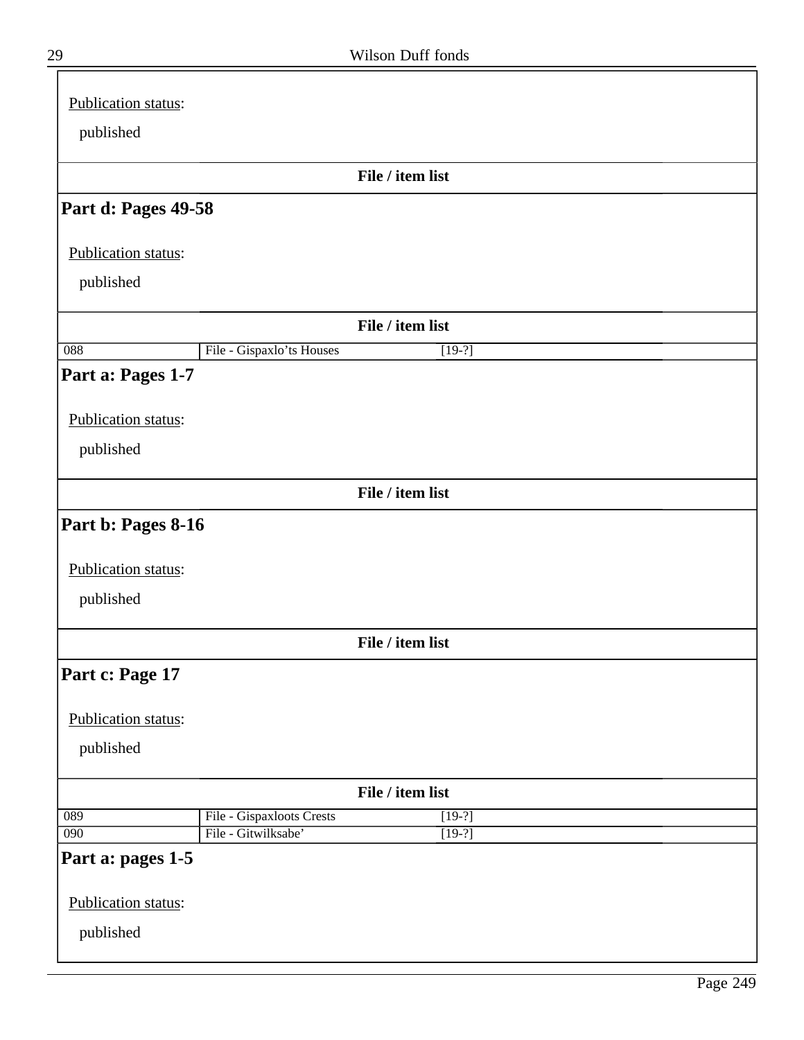Publication status:

published

**File / item list**

## Part d: Pages 49-58

Publication status:

published

**File / item list**

| | | |
|---|---|---|
| 088 | File - Gispaxlo'ts Houses | [19-?] |

## Part a: Pages 1-7

Publication status:

published

**File / item list**

## Part b: Pages 8-16

Publication status:

published

**File / item list**

## Part c: Page 17

Publication status:

published

**File / item list**

| | | |
|---|---|---|
| 089 | File - Gispaxloots Crests | [19-?] |
| 090 | File - Gitwilksabe' | [19-?] |

## Part a: pages 1-5

Publication status:

published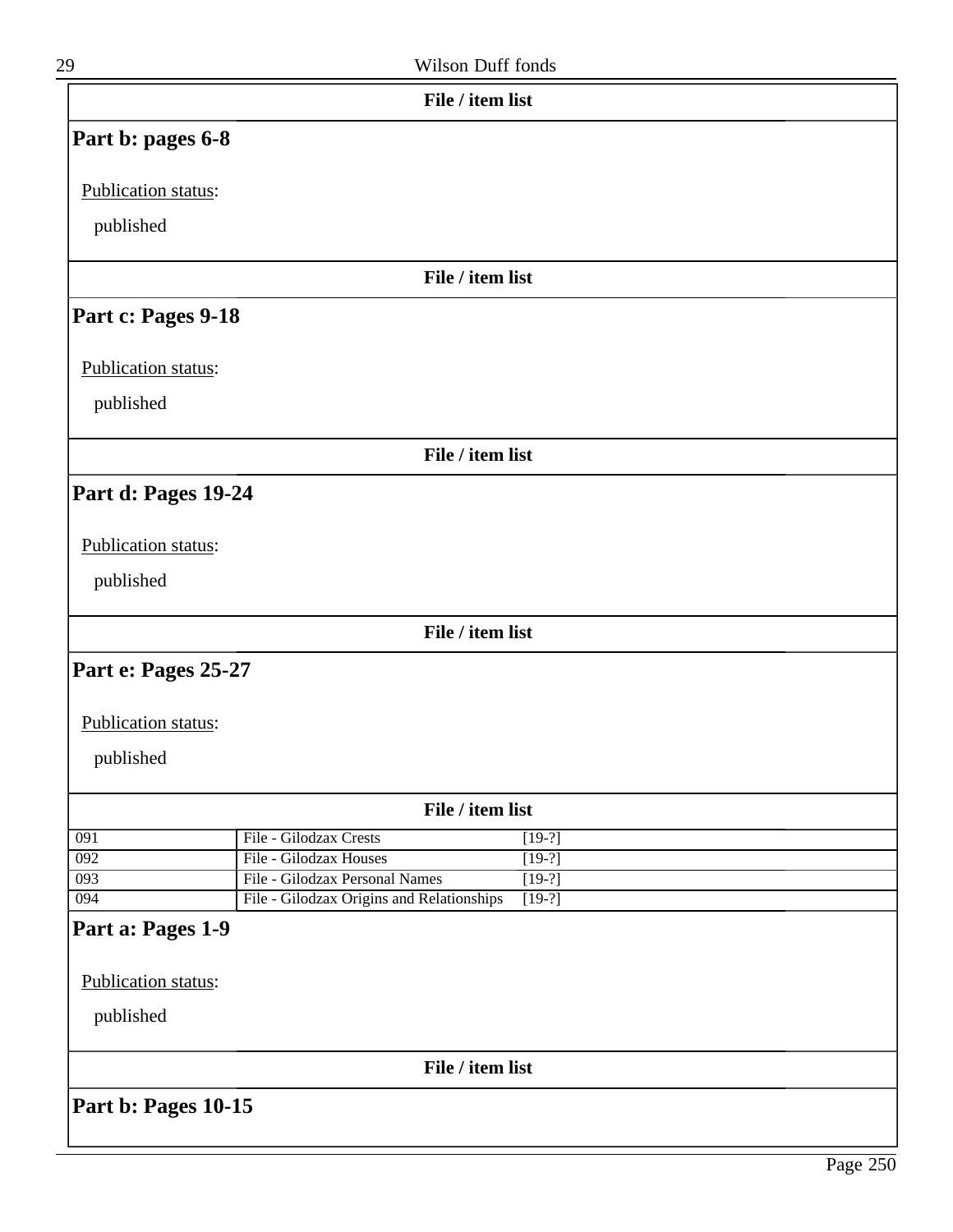File / item list

## Part b: pages 6-8

Publication status:

published

File / item list

## Part c: Pages 9-18

Publication status:

published

File / item list

## Part d: Pages 19-24

Publication status:

published

File / item list

## Part e: Pages 25-27

Publication status:

published

File / item list

| | | |
|---|---|---|
| 091 | File - Gilodzax Crests | [19-?] |
| 092 | File - Gilodzax Houses | [19-?] |
| 093 | File - Gilodzax Personal Names | [19-?] |
| 094 | File - Gilodzax Origins and Relationships | [19-?] |

## Part a: Pages 1-9

Publication status:

published

File / item list

## Part b: Pages 10-15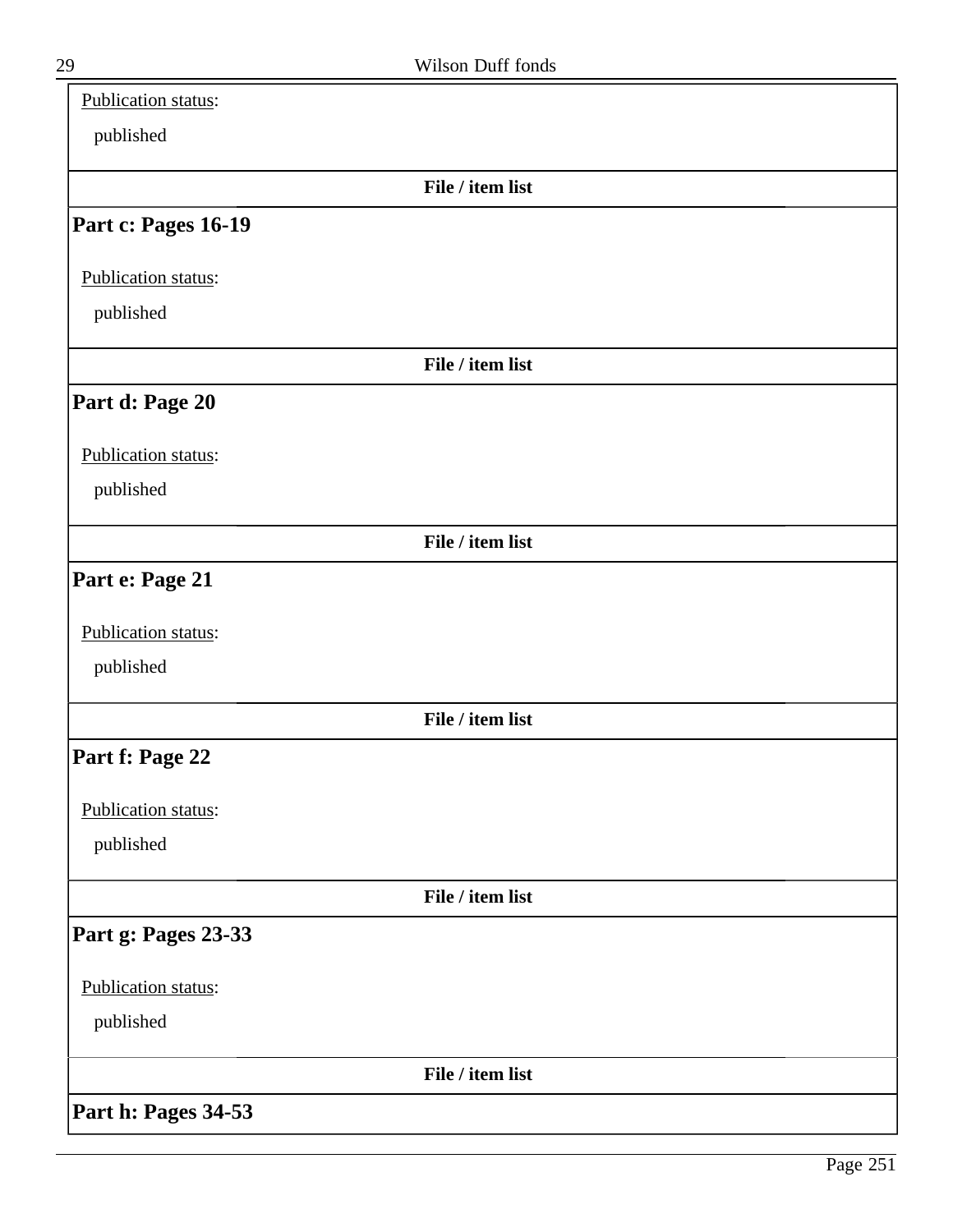Publication status:

published

**File / item list**

## Part c: Pages 16-19

Publication status:

published

**File / item list**

## Part d: Page 20

Publication status:

published

**File / item list**

## Part e: Page 21

Publication status:

published

**File / item list**

## Part f: Page 22

Publication status:

published

**File / item list**

## Part g: Pages 23-33

Publication status:

published

**File / item list**

## Part h: Pages 34-53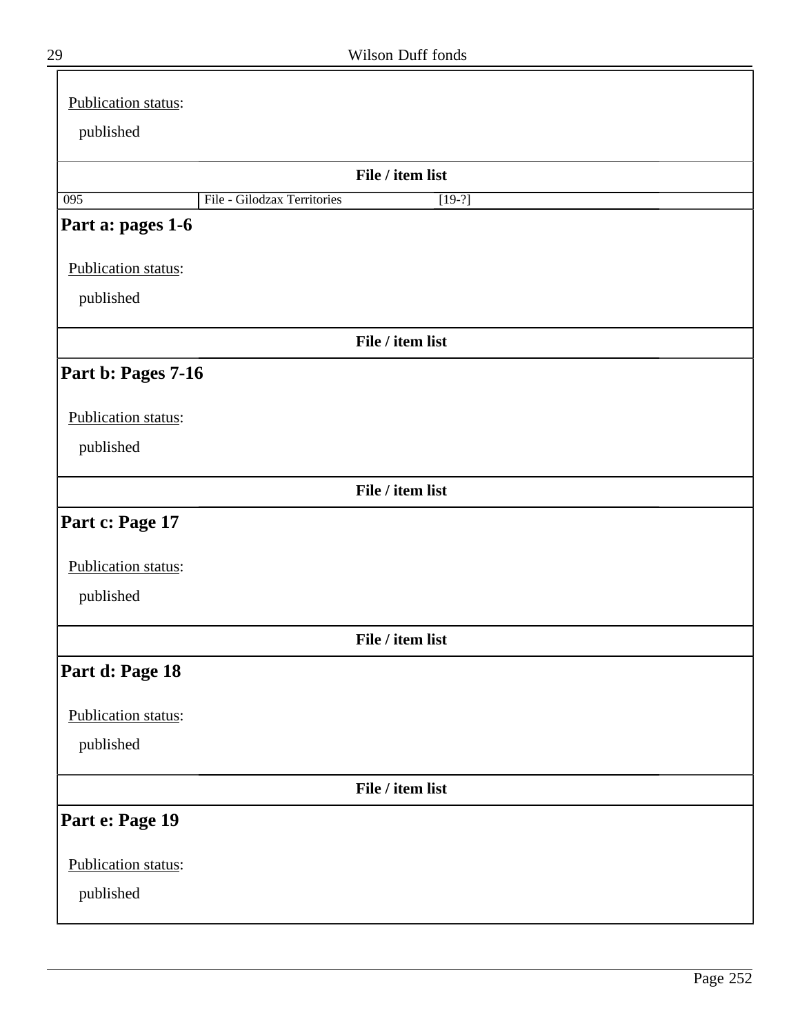Publication status:

published

**File / item list**

| 095 | File - Gilodzax Territories | [19-?] |
|---|---|---|

## Part a: pages 1-6

Publication status:

published

**File / item list**

## Part b: Pages 7-16

Publication status:

published

**File / item list**

## Part c: Page 17

Publication status:

published

**File / item list**

## Part d: Page 18

Publication status:

published

**File / item list**

## Part e: Page 19

Publication status:

published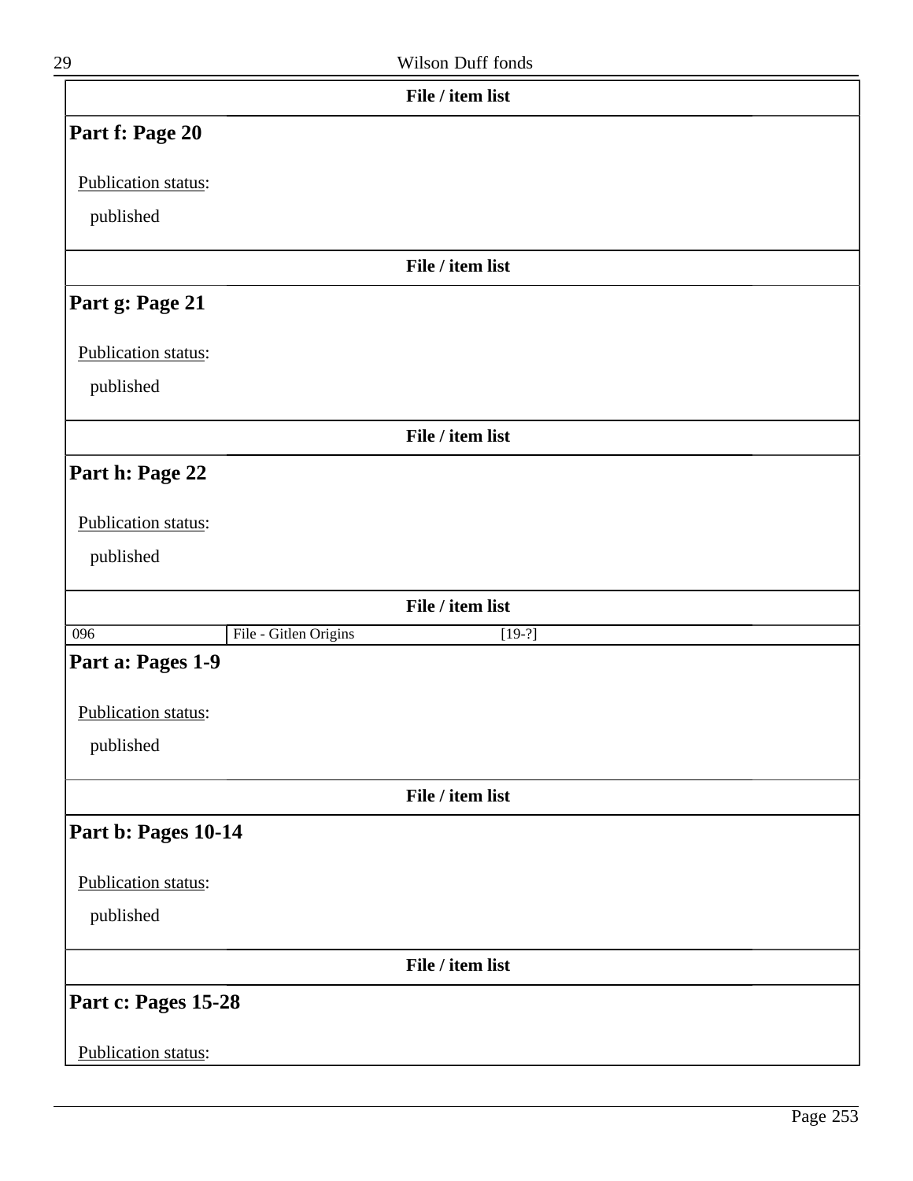**File / item list**

## Part f: Page 20

Publication status:

published

**File / item list**

## Part g: Page 21

Publication status:

published

**File / item list**

## Part h: Page 22

Publication status:

published

**File / item list**

| 096 | File - Gitlen Origins | [19-?] |
|---|---|---|

## Part a: Pages 1-9

Publication status:

published

**File / item list**

## Part b: Pages 10-14

Publication status:

published

**File / item list**

## Part c: Pages 15-28

Publication status: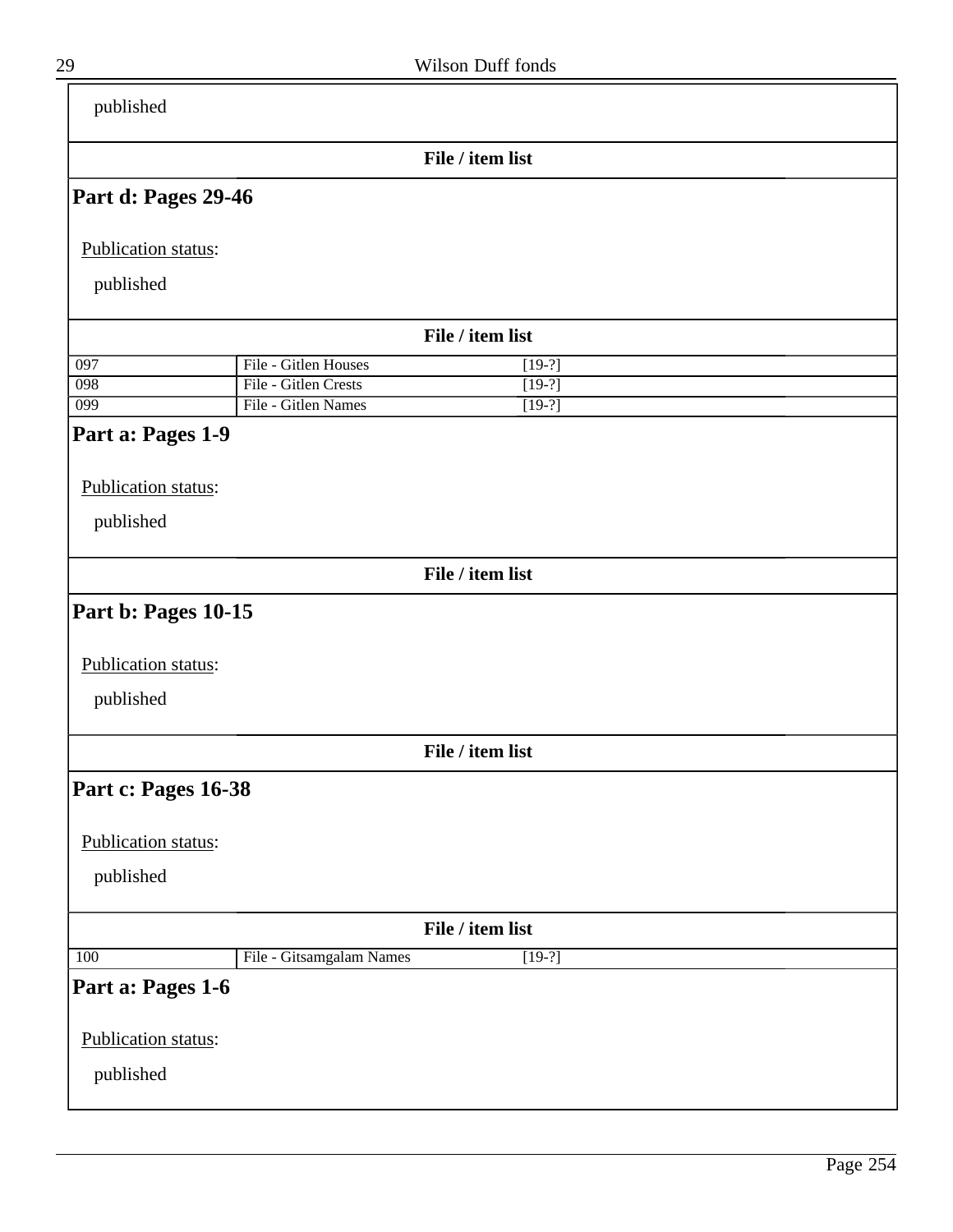published

**File / item list**

## Part d: Pages 29-46

Publication status:

published

**File / item list**

| | | |
|---|---|---|
| 097 | File - Gitlen Houses | [19-?] |
| 098 | File - Gitlen Crests | [19-?] |
| 099 | File - Gitlen Names | [19-?] |

## Part a: Pages 1-9

Publication status:

published

**File / item list**

## Part b: Pages 10-15

Publication status:

published

**File / item list**

## Part c: Pages 16-38

Publication status:

published

**File / item list**

| | | |
|---|---|---|
| 100 | File - Gitsamgalam Names | [19-?] |

## Part a: Pages 1-6

Publication status:

published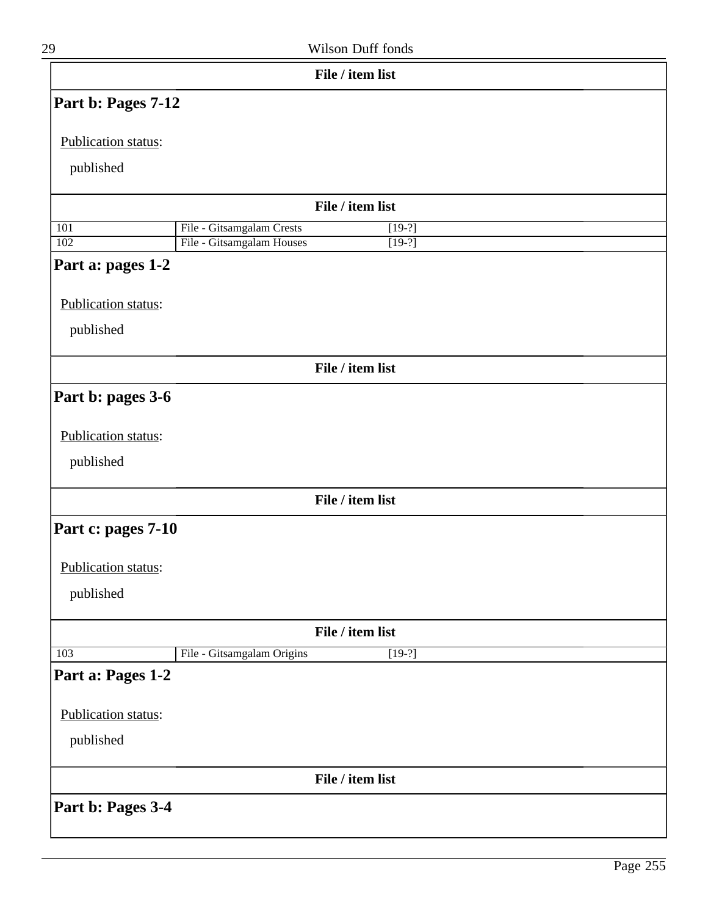**File / item list**

## Part b: Pages 7-12

Publication status:

published

**File / item list**

| | | |
|---|---|---|
| 101 | File - Gitsamgalam Crests | [19-?] |
| 102 | File - Gitsamgalam Houses | [19-?] |

## Part a: pages 1-2

Publication status:

published

**File / item list**

## Part b: pages 3-6

Publication status:

published

**File / item list**

## Part c: pages 7-10

Publication status:

published

**File / item list**

| | | |
|---|---|---|
| 103 | File - Gitsamgalam Origins | [19-?] |

## Part a: Pages 1-2

Publication status:

published

**File / item list**

## Part b: Pages 3-4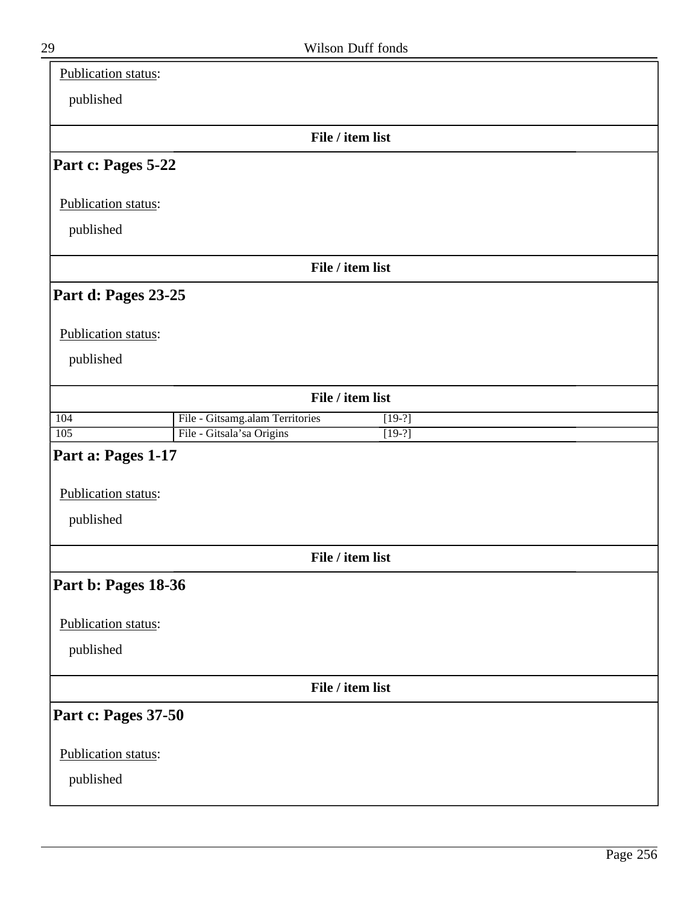Publication status:

published

**File / item list**

## Part c: Pages 5-22

Publication status:

published

**File / item list**

## Part d: Pages 23-25

Publication status:

published

**File / item list**

| | | |
|---|---|---|
| 104 | File - Gitsamg.alam Territories | [19-?] |
| 105 | File - Gitsala'sa Origins | [19-?] |

## Part a: Pages 1-17

Publication status:

published

**File / item list**

## Part b: Pages 18-36

Publication status:

published

**File / item list**

## Part c: Pages 37-50

Publication status:

published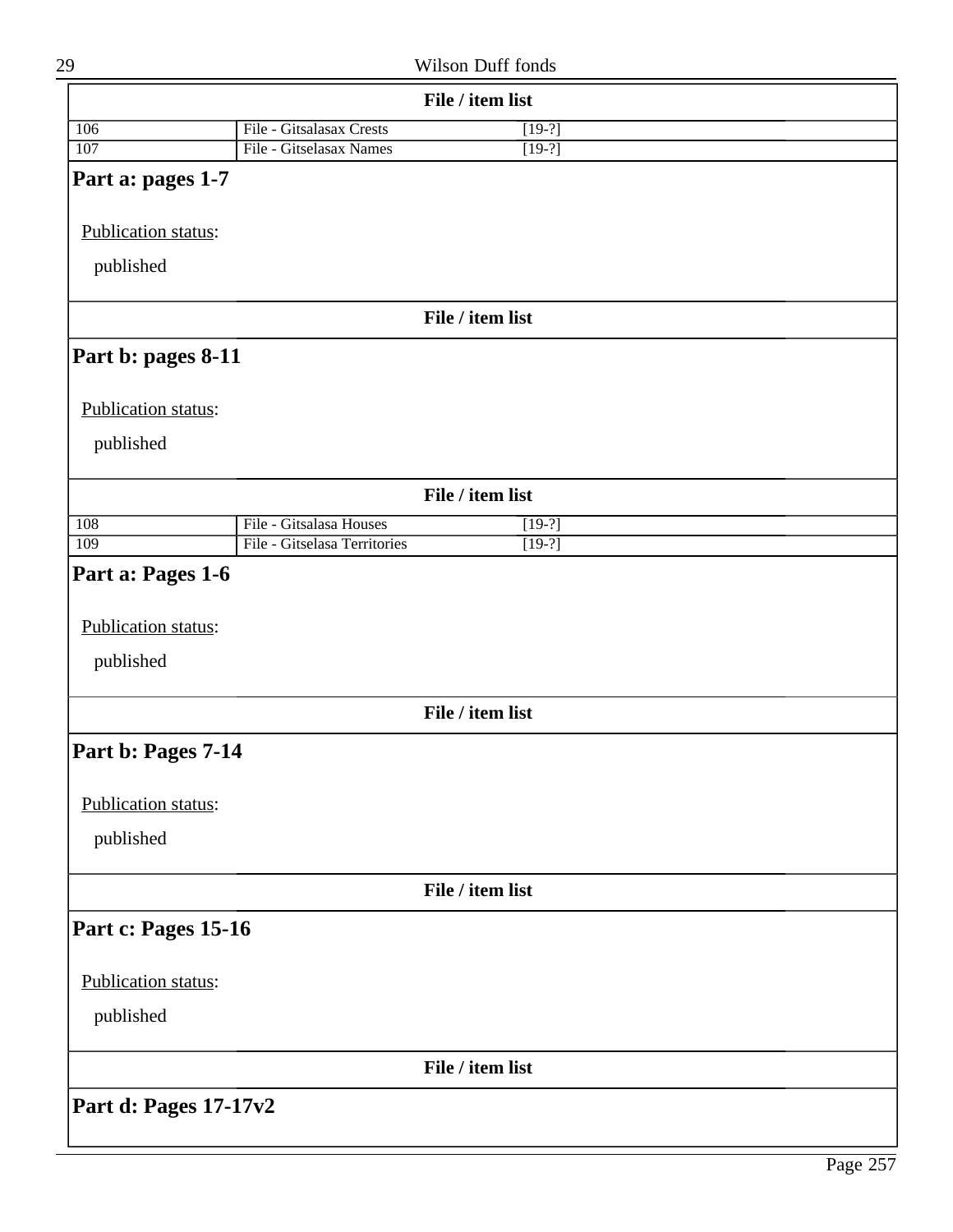**File / item list**

| | | | |
|---|---|---|---|
| 106 | File - Gitsalasax Crests | [19-?] | |
| 107 | File - Gitselasax Names | [19-?] | |

## Part a: pages 1-7

Publication status:

published

**File / item list**

## Part b: pages 8-11

Publication status:

published

**File / item list**

| | | | |
|---|---|---|---|
| 108 | File - Gitsalasa Houses | [19-?] | |
| 109 | File - Gitselasa Territories | [19-?] | |

## Part a: Pages 1-6

Publication status:

published

**File / item list**

## Part b: Pages 7-14

Publication status:

published

**File / item list**

## Part c: Pages 15-16

Publication status:

published

**File / item list**

## Part d: Pages 17-17v2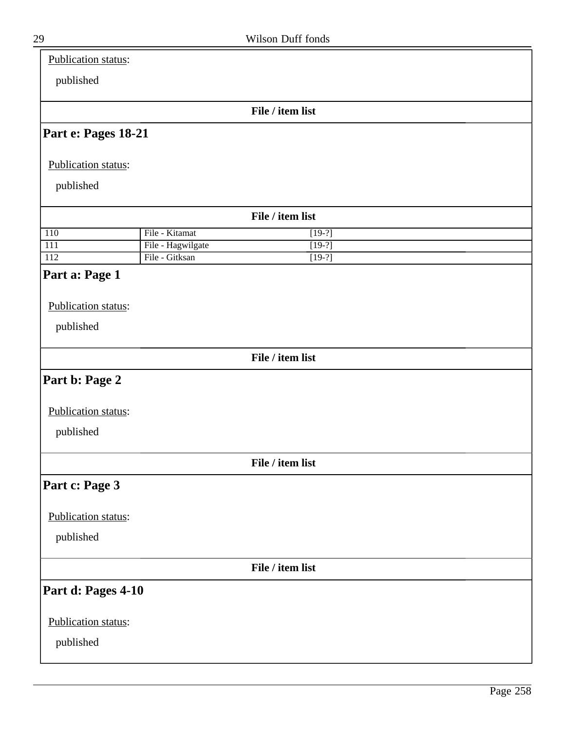Publication status:

published

**File / item list**

## Part e: Pages 18-21

Publication status:

published

**File / item list**

| | | |
|---|---|---|
| 110 | File - Kitamat | [19-?] |
| 111 | File - Hagwilgate | [19-?] |
| 112 | File - Gitksan | [19-?] |

## Part a: Page 1

Publication status:

published

**File / item list**

## Part b: Page 2

Publication status:

published

**File / item list**

## Part c: Page 3

Publication status:

published

**File / item list**

## Part d: Pages 4-10

Publication status:

published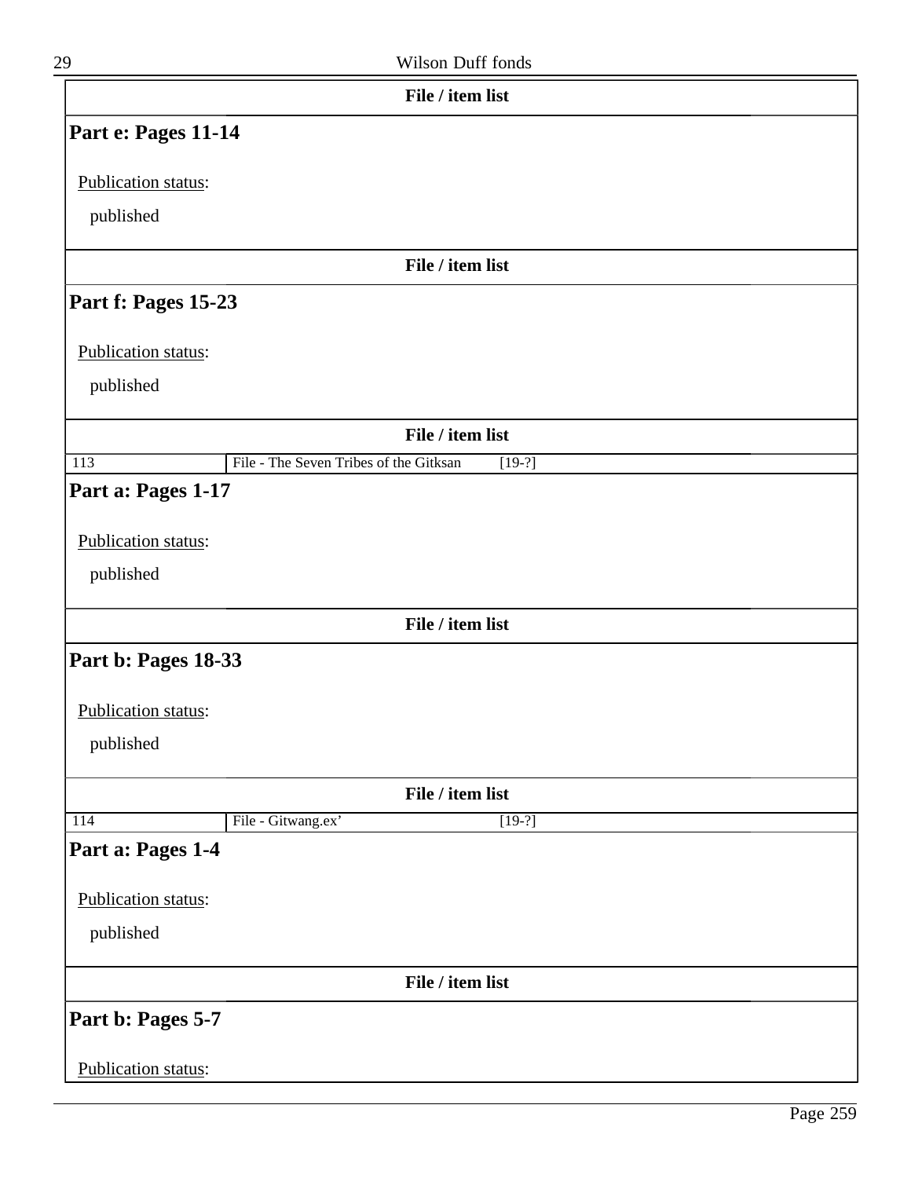**File / item list**

## Part e: Pages 11-14

Publication status:

published

**File / item list**

## Part f: Pages 15-23

Publication status:

published

**File / item list**

| 113 | File - The Seven Tribes of the Gitksan | [19-?] |
|---|---|---|

## Part a: Pages 1-17

Publication status:

published

**File / item list**

## Part b: Pages 18-33

Publication status:

published

**File / item list**

| 114 | File - Gitwang.ex’ | [19-?] |
|---|---|---|

## Part a: Pages 1-4

Publication status:

published

**File / item list**

## Part b: Pages 5-7

Publication status: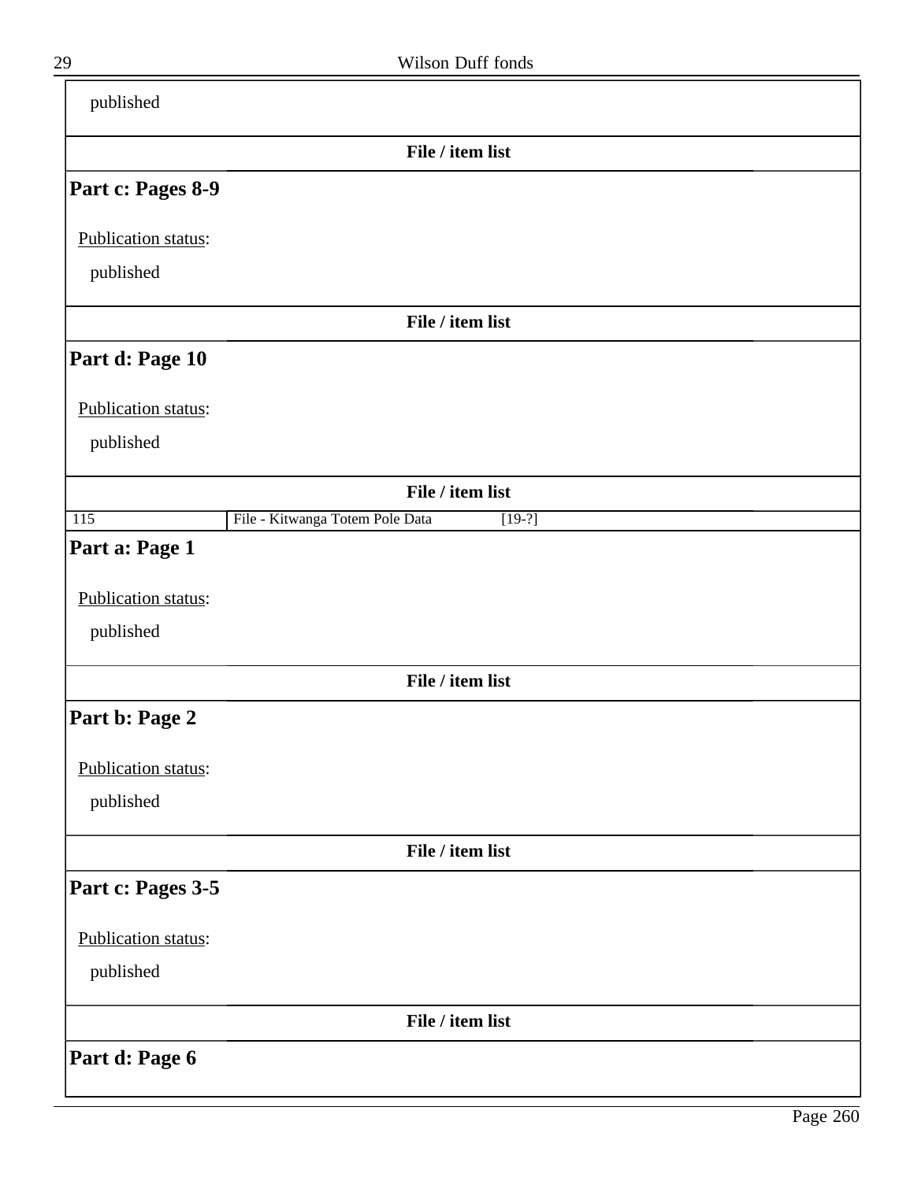published

**File / item list**

## Part c: Pages 8-9

Publication status:

published

**File / item list**

## Part d: Page 10

Publication status:

published

**File / item list**

| 115 | File - Kitwanga Totem Pole Data | [19-?] |
| --- | --- | --- |

## Part a: Page 1

Publication status:

published

**File / item list**

## Part b: Page 2

Publication status:

published

**File / item list**

## Part c: Pages 3-5

Publication status:

published

**File / item list**

## Part d: Page 6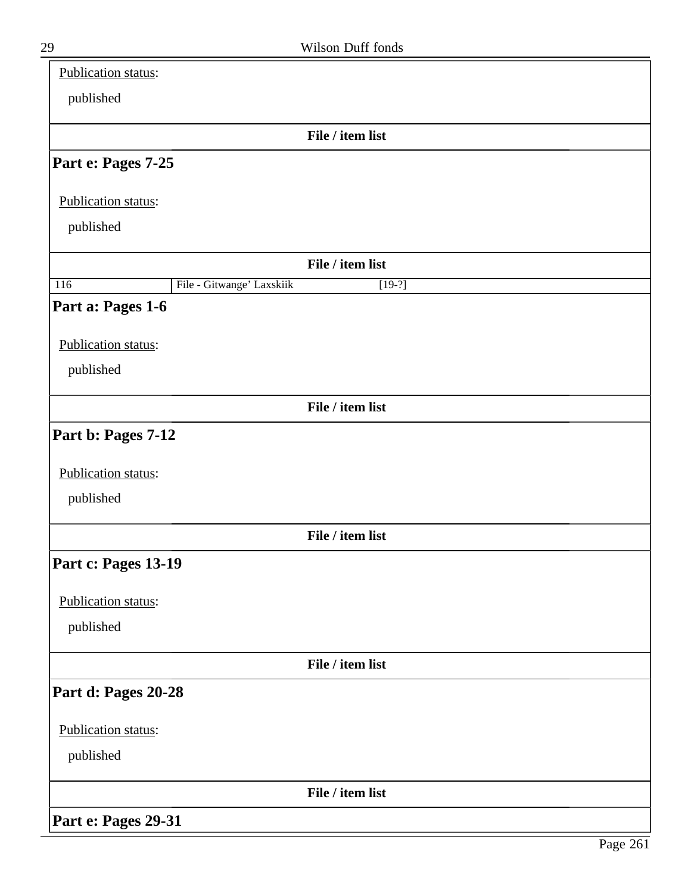Publication status:

published

**File / item list**

### Part e: Pages 7-25

Publication status:

published

**File / item list**

| 116 | File - Gitwange' Laxskiik | [19-?] |
|---|---|---|

### Part a: Pages 1-6

Publication status:

published

**File / item list**

### Part b: Pages 7-12

Publication status:

published

**File / item list**

### Part c: Pages 13-19

Publication status:

published

**File / item list**

### Part d: Pages 20-28

Publication status:

published

**File / item list**

### Part e: Pages 29-31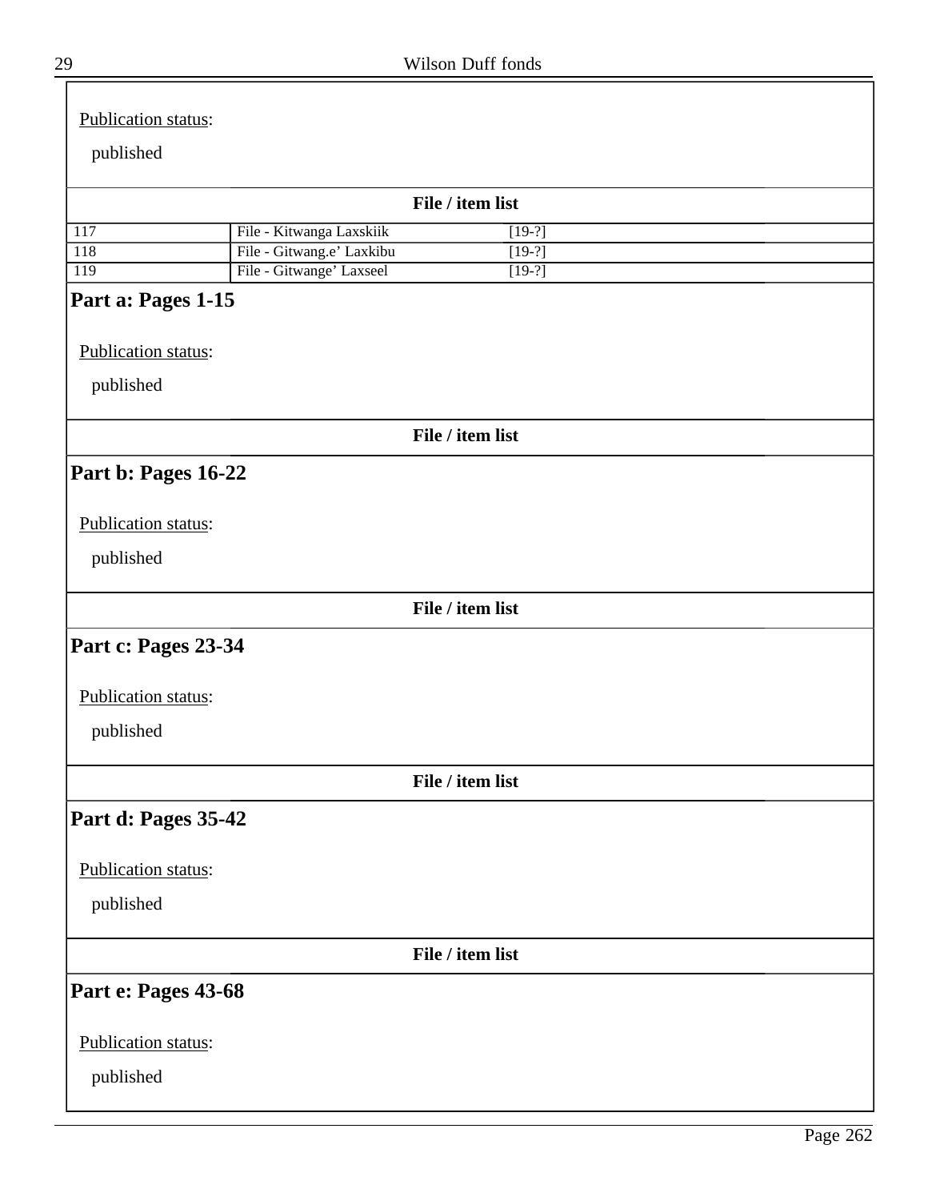Publication status:

published

**File / item list**

| | | |
|---|---|---|
| 117 | File - Kitwanga Laxskiik | [19-?] |
| 118 | File - Gitwang.e’ Laxkibu | [19-?] |
| 119 | File - Gitwange’ Laxseel | [19-?] |

## Part a: Pages 1-15

Publication status:

published

**File / item list**

## Part b: Pages 16-22

Publication status:

published

**File / item list**

## Part c: Pages 23-34

Publication status:

published

**File / item list**

## Part d: Pages 35-42

Publication status:

published

**File / item list**

## Part e: Pages 43-68

Publication status:

published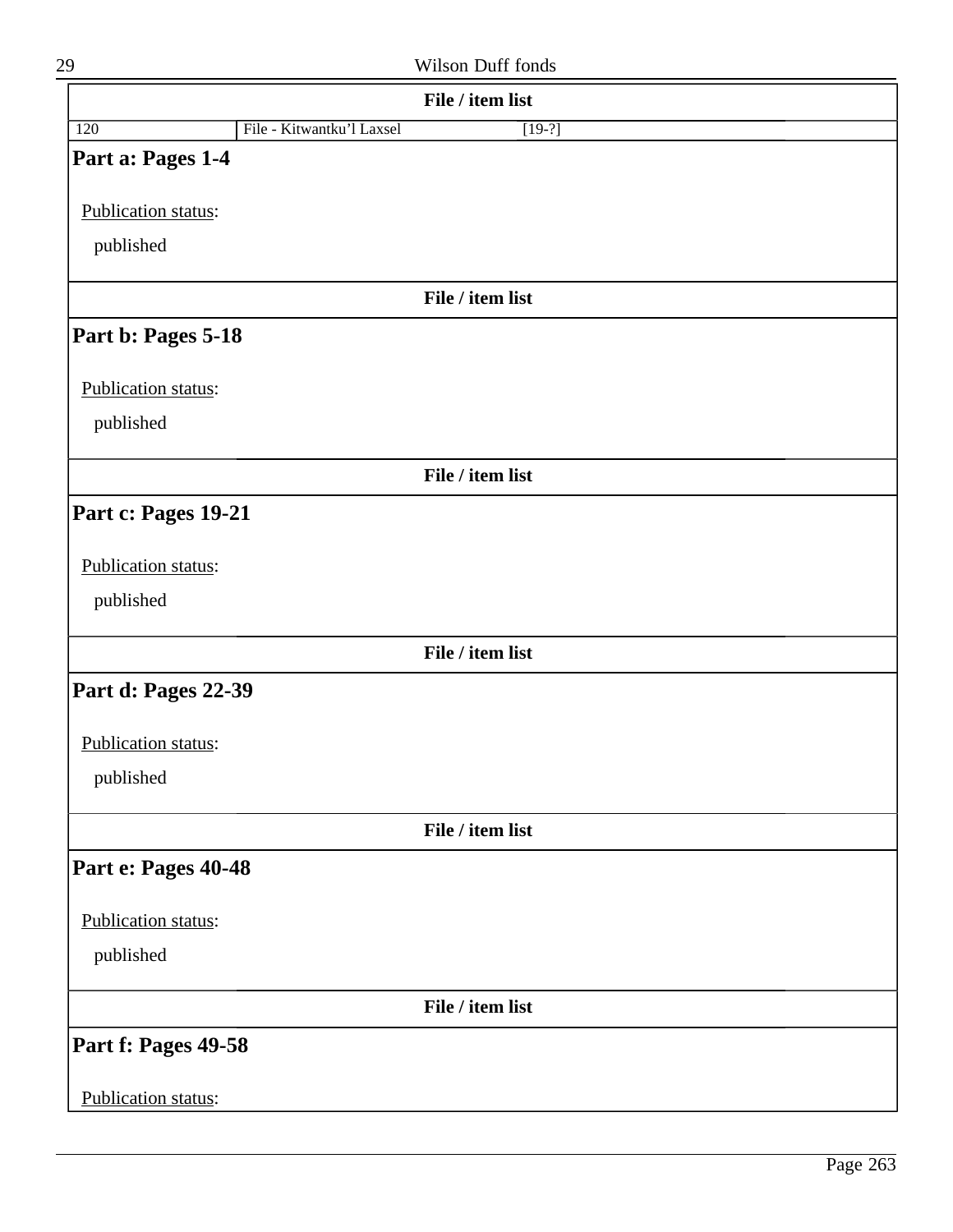**File / item list**

| 120 | File - Kitwantku'l Laxsel | [19-?] |
|---|---|---|

## Part a: Pages 1-4

Publication status:

published

**File / item list**

## Part b: Pages 5-18

Publication status:

published

**File / item list**

## Part c: Pages 19-21

Publication status:

published

**File / item list**

## Part d: Pages 22-39

Publication status:

published

**File / item list**

## Part e: Pages 40-48

Publication status:

published

**File / item list**

## Part f: Pages 49-58

Publication status: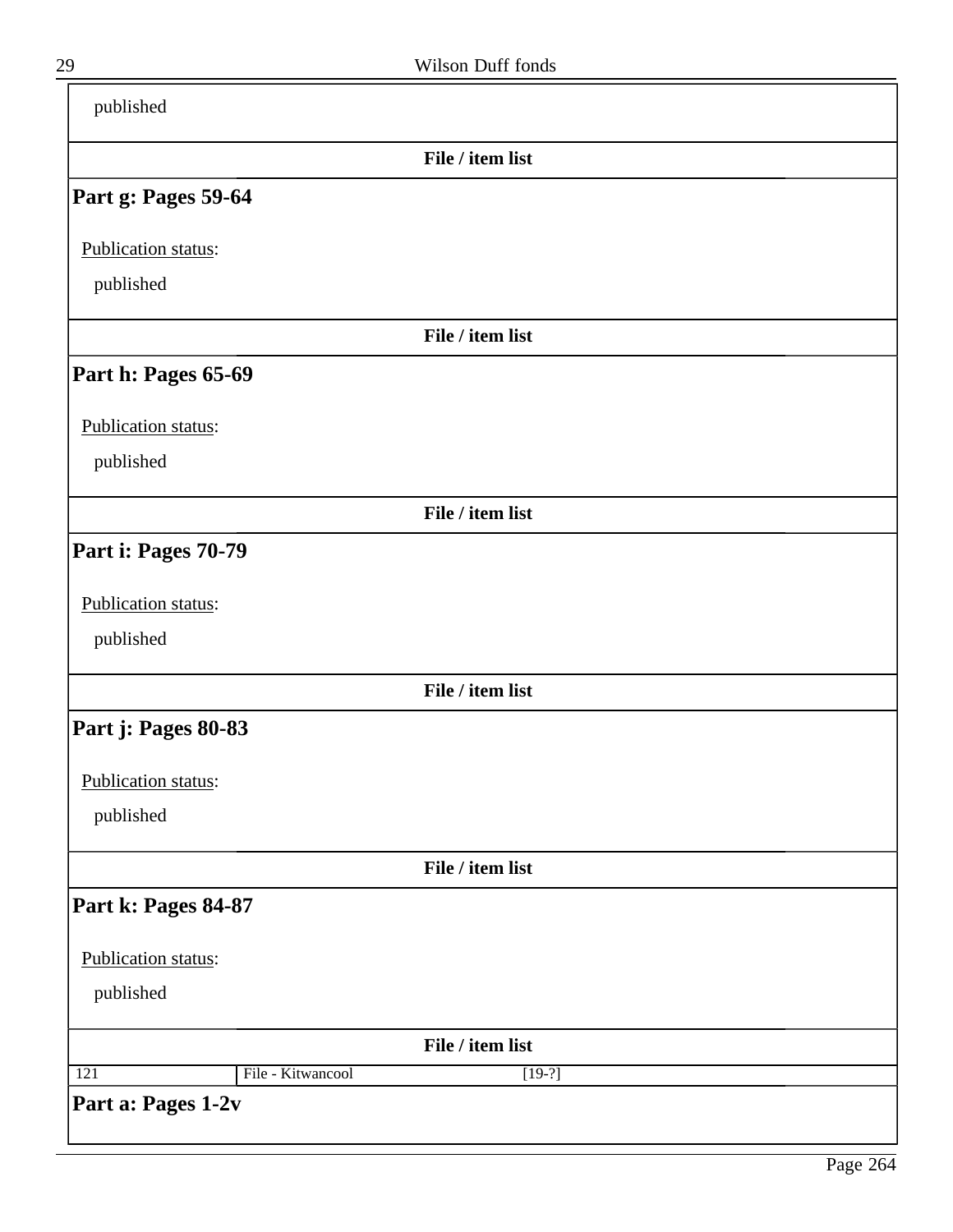published

**File / item list**

### Part g: Pages 59-64

Publication status:

published

**File / item list**

### Part h: Pages 65-69

Publication status:

published

**File / item list**

### Part i: Pages 70-79

Publication status:

published

**File / item list**

### Part j: Pages 80-83

Publication status:

published

**File / item list**

### Part k: Pages 84-87

Publication status:

published

**File / item list**

| 121 | File - Kitwancool | [19-?] |
|---|---|---|

### Part a: Pages 1-2v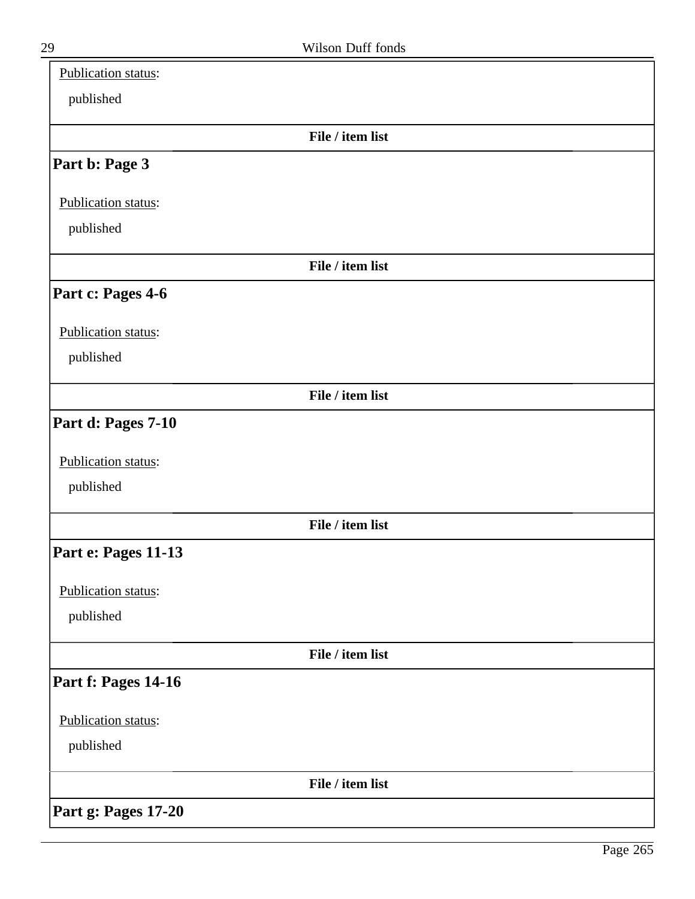Publication status:

published

**File / item list**

### Part b: Page 3

Publication status:

published

**File / item list**

### Part c: Pages 4-6

Publication status:

published

**File / item list**

### Part d: Pages 7-10

Publication status:

published

**File / item list**

### Part e: Pages 11-13

Publication status:

published

**File / item list**

### Part f: Pages 14-16

Publication status:

published

**File / item list**

### Part g: Pages 17-20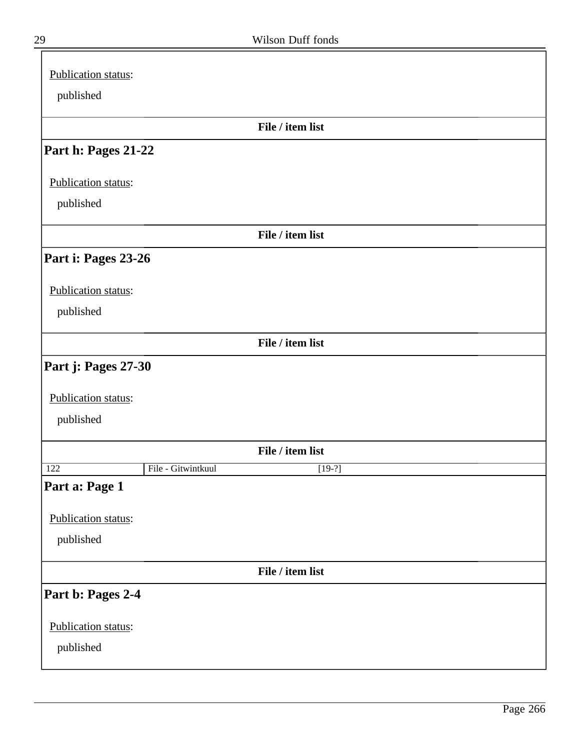Publication status:

published

**File / item list**

### Part h: Pages 21-22

Publication status:

published

**File / item list**

### Part i: Pages 23-26

Publication status:

published

**File / item list**

### Part j: Pages 27-30

Publication status:

published

**File / item list**

| 122 | File - Gitwintkuul | [19-?] |
|---|---|---|

### Part a: Page 1

Publication status:

published

**File / item list**

### Part b: Pages 2-4

Publication status:

published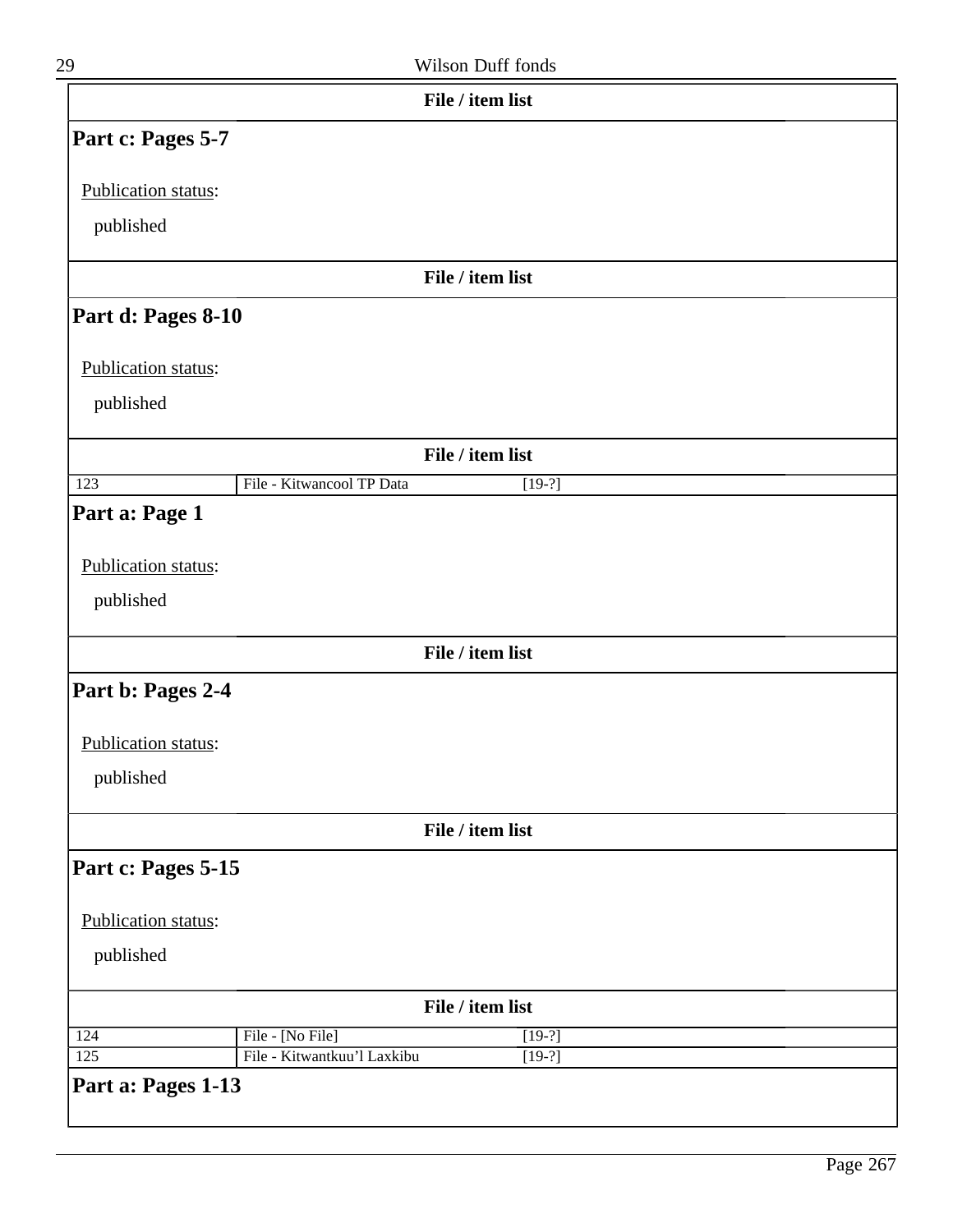**File / item list**

## Part c: Pages 5-7

Publication status:

published

**File / item list**

## Part d: Pages 8-10

Publication status:

published

**File / item list**

| | | |
|---|---|---|
| 123 | File - Kitwancool TP Data | [19-?] |

## Part a: Page 1

Publication status:

published

**File / item list**

## Part b: Pages 2-4

Publication status:

published

**File / item list**

## Part c: Pages 5-15

Publication status:

published

**File / item list**

| | | |
|---|---|---|
| 124 | File - [No File] | [19-?] |
| 125 | File - Kitwantkuu'l Laxkibu | [19-?] |

## Part a: Pages 1-13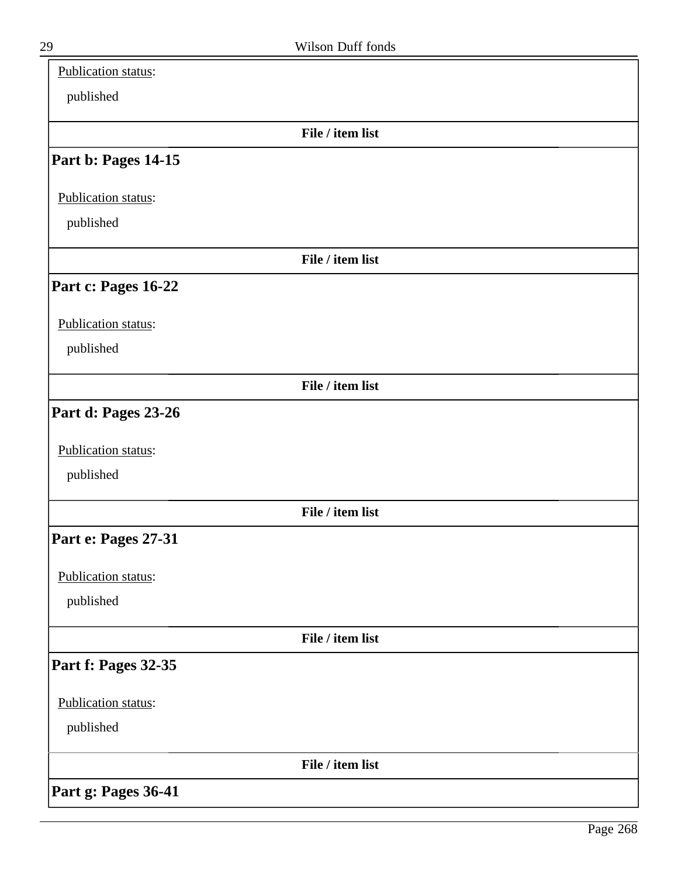Publication status:

published

**File / item list**

### Part b: Pages 14-15

Publication status:

published

**File / item list**

### Part c: Pages 16-22

Publication status:

published

**File / item list**

### Part d: Pages 23-26

Publication status:

published

**File / item list**

### Part e: Pages 27-31

Publication status:

published

**File / item list**

### Part f: Pages 32-35

Publication status:

published

**File / item list**

### Part g: Pages 36-41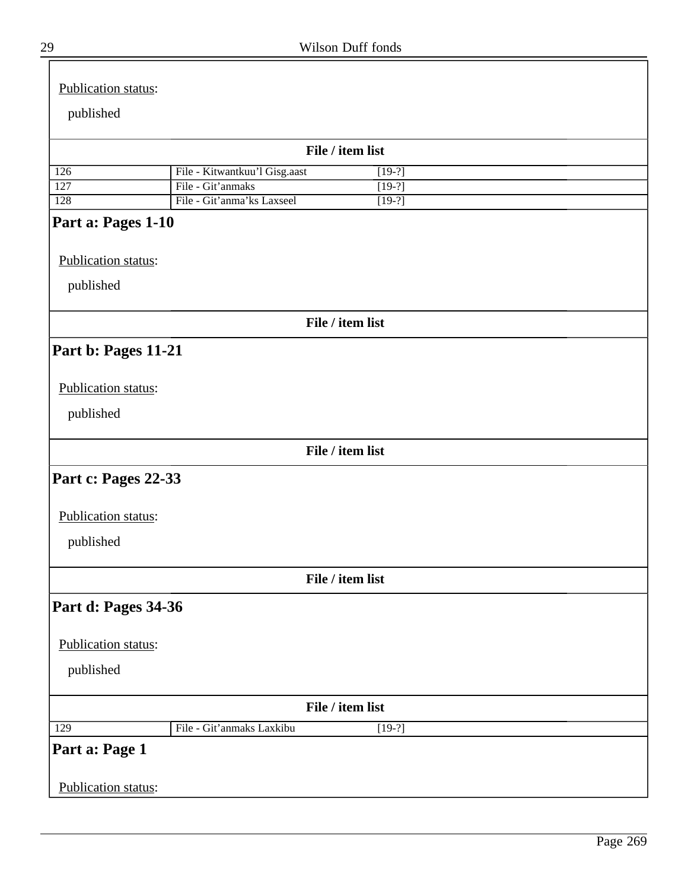Publication status:

published

**File / item list**

| | | |
|---|---|---|
| 126 | File - Kitwantkuu'l Gisg.aast | [19-?] |
| 127 | File - Git'anmaks | [19-?] |
| 128 | File - Git'anma'ks Laxseel | [19-?] |

## Part a: Pages 1-10

Publication status:

published

**File / item list**

## Part b: Pages 11-21

Publication status:

published

**File / item list**

## Part c: Pages 22-33

Publication status:

published

**File / item list**

## Part d: Pages 34-36

Publication status:

published

**File / item list**

| | | |
|---|---|---|
| 129 | File - Git'anmaks Laxkibu | [19-?] |

## Part a: Page 1

Publication status: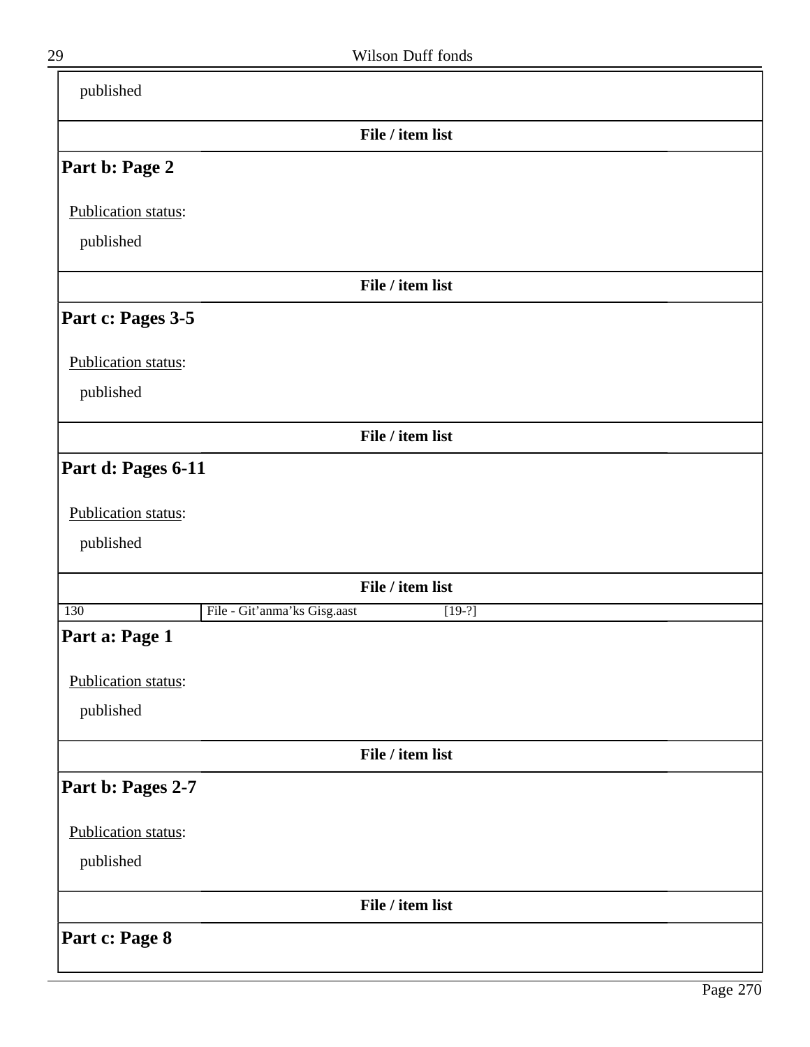published

**File / item list**

## Part b: Page 2

Publication status:

published

**File / item list**

## Part c: Pages 3-5

Publication status:

published

**File / item list**

## Part d: Pages 6-11

Publication status:

published

**File / item list**

| 130 | File - Git’anma’ks Gisg.aast | [19-?] |
|---|---|---|

## Part a: Page 1

Publication status:

published

**File / item list**

## Part b: Pages 2-7

Publication status:

published

**File / item list**

## Part c: Page 8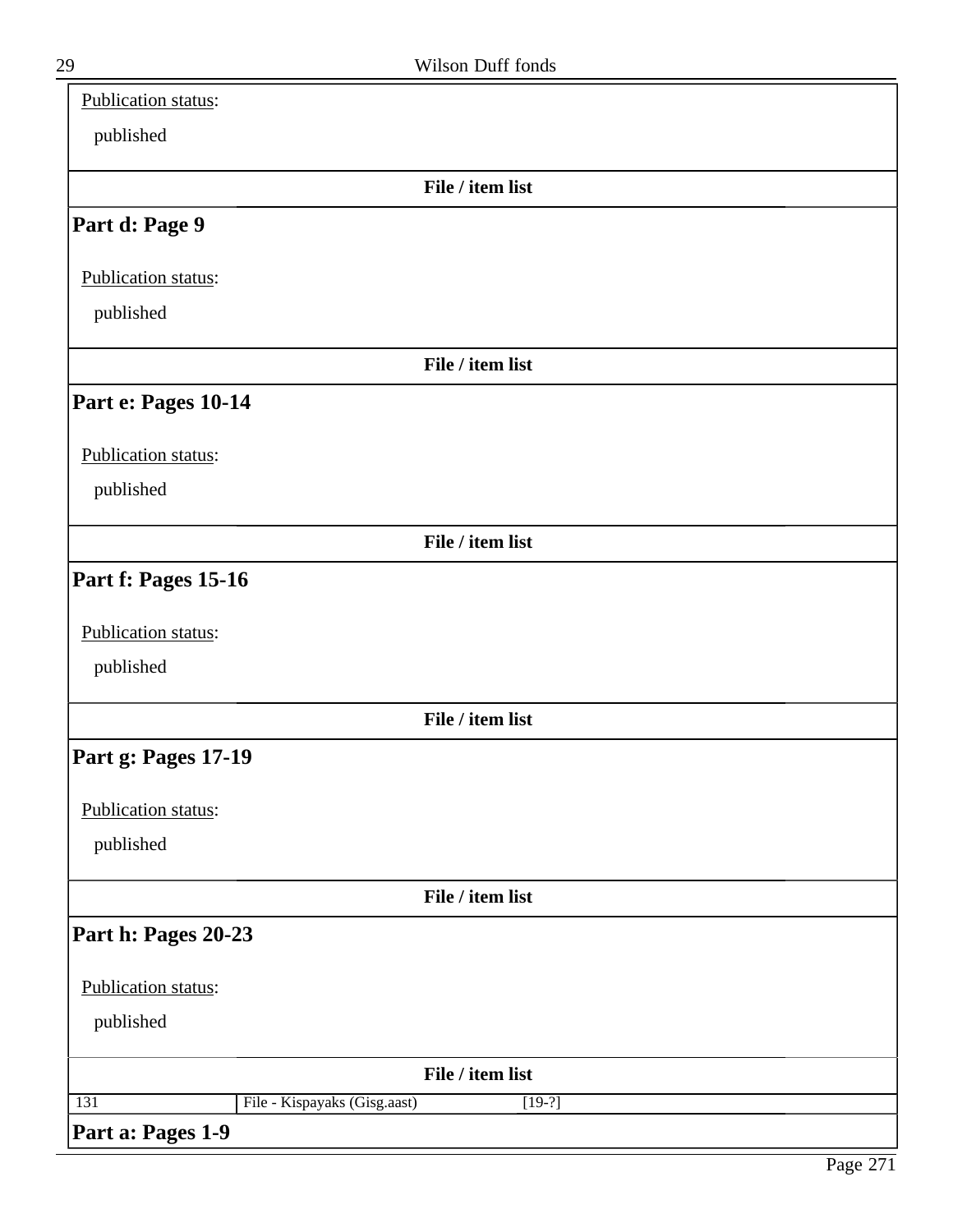Publication status:

published

**File / item list**

## Part d: Page 9

Publication status:

published

**File / item list**

## Part e: Pages 10-14

Publication status:

published

**File / item list**

## Part f: Pages 15-16

Publication status:

published

**File / item list**

## Part g: Pages 17-19

Publication status:

published

**File / item list**

## Part h: Pages 20-23

Publication status:

published

**File / item list**

| 131 | File - Kispayaks (Gisg.aast) | [19-?] |
|---|---|---|

## Part a: Pages 1-9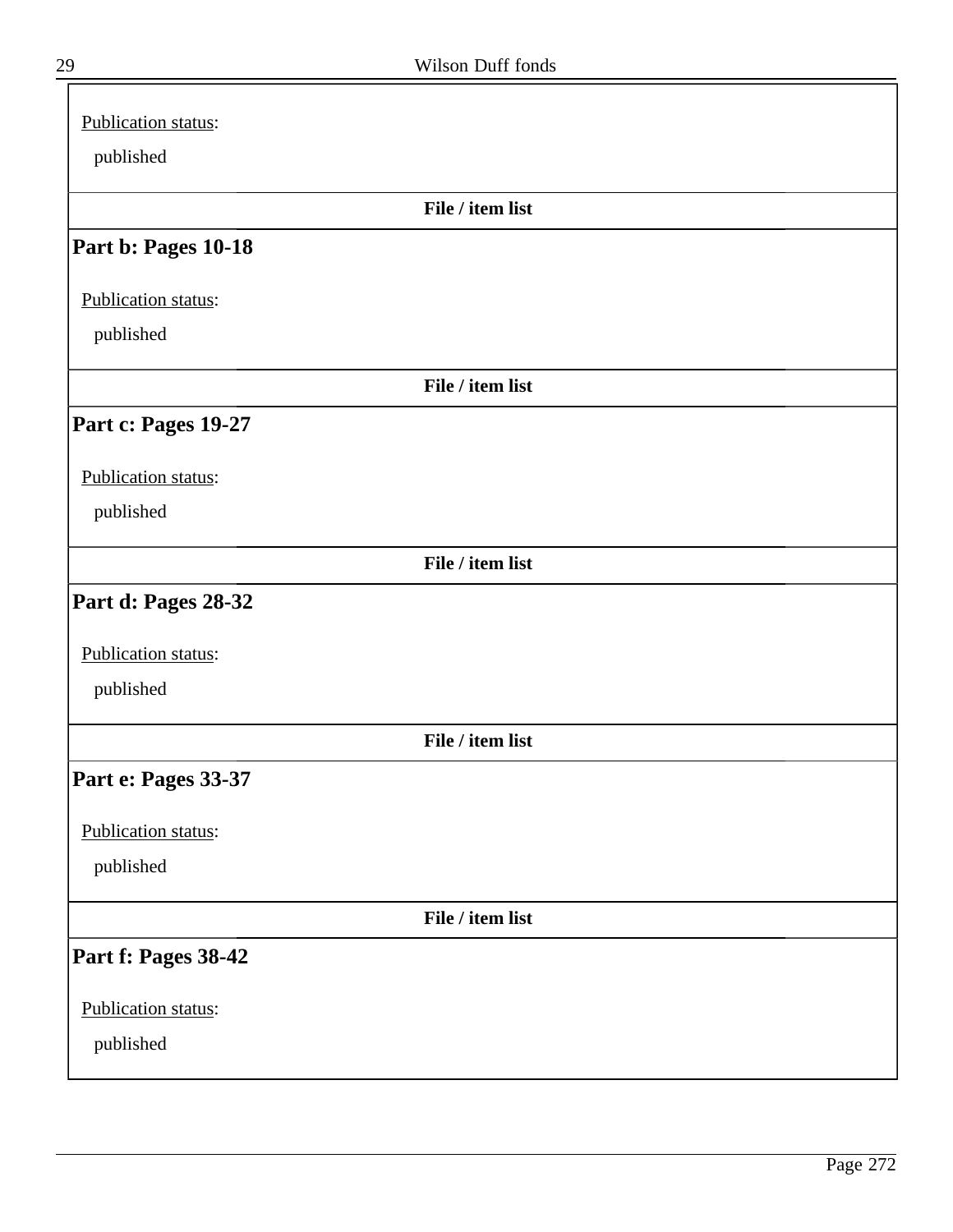Publication status:

published

**File / item list**

## Part b: Pages 10-18

Publication status:

published

**File / item list**

## Part c: Pages 19-27

Publication status:

published

**File / item list**

## Part d: Pages 28-32

Publication status:

published

**File / item list**

## Part e: Pages 33-37

Publication status:

published

**File / item list**

## Part f: Pages 38-42

Publication status:

published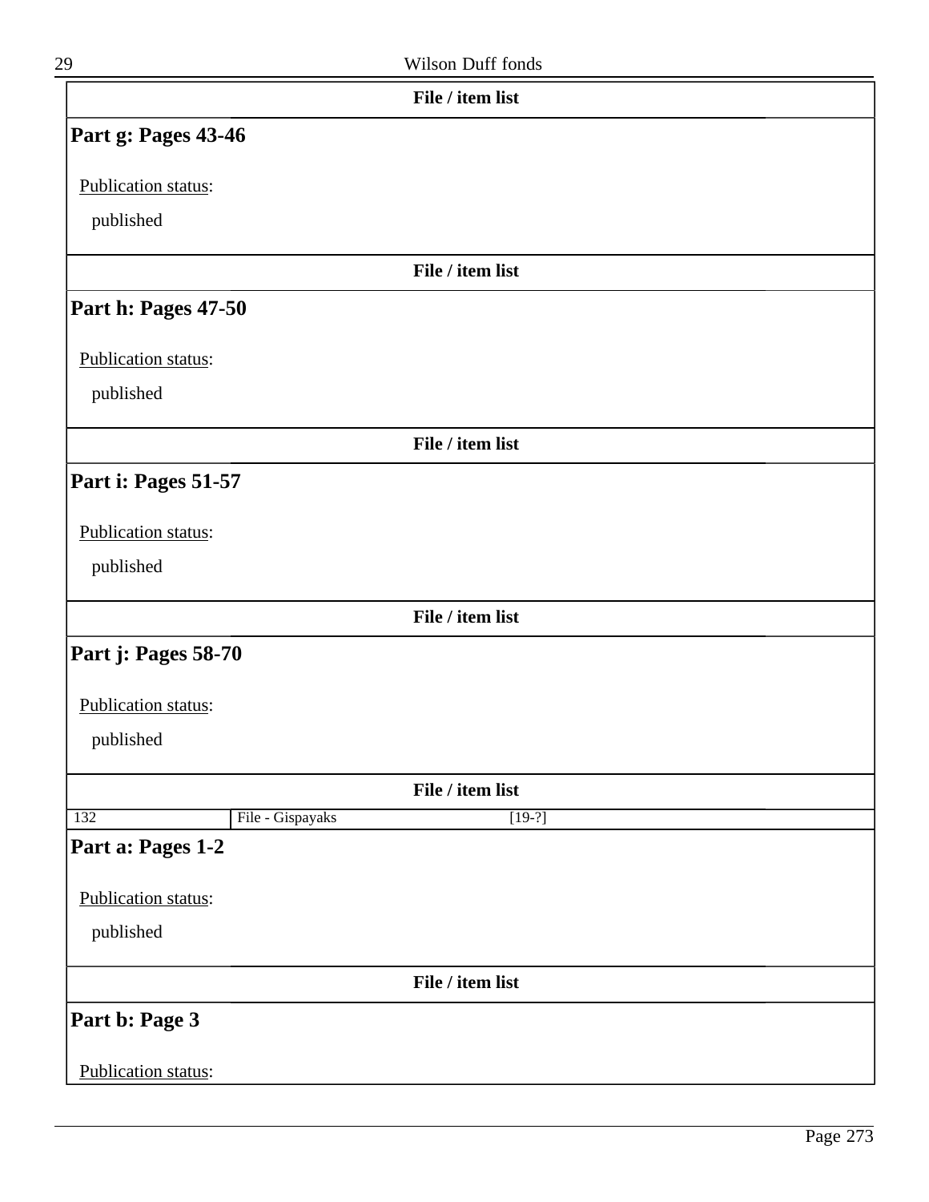**File / item list**

## Part g: Pages 43-46

Publication status:

published

**File / item list**

## Part h: Pages 47-50

Publication status:

published

**File / item list**

## Part i: Pages 51-57

Publication status:

published

**File / item list**

## Part j: Pages 58-70

Publication status:

published

**File / item list**

| 132 | File - Gispayaks | [19-?] |
|---|---|---|

## Part a: Pages 1-2

Publication status:

published

**File / item list**

## Part b: Page 3

Publication status: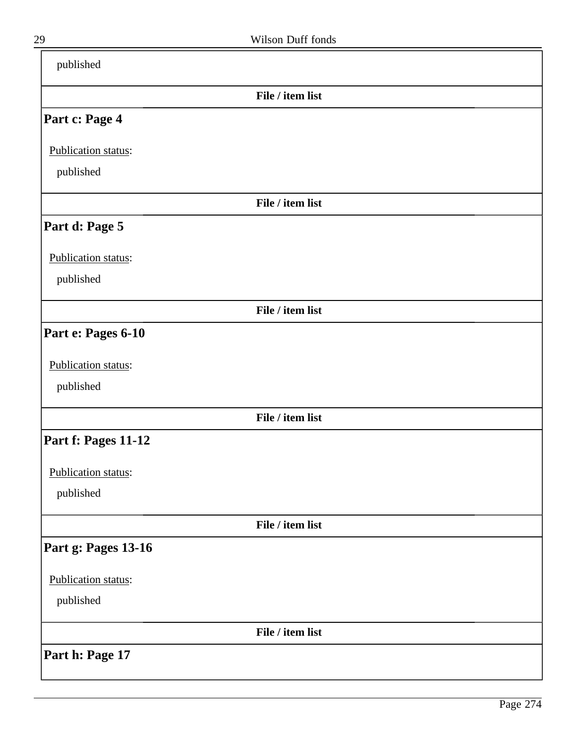published

**File / item list**

### Part c: Page 4

Publication status:

published

**File / item list**

### Part d: Page 5

Publication status:

published

**File / item list**

### Part e: Pages 6-10

Publication status:

published

**File / item list**

### Part f: Pages 11-12

Publication status:

published

**File / item list**

### Part g: Pages 13-16

Publication status:

published

**File / item list**

### Part h: Page 17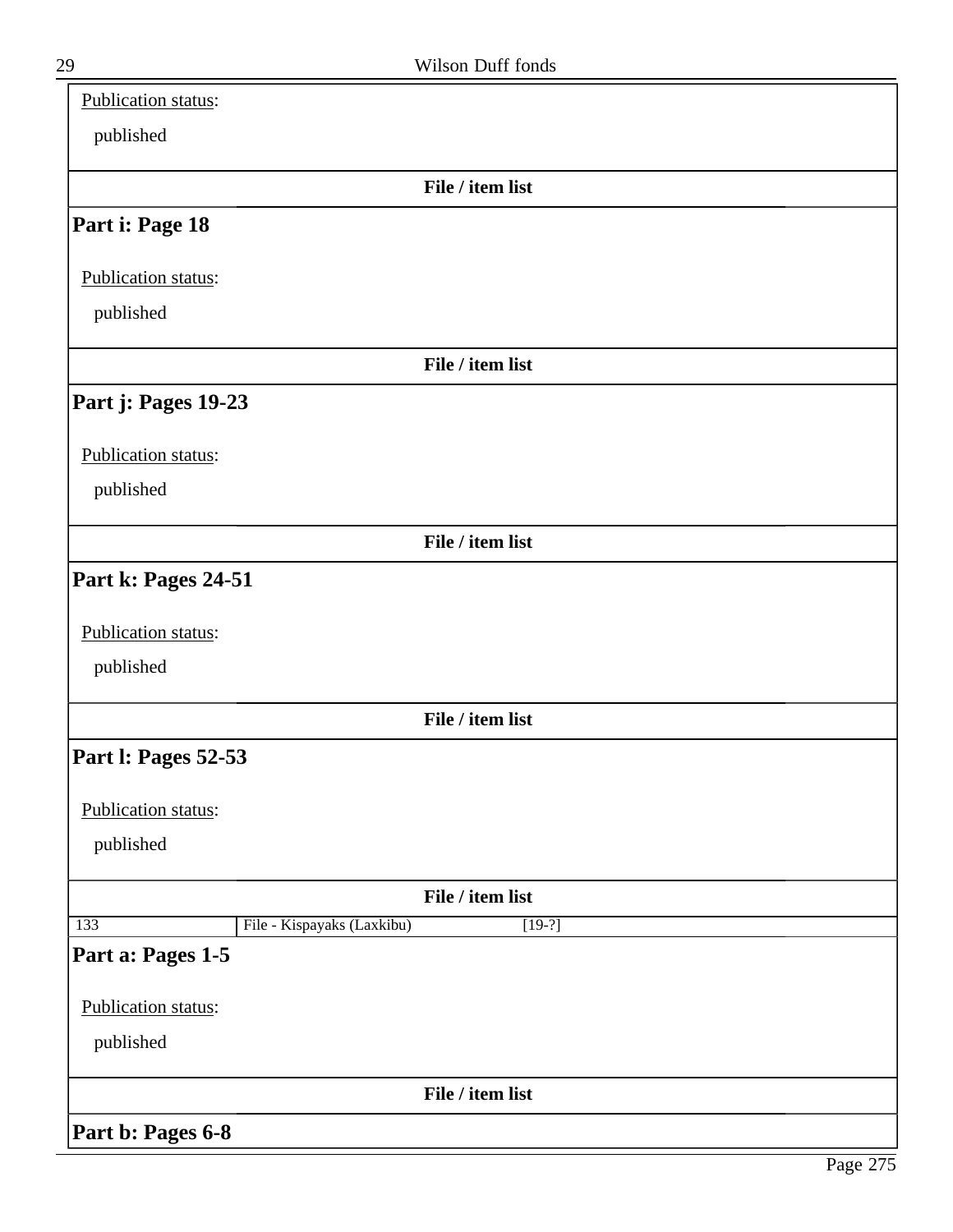Publication status:

published

**File / item list**

## Part i: Page 18

Publication status:

published

**File / item list**

## Part j: Pages 19-23

Publication status:

published

**File / item list**

## Part k: Pages 24-51

Publication status:

published

**File / item list**

## Part l: Pages 52-53

Publication status:

published

**File / item list**

| 133 | File - Kispayaks (Laxkibu) | [19-?] |
|---|---|---|

## Part a: Pages 1-5

Publication status:

published

**File / item list**

## Part b: Pages 6-8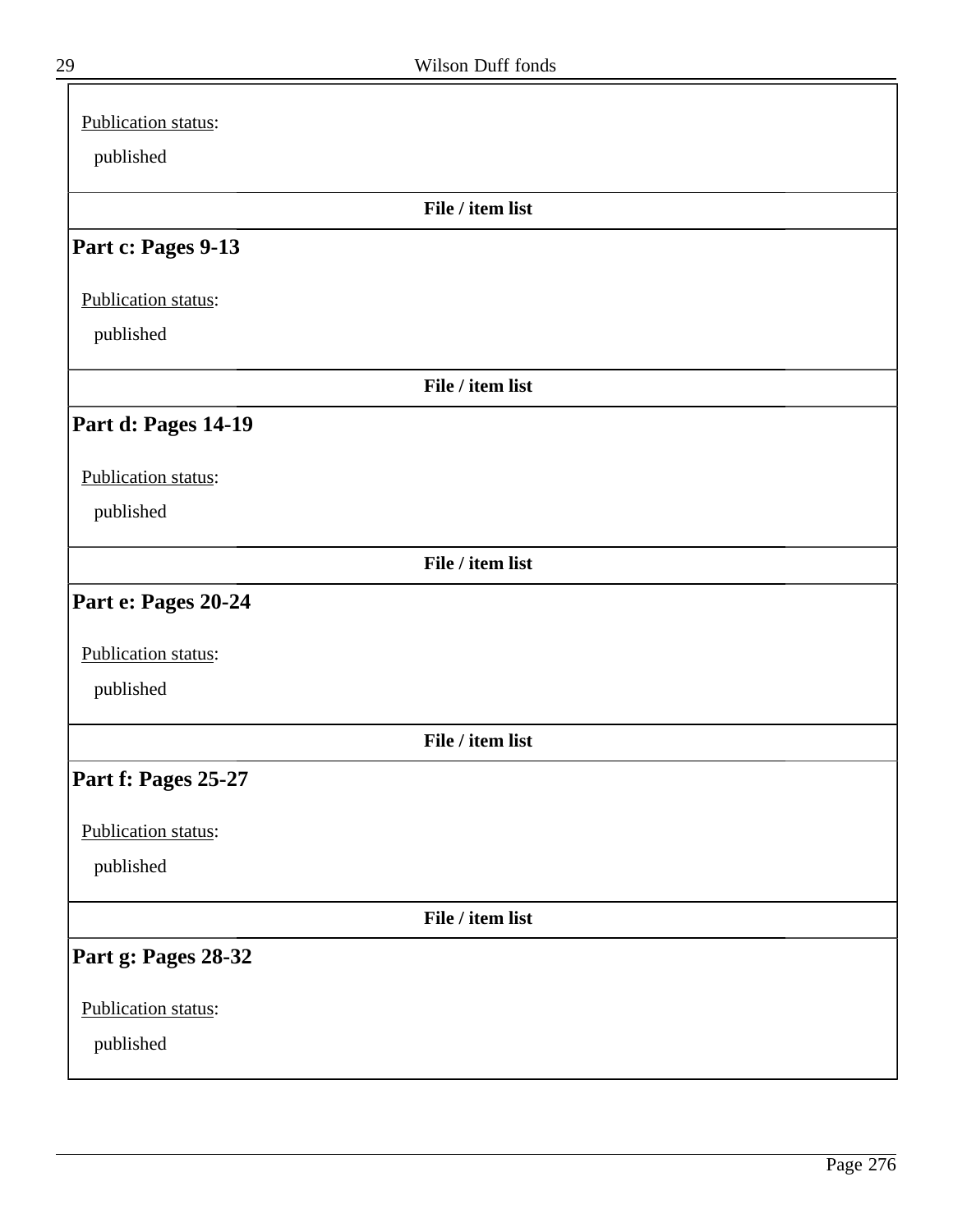Publication status:

published

**File / item list**

## Part c: Pages 9-13

Publication status:

published

**File / item list**

## Part d: Pages 14-19

Publication status:

published

**File / item list**

## Part e: Pages 20-24

Publication status:

published

**File / item list**

## Part f: Pages 25-27

Publication status:

published

**File / item list**

## Part g: Pages 28-32

Publication status:

published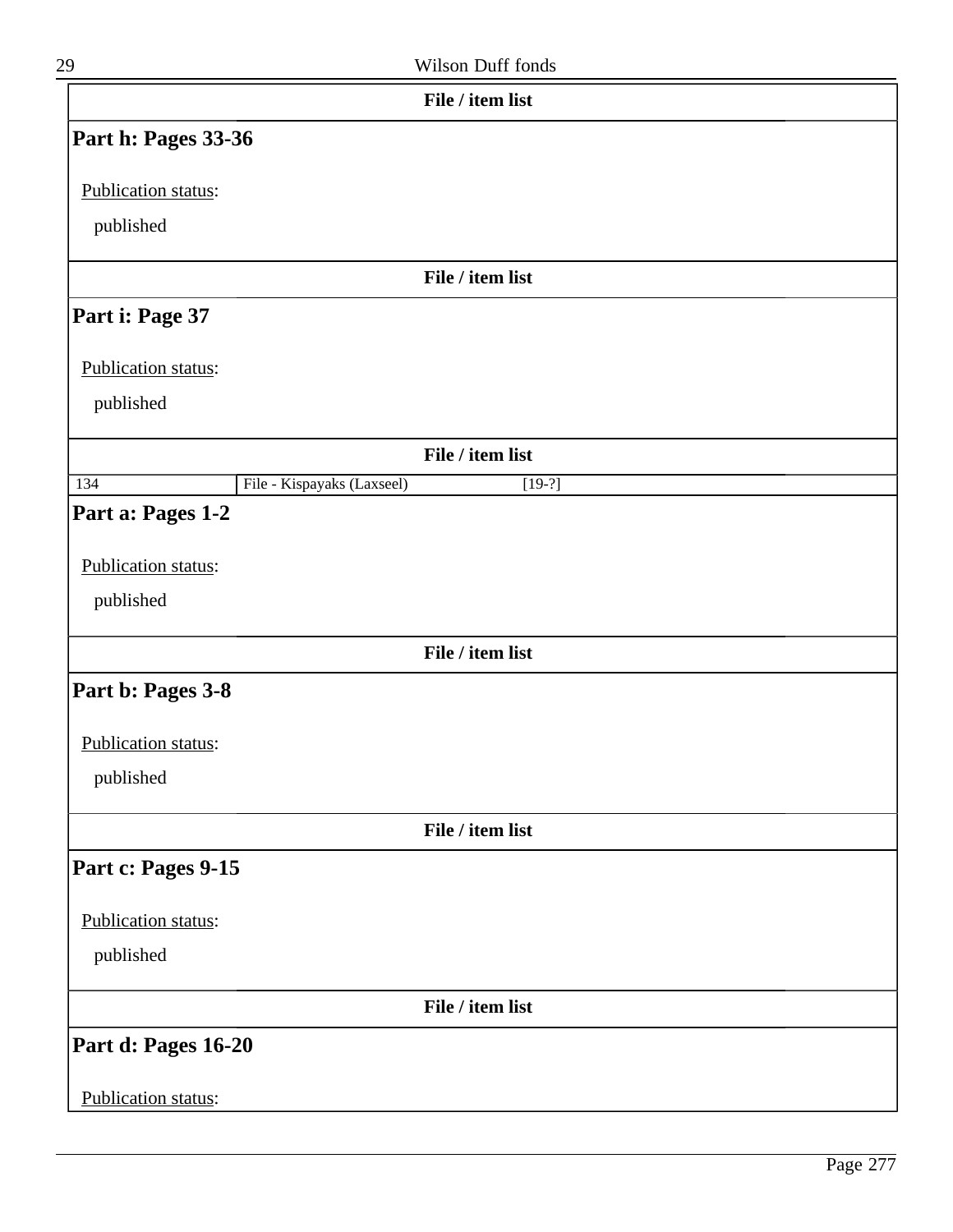**File / item list**

### Part h: Pages 33-36

Publication status:

published

**File / item list**

### Part i: Page 37

Publication status:

published

**File / item list**

| 134 | File - Kispayaks (Laxseel) | [19-?] |
|---|---|---|

### Part a: Pages 1-2

Publication status:

published

**File / item list**

### Part b: Pages 3-8

Publication status:

published

**File / item list**

### Part c: Pages 9-15

Publication status:

published

**File / item list**

### Part d: Pages 16-20

Publication status: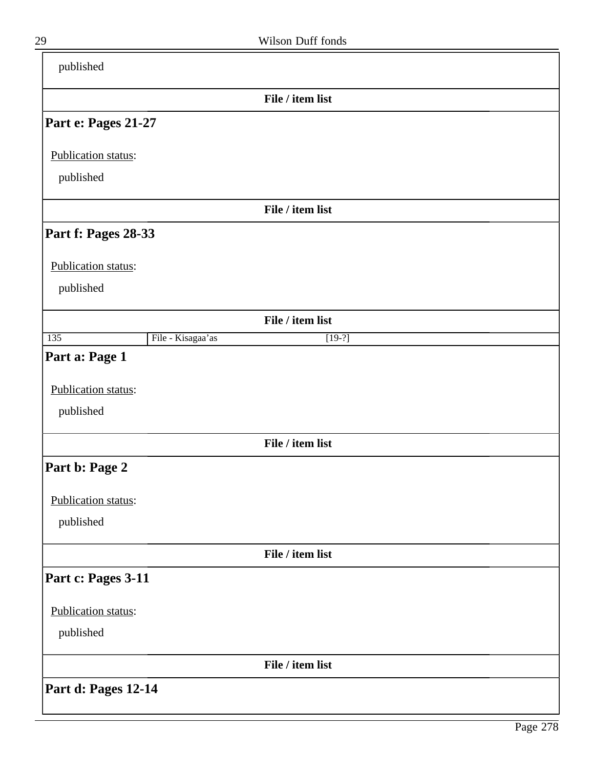published

**File / item list**

## Part e: Pages 21-27

Publication status:

published

**File / item list**

## Part f: Pages 28-33

Publication status:

published

**File / item list**

| 135 | File - Kisagaa'as | [19-?] |
|---|---|---|

## Part a: Page 1

Publication status:

published

**File / item list**

## Part b: Page 2

Publication status:

published

**File / item list**

## Part c: Pages 3-11

Publication status:

published

**File / item list**

## Part d: Pages 12-14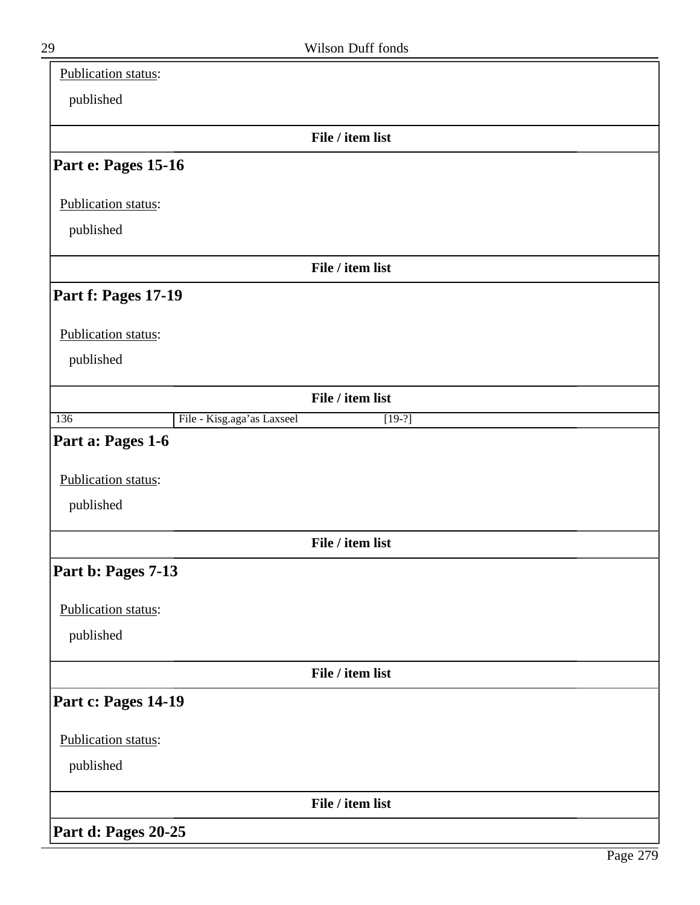Publication status:

published

**File / item list**

## Part e: Pages 15-16

Publication status:

published

**File / item list**

## Part f: Pages 17-19

Publication status:

published

**File / item list**

| 136 | File - Kisg.aga'as Laxseel | [19-?] |
|---|---|---|

## Part a: Pages 1-6

Publication status:

published

**File / item list**

## Part b: Pages 7-13

Publication status:

published

**File / item list**

## Part c: Pages 14-19

Publication status:

published

**File / item list**

## Part d: Pages 20-25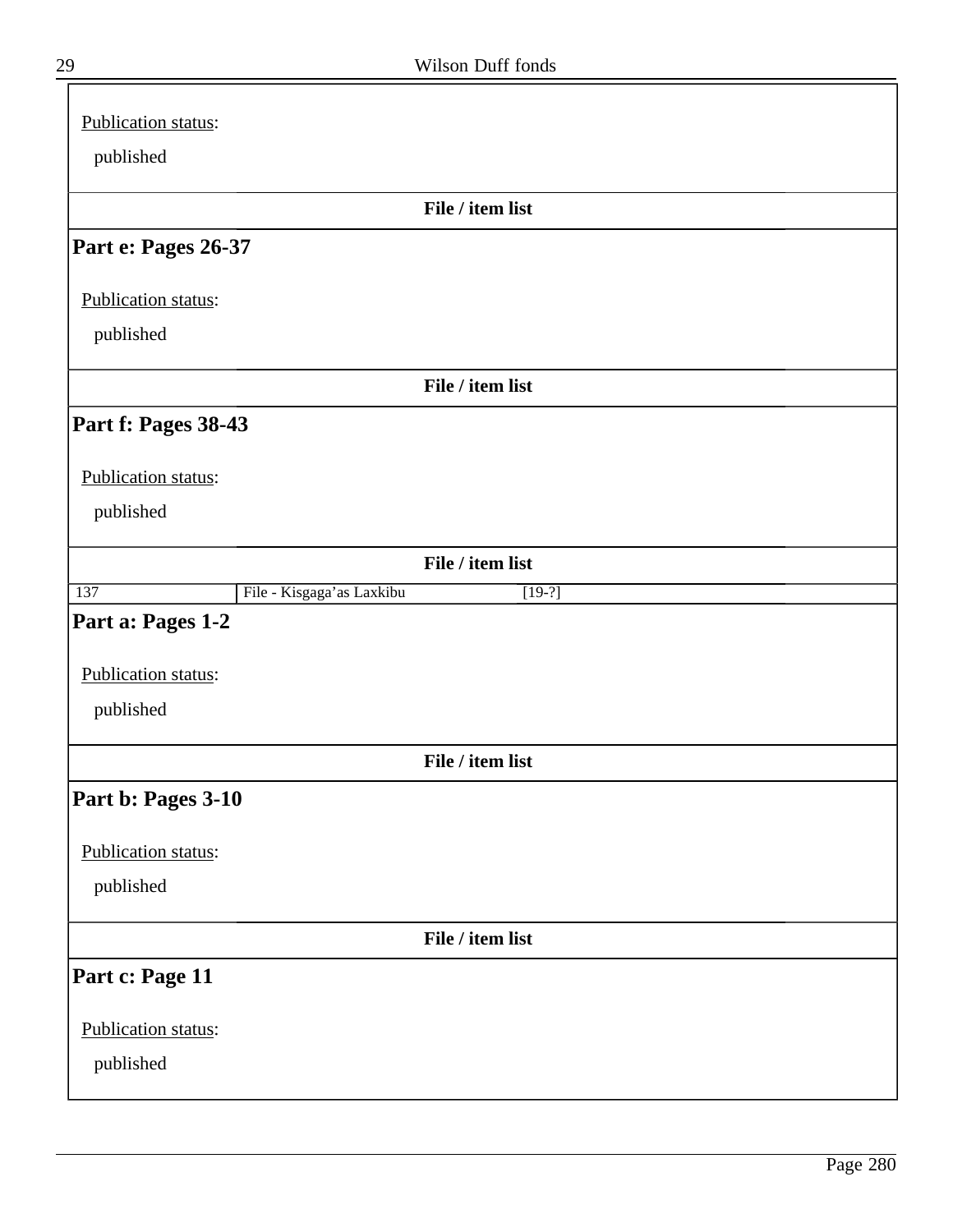Publication status:

published

**File / item list**

## Part e: Pages 26-37

Publication status:

published

**File / item list**

## Part f: Pages 38-43

Publication status:

published

**File / item list**

| 137 | File - Kisgaga'as Laxkibu | [19-?] |
|---|---|---|

## Part a: Pages 1-2

Publication status:

published

**File / item list**

## Part b: Pages 3-10

Publication status:

published

**File / item list**

## Part c: Page 11

Publication status:

published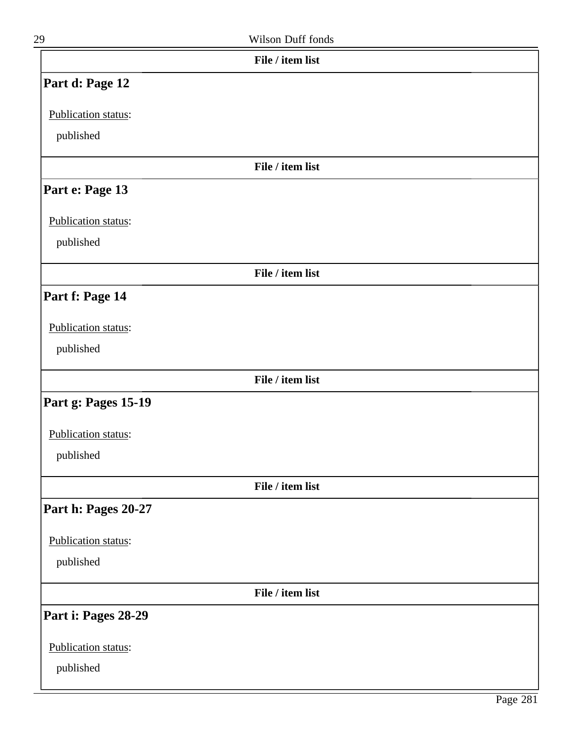**File / item list**

## Part d: Page 12

Publication status:

published

**File / item list**

## Part e: Page 13

Publication status:

published

**File / item list**

## Part f: Page 14

Publication status:

published

**File / item list**

## Part g: Pages 15-19

Publication status:

published

**File / item list**

## Part h: Pages 20-27

Publication status:

published

**File / item list**

## Part i: Pages 28-29

Publication status:

published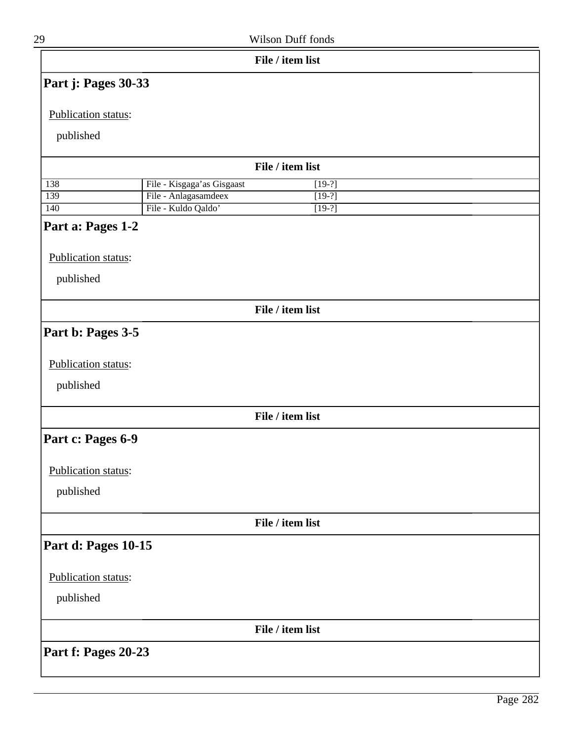**File / item list**

### Part j: Pages 30-33

Publication status:

published

**File / item list**

| | | |
|---|---|---|
| 138 | File - Kisgaga'as Gisgaast | [19-?] |
| 139 | File - Anlagasamdeex | [19-?] |
| 140 | File - Kuldo Qaldo' | [19-?] |

### Part a: Pages 1-2

Publication status:

published

**File / item list**

### Part b: Pages 3-5

Publication status:

published

**File / item list**

### Part c: Pages 6-9

Publication status:

published

**File / item list**

### Part d: Pages 10-15

Publication status:

published

**File / item list**

### Part f: Pages 20-23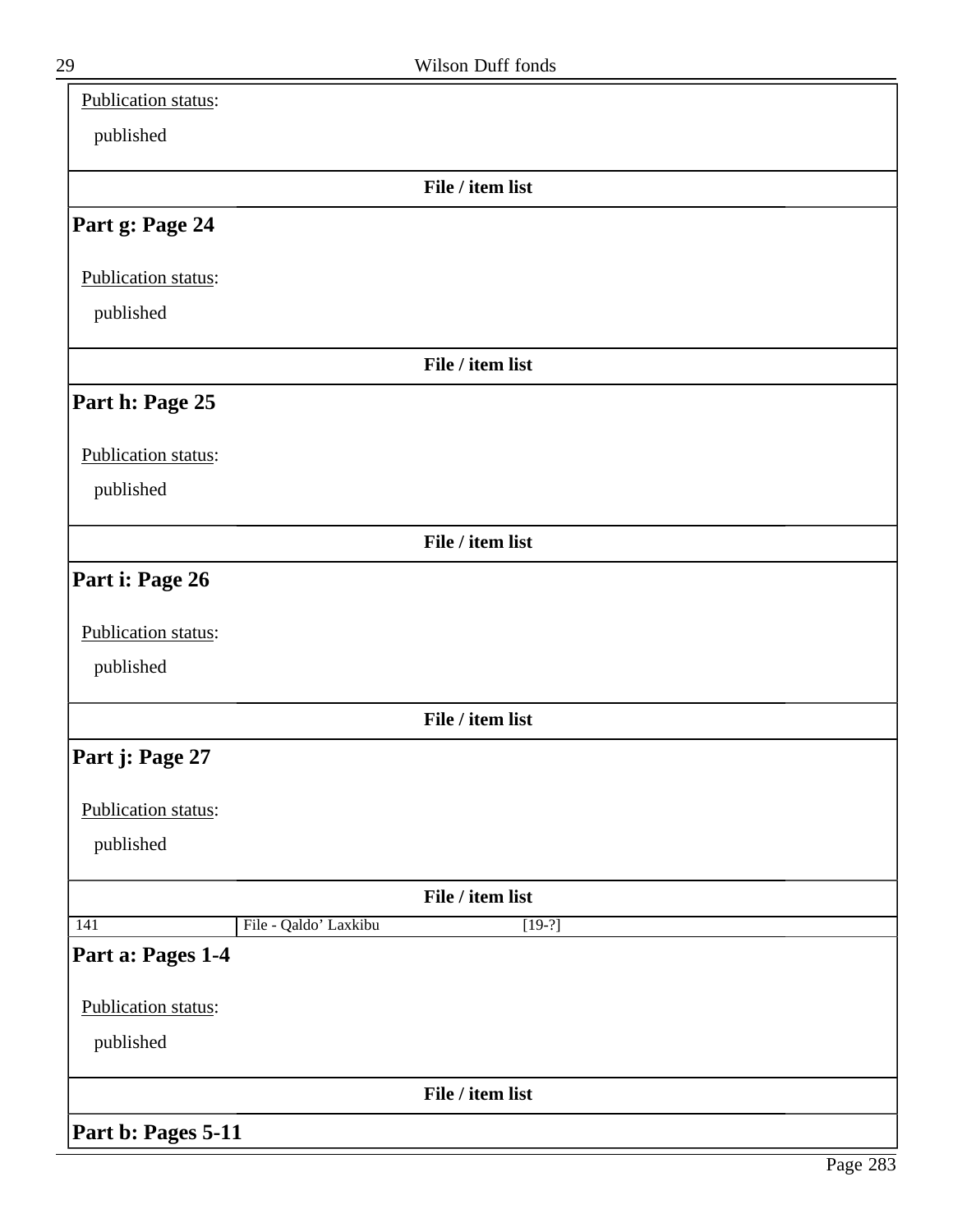Publication status:

published

**File / item list**

## Part g: Page 24

Publication status:

published

**File / item list**

## Part h: Page 25

Publication status:

published

**File / item list**

## Part i: Page 26

Publication status:

published

**File / item list**

## Part j: Page 27

Publication status:

published

**File / item list**

| 141 | File - Qaldo’ Laxkibu | [19-?] |
|---|---|---|

## Part a: Pages 1-4

Publication status:

published

**File / item list**

## Part b: Pages 5-11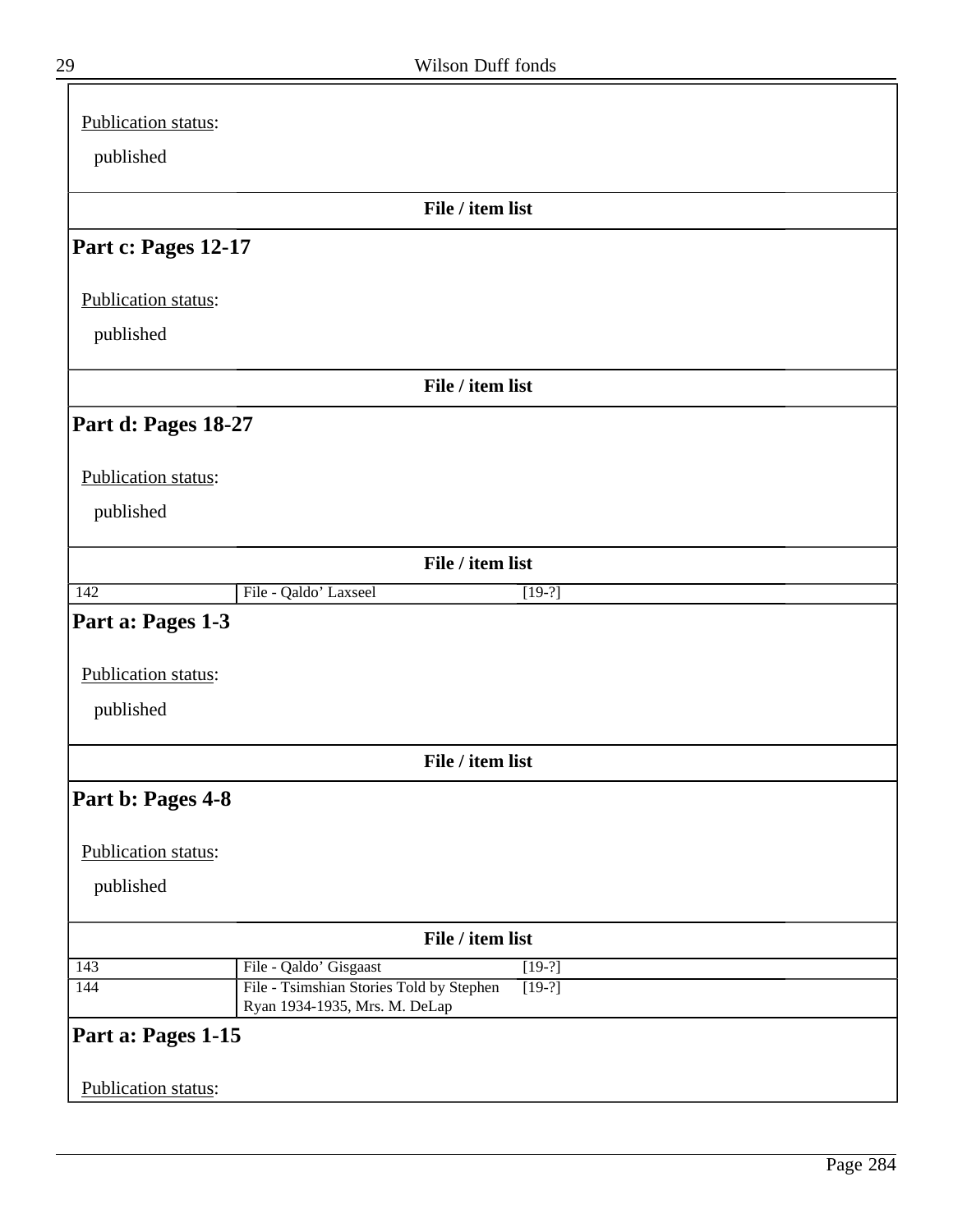Publication status:

published

**File / item list**

## Part c: Pages 12-17

Publication status:

published

**File / item list**

## Part d: Pages 18-27

Publication status:

published

**File / item list**

| | | |
|---|---|---|
| 142 | File - Qaldo’ Laxseel | [19-?] |

## Part a: Pages 1-3

Publication status:

published

**File / item list**

## Part b: Pages 4-8

Publication status:

published

**File / item list**

| | | |
|---|---|---|
| 143 | File - Qaldo’ Gisgaast | [19-?] |
| 144 | File - Tsimshian Stories Told by Stephen Ryan 1934-1935, Mrs. M. DeLap | [19-?] |

## Part a: Pages 1-15

Publication status: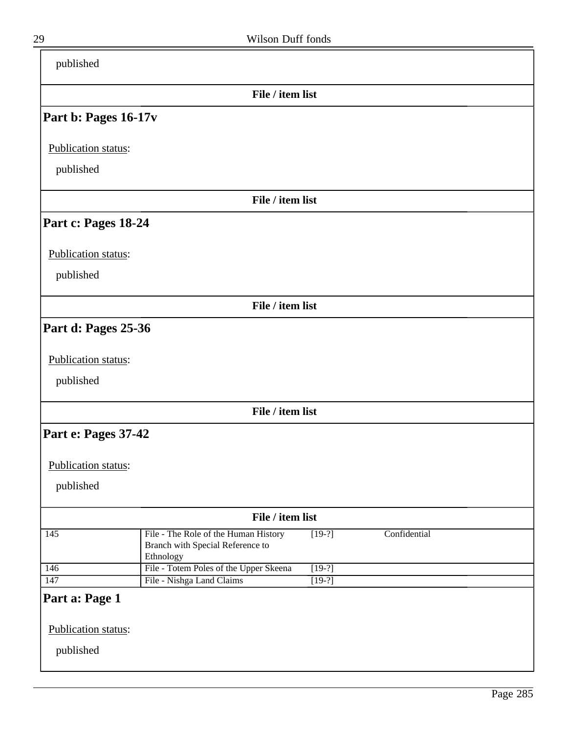published

**File / item list**

## Part b: Pages 16-17v

Publication status:

published

**File / item list**

## Part c: Pages 18-24

Publication status:

published

**File / item list**

## Part d: Pages 25-36

Publication status:

published

**File / item list**

## Part e: Pages 37-42

Publication status:

published

**File / item list**

| | | | |
|---|---|---|---|
| 145 | File - The Role of the Human History Branch with Special Reference to Ethnology | [19-?] | Confidential |
| 146 | File - Totem Poles of the Upper Skeena | [19-?] | |
| 147 | File - Nishga Land Claims | [19-?] | |

## Part a: Page 1

Publication status:

published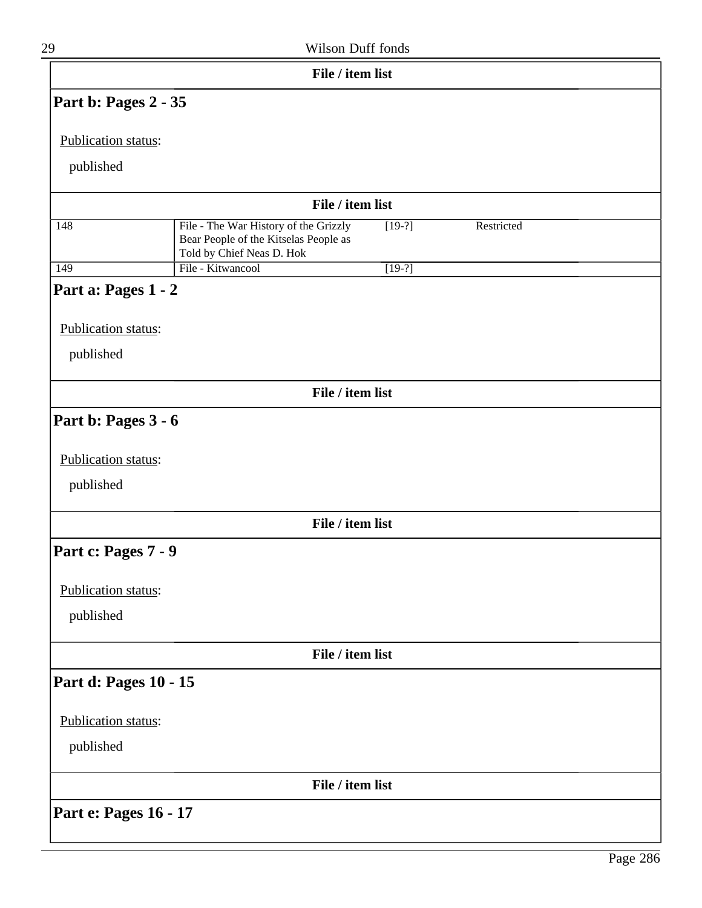File / item list

## Part b: Pages 2 - 35

Publication status:

published

File / item list

| | | | |
|---|---|---|---|
| 148 | File - The War History of the Grizzly Bear People of the Kitselas People as Told by Chief Neas D. Hok | [19-?] | Restricted |
| 149 | File - Kitwancool | [19-?] | |

## Part a: Pages 1 - 2

Publication status:

published

File / item list

## Part b: Pages 3 - 6

Publication status:

published

File / item list

## Part c: Pages 7 - 9

Publication status:

published

File / item list

## Part d: Pages 10 - 15

Publication status:

published

File / item list

## Part e: Pages 16 - 17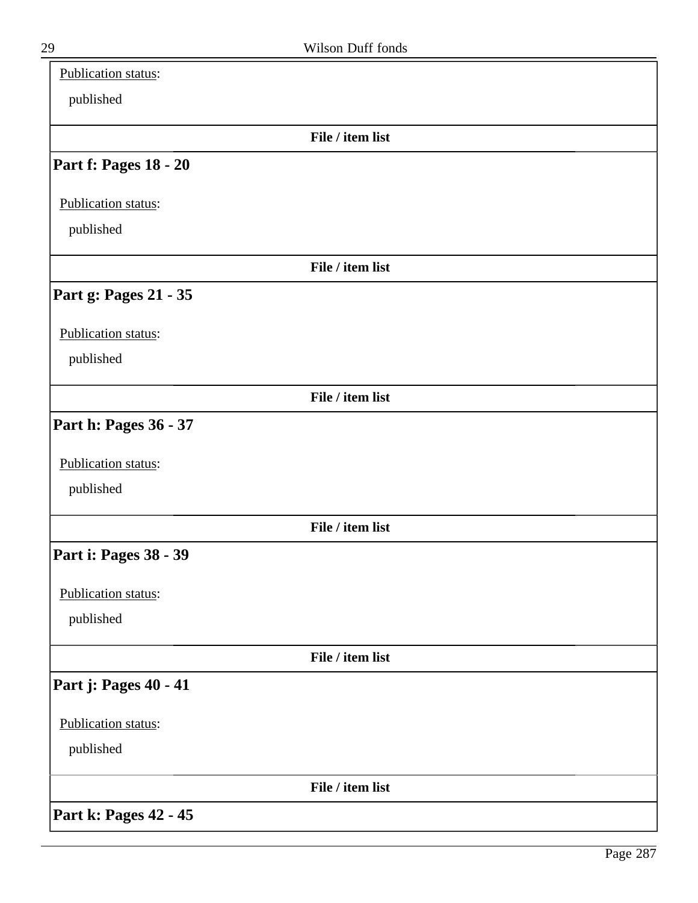Publication status:

published

**File / item list**

## Part f: Pages 18 - 20

Publication status:

published

**File / item list**

## Part g: Pages 21 - 35

Publication status:

published

**File / item list**

## Part h: Pages 36 - 37

Publication status:

published

**File / item list**

## Part i: Pages 38 - 39

Publication status:

published

**File / item list**

## Part j: Pages 40 - 41

Publication status:

published

**File / item list**

## Part k: Pages 42 - 45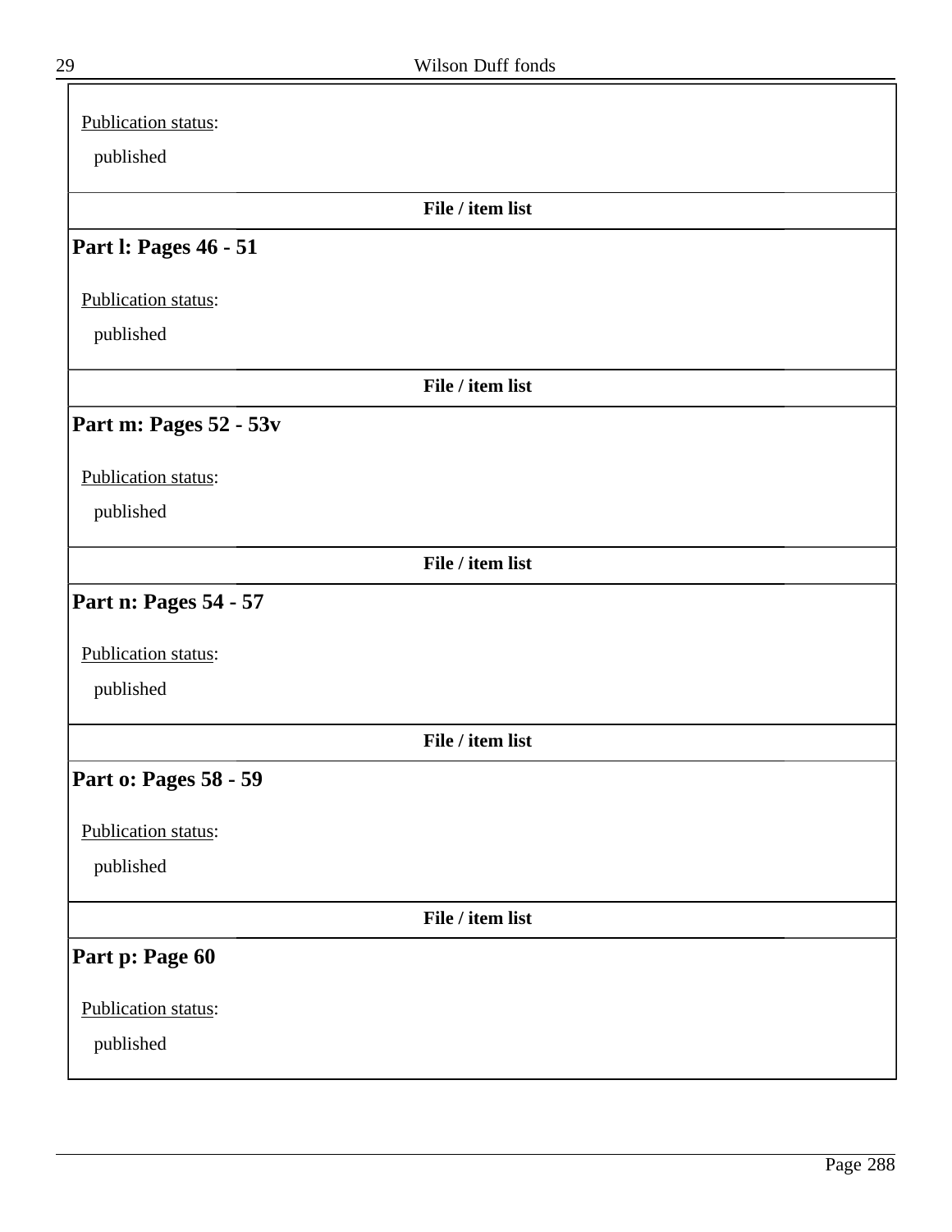Publication status:

published

**File / item list**

### Part l: Pages 46 - 51

Publication status:

published

**File / item list**

### Part m: Pages 52 - 53v

Publication status:

published

**File / item list**

### Part n: Pages 54 - 57

Publication status:

published

**File / item list**

### Part o: Pages 58 - 59

Publication status:

published

**File / item list**

### Part p: Page 60

Publication status:

published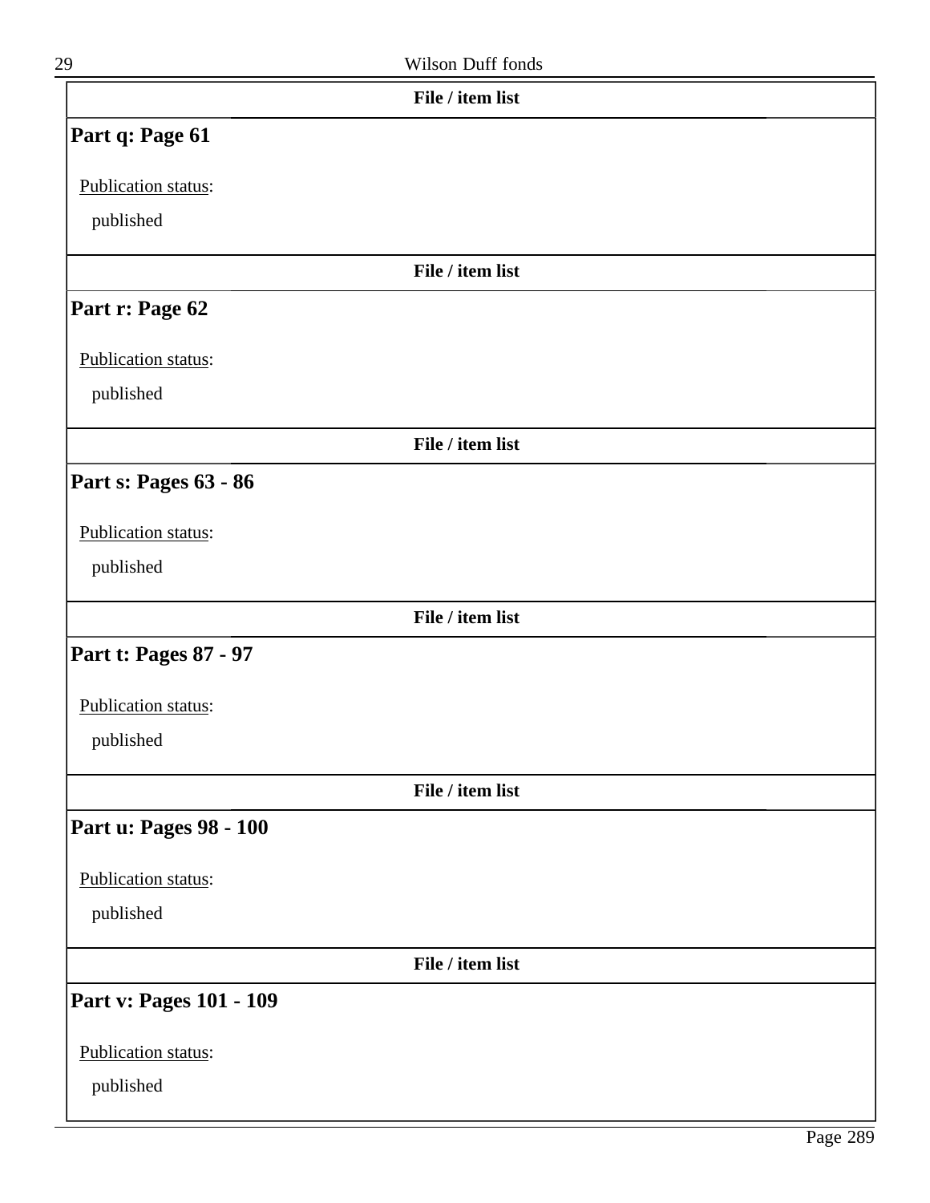**File / item list**

## Part q: Page 61

Publication status:

published

**File / item list**

## Part r: Page 62

Publication status:

published

**File / item list**

## Part s: Pages 63 - 86

Publication status:

published

**File / item list**

## Part t: Pages 87 - 97

Publication status:

published

**File / item list**

## Part u: Pages 98 - 100

Publication status:

published

**File / item list**

## Part v: Pages 101 - 109

Publication status:

published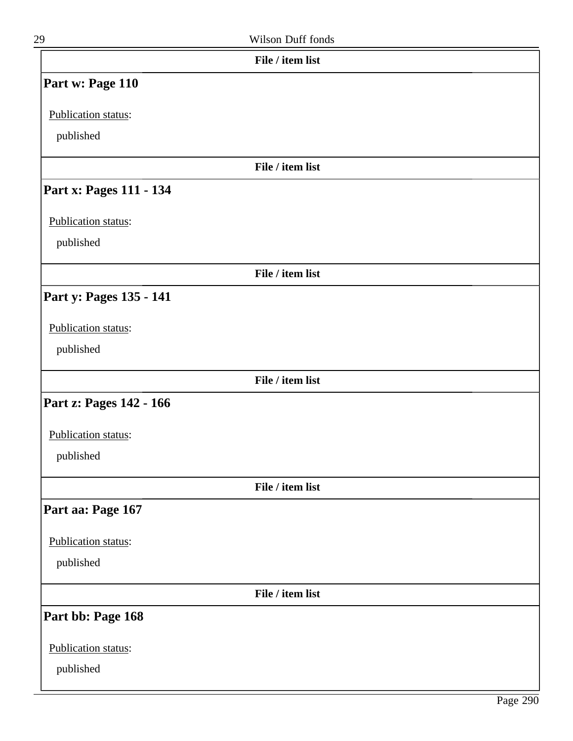**File / item list**

## Part w: Page 110

Publication status:

published

**File / item list**

## Part x: Pages 111 - 134

Publication status:

published

**File / item list**

## Part y: Pages 135 - 141

Publication status:

published

**File / item list**

## Part z: Pages 142 - 166

Publication status:

published

**File / item list**

## Part aa: Page 167

Publication status:

published

**File / item list**

## Part bb: Page 168

Publication status:

published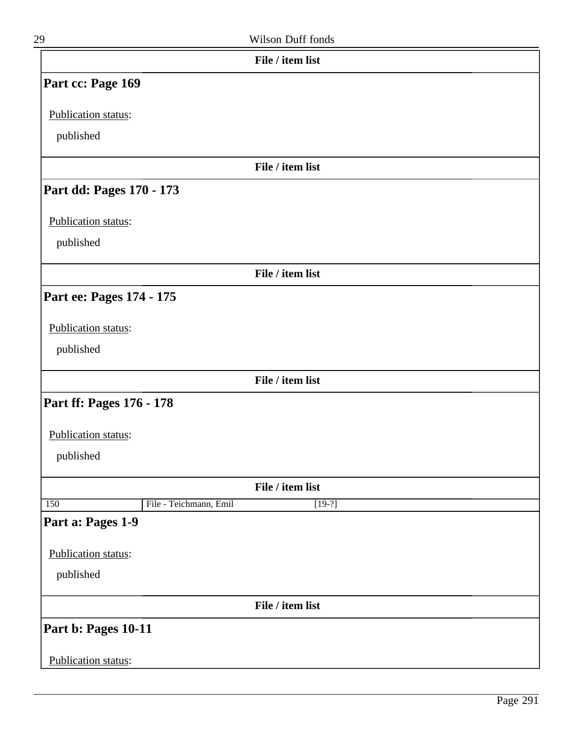File / item list

## Part cc: Page 169

Publication status:

published

File / item list

## Part dd: Pages 170 - 173

Publication status:

published

File / item list

## Part ee: Pages 174 - 175

Publication status:

published

File / item list

## Part ff: Pages 176 - 178

Publication status:

published

File / item list

| 150 | File - Teichmann, Emil | [19-?] |
|---|---|---|

## Part a: Pages 1-9

Publication status:

published

File / item list

## Part b: Pages 10-11

Publication status: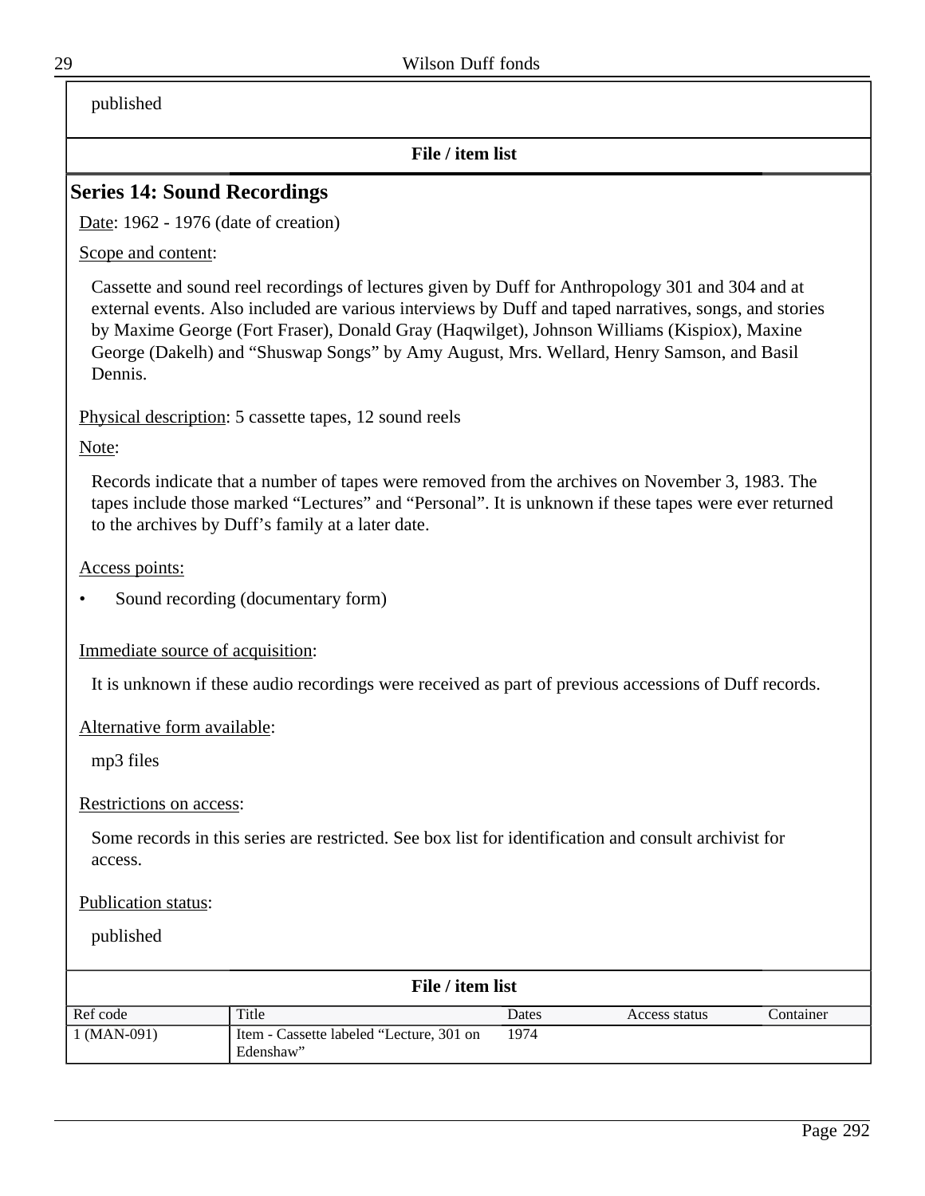published

**File / item list**

## Series 14: Sound Recordings

Date: 1962 - 1976 (date of creation)

Scope and content:

Cassette and sound reel recordings of lectures given by Duff for Anthropology 301 and 304 and at external events. Also included are various interviews by Duff and taped narratives, songs, and stories by Maxime George (Fort Fraser), Donald Gray (Haqwilget), Johnson Williams (Kispiox), Maxine George (Dakelh) and “Shuswap Songs” by Amy August, Mrs. Wellard, Henry Samson, and Basil Dennis.

Physical description: 5 cassette tapes, 12 sound reels

Note:

Records indicate that a number of tapes were removed from the archives on November 3, 1983. The tapes include those marked “Lectures” and “Personal”. It is unknown if these tapes were ever returned to the archives by Duff’s family at a later date.

Access points:

- Sound recording (documentary form)

Immediate source of acquisition:

It is unknown if these audio recordings were received as part of previous accessions of Duff records.

Alternative form available:

mp3 files

Restrictions on access:

Some records in this series are restricted. See box list for identification and consult archivist for access.

Publication status:

published

**File / item list**

| Ref code | Title | Dates | Access status | Container |
|---|---|---|---|---|
| 1 (MAN-091) | Item - Cassette labeled “Lecture, 301 on Edenshaw” | 1974 | | |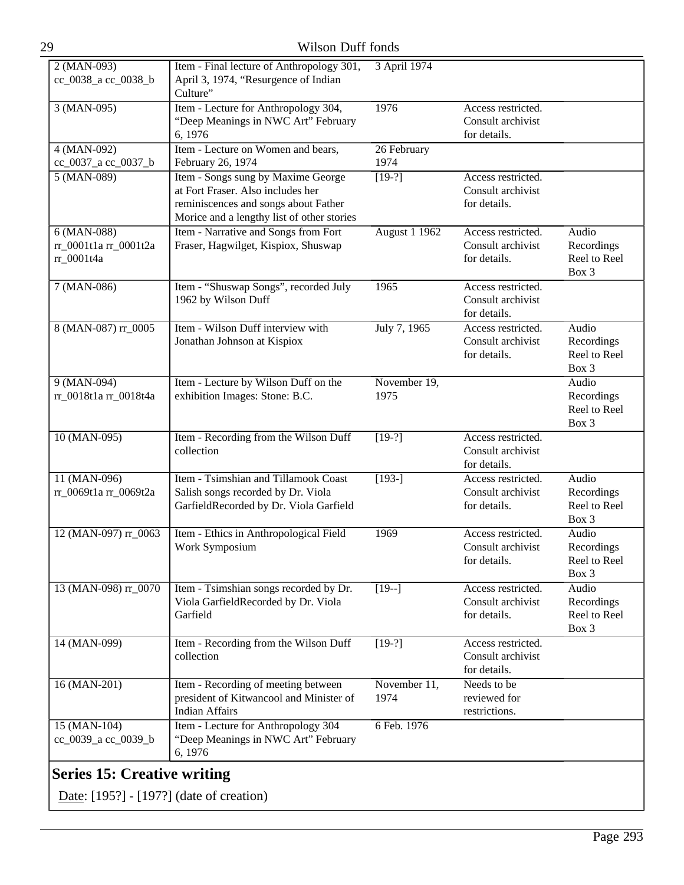| | | | | |
|---|---|---|---|---|
| 2 (MAN-093) cc_0038_a cc_0038_b | Item - Final lecture of Anthropology 301, April 3, 1974, "Resurgence of Indian Culture" | 3 April 1974 | | |
| 3 (MAN-095) | Item - Lecture for Anthropology 304, "Deep Meanings in NWC Art" February 6, 1976 | 1976 | Access restricted. Consult archivist for details. | |
| 4 (MAN-092) cc_0037_a cc_0037_b | Item - Lecture on Women and bears, February 26, 1974 | 26 February 1974 | | |
| 5 (MAN-089) | Item - Songs sung by Maxime George at Fort Fraser. Also includes her reminiscences and songs about Father Morice and a lengthy list of other stories | [19-?] | Access restricted. Consult archivist for details. | |
| 6 (MAN-088) rr_0001t1a rr_0001t2a rr_0001t4a | Item - Narrative and Songs from Fort Fraser, Hagwilget, Kispiox, Shuswap | August 1 1962 | Access restricted. Consult archivist for details. | Audio Recordings Reel to Reel Box 3 |
| 7 (MAN-086) | Item - "Shuswap Songs", recorded July 1962 by Wilson Duff | 1965 | Access restricted. Consult archivist for details. | |
| 8 (MAN-087) rr_0005 | Item - Wilson Duff interview with Jonathan Johnson at Kispiox | July 7, 1965 | Access restricted. Consult archivist for details. | Audio Recordings Reel to Reel Box 3 |
| 9 (MAN-094) rr_0018t1a rr_0018t4a | Item - Lecture by Wilson Duff on the exhibition Images: Stone: B.C. | November 19, 1975 | | Audio Recordings Reel to Reel Box 3 |
| 10 (MAN-095) | Item - Recording from the Wilson Duff collection | [19-?] | Access restricted. Consult archivist for details. | |
| 11 (MAN-096) rr_0069t1a rr_0069t2a | Item - Tsimshian and Tillamook Coast Salish songs recorded by Dr. Viola GarfieldRecorded by Dr. Viola Garfield | [193-] | Access restricted. Consult archivist for details. | Audio Recordings Reel to Reel Box 3 |
| 12 (MAN-097) rr_0063 | Item - Ethics in Anthropological Field Work Symposium | 1969 | Access restricted. Consult archivist for details. | Audio Recordings Reel to Reel Box 3 |
| 13 (MAN-098) rr_0070 | Item - Tsimshian songs recorded by Dr. Viola GarfieldRecorded by Dr. Viola Garfield | [19--] | Access restricted. Consult archivist for details. | Audio Recordings Reel to Reel Box 3 |
| 14 (MAN-099) | Item - Recording from the Wilson Duff collection | [19-?] | Access restricted. Consult archivist for details. | |
| 16 (MAN-201) | Item - Recording of meeting between president of Kitwancool and Minister of Indian Affairs | November 11, 1974 | Needs to be reviewed for restrictions. | |
| 15 (MAN-104) cc_0039_a cc_0039_b | Item - Lecture for Anthropology 304 "Deep Meanings in NWC Art" February 6, 1976 | 6 Feb. 1976 | | |

## Series 15: Creative writing

Date: [195?] - [197?] (date of creation)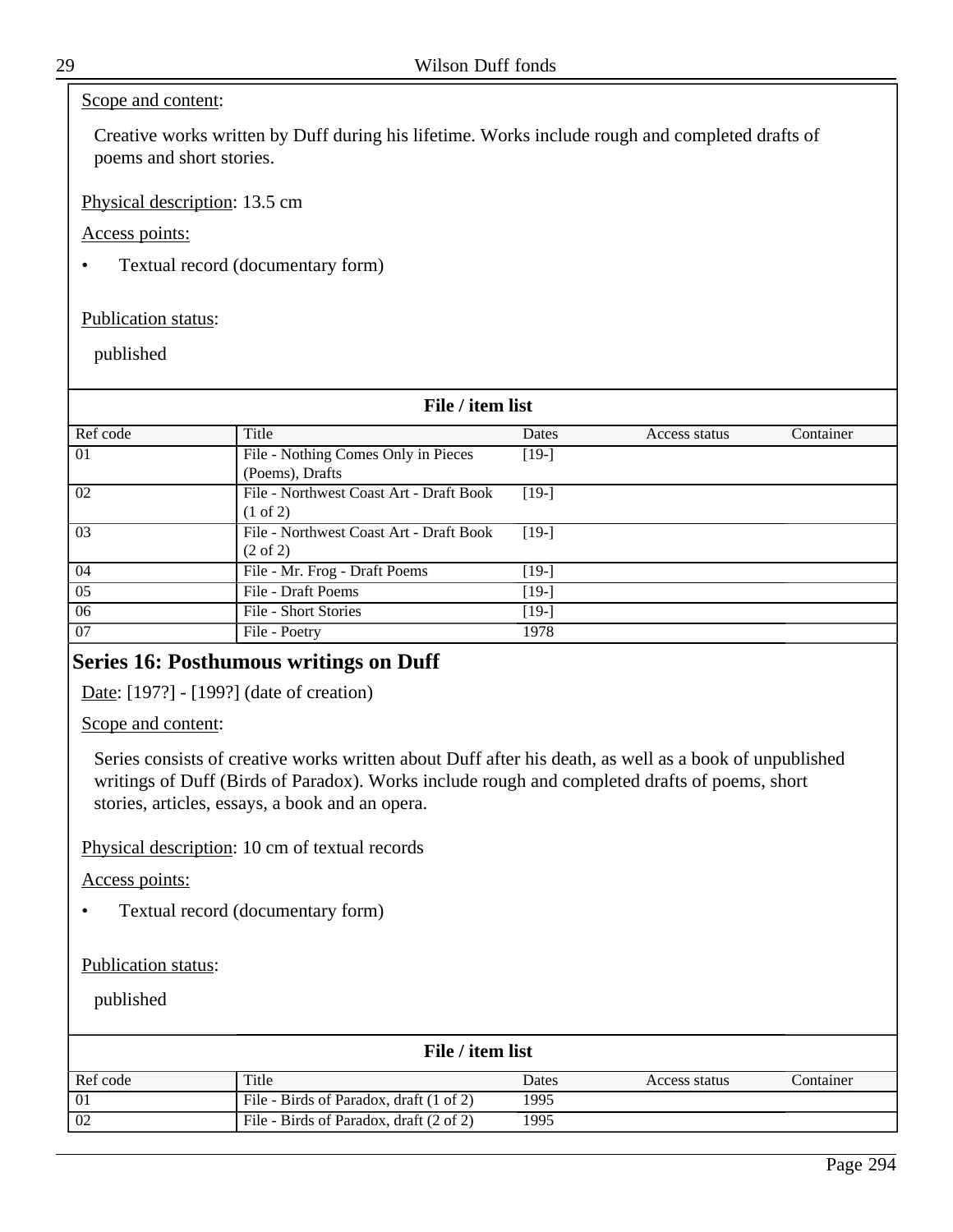Scope and content:

Creative works written by Duff during his lifetime. Works include rough and completed drafts of poems and short stories.

Physical description: 13.5 cm

Access points:

- Textual record (documentary form)

Publication status:

published

**File / item list**

| Ref code | Title | Dates | Access status | Container |
| --- | --- | --- | --- | --- |
| 01 | File - Nothing Comes Only in Pieces (Poems), Drafts | [19-] | | |
| 02 | File - Northwest Coast Art - Draft Book (1 of 2) | [19-] | | |
| 03 | File - Northwest Coast Art - Draft Book (2 of 2) | [19-] | | |
| 04 | File - Mr. Frog - Draft Poems | [19-] | | |
| 05 | File - Draft Poems | [19-] | | |
| 06 | File - Short Stories | [19-] | | |
| 07 | File - Poetry | 1978 | | |

## Series 16: Posthumous writings on Duff

Date: [197?] - [199?] (date of creation)

Scope and content:

Series consists of creative works written about Duff after his death, as well as a book of unpublished writings of Duff (Birds of Paradox). Works include rough and completed drafts of poems, short stories, articles, essays, a book and an opera.

Physical description: 10 cm of textual records

Access points:

- Textual record (documentary form)

Publication status:

published

**File / item list**

| Ref code | Title | Dates | Access status | Container |
| --- | --- | --- | --- | --- |
| 01 | File - Birds of Paradox, draft (1 of 2) | 1995 | | |
| 02 | File - Birds of Paradox, draft (2 of 2) | 1995 | | |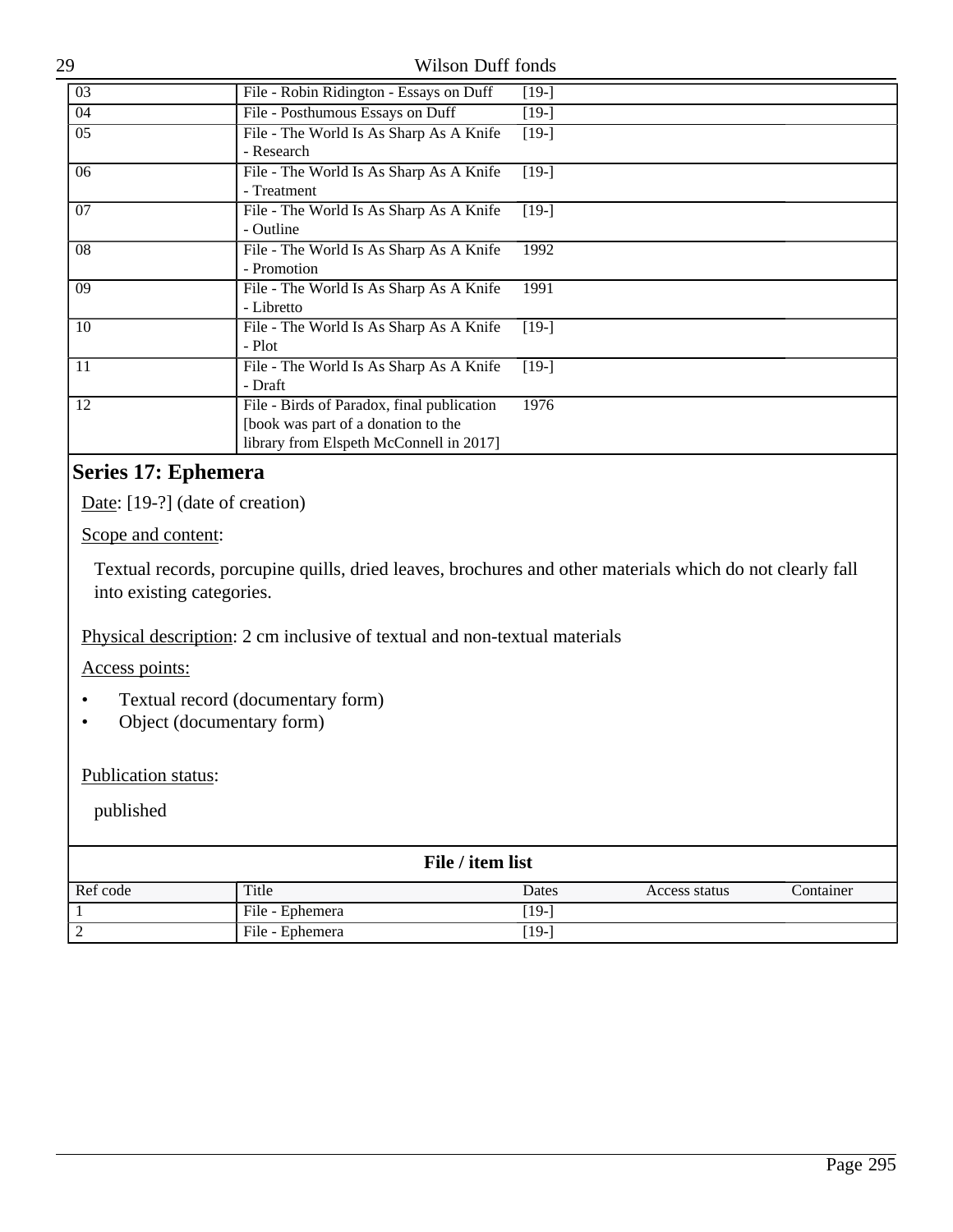| | | | | |
|---|---|---|---|---|
| 03 | File - Robin Ridington - Essays on Duff | [19-] | | |
| 04 | File - Posthumous Essays on Duff | [19-] | | |
| 05 | File - The World Is As Sharp As A Knife - Research | [19-] | | |
| 06 | File - The World Is As Sharp As A Knife - Treatment | [19-] | | |
| 07 | File - The World Is As Sharp As A Knife - Outline | [19-] | | |
| 08 | File - The World Is As Sharp As A Knife - Promotion | 1992 | | |
| 09 | File - The World Is As Sharp As A Knife - Libretto | 1991 | | |
| 10 | File - The World Is As Sharp As A Knife - Plot | [19-] | | |
| 11 | File - The World Is As Sharp As A Knife - Draft | [19-] | | |
| 12 | File - Birds of Paradox, final publication [book was part of a donation to the library from Elspeth McConnell in 2017] | 1976 | | |

## Series 17: Ephemera

Date: [19-?] (date of creation)

Scope and content:

Textual records, porcupine quills, dried leaves, brochures and other materials which do not clearly fall into existing categories.

Physical description: 2 cm inclusive of textual and non-textual materials

Access points:

- Textual record (documentary form)
- Object (documentary form)

Publication status:

published

**File / item list**

| Ref code | Title | Dates | Access status | Container |
|---|---|---|---|---|
| 1 | File - Ephemera | [19-] | | |
| 2 | File - Ephemera | [19-] | | |